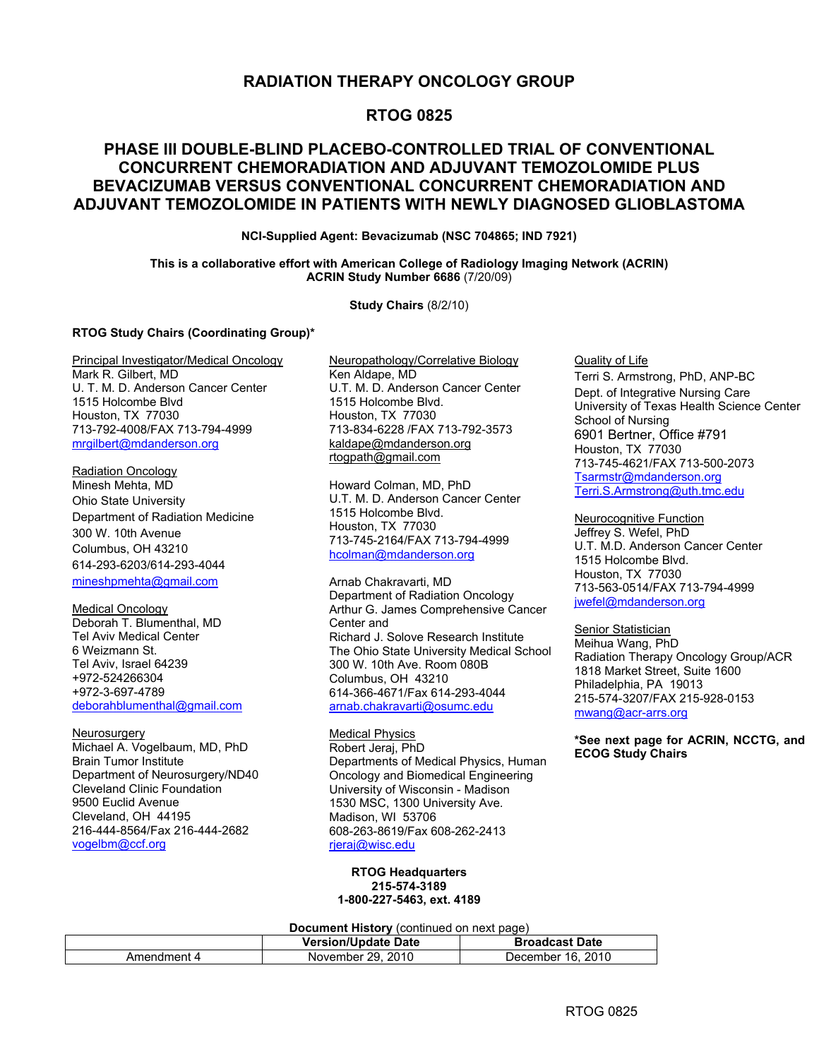# RADIATION THERAPY ONCOLOGY GROUP

# RTOG 0825

## PHASE III DOUBLE-BLIND PLACEBO-CONTROLLED TRIAL OF CONVENTIONAL CONCURRENT CHEMORADIATION AND ADJUVANT TEMOZOLOMIDE PLUS BEVACIZUMAB VERSUS CONVENTIONAL CONCURRENT CHEMORADIATION AND ADJUVANT TEMOZOLOMIDE IN PATIENTS WITH NEWLY DIAGNOSED GLIOBLASTOMA

**NCI-Supplied Agent: Bevacizumab (NSC 704865; IND 7921)**

**This is a collaborative effort with American College of Radiology Imaging Network (ACRIN)**
**ACRIN Study Number 6686** (7/20/09)

**Study Chairs** (8/2/10)

**RTOG Study Chairs (Coordinating Group)***

Principal Investigator/Medical Oncology
Mark R. Gilbert, MD
U. T. M. D. Anderson Cancer Center
1515 Holcombe Blvd
Houston, TX 77030
713-792-4008/FAX 713-794-4999
mrgilbert@mdanderson.org

Radiation Oncology
Minesh Mehta, MD
Ohio State University
Department of Radiation Medicine
300 W. 10th Avenue
Columbus, OH 43210
614-293-6203/614-293-4044
mineshpmehta@gmail.com

Medical Oncology
Deborah T. Blumenthal, MD
Tel Aviv Medical Center
6 Weizmann St.
Tel Aviv, Israel 64239
+972-524266304
+972-3-697-4789
deborahblumenthal@gmail.com

Neurosurgery
Michael A. Vogelbaum, MD, PhD
Brain Tumor Institute
Department of Neurosurgery/ND40
Cleveland Clinic Foundation
9500 Euclid Avenue
Cleveland, OH 44195
216-444-8564/Fax 216-444-2682
vogelbm@ccf.org

Neuropathology/Correlative Biology
Ken Aldape, MD
U.T. M. D. Anderson Cancer Center
1515 Holcombe Blvd.
Houston, TX 77030
713-834-6228 /FAX 713-792-3573
kaldape@mdanderson.org
rtogpath@gmail.com

Howard Colman, MD, PhD
U.T. M. D. Anderson Cancer Center
1515 Holcombe Blvd.
Houston, TX 77030
713-745-2164/FAX 713-794-4999
hcolman@mdanderson.org

Arnab Chakravarti, MD
Department of Radiation Oncology
Arthur G. James Comprehensive Cancer Center and
Richard J. Solove Research Institute
The Ohio State University Medical School
300 W. 10th Ave. Room 080B
Columbus, OH 43210
614-366-4671/Fax 614-293-4044
arnab.chakravarti@osumc.edu

Medical Physics
Robert Jeraj, PhD
Departments of Medical Physics, Human Oncology and Biomedical Engineering
University of Wisconsin - Madison
1530 MSC, 1300 University Ave.
Madison, WI 53706
608-263-8619/Fax 608-262-2413
rjeraj@wisc.edu

Quality of Life
Terri S. Armstrong, PhD, ANP-BC
Dept. of Integrative Nursing Care
University of Texas Health Science Center School of Nursing
6901 Bertner, Office #791
Houston, TX 77030
713-745-4621/FAX 713-500-2073
Tsarmstr@mdanderson.org
Terri.S.Armstrong@uth.tmc.edu

Neurocognitive Function
Jeffrey S. Wefel, PhD
U.T. M.D. Anderson Cancer Center
1515 Holcombe Blvd.
Houston, TX 77030
713-563-0514/FAX 713-794-4999
jwefel@mdanderson.org

Senior Statistician
Meihua Wang, PhD
Radiation Therapy Oncology Group/ACR
1818 Market Street, Suite 1600
Philadelphia, PA 19013
215-574-3207/FAX 215-928-0153
mwang@acr-arrs.org

**\*See next page for ACRIN, NCCTG, and ECOG Study Chairs**

**RTOG Headquarters**
**215-574-3189**
**1-800-227-5463, ext. 4189**

**Document History** (continued on next page)

| | Version/Update Date | Broadcast Date |
|---|---|---|
| Amendment 4 | November 29, 2010 | December 16, 2010 |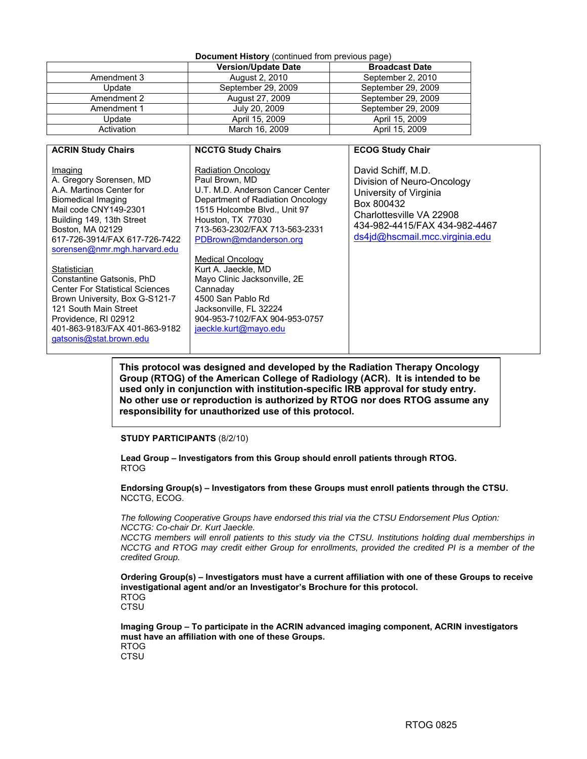**Document History** (continued from previous page)

| | Version/Update Date | Broadcast Date |
|---|---|---|
| Amendment 3 | August 2, 2010 | September 2, 2010 |
| Update | September 29, 2009 | September 29, 2009 |
| Amendment 2 | August 27, 2009 | September 29, 2009 |
| Amendment 1 | July 20, 2009 | September 29, 2009 |
| Update | April 15, 2009 | April 15, 2009 |
| Activation | March 16, 2009 | April 15, 2009 |

| ACRIN Study Chairs | NCCTG Study Chairs | ECOG Study Chair |
|---|---|---|
| Imaging<br>A. Gregory Sorensen, MD<br>A.A. Martinos Center for Biomedical Imaging<br>Mail code CNY149-2301<br>Building 149, 13th Street<br>Boston, MA 02129<br>617-726-3914/FAX 617-726-7422<br>sorensen@nmr.mgh.harvard.edu<br><br>Statistician<br>Constantine Gatsonis, PhD<br>Center For Statistical Sciences<br>Brown University, Box G-S121-7<br>121 South Main Street<br>Providence, RI 02912<br>401-863-9183/FAX 401-863-9182<br>gatsonis@stat.brown.edu | Radiation Oncology<br>Paul Brown, MD<br>U.T. M.D. Anderson Cancer Center<br>Department of Radiation Oncology<br>1515 Holcombe Blvd., Unit 97<br>Houston, TX 77030<br>713-563-2302/FAX 713-563-2331<br>PDBrown@mdanderson.org<br><br>Medical Oncology<br>Kurt A. Jaeckle, MD<br>Mayo Clinic Jacksonville, 2E Cannaday<br>4500 San Pablo Rd<br>Jacksonville, FL 32224<br>904-953-7102/FAX 904-953-0757<br>jaeckle.kurt@mayo.edu | David Schiff, M.D.<br>Division of Neuro-Oncology<br>University of Virginia<br>Box 800432<br>Charlottesville VA 22908<br>434-982-4415/FAX 434-982-4467<br>ds4jd@hscmail.mcc.virginia.edu |

**This protocol was designed and developed by the Radiation Therapy Oncology Group (RTOG) of the American College of Radiology (ACR). It is intended to be used only in conjunction with institution-specific IRB approval for study entry. No other use or reproduction is authorized by RTOG nor does RTOG assume any responsibility for unauthorized use of this protocol.**

**STUDY PARTICIPANTS** (8/2/10)

**Lead Group – Investigators from this Group should enroll patients through RTOG.**
RTOG

**Endorsing Group(s) – Investigators from these Groups must enroll patients through the CTSU.**
NCCTG, ECOG.

*The following Cooperative Groups have endorsed this trial via the CTSU Endorsement Plus Option:*
*NCCTG: Co-chair Dr. Kurt Jaeckle.*
*NCCTG members will enroll patients to this study via the CTSU. Institutions holding dual memberships in NCCTG and RTOG may credit either Group for enrollments, provided the credited PI is a member of the credited Group.*

**Ordering Group(s) – Investigators must have a current affiliation with one of these Groups to receive investigational agent and/or an Investigator's Brochure for this protocol.**
RTOG
CTSU

**Imaging Group – To participate in the ACRIN advanced imaging component, ACRIN investigators must have an affiliation with one of these Groups.**
RTOG
CTSU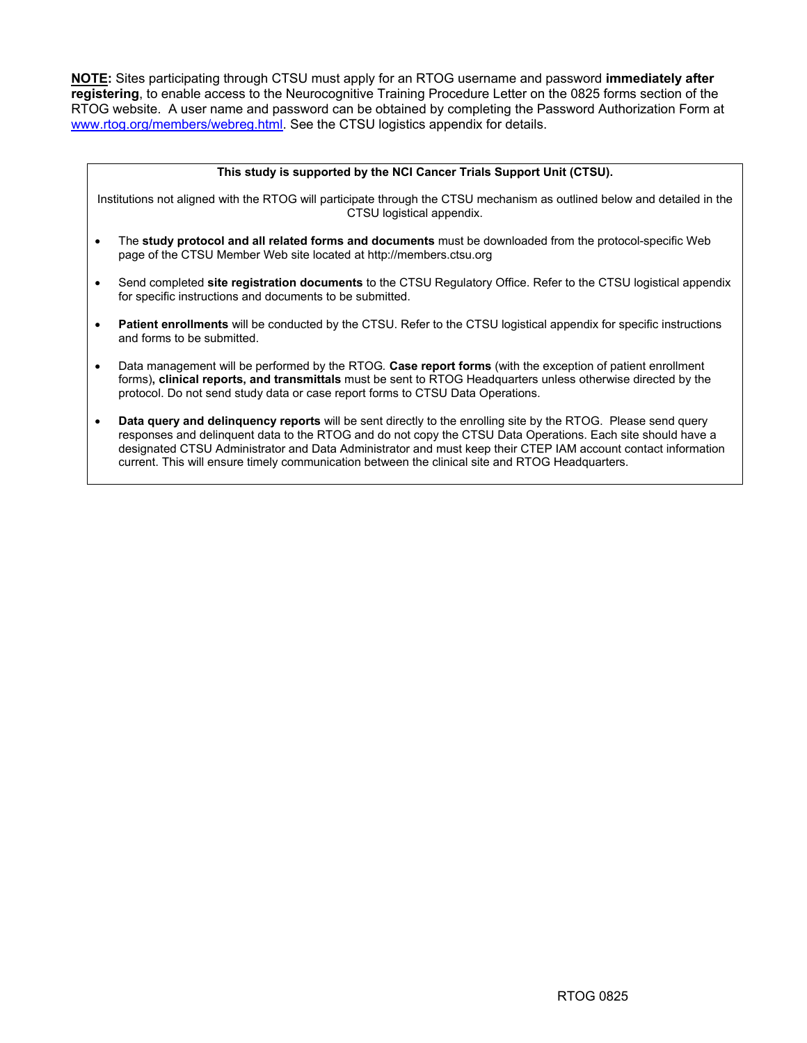**NOTE:** Sites participating through CTSU must apply for an RTOG username and password **immediately after registering**, to enable access to the Neurocognitive Training Procedure Letter on the 0825 forms section of the RTOG website. A user name and password can be obtained by completing the Password Authorization Form at www.rtog.org/members/webreg.html. See the CTSU logistics appendix for details.

**This study is supported by the NCI Cancer Trials Support Unit (CTSU).**

Institutions not aligned with the RTOG will participate through the CTSU mechanism as outlined below and detailed in the CTSU logistical appendix.

- The **study protocol and all related forms and documents** must be downloaded from the protocol-specific Web page of the CTSU Member Web site located at http://members.ctsu.org
- Send completed **site registration documents** to the CTSU Regulatory Office. Refer to the CTSU logistical appendix for specific instructions and documents to be submitted.
- **Patient enrollments** will be conducted by the CTSU. Refer to the CTSU logistical appendix for specific instructions and forms to be submitted.
- Data management will be performed by the RTOG. **Case report forms** (with the exception of patient enrollment forms)**, clinical reports, and transmittals** must be sent to RTOG Headquarters unless otherwise directed by the protocol. Do not send study data or case report forms to CTSU Data Operations.
- **Data query and delinquency reports** will be sent directly to the enrolling site by the RTOG. Please send query responses and delinquent data to the RTOG and do not copy the CTSU Data Operations. Each site should have a designated CTSU Administrator and Data Administrator and must keep their CTEP IAM account contact information current. This will ensure timely communication between the clinical site and RTOG Headquarters.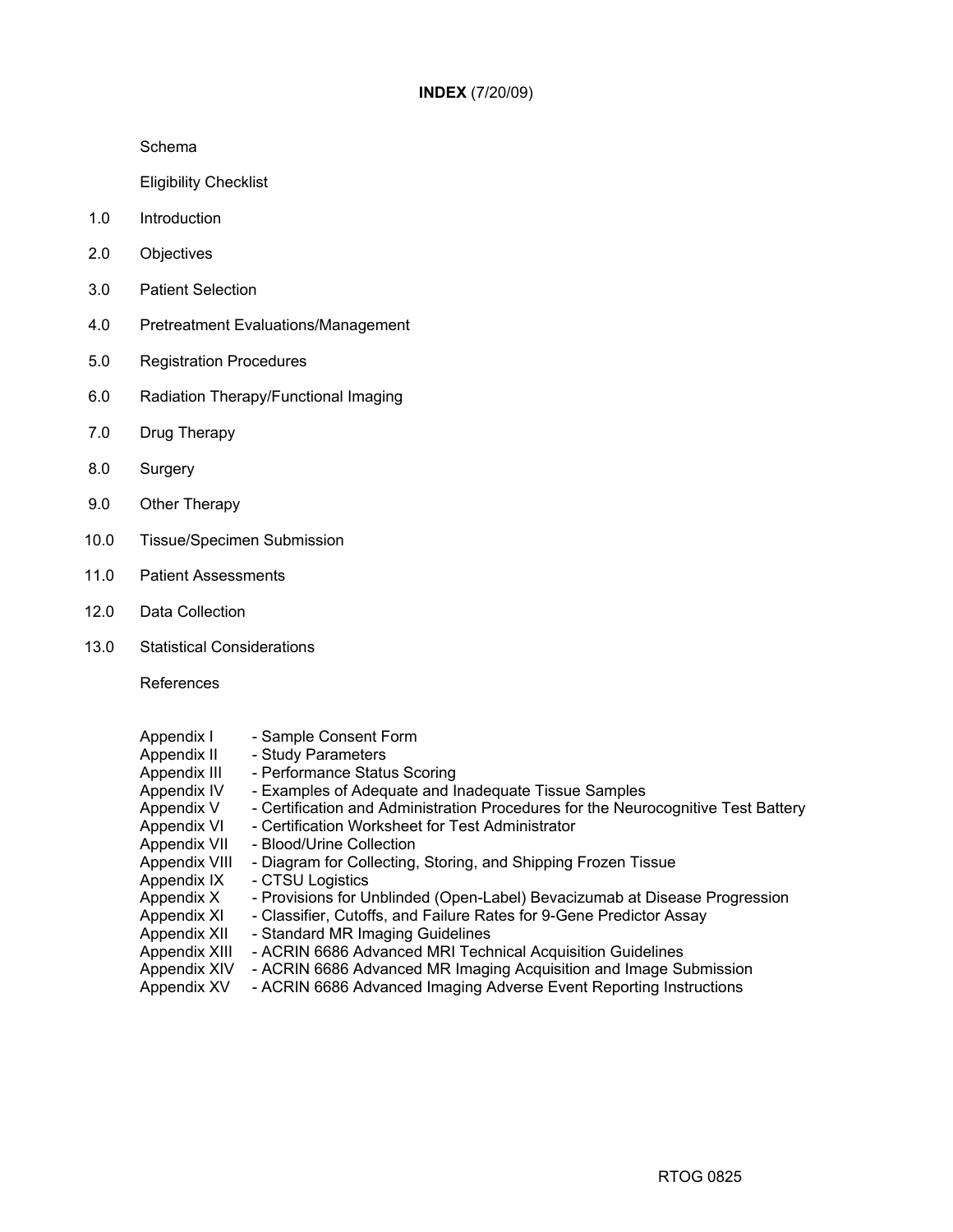# INDEX (7/20/09)

Schema

Eligibility Checklist

1.0 Introduction

2.0 Objectives

3.0 Patient Selection

4.0 Pretreatment Evaluations/Management

5.0 Registration Procedures

6.0 Radiation Therapy/Functional Imaging

7.0 Drug Therapy

8.0 Surgery

9.0 Other Therapy

10.0 Tissue/Specimen Submission

11.0 Patient Assessments

12.0 Data Collection

13.0 Statistical Considerations

References

Appendix I - Sample Consent Form
Appendix II - Study Parameters
Appendix III - Performance Status Scoring
Appendix IV - Examples of Adequate and Inadequate Tissue Samples
Appendix V - Certification and Administration Procedures for the Neurocognitive Test Battery
Appendix VI - Certification Worksheet for Test Administrator
Appendix VII - Blood/Urine Collection
Appendix VIII - Diagram for Collecting, Storing, and Shipping Frozen Tissue
Appendix IX - CTSU Logistics
Appendix X - Provisions for Unblinded (Open-Label) Bevacizumab at Disease Progression
Appendix XI - Classifier, Cutoffs, and Failure Rates for 9-Gene Predictor Assay
Appendix XII - Standard MR Imaging Guidelines
Appendix XIII - ACRIN 6686 Advanced MRI Technical Acquisition Guidelines
Appendix XIV - ACRIN 6686 Advanced MR Imaging Acquisition and Image Submission
Appendix XV - ACRIN 6686 Advanced Imaging Adverse Event Reporting Instructions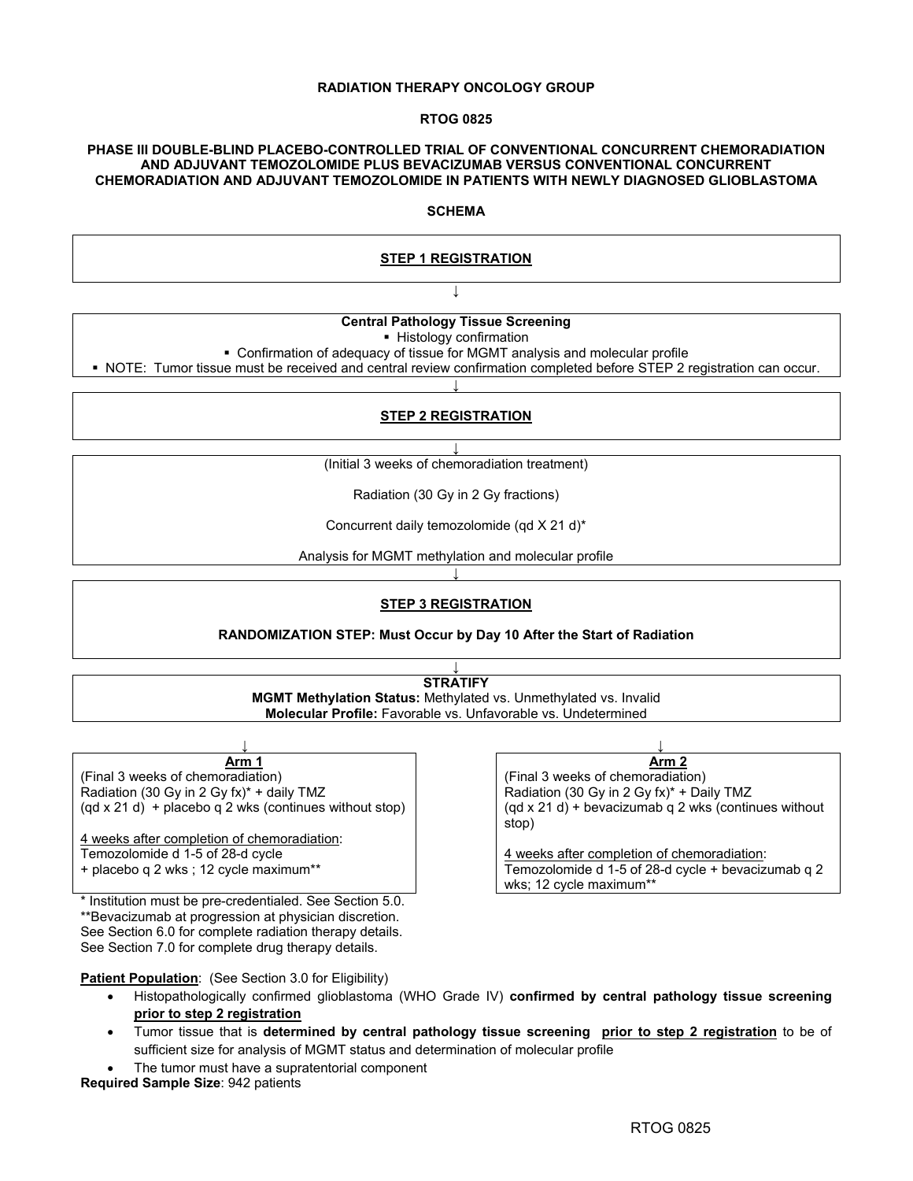**RADIATION THERAPY ONCOLOGY GROUP**

**RTOG 0825**

**PHASE III DOUBLE-BLIND PLACEBO-CONTROLLED TRIAL OF CONVENTIONAL CONCURRENT CHEMORADIATION AND ADJUVANT TEMOZOLOMIDE PLUS BEVACIZUMAB VERSUS CONVENTIONAL CONCURRENT CHEMORADIATION AND ADJUVANT TEMOZOLOMIDE IN PATIENTS WITH NEWLY DIAGNOSED GLIOBLASTOMA**

**SCHEMA**

**STEP 1 REGISTRATION**

↓

**Central Pathology Tissue Screening**

- Histology confirmation
- Confirmation of adequacy of tissue for MGMT analysis and molecular profile
- NOTE: Tumor tissue must be received and central review confirmation completed before STEP 2 registration can occur.

↓

**STEP 2 REGISTRATION**

↓

(Initial 3 weeks of chemoradiation treatment)

Radiation (30 Gy in 2 Gy fractions)

Concurrent daily temozolomide (qd X 21 d)*

Analysis for MGMT methylation and molecular profile

↓

**STEP 3 REGISTRATION**

**RANDOMIZATION STEP: Must Occur by Day 10 After the Start of Radiation**

↓

**STRATIFY**

**MGMT Methylation Status:** Methylated vs. Unmethylated vs. Invalid

**Molecular Profile:** Favorable vs. Unfavorable vs. Undetermined

↓

**Arm 1**

(Final 3 weeks of chemoradiation)
Radiation (30 Gy in 2 Gy fx)* + daily TMZ (qd x 21 d) + placebo q 2 wks (continues without stop)

4 weeks after completion of chemoradiation:
Temozolomide d 1-5 of 28-d cycle + placebo q 2 wks ; 12 cycle maximum**

**Arm 2**

(Final 3 weeks of chemoradiation)
Radiation (30 Gy in 2 Gy fx)* + Daily TMZ (qd x 21 d) + bevacizumab q 2 wks (continues without stop)

4 weeks after completion of chemoradiation:
Temozolomide d 1-5 of 28-d cycle + bevacizumab q 2 wks; 12 cycle maximum**

\* Institution must be pre-credentialed. See Section 5.0.
\*\*Bevacizumab at progression at physician discretion.
See Section 6.0 for complete radiation therapy details.
See Section 7.0 for complete drug therapy details.

**Patient Population**: (See Section 3.0 for Eligibility)

- Histopathologically confirmed glioblastoma (WHO Grade IV) **confirmed by central pathology tissue screening prior to step 2 registration**
- Tumor tissue that is **determined by central pathology tissue screening prior to step 2 registration** to be of sufficient size for analysis of MGMT status and determination of molecular profile
- The tumor must have a supratentorial component

**Required Sample Size**: 942 patients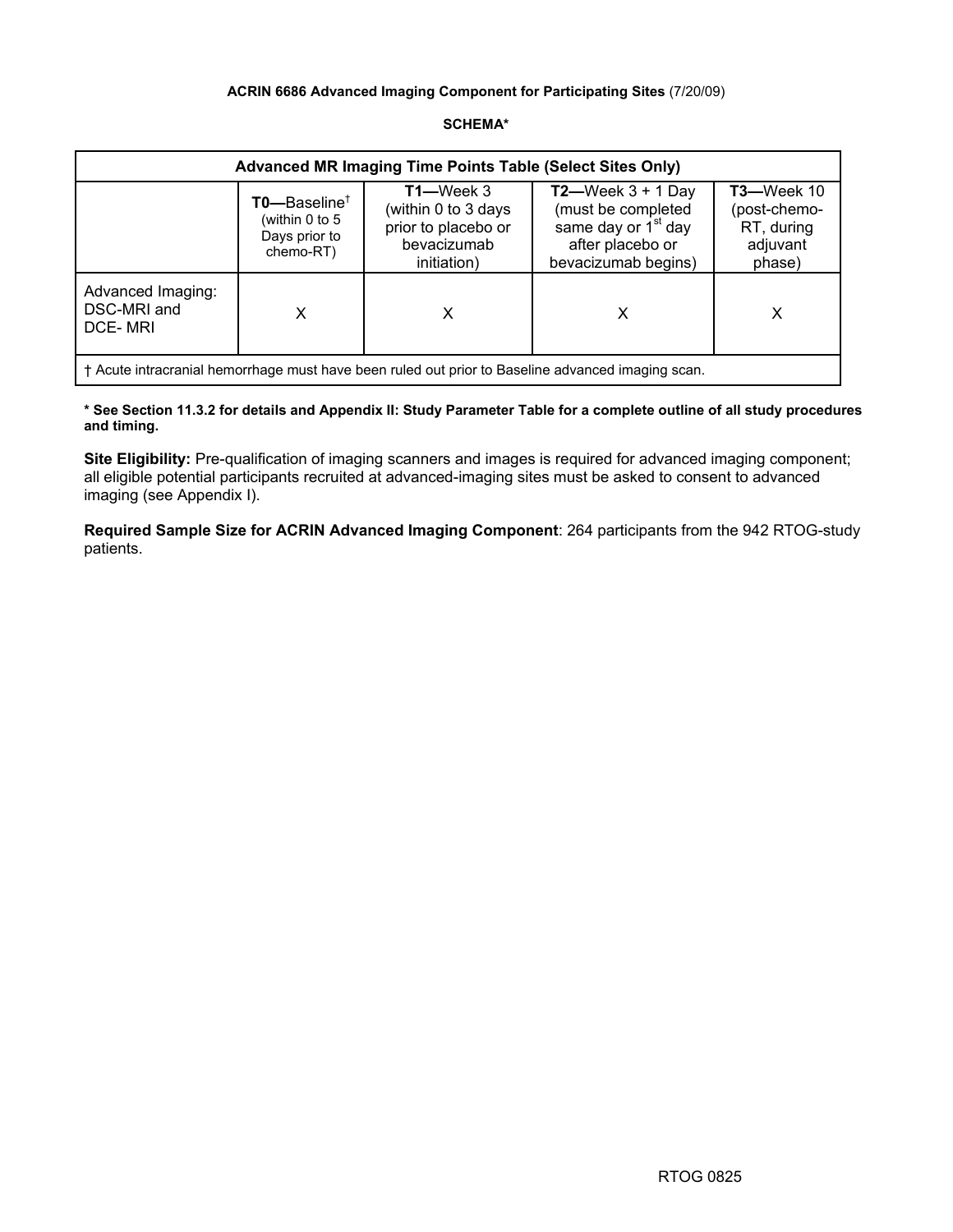**ACRIN 6686 Advanced Imaging Component for Participating Sites** (7/20/09)

**SCHEMA***

| Advanced MR Imaging Time Points Table (Select Sites Only) | | | | |
|---|---|---|---|---|
| | **T0**—Baseline† (within 0 to 5 Days prior to chemo-RT) | **T1**—Week 3 (within 0 to 3 days prior to placebo or bevacizumab initiation) | **T2**—Week 3 + 1 Day (must be completed same day or 1st day after placebo or bevacizumab begins) | **T3**—Week 10 (post-chemo-RT, during adjuvant phase) |
| Advanced Imaging: DSC-MRI and DCE- MRI | X | X | X | X |
| † Acute intracranial hemorrhage must have been ruled out prior to Baseline advanced imaging scan. | | | | |

**\* See Section 11.3.2 for details and Appendix II: Study Parameter Table for a complete outline of all study procedures and timing.**

**Site Eligibility:** Pre-qualification of imaging scanners and images is required for advanced imaging component; all eligible potential participants recruited at advanced-imaging sites must be asked to consent to advanced imaging (see Appendix I).

**Required Sample Size for ACRIN Advanced Imaging Component**: 264 participants from the 942 RTOG-study patients.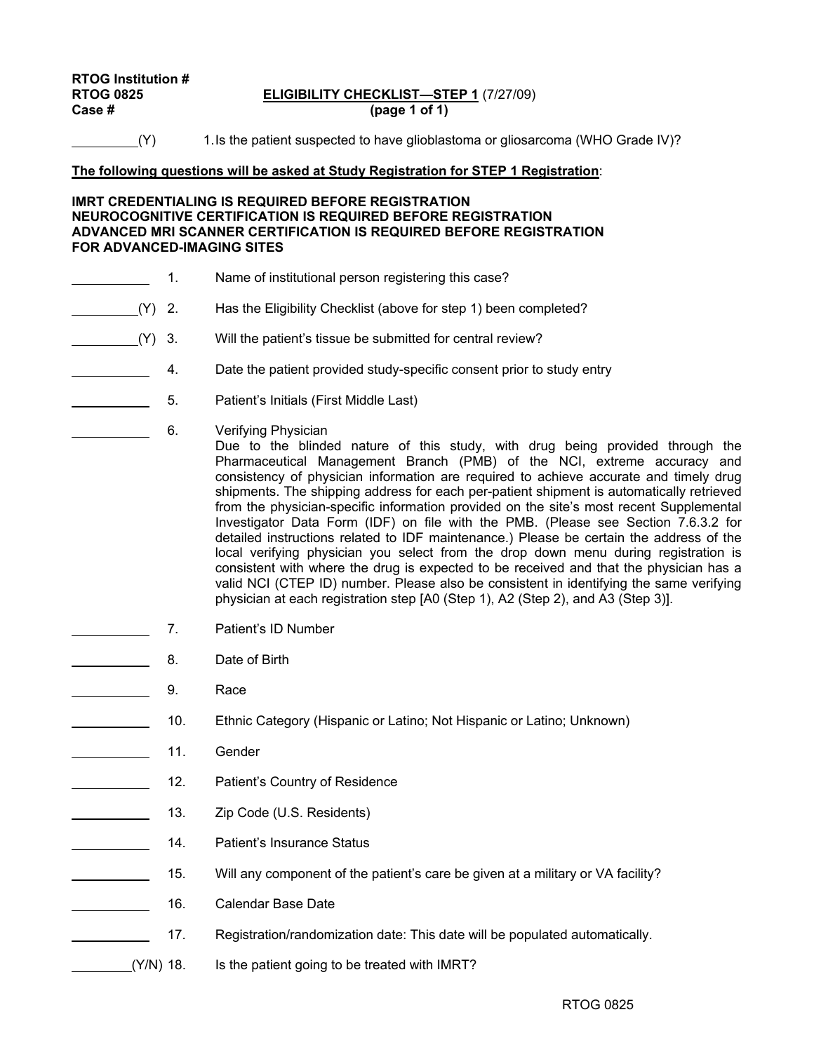**RTOG Institution #**
**RTOG 0825** **ELIGIBILITY CHECKLIST—STEP 1** (7/27/09)
**Case #** **(page 1 of 1)**

\_\_\_\_\_\_\_\_(Y) 1. Is the patient suspected to have glioblastoma or gliosarcoma (WHO Grade IV)?

**The following questions will be asked at Study Registration for STEP 1 Registration**:

**IMRT CREDENTIALING IS REQUIRED BEFORE REGISTRATION**
**NEUROCOGNITIVE CERTIFICATION IS REQUIRED BEFORE REGISTRATION**
**ADVANCED MRI SCANNER CERTIFICATION IS REQUIRED BEFORE REGISTRATION FOR ADVANCED-IMAGING SITES**

\_\_\_\_\_\_\_\_ 1. Name of institutional person registering this case?

\_\_\_\_\_\_\_\_(Y) 2. Has the Eligibility Checklist (above for step 1) been completed?

\_\_\_\_\_\_\_\_(Y) 3. Will the patient's tissue be submitted for central review?

\_\_\_\_\_\_\_\_ 4. Date the patient provided study-specific consent prior to study entry

\_\_\_\_\_\_\_\_ 5. Patient's Initials (First Middle Last)

\_\_\_\_\_\_\_\_ 6. Verifying Physician
Due to the blinded nature of this study, with drug being provided through the Pharmaceutical Management Branch (PMB) of the NCI, extreme accuracy and consistency of physician information are required to achieve accurate and timely drug shipments. The shipping address for each per-patient shipment is automatically retrieved from the physician-specific information provided on the site's most recent Supplemental Investigator Data Form (IDF) on file with the PMB. (Please see Section 7.6.3.2 for detailed instructions related to IDF maintenance.) Please be certain the address of the local verifying physician you select from the drop down menu during registration is consistent with where the drug is expected to be received and that the physician has a valid NCI (CTEP ID) number. Please also be consistent in identifying the same verifying physician at each registration step [A0 (Step 1), A2 (Step 2), and A3 (Step 3)].

\_\_\_\_\_\_\_\_ 7. Patient's ID Number

\_\_\_\_\_\_\_\_ 8. Date of Birth

\_\_\_\_\_\_\_\_ 9. Race

\_\_\_\_\_\_\_\_ 10. Ethnic Category (Hispanic or Latino; Not Hispanic or Latino; Unknown)

\_\_\_\_\_\_\_\_ 11. Gender

\_\_\_\_\_\_\_\_ 12. Patient's Country of Residence

\_\_\_\_\_\_\_\_ 13. Zip Code (U.S. Residents)

\_\_\_\_\_\_\_\_ 14. Patient's Insurance Status

\_\_\_\_\_\_\_\_ 15. Will any component of the patient's care be given at a military or VA facility?

\_\_\_\_\_\_\_\_ 16. Calendar Base Date

\_\_\_\_\_\_\_\_ 17. Registration/randomization date: This date will be populated automatically.

\_\_\_\_\_\_\_\_(Y/N) 18. Is the patient going to be treated with IMRT?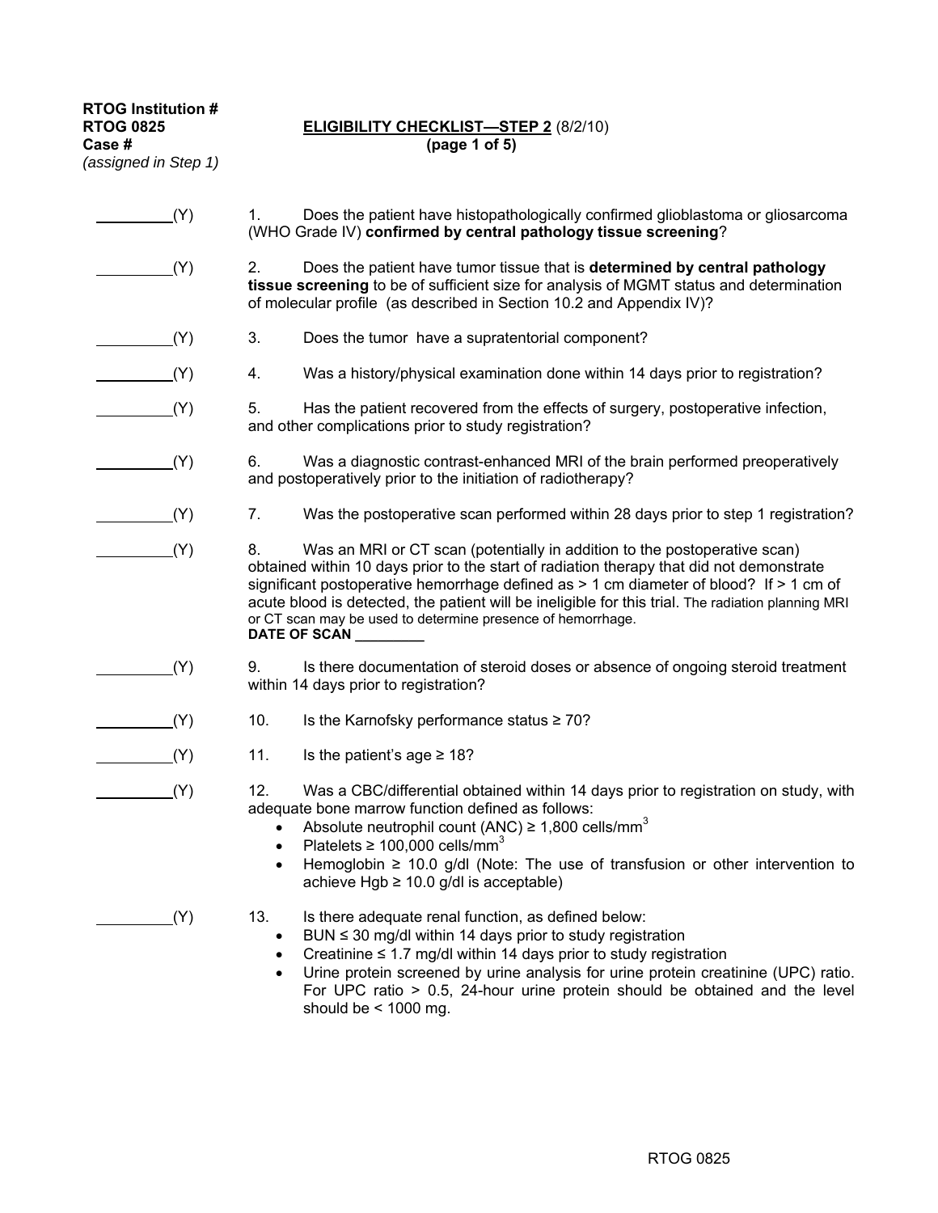**RTOG Institution #**
**RTOG 0825**
**Case #**
*(assigned in Step 1)*

**ELIGIBILITY CHECKLIST—STEP 2** (8/2/10)
**(page 1 of 5)**

_________(Y) 1. Does the patient have histopathologically confirmed glioblastoma or gliosarcoma (WHO Grade IV) **confirmed by central pathology tissue screening**?

_________(Y) 2. Does the patient have tumor tissue that is **determined by central pathology tissue screening** to be of sufficient size for analysis of MGMT status and determination of molecular profile (as described in Section 10.2 and Appendix IV)?

_________(Y) 3. Does the tumor have a supratentorial component?

_________(Y) 4. Was a history/physical examination done within 14 days prior to registration?

_________(Y) 5. Has the patient recovered from the effects of surgery, postoperative infection, and other complications prior to study registration?

_________(Y) 6. Was a diagnostic contrast-enhanced MRI of the brain performed preoperatively and postoperatively prior to the initiation of radiotherapy?

_________(Y) 7. Was the postoperative scan performed within 28 days prior to step 1 registration?

_________(Y) 8. Was an MRI or CT scan (potentially in addition to the postoperative scan) obtained within 10 days prior to the start of radiation therapy that did not demonstrate significant postoperative hemorrhage defined as > 1 cm diameter of blood? If > 1 cm of acute blood is detected, the patient will be ineligible for this trial. The radiation planning MRI or CT scan may be used to determine presence of hemorrhage.
**DATE OF SCAN _________**

_________(Y) 9. Is there documentation of steroid doses or absence of ongoing steroid treatment within 14 days prior to registration?

_________(Y) 10. Is the Karnofsky performance status ≥ 70?

_________(Y) 11. Is the patient's age ≥ 18?

_________(Y) 12. Was a CBC/differential obtained within 14 days prior to registration on study, with adequate bone marrow function defined as follows:
- Absolute neutrophil count (ANC) ≥ 1,800 cells/$mm^3$
- Platelets ≥ 100,000 cells/$mm^3$
- Hemoglobin ≥ 10.0 g/dl (Note: The use of transfusion or other intervention to achieve Hgb ≥ 10.0 g/dl is acceptable)

_________(Y) 13. Is there adequate renal function, as defined below:
- BUN ≤ 30 mg/dl within 14 days prior to study registration
- Creatinine ≤ 1.7 mg/dl within 14 days prior to study registration
- Urine protein screened by urine analysis for urine protein creatinine (UPC) ratio. For UPC ratio > 0.5, 24-hour urine protein should be obtained and the level should be < 1000 mg.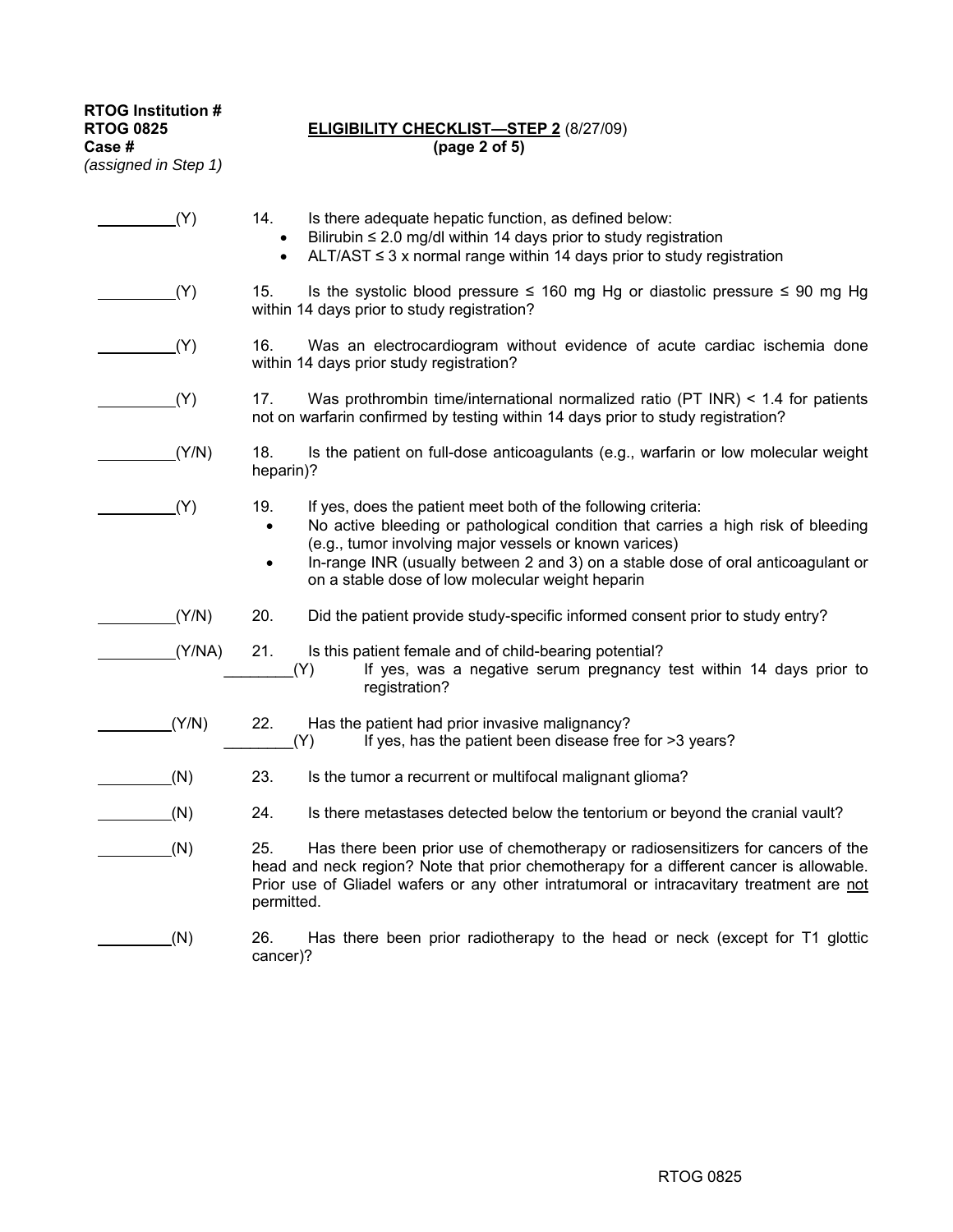**RTOG Institution #**
**RTOG 0825**
**Case #**
*(assigned in Step 1)*

**ELIGIBILITY CHECKLIST—STEP 2** (8/27/09)
**(page 2 of 5)**

_________(Y) 14. Is there adequate hepatic function, as defined below:
- Bilirubin ≤ 2.0 mg/dl within 14 days prior to study registration
- ALT/AST ≤ 3 x normal range within 14 days prior to study registration

_________(Y) 15. Is the systolic blood pressure ≤ 160 mg Hg or diastolic pressure ≤ 90 mg Hg within 14 days prior to study registration?

_________(Y) 16. Was an electrocardiogram without evidence of acute cardiac ischemia done within 14 days prior study registration?

_________(Y) 17. Was prothrombin time/international normalized ratio (PT INR) < 1.4 for patients not on warfarin confirmed by testing within 14 days prior to study registration?

_________(Y/N) 18. Is the patient on full-dose anticoagulants (e.g., warfarin or low molecular weight heparin)?

_________(Y) 19. If yes, does the patient meet both of the following criteria:
- No active bleeding or pathological condition that carries a high risk of bleeding (e.g., tumor involving major vessels or known varices)
- In-range INR (usually between 2 and 3) on a stable dose of oral anticoagulant or on a stable dose of low molecular weight heparin

_________(Y/N) 20. Did the patient provide study-specific informed consent prior to study entry?

_________(Y/NA) 21. Is this patient female and of child-bearing potential?

________(Y) If yes, was a negative serum pregnancy test within 14 days prior to registration?

_________(Y/N) 22. Has the patient had prior invasive malignancy?

________(Y) If yes, has the patient been disease free for >3 years?

_________(N) 23. Is the tumor a recurrent or multifocal malignant glioma?

_________(N) 24. Is there metastases detected below the tentorium or beyond the cranial vault?

_________(N) 25. Has there been prior use of chemotherapy or radiosensitizers for cancers of the head and neck region? Note that prior chemotherapy for a different cancer is allowable. Prior use of Gliadel wafers or any other intratumoral or intracavitary treatment are not permitted.

_________(N) 26. Has there been prior radiotherapy to the head or neck (except for T1 glottic cancer)?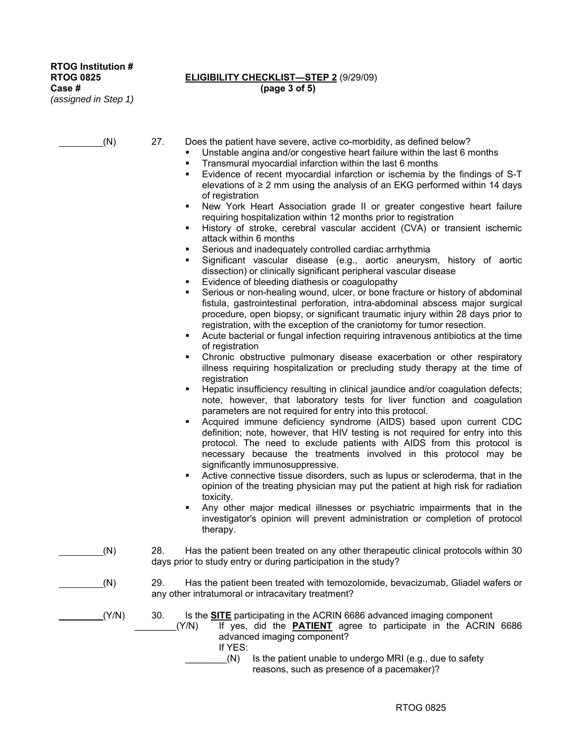**RTOG Institution #**
**RTOG 0825** **ELIGIBILITY CHECKLIST—STEP 2** (9/29/09)
**Case #** **(page 3 of 5)**
*(assigned in Step 1)*

________(N) 27. Does the patient have severe, active co-morbidity, as defined below?

- Unstable angina and/or congestive heart failure within the last 6 months
- Transmural myocardial infarction within the last 6 months
- Evidence of recent myocardial infarction or ischemia by the findings of S-T elevations of ≥ 2 mm using the analysis of an EKG performed within 14 days of registration
- New York Heart Association grade II or greater congestive heart failure requiring hospitalization within 12 months prior to registration
- History of stroke, cerebral vascular accident (CVA) or transient ischemic attack within 6 months
- Serious and inadequately controlled cardiac arrhythmia
- Significant vascular disease (e.g., aortic aneurysm, history of aortic dissection) or clinically significant peripheral vascular disease
- Evidence of bleeding diathesis or coagulopathy
- Serious or non-healing wound, ulcer, or bone fracture or history of abdominal fistula, gastrointestinal perforation, intra-abdominal abscess major surgical procedure, open biopsy, or significant traumatic injury within 28 days prior to registration, with the exception of the craniotomy for tumor resection.
- Acute bacterial or fungal infection requiring intravenous antibiotics at the time of registration
- Chronic obstructive pulmonary disease exacerbation or other respiratory illness requiring hospitalization or precluding study therapy at the time of registration
- Hepatic insufficiency resulting in clinical jaundice and/or coagulation defects; note, however, that laboratory tests for liver function and coagulation parameters are not required for entry into this protocol.
- Acquired immune deficiency syndrome (AIDS) based upon current CDC definition; note, however, that HIV testing is not required for entry into this protocol. The need to exclude patients with AIDS from this protocol is necessary because the treatments involved in this protocol may be significantly immunosuppressive.
- Active connective tissue disorders, such as lupus or scleroderma, that in the opinion of the treating physician may put the patient at high risk for radiation toxicity.
- Any other major medical illnesses or psychiatric impairments that in the investigator's opinion will prevent administration or completion of protocol therapy.

________(N) 28. Has the patient been treated on any other therapeutic clinical protocols within 30 days prior to study entry or during participation in the study?

________(N) 29. Has the patient been treated with temozolomide, bevacizumab, Gliadel wafers or any other intratumoral or intracavitary treatment?

________(Y/N) 30. Is the **SITE** participating in the ACRIN 6686 advanced imaging component

________(Y/N) If yes, did the **PATIENT** agree to participate in the ACRIN 6686 advanced imaging component?

If YES:

________(N) Is the patient unable to undergo MRI (e.g., due to safety reasons, such as presence of a pacemaker)?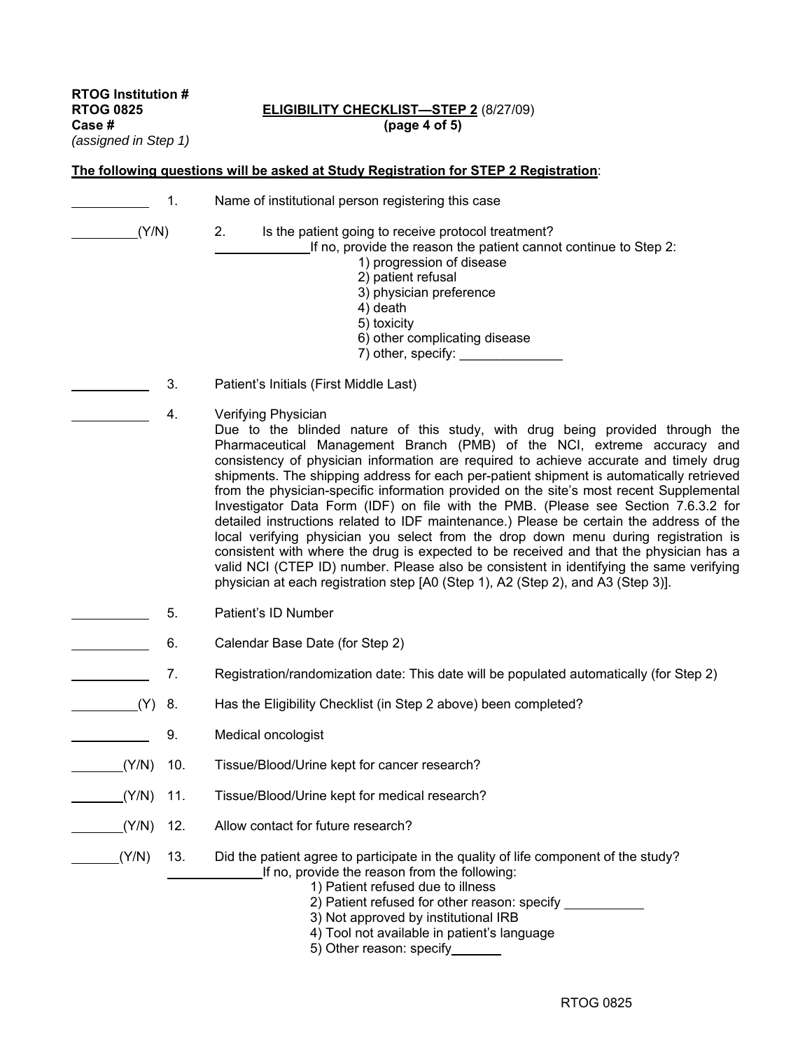**RTOG Institution #**
**RTOG 0825**
**Case #**
*(assigned in Step 1)*

**ELIGIBILITY CHECKLIST—STEP 2** (8/27/09)
**(page 4 of 5)**

**The following questions will be asked at Study Registration for STEP 2 Registration**:

\_\_\_\_\_\_\_\_\_\_ 1. Name of institutional person registering this case

\_\_\_\_\_\_\_\_(Y/N) 2. Is the patient going to receive protocol treatment?

\_\_\_\_\_\_\_\_\_\_\_\_ If no, provide the reason the patient cannot continue to Step 2:

1) progression of disease
2) patient refusal
3) physician preference
4) death
5) toxicity
6) other complicating disease
7) other, specify: \_\_\_\_\_\_\_\_\_\_\_\_\_\_

\_\_\_\_\_\_\_\_\_\_ 3. Patient's Initials (First Middle Last)

\_\_\_\_\_\_\_\_\_\_ 4. Verifying Physician
Due to the blinded nature of this study, with drug being provided through the Pharmaceutical Management Branch (PMB) of the NCI, extreme accuracy and consistency of physician information are required to achieve accurate and timely drug shipments. The shipping address for each per-patient shipment is automatically retrieved from the physician-specific information provided on the site's most recent Supplemental Investigator Data Form (IDF) on file with the PMB. (Please see Section 7.6.3.2 for detailed instructions related to IDF maintenance.) Please be certain the address of the local verifying physician you select from the drop down menu during registration is consistent with where the drug is expected to be received and that the physician has a valid NCI (CTEP ID) number. Please also be consistent in identifying the same verifying physician at each registration step [A0 (Step 1), A2 (Step 2), and A3 (Step 3)].

\_\_\_\_\_\_\_\_\_\_ 5. Patient's ID Number

\_\_\_\_\_\_\_\_\_\_ 6. Calendar Base Date (for Step 2)

\_\_\_\_\_\_\_\_\_\_ 7. Registration/randomization date: This date will be populated automatically (for Step 2)

\_\_\_\_\_\_\_\_(Y) 8. Has the Eligibility Checklist (in Step 2 above) been completed?

\_\_\_\_\_\_\_\_\_\_ 9. Medical oncologist

\_\_\_\_\_\_\_(Y/N) 10. Tissue/Blood/Urine kept for cancer research?

\_\_\_\_\_\_\_(Y/N) 11. Tissue/Blood/Urine kept for medical research?

\_\_\_\_\_\_\_(Y/N) 12. Allow contact for future research?

\_\_\_\_\_\_(Y/N) 13. Did the patient agree to participate in the quality of life component of the study?

\_\_\_\_\_\_\_\_\_\_\_\_ If no, provide the reason from the following:

1) Patient refused due to illness
2) Patient refused for other reason: specify \_\_\_\_\_\_\_\_\_\_\_
3) Not approved by institutional IRB
4) Tool not available in patient's language
5) Other reason: specify\_\_\_\_\_\_\_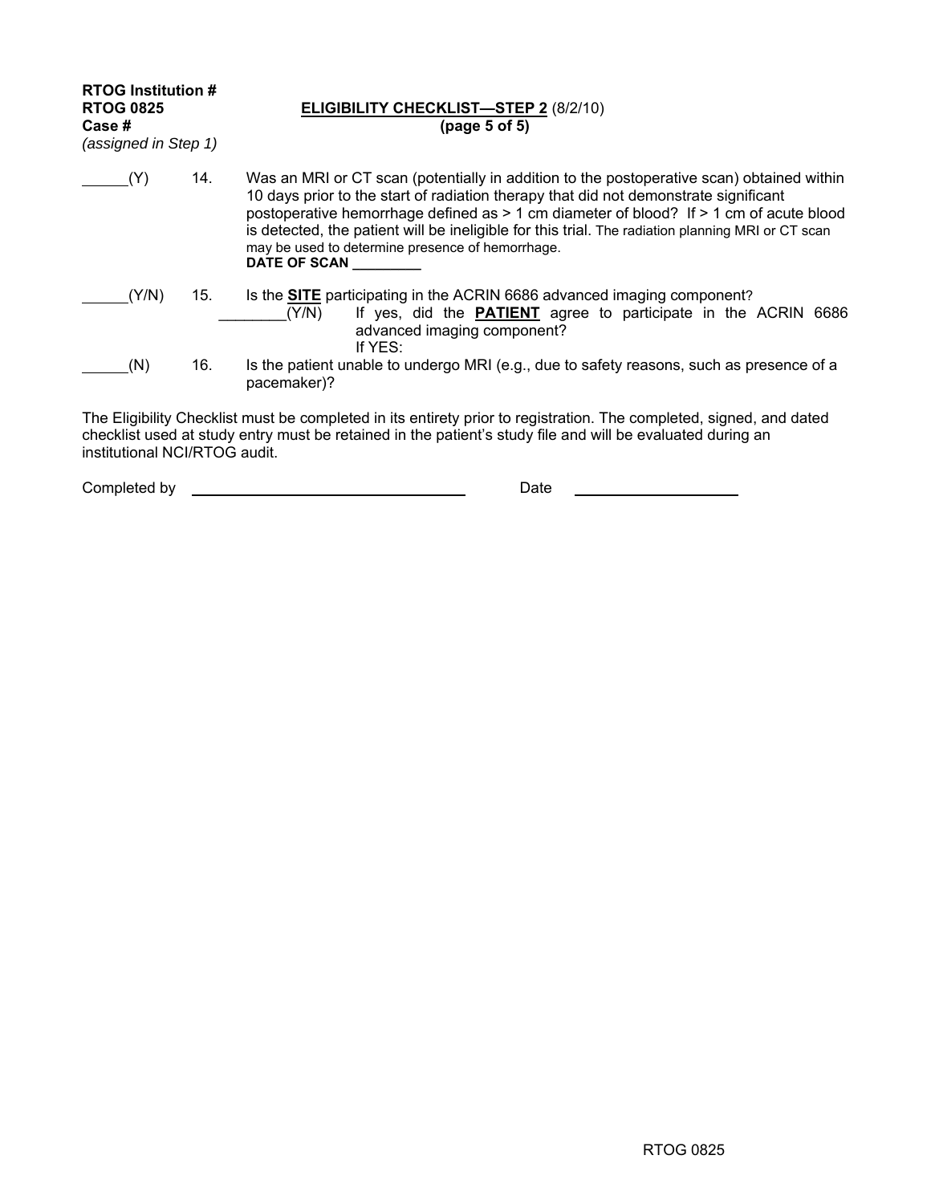**RTOG Institution #**
**RTOG 0825**
**Case #**
*(assigned in Step 1)*

**ELIGIBILITY CHECKLIST—STEP 2** (8/2/10)
**(page 5 of 5)**

______(Y) 14. Was an MRI or CT scan (potentially in addition to the postoperative scan) obtained within 10 days prior to the start of radiation therapy that did not demonstrate significant postoperative hemorrhage defined as > 1 cm diameter of blood? If > 1 cm of acute blood is detected, the patient will be ineligible for this trial. The radiation planning MRI or CT scan may be used to determine presence of hemorrhage.
**DATE OF SCAN _________**

______(Y/N) 15. Is the **SITE** participating in the ACRIN 6686 advanced imaging component?
________(Y/N) If yes, did the **PATIENT** agree to participate in the ACRIN 6686 advanced imaging component?
If YES:

______(N) 16. Is the patient unable to undergo MRI (e.g., due to safety reasons, such as presence of a pacemaker)?

The Eligibility Checklist must be completed in its entirety prior to registration. The completed, signed, and dated checklist used at study entry must be retained in the patient's study file and will be evaluated during an institutional NCI/RTOG audit.

Completed by ______________________________ Date ____________________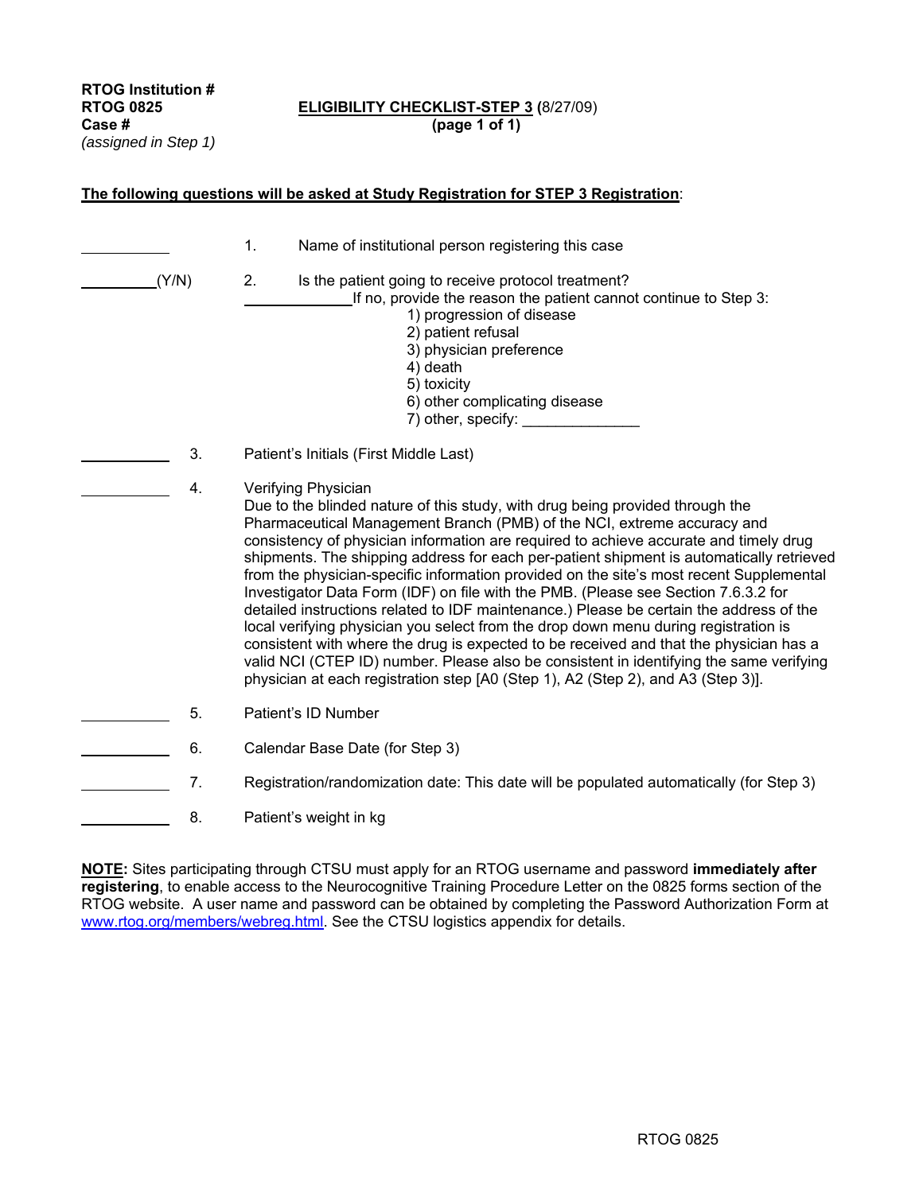**RTOG Institution #**
**RTOG 0825**
**Case #**
*(assigned in Step 1)*

**ELIGIBILITY CHECKLIST-STEP 3 (**8/27/09)
**(page 1 of 1)**

**The following questions will be asked at Study Registration for STEP 3 Registration**:

\_\_\_\_\_\_\_\_\_\_ 1. Name of institutional person registering this case

\_\_\_\_\_\_\_\_\_\_(Y/N) 2. Is the patient going to receive protocol treatment?

\_\_\_\_\_\_\_\_\_\_ If no, provide the reason the patient cannot continue to Step 3:

1) progression of disease
2) patient refusal
3) physician preference
4) death
5) toxicity
6) other complicating disease
7) other, specify: \_\_\_\_\_\_\_\_\_\_\_\_\_\_

\_\_\_\_\_\_\_\_\_\_ 3. Patient's Initials (First Middle Last)

\_\_\_\_\_\_\_\_\_\_ 4. Verifying Physician
Due to the blinded nature of this study, with drug being provided through the Pharmaceutical Management Branch (PMB) of the NCI, extreme accuracy and consistency of physician information are required to achieve accurate and timely drug shipments. The shipping address for each per-patient shipment is automatically retrieved from the physician-specific information provided on the site's most recent Supplemental Investigator Data Form (IDF) on file with the PMB. (Please see Section 7.6.3.2 for detailed instructions related to IDF maintenance.) Please be certain the address of the local verifying physician you select from the drop down menu during registration is consistent with where the drug is expected to be received and that the physician has a valid NCI (CTEP ID) number. Please also be consistent in identifying the same verifying physician at each registration step [A0 (Step 1), A2 (Step 2), and A3 (Step 3)].

\_\_\_\_\_\_\_\_\_\_ 5. Patient's ID Number

\_\_\_\_\_\_\_\_\_\_ 6. Calendar Base Date (for Step 3)

\_\_\_\_\_\_\_\_\_\_ 7. Registration/randomization date: This date will be populated automatically (for Step 3)

\_\_\_\_\_\_\_\_\_\_ 8. Patient's weight in kg

**NOTE:** Sites participating through CTSU must apply for an RTOG username and password **immediately after registering**, to enable access to the Neurocognitive Training Procedure Letter on the 0825 forms section of the RTOG website. A user name and password can be obtained by completing the Password Authorization Form at www.rtog.org/members/webreg.html. See the CTSU logistics appendix for details.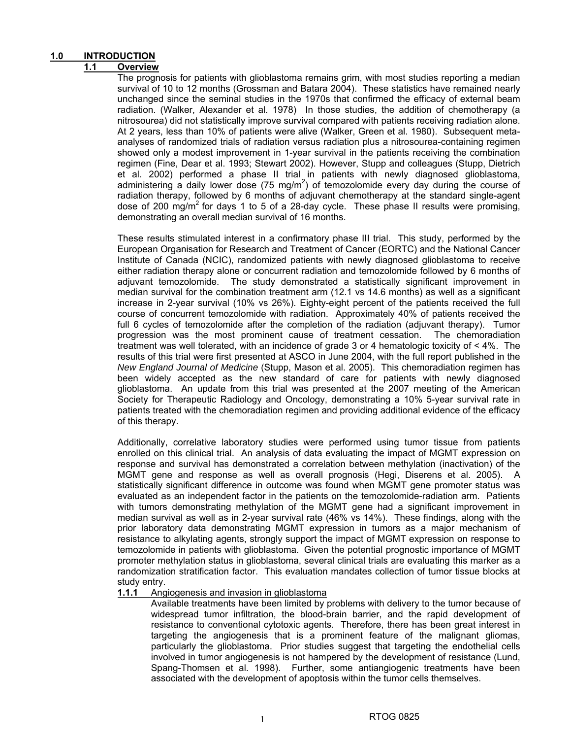## 1.0 INTRODUCTION

### 1.1 Overview

The prognosis for patients with glioblastoma remains grim, with most studies reporting a median survival of 10 to 12 months (Grossman and Batara 2004). These statistics have remained nearly unchanged since the seminal studies in the 1970s that confirmed the efficacy of external beam radiation. (Walker, Alexander et al. 1978) In those studies, the addition of chemotherapy (a nitrosourea) did not statistically improve survival compared with patients receiving radiation alone. At 2 years, less than 10% of patients were alive (Walker, Green et al. 1980). Subsequent meta-analyses of randomized trials of radiation versus radiation plus a nitrosourea-containing regimen showed only a modest improvement in 1-year survival in the patients receiving the combination regimen (Fine, Dear et al. 1993; Stewart 2002). However, Stupp and colleagues (Stupp, Dietrich et al. 2002) performed a phase II trial in patients with newly diagnosed glioblastoma, administering a daily lower dose (75 mg/m$^2$) of temozolomide every day during the course of radiation therapy, followed by 6 months of adjuvant chemotherapy at the standard single-agent dose of 200 mg/m$^2$ for days 1 to 5 of a 28-day cycle. These phase II results were promising, demonstrating an overall median survival of 16 months.

These results stimulated interest in a confirmatory phase III trial. This study, performed by the European Organisation for Research and Treatment of Cancer (EORTC) and the National Cancer Institute of Canada (NCIC), randomized patients with newly diagnosed glioblastoma to receive either radiation therapy alone or concurrent radiation and temozolomide followed by 6 months of adjuvant temozolomide. The study demonstrated a statistically significant improvement in median survival for the combination treatment arm (12.1 vs 14.6 months) as well as a significant increase in 2-year survival (10% vs 26%). Eighty-eight percent of the patients received the full course of concurrent temozolomide with radiation. Approximately 40% of patients received the full 6 cycles of temozolomide after the completion of the radiation (adjuvant therapy). Tumor progression was the most prominent cause of treatment cessation. The chemoradiation treatment was well tolerated, with an incidence of grade 3 or 4 hematologic toxicity of < 4%. The results of this trial were first presented at ASCO in June 2004, with the full report published in the *New England Journal of Medicine* (Stupp, Mason et al. 2005). This chemoradiation regimen has been widely accepted as the new standard of care for patients with newly diagnosed glioblastoma. An update from this trial was presented at the 2007 meeting of the American Society for Therapeutic Radiology and Oncology, demonstrating a 10% 5-year survival rate in patients treated with the chemoradiation regimen and providing additional evidence of the efficacy of this therapy.

Additionally, correlative laboratory studies were performed using tumor tissue from patients enrolled on this clinical trial. An analysis of data evaluating the impact of MGMT expression on response and survival has demonstrated a correlation between methylation (inactivation) of the MGMT gene and response as well as overall prognosis (Hegi, Diserens et al. 2005). A statistically significant difference in outcome was found when MGMT gene promoter status was evaluated as an independent factor in the patients on the temozolomide-radiation arm. Patients with tumors demonstrating methylation of the MGMT gene had a significant improvement in median survival as well as in 2-year survival rate (46% vs 14%). These findings, along with the prior laboratory data demonstrating MGMT expression in tumors as a major mechanism of resistance to alkylating agents, strongly support the impact of MGMT expression on response to temozolomide in patients with glioblastoma. Given the potential prognostic importance of MGMT promoter methylation status in glioblastoma, several clinical trials are evaluating this marker as a randomization stratification factor. This evaluation mandates collection of tumor tissue blocks at study entry.

#### 1.1.1 Angiogenesis and invasion in glioblastoma

Available treatments have been limited by problems with delivery to the tumor because of widespread tumor infiltration, the blood-brain barrier, and the rapid development of resistance to conventional cytotoxic agents. Therefore, there has been great interest in targeting the angiogenesis that is a prominent feature of the malignant gliomas, particularly the glioblastoma. Prior studies suggest that targeting the endothelial cells involved in tumor angiogenesis is not hampered by the development of resistance (Lund, Spang-Thomsen et al. 1998). Further, some antiangiogenic treatments have been associated with the development of apoptosis within the tumor cells themselves.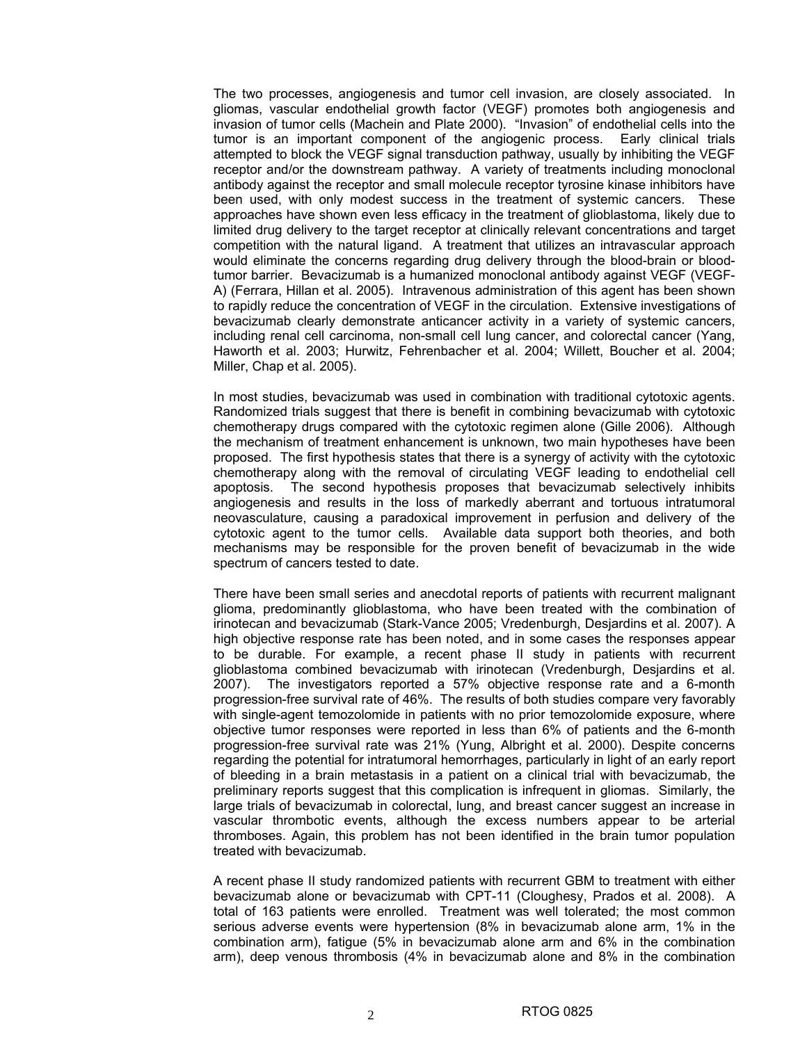The two processes, angiogenesis and tumor cell invasion, are closely associated. In gliomas, vascular endothelial growth factor (VEGF) promotes both angiogenesis and invasion of tumor cells (Machein and Plate 2000). "Invasion" of endothelial cells into the tumor is an important component of the angiogenic process. Early clinical trials attempted to block the VEGF signal transduction pathway, usually by inhibiting the VEGF receptor and/or the downstream pathway. A variety of treatments including monoclonal antibody against the receptor and small molecule receptor tyrosine kinase inhibitors have been used, with only modest success in the treatment of systemic cancers. These approaches have shown even less efficacy in the treatment of glioblastoma, likely due to limited drug delivery to the target receptor at clinically relevant concentrations and target competition with the natural ligand. A treatment that utilizes an intravascular approach would eliminate the concerns regarding drug delivery through the blood-brain or blood-tumor barrier. Bevacizumab is a humanized monoclonal antibody against VEGF (VEGF-A) (Ferrara, Hillan et al. 2005). Intravenous administration of this agent has been shown to rapidly reduce the concentration of VEGF in the circulation. Extensive investigations of bevacizumab clearly demonstrate anticancer activity in a variety of systemic cancers, including renal cell carcinoma, non-small cell lung cancer, and colorectal cancer (Yang, Haworth et al. 2003; Hurwitz, Fehrenbacher et al. 2004; Willett, Boucher et al. 2004; Miller, Chap et al. 2005).

In most studies, bevacizumab was used in combination with traditional cytotoxic agents. Randomized trials suggest that there is benefit in combining bevacizumab with cytotoxic chemotherapy drugs compared with the cytotoxic regimen alone (Gille 2006). Although the mechanism of treatment enhancement is unknown, two main hypotheses have been proposed. The first hypothesis states that there is a synergy of activity with the cytotoxic chemotherapy along with the removal of circulating VEGF leading to endothelial cell apoptosis. The second hypothesis proposes that bevacizumab selectively inhibits angiogenesis and results in the loss of markedly aberrant and tortuous intratumoral neovasculature, causing a paradoxical improvement in perfusion and delivery of the cytotoxic agent to the tumor cells. Available data support both theories, and both mechanisms may be responsible for the proven benefit of bevacizumab in the wide spectrum of cancers tested to date.

There have been small series and anecdotal reports of patients with recurrent malignant glioma, predominantly glioblastoma, who have been treated with the combination of irinotecan and bevacizumab (Stark-Vance 2005; Vredenburgh, Desjardins et al. 2007). A high objective response rate has been noted, and in some cases the responses appear to be durable. For example, a recent phase II study in patients with recurrent glioblastoma combined bevacizumab with irinotecan (Vredenburgh, Desjardins et al. 2007). The investigators reported a 57% objective response rate and a 6-month progression-free survival rate of 46%. The results of both studies compare very favorably with single-agent temozolomide in patients with no prior temozolomide exposure, where objective tumor responses were reported in less than 6% of patients and the 6-month progression-free survival rate was 21% (Yung, Albright et al. 2000). Despite concerns regarding the potential for intratumoral hemorrhages, particularly in light of an early report of bleeding in a brain metastasis in a patient on a clinical trial with bevacizumab, the preliminary reports suggest that this complication is infrequent in gliomas. Similarly, the large trials of bevacizumab in colorectal, lung, and breast cancer suggest an increase in vascular thrombotic events, although the excess numbers appear to be arterial thromboses. Again, this problem has not been identified in the brain tumor population treated with bevacizumab.

A recent phase II study randomized patients with recurrent GBM to treatment with either bevacizumab alone or bevacizumab with CPT-11 (Cloughesy, Prados et al. 2008). A total of 163 patients were enrolled. Treatment was well tolerated; the most common serious adverse events were hypertension (8% in bevacizumab alone arm, 1% in the combination arm), fatigue (5% in bevacizumab alone arm and 6% in the combination arm), deep venous thrombosis (4% in bevacizumab alone and 8% in the combination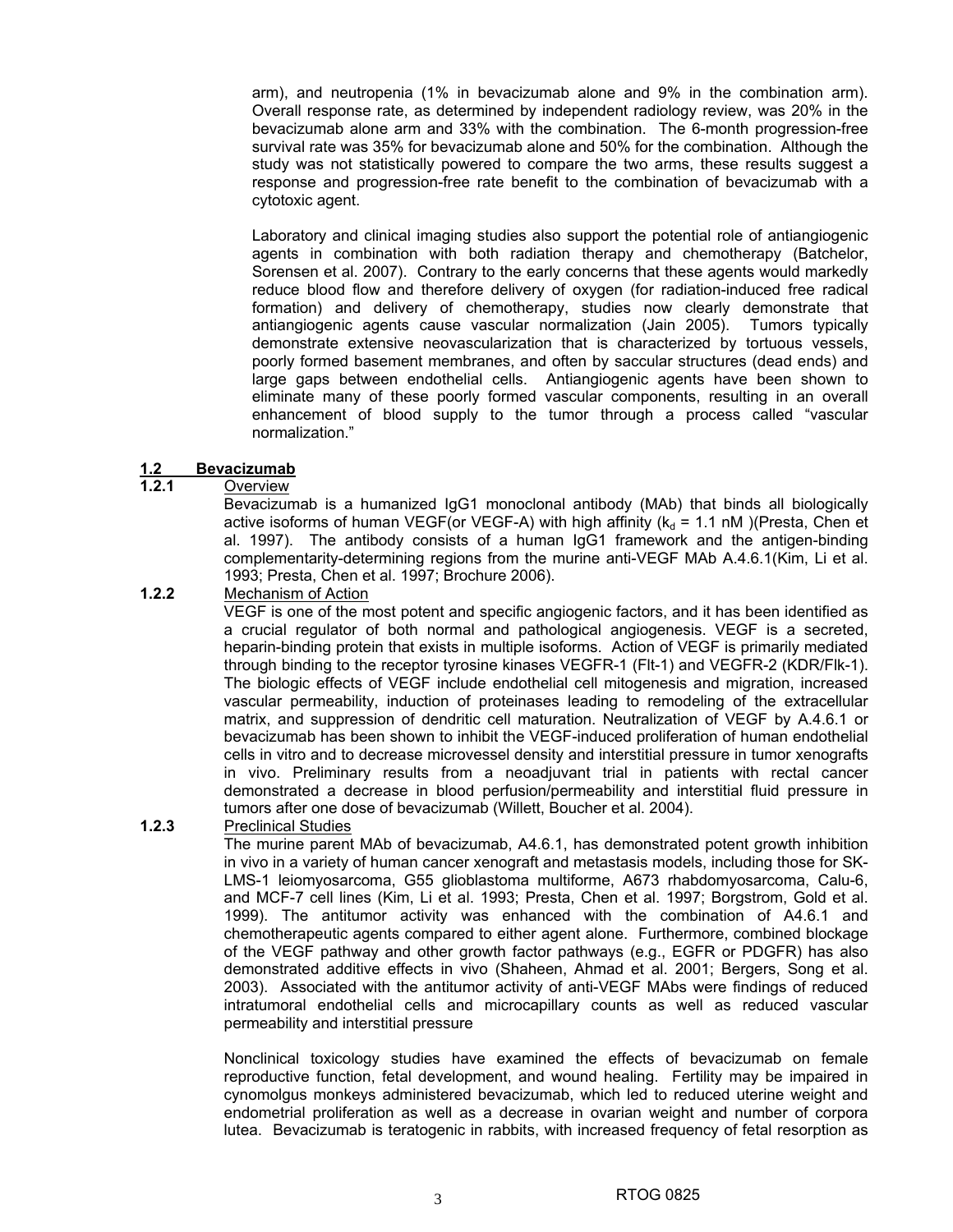arm), and neutropenia (1% in bevacizumab alone and 9% in the combination arm). Overall response rate, as determined by independent radiology review, was 20% in the bevacizumab alone arm and 33% with the combination. The 6-month progression-free survival rate was 35% for bevacizumab alone and 50% for the combination. Although the study was not statistically powered to compare the two arms, these results suggest a response and progression-free rate benefit to the combination of bevacizumab with a cytotoxic agent.

Laboratory and clinical imaging studies also support the potential role of antiangiogenic agents in combination with both radiation therapy and chemotherapy (Batchelor, Sorensen et al. 2007). Contrary to the early concerns that these agents would markedly reduce blood flow and therefore delivery of oxygen (for radiation-induced free radical formation) and delivery of chemotherapy, studies now clearly demonstrate that antiangiogenic agents cause vascular normalization (Jain 2005). Tumors typically demonstrate extensive neovascularization that is characterized by tortuous vessels, poorly formed basement membranes, and often by saccular structures (dead ends) and large gaps between endothelial cells. Antiangiogenic agents have been shown to eliminate many of these poorly formed vascular components, resulting in an overall enhancement of blood supply to the tumor through a process called "vascular normalization."

## 1.2 Bevacizumab

### 1.2.1 Overview

Bevacizumab is a humanized IgG1 monoclonal antibody (MAb) that binds all biologically active isoforms of human VEGF(or VEGF-A) with high affinity ($k_d$ = 1.1 nM )(Presta, Chen et al. 1997). The antibody consists of a human IgG1 framework and the antigen-binding complementarity-determining regions from the murine anti-VEGF MAb A.4.6.1(Kim, Li et al. 1993; Presta, Chen et al. 1997; Brochure 2006).

### 1.2.2 Mechanism of Action

VEGF is one of the most potent and specific angiogenic factors, and it has been identified as a crucial regulator of both normal and pathological angiogenesis. VEGF is a secreted, heparin-binding protein that exists in multiple isoforms. Action of VEGF is primarily mediated through binding to the receptor tyrosine kinases VEGFR-1 (Flt-1) and VEGFR-2 (KDR/Flk-1). The biologic effects of VEGF include endothelial cell mitogenesis and migration, increased vascular permeability, induction of proteinases leading to remodeling of the extracellular matrix, and suppression of dendritic cell maturation. Neutralization of VEGF by A.4.6.1 or bevacizumab has been shown to inhibit the VEGF-induced proliferation of human endothelial cells in vitro and to decrease microvessel density and interstitial pressure in tumor xenografts in vivo. Preliminary results from a neoadjuvant trial in patients with rectal cancer demonstrated a decrease in blood perfusion/permeability and interstitial fluid pressure in tumors after one dose of bevacizumab (Willett, Boucher et al. 2004).

### 1.2.3 Preclinical Studies

The murine parent MAb of bevacizumab, A4.6.1, has demonstrated potent growth inhibition in vivo in a variety of human cancer xenograft and metastasis models, including those for SK-LMS-1 leiomyosarcoma, G55 glioblastoma multiforme, A673 rhabdomyosarcoma, Calu-6, and MCF-7 cell lines (Kim, Li et al. 1993; Presta, Chen et al. 1997; Borgstrom, Gold et al. 1999). The antitumor activity was enhanced with the combination of A4.6.1 and chemotherapeutic agents compared to either agent alone. Furthermore, combined blockage of the VEGF pathway and other growth factor pathways (e.g., EGFR or PDGFR) has also demonstrated additive effects in vivo (Shaheen, Ahmad et al. 2001; Bergers, Song et al. 2003). Associated with the antitumor activity of anti-VEGF MAbs were findings of reduced intratumoral endothelial cells and microcapillary counts as well as reduced vascular permeability and interstitial pressure

Nonclinical toxicology studies have examined the effects of bevacizumab on female reproductive function, fetal development, and wound healing. Fertility may be impaired in cynomolgus monkeys administered bevacizumab, which led to reduced uterine weight and endometrial proliferation as well as a decrease in ovarian weight and number of corpora lutea. Bevacizumab is teratogenic in rabbits, with increased frequency of fetal resorption as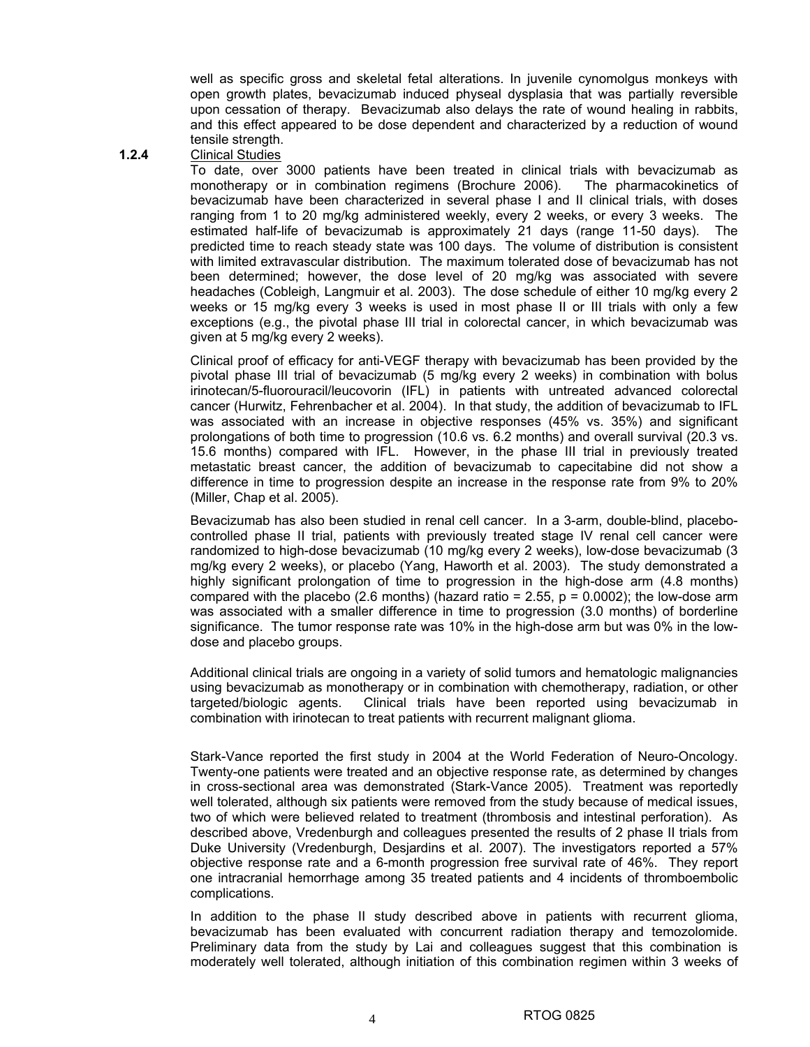well as specific gross and skeletal fetal alterations. In juvenile cynomolgus monkeys with open growth plates, bevacizumab induced physeal dysplasia that was partially reversible upon cessation of therapy. Bevacizumab also delays the rate of wound healing in rabbits, and this effect appeared to be dose dependent and characterized by a reduction of wound tensile strength.

#### 1.2.4 Clinical Studies

To date, over 3000 patients have been treated in clinical trials with bevacizumab as monotherapy or in combination regimens (Brochure 2006). The pharmacokinetics of bevacizumab have been characterized in several phase I and II clinical trials, with doses ranging from 1 to 20 mg/kg administered weekly, every 2 weeks, or every 3 weeks. The estimated half-life of bevacizumab is approximately 21 days (range 11-50 days). The predicted time to reach steady state was 100 days. The volume of distribution is consistent with limited extravascular distribution. The maximum tolerated dose of bevacizumab has not been determined; however, the dose level of 20 mg/kg was associated with severe headaches (Cobleigh, Langmuir et al. 2003). The dose schedule of either 10 mg/kg every 2 weeks or 15 mg/kg every 3 weeks is used in most phase II or III trials with only a few exceptions (e.g., the pivotal phase III trial in colorectal cancer, in which bevacizumab was given at 5 mg/kg every 2 weeks).

Clinical proof of efficacy for anti-VEGF therapy with bevacizumab has been provided by the pivotal phase III trial of bevacizumab (5 mg/kg every 2 weeks) in combination with bolus irinotecan/5-fluorouracil/leucovorin (IFL) in patients with untreated advanced colorectal cancer (Hurwitz, Fehrenbacher et al. 2004). In that study, the addition of bevacizumab to IFL was associated with an increase in objective responses (45% vs. 35%) and significant prolongations of both time to progression (10.6 vs. 6.2 months) and overall survival (20.3 vs. 15.6 months) compared with IFL. However, in the phase III trial in previously treated metastatic breast cancer, the addition of bevacizumab to capecitabine did not show a difference in time to progression despite an increase in the response rate from 9% to 20% (Miller, Chap et al. 2005).

Bevacizumab has also been studied in renal cell cancer. In a 3-arm, double-blind, placebo-controlled phase II trial, patients with previously treated stage IV renal cell cancer were randomized to high-dose bevacizumab (10 mg/kg every 2 weeks), low-dose bevacizumab (3 mg/kg every 2 weeks), or placebo (Yang, Haworth et al. 2003). The study demonstrated a highly significant prolongation of time to progression in the high-dose arm (4.8 months) compared with the placebo (2.6 months) (hazard ratio = 2.55, p = 0.0002); the low-dose arm was associated with a smaller difference in time to progression (3.0 months) of borderline significance. The tumor response rate was 10% in the high-dose arm but was 0% in the low-dose and placebo groups.

Additional clinical trials are ongoing in a variety of solid tumors and hematologic malignancies using bevacizumab as monotherapy or in combination with chemotherapy, radiation, or other targeted/biologic agents. Clinical trials have been reported using bevacizumab in combination with irinotecan to treat patients with recurrent malignant glioma.

Stark-Vance reported the first study in 2004 at the World Federation of Neuro-Oncology. Twenty-one patients were treated and an objective response rate, as determined by changes in cross-sectional area was demonstrated (Stark-Vance 2005). Treatment was reportedly well tolerated, although six patients were removed from the study because of medical issues, two of which were believed related to treatment (thrombosis and intestinal perforation). As described above, Vredenburgh and colleagues presented the results of 2 phase II trials from Duke University (Vredenburgh, Desjardins et al. 2007). The investigators reported a 57% objective response rate and a 6-month progression free survival rate of 46%. They report one intracranial hemorrhage among 35 treated patients and 4 incidents of thromboembolic complications.

In addition to the phase II study described above in patients with recurrent glioma, bevacizumab has been evaluated with concurrent radiation therapy and temozolomide. Preliminary data from the study by Lai and colleagues suggest that this combination is moderately well tolerated, although initiation of this combination regimen within 3 weeks of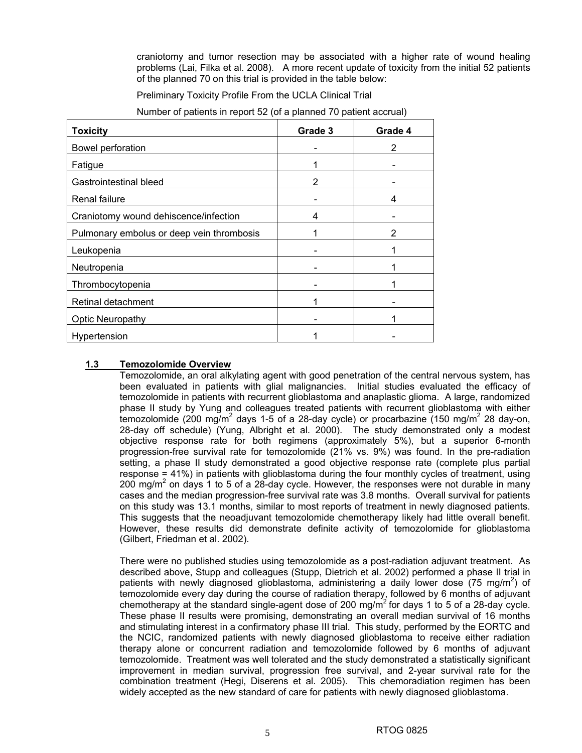craniotomy and tumor resection may be associated with a higher rate of wound healing problems (Lai, Filka et al. 2008). A more recent update of toxicity from the initial 52 patients of the planned 70 on this trial is provided in the table below:

Preliminary Toxicity Profile From the UCLA Clinical Trial

Number of patients in report 52 (of a planned 70 patient accrual)

| Toxicity | Grade 3 | Grade 4 |
|---|---|---|
| Bowel perforation | - | 2 |
| Fatigue | 1 | - |
| Gastrointestinal bleed | 2 | - |
| Renal failure | - | 4 |
| Craniotomy wound dehiscence/infection | 4 | - |
| Pulmonary embolus or deep vein thrombosis | 1 | 2 |
| Leukopenia | - | 1 |
| Neutropenia | - | 1 |
| Thrombocytopenia | - | 1 |
| Retinal detachment | 1 | - |
| Optic Neuropathy | - | 1 |
| Hypertension | 1 | - |

### 1.3 Temozolomide Overview

Temozolomide, an oral alkylating agent with good penetration of the central nervous system, has been evaluated in patients with glial malignancies. Initial studies evaluated the efficacy of temozolomide in patients with recurrent glioblastoma and anaplastic glioma. A large, randomized phase II study by Yung and colleagues treated patients with recurrent glioblastoma with either temozolomide (200 mg/m$^2$ days 1-5 of a 28-day cycle) or procarbazine (150 mg/m$^2$ 28 day-on, 28-day off schedule) (Yung, Albright et al. 2000). The study demonstrated only a modest objective response rate for both regimens (approximately 5%), but a superior 6-month progression-free survival rate for temozolomide (21% vs. 9%) was found. In the pre-radiation setting, a phase II study demonstrated a good objective response rate (complete plus partial response = 41%) in patients with glioblastoma during the four monthly cycles of treatment, using 200 mg/m$^2$ on days 1 to 5 of a 28-day cycle. However, the responses were not durable in many cases and the median progression-free survival rate was 3.8 months. Overall survival for patients on this study was 13.1 months, similar to most reports of treatment in newly diagnosed patients. This suggests that the neoadjuvant temozolomide chemotherapy likely had little overall benefit. However, these results did demonstrate definite activity of temozolomide for glioblastoma (Gilbert, Friedman et al. 2002).

There were no published studies using temozolomide as a post-radiation adjuvant treatment. As described above, Stupp and colleagues (Stupp, Dietrich et al. 2002) performed a phase II trial in patients with newly diagnosed glioblastoma, administering a daily lower dose (75 mg/m$^2$) of temozolomide every day during the course of radiation therapy, followed by 6 months of adjuvant chemotherapy at the standard single-agent dose of 200 mg/m$^2$ for days 1 to 5 of a 28-day cycle. These phase II results were promising, demonstrating an overall median survival of 16 months and stimulating interest in a confirmatory phase III trial. This study, performed by the EORTC and the NCIC, randomized patients with newly diagnosed glioblastoma to receive either radiation therapy alone or concurrent radiation and temozolomide followed by 6 months of adjuvant temozolomide. Treatment was well tolerated and the study demonstrated a statistically significant improvement in median survival, progression free survival, and 2-year survival rate for the combination treatment (Hegi, Diserens et al. 2005). This chemoradiation regimen has been widely accepted as the new standard of care for patients with newly diagnosed glioblastoma.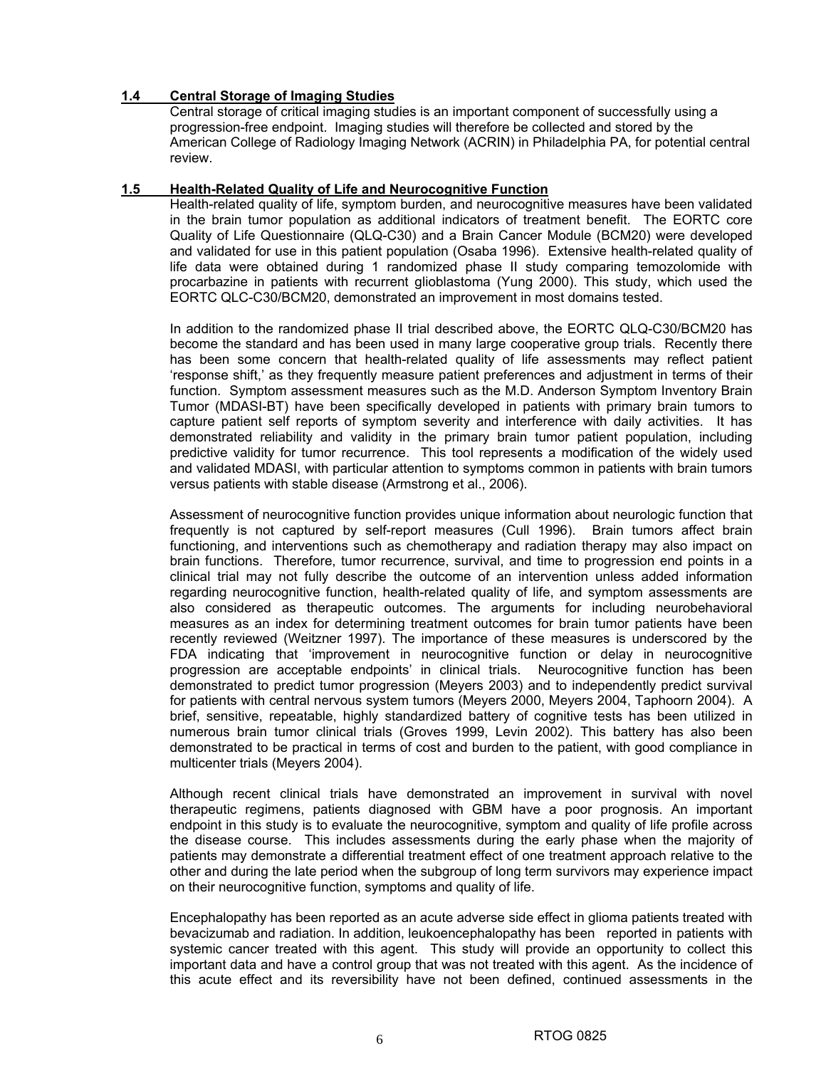### 1.4 Central Storage of Imaging Studies

Central storage of critical imaging studies is an important component of successfully using a progression-free endpoint. Imaging studies will therefore be collected and stored by the American College of Radiology Imaging Network (ACRIN) in Philadelphia PA, for potential central review.

### 1.5 Health-Related Quality of Life and Neurocognitive Function

Health-related quality of life, symptom burden, and neurocognitive measures have been validated in the brain tumor population as additional indicators of treatment benefit. The EORTC core Quality of Life Questionnaire (QLQ-C30) and a Brain Cancer Module (BCM20) were developed and validated for use in this patient population (Osaba 1996). Extensive health-related quality of life data were obtained during 1 randomized phase II study comparing temozolomide with procarbazine in patients with recurrent glioblastoma (Yung 2000). This study, which used the EORTC QLC-C30/BCM20, demonstrated an improvement in most domains tested.

In addition to the randomized phase II trial described above, the EORTC QLQ-C30/BCM20 has become the standard and has been used in many large cooperative group trials. Recently there has been some concern that health-related quality of life assessments may reflect patient 'response shift,' as they frequently measure patient preferences and adjustment in terms of their function. Symptom assessment measures such as the M.D. Anderson Symptom Inventory Brain Tumor (MDASI-BT) have been specifically developed in patients with primary brain tumors to capture patient self reports of symptom severity and interference with daily activities. It has demonstrated reliability and validity in the primary brain tumor patient population, including predictive validity for tumor recurrence. This tool represents a modification of the widely used and validated MDASI, with particular attention to symptoms common in patients with brain tumors versus patients with stable disease (Armstrong et al., 2006).

Assessment of neurocognitive function provides unique information about neurologic function that frequently is not captured by self-report measures (Cull 1996). Brain tumors affect brain functioning, and interventions such as chemotherapy and radiation therapy may also impact on brain functions. Therefore, tumor recurrence, survival, and time to progression end points in a clinical trial may not fully describe the outcome of an intervention unless added information regarding neurocognitive function, health-related quality of life, and symptom assessments are also considered as therapeutic outcomes. The arguments for including neurobehavioral measures as an index for determining treatment outcomes for brain tumor patients have been recently reviewed (Weitzner 1997). The importance of these measures is underscored by the FDA indicating that 'improvement in neurocognitive function or delay in neurocognitive progression are acceptable endpoints' in clinical trials. Neurocognitive function has been demonstrated to predict tumor progression (Meyers 2003) and to independently predict survival for patients with central nervous system tumors (Meyers 2000, Meyers 2004, Taphoorn 2004). A brief, sensitive, repeatable, highly standardized battery of cognitive tests has been utilized in numerous brain tumor clinical trials (Groves 1999, Levin 2002). This battery has also been demonstrated to be practical in terms of cost and burden to the patient, with good compliance in multicenter trials (Meyers 2004).

Although recent clinical trials have demonstrated an improvement in survival with novel therapeutic regimens, patients diagnosed with GBM have a poor prognosis. An important endpoint in this study is to evaluate the neurocognitive, symptom and quality of life profile across the disease course. This includes assessments during the early phase when the majority of patients may demonstrate a differential treatment effect of one treatment approach relative to the other and during the late period when the subgroup of long term survivors may experience impact on their neurocognitive function, symptoms and quality of life.

Encephalopathy has been reported as an acute adverse side effect in glioma patients treated with bevacizumab and radiation. In addition, leukoencephalopathy has been reported in patients with systemic cancer treated with this agent. This study will provide an opportunity to collect this important data and have a control group that was not treated with this agent. As the incidence of this acute effect and its reversibility have not been defined, continued assessments in the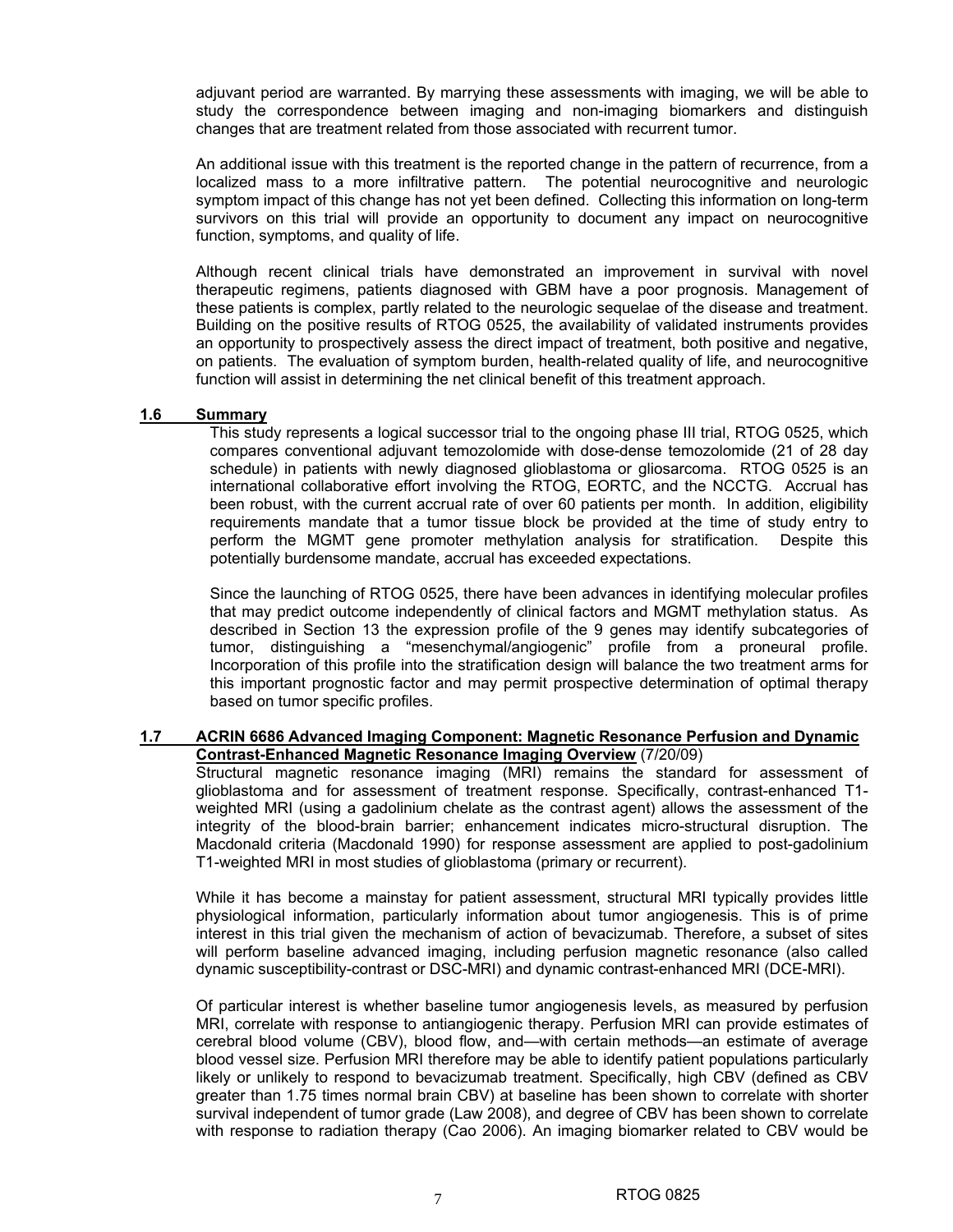adjuvant period are warranted. By marrying these assessments with imaging, we will be able to study the correspondence between imaging and non-imaging biomarkers and distinguish changes that are treatment related from those associated with recurrent tumor.

An additional issue with this treatment is the reported change in the pattern of recurrence, from a localized mass to a more infiltrative pattern. The potential neurocognitive and neurologic symptom impact of this change has not yet been defined. Collecting this information on long-term survivors on this trial will provide an opportunity to document any impact on neurocognitive function, symptoms, and quality of life.

Although recent clinical trials have demonstrated an improvement in survival with novel therapeutic regimens, patients diagnosed with GBM have a poor prognosis. Management of these patients is complex, partly related to the neurologic sequelae of the disease and treatment. Building on the positive results of RTOG 0525, the availability of validated instruments provides an opportunity to prospectively assess the direct impact of treatment, both positive and negative, on patients. The evaluation of symptom burden, health-related quality of life, and neurocognitive function will assist in determining the net clinical benefit of this treatment approach.

### 1.6 Summary

This study represents a logical successor trial to the ongoing phase III trial, RTOG 0525, which compares conventional adjuvant temozolomide with dose-dense temozolomide (21 of 28 day schedule) in patients with newly diagnosed glioblastoma or gliosarcoma. RTOG 0525 is an international collaborative effort involving the RTOG, EORTC, and the NCCTG. Accrual has been robust, with the current accrual rate of over 60 patients per month. In addition, eligibility requirements mandate that a tumor tissue block be provided at the time of study entry to perform the MGMT gene promoter methylation analysis for stratification. Despite this potentially burdensome mandate, accrual has exceeded expectations.

Since the launching of RTOG 0525, there have been advances in identifying molecular profiles that may predict outcome independently of clinical factors and MGMT methylation status. As described in Section 13 the expression profile of the 9 genes may identify subcategories of tumor, distinguishing a "mesenchymal/angiogenic" profile from a proneural profile. Incorporation of this profile into the stratification design will balance the two treatment arms for this important prognostic factor and may permit prospective determination of optimal therapy based on tumor specific profiles.

### 1.7 ACRIN 6686 Advanced Imaging Component: Magnetic Resonance Perfusion and Dynamic Contrast-Enhanced Magnetic Resonance Imaging Overview (7/20/09)

Structural magnetic resonance imaging (MRI) remains the standard for assessment of glioblastoma and for assessment of treatment response. Specifically, contrast-enhanced T1-weighted MRI (using a gadolinium chelate as the contrast agent) allows the assessment of the integrity of the blood-brain barrier; enhancement indicates micro-structural disruption. The Macdonald criteria (Macdonald 1990) for response assessment are applied to post-gadolinium T1-weighted MRI in most studies of glioblastoma (primary or recurrent).

While it has become a mainstay for patient assessment, structural MRI typically provides little physiological information, particularly information about tumor angiogenesis. This is of prime interest in this trial given the mechanism of action of bevacizumab. Therefore, a subset of sites will perform baseline advanced imaging, including perfusion magnetic resonance (also called dynamic susceptibility-contrast or DSC-MRI) and dynamic contrast-enhanced MRI (DCE-MRI).

Of particular interest is whether baseline tumor angiogenesis levels, as measured by perfusion MRI, correlate with response to antiangiogenic therapy. Perfusion MRI can provide estimates of cerebral blood volume (CBV), blood flow, and—with certain methods—an estimate of average blood vessel size. Perfusion MRI therefore may be able to identify patient populations particularly likely or unlikely to respond to bevacizumab treatment. Specifically, high CBV (defined as CBV greater than 1.75 times normal brain CBV) at baseline has been shown to correlate with shorter survival independent of tumor grade (Law 2008), and degree of CBV has been shown to correlate with response to radiation therapy (Cao 2006). An imaging biomarker related to CBV would be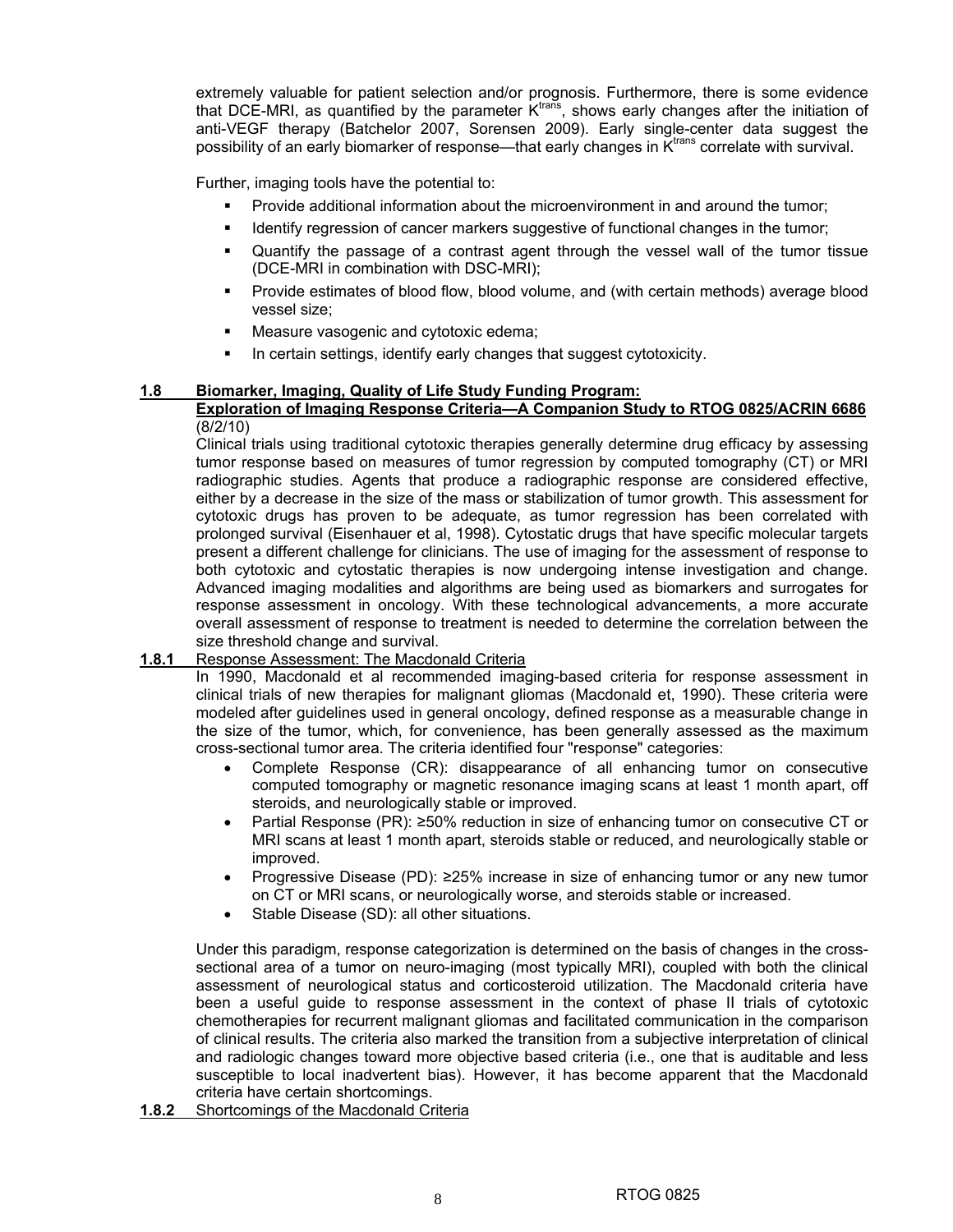extremely valuable for patient selection and/or prognosis. Furthermore, there is some evidence that DCE-MRI, as quantified by the parameter $K^{trans}$, shows early changes after the initiation of anti-VEGF therapy (Batchelor 2007, Sorensen 2009). Early single-center data suggest the possibility of an early biomarker of response—that early changes in $K^{trans}$ correlate with survival.

Further, imaging tools have the potential to:

- Provide additional information about the microenvironment in and around the tumor;
- Identify regression of cancer markers suggestive of functional changes in the tumor;
- Quantify the passage of a contrast agent through the vessel wall of the tumor tissue (DCE-MRI in combination with DSC-MRI);
- Provide estimates of blood flow, blood volume, and (with certain methods) average blood vessel size;
- Measure vasogenic and cytotoxic edema;
- In certain settings, identify early changes that suggest cytotoxicity.

## 1.8 Biomarker, Imaging, Quality of Life Study Funding Program: Exploration of Imaging Response Criteria—A Companion Study to RTOG 0825/ACRIN 6686

(8/2/10)

Clinical trials using traditional cytotoxic therapies generally determine drug efficacy by assessing tumor response based on measures of tumor regression by computed tomography (CT) or MRI radiographic studies. Agents that produce a radiographic response are considered effective, either by a decrease in the size of the mass or stabilization of tumor growth. This assessment for cytotoxic drugs has proven to be adequate, as tumor regression has been correlated with prolonged survival (Eisenhauer et al, 1998). Cytostatic drugs that have specific molecular targets present a different challenge for clinicians. The use of imaging for the assessment of response to both cytotoxic and cytostatic therapies is now undergoing intense investigation and change. Advanced imaging modalities and algorithms are being used as biomarkers and surrogates for response assessment in oncology. With these technological advancements, a more accurate overall assessment of response to treatment is needed to determine the correlation between the size threshold change and survival.

### 1.8.1 Response Assessment: The Macdonald Criteria

In 1990, Macdonald et al recommended imaging-based criteria for response assessment in clinical trials of new therapies for malignant gliomas (Macdonald et, 1990). These criteria were modeled after guidelines used in general oncology, defined response as a measurable change in the size of the tumor, which, for convenience, has been generally assessed as the maximum cross-sectional tumor area. The criteria identified four "response" categories:

- Complete Response (CR): disappearance of all enhancing tumor on consecutive computed tomography or magnetic resonance imaging scans at least 1 month apart, off steroids, and neurologically stable or improved.
- Partial Response (PR): ≥50% reduction in size of enhancing tumor on consecutive CT or MRI scans at least 1 month apart, steroids stable or reduced, and neurologically stable or improved.
- Progressive Disease (PD): ≥25% increase in size of enhancing tumor or any new tumor on CT or MRI scans, or neurologically worse, and steroids stable or increased.
- Stable Disease (SD): all other situations.

Under this paradigm, response categorization is determined on the basis of changes in the cross-sectional area of a tumor on neuro-imaging (most typically MRI), coupled with both the clinical assessment of neurological status and corticosteroid utilization. The Macdonald criteria have been a useful guide to response assessment in the context of phase II trials of cytotoxic chemotherapies for recurrent malignant gliomas and facilitated communication in the comparison of clinical results. The criteria also marked the transition from a subjective interpretation of clinical and radiologic changes toward more objective based criteria (i.e., one that is auditable and less susceptible to local inadvertent bias). However, it has become apparent that the Macdonald criteria have certain shortcomings.

### 1.8.2 Shortcomings of the Macdonald Criteria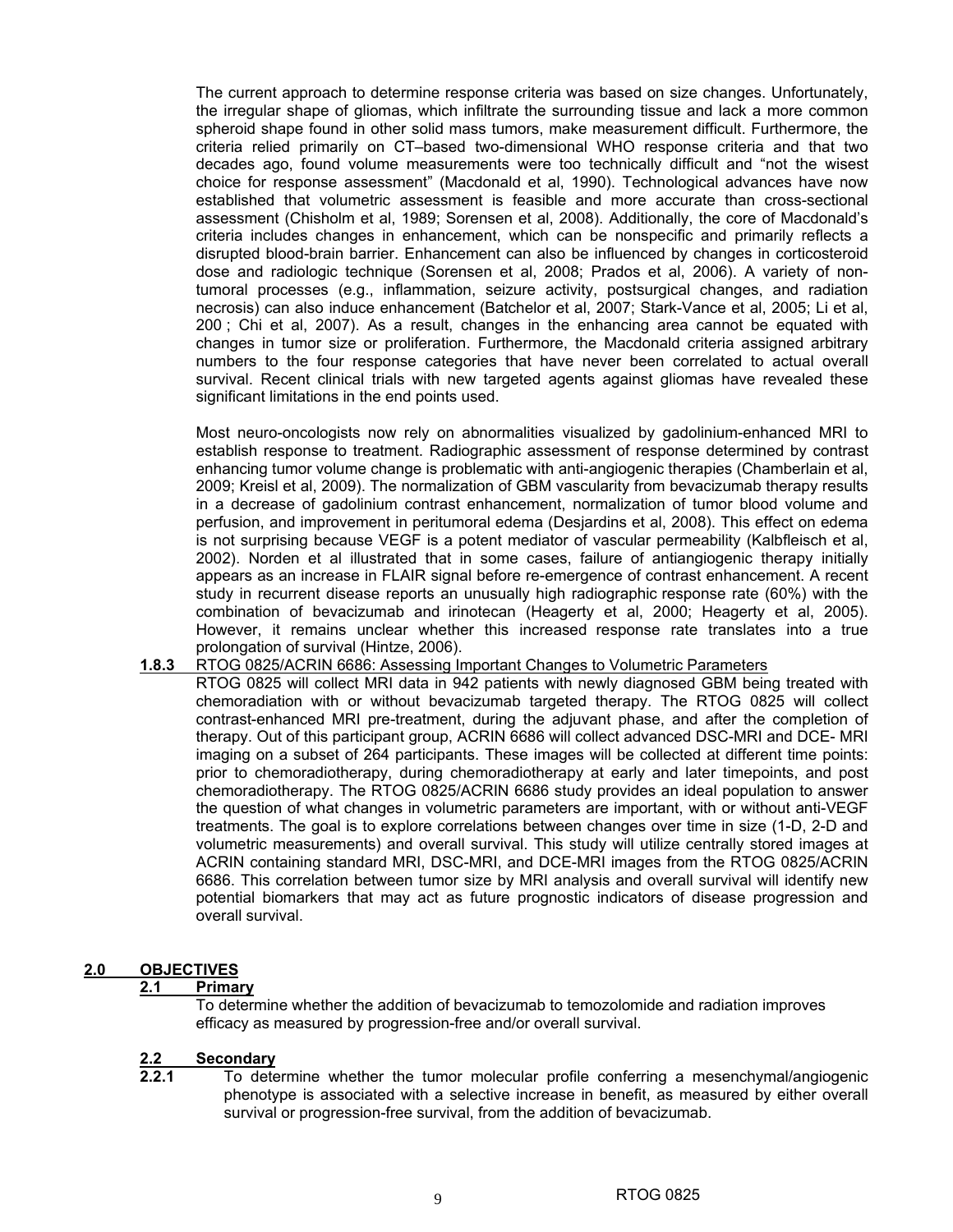The current approach to determine response criteria was based on size changes. Unfortunately, the irregular shape of gliomas, which infiltrate the surrounding tissue and lack a more common spheroid shape found in other solid mass tumors, make measurement difficult. Furthermore, the criteria relied primarily on CT–based two-dimensional WHO response criteria and that two decades ago, found volume measurements were too technically difficult and "not the wisest choice for response assessment" (Macdonald et al, 1990). Technological advances have now established that volumetric assessment is feasible and more accurate than cross-sectional assessment (Chisholm et al, 1989; Sorensen et al, 2008). Additionally, the core of Macdonald's criteria includes changes in enhancement, which can be nonspecific and primarily reflects a disrupted blood-brain barrier. Enhancement can also be influenced by changes in corticosteroid dose and radiologic technique (Sorensen et al, 2008; Prados et al, 2006). A variety of non-tumoral processes (e.g., inflammation, seizure activity, postsurgical changes, and radiation necrosis) can also induce enhancement (Batchelor et al, 2007; Stark-Vance et al, 2005; Li et al, 200 ; Chi et al, 2007). As a result, changes in the enhancing area cannot be equated with changes in tumor size or proliferation. Furthermore, the Macdonald criteria assigned arbitrary numbers to the four response categories that have never been correlated to actual overall survival. Recent clinical trials with new targeted agents against gliomas have revealed these significant limitations in the end points used.

Most neuro-oncologists now rely on abnormalities visualized by gadolinium-enhanced MRI to establish response to treatment. Radiographic assessment of response determined by contrast enhancing tumor volume change is problematic with anti-angiogenic therapies (Chamberlain et al, 2009; Kreisl et al, 2009). The normalization of GBM vascularity from bevacizumab therapy results in a decrease of gadolinium contrast enhancement, normalization of tumor blood volume and perfusion, and improvement in peritumoral edema (Desjardins et al, 2008). This effect on edema is not surprising because VEGF is a potent mediator of vascular permeability (Kalbfleisch et al, 2002). Norden et al illustrated that in some cases, failure of antiangiogenic therapy initially appears as an increase in FLAIR signal before re-emergence of contrast enhancement. A recent study in recurrent disease reports an unusually high radiographic response rate (60%) with the combination of bevacizumab and irinotecan (Heagerty et al, 2000; Heagerty et al, 2005). However, it remains unclear whether this increased response rate translates into a true prolongation of survival (Hintze, 2006).

**1.8.3** RTOG 0825/ACRIN 6686: Assessing Important Changes to Volumetric Parameters

RTOG 0825 will collect MRI data in 942 patients with newly diagnosed GBM being treated with chemoradiation with or without bevacizumab targeted therapy. The RTOG 0825 will collect contrast-enhanced MRI pre-treatment, during the adjuvant phase, and after the completion of therapy. Out of this participant group, ACRIN 6686 will collect advanced DSC-MRI and DCE- MRI imaging on a subset of 264 participants. These images will be collected at different time points: prior to chemoradiotherapy, during chemoradiotherapy at early and later timepoints, and post chemoradiotherapy. The RTOG 0825/ACRIN 6686 study provides an ideal population to answer the question of what changes in volumetric parameters are important, with or without anti-VEGF treatments. The goal is to explore correlations between changes over time in size (1-D, 2-D and volumetric measurements) and overall survival. This study will utilize centrally stored images at ACRIN containing standard MRI, DSC-MRI, and DCE-MRI images from the RTOG 0825/ACRIN 6686. This correlation between tumor size by MRI analysis and overall survival will identify new potential biomarkers that may act as future prognostic indicators of disease progression and overall survival.

## 2.0 OBJECTIVES

### 2.1 Primary

To determine whether the addition of bevacizumab to temozolomide and radiation improves efficacy as measured by progression-free and/or overall survival.

### 2.2 Secondary

**2.2.1** To determine whether the tumor molecular profile conferring a mesenchymal/angiogenic phenotype is associated with a selective increase in benefit, as measured by either overall survival or progression-free survival, from the addition of bevacizumab.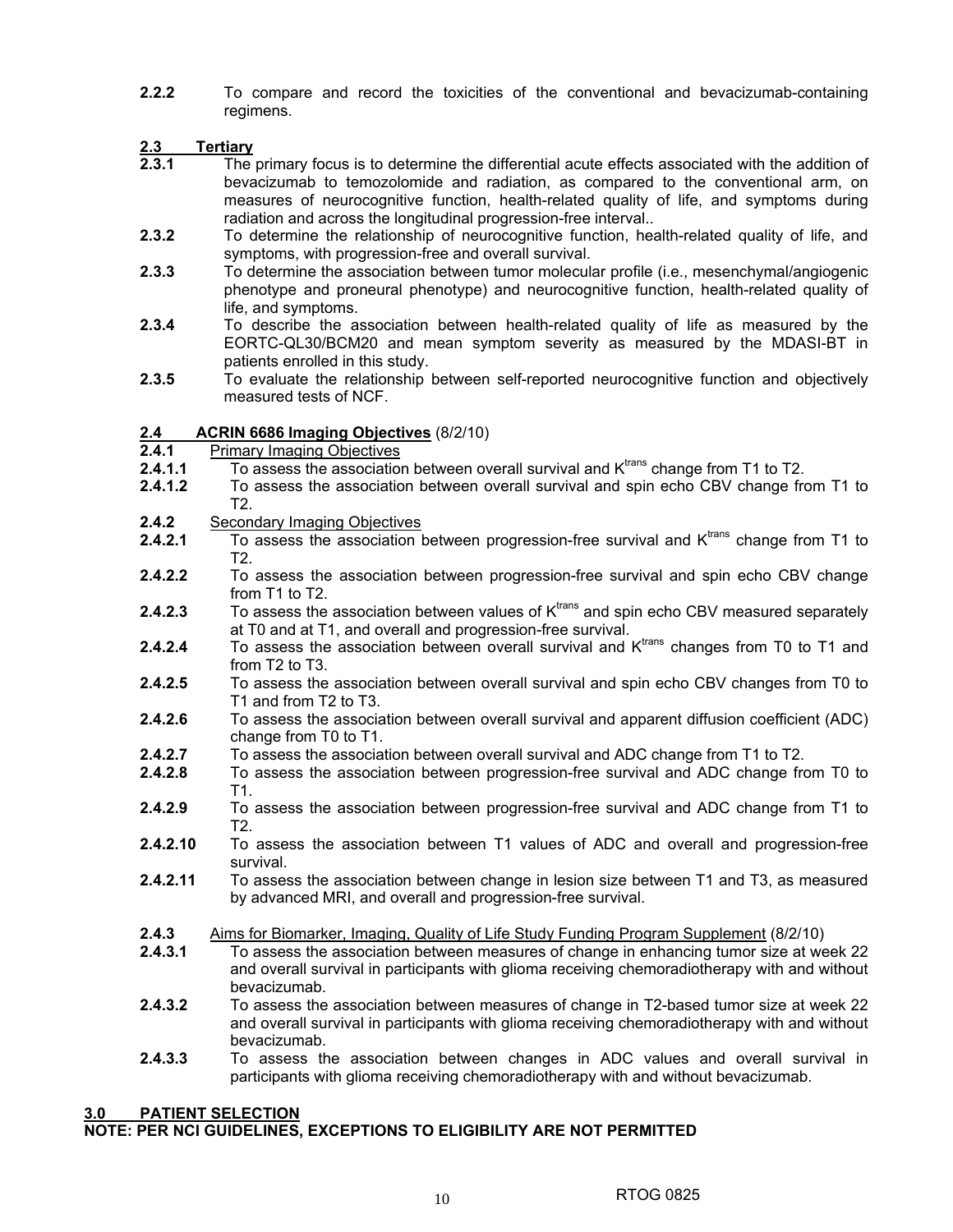**2.2.2** To compare and record the toxicities of the conventional and bevacizumab-containing regimens.

## 2.3 Tertiary

**2.3.1** The primary focus is to determine the differential acute effects associated with the addition of bevacizumab to temozolomide and radiation, as compared to the conventional arm, on measures of neurocognitive function, health-related quality of life, and symptoms during radiation and across the longitudinal progression-free interval..

**2.3.2** To determine the relationship of neurocognitive function, health-related quality of life, and symptoms, with progression-free and overall survival.

**2.3.3** To determine the association between tumor molecular profile (i.e., mesenchymal/angiogenic phenotype and proneural phenotype) and neurocognitive function, health-related quality of life, and symptoms.

**2.3.4** To describe the association between health-related quality of life as measured by the EORTC-QL30/BCM20 and mean symptom severity as measured by the MDASI-BT in patients enrolled in this study.

**2.3.5** To evaluate the relationship between self-reported neurocognitive function and objectively measured tests of NCF.

## 2.4 ACRIN 6686 Imaging Objectives (8/2/10)

**2.4.1** Primary Imaging Objectives

**2.4.1.1** To assess the association between overall survival and $K^{trans}$ change from T1 to T2.

**2.4.1.2** To assess the association between overall survival and spin echo CBV change from T1 to T2.

**2.4.2** Secondary Imaging Objectives

**2.4.2.1** To assess the association between progression-free survival and $K^{trans}$ change from T1 to T2.

**2.4.2.2** To assess the association between progression-free survival and spin echo CBV change from T1 to T2.

**2.4.2.3** To assess the association between values of $K^{trans}$ and spin echo CBV measured separately at T0 and at T1, and overall and progression-free survival.

**2.4.2.4** To assess the association between overall survival and $K^{trans}$ changes from T0 to T1 and from T2 to T3.

**2.4.2.5** To assess the association between overall survival and spin echo CBV changes from T0 to T1 and from T2 to T3.

**2.4.2.6** To assess the association between overall survival and apparent diffusion coefficient (ADC) change from T0 to T1.

**2.4.2.7** To assess the association between overall survival and ADC change from T1 to T2.

**2.4.2.8** To assess the association between progression-free survival and ADC change from T0 to T1.

**2.4.2.9** To assess the association between progression-free survival and ADC change from T1 to T2.

**2.4.2.10** To assess the association between T1 values of ADC and overall and progression-free survival.

**2.4.2.11** To assess the association between change in lesion size between T1 and T3, as measured by advanced MRI, and overall and progression-free survival.

**2.4.3** Aims for Biomarker, Imaging, Quality of Life Study Funding Program Supplement (8/2/10)

**2.4.3.1** To assess the association between measures of change in enhancing tumor size at week 22 and overall survival in participants with glioma receiving chemoradiotherapy with and without bevacizumab.

**2.4.3.2** To assess the association between measures of change in T2-based tumor size at week 22 and overall survival in participants with glioma receiving chemoradiotherapy with and without bevacizumab.

**2.4.3.3** To assess the association between changes in ADC values and overall survival in participants with glioma receiving chemoradiotherapy with and without bevacizumab.

# 3.0 PATIENT SELECTION

**NOTE: PER NCI GUIDELINES, EXCEPTIONS TO ELIGIBILITY ARE NOT PERMITTED**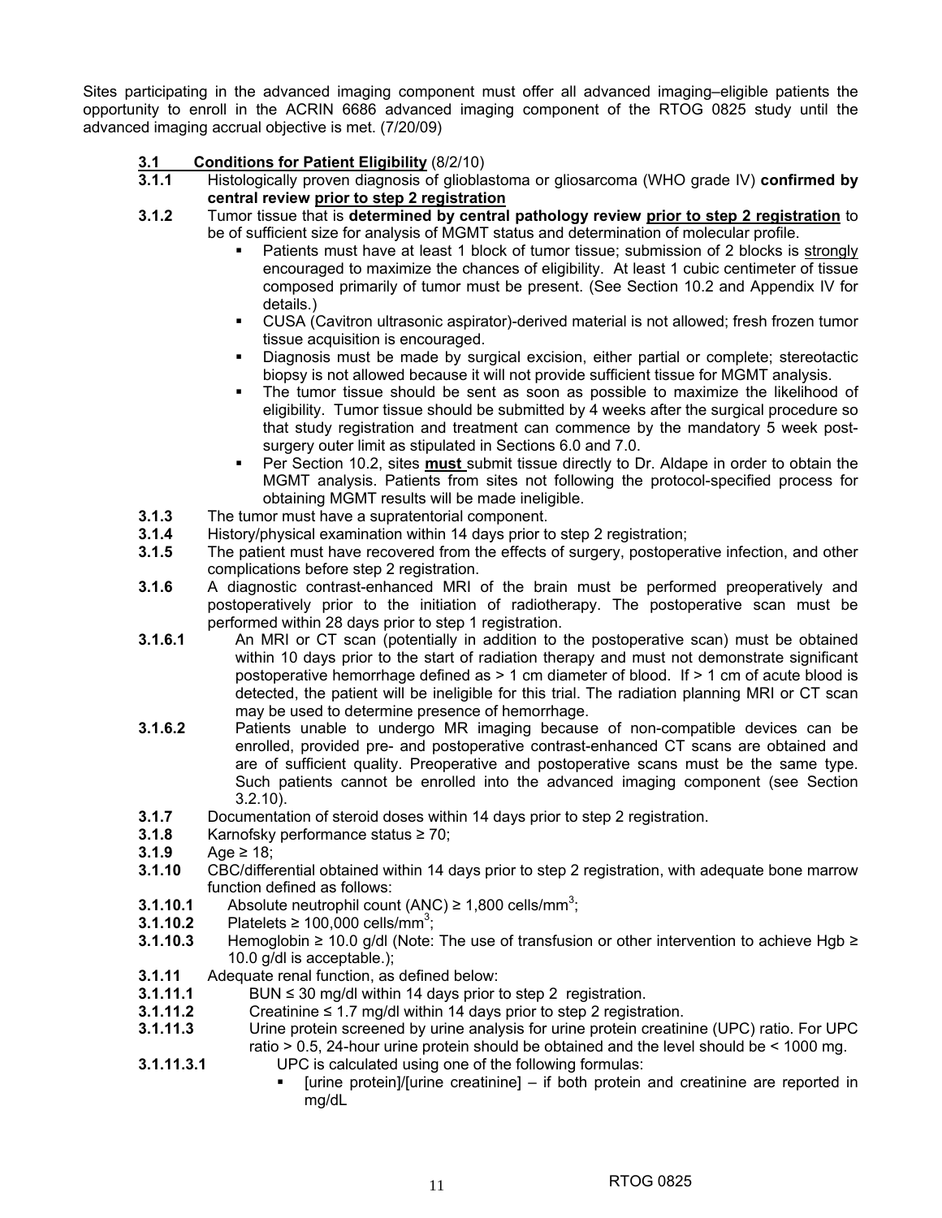Sites participating in the advanced imaging component must offer all advanced imaging–eligible patients the opportunity to enroll in the ACRIN 6686 advanced imaging component of the RTOG 0825 study until the advanced imaging accrual objective is met. (7/20/09)

### 3.1 Conditions for Patient Eligibility (8/2/10)

**3.1.1** Histologically proven diagnosis of glioblastoma or gliosarcoma (WHO grade IV) **confirmed by central review <u>prior to step 2 registration</u>**

**3.1.2** Tumor tissue that is **determined by central pathology review <u>prior to step 2 registration</u>** to be of sufficient size for analysis of MGMT status and determination of molecular profile.

- Patients must have at least 1 block of tumor tissue; submission of 2 blocks is <u>strongly</u> encouraged to maximize the chances of eligibility. At least 1 cubic centimeter of tissue composed primarily of tumor must be present. (See Section 10.2 and Appendix IV for details.)
- CUSA (Cavitron ultrasonic aspirator)-derived material is not allowed; fresh frozen tumor tissue acquisition is encouraged.
- Diagnosis must be made by surgical excision, either partial or complete; stereotactic biopsy is not allowed because it will not provide sufficient tissue for MGMT analysis.
- The tumor tissue should be sent as soon as possible to maximize the likelihood of eligibility. Tumor tissue should be submitted by 4 weeks after the surgical procedure so that study registration and treatment can commence by the mandatory 5 week post-surgery outer limit as stipulated in Sections 6.0 and 7.0.
- Per Section 10.2, sites **<u>must</u>** submit tissue directly to Dr. Aldape in order to obtain the MGMT analysis. Patients from sites not following the protocol-specified process for obtaining MGMT results will be made ineligible.

**3.1.3** The tumor must have a supratentorial component.

**3.1.4** History/physical examination within 14 days prior to step 2 registration;

**3.1.5** The patient must have recovered from the effects of surgery, postoperative infection, and other complications before step 2 registration.

**3.1.6** A diagnostic contrast-enhanced MRI of the brain must be performed preoperatively and postoperatively prior to the initiation of radiotherapy. The postoperative scan must be performed within 28 days prior to step 1 registration.

**3.1.6.1** An MRI or CT scan (potentially in addition to the postoperative scan) must be obtained within 10 days prior to the start of radiation therapy and must not demonstrate significant postoperative hemorrhage defined as > 1 cm diameter of blood. If > 1 cm of acute blood is detected, the patient will be ineligible for this trial. The radiation planning MRI or CT scan may be used to determine presence of hemorrhage.

**3.1.6.2** Patients unable to undergo MR imaging because of non-compatible devices can be enrolled, provided pre- and postoperative contrast-enhanced CT scans are obtained and are of sufficient quality. Preoperative and postoperative scans must be the same type. Such patients cannot be enrolled into the advanced imaging component (see Section 3.2.10).

**3.1.7** Documentation of steroid doses within 14 days prior to step 2 registration.

**3.1.8** Karnofsky performance status ≥ 70;

**3.1.9** Age ≥ 18;

**3.1.10** CBC/differential obtained within 14 days prior to step 2 registration, with adequate bone marrow function defined as follows:

**3.1.10.1** Absolute neutrophil count (ANC) ≥ 1,800 cells/mm$^3$;

**3.1.10.2** Platelets ≥ 100,000 cells/mm$^3$;

**3.1.10.3** Hemoglobin ≥ 10.0 g/dl (Note: The use of transfusion or other intervention to achieve Hgb ≥ 10.0 g/dl is acceptable.);

**3.1.11** Adequate renal function, as defined below:

**3.1.11.1** BUN ≤ 30 mg/dl within 14 days prior to step 2 registration.

**3.1.11.2** Creatinine ≤ 1.7 mg/dl within 14 days prior to step 2 registration.

**3.1.11.3** Urine protein screened by urine analysis for urine protein creatinine (UPC) ratio. For UPC ratio > 0.5, 24-hour urine protein should be obtained and the level should be < 1000 mg.

**3.1.11.3.1** UPC is calculated using one of the following formulas:

- [urine protein]/[urine creatinine] – if both protein and creatinine are reported in mg/dL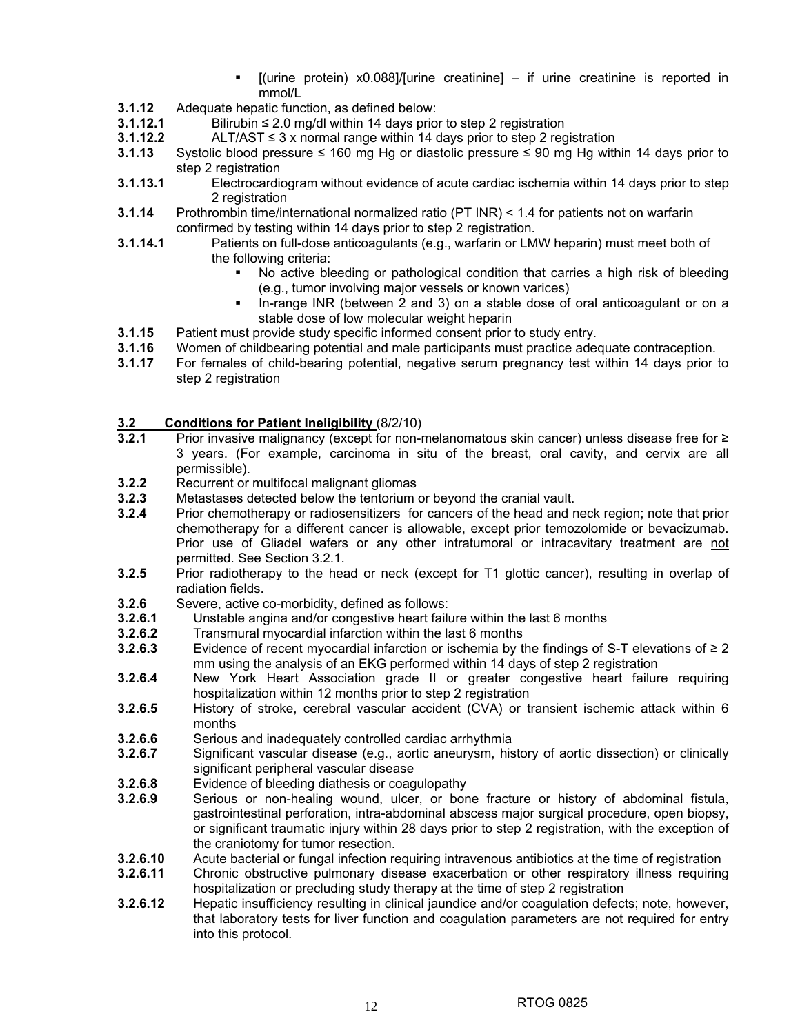- [(urine protein) x0.088]/[urine creatinine] – if urine creatinine is reported in mmol/L

**3.1.12** Adequate hepatic function, as defined below:

**3.1.12.1** Bilirubin ≤ 2.0 mg/dl within 14 days prior to step 2 registration

**3.1.12.2** ALT/AST ≤ 3 x normal range within 14 days prior to step 2 registration

**3.1.13** Systolic blood pressure ≤ 160 mg Hg or diastolic pressure ≤ 90 mg Hg within 14 days prior to step 2 registration

**3.1.13.1** Electrocardiogram without evidence of acute cardiac ischemia within 14 days prior to step 2 registration

**3.1.14** Prothrombin time/international normalized ratio (PT INR) < 1.4 for patients not on warfarin confirmed by testing within 14 days prior to step 2 registration.

**3.1.14.1** Patients on full-dose anticoagulants (e.g., warfarin or LMW heparin) must meet both of the following criteria:

- No active bleeding or pathological condition that carries a high risk of bleeding (e.g., tumor involving major vessels or known varices)
- In-range INR (between 2 and 3) on a stable dose of oral anticoagulant or on a stable dose of low molecular weight heparin

**3.1.15** Patient must provide study specific informed consent prior to study entry.

**3.1.16** Women of childbearing potential and male participants must practice adequate contraception.

**3.1.17** For females of child-bearing potential, negative serum pregnancy test within 14 days prior to step 2 registration

## 3.2 Conditions for Patient Ineligibility (8/2/10)

**3.2.1** Prior invasive malignancy (except for non-melanomatous skin cancer) unless disease free for ≥ 3 years. (For example, carcinoma in situ of the breast, oral cavity, and cervix are all permissible).

**3.2.2** Recurrent or multifocal malignant gliomas

**3.2.3** Metastases detected below the tentorium or beyond the cranial vault.

**3.2.4** Prior chemotherapy or radiosensitizers for cancers of the head and neck region; note that prior chemotherapy for a different cancer is allowable, except prior temozolomide or bevacizumab. Prior use of Gliadel wafers or any other intratumoral or intracavitary treatment are not permitted. See Section 3.2.1.

**3.2.5** Prior radiotherapy to the head or neck (except for T1 glottic cancer), resulting in overlap of radiation fields.

**3.2.6** Severe, active co-morbidity, defined as follows:

**3.2.6.1** Unstable angina and/or congestive heart failure within the last 6 months

**3.2.6.2** Transmural myocardial infarction within the last 6 months

**3.2.6.3** Evidence of recent myocardial infarction or ischemia by the findings of S-T elevations of ≥ 2 mm using the analysis of an EKG performed within 14 days of step 2 registration

**3.2.6.4** New York Heart Association grade II or greater congestive heart failure requiring hospitalization within 12 months prior to step 2 registration

**3.2.6.5** History of stroke, cerebral vascular accident (CVA) or transient ischemic attack within 6 months

**3.2.6.6** Serious and inadequately controlled cardiac arrhythmia

**3.2.6.7** Significant vascular disease (e.g., aortic aneurysm, history of aortic dissection) or clinically significant peripheral vascular disease

**3.2.6.8** Evidence of bleeding diathesis or coagulopathy

**3.2.6.9** Serious or non-healing wound, ulcer, or bone fracture or history of abdominal fistula, gastrointestinal perforation, intra-abdominal abscess major surgical procedure, open biopsy, or significant traumatic injury within 28 days prior to step 2 registration, with the exception of the craniotomy for tumor resection.

**3.2.6.10** Acute bacterial or fungal infection requiring intravenous antibiotics at the time of registration

**3.2.6.11** Chronic obstructive pulmonary disease exacerbation or other respiratory illness requiring hospitalization or precluding study therapy at the time of step 2 registration

**3.2.6.12** Hepatic insufficiency resulting in clinical jaundice and/or coagulation defects; note, however, that laboratory tests for liver function and coagulation parameters are not required for entry into this protocol.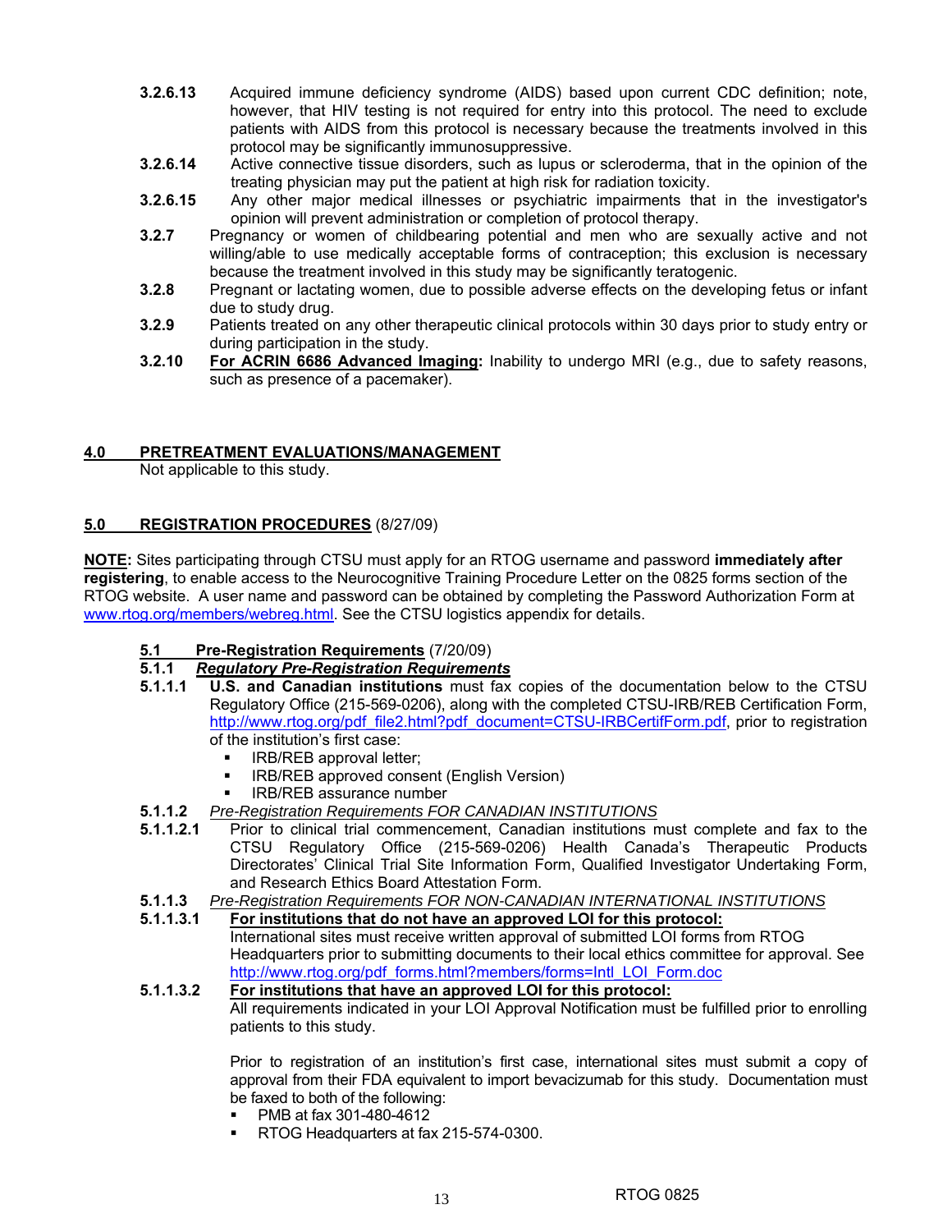**3.2.6.13** Acquired immune deficiency syndrome (AIDS) based upon current CDC definition; note, however, that HIV testing is not required for entry into this protocol. The need to exclude patients with AIDS from this protocol is necessary because the treatments involved in this protocol may be significantly immunosuppressive.

**3.2.6.14** Active connective tissue disorders, such as lupus or scleroderma, that in the opinion of the treating physician may put the patient at high risk for radiation toxicity.

**3.2.6.15** Any other major medical illnesses or psychiatric impairments that in the investigator's opinion will prevent administration or completion of protocol therapy.

**3.2.7** Pregnancy or women of childbearing potential and men who are sexually active and not willing/able to use medically acceptable forms of contraception; this exclusion is necessary because the treatment involved in this study may be significantly teratogenic.

**3.2.8** Pregnant or lactating women, due to possible adverse effects on the developing fetus or infant due to study drug.

**3.2.9** Patients treated on any other therapeutic clinical protocols within 30 days prior to study entry or during participation in the study.

**3.2.10** **For ACRIN 6686 Advanced Imaging:** Inability to undergo MRI (e.g., due to safety reasons, such as presence of a pacemaker).

## 4.0 PRETREATMENT EVALUATIONS/MANAGEMENT

Not applicable to this study.

## 5.0 REGISTRATION PROCEDURES (8/27/09)

**NOTE:** Sites participating through CTSU must apply for an RTOG username and password **immediately after registering**, to enable access to the Neurocognitive Training Procedure Letter on the 0825 forms section of the RTOG website. A user name and password can be obtained by completing the Password Authorization Form at www.rtog.org/members/webreg.html. See the CTSU logistics appendix for details.

### 5.1 Pre-Registration Requirements (7/20/09)

#### 5.1.1 *Regulatory Pre-Registration Requirements*

**5.1.1.1** **U.S. and Canadian institutions** must fax copies of the documentation below to the CTSU Regulatory Office (215-569-0206), along with the completed CTSU-IRB/REB Certification Form, http://www.rtog.org/pdf_file2.html?pdf_document=CTSU-IRBCertifForm.pdf, prior to registration of the institution's first case:

- IRB/REB approval letter;
- IRB/REB approved consent (English Version)
- IRB/REB assurance number

**5.1.1.2** *Pre-Registration Requirements FOR CANADIAN INSTITUTIONS*

**5.1.1.2.1** Prior to clinical trial commencement, Canadian institutions must complete and fax to the CTSU Regulatory Office (215-569-0206) Health Canada's Therapeutic Products Directorates' Clinical Trial Site Information Form, Qualified Investigator Undertaking Form, and Research Ethics Board Attestation Form.

**5.1.1.3** *Pre-Registration Requirements FOR NON-CANADIAN INTERNATIONAL INSTITUTIONS*

**5.1.1.3.1** **For institutions that do not have an approved LOI for this protocol:**
International sites must receive written approval of submitted LOI forms from RTOG Headquarters prior to submitting documents to their local ethics committee for approval. See http://www.rtog.org/pdf_forms.html?members/forms=Intl_LOI_Form.doc

**5.1.1.3.2** **For institutions that have an approved LOI for this protocol:**
All requirements indicated in your LOI Approval Notification must be fulfilled prior to enrolling patients to this study.

Prior to registration of an institution's first case, international sites must submit a copy of approval from their FDA equivalent to import bevacizumab for this study. Documentation must be faxed to both of the following:

- PMB at fax 301-480-4612
- RTOG Headquarters at fax 215-574-0300.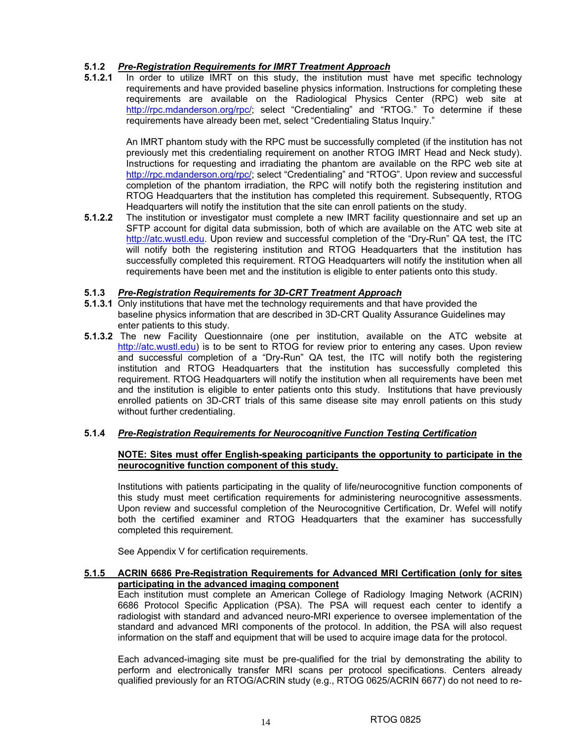#### 5.1.2 *Pre-Registration Requirements for IMRT Treatment Approach*

**5.1.2.1** In order to utilize IMRT on this study, the institution must have met specific technology requirements and have provided baseline physics information. Instructions for completing these requirements are available on the Radiological Physics Center (RPC) web site at http://rpc.mdanderson.org/rpc/; select "Credentialing" and "RTOG." To determine if these requirements have already been met, select "Credentialing Status Inquiry."

An IMRT phantom study with the RPC must be successfully completed (if the institution has not previously met this credentialing requirement on another RTOG IMRT Head and Neck study). Instructions for requesting and irradiating the phantom are available on the RPC web site at http://rpc.mdanderson.org/rpc/; select "Credentialing" and "RTOG". Upon review and successful completion of the phantom irradiation, the RPC will notify both the registering institution and RTOG Headquarters that the institution has completed this requirement. Subsequently, RTOG Headquarters will notify the institution that the site can enroll patients on the study.

**5.1.2.2** The institution or investigator must complete a new IMRT facility questionnaire and set up an SFTP account for digital data submission, both of which are available on the ATC web site at http://atc.wustl.edu. Upon review and successful completion of the "Dry-Run" QA test, the ITC will notify both the registering institution and RTOG Headquarters that the institution has successfully completed this requirement. RTOG Headquarters will notify the institution when all requirements have been met and the institution is eligible to enter patients onto this study.

#### 5.1.3 *Pre-Registration Requirements for 3D-CRT Treatment Approach*

**5.1.3.1** Only institutions that have met the technology requirements and that have provided the baseline physics information that are described in 3D-CRT Quality Assurance Guidelines may enter patients to this study.

**5.1.3.2** The new Facility Questionnaire (one per institution, available on the ATC website at http://atc.wustl.edu) is to be sent to RTOG for review prior to entering any cases. Upon review and successful completion of a "Dry-Run" QA test, the ITC will notify both the registering institution and RTOG Headquarters that the institution has successfully completed this requirement. RTOG Headquarters will notify the institution when all requirements have been met and the institution is eligible to enter patients onto this study. Institutions that have previously enrolled patients on 3D-CRT trials of this same disease site may enroll patients on this study without further credentialing.

#### 5.1.4 *Pre-Registration Requirements for Neurocognitive Function Testing Certification*

**NOTE: Sites must offer English-speaking participants the opportunity to participate in the neurocognitive function component of this study.**

Institutions with patients participating in the quality of life/neurocognitive function components of this study must meet certification requirements for administering neurocognitive assessments. Upon review and successful completion of the Neurocognitive Certification, Dr. Wefel will notify both the certified examiner and RTOG Headquarters that the examiner has successfully completed this requirement.

See Appendix V for certification requirements.

#### 5.1.5 ACRIN 6686 Pre-Registration Requirements for Advanced MRI Certification (only for sites participating in the advanced imaging component)

Each institution must complete an American College of Radiology Imaging Network (ACRIN) 6686 Protocol Specific Application (PSA). The PSA will request each center to identify a radiologist with standard and advanced neuro-MRI experience to oversee implementation of the standard and advanced MRI components of the protocol. In addition, the PSA will also request information on the staff and equipment that will be used to acquire image data for the protocol.

Each advanced-imaging site must be pre-qualified for the trial by demonstrating the ability to perform and electronically transfer MRI scans per protocol specifications. Centers already qualified previously for an RTOG/ACRIN study (e.g., RTOG 0625/ACRIN 6677) do not need to re-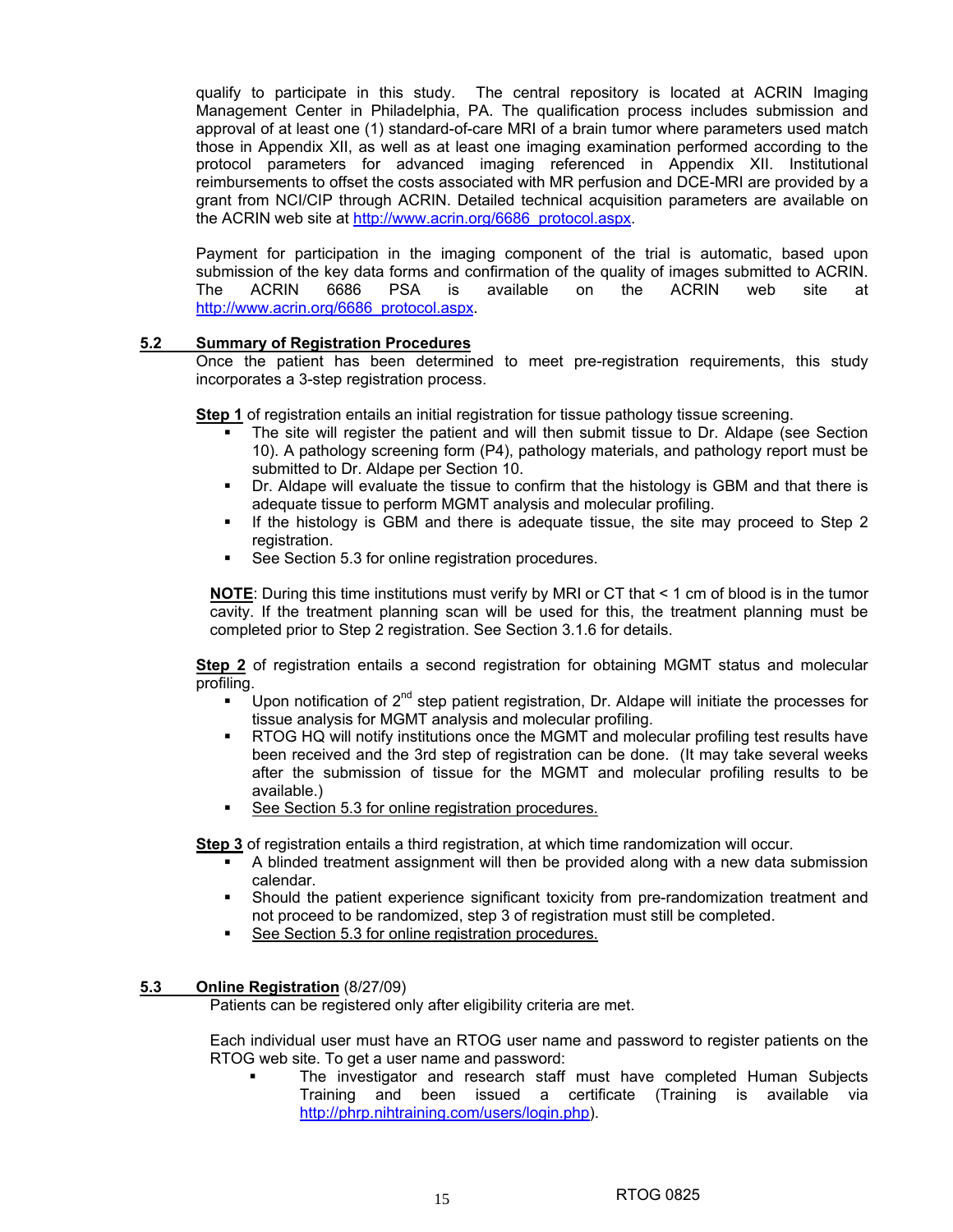qualify to participate in this study. The central repository is located at ACRIN Imaging Management Center in Philadelphia, PA. The qualification process includes submission and approval of at least one (1) standard-of-care MRI of a brain tumor where parameters used match those in Appendix XII, as well as at least one imaging examination performed according to the protocol parameters for advanced imaging referenced in Appendix XII. Institutional reimbursements to offset the costs associated with MR perfusion and DCE-MRI are provided by a grant from NCI/CIP through ACRIN. Detailed technical acquisition parameters are available on the ACRIN web site at http://www.acrin.org/6686_protocol.aspx.

Payment for participation in the imaging component of the trial is automatic, based upon submission of the key data forms and confirmation of the quality of images submitted to ACRIN. The ACRIN 6686 PSA is available on the ACRIN web site at http://www.acrin.org/6686_protocol.aspx.

### 5.2 Summary of Registration Procedures

Once the patient has been determined to meet pre-registration requirements, this study incorporates a 3-step registration process.

**Step 1** of registration entails an initial registration for tissue pathology tissue screening.

- The site will register the patient and will then submit tissue to Dr. Aldape (see Section 10). A pathology screening form (P4), pathology materials, and pathology report must be submitted to Dr. Aldape per Section 10.
- Dr. Aldape will evaluate the tissue to confirm that the histology is GBM and that there is adequate tissue to perform MGMT analysis and molecular profiling.
- If the histology is GBM and there is adequate tissue, the site may proceed to Step 2 registration.
- See Section 5.3 for online registration procedures.

**NOTE**: During this time institutions must verify by MRI or CT that < 1 cm of blood is in the tumor cavity. If the treatment planning scan will be used for this, the treatment planning must be completed prior to Step 2 registration. See Section 3.1.6 for details.

**Step 2** of registration entails a second registration for obtaining MGMT status and molecular profiling.

- Upon notification of 2nd step patient registration, Dr. Aldape will initiate the processes for tissue analysis for MGMT analysis and molecular profiling.
- RTOG HQ will notify institutions once the MGMT and molecular profiling test results have been received and the 3rd step of registration can be done. (It may take several weeks after the submission of tissue for the MGMT and molecular profiling results to be available.)
- See Section 5.3 for online registration procedures.

**Step 3** of registration entails a third registration, at which time randomization will occur.

- A blinded treatment assignment will then be provided along with a new data submission calendar.
- Should the patient experience significant toxicity from pre-randomization treatment and not proceed to be randomized, step 3 of registration must still be completed.
- See Section 5.3 for online registration procedures.

### 5.3 Online Registration (8/27/09)

Patients can be registered only after eligibility criteria are met.

Each individual user must have an RTOG user name and password to register patients on the RTOG web site. To get a user name and password:

- The investigator and research staff must have completed Human Subjects Training and been issued a certificate (Training is available via http://phrp.nihtraining.com/users/login.php).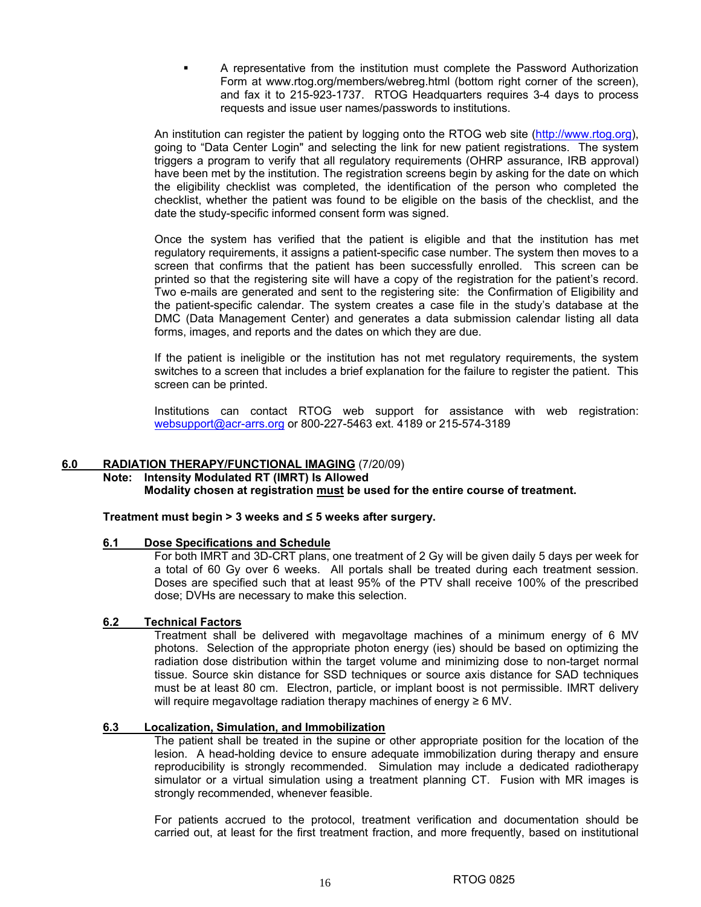- A representative from the institution must complete the Password Authorization Form at www.rtog.org/members/webreg.html (bottom right corner of the screen), and fax it to 215-923-1737. RTOG Headquarters requires 3-4 days to process requests and issue user names/passwords to institutions.

An institution can register the patient by logging onto the RTOG web site (http://www.rtog.org), going to "Data Center Login" and selecting the link for new patient registrations. The system triggers a program to verify that all regulatory requirements (OHRP assurance, IRB approval) have been met by the institution. The registration screens begin by asking for the date on which the eligibility checklist was completed, the identification of the person who completed the checklist, whether the patient was found to be eligible on the basis of the checklist, and the date the study-specific informed consent form was signed.

Once the system has verified that the patient is eligible and that the institution has met regulatory requirements, it assigns a patient-specific case number. The system then moves to a screen that confirms that the patient has been successfully enrolled. This screen can be printed so that the registering site will have a copy of the registration for the patient's record. Two e-mails are generated and sent to the registering site: the Confirmation of Eligibility and the patient-specific calendar. The system creates a case file in the study's database at the DMC (Data Management Center) and generates a data submission calendar listing all data forms, images, and reports and the dates on which they are due.

If the patient is ineligible or the institution has not met regulatory requirements, the system switches to a screen that includes a brief explanation for the failure to register the patient. This screen can be printed.

Institutions can contact RTOG web support for assistance with web registration: websupport@acr-arrs.org or 800-227-5463 ext. 4189 or 215-574-3189

## 6.0 RADIATION THERAPY/FUNCTIONAL IMAGING (7/20/09)

**Note: Intensity Modulated RT (IMRT) Is Allowed**
**Modality chosen at registration must be used for the entire course of treatment.**

**Treatment must begin > 3 weeks and ≤ 5 weeks after surgery.**

### 6.1 Dose Specifications and Schedule

For both IMRT and 3D-CRT plans, one treatment of 2 Gy will be given daily 5 days per week for a total of 60 Gy over 6 weeks. All portals shall be treated during each treatment session. Doses are specified such that at least 95% of the PTV shall receive 100% of the prescribed dose; DVHs are necessary to make this selection.

### 6.2 Technical Factors

Treatment shall be delivered with megavoltage machines of a minimum energy of 6 MV photons. Selection of the appropriate photon energy (ies) should be based on optimizing the radiation dose distribution within the target volume and minimizing dose to non-target normal tissue. Source skin distance for SSD techniques or source axis distance for SAD techniques must be at least 80 cm. Electron, particle, or implant boost is not permissible. IMRT delivery will require megavoltage radiation therapy machines of energy ≥ 6 MV.

### 6.3 Localization, Simulation, and Immobilization

The patient shall be treated in the supine or other appropriate position for the location of the lesion. A head-holding device to ensure adequate immobilization during therapy and ensure reproducibility is strongly recommended. Simulation may include a dedicated radiotherapy simulator or a virtual simulation using a treatment planning CT. Fusion with MR images is strongly recommended, whenever feasible.

For patients accrued to the protocol, treatment verification and documentation should be carried out, at least for the first treatment fraction, and more frequently, based on institutional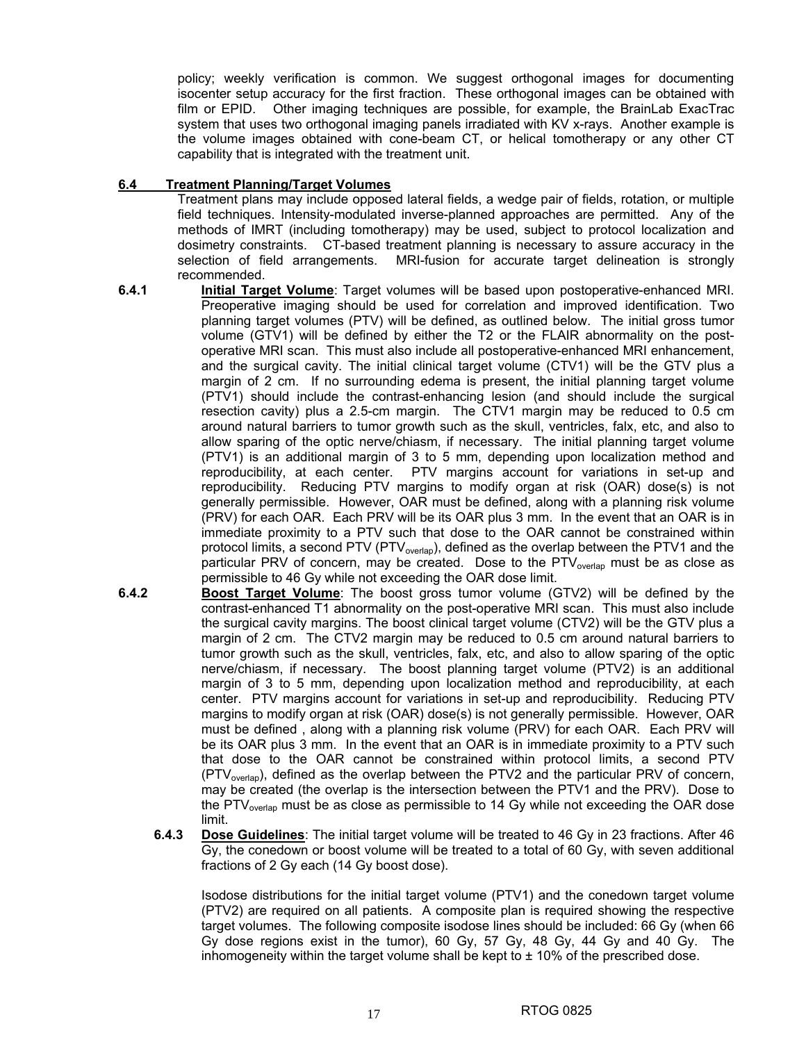policy; weekly verification is common. We suggest orthogonal images for documenting isocenter setup accuracy for the first fraction. These orthogonal images can be obtained with film or EPID. Other imaging techniques are possible, for example, the BrainLab ExacTrac system that uses two orthogonal imaging panels irradiated with KV x-rays. Another example is the volume images obtained with cone-beam CT, or helical tomotherapy or any other CT capability that is integrated with the treatment unit.

## 6.4 Treatment Planning/Target Volumes

Treatment plans may include opposed lateral fields, a wedge pair of fields, rotation, or multiple field techniques. Intensity-modulated inverse-planned approaches are permitted. Any of the methods of IMRT (including tomotherapy) may be used, subject to protocol localization and dosimetry constraints. CT-based treatment planning is necessary to assure accuracy in the selection of field arrangements. MRI-fusion for accurate target delineation is strongly recommended.

**6.4.1** **Initial Target Volume**: Target volumes will be based upon postoperative-enhanced MRI. Preoperative imaging should be used for correlation and improved identification. Two planning target volumes (PTV) will be defined, as outlined below. The initial gross tumor volume (GTV1) will be defined by either the T2 or the FLAIR abnormality on the post-operative MRI scan. This must also include all postoperative-enhanced MRI enhancement, and the surgical cavity. The initial clinical target volume (CTV1) will be the GTV plus a margin of 2 cm. If no surrounding edema is present, the initial planning target volume (PTV1) should include the contrast-enhancing lesion (and should include the surgical resection cavity) plus a 2.5-cm margin. The CTV1 margin may be reduced to 0.5 cm around natural barriers to tumor growth such as the skull, ventricles, falx, etc, and also to allow sparing of the optic nerve/chiasm, if necessary. The initial planning target volume (PTV1) is an additional margin of 3 to 5 mm, depending upon localization method and reproducibility, at each center. PTV margins account for variations in set-up and reproducibility. Reducing PTV margins to modify organ at risk (OAR) dose(s) is not generally permissible. However, OAR must be defined, along with a planning risk volume (PRV) for each OAR. Each PRV will be its OAR plus 3 mm. In the event that an OAR is in immediate proximity to a PTV such that dose to the OAR cannot be constrained within protocol limits, a second PTV ($PTV_{overlap}$), defined as the overlap between the PTV1 and the particular PRV of concern, may be created. Dose to the $PTV_{overlap}$ must be as close as permissible to 46 Gy while not exceeding the OAR dose limit.

**6.4.2** **Boost Target Volume**: The boost gross tumor volume (GTV2) will be defined by the contrast-enhanced T1 abnormality on the post-operative MRI scan. This must also include the surgical cavity margins. The boost clinical target volume (CTV2) will be the GTV plus a margin of 2 cm. The CTV2 margin may be reduced to 0.5 cm around natural barriers to tumor growth such as the skull, ventricles, falx, etc, and also to allow sparing of the optic nerve/chiasm, if necessary. The boost planning target volume (PTV2) is an additional margin of 3 to 5 mm, depending upon localization method and reproducibility, at each center. PTV margins account for variations in set-up and reproducibility. Reducing PTV margins to modify organ at risk (OAR) dose(s) is not generally permissible. However, OAR must be defined , along with a planning risk volume (PRV) for each OAR. Each PRV will be its OAR plus 3 mm. In the event that an OAR is in immediate proximity to a PTV such that dose to the OAR cannot be constrained within protocol limits, a second PTV ($PTV_{overlap}$), defined as the overlap between the PTV2 and the particular PRV of concern, may be created (the overlap is the intersection between the PTV1 and the PRV). Dose to the $PTV_{overlap}$ must be as close as permissible to 14 Gy while not exceeding the OAR dose limit.

**6.4.3** **Dose Guidelines**: The initial target volume will be treated to 46 Gy in 23 fractions. After 46 Gy, the conedown or boost volume will be treated to a total of 60 Gy, with seven additional fractions of 2 Gy each (14 Gy boost dose).

Isodose distributions for the initial target volume (PTV1) and the conedown target volume (PTV2) are required on all patients. A composite plan is required showing the respective target volumes. The following composite isodose lines should be included: 66 Gy (when 66 Gy dose regions exist in the tumor), 60 Gy, 57 Gy, 48 Gy, 44 Gy and 40 Gy. The inhomogeneity within the target volume shall be kept to ± 10% of the prescribed dose.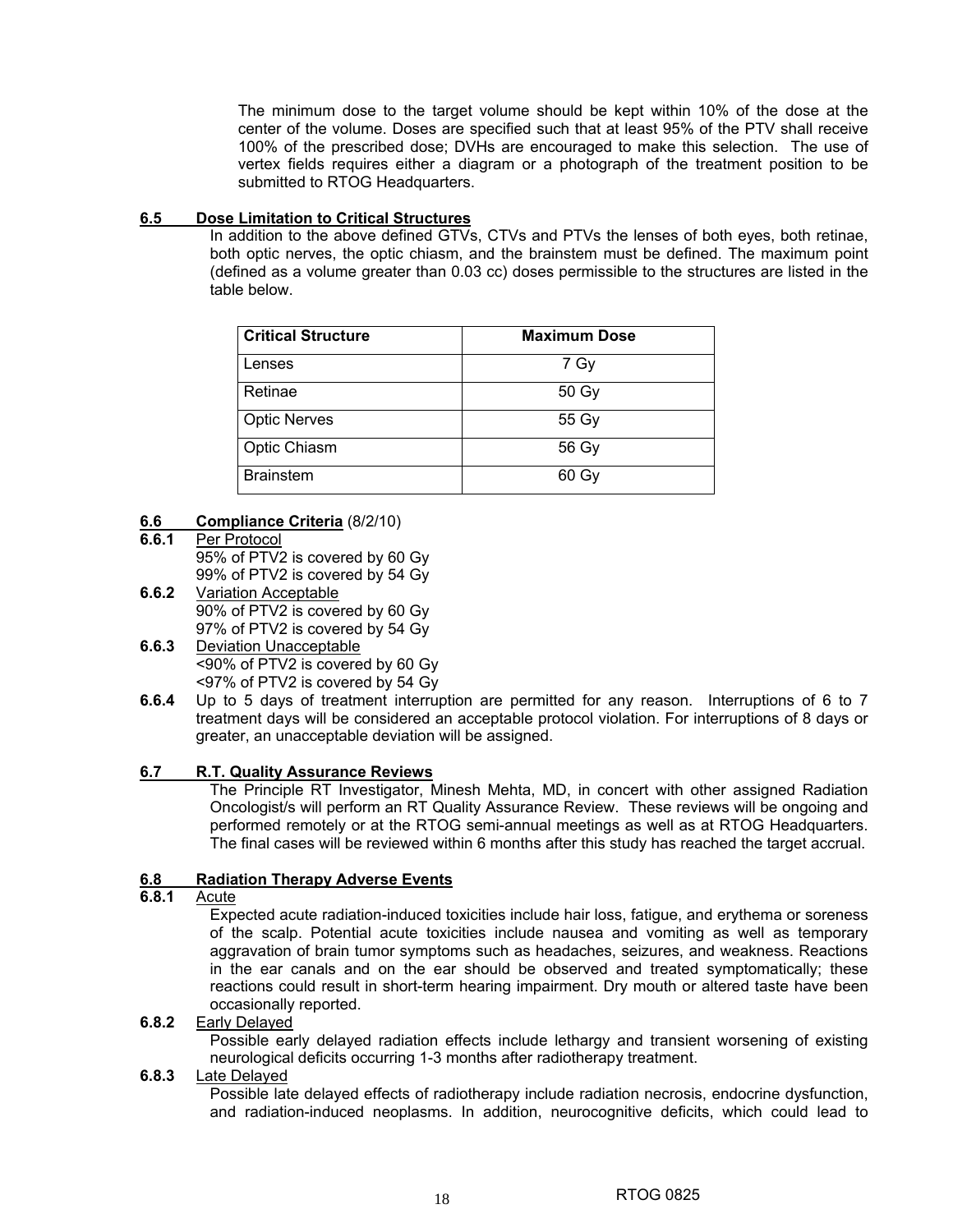The minimum dose to the target volume should be kept within 10% of the dose at the center of the volume. Doses are specified such that at least 95% of the PTV shall receive 100% of the prescribed dose; DVHs are encouraged to make this selection. The use of vertex fields requires either a diagram or a photograph of the treatment position to be submitted to RTOG Headquarters.

## 6.5 Dose Limitation to Critical Structures

In addition to the above defined GTVs, CTVs and PTVs the lenses of both eyes, both retinae, both optic nerves, the optic chiasm, and the brainstem must be defined. The maximum point (defined as a volume greater than 0.03 cc) doses permissible to the structures are listed in the table below.

| Critical Structure | Maximum Dose |
|---|---|
| Lenses | 7 Gy |
| Retinae | 50 Gy |
| Optic Nerves | 55 Gy |
| Optic Chiasm | 56 Gy |
| Brainstem | 60 Gy |

## 6.6 Compliance Criteria (8/2/10)

**6.6.1** Per Protocol
95% of PTV2 is covered by 60 Gy
99% of PTV2 is covered by 54 Gy

**6.6.2** Variation Acceptable
90% of PTV2 is covered by 60 Gy
97% of PTV2 is covered by 54 Gy

**6.6.3** Deviation Unacceptable
<90% of PTV2 is covered by 60 Gy
<97% of PTV2 is covered by 54 Gy

**6.6.4** Up to 5 days of treatment interruption are permitted for any reason. Interruptions of 6 to 7 treatment days will be considered an acceptable protocol violation. For interruptions of 8 days or greater, an unacceptable deviation will be assigned.

## 6.7 R.T. Quality Assurance Reviews

The Principle RT Investigator, Minesh Mehta, MD, in concert with other assigned Radiation Oncologist/s will perform an RT Quality Assurance Review. These reviews will be ongoing and performed remotely or at the RTOG semi-annual meetings as well as at RTOG Headquarters. The final cases will be reviewed within 6 months after this study has reached the target accrual.

## 6.8 Radiation Therapy Adverse Events

**6.8.1** Acute

Expected acute radiation-induced toxicities include hair loss, fatigue, and erythema or soreness of the scalp. Potential acute toxicities include nausea and vomiting as well as temporary aggravation of brain tumor symptoms such as headaches, seizures, and weakness. Reactions in the ear canals and on the ear should be observed and treated symptomatically; these reactions could result in short-term hearing impairment. Dry mouth or altered taste have been occasionally reported.

**6.8.2** Early Delayed

Possible early delayed radiation effects include lethargy and transient worsening of existing neurological deficits occurring 1-3 months after radiotherapy treatment.

**6.8.3** Late Delayed

Possible late delayed effects of radiotherapy include radiation necrosis, endocrine dysfunction, and radiation-induced neoplasms. In addition, neurocognitive deficits, which could lead to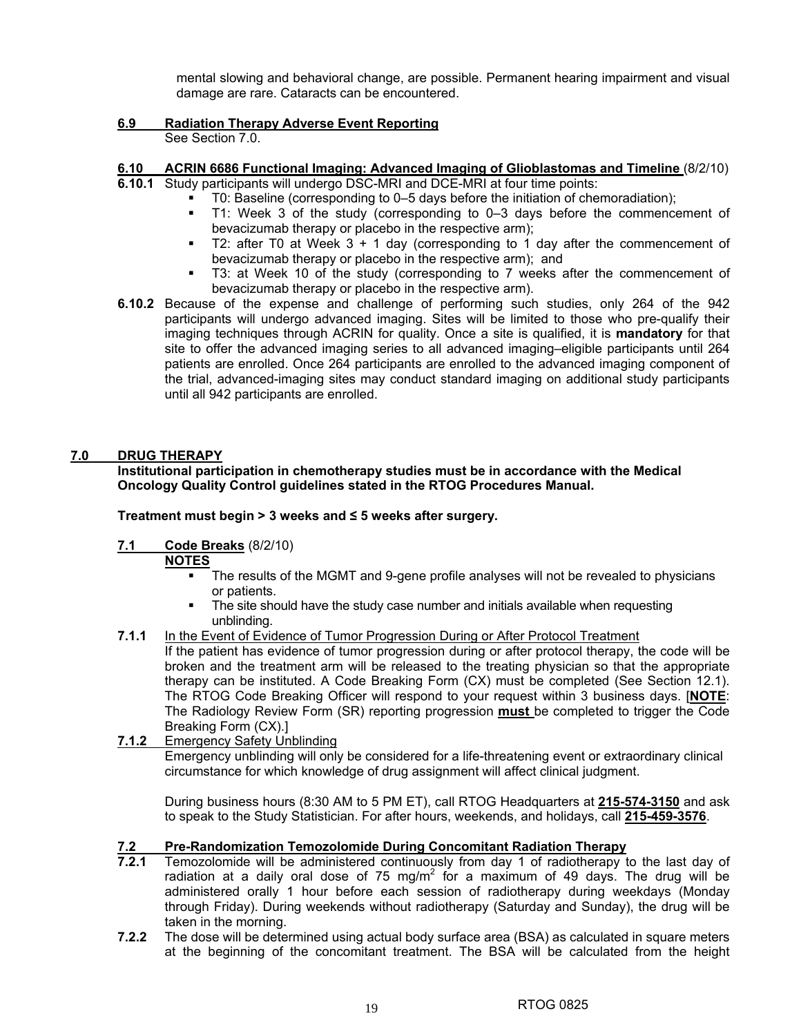mental slowing and behavioral change, are possible. Permanent hearing impairment and visual damage are rare. Cataracts can be encountered.

**6.9 Radiation Therapy Adverse Event Reporting**

See Section 7.0.

**6.10 ACRIN 6686 Functional Imaging: Advanced Imaging of Glioblastomas and Timeline** (8/2/10)

**6.10.1** Study participants will undergo DSC-MRI and DCE-MRI at four time points:

- T0: Baseline (corresponding to 0–5 days before the initiation of chemoradiation);
- T1: Week 3 of the study (corresponding to 0–3 days before the commencement of bevacizumab therapy or placebo in the respective arm);
- T2: after T0 at Week 3 + 1 day (corresponding to 1 day after the commencement of bevacizumab therapy or placebo in the respective arm); and
- T3: at Week 10 of the study (corresponding to 7 weeks after the commencement of bevacizumab therapy or placebo in the respective arm).

**6.10.2** Because of the expense and challenge of performing such studies, only 264 of the 942 participants will undergo advanced imaging. Sites will be limited to those who pre-qualify their imaging techniques through ACRIN for quality. Once a site is qualified, it is **mandatory** for that site to offer the advanced imaging series to all advanced imaging–eligible participants until 264 patients are enrolled. Once 264 participants are enrolled to the advanced imaging component of the trial, advanced-imaging sites may conduct standard imaging on additional study participants until all 942 participants are enrolled.

# 7.0 DRUG THERAPY

**Institutional participation in chemotherapy studies must be in accordance with the Medical Oncology Quality Control guidelines stated in the RTOG Procedures Manual.**

**Treatment must begin > 3 weeks and ≤ 5 weeks after surgery.**

## 7.1 Code Breaks (8/2/10)

**NOTES**

- The results of the MGMT and 9-gene profile analyses will not be revealed to physicians or patients.
- The site should have the study case number and initials available when requesting unblinding.

**7.1.1** In the Event of Evidence of Tumor Progression During or After Protocol Treatment

If the patient has evidence of tumor progression during or after protocol therapy, the code will be broken and the treatment arm will be released to the treating physician so that the appropriate therapy can be instituted. A Code Breaking Form (CX) must be completed (See Section 12.1). The RTOG Code Breaking Officer will respond to your request within 3 business days. [**NOTE**: The Radiology Review Form (SR) reporting progression **must** be completed to trigger the Code Breaking Form (CX).]

**7.1.2** Emergency Safety Unblinding

Emergency unblinding will only be considered for a life-threatening event or extraordinary clinical circumstance for which knowledge of drug assignment will affect clinical judgment.

During business hours (8:30 AM to 5 PM ET), call RTOG Headquarters at **215-574-3150** and ask to speak to the Study Statistician. For after hours, weekends, and holidays, call **215-459-3576**.

## 7.2 Pre-Randomization Temozolomide During Concomitant Radiation Therapy

**7.2.1** Temozolomide will be administered continuously from day 1 of radiotherapy to the last day of radiation at a daily oral dose of 75 $mg/m^2$ for a maximum of 49 days. The drug will be administered orally 1 hour before each session of radiotherapy during weekdays (Monday through Friday). During weekends without radiotherapy (Saturday and Sunday), the drug will be taken in the morning.

**7.2.2** The dose will be determined using actual body surface area (BSA) as calculated in square meters at the beginning of the concomitant treatment. The BSA will be calculated from the height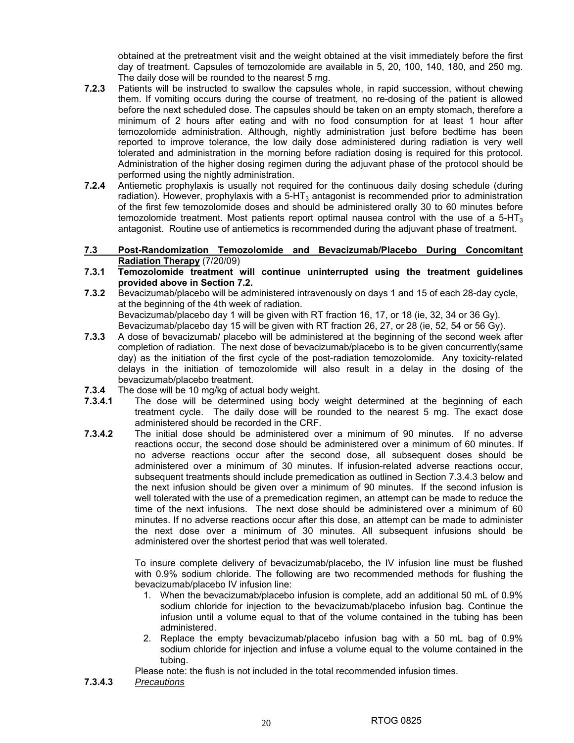obtained at the pretreatment visit and the weight obtained at the visit immediately before the first day of treatment. Capsules of temozolomide are available in 5, 20, 100, 140, 180, and 250 mg. The daily dose will be rounded to the nearest 5 mg.

**7.2.3** Patients will be instructed to swallow the capsules whole, in rapid succession, without chewing them. If vomiting occurs during the course of treatment, no re-dosing of the patient is allowed before the next scheduled dose. The capsules should be taken on an empty stomach, therefore a minimum of 2 hours after eating and with no food consumption for at least 1 hour after temozolomide administration. Although, nightly administration just before bedtime has been reported to improve tolerance, the low daily dose administered during radiation is very well tolerated and administration in the morning before radiation dosing is required for this protocol. Administration of the higher dosing regimen during the adjuvant phase of the protocol should be performed using the nightly administration.

**7.2.4** Antiemetic prophylaxis is usually not required for the continuous daily dosing schedule (during radiation). However, prophylaxis with a 5-$HT_3$ antagonist is recommended prior to administration of the first few temozolomide doses and should be administered orally 30 to 60 minutes before temozolomide treatment. Most patients report optimal nausea control with the use of a 5-$HT_3$ antagonist. Routine use of antiemetics is recommended during the adjuvant phase of treatment.

## 7.3 Post-Randomization Temozolomide and Bevacizumab/Placebo During Concomitant Radiation Therapy (7/20/09)

**7.3.1 Temozolomide treatment will continue uninterrupted using the treatment guidelines provided above in Section 7.2.**

**7.3.2** Bevacizumab/placebo will be administered intravenously on days 1 and 15 of each 28-day cycle, at the beginning of the 4th week of radiation.
Bevacizumab/placebo day 1 will be given with RT fraction 16, 17, or 18 (ie, 32, 34 or 36 Gy).
Bevacizumab/placebo day 15 will be given with RT fraction 26, 27, or 28 (ie, 52, 54 or 56 Gy).

**7.3.3** A dose of bevacizumab/ placebo will be administered at the beginning of the second week after completion of radiation. The next dose of bevacizumab/placebo is to be given concurrently(same day) as the initiation of the first cycle of the post-radiation temozolomide. Any toxicity-related delays in the initiation of temozolomide will also result in a delay in the dosing of the bevacizumab/placebo treatment.

**7.3.4** The dose will be 10 mg/kg of actual body weight.

**7.3.4.1** The dose will be determined using body weight determined at the beginning of each treatment cycle. The daily dose will be rounded to the nearest 5 mg. The exact dose administered should be recorded in the CRF.

**7.3.4.2** The initial dose should be administered over a minimum of 90 minutes. If no adverse reactions occur, the second dose should be administered over a minimum of 60 minutes. If no adverse reactions occur after the second dose, all subsequent doses should be administered over a minimum of 30 minutes. If infusion-related adverse reactions occur, subsequent treatments should include premedication as outlined in Section 7.3.4.3 below and the next infusion should be given over a minimum of 90 minutes. If the second infusion is well tolerated with the use of a premedication regimen, an attempt can be made to reduce the time of the next infusions. The next dose should be administered over a minimum of 60 minutes. If no adverse reactions occur after this dose, an attempt can be made to administer the next dose over a minimum of 30 minutes. All subsequent infusions should be administered over the shortest period that was well tolerated.

To insure complete delivery of bevacizumab/placebo, the IV infusion line must be flushed with 0.9% sodium chloride. The following are two recommended methods for flushing the bevacizumab/placebo IV infusion line:

1. When the bevacizumab/placebo infusion is complete, add an additional 50 mL of 0.9% sodium chloride for injection to the bevacizumab/placebo infusion bag. Continue the infusion until a volume equal to that of the volume contained in the tubing has been administered.
2. Replace the empty bevacizumab/placebo infusion bag with a 50 mL bag of 0.9% sodium chloride for injection and infuse a volume equal to the volume contained in the tubing.

Please note: the flush is not included in the total recommended infusion times.

**7.3.4.3** *Precautions*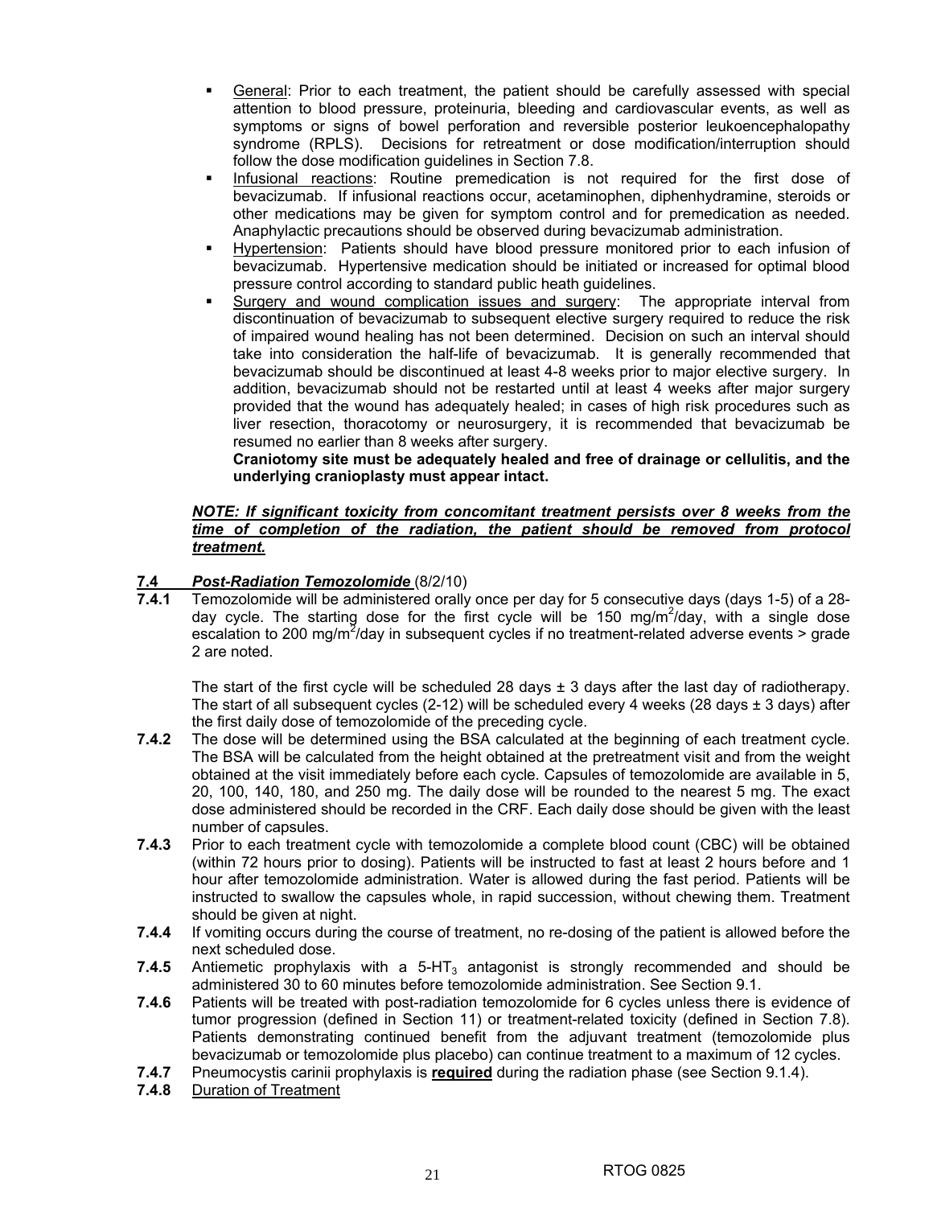- General: Prior to each treatment, the patient should be carefully assessed with special attention to blood pressure, proteinuria, bleeding and cardiovascular events, as well as symptoms or signs of bowel perforation and reversible posterior leukoencephalopathy syndrome (RPLS). Decisions for retreatment or dose modification/interruption should follow the dose modification guidelines in Section 7.8.
- Infusional reactions: Routine premedication is not required for the first dose of bevacizumab. If infusional reactions occur, acetaminophen, diphenhydramine, steroids or other medications may be given for symptom control and for premedication as needed. Anaphylactic precautions should be observed during bevacizumab administration.
- Hypertension: Patients should have blood pressure monitored prior to each infusion of bevacizumab. Hypertensive medication should be initiated or increased for optimal blood pressure control according to standard public heath guidelines.
- Surgery and wound complication issues and surgery: The appropriate interval from discontinuation of bevacizumab to subsequent elective surgery required to reduce the risk of impaired wound healing has not been determined. Decision on such an interval should take into consideration the half-life of bevacizumab. It is generally recommended that bevacizumab should be discontinued at least 4-8 weeks prior to major elective surgery. In addition, bevacizumab should not be restarted until at least 4 weeks after major surgery provided that the wound has adequately healed; in cases of high risk procedures such as liver resection, thoracotomy or neurosurgery, it is recommended that bevacizumab be resumed no earlier than 8 weeks after surgery.
  **Craniotomy site must be adequately healed and free of drainage or cellulitis, and the underlying cranioplasty must appear intact.**

***NOTE: If significant toxicity from concomitant treatment persists over 8 weeks from the time of completion of the radiation, the patient should be removed from protocol treatment.***

## 7.4 *Post-Radiation Temozolomide* (8/2/10)

**7.4.1** Temozolomide will be administered orally once per day for 5 consecutive days (days 1-5) of a 28-day cycle. The starting dose for the first cycle will be 150 mg/m$^2$/day, with a single dose escalation to 200 mg/m$^2$/day in subsequent cycles if no treatment-related adverse events > grade 2 are noted.

The start of the first cycle will be scheduled 28 days ± 3 days after the last day of radiotherapy. The start of all subsequent cycles (2-12) will be scheduled every 4 weeks (28 days ± 3 days) after the first daily dose of temozolomide of the preceding cycle.

**7.4.2** The dose will be determined using the BSA calculated at the beginning of each treatment cycle. The BSA will be calculated from the height obtained at the pretreatment visit and from the weight obtained at the visit immediately before each cycle. Capsules of temozolomide are available in 5, 20, 100, 140, 180, and 250 mg. The daily dose will be rounded to the nearest 5 mg. The exact dose administered should be recorded in the CRF. Each daily dose should be given with the least number of capsules.

**7.4.3** Prior to each treatment cycle with temozolomide a complete blood count (CBC) will be obtained (within 72 hours prior to dosing). Patients will be instructed to fast at least 2 hours before and 1 hour after temozolomide administration. Water is allowed during the fast period. Patients will be instructed to swallow the capsules whole, in rapid succession, without chewing them. Treatment should be given at night.

**7.4.4** If vomiting occurs during the course of treatment, no re-dosing of the patient is allowed before the next scheduled dose.

**7.4.5** Antiemetic prophylaxis with a 5-HT$_3$ antagonist is strongly recommended and should be administered 30 to 60 minutes before temozolomide administration. See Section 9.1.

**7.4.6** Patients will be treated with post-radiation temozolomide for 6 cycles unless there is evidence of tumor progression (defined in Section 11) or treatment-related toxicity (defined in Section 7.8). Patients demonstrating continued benefit from the adjuvant treatment (temozolomide plus bevacizumab or temozolomide plus placebo) can continue treatment to a maximum of 12 cycles.

**7.4.7** Pneumocystis carinii prophylaxis is **required** during the radiation phase (see Section 9.1.4).

**7.4.8** Duration of Treatment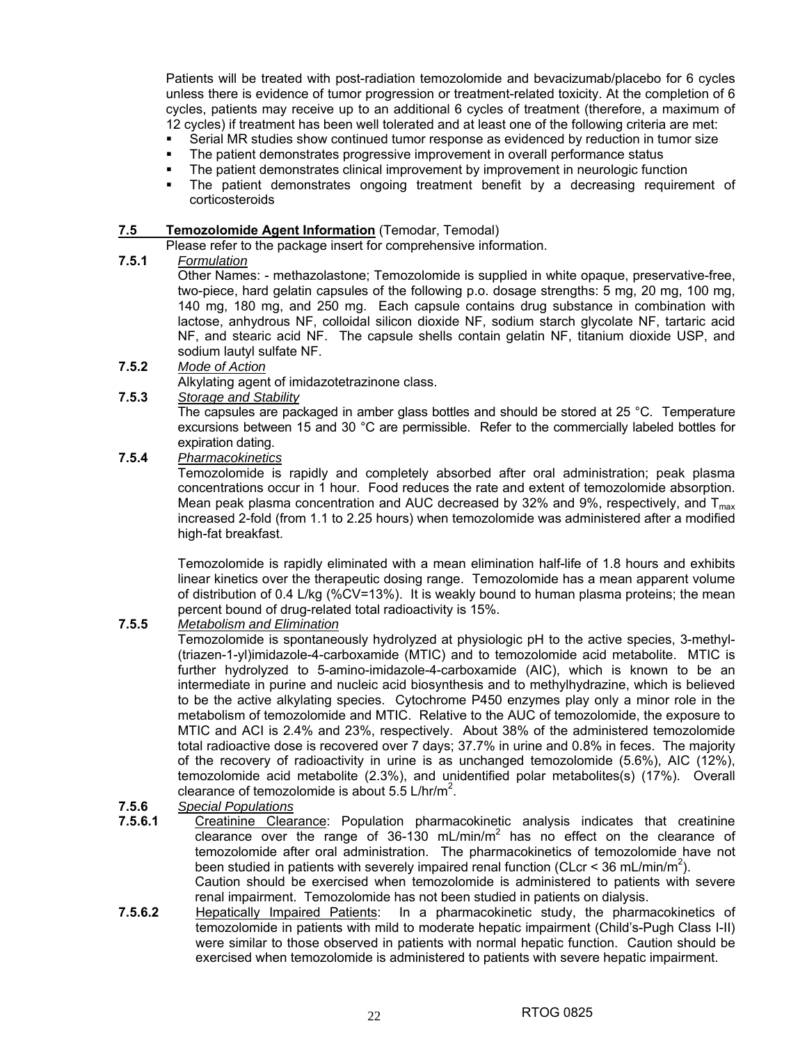Patients will be treated with post-radiation temozolomide and bevacizumab/placebo for 6 cycles unless there is evidence of tumor progression or treatment-related toxicity. At the completion of 6 cycles, patients may receive up to an additional 6 cycles of treatment (therefore, a maximum of 12 cycles) if treatment has been well tolerated and at least one of the following criteria are met:

- Serial MR studies show continued tumor response as evidenced by reduction in tumor size
- The patient demonstrates progressive improvement in overall performance status
- The patient demonstrates clinical improvement by improvement in neurologic function
- The patient demonstrates ongoing treatment benefit by a decreasing requirement of corticosteroids

**7.5 Temozolomide Agent Information** (Temodar, Temodal)

Please refer to the package insert for comprehensive information.

**7.5.1** *Formulation*

Other Names: - methazolastone; Temozolomide is supplied in white opaque, preservative-free, two-piece, hard gelatin capsules of the following p.o. dosage strengths: 5 mg, 20 mg, 100 mg, 140 mg, 180 mg, and 250 mg. Each capsule contains drug substance in combination with lactose, anhydrous NF, colloidal silicon dioxide NF, sodium starch glycolate NF, tartaric acid NF, and stearic acid NF. The capsule shells contain gelatin NF, titanium dioxide USP, and sodium lautyl sulfate NF.

**7.5.2** *Mode of Action*

Alkylating agent of imidazotetrazinone class.

**7.5.3** *Storage and Stability*

The capsules are packaged in amber glass bottles and should be stored at 25 °C. Temperature excursions between 15 and 30 °C are permissible. Refer to the commercially labeled bottles for expiration dating.

**7.5.4** *Pharmacokinetics*

Temozolomide is rapidly and completely absorbed after oral administration; peak plasma concentrations occur in 1 hour. Food reduces the rate and extent of temozolomide absorption. Mean peak plasma concentration and AUC decreased by 32% and 9%, respectively, and $T_{max}$ increased 2-fold (from 1.1 to 2.25 hours) when temozolomide was administered after a modified high-fat breakfast.

Temozolomide is rapidly eliminated with a mean elimination half-life of 1.8 hours and exhibits linear kinetics over the therapeutic dosing range. Temozolomide has a mean apparent volume of distribution of 0.4 L/kg (%CV=13%). It is weakly bound to human plasma proteins; the mean percent bound of drug-related total radioactivity is 15%.

**7.5.5** *Metabolism and Elimination*

Temozolomide is spontaneously hydrolyzed at physiologic pH to the active species, 3-methyl-(triazen-1-yl)imidazole-4-carboxamide (MTIC) and to temozolomide acid metabolite. MTIC is further hydrolyzed to 5-amino-imidazole-4-carboxamide (AIC), which is known to be an intermediate in purine and nucleic acid biosynthesis and to methylhydrazine, which is believed to be the active alkylating species. Cytochrome P450 enzymes play only a minor role in the metabolism of temozolomide and MTIC. Relative to the AUC of temozolomide, the exposure to MTIC and ACI is 2.4% and 23%, respectively. About 38% of the administered temozolomide total radioactive dose is recovered over 7 days; 37.7% in urine and 0.8% in feces. The majority of the recovery of radioactivity in urine is as unchanged temozolomide (5.6%), AIC (12%), temozolomide acid metabolite (2.3%), and unidentified polar metabolites(s) (17%). Overall clearance of temozolomide is about 5.5 L/hr/m$^2$.

**7.5.6** *Special Populations*

**7.5.6.1** Creatinine Clearance: Population pharmacokinetic analysis indicates that creatinine clearance over the range of 36-130 mL/min/m$^2$ has no effect on the clearance of temozolomide after oral administration. The pharmacokinetics of temozolomide have not been studied in patients with severely impaired renal function (CLcr < 36 mL/min/m$^2$). Caution should be exercised when temozolomide is administered to patients with severe renal impairment. Temozolomide has not been studied in patients on dialysis.

**7.5.6.2** Hepatically Impaired Patients: In a pharmacokinetic study, the pharmacokinetics of temozolomide in patients with mild to moderate hepatic impairment (Child's-Pugh Class I-II) were similar to those observed in patients with normal hepatic function. Caution should be exercised when temozolomide is administered to patients with severe hepatic impairment.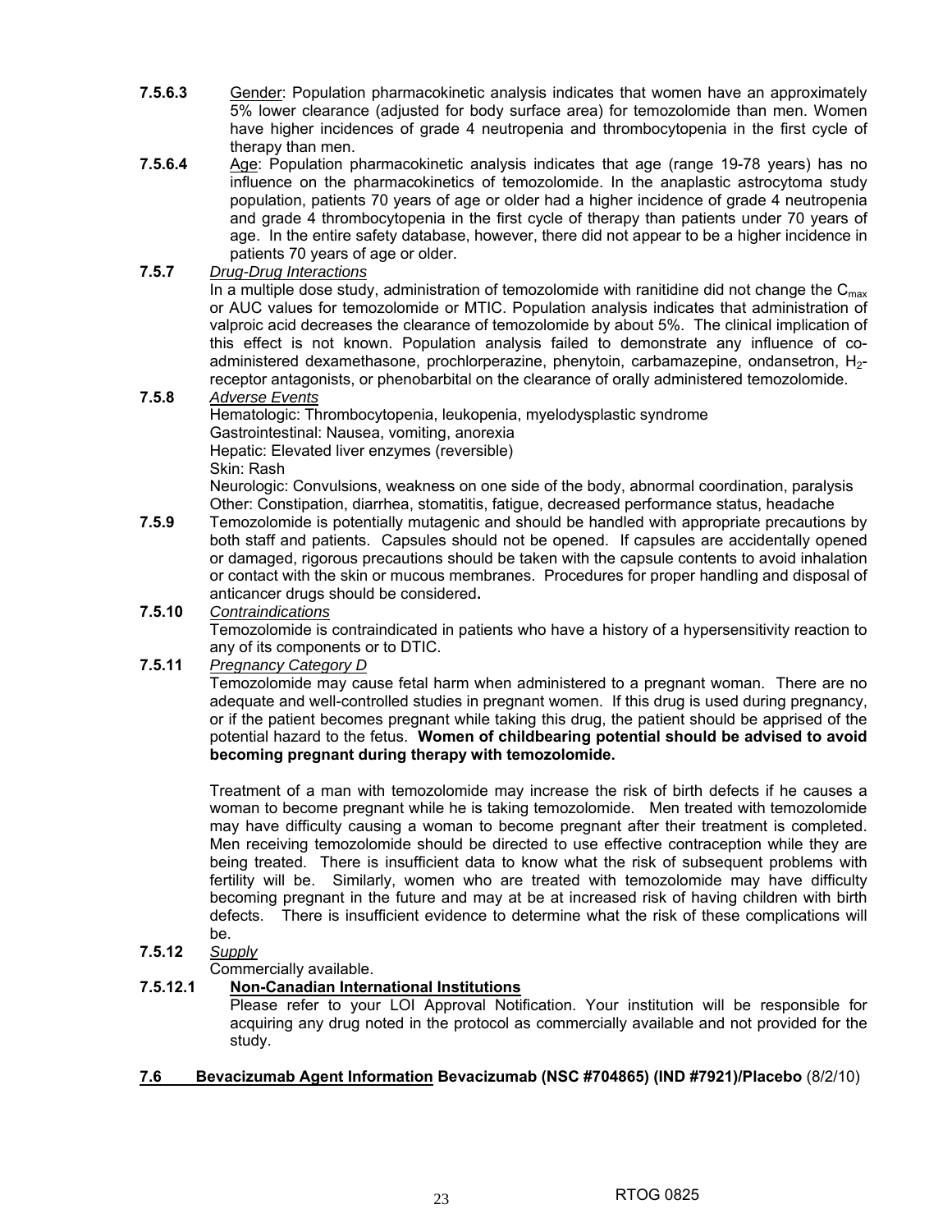**7.5.6.3** Gender: Population pharmacokinetic analysis indicates that women have an approximately 5% lower clearance (adjusted for body surface area) for temozolomide than men. Women have higher incidences of grade 4 neutropenia and thrombocytopenia in the first cycle of therapy than men.

**7.5.6.4** Age: Population pharmacokinetic analysis indicates that age (range 19-78 years) has no influence on the pharmacokinetics of temozolomide. In the anaplastic astrocytoma study population, patients 70 years of age or older had a higher incidence of grade 4 neutropenia and grade 4 thrombocytopenia in the first cycle of therapy than patients under 70 years of age. In the entire safety database, however, there did not appear to be a higher incidence in patients 70 years of age or older.

**7.5.7** *Drug-Drug Interactions*

In a multiple dose study, administration of temozolomide with ranitidine did not change the $C_{max}$ or AUC values for temozolomide or MTIC. Population analysis indicates that administration of valproic acid decreases the clearance of temozolomide by about 5%. The clinical implication of this effect is not known. Population analysis failed to demonstrate any influence of co-administered dexamethasone, prochlorperazine, phenytoin, carbamazepine, ondansetron, $H_2$-receptor antagonists, or phenobarbital on the clearance of orally administered temozolomide.

**7.5.8** *Adverse Events*

Hematologic: Thrombocytopenia, leukopenia, myelodysplastic syndrome
Gastrointestinal: Nausea, vomiting, anorexia
Hepatic: Elevated liver enzymes (reversible)
Skin: Rash
Neurologic: Convulsions, weakness on one side of the body, abnormal coordination, paralysis
Other: Constipation, diarrhea, stomatitis, fatigue, decreased performance status, headache

**7.5.9** Temozolomide is potentially mutagenic and should be handled with appropriate precautions by both staff and patients. Capsules should not be opened. If capsules are accidentally opened or damaged, rigorous precautions should be taken with the capsule contents to avoid inhalation or contact with the skin or mucous membranes. Procedures for proper handling and disposal of anticancer drugs should be considered**.**

**7.5.10** *Contraindications*

Temozolomide is contraindicated in patients who have a history of a hypersensitivity reaction to any of its components or to DTIC.

**7.5.11** *Pregnancy Category D*

Temozolomide may cause fetal harm when administered to a pregnant woman. There are no adequate and well-controlled studies in pregnant women. If this drug is used during pregnancy, or if the patient becomes pregnant while taking this drug, the patient should be apprised of the potential hazard to the fetus. **Women of childbearing potential should be advised to avoid becoming pregnant during therapy with temozolomide.**

Treatment of a man with temozolomide may increase the risk of birth defects if he causes a woman to become pregnant while he is taking temozolomide. Men treated with temozolomide may have difficulty causing a woman to become pregnant after their treatment is completed. Men receiving temozolomide should be directed to use effective contraception while they are being treated. There is insufficient data to know what the risk of subsequent problems with fertility will be. Similarly, women who are treated with temozolomide may have difficulty becoming pregnant in the future and may at be at increased risk of having children with birth defects. There is insufficient evidence to determine what the risk of these complications will be.

**7.5.12** *Supply*

Commercially available.

**7.5.12.1** **Non-Canadian International Institutions**

Please refer to your LOI Approval Notification. Your institution will be responsible for acquiring any drug noted in the protocol as commercially available and not provided for the study.

**7.6 Bevacizumab Agent Information Bevacizumab (NSC #704865) (IND #7921)/Placebo** (8/2/10)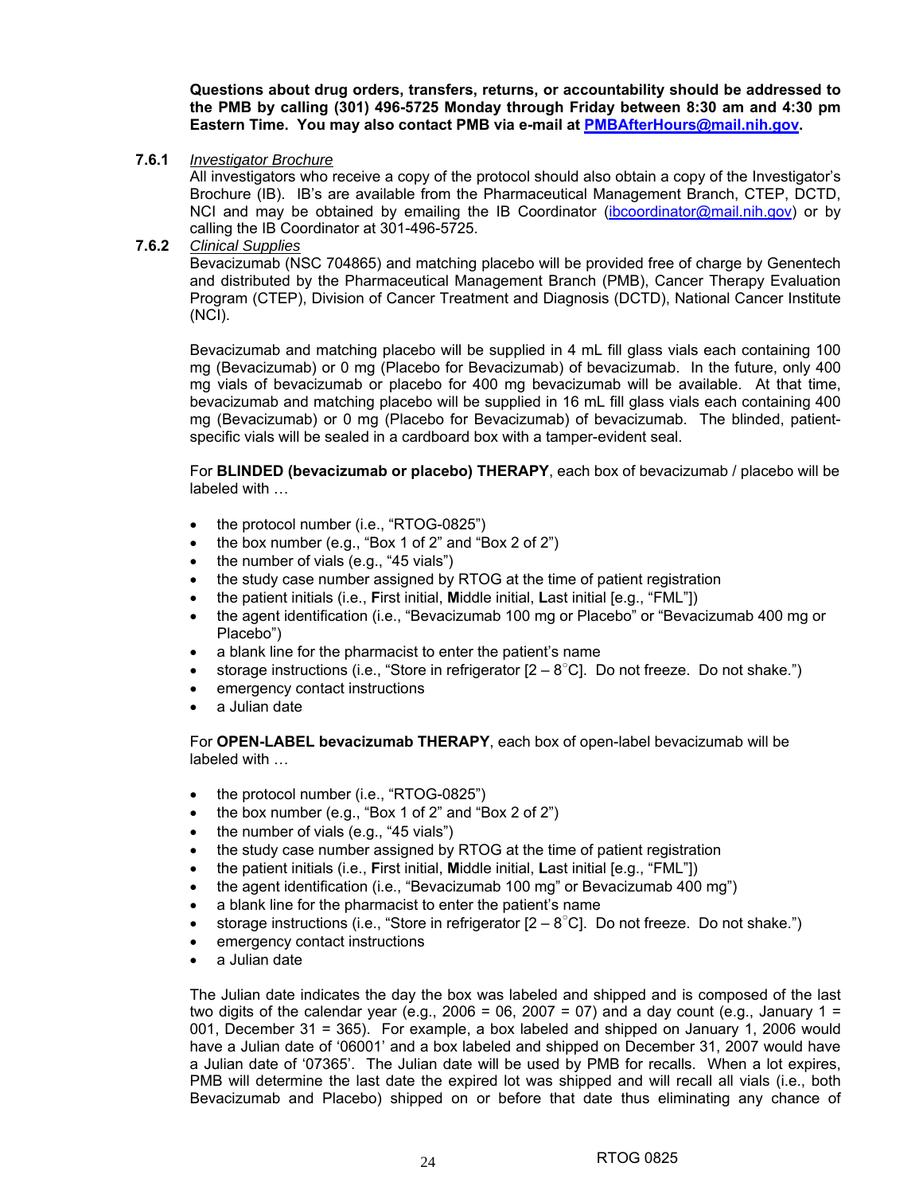**Questions about drug orders, transfers, returns, or accountability should be addressed to the PMB by calling (301) 496-5725 Monday through Friday between 8:30 am and 4:30 pm Eastern Time. You may also contact PMB via e-mail at [PMBAfterHours@mail.nih.gov](mailto:PMBAfterHours@mail.nih.gov).**

**7.6.1** *Investigator Brochure*

All investigators who receive a copy of the protocol should also obtain a copy of the Investigator's Brochure (IB). IB's are available from the Pharmaceutical Management Branch, CTEP, DCTD, NCI and may be obtained by emailing the IB Coordinator ([ibcoordinator@mail.nih.gov](mailto:ibcoordinator@mail.nih.gov)) or by calling the IB Coordinator at 301-496-5725.

**7.6.2** *Clinical Supplies*

Bevacizumab (NSC 704865) and matching placebo will be provided free of charge by Genentech and distributed by the Pharmaceutical Management Branch (PMB), Cancer Therapy Evaluation Program (CTEP), Division of Cancer Treatment and Diagnosis (DCTD), National Cancer Institute (NCI).

Bevacizumab and matching placebo will be supplied in 4 mL fill glass vials each containing 100 mg (Bevacizumab) or 0 mg (Placebo for Bevacizumab) of bevacizumab. In the future, only 400 mg vials of bevacizumab or placebo for 400 mg bevacizumab will be available. At that time, bevacizumab and matching placebo will be supplied in 16 mL fill glass vials each containing 400 mg (Bevacizumab) or 0 mg (Placebo for Bevacizumab) of bevacizumab. The blinded, patient-specific vials will be sealed in a cardboard box with a tamper-evident seal.

For **BLINDED (bevacizumab or placebo) THERAPY**, each box of bevacizumab / placebo will be labeled with …

- the protocol number (i.e., "RTOG-0825")
- the box number (e.g., "Box 1 of 2" and "Box 2 of 2")
- the number of vials (e.g., "45 vials")
- the study case number assigned by RTOG at the time of patient registration
- the patient initials (i.e., **F**irst initial, **M**iddle initial, **L**ast initial [e.g., "FML"])
- the agent identification (i.e., "Bevacizumab 100 mg or Placebo" or "Bevacizumab 400 mg or Placebo")
- a blank line for the pharmacist to enter the patient's name
- storage instructions (i.e., "Store in refrigerator [2 – 8°C]. Do not freeze. Do not shake.")
- emergency contact instructions
- a Julian date

For **OPEN-LABEL bevacizumab THERAPY**, each box of open-label bevacizumab will be labeled with …

- the protocol number (i.e., "RTOG-0825")
- the box number (e.g., "Box 1 of 2" and "Box 2 of 2")
- the number of vials (e.g., "45 vials")
- the study case number assigned by RTOG at the time of patient registration
- the patient initials (i.e., **F**irst initial, **M**iddle initial, **L**ast initial [e.g., "FML"])
- the agent identification (i.e., "Bevacizumab 100 mg" or Bevacizumab 400 mg")
- a blank line for the pharmacist to enter the patient's name
- storage instructions (i.e., "Store in refrigerator [2 – 8°C]. Do not freeze. Do not shake.")
- emergency contact instructions
- a Julian date

The Julian date indicates the day the box was labeled and shipped and is composed of the last two digits of the calendar year (e.g., 2006 = 06, 2007 = 07) and a day count (e.g., January 1 = 001, December 31 = 365). For example, a box labeled and shipped on January 1, 2006 would have a Julian date of '06001' and a box labeled and shipped on December 31, 2007 would have a Julian date of '07365'. The Julian date will be used by PMB for recalls. When a lot expires, PMB will determine the last date the expired lot was shipped and will recall all vials (i.e., both Bevacizumab and Placebo) shipped on or before that date thus eliminating any chance of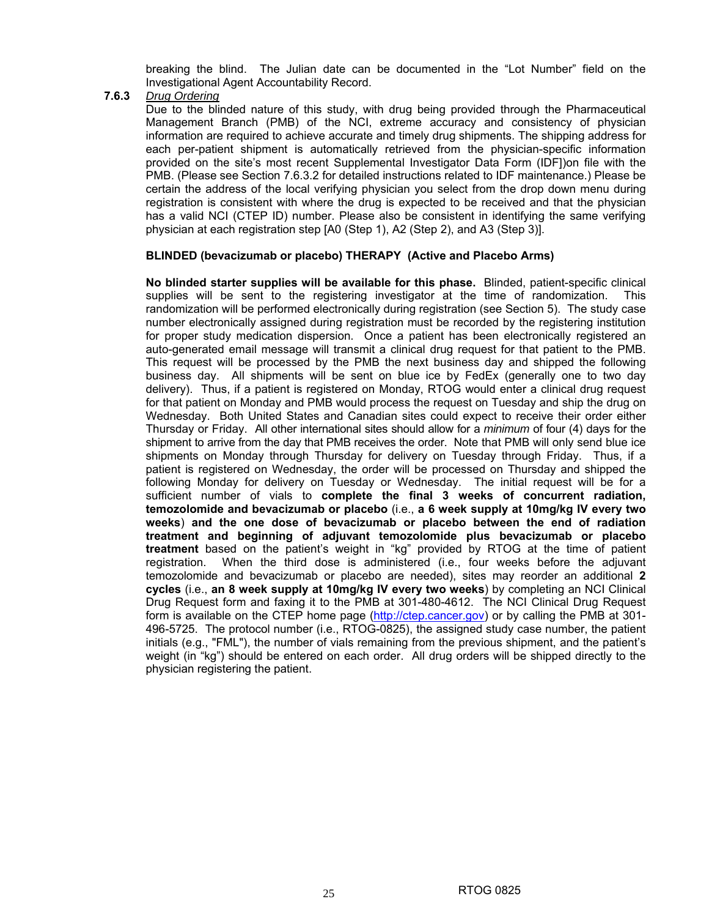breaking the blind. The Julian date can be documented in the "Lot Number" field on the Investigational Agent Accountability Record.

**7.6.3** *Drug Ordering*

Due to the blinded nature of this study, with drug being provided through the Pharmaceutical Management Branch (PMB) of the NCI, extreme accuracy and consistency of physician information are required to achieve accurate and timely drug shipments. The shipping address for each per-patient shipment is automatically retrieved from the physician-specific information provided on the site's most recent Supplemental Investigator Data Form (IDF])on file with the PMB. (Please see Section 7.6.3.2 for detailed instructions related to IDF maintenance.) Please be certain the address of the local verifying physician you select from the drop down menu during registration is consistent with where the drug is expected to be received and that the physician has a valid NCI (CTEP ID) number. Please also be consistent in identifying the same verifying physician at each registration step [A0 (Step 1), A2 (Step 2), and A3 (Step 3)].

**BLINDED (bevacizumab or placebo) THERAPY (Active and Placebo Arms)**

**No blinded starter supplies will be available for this phase.** Blinded, patient-specific clinical supplies will be sent to the registering investigator at the time of randomization. This randomization will be performed electronically during registration (see Section 5). The study case number electronically assigned during registration must be recorded by the registering institution for proper study medication dispersion. Once a patient has been electronically registered an auto-generated email message will transmit a clinical drug request for that patient to the PMB. This request will be processed by the PMB the next business day and shipped the following business day. All shipments will be sent on blue ice by FedEx (generally one to two day delivery). Thus, if a patient is registered on Monday, RTOG would enter a clinical drug request for that patient on Monday and PMB would process the request on Tuesday and ship the drug on Wednesday. Both United States and Canadian sites could expect to receive their order either Thursday or Friday. All other international sites should allow for a *minimum* of four (4) days for the shipment to arrive from the day that PMB receives the order. Note that PMB will only send blue ice shipments on Monday through Thursday for delivery on Tuesday through Friday. Thus, if a patient is registered on Wednesday, the order will be processed on Thursday and shipped the following Monday for delivery on Tuesday or Wednesday. The initial request will be for a sufficient number of vials to **complete the final 3 weeks of concurrent radiation, temozolomide and bevacizumab or placebo** (i.e., **a 6 week supply at 10mg/kg IV every two weeks**) **and the one dose of bevacizumab or placebo between the end of radiation treatment and beginning of adjuvant temozolomide plus bevacizumab or placebo treatment** based on the patient's weight in "kg" provided by RTOG at the time of patient registration. When the third dose is administered (i.e., four weeks before the adjuvant temozolomide and bevacizumab or placebo are needed), sites may reorder an additional **2 cycles** (i.e., **an 8 week supply at 10mg/kg IV every two weeks**) by completing an NCI Clinical Drug Request form and faxing it to the PMB at 301-480-4612. The NCI Clinical Drug Request form is available on the CTEP home page (http://ctep.cancer.gov) or by calling the PMB at 301-496-5725. The protocol number (i.e., RTOG-0825), the assigned study case number, the patient initials (e.g., "FML"), the number of vials remaining from the previous shipment, and the patient's weight (in "kg") should be entered on each order. All drug orders will be shipped directly to the physician registering the patient.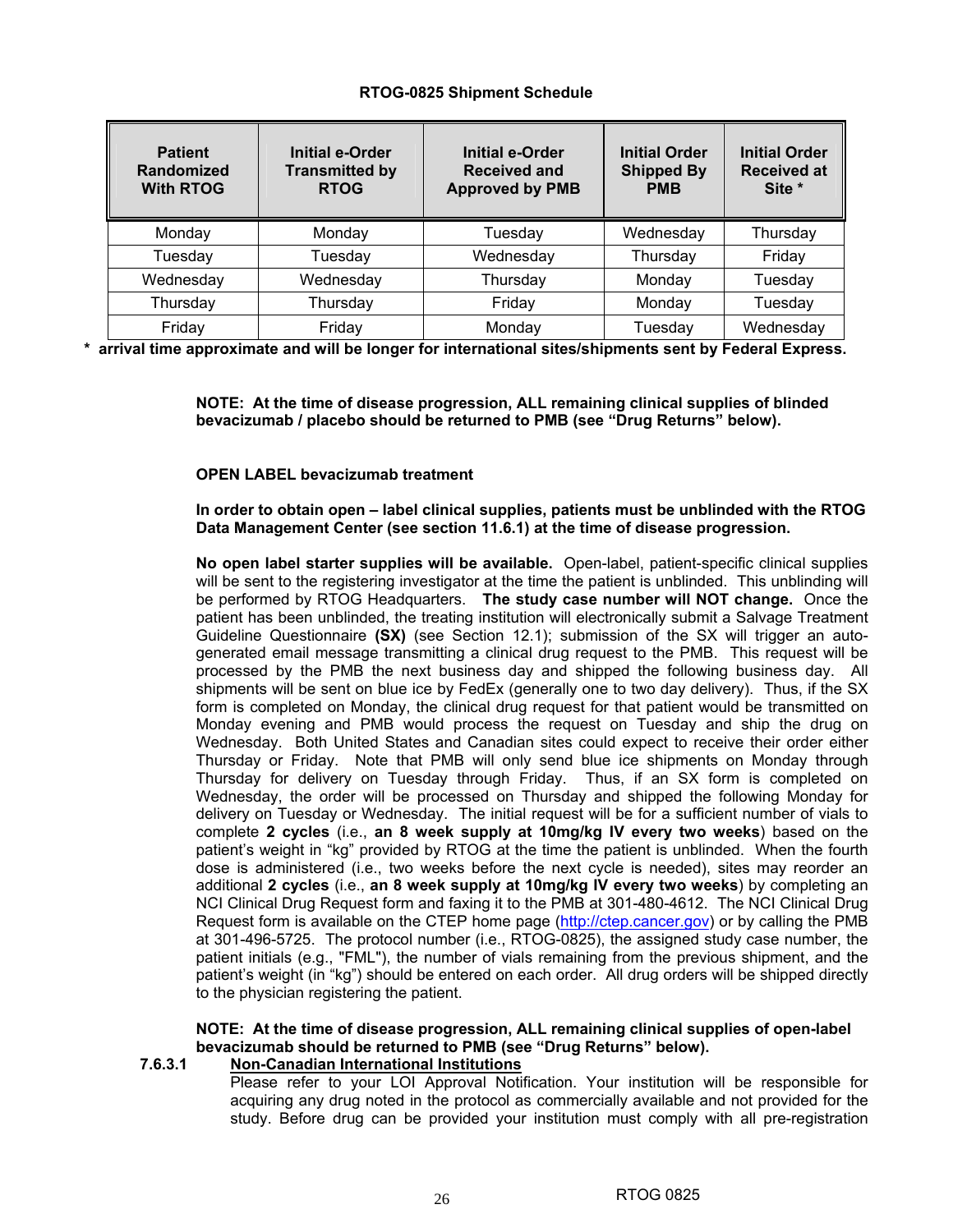**RTOG-0825 Shipment Schedule**

| Patient Randomized With RTOG | Initial e-Order Transmitted by RTOG | Initial e-Order Received and Approved by PMB | Initial Order Shipped By PMB | Initial Order Received at Site * |
|---|---|---|---|---|
| Monday | Monday | Tuesday | Wednesday | Thursday |
| Tuesday | Tuesday | Wednesday | Thursday | Friday |
| Wednesday | Wednesday | Thursday | Monday | Tuesday |
| Thursday | Thursday | Friday | Monday | Tuesday |
| Friday | Friday | Monday | Tuesday | Wednesday |

**\* arrival time approximate and will be longer for international sites/shipments sent by Federal Express.**

**NOTE: At the time of disease progression, ALL remaining clinical supplies of blinded bevacizumab / placebo should be returned to PMB (see "Drug Returns" below).**

**OPEN LABEL bevacizumab treatment**

**In order to obtain open – label clinical supplies, patients must be unblinded with the RTOG Data Management Center (see section 11.6.1) at the time of disease progression.**

**No open label starter supplies will be available.** Open-label, patient-specific clinical supplies will be sent to the registering investigator at the time the patient is unblinded. This unblinding will be performed by RTOG Headquarters. **The study case number will NOT change.** Once the patient has been unblinded, the treating institution will electronically submit a Salvage Treatment Guideline Questionnaire **(SX)** (see Section 12.1); submission of the SX will trigger an auto-generated email message transmitting a clinical drug request to the PMB. This request will be processed by the PMB the next business day and shipped the following business day. All shipments will be sent on blue ice by FedEx (generally one to two day delivery). Thus, if the SX form is completed on Monday, the clinical drug request for that patient would be transmitted on Monday evening and PMB would process the request on Tuesday and ship the drug on Wednesday. Both United States and Canadian sites could expect to receive their order either Thursday or Friday. Note that PMB will only send blue ice shipments on Monday through Thursday for delivery on Tuesday through Friday. Thus, if an SX form is completed on Wednesday, the order will be processed on Thursday and shipped the following Monday for delivery on Tuesday or Wednesday. The initial request will be for a sufficient number of vials to complete **2 cycles** (i.e., **an 8 week supply at 10mg/kg IV every two weeks**) based on the patient's weight in "kg" provided by RTOG at the time the patient is unblinded. When the fourth dose is administered (i.e., two weeks before the next cycle is needed), sites may reorder an additional **2 cycles** (i.e., **an 8 week supply at 10mg/kg IV every two weeks**) by completing an NCI Clinical Drug Request form and faxing it to the PMB at 301-480-4612. The NCI Clinical Drug Request form is available on the CTEP home page (http://ctep.cancer.gov) or by calling the PMB at 301-496-5725. The protocol number (i.e., RTOG-0825), the assigned study case number, the patient initials (e.g., "FML"), the number of vials remaining from the previous shipment, and the patient's weight (in "kg") should be entered on each order. All drug orders will be shipped directly to the physician registering the patient.

**NOTE: At the time of disease progression, ALL remaining clinical supplies of open-label bevacizumab should be returned to PMB (see "Drug Returns" below).**

**7.6.3.1 Non-Canadian International Institutions**

Please refer to your LOI Approval Notification. Your institution will be responsible for acquiring any drug noted in the protocol as commercially available and not provided for the study. Before drug can be provided your institution must comply with all pre-registration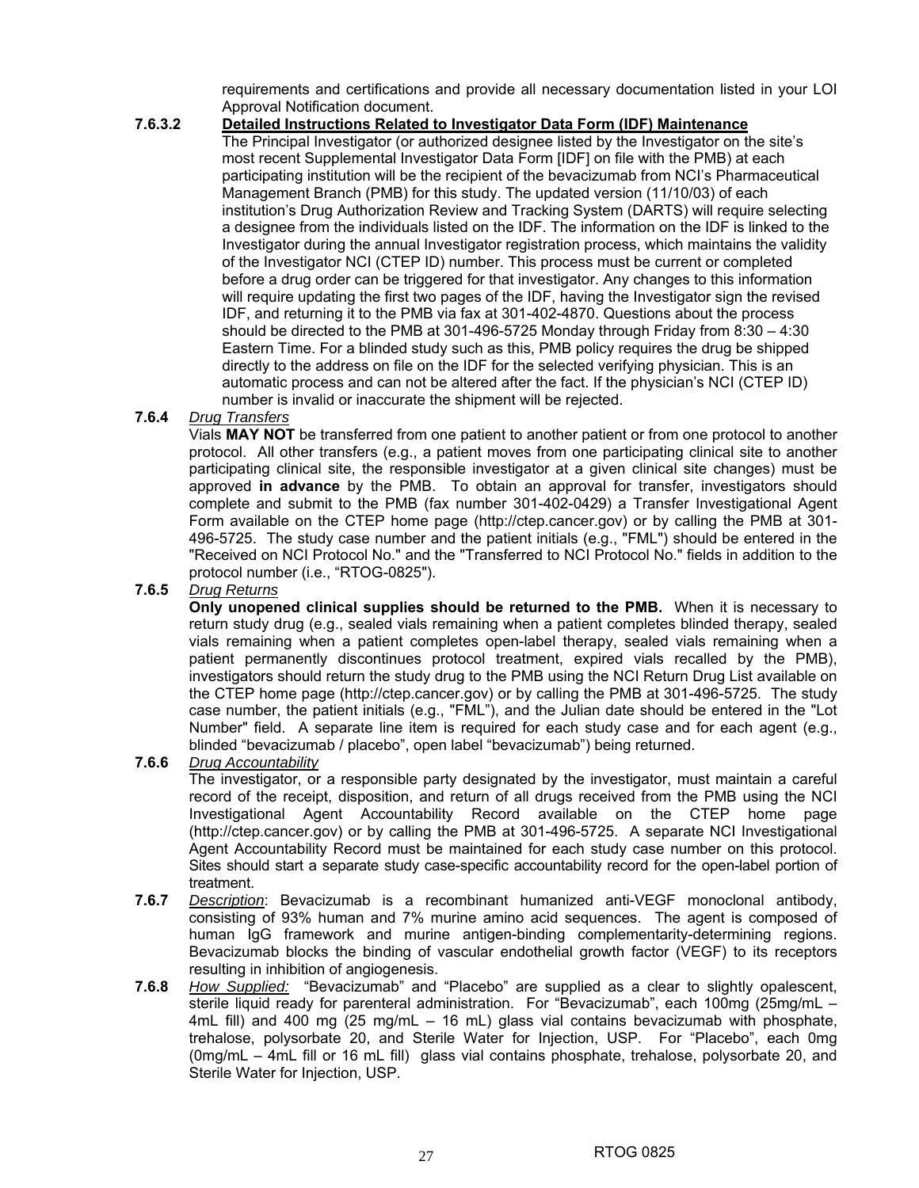requirements and certifications and provide all necessary documentation listed in your LOI Approval Notification document.

**7.6.3.2 Detailed Instructions Related to Investigator Data Form (IDF) Maintenance**

The Principal Investigator (or authorized designee listed by the Investigator on the site's most recent Supplemental Investigator Data Form [IDF] on file with the PMB) at each participating institution will be the recipient of the bevacizumab from NCI's Pharmaceutical Management Branch (PMB) for this study. The updated version (11/10/03) of each institution's Drug Authorization Review and Tracking System (DARTS) will require selecting a designee from the individuals listed on the IDF. The information on the IDF is linked to the Investigator during the annual Investigator registration process, which maintains the validity of the Investigator NCI (CTEP ID) number. This process must be current or completed before a drug order can be triggered for that investigator. Any changes to this information will require updating the first two pages of the IDF, having the Investigator sign the revised IDF, and returning it to the PMB via fax at 301-402-4870. Questions about the process should be directed to the PMB at 301-496-5725 Monday through Friday from 8:30 – 4:30 Eastern Time. For a blinded study such as this, PMB policy requires the drug be shipped directly to the address on file on the IDF for the selected verifying physician. This is an automatic process and can not be altered after the fact. If the physician's NCI (CTEP ID) number is invalid or inaccurate the shipment will be rejected.

**7.6.4** *Drug Transfers*

Vials **MAY NOT** be transferred from one patient to another patient or from one protocol to another protocol. All other transfers (e.g., a patient moves from one participating clinical site to another participating clinical site, the responsible investigator at a given clinical site changes) must be approved **in advance** by the PMB. To obtain an approval for transfer, investigators should complete and submit to the PMB (fax number 301-402-0429) a Transfer Investigational Agent Form available on the CTEP home page (http://ctep.cancer.gov) or by calling the PMB at 301-496-5725. The study case number and the patient initials (e.g., "FML") should be entered in the "Received on NCI Protocol No." and the "Transferred to NCI Protocol No." fields in addition to the protocol number (i.e., "RTOG-0825").

**7.6.5** *Drug Returns*

**Only unopened clinical supplies should be returned to the PMB.** When it is necessary to return study drug (e.g., sealed vials remaining when a patient completes blinded therapy, sealed vials remaining when a patient completes open-label therapy, sealed vials remaining when a patient permanently discontinues protocol treatment, expired vials recalled by the PMB), investigators should return the study drug to the PMB using the NCI Return Drug List available on the CTEP home page (http://ctep.cancer.gov) or by calling the PMB at 301-496-5725. The study case number, the patient initials (e.g., "FML"), and the Julian date should be entered in the "Lot Number" field. A separate line item is required for each study case and for each agent (e.g., blinded "bevacizumab / placebo", open label "bevacizumab") being returned.

**7.6.6** *Drug Accountability*

The investigator, or a responsible party designated by the investigator, must maintain a careful record of the receipt, disposition, and return of all drugs received from the PMB using the NCI Investigational Agent Accountability Record available on the CTEP home page (http://ctep.cancer.gov) or by calling the PMB at 301-496-5725. A separate NCI Investigational Agent Accountability Record must be maintained for each study case number on this protocol. Sites should start a separate study case-specific accountability record for the open-label portion of treatment.

**7.6.7** *Description*: Bevacizumab is a recombinant humanized anti-VEGF monoclonal antibody, consisting of 93% human and 7% murine amino acid sequences. The agent is composed of human IgG framework and murine antigen-binding complementarity-determining regions. Bevacizumab blocks the binding of vascular endothelial growth factor (VEGF) to its receptors resulting in inhibition of angiogenesis.

**7.6.8** *How Supplied:* "Bevacizumab" and "Placebo" are supplied as a clear to slightly opalescent, sterile liquid ready for parenteral administration. For "Bevacizumab", each 100mg (25mg/mL – 4mL fill) and 400 mg (25 mg/mL – 16 mL) glass vial contains bevacizumab with phosphate, trehalose, polysorbate 20, and Sterile Water for Injection, USP. For "Placebo", each 0mg (0mg/mL – 4mL fill or 16 mL fill) glass vial contains phosphate, trehalose, polysorbate 20, and Sterile Water for Injection, USP.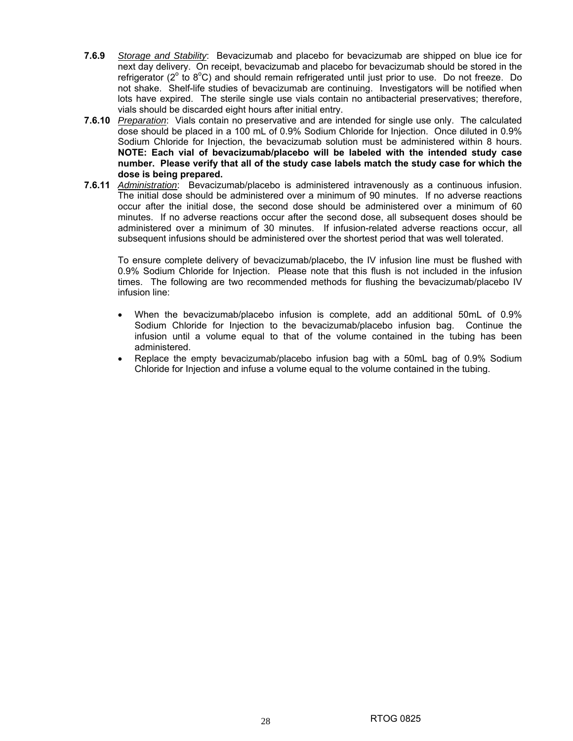**7.6.9** *Storage and Stability*: Bevacizumab and placebo for bevacizumab are shipped on blue ice for next day delivery. On receipt, bevacizumab and placebo for bevacizumab should be stored in the refrigerator ($2^o$ to $8^o$C) and should remain refrigerated until just prior to use. Do not freeze. Do not shake. Shelf-life studies of bevacizumab are continuing. Investigators will be notified when lots have expired. The sterile single use vials contain no antibacterial preservatives; therefore, vials should be discarded eight hours after initial entry.

**7.6.10** *Preparation*: Vials contain no preservative and are intended for single use only. The calculated dose should be placed in a 100 mL of 0.9% Sodium Chloride for Injection. Once diluted in 0.9% Sodium Chloride for Injection, the bevacizumab solution must be administered within 8 hours. **NOTE: Each vial of bevacizumab/placebo will be labeled with the intended study case number. Please verify that all of the study case labels match the study case for which the dose is being prepared.**

**7.6.11** *Administration*: Bevacizumab/placebo is administered intravenously as a continuous infusion. The initial dose should be administered over a minimum of 90 minutes. If no adverse reactions occur after the initial dose, the second dose should be administered over a minimum of 60 minutes. If no adverse reactions occur after the second dose, all subsequent doses should be administered over a minimum of 30 minutes. If infusion-related adverse reactions occur, all subsequent infusions should be administered over the shortest period that was well tolerated.

To ensure complete delivery of bevacizumab/placebo, the IV infusion line must be flushed with 0.9% Sodium Chloride for Injection. Please note that this flush is not included in the infusion times. The following are two recommended methods for flushing the bevacizumab/placebo IV infusion line:

- When the bevacizumab/placebo infusion is complete, add an additional 50mL of 0.9% Sodium Chloride for Injection to the bevacizumab/placebo infusion bag. Continue the infusion until a volume equal to that of the volume contained in the tubing has been administered.
- Replace the empty bevacizumab/placebo infusion bag with a 50mL bag of 0.9% Sodium Chloride for Injection and infuse a volume equal to the volume contained in the tubing.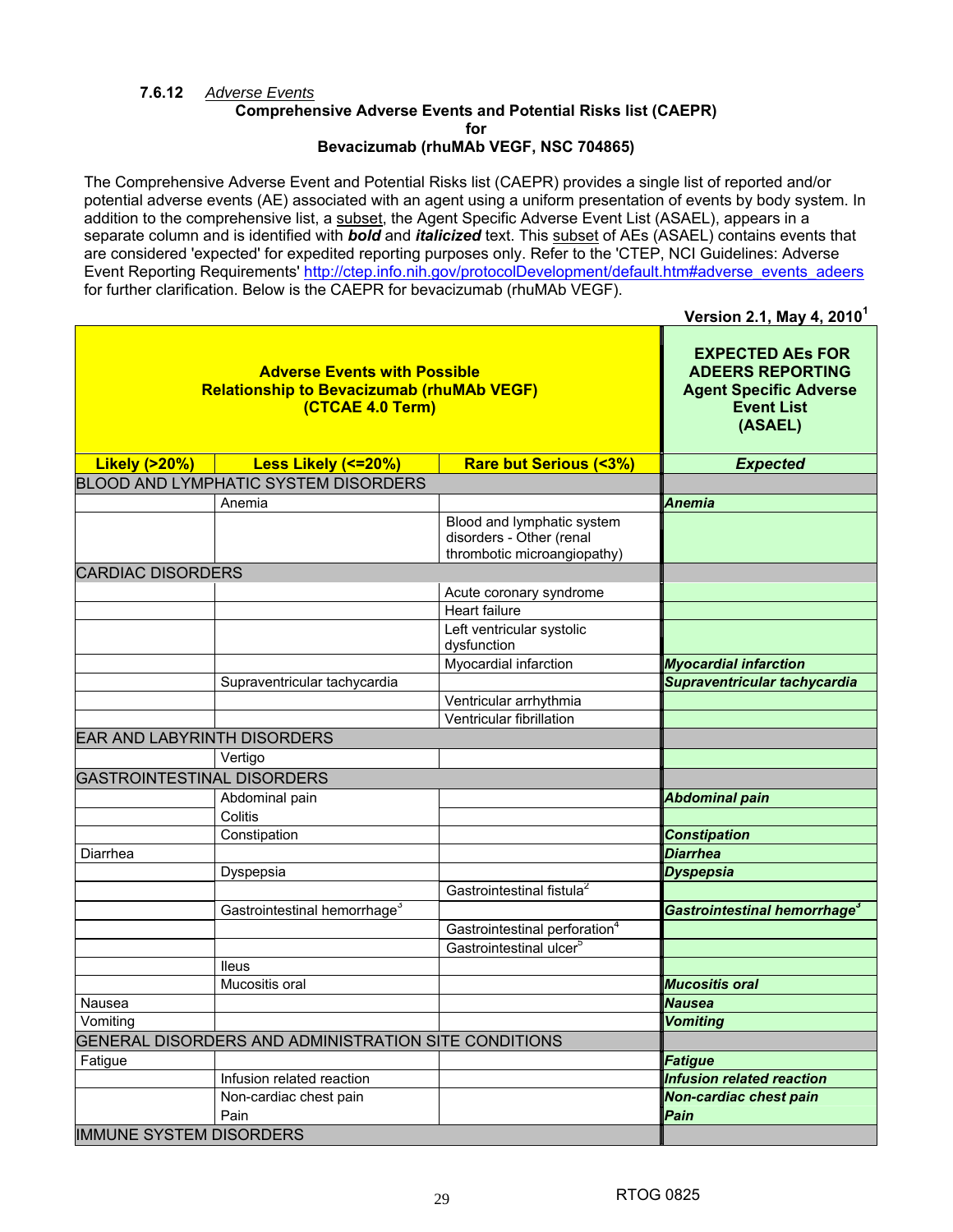**7.6.12** *Adverse Events*

**Comprehensive Adverse Events and Potential Risks list (CAEPR)**
**for**
**Bevacizumab (rhuMAb VEGF, NSC 704865)**

The Comprehensive Adverse Event and Potential Risks list (CAEPR) provides a single list of reported and/or potential adverse events (AE) associated with an agent using a uniform presentation of events by body system. In addition to the comprehensive list, a subset, the Agent Specific Adverse Event List (ASAEL), appears in a separate column and is identified with ***bold*** and ***italicized*** text. This subset of AEs (ASAEL) contains events that are considered 'expected' for expedited reporting purposes only. Refer to the 'CTEP, NCI Guidelines: Adverse Event Reporting Requirements' http://ctep.info.nih.gov/protocolDevelopment/default.htm#adverse_events_adeers for further clarification. Below is the CAEPR for bevacizumab (rhuMAb VEGF).

**Version 2.1, May 4, 2010**[1]

| **Adverse Events with Possible Relationship to Bevacizumab (rhuMAb VEGF) (CTCAE 4.0 Term)** | | | **EXPECTED AEs FOR ADEERS REPORTING Agent Specific Adverse Event List (ASAEL)** |
|---|---|---|---|
| **Likely (>20%)** | **Less Likely (<=20%)** | **Rare but Serious (<3%)** | ***Expected*** |
| BLOOD AND LYMPHATIC SYSTEM DISORDERS | | | |
| | Anemia | | ***Anemia*** |
| | | Blood and lymphatic system disorders - Other (renal thrombotic microangiopathy) | |
| CARDIAC DISORDERS | | | |
| | | Acute coronary syndrome | |
| | | Heart failure | |
| | | Left ventricular systolic dysfunction | |
| | | Myocardial infarction | ***Myocardial infarction*** |
| | Supraventricular tachycardia | | ***Supraventricular tachycardia*** |
| | | Ventricular arrhythmia | |
| | | Ventricular fibrillation | |
| EAR AND LABYRINTH DISORDERS | | | |
| | Vertigo | | |
| GASTROINTESTINAL DISORDERS | | | |
| | Abdominal pain | | ***Abdominal pain*** |
| | Colitis | | |
| | Constipation | | ***Constipation*** |
| Diarrhea | | | ***Diarrhea*** |
| | Dyspepsia | | ***Dyspepsia*** |
| | | Gastrointestinal fistula[2] | |
| | Gastrointestinal hemorrhage[3] | | ***Gastrointestinal hemorrhage[3]*** |
| | | Gastrointestinal perforation[4] | |
| | | Gastrointestinal ulcer[5] | |
| | Ileus | | |
| | Mucositis oral | | ***Mucositis oral*** |
| Nausea | | | ***Nausea*** |
| Vomiting | | | ***Vomiting*** |
| GENERAL DISORDERS AND ADMINISTRATION SITE CONDITIONS | | | |
| Fatigue | | | ***Fatigue*** |
| | Infusion related reaction | | ***Infusion related reaction*** |
| | Non-cardiac chest pain | | ***Non-cardiac chest pain*** |
| | Pain | | ***Pain*** |
| IMMUNE SYSTEM DISORDERS | | | |

RTOG 0825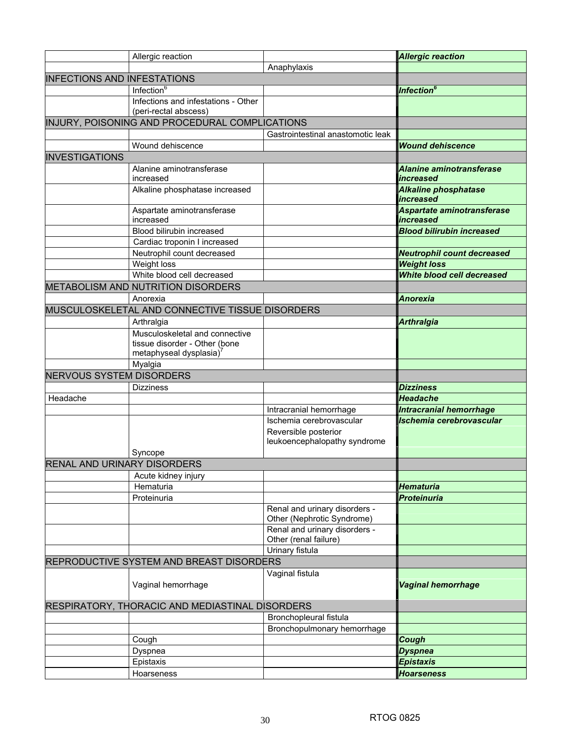| | | | |
|---|---|---|---|
| | Allergic reaction | | ***Allergic reaction*** |
| | | Anaphylaxis | |
| INFECTIONS AND INFESTATIONS | | | |
| | Infection[6] | | ***Infection[6]*** |
| | Infections and infestations - Other (peri-rectal abscess) | | |
| INJURY, POISONING AND PROCEDURAL COMPLICATIONS | | | |
| | | Gastrointestinal anastomotic leak | |
| | Wound dehiscence | | ***Wound dehiscence*** |
| INVESTIGATIONS | | | |
| | Alanine aminotransferase increased | | ***Alanine aminotransferase increased*** |
| | Alkaline phosphatase increased | | ***Alkaline phosphatase increased*** |
| | Aspartate aminotransferase increased | | ***Aspartate aminotransferase increased*** |
| | Blood bilirubin increased | | ***Blood bilirubin increased*** |
| | Cardiac troponin I increased | | |
| | Neutrophil count decreased | | ***Neutrophil count decreased*** |
| | Weight loss | | ***Weight loss*** |
| | White blood cell decreased | | ***White blood cell decreased*** |
| METABOLISM AND NUTRITION DISORDERS | | | |
| | Anorexia | | ***Anorexia*** |
| MUSCULOSKELETAL AND CONNECTIVE TISSUE DISORDERS | | | |
| | Arthralgia | | ***Arthralgia*** |
| | Musculoskeletal and connective tissue disorder - Other (bone metaphyseal dysplasia)[7] | | |
| | Myalgia | | |
| NERVOUS SYSTEM DISORDERS | | | |
| | Dizziness | | ***Dizziness*** |
| Headache | | | ***Headache*** |
| | | Intracranial hemorrhage | ***Intracranial hemorrhage*** |
| | Syncope | Ischemia cerebrovascular<br>Reversible posterior leukoencephalopathy syndrome | ***Ischemia cerebrovascular*** |
| RENAL AND URINARY DISORDERS | | | |
| | Acute kidney injury | | |
| | Hematuria | | ***Hematuria*** |
| | Proteinuria | | ***Proteinuria*** |
| | | Renal and urinary disorders - Other (Nephrotic Syndrome) | |
| | | Renal and urinary disorders - Other (renal failure) | |
| | | Urinary fistula | |
| REPRODUCTIVE SYSTEM AND BREAST DISORDERS | | | |
| | Vaginal hemorrhage | Vaginal fistula | ***Vaginal hemorrhage*** |
| RESPIRATORY, THORACIC AND MEDIASTINAL DISORDERS | | | |
| | | Bronchopleural fistula | |
| | | Bronchopulmonary hemorrhage | |
| | Cough | | ***Cough*** |
| | Dyspnea | | ***Dyspnea*** |
| | Epistaxis | | ***Epistaxis*** |
| | Hoarseness | | ***Hoarseness*** |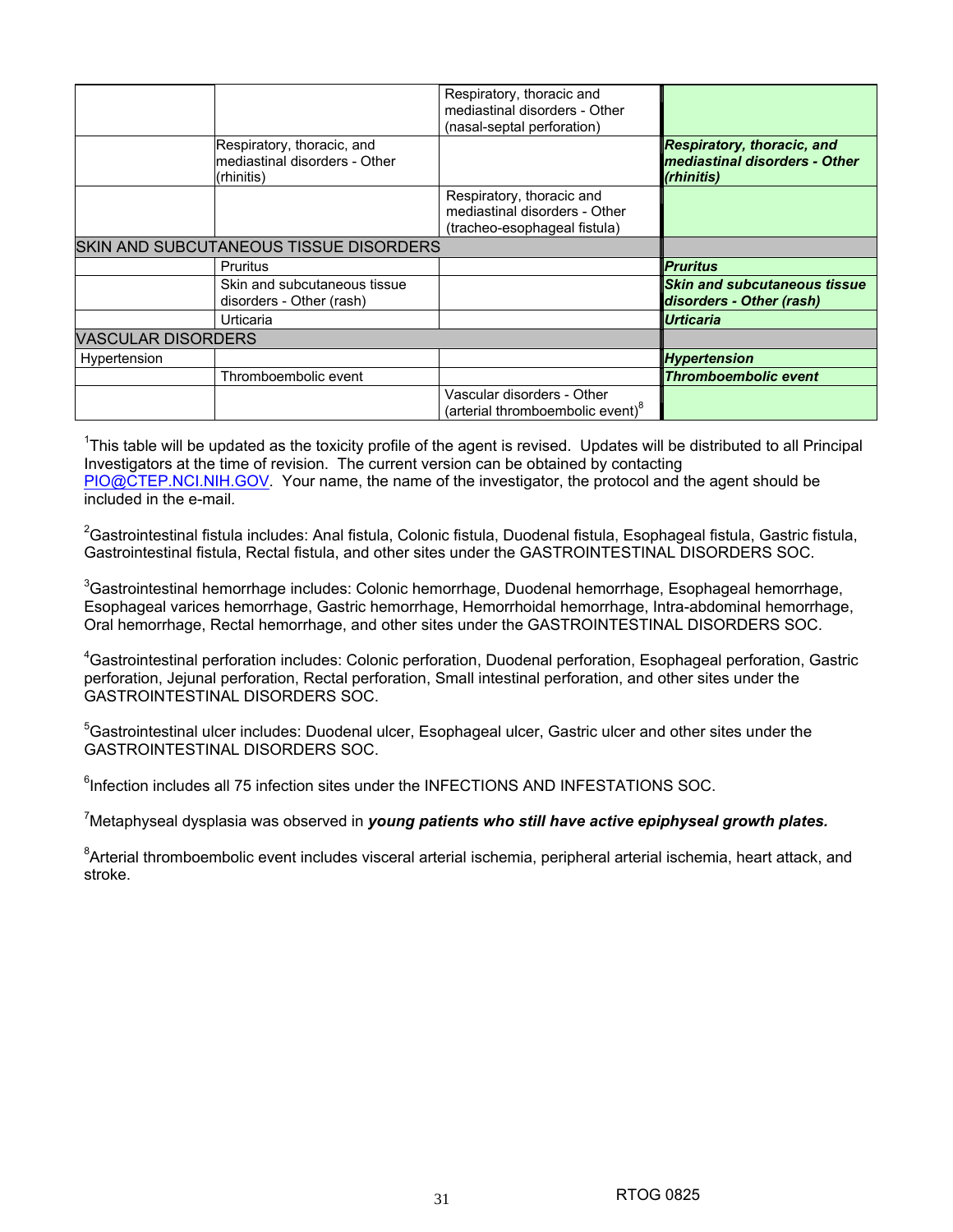| | | | |
|---|---|---|---|
| | | Respiratory, thoracic and mediastinal disorders - Other (nasal-septal perforation) | |
| | Respiratory, thoracic, and mediastinal disorders - Other (rhinitis) | | ***Respiratory, thoracic, and mediastinal disorders - Other (rhinitis)*** |
| | | Respiratory, thoracic and mediastinal disorders - Other (tracheo-esophageal fistula) | |
| SKIN AND SUBCUTANEOUS TISSUE DISORDERS | | | |
| | Pruritus | | ***Pruritus*** |
| | Skin and subcutaneous tissue disorders - Other (rash) | | ***Skin and subcutaneous tissue disorders - Other (rash)*** |
| | Urticaria | | ***Urticaria*** |
| VASCULAR DISORDERS | | | |
| Hypertension | | | ***Hypertension*** |
| | Thromboembolic event | | ***Thromboembolic event*** |
| | | Vascular disorders - Other (arterial thromboembolic event)[8] | |

[1]This table will be updated as the toxicity profile of the agent is revised. Updates will be distributed to all Principal Investigators at the time of revision. The current version can be obtained by contacting PIO@CTEP.NCI.NIH.GOV. Your name, the name of the investigator, the protocol and the agent should be included in the e-mail.

[2]Gastrointestinal fistula includes: Anal fistula, Colonic fistula, Duodenal fistula, Esophageal fistula, Gastric fistula, Gastrointestinal fistula, Rectal fistula, and other sites under the GASTROINTESTINAL DISORDERS SOC.

[3]Gastrointestinal hemorrhage includes: Colonic hemorrhage, Duodenal hemorrhage, Esophageal hemorrhage, Esophageal varices hemorrhage, Gastric hemorrhage, Hemorrhoidal hemorrhage, Intra-abdominal hemorrhage, Oral hemorrhage, Rectal hemorrhage, and other sites under the GASTROINTESTINAL DISORDERS SOC.

[4]Gastrointestinal perforation includes: Colonic perforation, Duodenal perforation, Esophageal perforation, Gastric perforation, Jejunal perforation, Rectal perforation, Small intestinal perforation, and other sites under the GASTROINTESTINAL DISORDERS SOC.

[5]Gastrointestinal ulcer includes: Duodenal ulcer, Esophageal ulcer, Gastric ulcer and other sites under the GASTROINTESTINAL DISORDERS SOC.

[6]Infection includes all 75 infection sites under the INFECTIONS AND INFESTATIONS SOC.

[7]Metaphyseal dysplasia was observed in ***young patients who still have active epiphyseal growth plates.***

[8]Arterial thromboembolic event includes visceral arterial ischemia, peripheral arterial ischemia, heart attack, and stroke.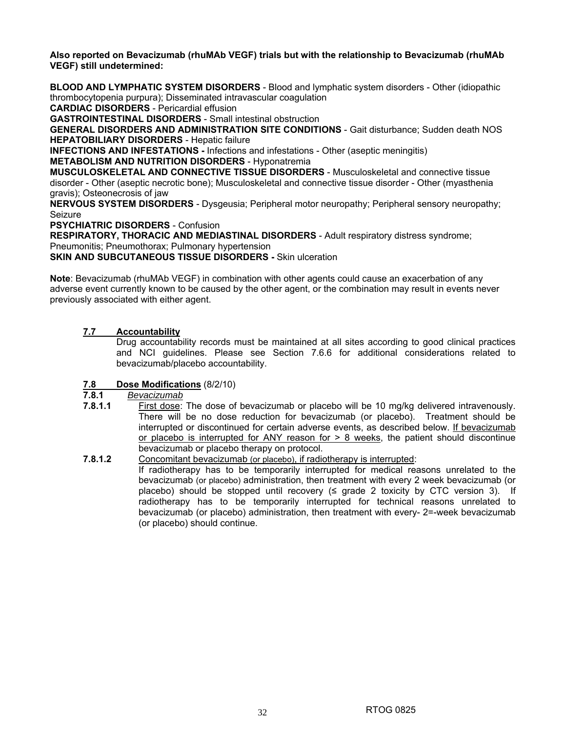**Also reported on Bevacizumab (rhuMAb VEGF) trials but with the relationship to Bevacizumab (rhuMAb VEGF) still undetermined:**

**BLOOD AND LYMPHATIC SYSTEM DISORDERS** - Blood and lymphatic system disorders - Other (idiopathic thrombocytopenia purpura); Disseminated intravascular coagulation
**CARDIAC DISORDERS** - Pericardial effusion
**GASTROINTESTINAL DISORDERS** - Small intestinal obstruction
**GENERAL DISORDERS AND ADMINISTRATION SITE CONDITIONS** - Gait disturbance; Sudden death NOS
**HEPATOBILIARY DISORDERS** - Hepatic failure
**INFECTIONS AND INFESTATIONS -** Infections and infestations - Other (aseptic meningitis)
**METABOLISM AND NUTRITION DISORDERS** - Hyponatremia
**MUSCULOSKELETAL AND CONNECTIVE TISSUE DISORDERS** - Musculoskeletal and connective tissue disorder - Other (aseptic necrotic bone); Musculoskeletal and connective tissue disorder - Other (myasthenia gravis); Osteonecrosis of jaw
**NERVOUS SYSTEM DISORDERS** - Dysgeusia; Peripheral motor neuropathy; Peripheral sensory neuropathy; Seizure
**PSYCHIATRIC DISORDERS** - Confusion
**RESPIRATORY, THORACIC AND MEDIASTINAL DISORDERS** - Adult respiratory distress syndrome; Pneumonitis; Pneumothorax; Pulmonary hypertension
**SKIN AND SUBCUTANEOUS TISSUE DISORDERS -** Skin ulceration

**Note**: Bevacizumab (rhuMAb VEGF) in combination with other agents could cause an exacerbation of any adverse event currently known to be caused by the other agent, or the combination may result in events never previously associated with either agent.

## 7.7 Accountability

Drug accountability records must be maintained at all sites according to good clinical practices and NCI guidelines. Please see Section 7.6.6 for additional considerations related to bevacizumab/placebo accountability.

## 7.8 Dose Modifications (8/2/10)

### 7.8.1 *Bevacizumab*

**7.8.1.1** First dose: The dose of bevacizumab or placebo will be 10 mg/kg delivered intravenously. There will be no dose reduction for bevacizumab (or placebo). Treatment should be interrupted or discontinued for certain adverse events, as described below. If bevacizumab or placebo is interrupted for ANY reason for > 8 weeks, the patient should discontinue bevacizumab or placebo therapy on protocol.

**7.8.1.2** Concomitant bevacizumab (or placebo), if radiotherapy is interrupted:
If radiotherapy has to be temporarily interrupted for medical reasons unrelated to the bevacizumab (or placebo) administration, then treatment with every 2 week bevacizumab (or placebo) should be stopped until recovery (≤ grade 2 toxicity by CTC version 3). If radiotherapy has to be temporarily interrupted for technical reasons unrelated to bevacizumab (or placebo) administration, then treatment with every- 2=-week bevacizumab (or placebo) should continue.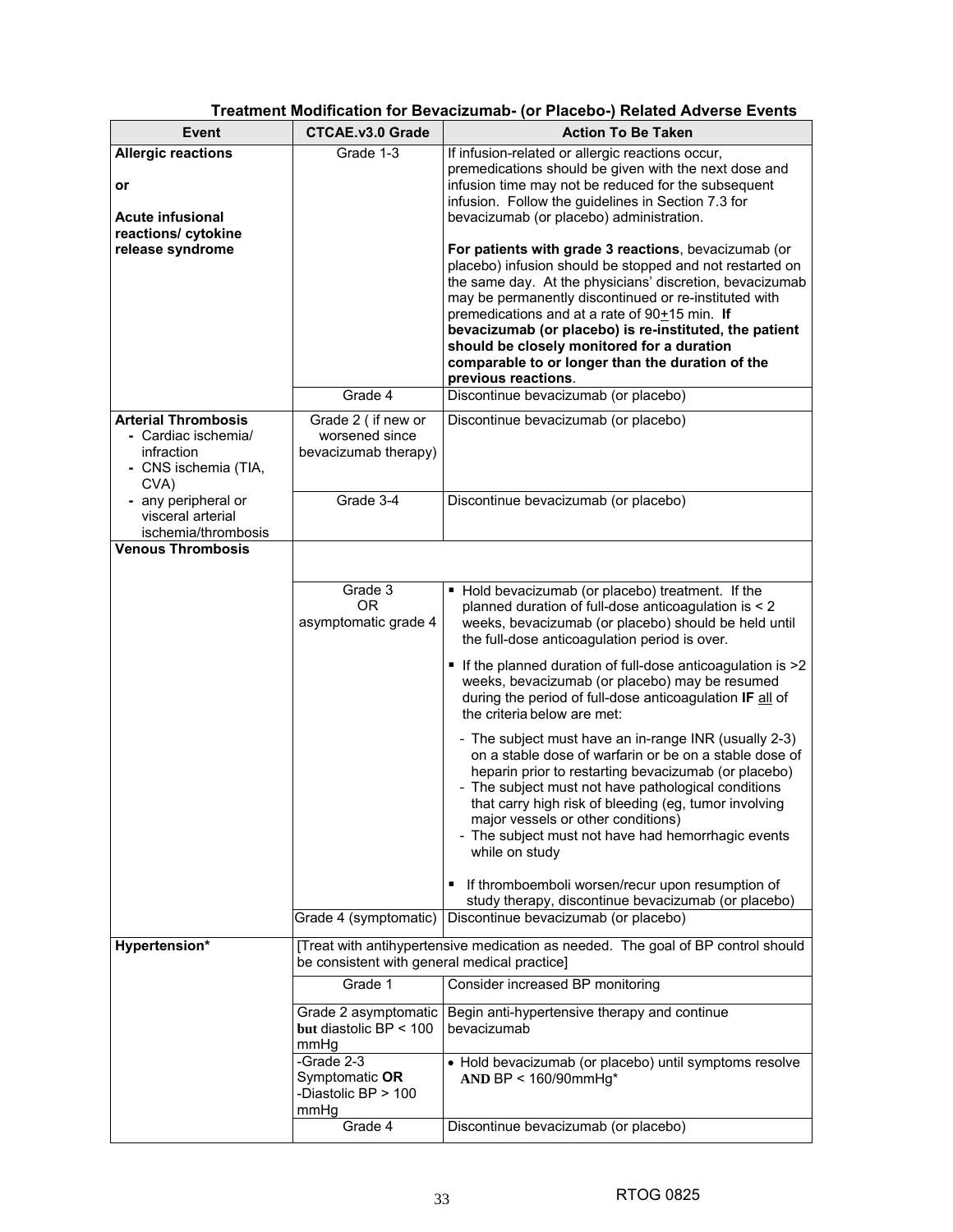**Treatment Modification for Bevacizumab- (or Placebo-) Related Adverse Events**

| Event | CTCAE.v3.0 Grade | Action To Be Taken |
|---|---|---|
| **Allergic reactions**<br><br>**or**<br><br>**Acute infusional reactions/ cytokine release syndrome** | Grade 1-3 | If infusion-related or allergic reactions occur, premedications should be given with the next dose and infusion time may not be reduced for the subsequent infusion. Follow the guidelines in Section 7.3 for bevacizumab (or placebo) administration.<br><br>**For patients with grade 3 reactions**, bevacizumab (or placebo) infusion should be stopped and not restarted on the same day. At the physicians' discretion, bevacizumab may be permanently discontinued or re-instituted with premedications and at a rate of 90±15 min. **If bevacizumab (or placebo) is re-instituted, the patient should be closely monitored for a duration comparable to or longer than the duration of the previous reactions**. |
| | Grade 4 | Discontinue bevacizumab (or placebo) |
| **Arterial Thrombosis**<br>- Cardiac ischemia/ infraction<br>- CNS ischemia (TIA, CVA)<br>- any peripheral or visceral arterial ischemia/thrombosis | Grade 2 ( if new or worsened since bevacizumab therapy) | Discontinue bevacizumab (or placebo) |
| | Grade 3-4 | Discontinue bevacizumab (or placebo) |
| **Venous Thrombosis** | | |
| | Grade 3<br>OR<br>asymptomatic grade 4 | ▪ Hold bevacizumab (or placebo) treatment. If the planned duration of full-dose anticoagulation is < 2 weeks, bevacizumab (or placebo) should be held until the full-dose anticoagulation period is over.<br><br>▪ If the planned duration of full-dose anticoagulation is >2 weeks, bevacizumab (or placebo) may be resumed during the period of full-dose anticoagulation **IF** all of the criteria below are met:<br><br>- The subject must have an in-range INR (usually 2-3) on a stable dose of warfarin or be on a stable dose of heparin prior to restarting bevacizumab (or placebo)<br>- The subject must not have pathological conditions that carry high risk of bleeding (eg, tumor involving major vessels or other conditions)<br>- The subject must not have had hemorrhagic events while on study<br><br>▪ If thromboemboli worsen/recur upon resumption of study therapy, discontinue bevacizumab (or placebo) |
| | Grade 4 (symptomatic) | Discontinue bevacizumab (or placebo) |
| **Hypertension*** | [Treat with antihypertensive medication as needed. The goal of BP control should be consistent with general medical practice] | |
| | Grade 1 | Consider increased BP monitoring |
| | Grade 2 asymptomatic **but** diastolic BP < 100 mmHg | Begin anti-hypertensive therapy and continue bevacizumab |
| | -Grade 2-3 Symptomatic **OR**<br>-Diastolic BP > 100 mmHg | • Hold bevacizumab (or placebo) until symptoms resolve **AND** BP < 160/90mmHg* |
| | Grade 4 | Discontinue bevacizumab (or placebo) |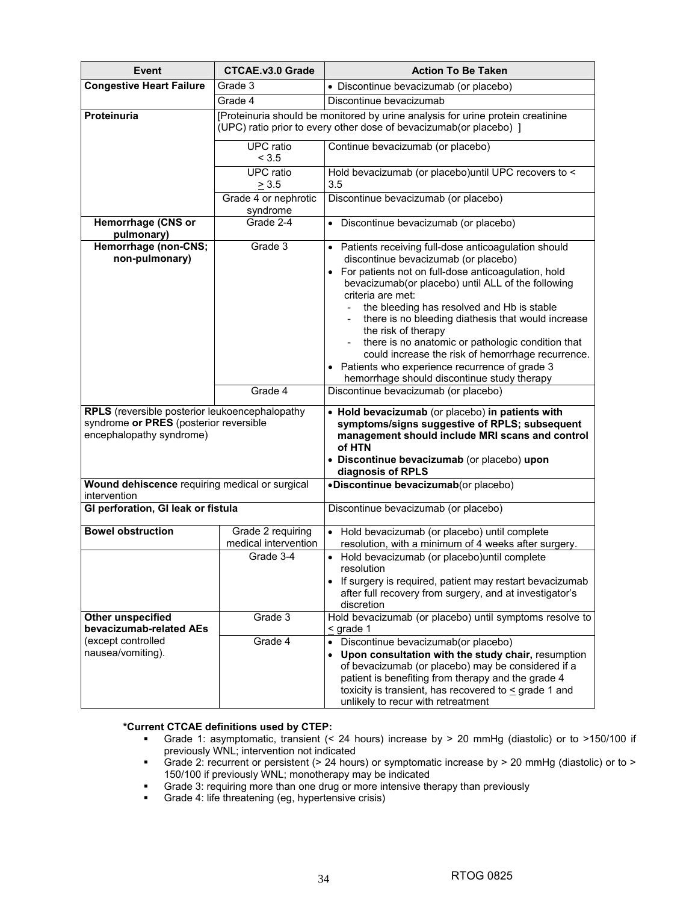| Event | CTCAE.v3.0 Grade | Action To Be Taken |
|---|---|---|
| **Congestive Heart Failure** | Grade 3 | • Discontinue bevacizumab (or placebo) |
| | Grade 4 | Discontinue bevacizumab |
| **Proteinuria** | [Proteinuria should be monitored by urine analysis for urine protein creatinine (UPC) ratio prior to every other dose of bevacizumab(or placebo) ] | |
| | UPC ratio < 3.5 | Continue bevacizumab (or placebo) |
| | UPC ratio ≥ 3.5 | Hold bevacizumab (or placebo)until UPC recovers to < 3.5 |
| | Grade 4 or nephrotic syndrome | Discontinue bevacizumab (or placebo) |
| **Hemorrhage (CNS or pulmonary)** | Grade 2-4 | • Discontinue bevacizumab (or placebo) |
| **Hemorrhage (non-CNS; non-pulmonary)** | Grade 3 | • Patients receiving full-dose anticoagulation should discontinue bevacizumab (or placebo)<br>• For patients not on full-dose anticoagulation, hold bevacizumab(or placebo) until ALL of the following criteria are met:<br>- the bleeding has resolved and Hb is stable<br>- there is no bleeding diathesis that would increase the risk of therapy<br>- there is no anatomic or pathologic condition that could increase the risk of hemorrhage recurrence.<br>• Patients who experience recurrence of grade 3 hemorrhage should discontinue study therapy |
| | Grade 4 | Discontinue bevacizumab (or placebo) |
| **RPLS** (reversible posterior leukoencephalopathy syndrome **or PRES** (posterior reversible encephalopathy syndrome) | | • **Hold bevacizumab** (or placebo) **in patients with symptoms/signs suggestive of RPLS; subsequent management should include MRI scans and control of HTN**<br>• **Discontinue bevacizumab** (or placebo) **upon diagnosis of RPLS** |
| **Wound dehiscence** requiring medical or surgical intervention | | •**Discontinue bevacizumab**(or placebo) |
| **GI perforation, GI leak or fistula** | | Discontinue bevacizumab (or placebo) |
| **Bowel obstruction** | Grade 2 requiring medical intervention | • Hold bevacizumab (or placebo) until complete resolution, with a minimum of 4 weeks after surgery. |
| | Grade 3-4 | • Hold bevacizumab (or placebo)until complete resolution<br>• If surgery is required, patient may restart bevacizumab after full recovery from surgery, and at investigator's discretion |
| **Other unspecified bevacizumab-related AEs** (except controlled nausea/vomiting). | Grade 3 | Hold bevacizumab (or placebo) until symptoms resolve to ≤ grade 1 |
| | Grade 4 | • Discontinue bevacizumab(or placebo)<br>• **Upon consultation with the study chair,** resumption of bevacizumab (or placebo) may be considered if a patient is benefiting from therapy and the grade 4 toxicity is transient, has recovered to ≤ grade 1 and unlikely to recur with retreatment |

**\*Current CTCAE definitions used by CTEP:**

- Grade 1: asymptomatic, transient (< 24 hours) increase by > 20 mmHg (diastolic) or to >150/100 if previously WNL; intervention not indicated
- Grade 2: recurrent or persistent (> 24 hours) or symptomatic increase by > 20 mmHg (diastolic) or to > 150/100 if previously WNL; monotherapy may be indicated
- Grade 3: requiring more than one drug or more intensive therapy than previously
- Grade 4: life threatening (eg, hypertensive crisis)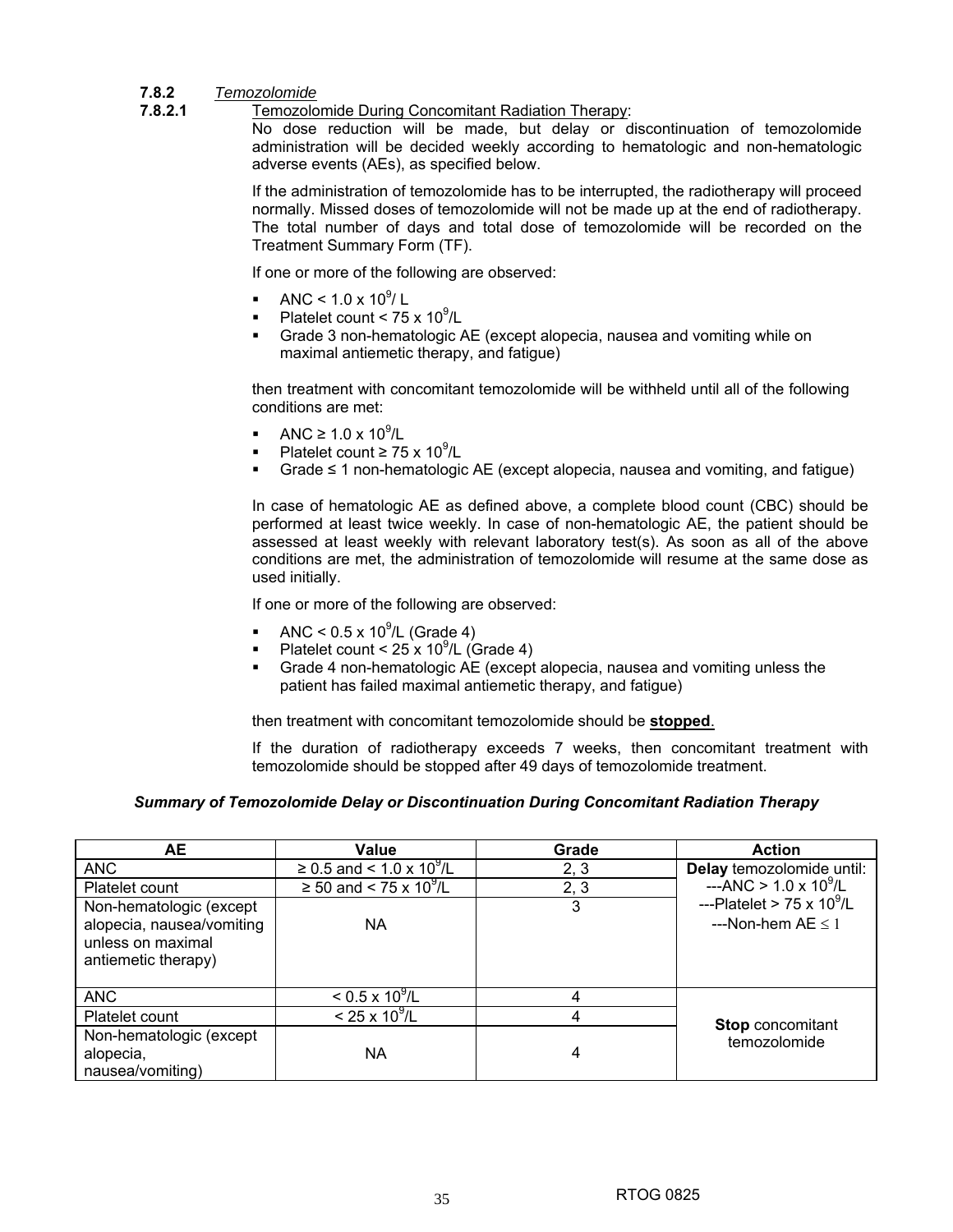#### 7.8.2 *Temozolomide*

**7.8.2.1** Temozolomide During Concomitant Radiation Therapy:

No dose reduction will be made, but delay or discontinuation of temozolomide administration will be decided weekly according to hematologic and non-hematologic adverse events (AEs), as specified below.

If the administration of temozolomide has to be interrupted, the radiotherapy will proceed normally. Missed doses of temozolomide will not be made up at the end of radiotherapy. The total number of days and total dose of temozolomide will be recorded on the Treatment Summary Form (TF).

If one or more of the following are observed:

- ANC < 1.0 x $10^9$/ L
- Platelet count < 75 x $10^9$/L
- Grade 3 non-hematologic AE (except alopecia, nausea and vomiting while on maximal antiemetic therapy, and fatigue)

then treatment with concomitant temozolomide will be withheld until all of the following conditions are met:

- ANC ≥ 1.0 x $10^9$/L
- Platelet count ≥ 75 x $10^9$/L
- Grade ≤ 1 non-hematologic AE (except alopecia, nausea and vomiting, and fatigue)

In case of hematologic AE as defined above, a complete blood count (CBC) should be performed at least twice weekly. In case of non-hematologic AE, the patient should be assessed at least weekly with relevant laboratory test(s). As soon as all of the above conditions are met, the administration of temozolomide will resume at the same dose as used initially.

If one or more of the following are observed:

- ANC < 0.5 x $10^9$/L (Grade 4)
- Platelet count < 25 x $10^9$/L (Grade 4)
- Grade 4 non-hematologic AE (except alopecia, nausea and vomiting unless the patient has failed maximal antiemetic therapy, and fatigue)

then treatment with concomitant temozolomide should be **stopped**.

If the duration of radiotherapy exceeds 7 weeks, then concomitant treatment with temozolomide should be stopped after 49 days of temozolomide treatment.

***Summary of Temozolomide Delay or Discontinuation During Concomitant Radiation Therapy***

| AE | Value | Grade | Action |
|---|---|---|---|
| ANC | ≥ 0.5 and < 1.0 x $10^9$/L | 2, 3 | **Delay** temozolomide until: ---ANC > 1.0 x $10^9$/L ---Platelet > 75 x $10^9$/L ---Non-hem AE ≤ 1 |
| Platelet count | ≥ 50 and < 75 x $10^9$/L | 2, 3 | |
| Non-hematologic (except alopecia, nausea/vomiting unless on maximal antiemetic therapy) | NA | 3 | |
| ANC | < 0.5 x $10^9$/L | 4 | **Stop** concomitant temozolomide |
| Platelet count | < 25 x $10^9$/L | 4 | |
| Non-hematologic (except alopecia, nausea/vomiting) | NA | 4 | |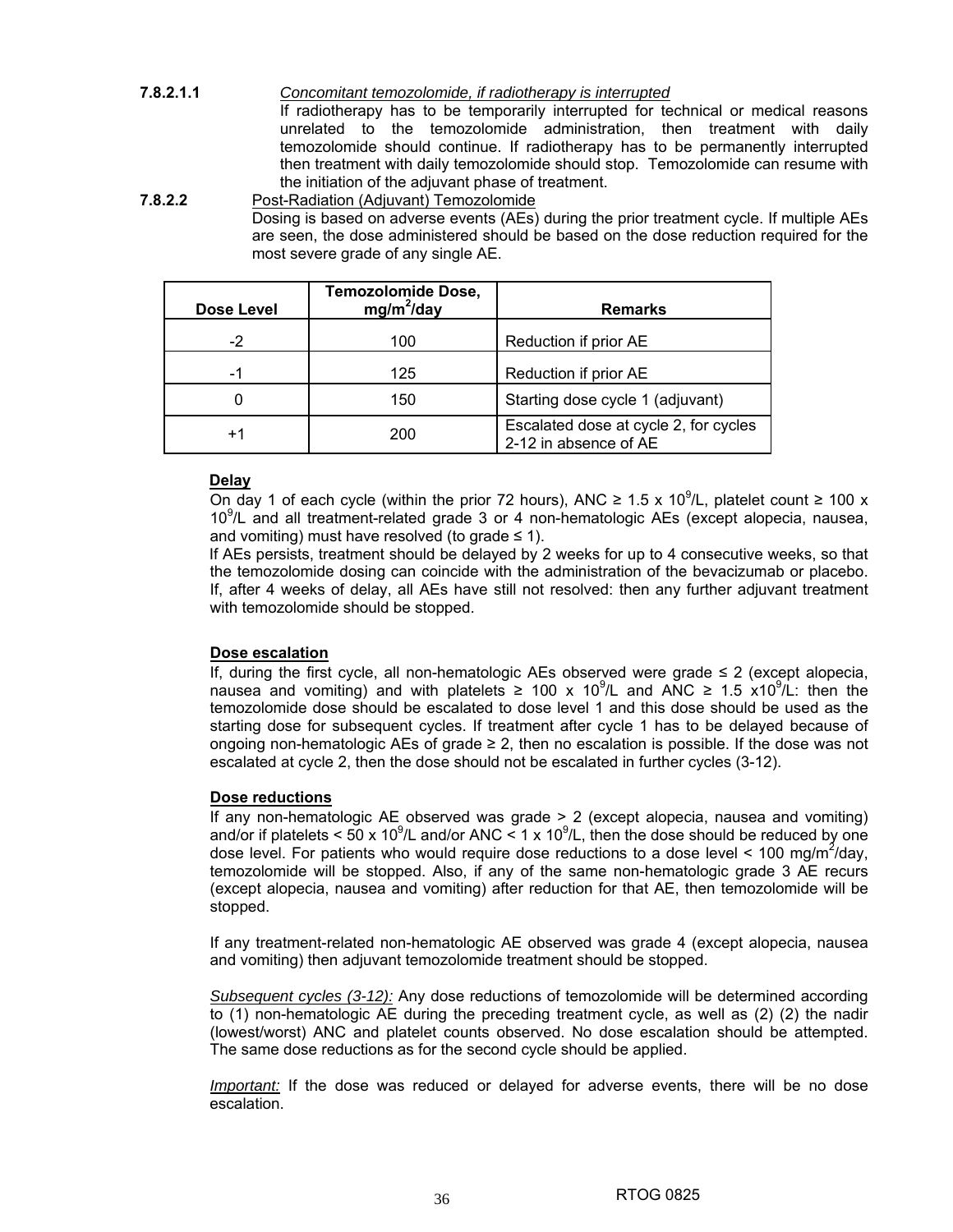**7.8.2.1.1** *Concomitant temozolomide, if radiotherapy is interrupted*

If radiotherapy has to be temporarily interrupted for technical or medical reasons unrelated to the temozolomide administration, then treatment with daily temozolomide should continue. If radiotherapy has to be permanently interrupted then treatment with daily temozolomide should stop. Temozolomide can resume with the initiation of the adjuvant phase of treatment.

**7.8.2.2** Post-Radiation (Adjuvant) Temozolomide

Dosing is based on adverse events (AEs) during the prior treatment cycle. If multiple AEs are seen, the dose administered should be based on the dose reduction required for the most severe grade of any single AE.

| Dose Level | Temozolomide Dose, $mg/m^2/day$ | Remarks |
|---|---|---|
| -2 | 100 | Reduction if prior AE |
| -1 | 125 | Reduction if prior AE |
| 0 | 150 | Starting dose cycle 1 (adjuvant) |
| +1 | 200 | Escalated dose at cycle 2, for cycles 2-12 in absence of AE |

**Delay**

On day 1 of each cycle (within the prior 72 hours), ANC $\geq 1.5 \times 10^9/L$, platelet count $\geq 100 \times 10^9/L$ and all treatment-related grade 3 or 4 non-hematologic AEs (except alopecia, nausea, and vomiting) must have resolved (to grade $\leq 1$).

If AEs persists, treatment should be delayed by 2 weeks for up to 4 consecutive weeks, so that the temozolomide dosing can coincide with the administration of the bevacizumab or placebo. If, after 4 weeks of delay, all AEs have still not resolved: then any further adjuvant treatment with temozolomide should be stopped.

**Dose escalation**

If, during the first cycle, all non-hematologic AEs observed were grade $\leq 2$ (except alopecia, nausea and vomiting) and with platelets $\geq 100 \times 10^9/L$ and ANC $\geq 1.5 \times 10^9/L$: then the temozolomide dose should be escalated to dose level 1 and this dose should be used as the starting dose for subsequent cycles. If treatment after cycle 1 has to be delayed because of ongoing non-hematologic AEs of grade $\geq 2$, then no escalation is possible. If the dose was not escalated at cycle 2, then the dose should not be escalated in further cycles (3-12).

**Dose reductions**

If any non-hematologic AE observed was grade > 2 (except alopecia, nausea and vomiting) and/or if platelets $< 50 \times 10^9/L$ and/or ANC $< 1 \times 10^9/L$, then the dose should be reduced by one dose level. For patients who would require dose reductions to a dose level < 100 $mg/m^2/day$, temozolomide will be stopped. Also, if any of the same non-hematologic grade 3 AE recurs (except alopecia, nausea and vomiting) after reduction for that AE, then temozolomide will be stopped.

If any treatment-related non-hematologic AE observed was grade 4 (except alopecia, nausea and vomiting) then adjuvant temozolomide treatment should be stopped.

*Subsequent cycles (3-12):* Any dose reductions of temozolomide will be determined according to (1) non-hematologic AE during the preceding treatment cycle, as well as (2) (2) the nadir (lowest/worst) ANC and platelet counts observed. No dose escalation should be attempted. The same dose reductions as for the second cycle should be applied.

*Important:* If the dose was reduced or delayed for adverse events, there will be no dose escalation.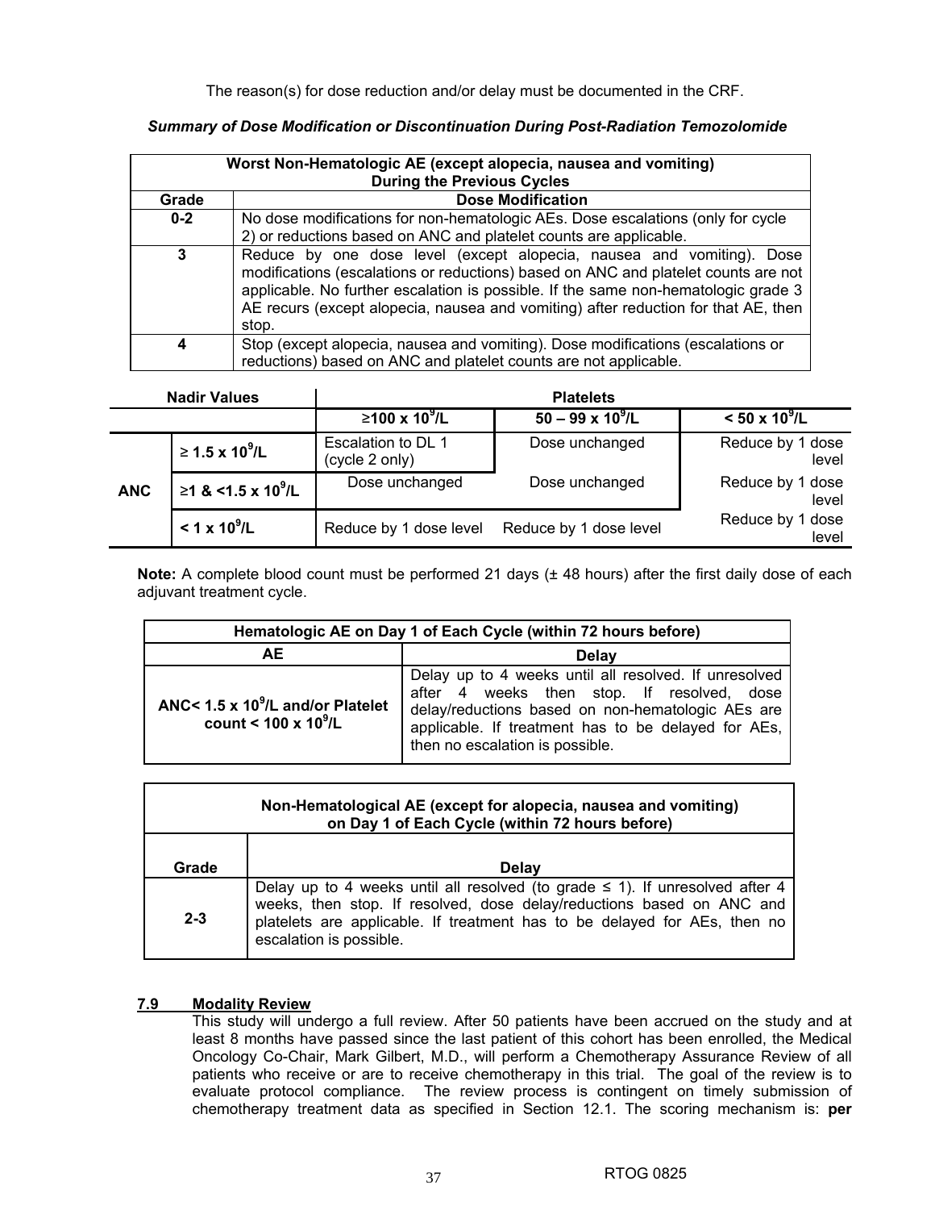The reason(s) for dose reduction and/or delay must be documented in the CRF.

***Summary of Dose Modification or Discontinuation During Post-Radiation Temozolomide***

| Worst Non-Hematologic AE (except alopecia, nausea and vomiting) During the Previous Cycles | |
|---|---|
| **Grade** | **Dose Modification** |
| **0-2** | No dose modifications for non-hematologic AEs. Dose escalations (only for cycle 2) or reductions based on ANC and platelet counts are applicable. |
| **3** | Reduce by one dose level (except alopecia, nausea and vomiting). Dose modifications (escalations or reductions) based on ANC and platelet counts are not applicable. No further escalation is possible. If the same non-hematologic grade 3 AE recurs (except alopecia, nausea and vomiting) after reduction for that AE, then stop. |
| **4** | Stop (except alopecia, nausea and vomiting). Dose modifications (escalations or reductions) based on ANC and platelet counts are not applicable. |

| Nadir Values | | Platelets | | |
|---|---|---|---|---|
| | | $\geq 100 \times 10^9$/L | $50 - 99 \times 10^9$/L | $< 50 \times 10^9$/L |
| **ANC** | $\geq 1.5 \times 10^9$/L | Escalation to DL 1 (cycle 2 only) | Dose unchanged | Reduce by 1 dose level |
| | $\geq 1$ & $< 1.5 \times 10^9$/L | Dose unchanged | Dose unchanged | Reduce by 1 dose level |
| | $< 1 \times 10^9$/L | Reduce by 1 dose level | Reduce by 1 dose level | Reduce by 1 dose level |

**Note:** A complete blood count must be performed 21 days (± 48 hours) after the first daily dose of each adjuvant treatment cycle.

| Hematologic AE on Day 1 of Each Cycle (within 72 hours before) | |
|---|---|
| **AE** | **Delay** |
| **ANC< 1.5 x $10^9$/L and/or Platelet count < 100 x $10^9$/L** | Delay up to 4 weeks until all resolved. If unresolved after 4 weeks then stop. If resolved, dose delay/reductions based on non-hematologic AEs are applicable. If treatment has to be delayed for AEs, then no escalation is possible. |

| Non-Hematological AE (except for alopecia, nausea and vomiting) on Day 1 of Each Cycle (within 72 hours before) | |
|---|---|
| **Grade** | **Delay** |
| **2-3** | Delay up to 4 weeks until all resolved (to grade ≤ 1). If unresolved after 4 weeks, then stop. If resolved, dose delay/reductions based on ANC and platelets are applicable. If treatment has to be delayed for AEs, then no escalation is possible. |

### 7.9 Modality Review

This study will undergo a full review. After 50 patients have been accrued on the study and at least 8 months have passed since the last patient of this cohort has been enrolled, the Medical Oncology Co-Chair, Mark Gilbert, M.D., will perform a Chemotherapy Assurance Review of all patients who receive or are to receive chemotherapy in this trial. The goal of the review is to evaluate protocol compliance. The review process is contingent on timely submission of chemotherapy treatment data as specified in Section 12.1. The scoring mechanism is: **per**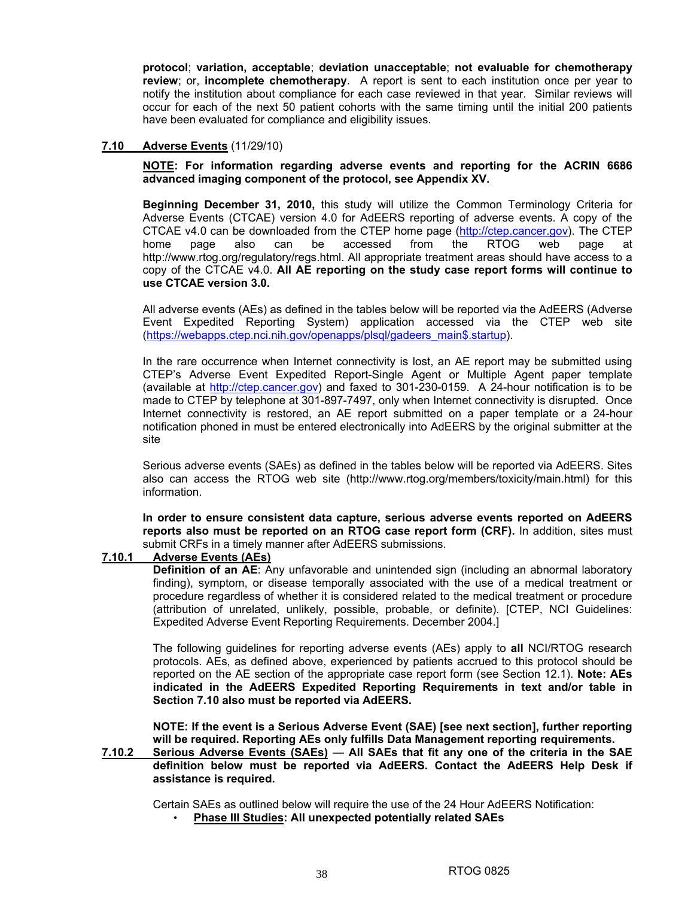**protocol**; **variation, acceptable**; **deviation unacceptable**; **not evaluable for chemotherapy review**; or, **incomplete chemotherapy**. A report is sent to each institution once per year to notify the institution about compliance for each case reviewed in that year. Similar reviews will occur for each of the next 50 patient cohorts with the same timing until the initial 200 patients have been evaluated for compliance and eligibility issues.

## 7.10 Adverse Events (11/29/10)

**NOTE: For information regarding adverse events and reporting for the ACRIN 6686 advanced imaging component of the protocol, see Appendix XV.**

**Beginning December 31, 2010,** this study will utilize the Common Terminology Criteria for Adverse Events (CTCAE) version 4.0 for AdEERS reporting of adverse events. A copy of the CTCAE v4.0 can be downloaded from the CTEP home page (http://ctep.cancer.gov). The CTEP home page also can be accessed from the RTOG web page at http://www.rtog.org/regulatory/regs.html. All appropriate treatment areas should have access to a copy of the CTCAE v4.0. **All AE reporting on the study case report forms will continue to use CTCAE version 3.0.**

All adverse events (AEs) as defined in the tables below will be reported via the AdEERS (Adverse Event Expedited Reporting System) application accessed via the CTEP web site (https://webapps.ctep.nci.nih.gov/openapps/plsql/gadeers_main$.startup).

In the rare occurrence when Internet connectivity is lost, an AE report may be submitted using CTEP's Adverse Event Expedited Report-Single Agent or Multiple Agent paper template (available at http://ctep.cancer.gov) and faxed to 301-230-0159. A 24-hour notification is to be made to CTEP by telephone at 301-897-7497, only when Internet connectivity is disrupted. Once Internet connectivity is restored, an AE report submitted on a paper template or a 24-hour notification phoned in must be entered electronically into AdEERS by the original submitter at the site

Serious adverse events (SAEs) as defined in the tables below will be reported via AdEERS. Sites also can access the RTOG web site (http://www.rtog.org/members/toxicity/main.html) for this information.

**In order to ensure consistent data capture, serious adverse events reported on AdEERS reports also must be reported on an RTOG case report form (CRF).** In addition, sites must submit CRFs in a timely manner after AdEERS submissions.

### 7.10.1 Adverse Events (AEs)

**Definition of an AE**: Any unfavorable and unintended sign (including an abnormal laboratory finding), symptom, or disease temporally associated with the use of a medical treatment or procedure regardless of whether it is considered related to the medical treatment or procedure (attribution of unrelated, unlikely, possible, probable, or definite). [CTEP, NCI Guidelines: Expedited Adverse Event Reporting Requirements. December 2004.]

The following guidelines for reporting adverse events (AEs) apply to **all** NCI/RTOG research protocols. AEs, as defined above, experienced by patients accrued to this protocol should be reported on the AE section of the appropriate case report form (see Section 12.1). **Note: AEs indicated in the AdEERS Expedited Reporting Requirements in text and/or table in Section 7.10 also must be reported via AdEERS.**

**NOTE: If the event is a Serious Adverse Event (SAE) [see next section], further reporting will be required. Reporting AEs only fulfills Data Management reporting requirements.**

### 7.10.2 Serious Adverse Events (SAEs) — **All SAEs that fit any one of the criteria in the SAE definition below must be reported via AdEERS. Contact the AdEERS Help Desk if assistance is required.**

Certain SAEs as outlined below will require the use of the 24 Hour AdEERS Notification:

- **Phase III Studies: All unexpected potentially related SAEs**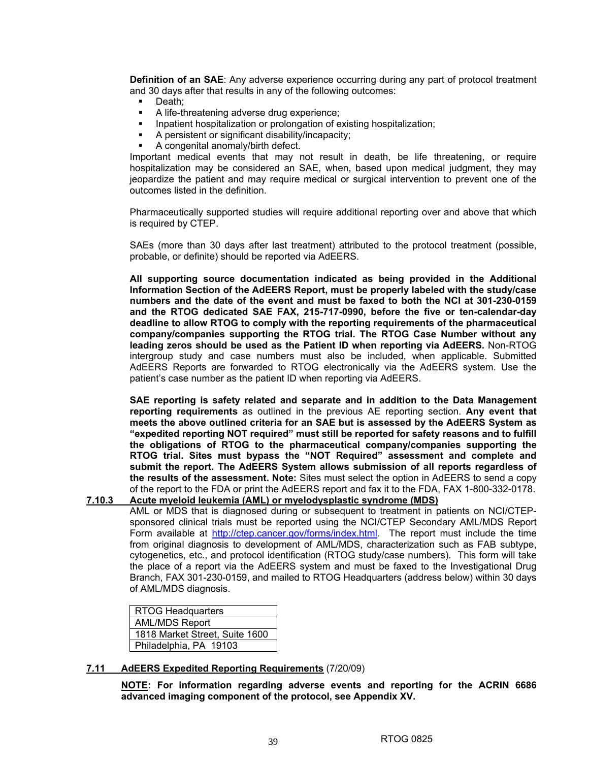**Definition of an SAE**: Any adverse experience occurring during any part of protocol treatment and 30 days after that results in any of the following outcomes:

- Death;
- A life-threatening adverse drug experience;
- Inpatient hospitalization or prolongation of existing hospitalization;
- A persistent or significant disability/incapacity;
- A congenital anomaly/birth defect.

Important medical events that may not result in death, be life threatening, or require hospitalization may be considered an SAE, when, based upon medical judgment, they may jeopardize the patient and may require medical or surgical intervention to prevent one of the outcomes listed in the definition.

Pharmaceutically supported studies will require additional reporting over and above that which is required by CTEP.

SAEs (more than 30 days after last treatment) attributed to the protocol treatment (possible, probable, or definite) should be reported via AdEERS.

**All supporting source documentation indicated as being provided in the Additional Information Section of the AdEERS Report, must be properly labeled with the study/case numbers and the date of the event and must be faxed to both the NCI at 301-230-0159 and the RTOG dedicated SAE FAX, 215-717-0990, before the five or ten-calendar-day deadline to allow RTOG to comply with the reporting requirements of the pharmaceutical company/companies supporting the RTOG trial. The RTOG Case Number without any leading zeros should be used as the Patient ID when reporting via AdEERS.** Non-RTOG intergroup study and case numbers must also be included, when applicable. Submitted AdEERS Reports are forwarded to RTOG electronically via the AdEERS system. Use the patient's case number as the patient ID when reporting via AdEERS.

**SAE reporting is safety related and separate and in addition to the Data Management reporting requirements** as outlined in the previous AE reporting section. **Any event that meets the above outlined criteria for an SAE but is assessed by the AdEERS System as "expedited reporting NOT required" must still be reported for safety reasons and to fulfill the obligations of RTOG to the pharmaceutical company/companies supporting the RTOG trial. Sites must bypass the "NOT Required" assessment and complete and submit the report. The AdEERS System allows submission of all reports regardless of the results of the assessment. Note:** Sites must select the option in AdEERS to send a copy of the report to the FDA or print the AdEERS report and fax it to the FDA, FAX 1-800-332-0178.

**7.10.3 Acute myeloid leukemia (AML) or myelodysplastic syndrome (MDS)**

AML or MDS that is diagnosed during or subsequent to treatment in patients on NCI/CTEP-sponsored clinical trials must be reported using the NCI/CTEP Secondary AML/MDS Report Form available at http://ctep.cancer.gov/forms/index.html. The report must include the time from original diagnosis to development of AML/MDS, characterization such as FAB subtype, cytogenetics, etc., and protocol identification (RTOG study/case numbers). This form will take the place of a report via the AdEERS system and must be faxed to the Investigational Drug Branch, FAX 301-230-0159, and mailed to RTOG Headquarters (address below) within 30 days of AML/MDS diagnosis.

| RTOG Headquarters |
|---|
| AML/MDS Report |
| 1818 Market Street, Suite 1600 |
| Philadelphia, PA 19103 |

## 7.11 AdEERS Expedited Reporting Requirements (7/20/09)

**NOTE: For information regarding adverse events and reporting for the ACRIN 6686 advanced imaging component of the protocol, see Appendix XV.**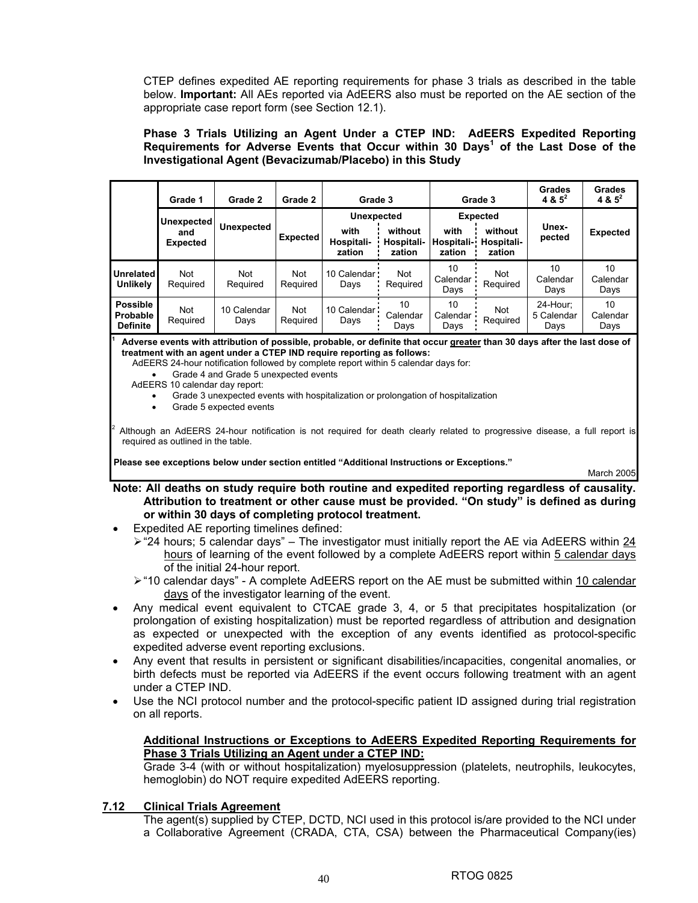CTEP defines expedited AE reporting requirements for phase 3 trials as described in the table below. **Important:** All AEs reported via AdEERS also must be reported on the AE section of the appropriate case report form (see Section 12.1).

**Phase 3 Trials Utilizing an Agent Under a CTEP IND: AdEERS Expedited Reporting Requirements for Adverse Events that Occur within 30 Days[1] of the Last Dose of the Investigational Agent (Bevacizumab/Placebo) in this Study**

| | Grade 1 | Grade 2 | Grade 2 | Grade 3 | | Grade 3 | | Grades 4 & 5[2] | Grades 4 & 5[2] |
|---|---|---|---|---|---|---|---|---|---|
| | Unexpected and Expected | Unexpected | Expected | Unexpected | | Expected | | Unex-pected | Expected |
| | | | | with Hospitali-zation | without Hospitali-zation | with Hospitali-zation | without Hospitali-zation | | |
| **Unrelated Unlikely** | Not Required | Not Required | Not Required | 10 Calendar Days | Not Required | 10 Calendar Days | Not Required | 10 Calendar Days | 10 Calendar Days |
| **Possible Probable Definite** | Not Required | 10 Calendar Days | Not Required | 10 Calendar Days | 10 Calendar Days | 10 Calendar Days | Not Required | 24-Hour; 5 Calendar Days | 10 Calendar Days |

[1] **Adverse events with attribution of possible, probable, or definite that occur greater than 30 days after the last dose of treatment with an agent under a CTEP IND require reporting as follows:**

AdEERS 24-hour notification followed by complete report within 5 calendar days for:
- Grade 4 and Grade 5 unexpected events

AdEERS 10 calendar day report:
- Grade 3 unexpected events with hospitalization or prolongation of hospitalization
- Grade 5 expected events

[2] Although an AdEERS 24-hour notification is not required for death clearly related to progressive disease, a full report is required as outlined in the table.

**Please see exceptions below under section entitled "Additional Instructions or Exceptions."**

March 2005

**Note: All deaths on study require both routine and expedited reporting regardless of causality. Attribution to treatment or other cause must be provided. "On study" is defined as during or within 30 days of completing protocol treatment.**

- Expedited AE reporting timelines defined:
  - "24 hours; 5 calendar days" – The investigator must initially report the AE via AdEERS within 24 hours of learning of the event followed by a complete AdEERS report within 5 calendar days of the initial 24-hour report.
  - "10 calendar days" - A complete AdEERS report on the AE must be submitted within 10 calendar days of the investigator learning of the event.
- Any medical event equivalent to CTCAE grade 3, 4, or 5 that precipitates hospitalization (or prolongation of existing hospitalization) must be reported regardless of attribution and designation as expected or unexpected with the exception of any events identified as protocol-specific expedited adverse event reporting exclusions.
- Any event that results in persistent or significant disabilities/incapacities, congenital anomalies, or birth defects must be reported via AdEERS if the event occurs following treatment with an agent under a CTEP IND.
- Use the NCI protocol number and the protocol-specific patient ID assigned during trial registration on all reports.

**Additional Instructions or Exceptions to AdEERS Expedited Reporting Requirements for Phase 3 Trials Utilizing an Agent under a CTEP IND:**

Grade 3-4 (with or without hospitalization) myelosuppression (platelets, neutrophils, leukocytes, hemoglobin) do NOT require expedited AdEERS reporting.

### 7.12 Clinical Trials Agreement

The agent(s) supplied by CTEP, DCTD, NCI used in this protocol is/are provided to the NCI under a Collaborative Agreement (CRADA, CTA, CSA) between the Pharmaceutical Company(ies)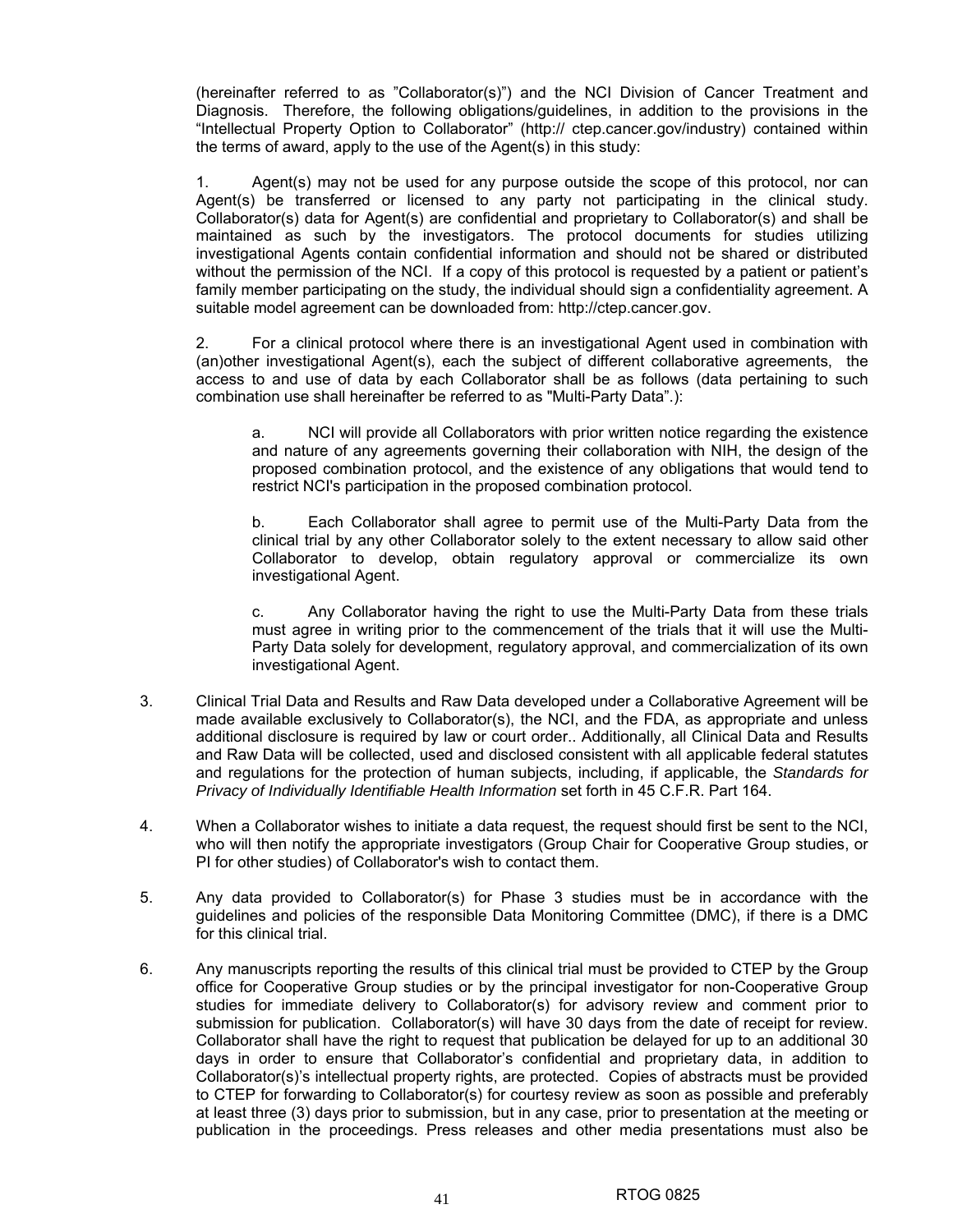(hereinafter referred to as "Collaborator(s)") and the NCI Division of Cancer Treatment and Diagnosis. Therefore, the following obligations/guidelines, in addition to the provisions in the "Intellectual Property Option to Collaborator" (http:// ctep.cancer.gov/industry) contained within the terms of award, apply to the use of the Agent(s) in this study:

1. Agent(s) may not be used for any purpose outside the scope of this protocol, nor can Agent(s) be transferred or licensed to any party not participating in the clinical study. Collaborator(s) data for Agent(s) are confidential and proprietary to Collaborator(s) and shall be maintained as such by the investigators. The protocol documents for studies utilizing investigational Agents contain confidential information and should not be shared or distributed without the permission of the NCI. If a copy of this protocol is requested by a patient or patient's family member participating on the study, the individual should sign a confidentiality agreement. A suitable model agreement can be downloaded from: http://ctep.cancer.gov.

2. For a clinical protocol where there is an investigational Agent used in combination with (an)other investigational Agent(s), each the subject of different collaborative agreements, the access to and use of data by each Collaborator shall be as follows (data pertaining to such combination use shall hereinafter be referred to as "Multi-Party Data".):

   a. NCI will provide all Collaborators with prior written notice regarding the existence and nature of any agreements governing their collaboration with NIH, the design of the proposed combination protocol, and the existence of any obligations that would tend to restrict NCI's participation in the proposed combination protocol.

   b. Each Collaborator shall agree to permit use of the Multi-Party Data from the clinical trial by any other Collaborator solely to the extent necessary to allow said other Collaborator to develop, obtain regulatory approval or commercialize its own investigational Agent.

   c. Any Collaborator having the right to use the Multi-Party Data from these trials must agree in writing prior to the commencement of the trials that it will use the Multi-Party Data solely for development, regulatory approval, and commercialization of its own investigational Agent.

3. Clinical Trial Data and Results and Raw Data developed under a Collaborative Agreement will be made available exclusively to Collaborator(s), the NCI, and the FDA, as appropriate and unless additional disclosure is required by law or court order.. Additionally, all Clinical Data and Results and Raw Data will be collected, used and disclosed consistent with all applicable federal statutes and regulations for the protection of human subjects, including, if applicable, the *Standards for Privacy of Individually Identifiable Health Information* set forth in 45 C.F.R. Part 164.

4. When a Collaborator wishes to initiate a data request, the request should first be sent to the NCI, who will then notify the appropriate investigators (Group Chair for Cooperative Group studies, or PI for other studies) of Collaborator's wish to contact them.

5. Any data provided to Collaborator(s) for Phase 3 studies must be in accordance with the guidelines and policies of the responsible Data Monitoring Committee (DMC), if there is a DMC for this clinical trial.

6. Any manuscripts reporting the results of this clinical trial must be provided to CTEP by the Group office for Cooperative Group studies or by the principal investigator for non-Cooperative Group studies for immediate delivery to Collaborator(s) for advisory review and comment prior to submission for publication. Collaborator(s) will have 30 days from the date of receipt for review. Collaborator shall have the right to request that publication be delayed for up to an additional 30 days in order to ensure that Collaborator's confidential and proprietary data, in addition to Collaborator(s)'s intellectual property rights, are protected. Copies of abstracts must be provided to CTEP for forwarding to Collaborator(s) for courtesy review as soon as possible and preferably at least three (3) days prior to submission, but in any case, prior to presentation at the meeting or publication in the proceedings. Press releases and other media presentations must also be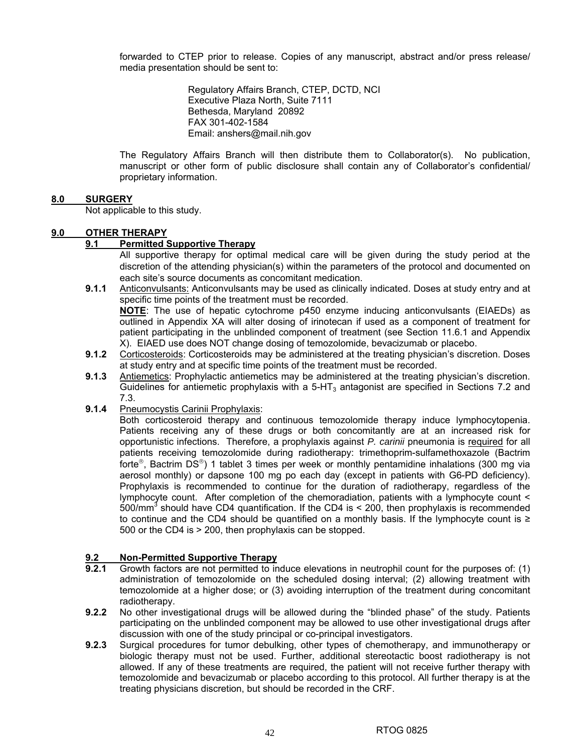forwarded to CTEP prior to release. Copies of any manuscript, abstract and/or press release/ media presentation should be sent to:

Regulatory Affairs Branch, CTEP, DCTD, NCI
Executive Plaza North, Suite 7111
Bethesda, Maryland 20892
FAX 301-402-1584
Email: anshers@mail.nih.gov

The Regulatory Affairs Branch will then distribute them to Collaborator(s). No publication, manuscript or other form of public disclosure shall contain any of Collaborator's confidential/ proprietary information.

## 8.0 SURGERY

Not applicable to this study.

## 9.0 OTHER THERAPY

### 9.1 Permitted Supportive Therapy

All supportive therapy for optimal medical care will be given during the study period at the discretion of the attending physician(s) within the parameters of the protocol and documented on each site's source documents as concomitant medication.

**9.1.1** Anticonvulsants: Anticonvulsants may be used as clinically indicated. Doses at study entry and at specific time points of the treatment must be recorded.

**NOTE**: The use of hepatic cytochrome p450 enzyme inducing anticonvulsants (EIAEDs) as outlined in Appendix XA will alter dosing of irinotecan if used as a component of treatment for patient participating in the unblinded component of treatment (see Section 11.6.1 and Appendix X). EIAED use does NOT change dosing of temozolomide, bevacizumab or placebo.

**9.1.2** Corticosteroids: Corticosteroids may be administered at the treating physician's discretion. Doses at study entry and at specific time points of the treatment must be recorded.

**9.1.3** Antiemetics: Prophylactic antiemetics may be administered at the treating physician's discretion. Guidelines for antiemetic prophylaxis with a 5-$HT_3$ antagonist are specified in Sections 7.2 and 7.3.

**9.1.4** Pneumocystis Carinii Prophylaxis:

Both corticosteroid therapy and continuous temozolomide therapy induce lymphocytopenia. Patients receiving any of these drugs or both concomitantly are at an increased risk for opportunistic infections. Therefore, a prophylaxis against *P. carinii* pneumonia is required for all patients receiving temozolomide during radiotherapy: trimethoprim-sulfamethoxazole (Bactrim forte®, Bactrim DS®) 1 tablet 3 times per week or monthly pentamidine inhalations (300 mg via aerosol monthly) or dapsone 100 mg po each day (except in patients with G6-PD deficiency). Prophylaxis is recommended to continue for the duration of radiotherapy, regardless of the lymphocyte count. After completion of the chemoradiation, patients with a lymphocyte count < 500/$mm^3$ should have CD4 quantification. If the CD4 is < 200, then prophylaxis is recommended to continue and the CD4 should be quantified on a monthly basis. If the lymphocyte count is ≥ 500 or the CD4 is > 200, then prophylaxis can be stopped.

### 9.2 Non-Permitted Supportive Therapy

**9.2.1** Growth factors are not permitted to induce elevations in neutrophil count for the purposes of: (1) administration of temozolomide on the scheduled dosing interval; (2) allowing treatment with temozolomide at a higher dose; or (3) avoiding interruption of the treatment during concomitant radiotherapy.

**9.2.2** No other investigational drugs will be allowed during the "blinded phase" of the study. Patients participating on the unblinded component may be allowed to use other investigational drugs after discussion with one of the study principal or co-principal investigators.

**9.2.3** Surgical procedures for tumor debulking, other types of chemotherapy, and immunotherapy or biologic therapy must not be used. Further, additional stereotactic boost radiotherapy is not allowed. If any of these treatments are required, the patient will not receive further therapy with temozolomide and bevacizumab or placebo according to this protocol. All further therapy is at the treating physicians discretion, but should be recorded in the CRF.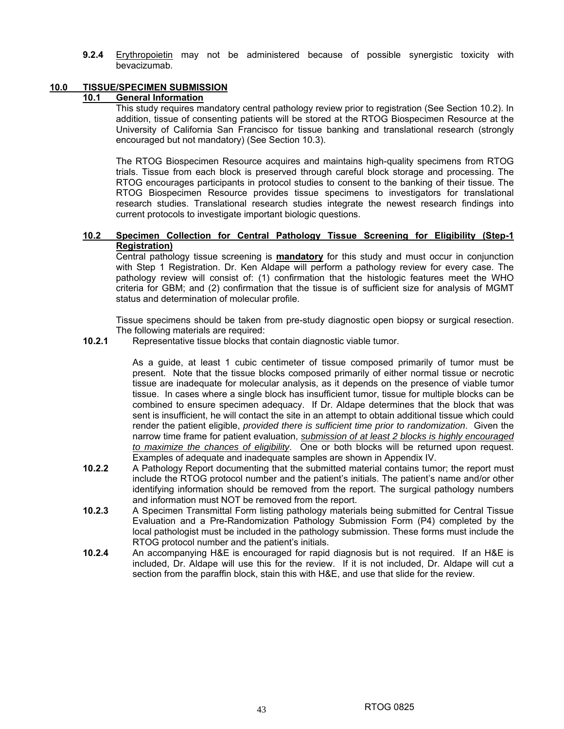**9.2.4** Erythropoietin may not be administered because of possible synergistic toxicity with bevacizumab.

## 10.0 TISSUE/SPECIMEN SUBMISSION

### 10.1 General Information

This study requires mandatory central pathology review prior to registration (See Section 10.2). In addition, tissue of consenting patients will be stored at the RTOG Biospecimen Resource at the University of California San Francisco for tissue banking and translational research (strongly encouraged but not mandatory) (See Section 10.3).

The RTOG Biospecimen Resource acquires and maintains high-quality specimens from RTOG trials. Tissue from each block is preserved through careful block storage and processing. The RTOG encourages participants in protocol studies to consent to the banking of their tissue. The RTOG Biospecimen Resource provides tissue specimens to investigators for translational research studies. Translational research studies integrate the newest research findings into current protocols to investigate important biologic questions.

### 10.2 Specimen Collection for Central Pathology Tissue Screening for Eligibility (Step-1 Registration)

Central pathology tissue screening is **mandatory** for this study and must occur in conjunction with Step 1 Registration. Dr. Ken Aldape will perform a pathology review for every case. The pathology review will consist of: (1) confirmation that the histologic features meet the WHO criteria for GBM; and (2) confirmation that the tissue is of sufficient size for analysis of MGMT status and determination of molecular profile.

Tissue specimens should be taken from pre-study diagnostic open biopsy or surgical resection. The following materials are required:

**10.2.1** Representative tissue blocks that contain diagnostic viable tumor.

As a guide, at least 1 cubic centimeter of tissue composed primarily of tumor must be present. Note that the tissue blocks composed primarily of either normal tissue or necrotic tissue are inadequate for molecular analysis, as it depends on the presence of viable tumor tissue. In cases where a single block has insufficient tumor, tissue for multiple blocks can be combined to ensure specimen adequacy. If Dr. Aldape determines that the block that was sent is insufficient, he will contact the site in an attempt to obtain additional tissue which could render the patient eligible, *provided there is sufficient time prior to randomization*. Given the narrow time frame for patient evaluation, *submission of at least 2 blocks is highly encouraged to maximize the chances of eligibility*. One or both blocks will be returned upon request. Examples of adequate and inadequate samples are shown in Appendix IV.

**10.2.2** A Pathology Report documenting that the submitted material contains tumor; the report must include the RTOG protocol number and the patient's initials. The patient's name and/or other identifying information should be removed from the report. The surgical pathology numbers and information must NOT be removed from the report.

**10.2.3** A Specimen Transmittal Form listing pathology materials being submitted for Central Tissue Evaluation and a Pre-Randomization Pathology Submission Form (P4) completed by the local pathologist must be included in the pathology submission. These forms must include the RTOG protocol number and the patient's initials.

**10.2.4** An accompanying H&E is encouraged for rapid diagnosis but is not required. If an H&E is included, Dr. Aldape will use this for the review. If it is not included, Dr. Aldape will cut a section from the paraffin block, stain this with H&E, and use that slide for the review.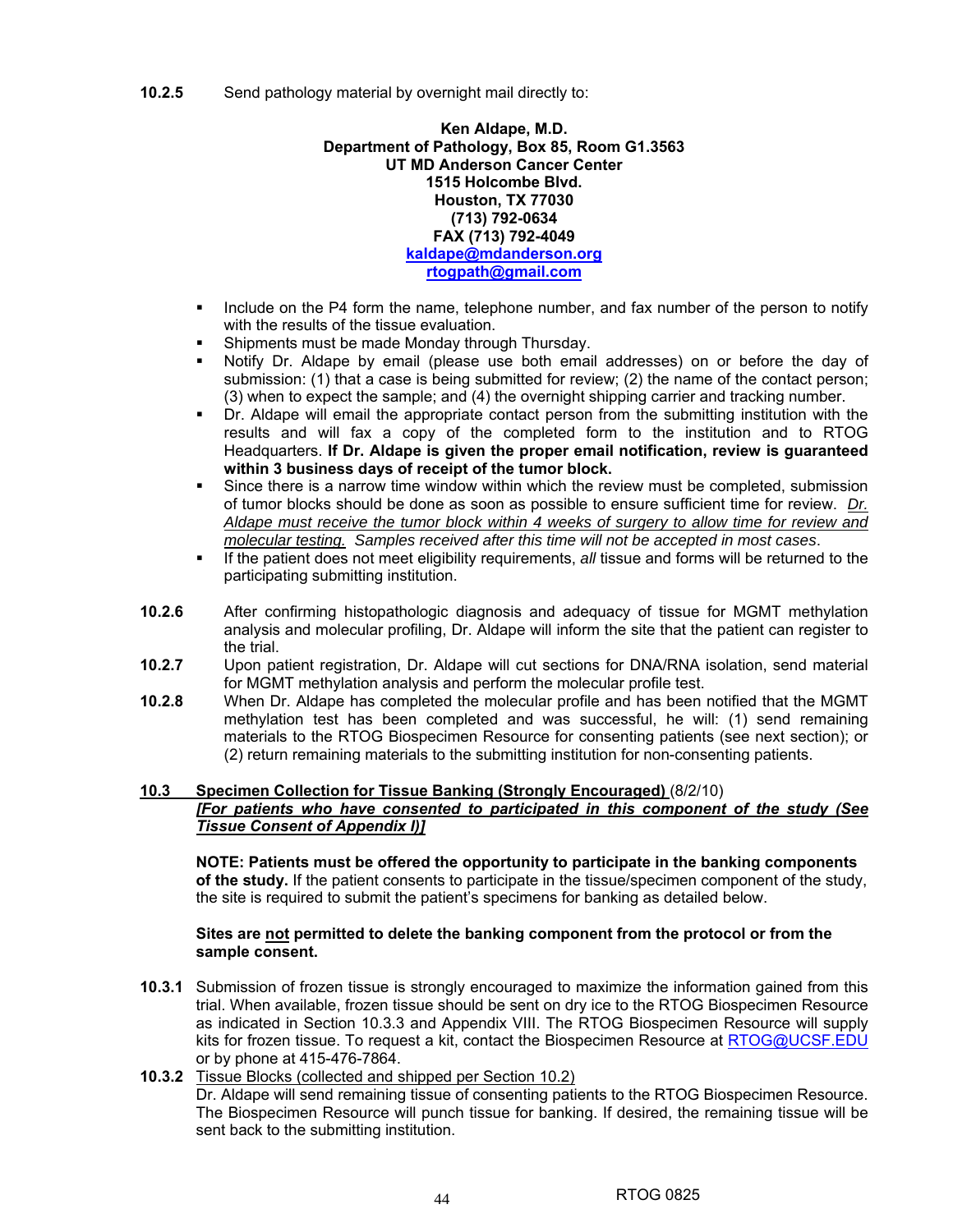**10.2.5** Send pathology material by overnight mail directly to:

**Ken Aldape, M.D.**
**Department of Pathology, Box 85, Room G1.3563**
**UT MD Anderson Cancer Center**
**1515 Holcombe Blvd.**
**Houston, TX 77030**
**(713) 792-0634**
**FAX (713) 792-4049**
**kaldape@mdanderson.org**
**rtogpath@gmail.com**

- Include on the P4 form the name, telephone number, and fax number of the person to notify with the results of the tissue evaluation.
- Shipments must be made Monday through Thursday.
- Notify Dr. Aldape by email (please use both email addresses) on or before the day of submission: (1) that a case is being submitted for review; (2) the name of the contact person; (3) when to expect the sample; and (4) the overnight shipping carrier and tracking number.
- Dr. Aldape will email the appropriate contact person from the submitting institution with the results and will fax a copy of the completed form to the institution and to RTOG Headquarters. **If Dr. Aldape is given the proper email notification, review is guaranteed within 3 business days of receipt of the tumor block.**
- Since there is a narrow time window within which the review must be completed, submission of tumor blocks should be done as soon as possible to ensure sufficient time for review. *Dr. Aldape must receive the tumor block within 4 weeks of surgery to allow time for review and molecular testing. Samples received after this time will not be accepted in most cases*.
- If the patient does not meet eligibility requirements, *all* tissue and forms will be returned to the participating submitting institution.

**10.2.6** After confirming histopathologic diagnosis and adequacy of tissue for MGMT methylation analysis and molecular profiling, Dr. Aldape will inform the site that the patient can register to the trial.

**10.2.7** Upon patient registration, Dr. Aldape will cut sections for DNA/RNA isolation, send material for MGMT methylation analysis and perform the molecular profile test.

**10.2.8** When Dr. Aldape has completed the molecular profile and has been notified that the MGMT methylation test has been completed and was successful, he will: (1) send remaining materials to the RTOG Biospecimen Resource for consenting patients (see next section); or (2) return remaining materials to the submitting institution for non-consenting patients.

**10.3 Specimen Collection for Tissue Banking (Strongly Encouraged)** (8/2/10)
***[For patients who have consented to participated in this component of the study (See Tissue Consent of Appendix I)]***

**NOTE: Patients must be offered the opportunity to participate in the banking components of the study.** If the patient consents to participate in the tissue/specimen component of the study, the site is required to submit the patient's specimens for banking as detailed below.

**Sites are not permitted to delete the banking component from the protocol or from the sample consent.**

**10.3.1** Submission of frozen tissue is strongly encouraged to maximize the information gained from this trial. When available, frozen tissue should be sent on dry ice to the RTOG Biospecimen Resource as indicated in Section 10.3.3 and Appendix VIII. The RTOG Biospecimen Resource will supply kits for frozen tissue. To request a kit, contact the Biospecimen Resource at RTOG@UCSF.EDU or by phone at 415-476-7864.

**10.3.2** Tissue Blocks (collected and shipped per Section 10.2)
Dr. Aldape will send remaining tissue of consenting patients to the RTOG Biospecimen Resource. The Biospecimen Resource will punch tissue for banking. If desired, the remaining tissue will be sent back to the submitting institution.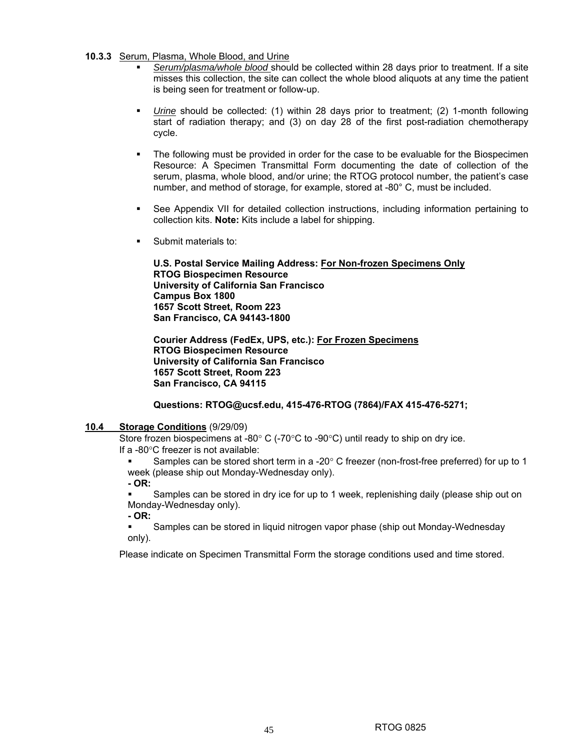**10.3.3** Serum, Plasma, Whole Blood, and Urine

- *Serum/plasma/whole blood* should be collected within 28 days prior to treatment. If a site misses this collection, the site can collect the whole blood aliquots at any time the patient is being seen for treatment or follow-up.
- *Urine* should be collected: (1) within 28 days prior to treatment; (2) 1-month following start of radiation therapy; and (3) on day 28 of the first post-radiation chemotherapy cycle.
- The following must be provided in order for the case to be evaluable for the Biospecimen Resource: A Specimen Transmittal Form documenting the date of collection of the serum, plasma, whole blood, and/or urine; the RTOG protocol number, the patient's case number, and method of storage, for example, stored at -80° C, must be included.
- See Appendix VII for detailed collection instructions, including information pertaining to collection kits. **Note:** Kits include a label for shipping.
- Submit materials to:

  **U.S. Postal Service Mailing Address: For Non-frozen Specimens Only**
  **RTOG Biospecimen Resource**
  **University of California San Francisco**
  **Campus Box 1800**
  **1657 Scott Street, Room 223**
  **San Francisco, CA 94143-1800**

  **Courier Address (FedEx, UPS, etc.): For Frozen Specimens**
  **RTOG Biospecimen Resource**
  **University of California San Francisco**
  **1657 Scott Street, Room 223**
  **San Francisco, CA 94115**

  **Questions: RTOG@ucsf.edu, 415-476-RTOG (7864)/FAX 415-476-5271;**

**10.4 Storage Conditions** (9/29/09)

Store frozen biospecimens at -80° C (-70°C to -90°C) until ready to ship on dry ice.
If a -80°C freezer is not available:

- Samples can be stored short term in a -20° C freezer (non-frost-free preferred) for up to 1 week (please ship out Monday-Wednesday only).

**- OR:**

- Samples can be stored in dry ice for up to 1 week, replenishing daily (please ship out on Monday-Wednesday only).

**- OR:**

- Samples can be stored in liquid nitrogen vapor phase (ship out Monday-Wednesday only).

Please indicate on Specimen Transmittal Form the storage conditions used and time stored.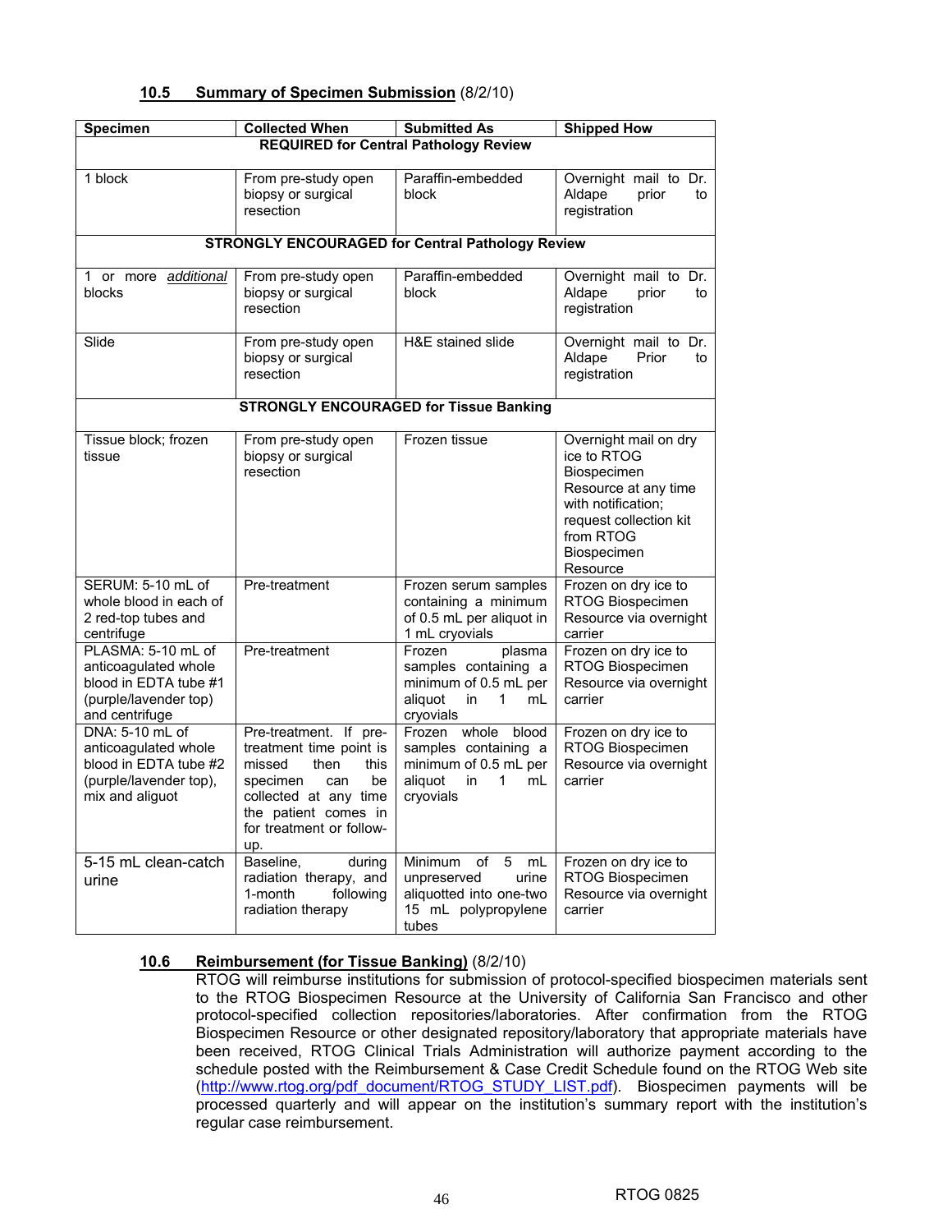### 10.5 Summary of Specimen Submission (8/2/10)

| Specimen | Collected When | Submitted As | Shipped How |
|---|---|---|---|
| **REQUIRED for Central Pathology Review** | | | |
| 1 block | From pre-study open biopsy or surgical resection | Paraffin-embedded block | Overnight mail to Dr. Aldape prior to registration |
| **STRONGLY ENCOURAGED for Central Pathology Review** | | | |
| 1 or more *additional* blocks | From pre-study open biopsy or surgical resection | Paraffin-embedded block | Overnight mail to Dr. Aldape prior to registration |
| Slide | From pre-study open biopsy or surgical resection | H&E stained slide | Overnight mail to Dr. Aldape Prior to registration |
| **STRONGLY ENCOURAGED for Tissue Banking** | | | |
| Tissue block; frozen tissue | From pre-study open biopsy or surgical resection | Frozen tissue | Overnight mail on dry ice to RTOG Biospecimen Resource at any time with notification; request collection kit from RTOG Biospecimen Resource |
| SERUM: 5-10 mL of whole blood in each of 2 red-top tubes and centrifuge | Pre-treatment | Frozen serum samples containing a minimum of 0.5 mL per aliquot in 1 mL cryovials | Frozen on dry ice to RTOG Biospecimen Resource via overnight carrier |
| PLASMA: 5-10 mL of anticoagulated whole blood in EDTA tube #1 (purple/lavender top) and centrifuge | Pre-treatment | Frozen plasma samples containing a minimum of 0.5 mL per aliquot in 1 mL cryovials | Frozen on dry ice to RTOG Biospecimen Resource via overnight carrier |
| DNA: 5-10 mL of anticoagulated whole blood in EDTA tube #2 (purple/lavender top), mix and aliguot | Pre-treatment. If pre-treatment time point is missed then this specimen can be collected at any time the patient comes in for treatment or follow-up. | Frozen whole blood samples containing a minimum of 0.5 mL per aliquot in 1 mL cryovials | Frozen on dry ice to RTOG Biospecimen Resource via overnight carrier |
| 5-15 mL clean-catch urine | Baseline, during radiation therapy, and 1-month following radiation therapy | Minimum of 5 mL unpreserved urine aliquotted into one-two 15 mL polypropylene tubes | Frozen on dry ice to RTOG Biospecimen Resource via overnight carrier |

### 10.6 Reimbursement (for Tissue Banking) (8/2/10)

RTOG will reimburse institutions for submission of protocol-specified biospecimen materials sent to the RTOG Biospecimen Resource at the University of California San Francisco and other protocol-specified collection repositories/laboratories. After confirmation from the RTOG Biospecimen Resource or other designated repository/laboratory that appropriate materials have been received, RTOG Clinical Trials Administration will authorize payment according to the schedule posted with the Reimbursement & Case Credit Schedule found on the RTOG Web site (http://www.rtog.org/pdf_document/RTOG_STUDY_LIST.pdf). Biospecimen payments will be processed quarterly and will appear on the institution's summary report with the institution's regular case reimbursement.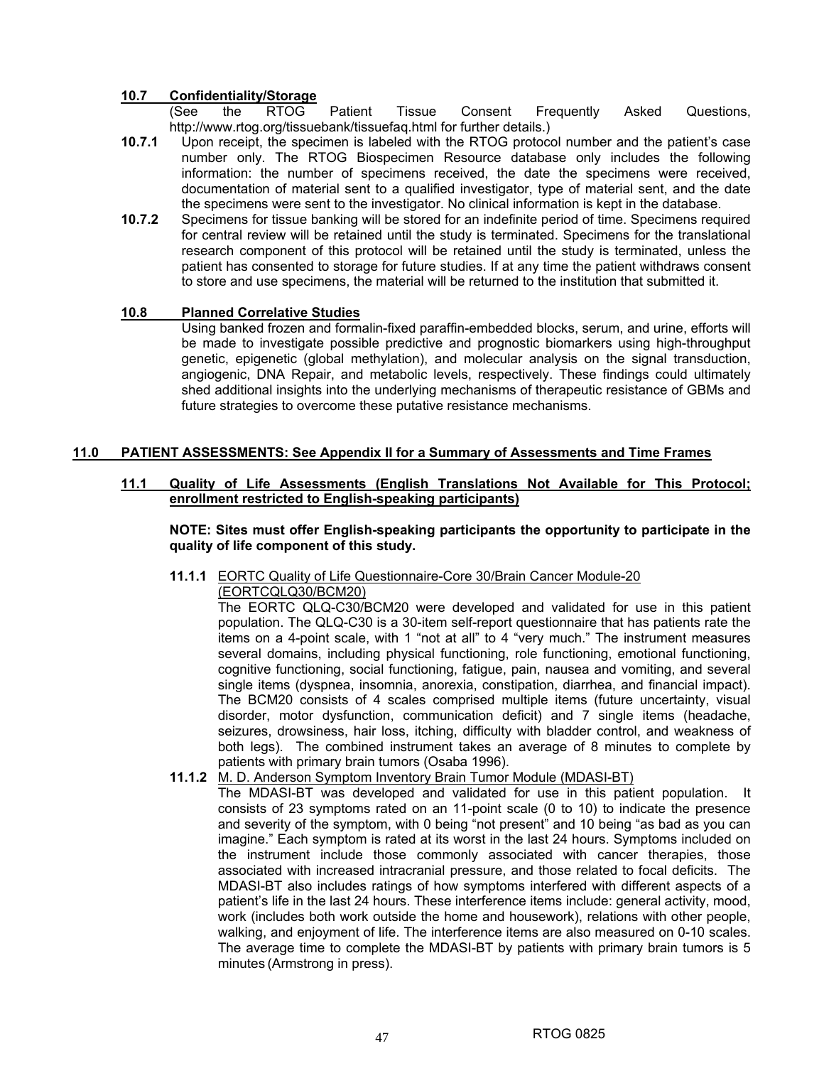### 10.7 Confidentiality/Storage

(See the RTOG Patient Tissue Consent Frequently Asked Questions, http://www.rtog.org/tissuebank/tissuefaq.html for further details.)

**10.7.1** Upon receipt, the specimen is labeled with the RTOG protocol number and the patient's case number only. The RTOG Biospecimen Resource database only includes the following information: the number of specimens received, the date the specimens were received, documentation of material sent to a qualified investigator, type of material sent, and the date the specimens were sent to the investigator. No clinical information is kept in the database.

**10.7.2** Specimens for tissue banking will be stored for an indefinite period of time. Specimens required for central review will be retained until the study is terminated. Specimens for the translational research component of this protocol will be retained until the study is terminated, unless the patient has consented to storage for future studies. If at any time the patient withdraws consent to store and use specimens, the material will be returned to the institution that submitted it.

### 10.8 Planned Correlative Studies

Using banked frozen and formalin-fixed paraffin-embedded blocks, serum, and urine, efforts will be made to investigate possible predictive and prognostic biomarkers using high-throughput genetic, epigenetic (global methylation), and molecular analysis on the signal transduction, angiogenic, DNA Repair, and metabolic levels, respectively. These findings could ultimately shed additional insights into the underlying mechanisms of therapeutic resistance of GBMs and future strategies to overcome these putative resistance mechanisms.

## 11.0 PATIENT ASSESSMENTS: See Appendix II for a Summary of Assessments and Time Frames

### 11.1 Quality of Life Assessments (English Translations Not Available for This Protocol; enrollment restricted to English-speaking participants)

**NOTE: Sites must offer English-speaking participants the opportunity to participate in the quality of life component of this study.**

**11.1.1** EORTC Quality of Life Questionnaire-Core 30/Brain Cancer Module-20 (EORTCQLQ30/BCM20)

The EORTC QLQ-C30/BCM20 were developed and validated for use in this patient population. The QLQ-C30 is a 30-item self-report questionnaire that has patients rate the items on a 4-point scale, with 1 "not at all" to 4 "very much." The instrument measures several domains, including physical functioning, role functioning, emotional functioning, cognitive functioning, social functioning, fatigue, pain, nausea and vomiting, and several single items (dyspnea, insomnia, anorexia, constipation, diarrhea, and financial impact). The BCM20 consists of 4 scales comprised multiple items (future uncertainty, visual disorder, motor dysfunction, communication deficit) and 7 single items (headache, seizures, drowsiness, hair loss, itching, difficulty with bladder control, and weakness of both legs). The combined instrument takes an average of 8 minutes to complete by patients with primary brain tumors (Osaba 1996).

**11.1.2** M. D. Anderson Symptom Inventory Brain Tumor Module (MDASI-BT)

The MDASI-BT was developed and validated for use in this patient population. It consists of 23 symptoms rated on an 11-point scale (0 to 10) to indicate the presence and severity of the symptom, with 0 being "not present" and 10 being "as bad as you can imagine." Each symptom is rated at its worst in the last 24 hours. Symptoms included on the instrument include those commonly associated with cancer therapies, those associated with increased intracranial pressure, and those related to focal deficits. The MDASI-BT also includes ratings of how symptoms interfered with different aspects of a patient's life in the last 24 hours. These interference items include: general activity, mood, work (includes both work outside the home and housework), relations with other people, walking, and enjoyment of life. The interference items are also measured on 0-10 scales. The average time to complete the MDASI-BT by patients with primary brain tumors is 5 minutes (Armstrong in press).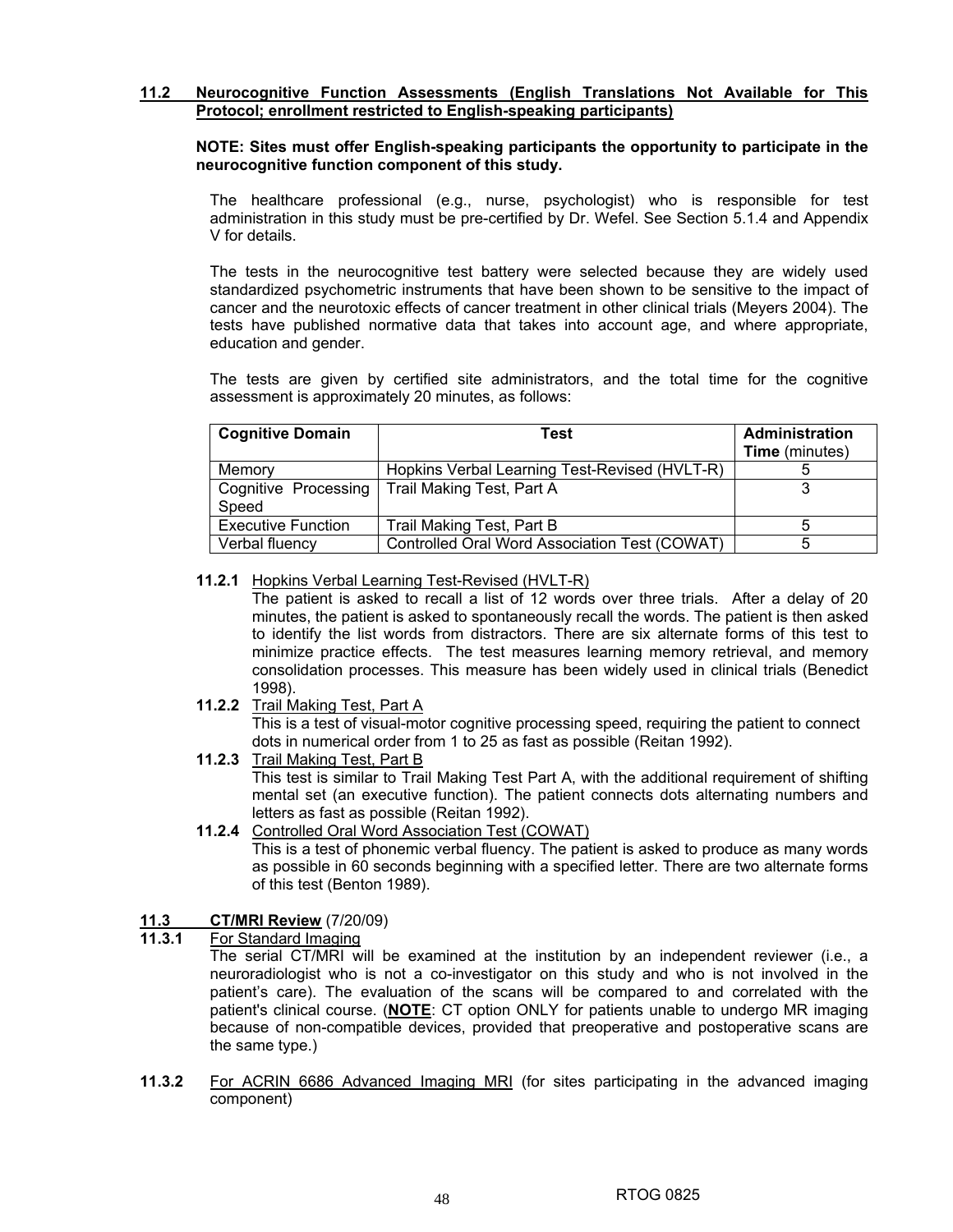## 11.2 Neurocognitive Function Assessments (English Translations Not Available for This Protocol; enrollment restricted to English-speaking participants)

**NOTE: Sites must offer English-speaking participants the opportunity to participate in the neurocognitive function component of this study.**

The healthcare professional (e.g., nurse, psychologist) who is responsible for test administration in this study must be pre-certified by Dr. Wefel. See Section 5.1.4 and Appendix V for details.

The tests in the neurocognitive test battery were selected because they are widely used standardized psychometric instruments that have been shown to be sensitive to the impact of cancer and the neurotoxic effects of cancer treatment in other clinical trials (Meyers 2004). The tests have published normative data that takes into account age, and where appropriate, education and gender.

The tests are given by certified site administrators, and the total time for the cognitive assessment is approximately 20 minutes, as follows:

| Cognitive Domain | Test | Administration Time (minutes) |
|---|---|---|
| Memory | Hopkins Verbal Learning Test-Revised (HVLT-R) | 5 |
| Cognitive Processing Speed | Trail Making Test, Part A | 3 |
| Executive Function | Trail Making Test, Part B | 5 |
| Verbal fluency | Controlled Oral Word Association Test (COWAT) | 5 |

**11.2.1** Hopkins Verbal Learning Test-Revised (HVLT-R)
The patient is asked to recall a list of 12 words over three trials. After a delay of 20 minutes, the patient is asked to spontaneously recall the words. The patient is then asked to identify the list words from distractors. There are six alternate forms of this test to minimize practice effects. The test measures learning memory retrieval, and memory consolidation processes. This measure has been widely used in clinical trials (Benedict 1998).

**11.2.2** Trail Making Test, Part A
This is a test of visual-motor cognitive processing speed, requiring the patient to connect dots in numerical order from 1 to 25 as fast as possible (Reitan 1992).

**11.2.3** Trail Making Test, Part B
This test is similar to Trail Making Test Part A, with the additional requirement of shifting mental set (an executive function). The patient connects dots alternating numbers and letters as fast as possible (Reitan 1992).

**11.2.4** Controlled Oral Word Association Test (COWAT)
This is a test of phonemic verbal fluency. The patient is asked to produce as many words as possible in 60 seconds beginning with a specified letter. There are two alternate forms of this test (Benton 1989).

## 11.3 CT/MRI Review (7/20/09)

**11.3.1** For Standard Imaging
The serial CT/MRI will be examined at the institution by an independent reviewer (i.e., a neuroradiologist who is not a co-investigator on this study and who is not involved in the patient's care). The evaluation of the scans will be compared to and correlated with the patient's clinical course. (**NOTE**: CT option ONLY for patients unable to undergo MR imaging because of non-compatible devices, provided that preoperative and postoperative scans are the same type.)

**11.3.2** For ACRIN 6686 Advanced Imaging MRI (for sites participating in the advanced imaging component)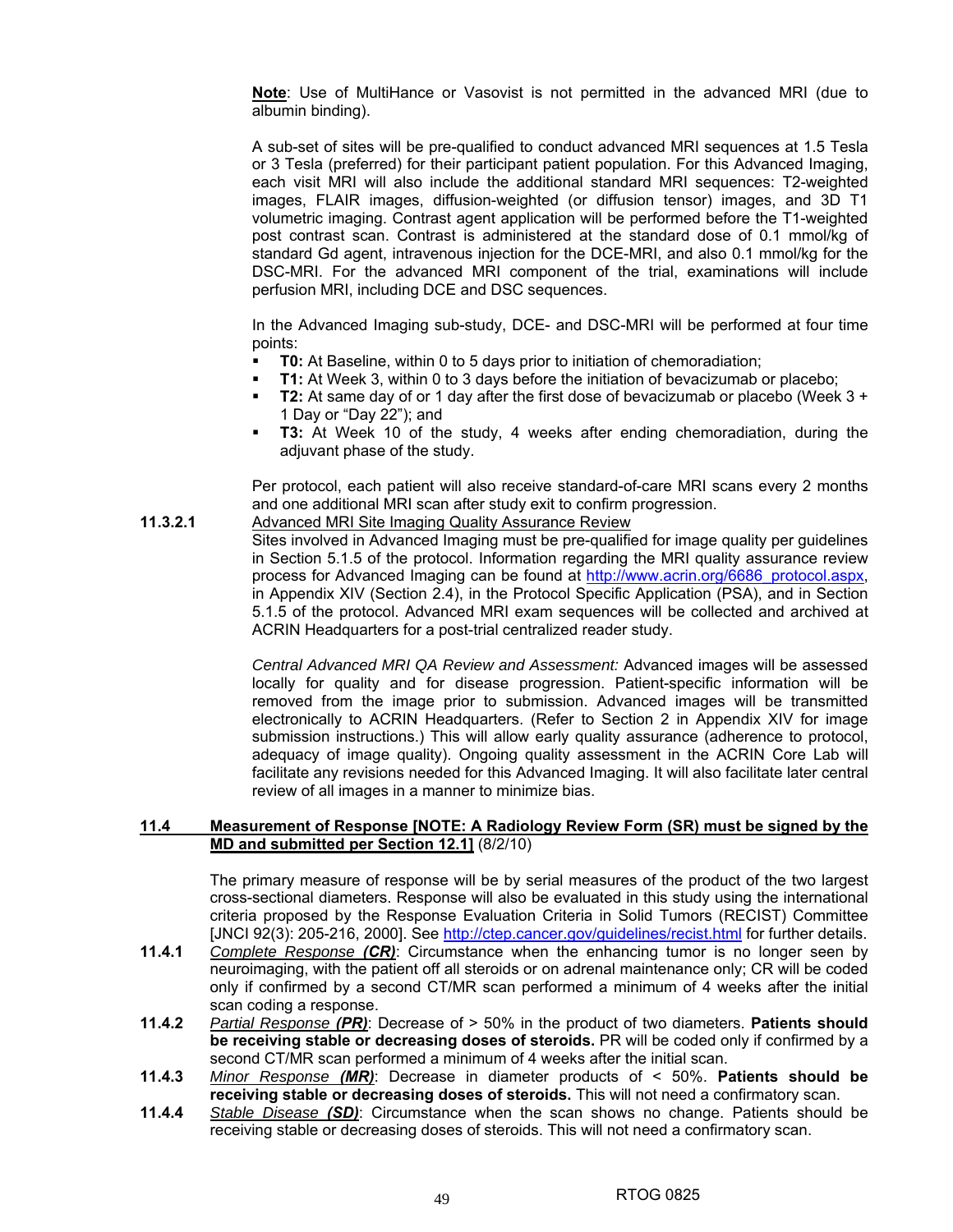**Note**: Use of MultiHance or Vasovist is not permitted in the advanced MRI (due to albumin binding).

A sub-set of sites will be pre-qualified to conduct advanced MRI sequences at 1.5 Tesla or 3 Tesla (preferred) for their participant patient population. For this Advanced Imaging, each visit MRI will also include the additional standard MRI sequences: T2-weighted images, FLAIR images, diffusion-weighted (or diffusion tensor) images, and 3D T1 volumetric imaging. Contrast agent application will be performed before the T1-weighted post contrast scan. Contrast is administered at the standard dose of 0.1 mmol/kg of standard Gd agent, intravenous injection for the DCE-MRI, and also 0.1 mmol/kg for the DSC-MRI. For the advanced MRI component of the trial, examinations will include perfusion MRI, including DCE and DSC sequences.

In the Advanced Imaging sub-study, DCE- and DSC-MRI will be performed at four time points:

- **T0:** At Baseline, within 0 to 5 days prior to initiation of chemoradiation;
- **T1:** At Week 3, within 0 to 3 days before the initiation of bevacizumab or placebo;
- **T2:** At same day of or 1 day after the first dose of bevacizumab or placebo (Week 3 + 1 Day or "Day 22"); and
- **T3:** At Week 10 of the study, 4 weeks after ending chemoradiation, during the adjuvant phase of the study.

Per protocol, each patient will also receive standard-of-care MRI scans every 2 months and one additional MRI scan after study exit to confirm progression.

**11.3.2.1** Advanced MRI Site Imaging Quality Assurance Review

Sites involved in Advanced Imaging must be pre-qualified for image quality per guidelines in Section 5.1.5 of the protocol. Information regarding the MRI quality assurance review process for Advanced Imaging can be found at http://www.acrin.org/6686_protocol.aspx, in Appendix XIV (Section 2.4), in the Protocol Specific Application (PSA), and in Section 5.1.5 of the protocol. Advanced MRI exam sequences will be collected and archived at ACRIN Headquarters for a post-trial centralized reader study.

*Central Advanced MRI QA Review and Assessment:* Advanced images will be assessed locally for quality and for disease progression. Patient-specific information will be removed from the image prior to submission. Advanced images will be transmitted electronically to ACRIN Headquarters. (Refer to Section 2 in Appendix XIV for image submission instructions.) This will allow early quality assurance (adherence to protocol, adequacy of image quality). Ongoing quality assessment in the ACRIN Core Lab will facilitate any revisions needed for this Advanced Imaging. It will also facilitate later central review of all images in a manner to minimize bias.

## 11.4 Measurement of Response [NOTE: A Radiology Review Form (SR) must be signed by the MD and submitted per Section 12.1] (8/2/10)

The primary measure of response will be by serial measures of the product of the two largest cross-sectional diameters. Response will also be evaluated in this study using the international criteria proposed by the Response Evaluation Criteria in Solid Tumors (RECIST) Committee [JNCI 92(3): 205-216, 2000]. See http://ctep.cancer.gov/guidelines/recist.html for further details.

**11.4.1** *Complete Response* ***(CR)***: Circumstance when the enhancing tumor is no longer seen by neuroimaging, with the patient off all steroids or on adrenal maintenance only; CR will be coded only if confirmed by a second CT/MR scan performed a minimum of 4 weeks after the initial scan coding a response.

**11.4.2** *Partial Response* ***(PR)***: Decrease of > 50% in the product of two diameters. **Patients should be receiving stable or decreasing doses of steroids.** PR will be coded only if confirmed by a second CT/MR scan performed a minimum of 4 weeks after the initial scan.

**11.4.3** *Minor Response* ***(MR)***: Decrease in diameter products of < 50%. **Patients should be receiving stable or decreasing doses of steroids.** This will not need a confirmatory scan.

**11.4.4** *Stable Disease* ***(SD)***: Circumstance when the scan shows no change. Patients should be receiving stable or decreasing doses of steroids. This will not need a confirmatory scan.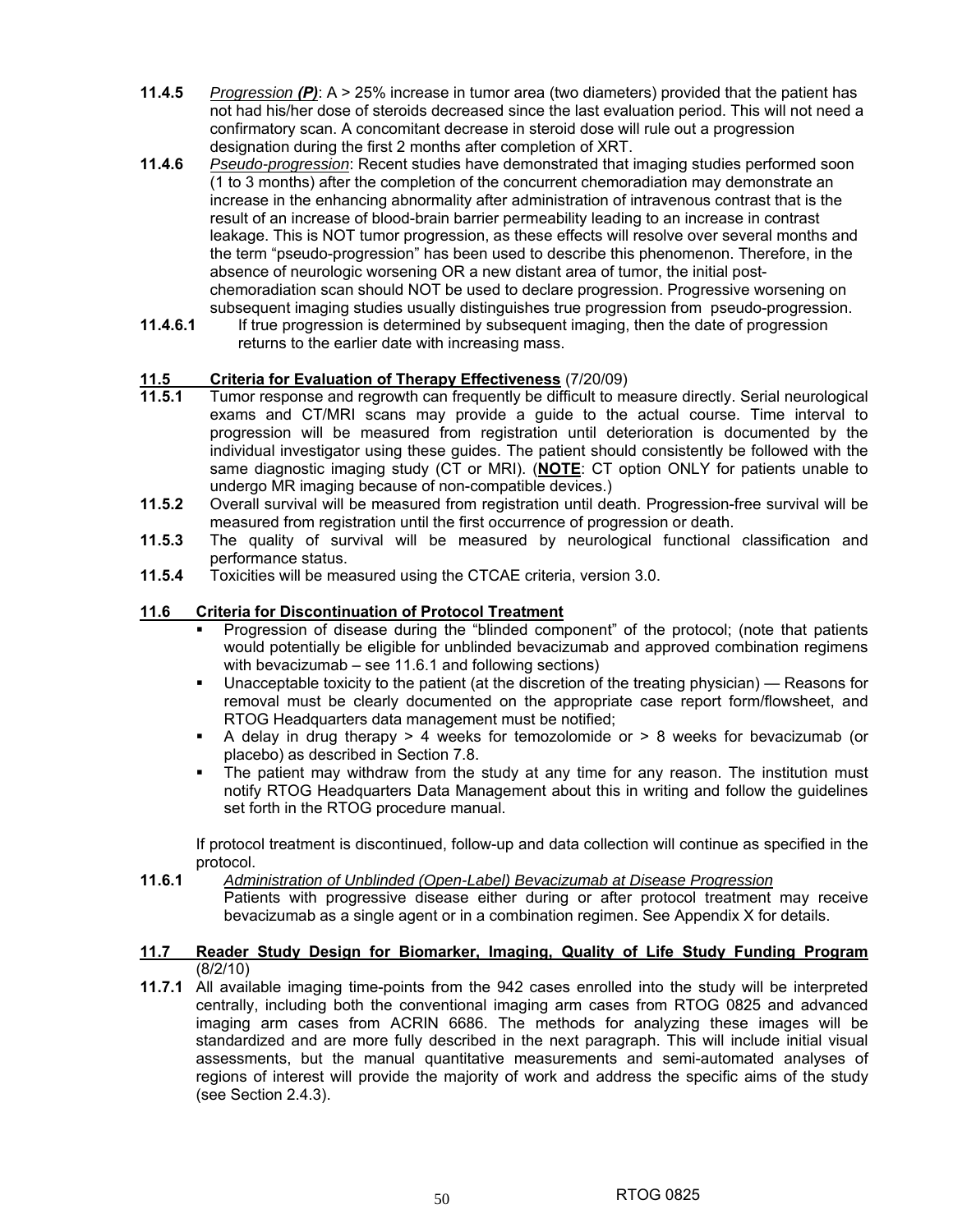**11.4.5** *Progression* ***(P)***: A > 25% increase in tumor area (two diameters) provided that the patient has not had his/her dose of steroids decreased since the last evaluation period. This will not need a confirmatory scan. A concomitant decrease in steroid dose will rule out a progression designation during the first 2 months after completion of XRT.

**11.4.6** *Pseudo-progression*: Recent studies have demonstrated that imaging studies performed soon (1 to 3 months) after the completion of the concurrent chemoradiation may demonstrate an increase in the enhancing abnormality after administration of intravenous contrast that is the result of an increase of blood-brain barrier permeability leading to an increase in contrast leakage. This is NOT tumor progression, as these effects will resolve over several months and the term "pseudo-progression" has been used to describe this phenomenon. Therefore, in the absence of neurologic worsening OR a new distant area of tumor, the initial post-chemoradiation scan should NOT be used to declare progression. Progressive worsening on subsequent imaging studies usually distinguishes true progression from pseudo-progression.

**11.4.6.1** If true progression is determined by subsequent imaging, then the date of progression returns to the earlier date with increasing mass.

## 11.5 Criteria for Evaluation of Therapy Effectiveness (7/20/09)

**11.5.1** Tumor response and regrowth can frequently be difficult to measure directly. Serial neurological exams and CT/MRI scans may provide a guide to the actual course. Time interval to progression will be measured from registration until deterioration is documented by the individual investigator using these guides. The patient should consistently be followed with the same diagnostic imaging study (CT or MRI). (**NOTE**: CT option ONLY for patients unable to undergo MR imaging because of non-compatible devices.)

**11.5.2** Overall survival will be measured from registration until death. Progression-free survival will be measured from registration until the first occurrence of progression or death.

**11.5.3** The quality of survival will be measured by neurological functional classification and performance status.

**11.5.4** Toxicities will be measured using the CTCAE criteria, version 3.0.

## 11.6 Criteria for Discontinuation of Protocol Treatment

- Progression of disease during the "blinded component" of the protocol; (note that patients would potentially be eligible for unblinded bevacizumab and approved combination regimens with bevacizumab – see 11.6.1 and following sections)
- Unacceptable toxicity to the patient (at the discretion of the treating physician) — Reasons for removal must be clearly documented on the appropriate case report form/flowsheet, and RTOG Headquarters data management must be notified;
- A delay in drug therapy > 4 weeks for temozolomide or > 8 weeks for bevacizumab (or placebo) as described in Section 7.8.
- The patient may withdraw from the study at any time for any reason. The institution must notify RTOG Headquarters Data Management about this in writing and follow the guidelines set forth in the RTOG procedure manual.

If protocol treatment is discontinued, follow-up and data collection will continue as specified in the protocol.

**11.6.1** *Administration of Unblinded (Open-Label) Bevacizumab at Disease Progression*

Patients with progressive disease either during or after protocol treatment may receive bevacizumab as a single agent or in a combination regimen. See Appendix X for details.

## 11.7 Reader Study Design for Biomarker, Imaging, Quality of Life Study Funding Program (8/2/10)

**11.7.1** All available imaging time-points from the 942 cases enrolled into the study will be interpreted centrally, including both the conventional imaging arm cases from RTOG 0825 and advanced imaging arm cases from ACRIN 6686. The methods for analyzing these images will be standardized and are more fully described in the next paragraph. This will include initial visual assessments, but the manual quantitative measurements and semi-automated analyses of regions of interest will provide the majority of work and address the specific aims of the study (see Section 2.4.3).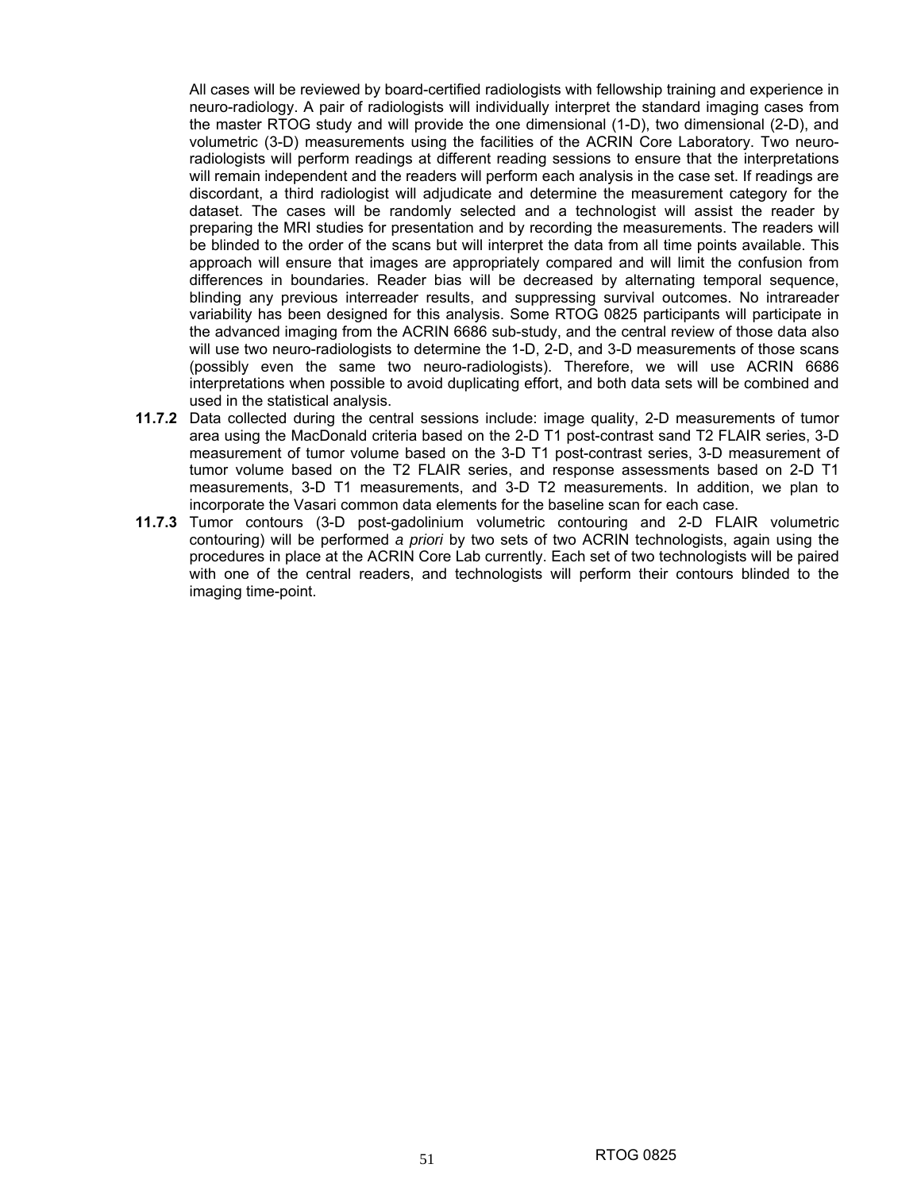All cases will be reviewed by board-certified radiologists with fellowship training and experience in neuro-radiology. A pair of radiologists will individually interpret the standard imaging cases from the master RTOG study and will provide the one dimensional (1-D), two dimensional (2-D), and volumetric (3-D) measurements using the facilities of the ACRIN Core Laboratory. Two neuro-radiologists will perform readings at different reading sessions to ensure that the interpretations will remain independent and the readers will perform each analysis in the case set. If readings are discordant, a third radiologist will adjudicate and determine the measurement category for the dataset. The cases will be randomly selected and a technologist will assist the reader by preparing the MRI studies for presentation and by recording the measurements. The readers will be blinded to the order of the scans but will interpret the data from all time points available. This approach will ensure that images are appropriately compared and will limit the confusion from differences in boundaries. Reader bias will be decreased by alternating temporal sequence, blinding any previous interreader results, and suppressing survival outcomes. No intrareader variability has been designed for this analysis. Some RTOG 0825 participants will participate in the advanced imaging from the ACRIN 6686 sub-study, and the central review of those data also will use two neuro-radiologists to determine the 1-D, 2-D, and 3-D measurements of those scans (possibly even the same two neuro-radiologists). Therefore, we will use ACRIN 6686 interpretations when possible to avoid duplicating effort, and both data sets will be combined and used in the statistical analysis.

**11.7.2** Data collected during the central sessions include: image quality, 2-D measurements of tumor area using the MacDonald criteria based on the 2-D T1 post-contrast sand T2 FLAIR series, 3-D measurement of tumor volume based on the 3-D T1 post-contrast series, 3-D measurement of tumor volume based on the T2 FLAIR series, and response assessments based on 2-D T1 measurements, 3-D T1 measurements, and 3-D T2 measurements. In addition, we plan to incorporate the Vasari common data elements for the baseline scan for each case.

**11.7.3** Tumor contours (3-D post-gadolinium volumetric contouring and 2-D FLAIR volumetric contouring) will be performed *a priori* by two sets of two ACRIN technologists, again using the procedures in place at the ACRIN Core Lab currently. Each set of two technologists will be paired with one of the central readers, and technologists will perform their contours blinded to the imaging time-point.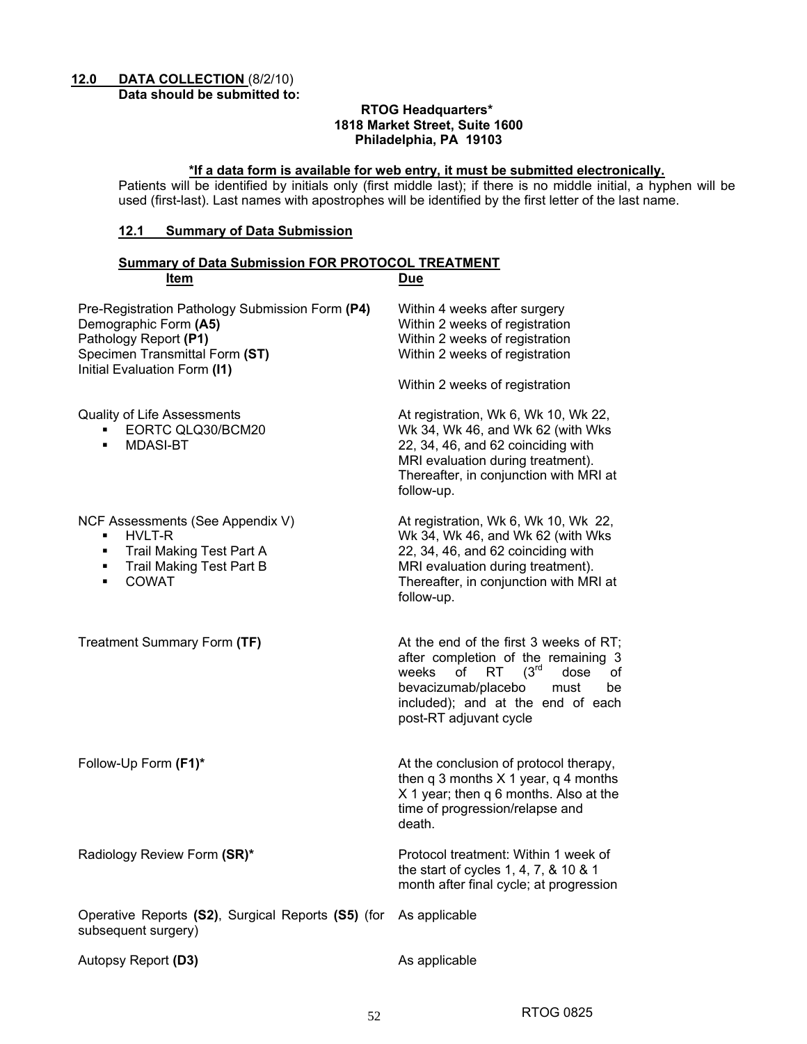## 12.0 DATA COLLECTION (8/2/10)

**Data should be submitted to:**

**RTOG Headquarters***
**1818 Market Street, Suite 1600**
**Philadelphia, PA 19103**

**\*If a data form is available for web entry, it must be submitted electronically.**

Patients will be identified by initials only (first middle last); if there is no middle initial, a hyphen will be used (first-last). Last names with apostrophes will be identified by the first letter of the last name.

### 12.1 Summary of Data Submission

**Summary of Data Submission FOR PROTOCOL TREATMENT**

| Item | Due |
|---|---|
| Pre-Registration Pathology Submission Form **(P4)** | Within 4 weeks after surgery |
| Demographic Form **(A5)** | Within 2 weeks of registration |
| Pathology Report **(P1)** | Within 2 weeks of registration |
| Specimen Transmittal Form **(ST)** | Within 2 weeks of registration |
| Initial Evaluation Form **(I1)** | Within 2 weeks of registration |
| Quality of Life Assessments<br>▪ EORTC QLQ30/BCM20<br>▪ MDASI-BT | At registration, Wk 6, Wk 10, Wk 22, Wk 34, Wk 46, and Wk 62 (with Wks 22, 34, 46, and 62 coinciding with MRI evaluation during treatment). Thereafter, in conjunction with MRI at follow-up. |
| NCF Assessments (See Appendix V)<br>▪ HVLT-R<br>▪ Trail Making Test Part A<br>▪ Trail Making Test Part B<br>▪ COWAT | At registration, Wk 6, Wk 10, Wk 22, Wk 34, Wk 46, and Wk 62 (with Wks 22, 34, 46, and 62 coinciding with MRI evaluation during treatment). Thereafter, in conjunction with MRI at follow-up. |
| Treatment Summary Form **(TF)** | At the end of the first 3 weeks of RT; after completion of the remaining 3 weeks of RT (3rd dose of bevacizumab/placebo must be included); and at the end of each post-RT adjuvant cycle |
| Follow-Up Form **(F1)*** | At the conclusion of protocol therapy, then q 3 months X 1 year, q 4 months X 1 year; then q 6 months. Also at the time of progression/relapse and death. |
| Radiology Review Form **(SR)*** | Protocol treatment: Within 1 week of the start of cycles 1, 4, 7, & 10 & 1 month after final cycle; at progression |
| Operative Reports **(S2)**, Surgical Reports **(S5)** (for subsequent surgery) | As applicable |
| Autopsy Report **(D3)** | As applicable |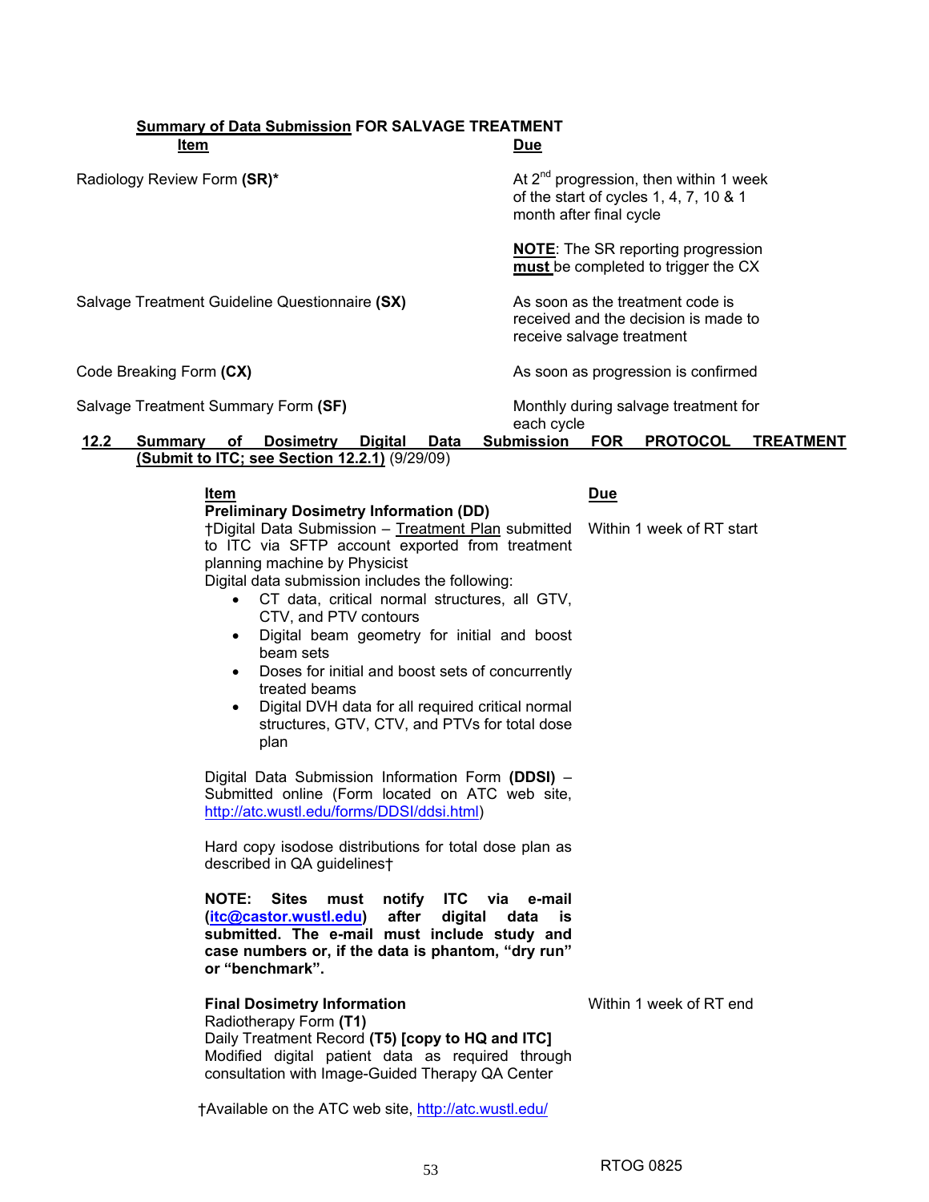**Summary of Data Submission FOR SALVAGE TREATMENT**

| Item | Due |
|---|---|
| Radiology Review Form **(SR)***  | At 2nd progression, then within 1 week of the start of cycles 1, 4, 7, 10 & 1 month after final cycle<br><br>**NOTE**: The SR reporting progression **must** be completed to trigger the CX |
| Salvage Treatment Guideline Questionnaire **(SX)** | As soon as the treatment code is received and the decision is made to receive salvage treatment |
| Code Breaking Form **(CX)** | As soon as progression is confirmed |
| Salvage Treatment Summary Form **(SF)** | Monthly during salvage treatment for each cycle |

## 12.2 Summary of Dosimetry Digital Data Submission FOR PROTOCOL TREATMENT (Submit to ITC; see Section 12.2.1) (9/29/09)

| Item | Due |
|---|---|
| **Preliminary Dosimetry Information (DD)**<br>†Digital Data Submission – Treatment Plan submitted to ITC via SFTP account exported from treatment planning machine by Physicist<br>Digital data submission includes the following:<br>• CT data, critical normal structures, all GTV, CTV, and PTV contours<br>• Digital beam geometry for initial and boost beam sets<br>• Doses for initial and boost sets of concurrently treated beams<br>• Digital DVH data for all required critical normal structures, GTV, CTV, and PTVs for total dose plan<br><br>Digital Data Submission Information Form **(DDSI)** – Submitted online (Form located on ATC web site, http://atc.wustl.edu/forms/DDSI/ddsi.html)<br><br>Hard copy isodose distributions for total dose plan as described in QA guidelines†<br><br>**NOTE: Sites must notify ITC via e-mail (itc@castor.wustl.edu) after digital data is submitted. The e-mail must include study and case numbers or, if the data is phantom, "dry run" or "benchmark".** | Within 1 week of RT start |
| **Final Dosimetry Information**<br>Radiotherapy Form **(T1)**<br>Daily Treatment Record **(T5) [copy to HQ and ITC]**<br>Modified digital patient data as required through consultation with Image-Guided Therapy QA Center | Within 1 week of RT end |

†Available on the ATC web site, http://atc.wustl.edu/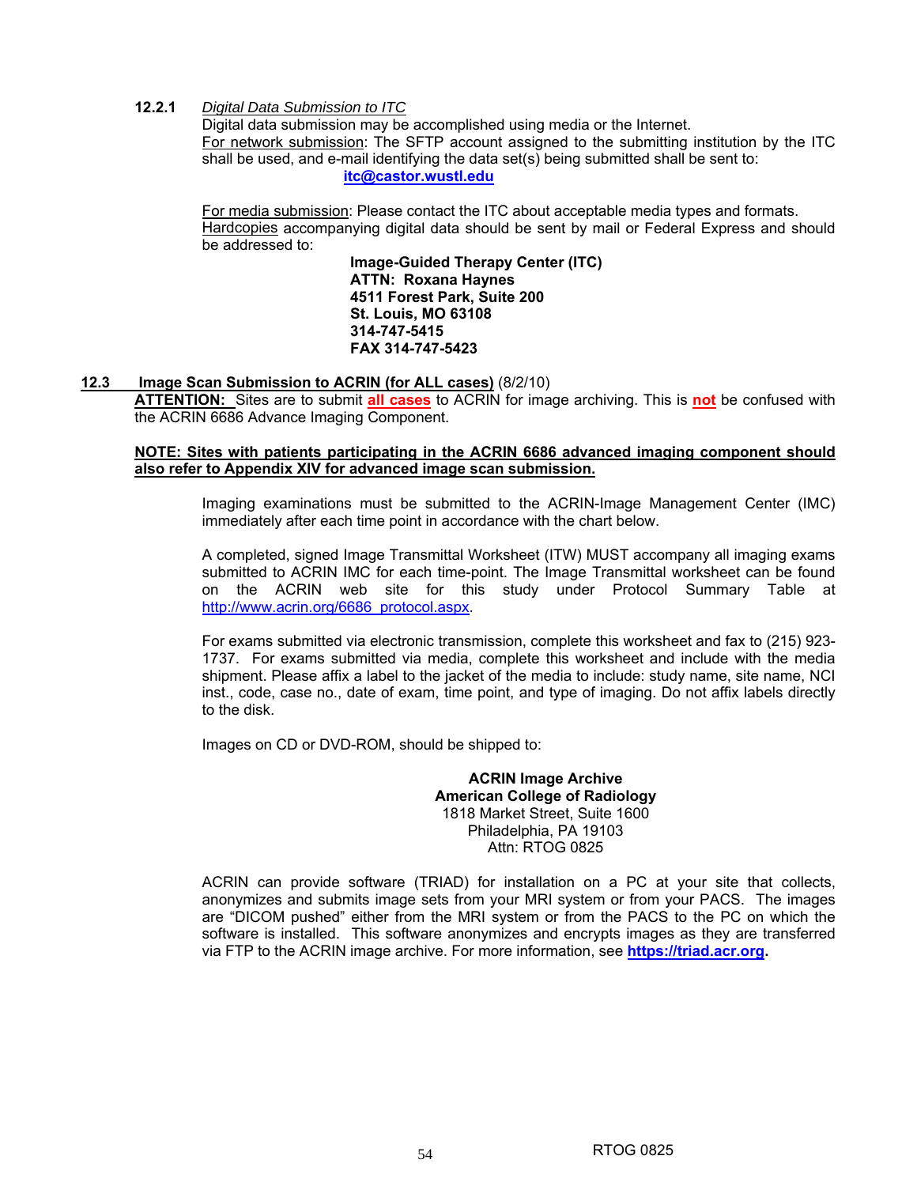**12.2.1** *Digital Data Submission to ITC*

Digital data submission may be accomplished using media or the Internet.

For network submission: The SFTP account assigned to the submitting institution by the ITC shall be used, and e-mail identifying the data set(s) being submitted shall be sent to:

**itc@castor.wustl.edu**

For media submission: Please contact the ITC about acceptable media types and formats.

Hardcopies accompanying digital data should be sent by mail or Federal Express and should be addressed to:

**Image-Guided Therapy Center (ITC)**
**ATTN: Roxana Haynes**
**4511 Forest Park, Suite 200**
**St. Louis, MO 63108**
**314-747-5415**
**FAX 314-747-5423**

**12.3 Image Scan Submission to ACRIN (for ALL cases)** (8/2/10)

**ATTENTION:** Sites are to submit **all cases** to ACRIN for image archiving. This is **not** be confused with the ACRIN 6686 Advance Imaging Component.

**NOTE: Sites with patients participating in the ACRIN 6686 advanced imaging component should also refer to Appendix XIV for advanced image scan submission.**

Imaging examinations must be submitted to the ACRIN-Image Management Center (IMC) immediately after each time point in accordance with the chart below.

A completed, signed Image Transmittal Worksheet (ITW) MUST accompany all imaging exams submitted to ACRIN IMC for each time-point. The Image Transmittal worksheet can be found on the ACRIN web site for this study under Protocol Summary Table at http://www.acrin.org/6686_protocol.aspx.

For exams submitted via electronic transmission, complete this worksheet and fax to (215) 923-1737. For exams submitted via media, complete this worksheet and include with the media shipment. Please affix a label to the jacket of the media to include: study name, site name, NCI inst., code, case no., date of exam, time point, and type of imaging. Do not affix labels directly to the disk.

Images on CD or DVD-ROM, should be shipped to:

**ACRIN Image Archive**
**American College of Radiology**
1818 Market Street, Suite 1600
Philadelphia, PA 19103
Attn: RTOG 0825

ACRIN can provide software (TRIAD) for installation on a PC at your site that collects, anonymizes and submits image sets from your MRI system or from your PACS. The images are "DICOM pushed" either from the MRI system or from the PACS to the PC on which the software is installed. This software anonymizes and encrypts images as they are transferred via FTP to the ACRIN image archive. For more information, see **https://triad.acr.org.**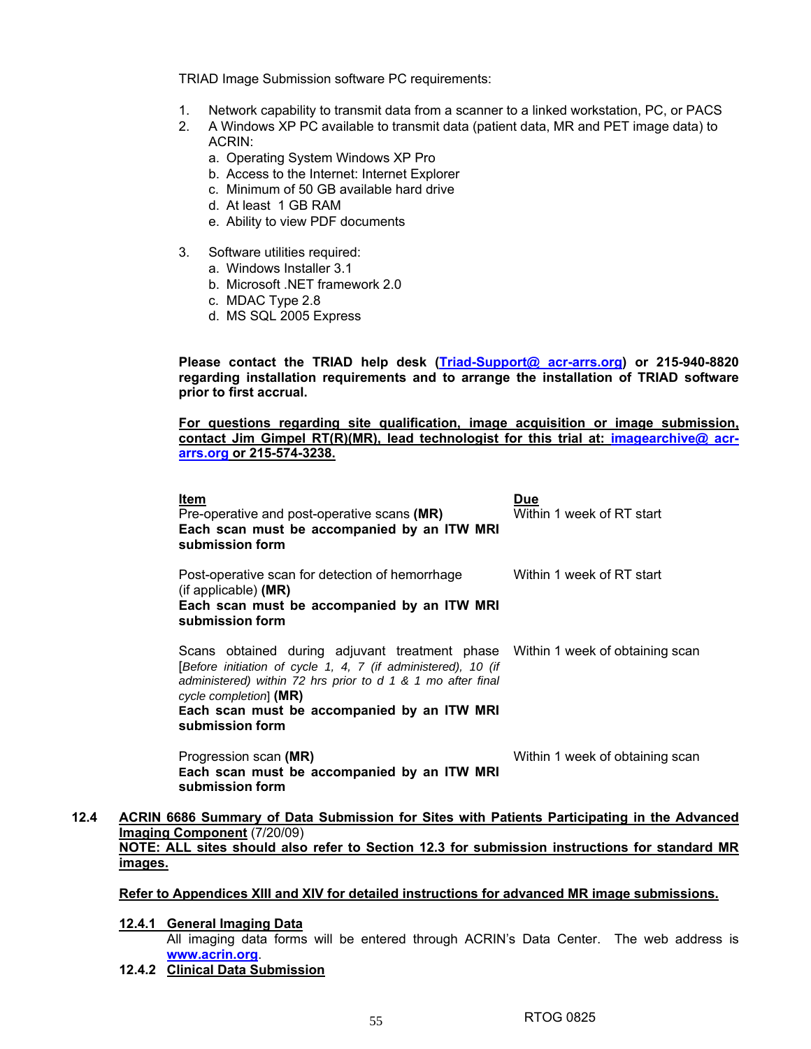TRIAD Image Submission software PC requirements:

1. Network capability to transmit data from a scanner to a linked workstation, PC, or PACS
2. A Windows XP PC available to transmit data (patient data, MR and PET image data) to ACRIN:
   a. Operating System Windows XP Pro
   b. Access to the Internet: Internet Explorer
   c. Minimum of 50 GB available hard drive
   d. At least 1 GB RAM
   e. Ability to view PDF documents

3. Software utilities required:
   a. Windows Installer 3.1
   b. Microsoft .NET framework 2.0
   c. MDAC Type 2.8
   d. MS SQL 2005 Express

**Please contact the TRIAD help desk (Triad-Support@ acr-arrs.org) or 215-940-8820 regarding installation requirements and to arrange the installation of TRIAD software prior to first accrual.**

**For questions regarding site qualification, image acquisition or image submission, contact Jim Gimpel RT(R)(MR), lead technologist for this trial at: imagearchive@ acr-arrs.org or 215-574-3238.**

| Item | Due |
|---|---|
| Pre-operative and post-operative scans **(MR)** **Each scan must be accompanied by an ITW MRI submission form** | Within 1 week of RT start |
| Post-operative scan for detection of hemorrhage (if applicable) **(MR)** **Each scan must be accompanied by an ITW MRI submission form** | Within 1 week of RT start |
| Scans obtained during adjuvant treatment phase [*Before initiation of cycle 1, 4, 7 (if administered), 10 (if administered) within 72 hrs prior to d 1 & 1 mo after final cycle completion*] **(MR)** **Each scan must be accompanied by an ITW MRI submission form** | Within 1 week of obtaining scan |
| Progression scan **(MR)** **Each scan must be accompanied by an ITW MRI submission form** | Within 1 week of obtaining scan |

## 12.4 ACRIN 6686 Summary of Data Submission for Sites with Patients Participating in the Advanced Imaging Component (7/20/09)

**NOTE: ALL sites should also refer to Section 12.3 for submission instructions for standard MR images.**

**Refer to Appendices XIII and XIV for detailed instructions for advanced MR image submissions.**

### 12.4.1 General Imaging Data

All imaging data forms will be entered through ACRIN's Data Center. The web address is www.acrin.org.

### 12.4.2 Clinical Data Submission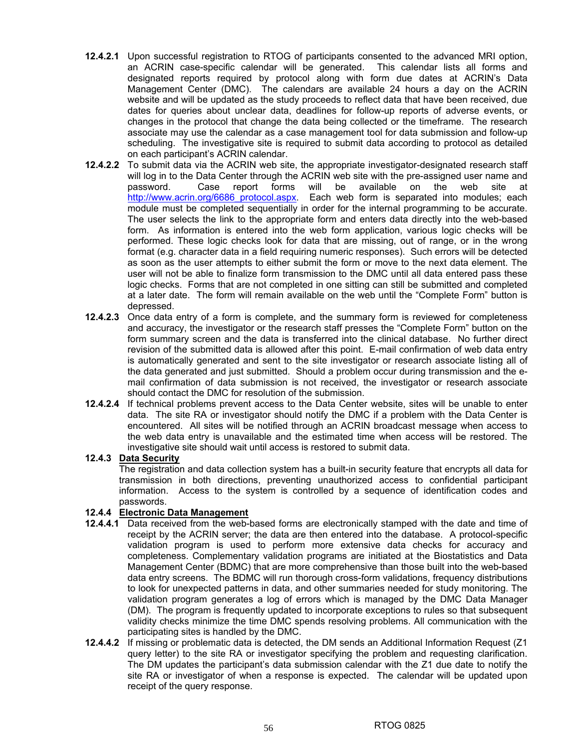**12.4.2.1** Upon successful registration to RTOG of participants consented to the advanced MRI option, an ACRIN case-specific calendar will be generated. This calendar lists all forms and designated reports required by protocol along with form due dates at ACRIN's Data Management Center (DMC). The calendars are available 24 hours a day on the ACRIN website and will be updated as the study proceeds to reflect data that have been received, due dates for queries about unclear data, deadlines for follow-up reports of adverse events, or changes in the protocol that change the data being collected or the timeframe. The research associate may use the calendar as a case management tool for data submission and follow-up scheduling. The investigative site is required to submit data according to protocol as detailed on each participant's ACRIN calendar.

**12.4.2.2** To submit data via the ACRIN web site, the appropriate investigator-designated research staff will log in to the Data Center through the ACRIN web site with the pre-assigned user name and password. Case report forms will be available on the web site at [http://www.acrin.org/6686_protocol.aspx](http://www.acrin.org/6686_protocol.aspx). Each web form is separated into modules; each module must be completed sequentially in order for the internal programming to be accurate. The user selects the link to the appropriate form and enters data directly into the web-based form. As information is entered into the web form application, various logic checks will be performed. These logic checks look for data that are missing, out of range, or in the wrong format (e.g. character data in a field requiring numeric responses). Such errors will be detected as soon as the user attempts to either submit the form or move to the next data element. The user will not be able to finalize form transmission to the DMC until all data entered pass these logic checks. Forms that are not completed in one sitting can still be submitted and completed at a later date. The form will remain available on the web until the "Complete Form" button is depressed.

**12.4.2.3** Once data entry of a form is complete, and the summary form is reviewed for completeness and accuracy, the investigator or the research staff presses the "Complete Form" button on the form summary screen and the data is transferred into the clinical database. No further direct revision of the submitted data is allowed after this point. E-mail confirmation of web data entry is automatically generated and sent to the site investigator or research associate listing all of the data generated and just submitted. Should a problem occur during transmission and the e-mail confirmation of data submission is not received, the investigator or research associate should contact the DMC for resolution of the submission.

**12.4.2.4** If technical problems prevent access to the Data Center website, sites will be unable to enter data. The site RA or investigator should notify the DMC if a problem with the Data Center is encountered. All sites will be notified through an ACRIN broadcast message when access to the web data entry is unavailable and the estimated time when access will be restored. The investigative site should wait until access is restored to submit data.

**12.4.3 <u>Data Security</u>**

The registration and data collection system has a built-in security feature that encrypts all data for transmission in both directions, preventing unauthorized access to confidential participant information. Access to the system is controlled by a sequence of identification codes and passwords.

**12.4.4 <u>Electronic Data Management</u>**

**12.4.4.1** Data received from the web-based forms are electronically stamped with the date and time of receipt by the ACRIN server; the data are then entered into the database. A protocol-specific validation program is used to perform more extensive data checks for accuracy and completeness. Complementary validation programs are initiated at the Biostatistics and Data Management Center (BDMC) that are more comprehensive than those built into the web-based data entry screens. The BDMC will run thorough cross-form validations, frequency distributions to look for unexpected patterns in data, and other summaries needed for study monitoring. The validation program generates a log of errors which is managed by the DMC Data Manager (DM). The program is frequently updated to incorporate exceptions to rules so that subsequent validity checks minimize the time DMC spends resolving problems. All communication with the participating sites is handled by the DMC.

**12.4.4.2** If missing or problematic data is detected, the DM sends an Additional Information Request (Z1 query letter) to the site RA or investigator specifying the problem and requesting clarification. The DM updates the participant's data submission calendar with the Z1 due date to notify the site RA or investigator of when a response is expected. The calendar will be updated upon receipt of the query response.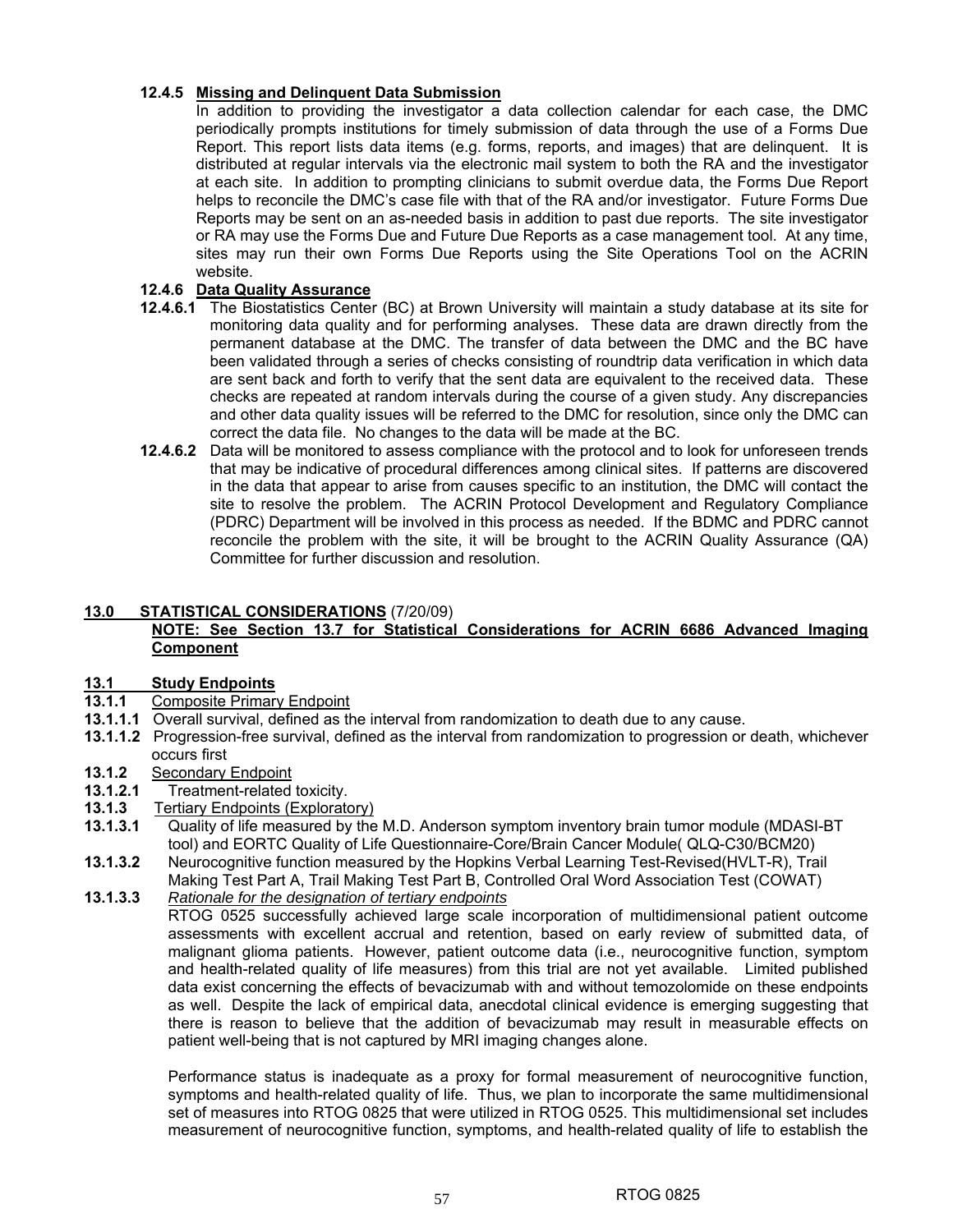**12.4.5 Missing and Delinquent Data Submission**

In addition to providing the investigator a data collection calendar for each case, the DMC periodically prompts institutions for timely submission of data through the use of a Forms Due Report. This report lists data items (e.g. forms, reports, and images) that are delinquent. It is distributed at regular intervals via the electronic mail system to both the RA and the investigator at each site. In addition to prompting clinicians to submit overdue data, the Forms Due Report helps to reconcile the DMC's case file with that of the RA and/or investigator. Future Forms Due Reports may be sent on an as-needed basis in addition to past due reports. The site investigator or RA may use the Forms Due and Future Due Reports as a case management tool. At any time, sites may run their own Forms Due Reports using the Site Operations Tool on the ACRIN website.

**12.4.6 Data Quality Assurance**

**12.4.6.1** The Biostatistics Center (BC) at Brown University will maintain a study database at its site for monitoring data quality and for performing analyses. These data are drawn directly from the permanent database at the DMC. The transfer of data between the DMC and the BC have been validated through a series of checks consisting of roundtrip data verification in which data are sent back and forth to verify that the sent data are equivalent to the received data. These checks are repeated at random intervals during the course of a given study. Any discrepancies and other data quality issues will be referred to the DMC for resolution, since only the DMC can correct the data file. No changes to the data will be made at the BC.

**12.4.6.2** Data will be monitored to assess compliance with the protocol and to look for unforeseen trends that may be indicative of procedural differences among clinical sites. If patterns are discovered in the data that appear to arise from causes specific to an institution, the DMC will contact the site to resolve the problem. The ACRIN Protocol Development and Regulatory Compliance (PDRC) Department will be involved in this process as needed. If the BDMC and PDRC cannot reconcile the problem with the site, it will be brought to the ACRIN Quality Assurance (QA) Committee for further discussion and resolution.

## 13.0 STATISTICAL CONSIDERATIONS (7/20/09)

**NOTE: See Section 13.7 for Statistical Considerations for ACRIN 6686 Advanced Imaging Component**

### 13.1 Study Endpoints

**13.1.1** Composite Primary Endpoint

**13.1.1.1** Overall survival, defined as the interval from randomization to death due to any cause.

**13.1.1.2** Progression-free survival, defined as the interval from randomization to progression or death, whichever occurs first

**13.1.2** Secondary Endpoint

**13.1.2.1** Treatment-related toxicity.

**13.1.3** Tertiary Endpoints (Exploratory)

**13.1.3.1** Quality of life measured by the M.D. Anderson symptom inventory brain tumor module (MDASI-BT tool) and EORTC Quality of Life Questionnaire-Core/Brain Cancer Module( QLQ-C30/BCM20)

**13.1.3.2** Neurocognitive function measured by the Hopkins Verbal Learning Test-Revised(HVLT-R), Trail Making Test Part A, Trail Making Test Part B, Controlled Oral Word Association Test (COWAT)

**13.1.3.3** *Rationale for the designation of tertiary endpoints*

RTOG 0525 successfully achieved large scale incorporation of multidimensional patient outcome assessments with excellent accrual and retention, based on early review of submitted data, of malignant glioma patients. However, patient outcome data (i.e., neurocognitive function, symptom and health-related quality of life measures) from this trial are not yet available. Limited published data exist concerning the effects of bevacizumab with and without temozolomide on these endpoints as well. Despite the lack of empirical data, anecdotal clinical evidence is emerging suggesting that there is reason to believe that the addition of bevacizumab may result in measurable effects on patient well-being that is not captured by MRI imaging changes alone.

Performance status is inadequate as a proxy for formal measurement of neurocognitive function, symptoms and health-related quality of life. Thus, we plan to incorporate the same multidimensional set of measures into RTOG 0825 that were utilized in RTOG 0525. This multidimensional set includes measurement of neurocognitive function, symptoms, and health-related quality of life to establish the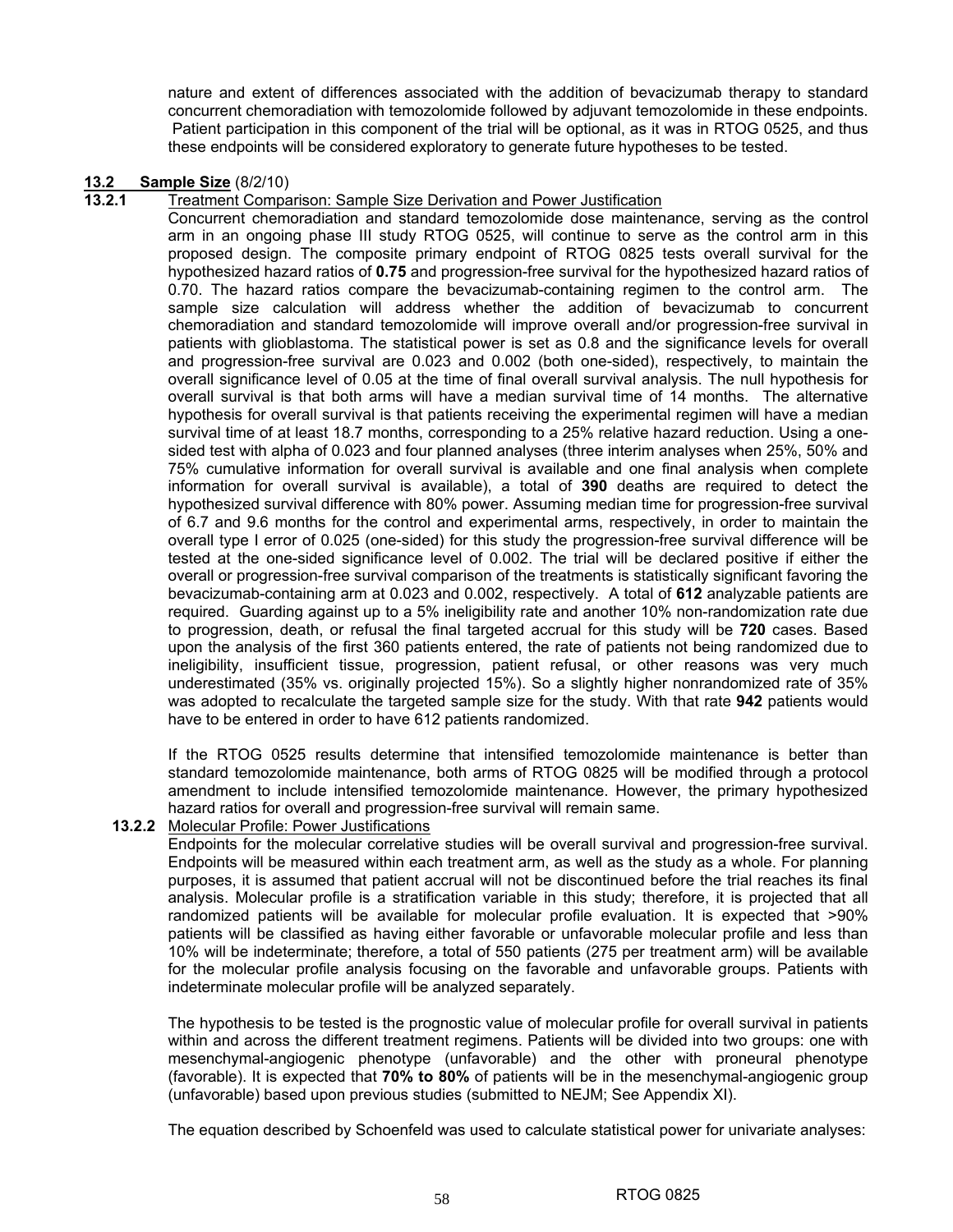nature and extent of differences associated with the addition of bevacizumab therapy to standard concurrent chemoradiation with temozolomide followed by adjuvant temozolomide in these endpoints. Patient participation in this component of the trial will be optional, as it was in RTOG 0525, and thus these endpoints will be considered exploratory to generate future hypotheses to be tested.

## 13.2 Sample Size (8/2/10)

### 13.2.1 Treatment Comparison: Sample Size Derivation and Power Justification

Concurrent chemoradiation and standard temozolomide dose maintenance, serving as the control arm in an ongoing phase III study RTOG 0525, will continue to serve as the control arm in this proposed design. The composite primary endpoint of RTOG 0825 tests overall survival for the hypothesized hazard ratios of **0.75** and progression-free survival for the hypothesized hazard ratios of 0.70. The hazard ratios compare the bevacizumab-containing regimen to the control arm. The sample size calculation will address whether the addition of bevacizumab to concurrent chemoradiation and standard temozolomide will improve overall and/or progression-free survival in patients with glioblastoma. The statistical power is set as 0.8 and the significance levels for overall and progression-free survival are 0.023 and 0.002 (both one-sided), respectively, to maintain the overall significance level of 0.05 at the time of final overall survival analysis. The null hypothesis for overall survival is that both arms will have a median survival time of 14 months. The alternative hypothesis for overall survival is that patients receiving the experimental regimen will have a median survival time of at least 18.7 months, corresponding to a 25% relative hazard reduction. Using a one-sided test with alpha of 0.023 and four planned analyses (three interim analyses when 25%, 50% and 75% cumulative information for overall survival is available and one final analysis when complete information for overall survival is available), a total of **390** deaths are required to detect the hypothesized survival difference with 80% power. Assuming median time for progression-free survival of 6.7 and 9.6 months for the control and experimental arms, respectively, in order to maintain the overall type I error of 0.025 (one-sided) for this study the progression-free survival difference will be tested at the one-sided significance level of 0.002. The trial will be declared positive if either the overall or progression-free survival comparison of the treatments is statistically significant favoring the bevacizumab-containing arm at 0.023 and 0.002, respectively. A total of **612** analyzable patients are required. Guarding against up to a 5% ineligibility rate and another 10% non-randomization rate due to progression, death, or refusal the final targeted accrual for this study will be **720** cases. Based upon the analysis of the first 360 patients entered, the rate of patients not being randomized due to ineligibility, insufficient tissue, progression, patient refusal, or other reasons was very much underestimated (35% vs. originally projected 15%). So a slightly higher nonrandomized rate of 35% was adopted to recalculate the targeted sample size for the study. With that rate **942** patients would have to be entered in order to have 612 patients randomized.

If the RTOG 0525 results determine that intensified temozolomide maintenance is better than standard temozolomide maintenance, both arms of RTOG 0825 will be modified through a protocol amendment to include intensified temozolomide maintenance. However, the primary hypothesized hazard ratios for overall and progression-free survival will remain same.

### 13.2.2 Molecular Profile: Power Justifications

Endpoints for the molecular correlative studies will be overall survival and progression-free survival. Endpoints will be measured within each treatment arm, as well as the study as a whole. For planning purposes, it is assumed that patient accrual will not be discontinued before the trial reaches its final analysis. Molecular profile is a stratification variable in this study; therefore, it is projected that all randomized patients will be available for molecular profile evaluation. It is expected that >90% patients will be classified as having either favorable or unfavorable molecular profile and less than 10% will be indeterminate; therefore, a total of 550 patients (275 per treatment arm) will be available for the molecular profile analysis focusing on the favorable and unfavorable groups. Patients with indeterminate molecular profile will be analyzed separately.

The hypothesis to be tested is the prognostic value of molecular profile for overall survival in patients within and across the different treatment regimens. Patients will be divided into two groups: one with mesenchymal-angiogenic phenotype (unfavorable) and the other with proneural phenotype (favorable). It is expected that **70% to 80%** of patients will be in the mesenchymal-angiogenic group (unfavorable) based upon previous studies (submitted to NEJM; See Appendix XI).

The equation described by Schoenfeld was used to calculate statistical power for univariate analyses: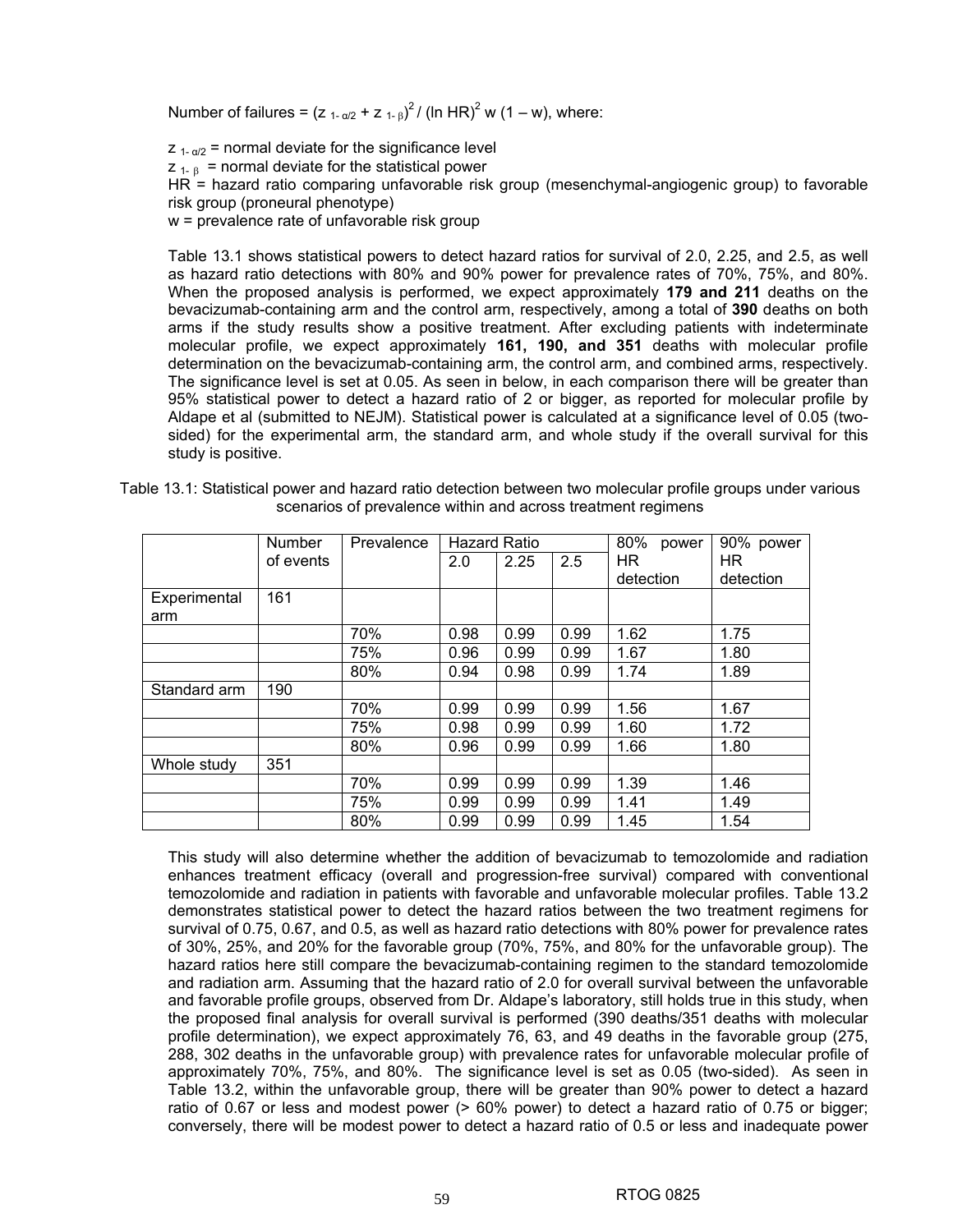Number of failures = $(z_{1-\alpha/2} + z_{1-\beta})^2 / (\ln HR)^2\, w\,(1 - w)$, where:

$z_{1-\alpha/2}$ = normal deviate for the significance level
$z_{1-\beta}$ = normal deviate for the statistical power
HR = hazard ratio comparing unfavorable risk group (mesenchymal-angiogenic group) to favorable risk group (proneural phenotype)
w = prevalence rate of unfavorable risk group

Table 13.1 shows statistical powers to detect hazard ratios for survival of 2.0, 2.25, and 2.5, as well as hazard ratio detections with 80% and 90% power for prevalence rates of 70%, 75%, and 80%. When the proposed analysis is performed, we expect approximately **179 and 211** deaths on the bevacizumab-containing arm and the control arm, respectively, among a total of **390** deaths on both arms if the study results show a positive treatment. After excluding patients with indeterminate molecular profile, we expect approximately **161, 190, and 351** deaths with molecular profile determination on the bevacizumab-containing arm, the control arm, and combined arms, respectively. The significance level is set at 0.05. As seen in below, in each comparison there will be greater than 95% statistical power to detect a hazard ratio of 2 or bigger, as reported for molecular profile by Aldape et al (submitted to NEJM). Statistical power is calculated at a significance level of 0.05 (two-sided) for the experimental arm, the standard arm, and whole study if the overall survival for this study is positive.

Table 13.1: Statistical power and hazard ratio detection between two molecular profile groups under various scenarios of prevalence within and across treatment regimens

| | Number of events | Prevalence | Hazard Ratio | | | 80% power HR detection | 90% power HR detection |
|---|---|---|---|---|---|---|---|
| | | | 2.0 | 2.25 | 2.5 | | |
| Experimental arm | 161 | | | | | | |
| | | 70% | 0.98 | 0.99 | 0.99 | 1.62 | 1.75 |
| | | 75% | 0.96 | 0.99 | 0.99 | 1.67 | 1.80 |
| | | 80% | 0.94 | 0.98 | 0.99 | 1.74 | 1.89 |
| Standard arm | 190 | | | | | | |
| | | 70% | 0.99 | 0.99 | 0.99 | 1.56 | 1.67 |
| | | 75% | 0.98 | 0.99 | 0.99 | 1.60 | 1.72 |
| | | 80% | 0.96 | 0.99 | 0.99 | 1.66 | 1.80 |
| Whole study | 351 | | | | | | |
| | | 70% | 0.99 | 0.99 | 0.99 | 1.39 | 1.46 |
| | | 75% | 0.99 | 0.99 | 0.99 | 1.41 | 1.49 |
| | | 80% | 0.99 | 0.99 | 0.99 | 1.45 | 1.54 |

This study will also determine whether the addition of bevacizumab to temozolomide and radiation enhances treatment efficacy (overall and progression-free survival) compared with conventional temozolomide and radiation in patients with favorable and unfavorable molecular profiles. Table 13.2 demonstrates statistical power to detect the hazard ratios between the two treatment regimens for survival of 0.75, 0.67, and 0.5, as well as hazard ratio detections with 80% power for prevalence rates of 30%, 25%, and 20% for the favorable group (70%, 75%, and 80% for the unfavorable group). The hazard ratios here still compare the bevacizumab-containing regimen to the standard temozolomide and radiation arm. Assuming that the hazard ratio of 2.0 for overall survival between the unfavorable and favorable profile groups, observed from Dr. Aldape's laboratory, still holds true in this study, when the proposed final analysis for overall survival is performed (390 deaths/351 deaths with molecular profile determination), we expect approximately 76, 63, and 49 deaths in the favorable group (275, 288, 302 deaths in the unfavorable group) with prevalence rates for unfavorable molecular profile of approximately 70%, 75%, and 80%. The significance level is set as 0.05 (two-sided). As seen in Table 13.2, within the unfavorable group, there will be greater than 90% power to detect a hazard ratio of 0.67 or less and modest power (> 60% power) to detect a hazard ratio of 0.75 or bigger; conversely, there will be modest power to detect a hazard ratio of 0.5 or less and inadequate power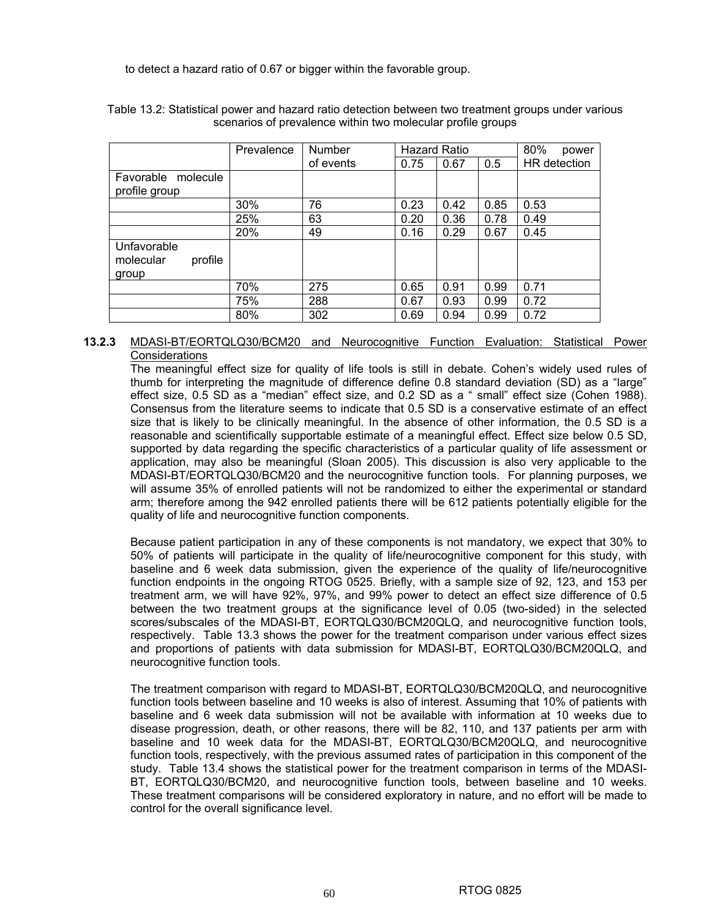to detect a hazard ratio of 0.67 or bigger within the favorable group.

Table 13.2: Statistical power and hazard ratio detection between two treatment groups under various scenarios of prevalence within two molecular profile groups

| | Prevalence | Number of events | Hazard Ratio | | | 80% power HR detection |
|---|---|---|---|---|---|---|
| | | | 0.75 | 0.67 | 0.5 | |
| Favorable molecule profile group | | | | | | |
| | 30% | 76 | 0.23 | 0.42 | 0.85 | 0.53 |
| | 25% | 63 | 0.20 | 0.36 | 0.78 | 0.49 |
| | 20% | 49 | 0.16 | 0.29 | 0.67 | 0.45 |
| Unfavorable molecular profile group | | | | | | |
| | 70% | 275 | 0.65 | 0.91 | 0.99 | 0.71 |
| | 75% | 288 | 0.67 | 0.93 | 0.99 | 0.72 |
| | 80% | 302 | 0.69 | 0.94 | 0.99 | 0.72 |

**13.2.3** MDASI-BT/EORTQLQ30/BCM20 and Neurocognitive Function Evaluation: Statistical Power Considerations

The meaningful effect size for quality of life tools is still in debate. Cohen's widely used rules of thumb for interpreting the magnitude of difference define 0.8 standard deviation (SD) as a "large" effect size, 0.5 SD as a "median" effect size, and 0.2 SD as a " small" effect size (Cohen 1988). Consensus from the literature seems to indicate that 0.5 SD is a conservative estimate of an effect size that is likely to be clinically meaningful. In the absence of other information, the 0.5 SD is a reasonable and scientifically supportable estimate of a meaningful effect. Effect size below 0.5 SD, supported by data regarding the specific characteristics of a particular quality of life assessment or application, may also be meaningful (Sloan 2005). This discussion is also very applicable to the MDASI-BT/EORTQLQ30/BCM20 and the neurocognitive function tools. For planning purposes, we will assume 35% of enrolled patients will not be randomized to either the experimental or standard arm; therefore among the 942 enrolled patients there will be 612 patients potentially eligible for the quality of life and neurocognitive function components.

Because patient participation in any of these components is not mandatory, we expect that 30% to 50% of patients will participate in the quality of life/neurocognitive component for this study, with baseline and 6 week data submission, given the experience of the quality of life/neurocognitive function endpoints in the ongoing RTOG 0525. Briefly, with a sample size of 92, 123, and 153 per treatment arm, we will have 92%, 97%, and 99% power to detect an effect size difference of 0.5 between the two treatment groups at the significance level of 0.05 (two-sided) in the selected scores/subscales of the MDASI-BT, EORTQLQ30/BCM20QLQ, and neurocognitive function tools, respectively. Table 13.3 shows the power for the treatment comparison under various effect sizes and proportions of patients with data submission for MDASI-BT, EORTQLQ30/BCM20QLQ, and neurocognitive function tools.

The treatment comparison with regard to MDASI-BT, EORTQLQ30/BCM20QLQ, and neurocognitive function tools between baseline and 10 weeks is also of interest. Assuming that 10% of patients with baseline and 6 week data submission will not be available with information at 10 weeks due to disease progression, death, or other reasons, there will be 82, 110, and 137 patients per arm with baseline and 10 week data for the MDASI-BT, EORTQLQ30/BCM20QLQ, and neurocognitive function tools, respectively, with the previous assumed rates of participation in this component of the study. Table 13.4 shows the statistical power for the treatment comparison in terms of the MDASI-BT, EORTQLQ30/BCM20, and neurocognitive function tools, between baseline and 10 weeks. These treatment comparisons will be considered exploratory in nature, and no effort will be made to control for the overall significance level.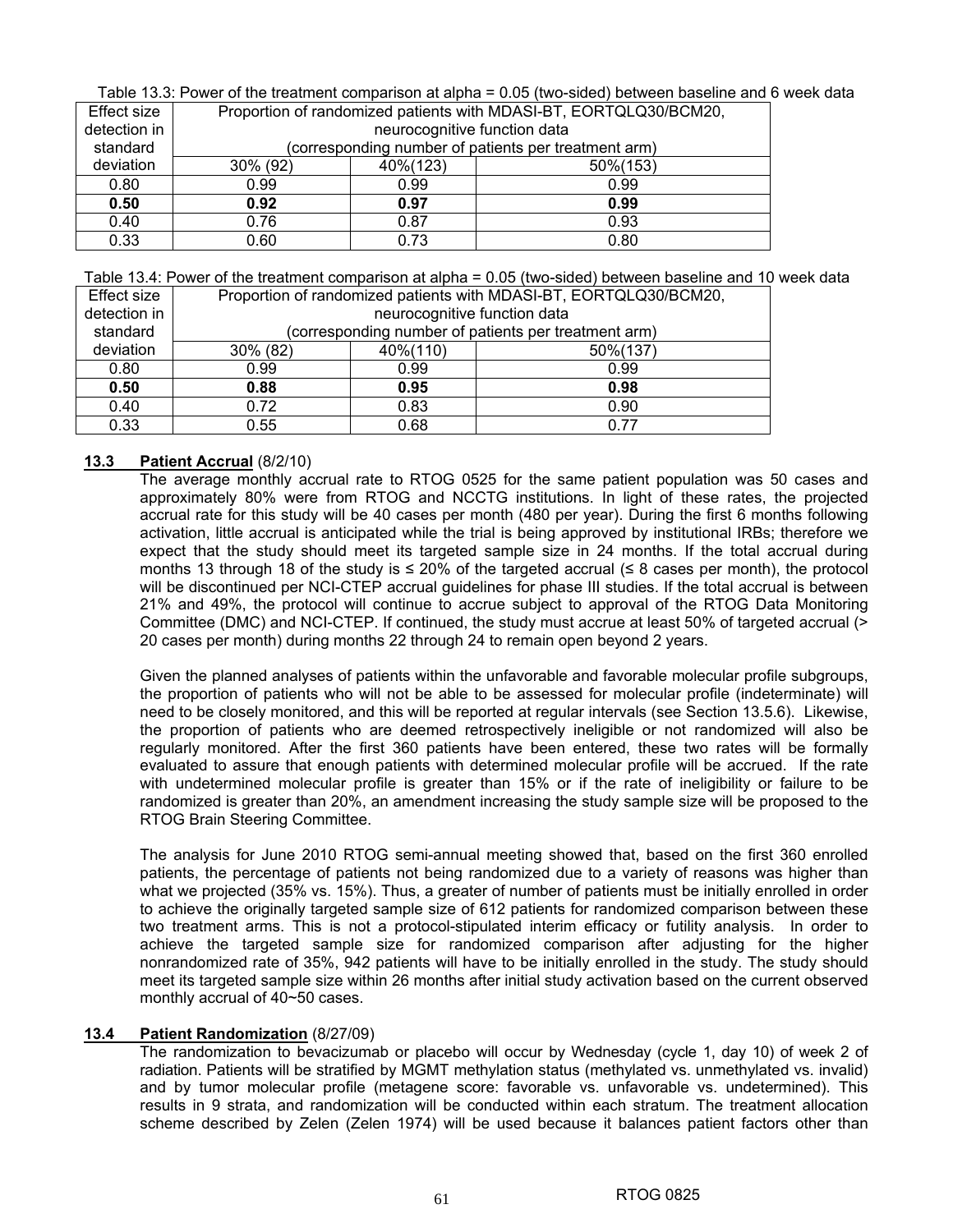Table 13.3: Power of the treatment comparison at alpha = 0.05 (two-sided) between baseline and 6 week data

| Effect size detection in standard deviation | Proportion of randomized patients with MDASI-BT, EORTQLQ30/BCM20, neurocognitive function data (corresponding number of patients per treatment arm) | | |
|---|---|---|---|
| | 30% (92) | 40%(123) | 50%(153) |
| 0.80 | 0.99 | 0.99 | 0.99 |
| **0.50** | **0.92** | **0.97** | **0.99** |
| 0.40 | 0.76 | 0.87 | 0.93 |
| 0.33 | 0.60 | 0.73 | 0.80 |

Table 13.4: Power of the treatment comparison at alpha = 0.05 (two-sided) between baseline and 10 week data

| Effect size detection in standard deviation | Proportion of randomized patients with MDASI-BT, EORTQLQ30/BCM20, neurocognitive function data (corresponding number of patients per treatment arm) | | |
|---|---|---|---|
| | 30% (82) | 40%(110) | 50%(137) |
| 0.80 | 0.99 | 0.99 | 0.99 |
| **0.50** | **0.88** | **0.95** | **0.98** |
| 0.40 | 0.72 | 0.83 | 0.90 |
| 0.33 | 0.55 | 0.68 | 0.77 |

## 13.3 Patient Accrual (8/2/10)

The average monthly accrual rate to RTOG 0525 for the same patient population was 50 cases and approximately 80% were from RTOG and NCCTG institutions. In light of these rates, the projected accrual rate for this study will be 40 cases per month (480 per year). During the first 6 months following activation, little accrual is anticipated while the trial is being approved by institutional IRBs; therefore we expect that the study should meet its targeted sample size in 24 months. If the total accrual during months 13 through 18 of the study is ≤ 20% of the targeted accrual (≤ 8 cases per month), the protocol will be discontinued per NCI-CTEP accrual guidelines for phase III studies. If the total accrual is between 21% and 49%, the protocol will continue to accrue subject to approval of the RTOG Data Monitoring Committee (DMC) and NCI-CTEP. If continued, the study must accrue at least 50% of targeted accrual (> 20 cases per month) during months 22 through 24 to remain open beyond 2 years.

Given the planned analyses of patients within the unfavorable and favorable molecular profile subgroups, the proportion of patients who will not be able to be assessed for molecular profile (indeterminate) will need to be closely monitored, and this will be reported at regular intervals (see Section 13.5.6). Likewise, the proportion of patients who are deemed retrospectively ineligible or not randomized will also be regularly monitored. After the first 360 patients have been entered, these two rates will be formally evaluated to assure that enough patients with determined molecular profile will be accrued. If the rate with undetermined molecular profile is greater than 15% or if the rate of ineligibility or failure to be randomized is greater than 20%, an amendment increasing the study sample size will be proposed to the RTOG Brain Steering Committee.

The analysis for June 2010 RTOG semi-annual meeting showed that, based on the first 360 enrolled patients, the percentage of patients not being randomized due to a variety of reasons was higher than what we projected (35% vs. 15%). Thus, a greater of number of patients must be initially enrolled in order to achieve the originally targeted sample size of 612 patients for randomized comparison between these two treatment arms. This is not a protocol-stipulated interim efficacy or futility analysis. In order to achieve the targeted sample size for randomized comparison after adjusting for the higher nonrandomized rate of 35%, 942 patients will have to be initially enrolled in the study. The study should meet its targeted sample size within 26 months after initial study activation based on the current observed monthly accrual of 40~50 cases.

## 13.4 Patient Randomization (8/27/09)

The randomization to bevacizumab or placebo will occur by Wednesday (cycle 1, day 10) of week 2 of radiation. Patients will be stratified by MGMT methylation status (methylated vs. unmethylated vs. invalid) and by tumor molecular profile (metagene score: favorable vs. unfavorable vs. undetermined). This results in 9 strata, and randomization will be conducted within each stratum. The treatment allocation scheme described by Zelen (Zelen 1974) will be used because it balances patient factors other than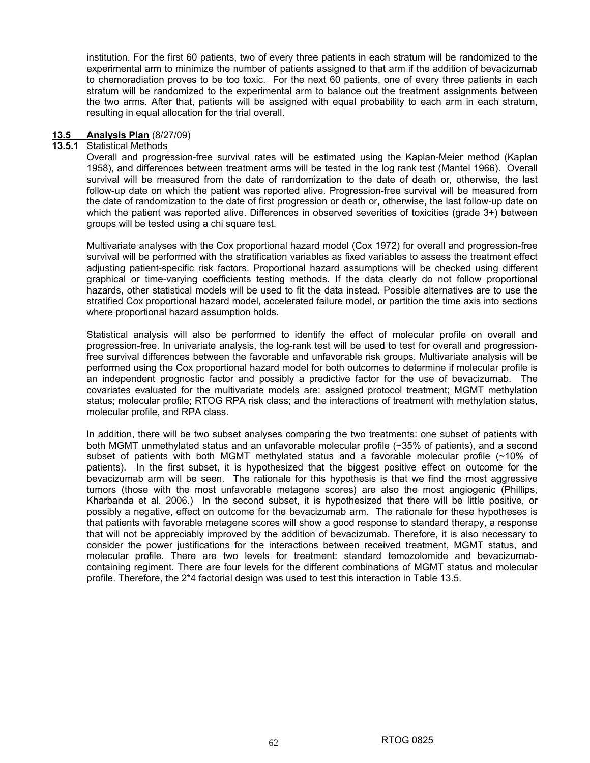institution. For the first 60 patients, two of every three patients in each stratum will be randomized to the experimental arm to minimize the number of patients assigned to that arm if the addition of bevacizumab to chemoradiation proves to be too toxic. For the next 60 patients, one of every three patients in each stratum will be randomized to the experimental arm to balance out the treatment assignments between the two arms. After that, patients will be assigned with equal probability to each arm in each stratum, resulting in equal allocation for the trial overall.

## 13.5 Analysis Plan (8/27/09)

### 13.5.1 Statistical Methods

Overall and progression-free survival rates will be estimated using the Kaplan-Meier method (Kaplan 1958), and differences between treatment arms will be tested in the log rank test (Mantel 1966). Overall survival will be measured from the date of randomization to the date of death or, otherwise, the last follow-up date on which the patient was reported alive. Progression-free survival will be measured from the date of randomization to the date of first progression or death or, otherwise, the last follow-up date on which the patient was reported alive. Differences in observed severities of toxicities (grade 3+) between groups will be tested using a chi square test.

Multivariate analyses with the Cox proportional hazard model (Cox 1972) for overall and progression-free survival will be performed with the stratification variables as fixed variables to assess the treatment effect adjusting patient-specific risk factors. Proportional hazard assumptions will be checked using different graphical or time-varying coefficients testing methods. If the data clearly do not follow proportional hazards, other statistical models will be used to fit the data instead. Possible alternatives are to use the stratified Cox proportional hazard model, accelerated failure model, or partition the time axis into sections where proportional hazard assumption holds.

Statistical analysis will also be performed to identify the effect of molecular profile on overall and progression-free. In univariate analysis, the log-rank test will be used to test for overall and progression-free survival differences between the favorable and unfavorable risk groups. Multivariate analysis will be performed using the Cox proportional hazard model for both outcomes to determine if molecular profile is an independent prognostic factor and possibly a predictive factor for the use of bevacizumab. The covariates evaluated for the multivariate models are: assigned protocol treatment; MGMT methylation status; molecular profile; RTOG RPA risk class; and the interactions of treatment with methylation status, molecular profile, and RPA class.

In addition, there will be two subset analyses comparing the two treatments: one subset of patients with both MGMT unmethylated status and an unfavorable molecular profile (~35% of patients), and a second subset of patients with both MGMT methylated status and a favorable molecular profile (~10% of patients). In the first subset, it is hypothesized that the biggest positive effect on outcome for the bevacizumab arm will be seen. The rationale for this hypothesis is that we find the most aggressive tumors (those with the most unfavorable metagene scores) are also the most angiogenic (Phillips, Kharbanda et al. 2006.) In the second subset, it is hypothesized that there will be little positive, or possibly a negative, effect on outcome for the bevacizumab arm. The rationale for these hypotheses is that patients with favorable metagene scores will show a good response to standard therapy, a response that will not be appreciably improved by the addition of bevacizumab. Therefore, it is also necessary to consider the power justifications for the interactions between received treatment, MGMT status, and molecular profile. There are two levels for treatment: standard temozolomide and bevacizumab-containing regiment. There are four levels for the different combinations of MGMT status and molecular profile. Therefore, the 2*4 factorial design was used to test this interaction in Table 13.5.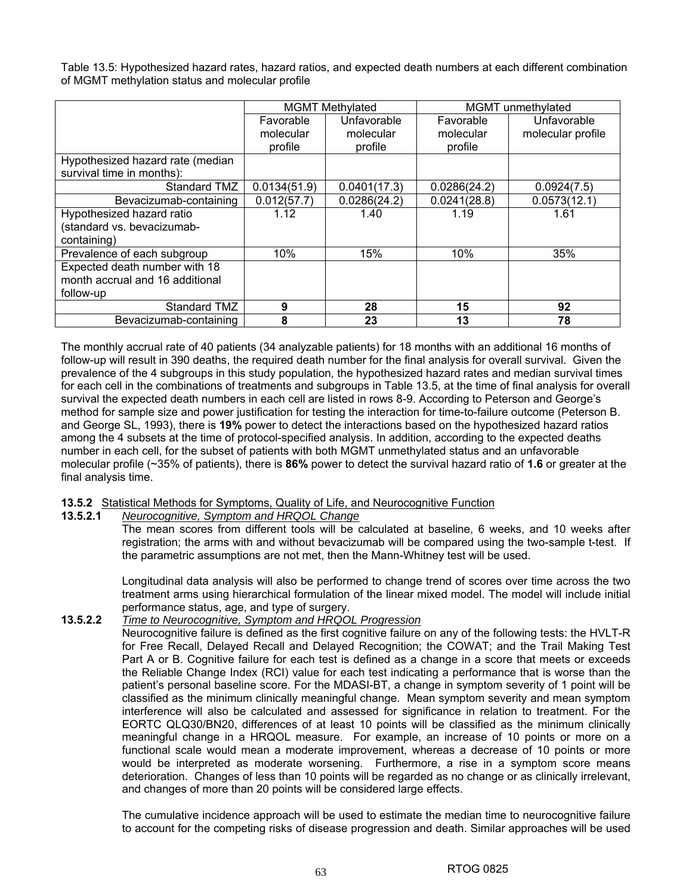Table 13.5: Hypothesized hazard rates, hazard ratios, and expected death numbers at each different combination of MGMT methylation status and molecular profile

| | MGMT Methylated | | MGMT unmethylated | |
|---|---|---|---|---|
| | Favorable molecular profile | Unfavorable molecular profile | Favorable molecular profile | Unfavorable molecular profile |
| Hypothesized hazard rate (median survival time in months): | | | | |
| Standard TMZ | 0.0134(51.9) | 0.0401(17.3) | 0.0286(24.2) | 0.0924(7.5) |
| Bevacizumab-containing | 0.012(57.7) | 0.0286(24.2) | 0.0241(28.8) | 0.0573(12.1) |
| Hypothesized hazard ratio (standard vs. bevacizumab-containing) | 1.12 | 1.40 | 1.19 | 1.61 |
| Prevalence of each subgroup | 10% | 15% | 10% | 35% |
| Expected death number with 18 month accrual and 16 additional follow-up | | | | |
| Standard TMZ | **9** | **28** | **15** | **92** |
| Bevacizumab-containing | **8** | **23** | **13** | **78** |

The monthly accrual rate of 40 patients (34 analyzable patients) for 18 months with an additional 16 months of follow-up will result in 390 deaths, the required death number for the final analysis for overall survival. Given the prevalence of the 4 subgroups in this study population, the hypothesized hazard rates and median survival times for each cell in the combinations of treatments and subgroups in Table 13.5, at the time of final analysis for overall survival the expected death numbers in each cell are listed in rows 8-9. According to Peterson and George's method for sample size and power justification for testing the interaction for time-to-failure outcome (Peterson B. and George SL, 1993), there is **19%** power to detect the interactions based on the hypothesized hazard ratios among the 4 subsets at the time of protocol-specified analysis. In addition, according to the expected deaths number in each cell, for the subset of patients with both MGMT unmethylated status and an unfavorable molecular profile (~35% of patients), there is **86%** power to detect the survival hazard ratio of **1.6** or greater at the final analysis time.

**13.5.2** Statistical Methods for Symptoms, Quality of Life, and Neurocognitive Function

**13.5.2.1** *Neurocognitive, Symptom and HRQOL Change*

The mean scores from different tools will be calculated at baseline, 6 weeks, and 10 weeks after registration; the arms with and without bevacizumab will be compared using the two-sample t-test. If the parametric assumptions are not met, then the Mann-Whitney test will be used.

Longitudinal data analysis will also be performed to change trend of scores over time across the two treatment arms using hierarchical formulation of the linear mixed model. The model will include initial performance status, age, and type of surgery.

**13.5.2.2** *Time to Neurocognitive, Symptom and HRQOL Progression*

Neurocognitive failure is defined as the first cognitive failure on any of the following tests: the HVLT-R for Free Recall, Delayed Recall and Delayed Recognition; the COWAT; and the Trail Making Test Part A or B. Cognitive failure for each test is defined as a change in a score that meets or exceeds the Reliable Change Index (RCI) value for each test indicating a performance that is worse than the patient's personal baseline score. For the MDASI-BT, a change in symptom severity of 1 point will be classified as the minimum clinically meaningful change. Mean symptom severity and mean symptom interference will also be calculated and assessed for significance in relation to treatment. For the EORTC QLQ30/BN20, differences of at least 10 points will be classified as the minimum clinically meaningful change in a HRQOL measure. For example, an increase of 10 points or more on a functional scale would mean a moderate improvement, whereas a decrease of 10 points or more would be interpreted as moderate worsening. Furthermore, a rise in a symptom score means deterioration. Changes of less than 10 points will be regarded as no change or as clinically irrelevant, and changes of more than 20 points will be considered large effects.

The cumulative incidence approach will be used to estimate the median time to neurocognitive failure to account for the competing risks of disease progression and death. Similar approaches will be used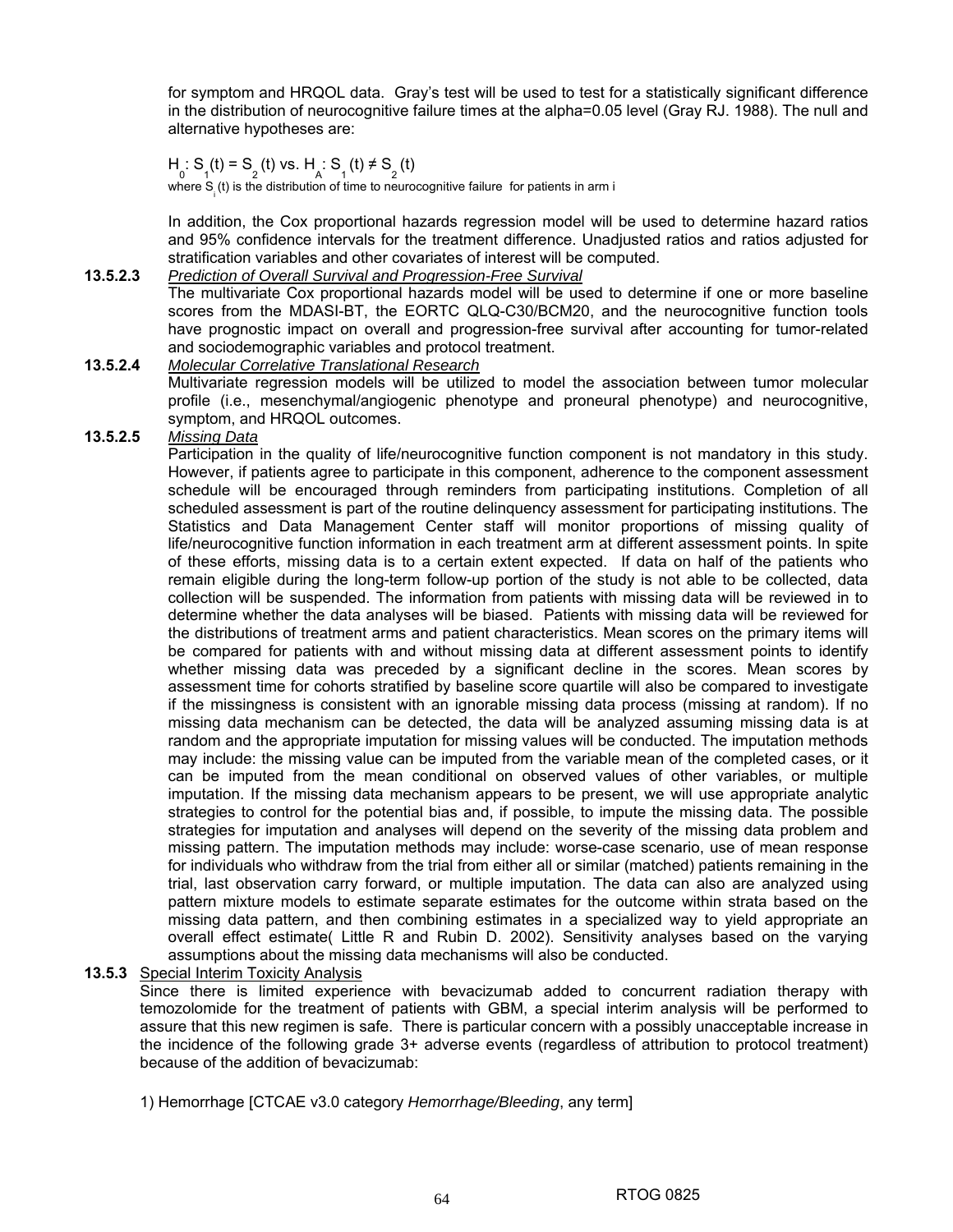for symptom and HRQOL data. Gray's test will be used to test for a statistically significant difference in the distribution of neurocognitive failure times at the alpha=0.05 level (Gray RJ. 1988). The null and alternative hypotheses are:

$H_0: S_1(t) = S_2(t)$ vs. $H_A: S_1(t) \neq S_2(t)$

where $S_i(t)$ is the distribution of time to neurocognitive failure for patients in arm i

In addition, the Cox proportional hazards regression model will be used to determine hazard ratios and 95% confidence intervals for the treatment difference. Unadjusted ratios and ratios adjusted for stratification variables and other covariates of interest will be computed.

**13.5.2.3** *Prediction of Overall Survival and Progression-Free Survival*

The multivariate Cox proportional hazards model will be used to determine if one or more baseline scores from the MDASI-BT, the EORTC QLQ-C30/BCM20, and the neurocognitive function tools have prognostic impact on overall and progression-free survival after accounting for tumor-related and sociodemographic variables and protocol treatment.

**13.5.2.4** *Molecular Correlative Translational Research*

Multivariate regression models will be utilized to model the association between tumor molecular profile (i.e., mesenchymal/angiogenic phenotype and proneural phenotype) and neurocognitive, symptom, and HRQOL outcomes.

**13.5.2.5** *Missing Data*

Participation in the quality of life/neurocognitive function component is not mandatory in this study. However, if patients agree to participate in this component, adherence to the component assessment schedule will be encouraged through reminders from participating institutions. Completion of all scheduled assessment is part of the routine delinquency assessment for participating institutions. The Statistics and Data Management Center staff will monitor proportions of missing quality of life/neurocognitive function information in each treatment arm at different assessment points. In spite of these efforts, missing data is to a certain extent expected. If data on half of the patients who remain eligible during the long-term follow-up portion of the study is not able to be collected, data collection will be suspended. The information from patients with missing data will be reviewed in to determine whether the data analyses will be biased. Patients with missing data will be reviewed for the distributions of treatment arms and patient characteristics. Mean scores on the primary items will be compared for patients with and without missing data at different assessment points to identify whether missing data was preceded by a significant decline in the scores. Mean scores by assessment time for cohorts stratified by baseline score quartile will also be compared to investigate if the missingness is consistent with an ignorable missing data process (missing at random). If no missing data mechanism can be detected, the data will be analyzed assuming missing data is at random and the appropriate imputation for missing values will be conducted. The imputation methods may include: the missing value can be imputed from the variable mean of the completed cases, or it can be imputed from the mean conditional on observed values of other variables, or multiple imputation. If the missing data mechanism appears to be present, we will use appropriate analytic strategies to control for the potential bias and, if possible, to impute the missing data. The possible strategies for imputation and analyses will depend on the severity of the missing data problem and missing pattern. The imputation methods may include: worse-case scenario, use of mean response for individuals who withdraw from the trial from either all or similar (matched) patients remaining in the trial, last observation carry forward, or multiple imputation. The data can also are analyzed using pattern mixture models to estimate separate estimates for the outcome within strata based on the missing data pattern, and then combining estimates in a specialized way to yield appropriate an overall effect estimate( Little R and Rubin D. 2002). Sensitivity analyses based on the varying assumptions about the missing data mechanisms will also be conducted.

**13.5.3** Special Interim Toxicity Analysis

Since there is limited experience with bevacizumab added to concurrent radiation therapy with temozolomide for the treatment of patients with GBM, a special interim analysis will be performed to assure that this new regimen is safe. There is particular concern with a possibly unacceptable increase in the incidence of the following grade 3+ adverse events (regardless of attribution to protocol treatment) because of the addition of bevacizumab:

1) Hemorrhage [CTCAE v3.0 category *Hemorrhage/Bleeding*, any term]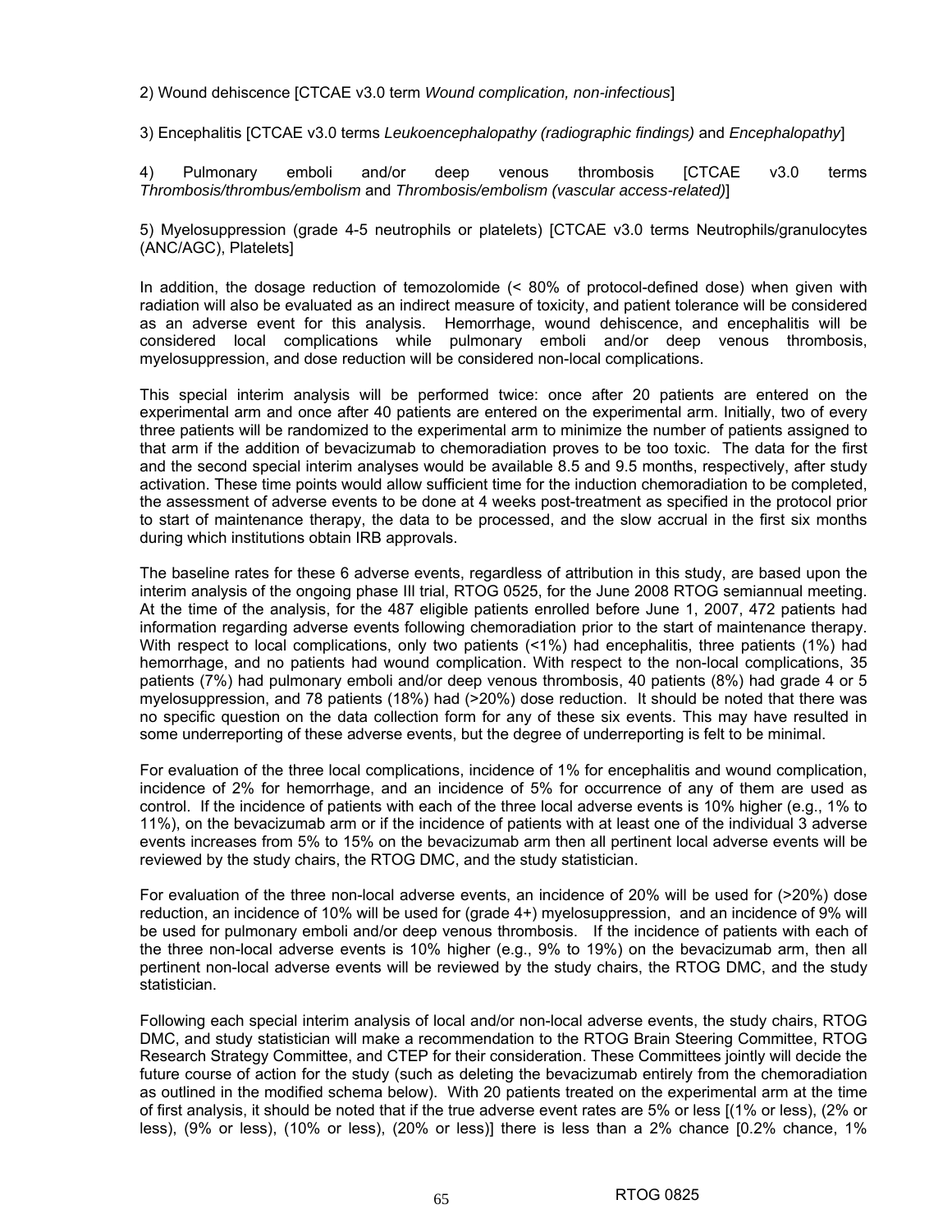2) Wound dehiscence [CTCAE v3.0 term *Wound complication, non-infectious*]

3) Encephalitis [CTCAE v3.0 terms *Leukoencephalopathy (radiographic findings)* and *Encephalopathy*]

4) Pulmonary emboli and/or deep venous thrombosis [CTCAE v3.0 terms *Thrombosis/thrombus/embolism* and *Thrombosis/embolism (vascular access-related)*]

5) Myelosuppression (grade 4-5 neutrophils or platelets) [CTCAE v3.0 terms Neutrophils/granulocytes (ANC/AGC), Platelets]

In addition, the dosage reduction of temozolomide (< 80% of protocol-defined dose) when given with radiation will also be evaluated as an indirect measure of toxicity, and patient tolerance will be considered as an adverse event for this analysis. Hemorrhage, wound dehiscence, and encephalitis will be considered local complications while pulmonary emboli and/or deep venous thrombosis, myelosuppression, and dose reduction will be considered non-local complications.

This special interim analysis will be performed twice: once after 20 patients are entered on the experimental arm and once after 40 patients are entered on the experimental arm. Initially, two of every three patients will be randomized to the experimental arm to minimize the number of patients assigned to that arm if the addition of bevacizumab to chemoradiation proves to be too toxic. The data for the first and the second special interim analyses would be available 8.5 and 9.5 months, respectively, after study activation. These time points would allow sufficient time for the induction chemoradiation to be completed, the assessment of adverse events to be done at 4 weeks post-treatment as specified in the protocol prior to start of maintenance therapy, the data to be processed, and the slow accrual in the first six months during which institutions obtain IRB approvals.

The baseline rates for these 6 adverse events, regardless of attribution in this study, are based upon the interim analysis of the ongoing phase III trial, RTOG 0525, for the June 2008 RTOG semiannual meeting. At the time of the analysis, for the 487 eligible patients enrolled before June 1, 2007, 472 patients had information regarding adverse events following chemoradiation prior to the start of maintenance therapy. With respect to local complications, only two patients (<1%) had encephalitis, three patients (1%) had hemorrhage, and no patients had wound complication. With respect to the non-local complications, 35 patients (7%) had pulmonary emboli and/or deep venous thrombosis, 40 patients (8%) had grade 4 or 5 myelosuppression, and 78 patients (18%) had (>20%) dose reduction. It should be noted that there was no specific question on the data collection form for any of these six events. This may have resulted in some underreporting of these adverse events, but the degree of underreporting is felt to be minimal.

For evaluation of the three local complications, incidence of 1% for encephalitis and wound complication, incidence of 2% for hemorrhage, and an incidence of 5% for occurrence of any of them are used as control. If the incidence of patients with each of the three local adverse events is 10% higher (e.g., 1% to 11%), on the bevacizumab arm or if the incidence of patients with at least one of the individual 3 adverse events increases from 5% to 15% on the bevacizumab arm then all pertinent local adverse events will be reviewed by the study chairs, the RTOG DMC, and the study statistician.

For evaluation of the three non-local adverse events, an incidence of 20% will be used for (>20%) dose reduction, an incidence of 10% will be used for (grade 4+) myelosuppression, and an incidence of 9% will be used for pulmonary emboli and/or deep venous thrombosis. If the incidence of patients with each of the three non-local adverse events is 10% higher (e.g., 9% to 19%) on the bevacizumab arm, then all pertinent non-local adverse events will be reviewed by the study chairs, the RTOG DMC, and the study statistician.

Following each special interim analysis of local and/or non-local adverse events, the study chairs, RTOG DMC, and study statistician will make a recommendation to the RTOG Brain Steering Committee, RTOG Research Strategy Committee, and CTEP for their consideration. These Committees jointly will decide the future course of action for the study (such as deleting the bevacizumab entirely from the chemoradiation as outlined in the modified schema below). With 20 patients treated on the experimental arm at the time of first analysis, it should be noted that if the true adverse event rates are 5% or less [(1% or less), (2% or less), (9% or less), (10% or less), (20% or less)] there is less than a 2% chance [0.2% chance, 1%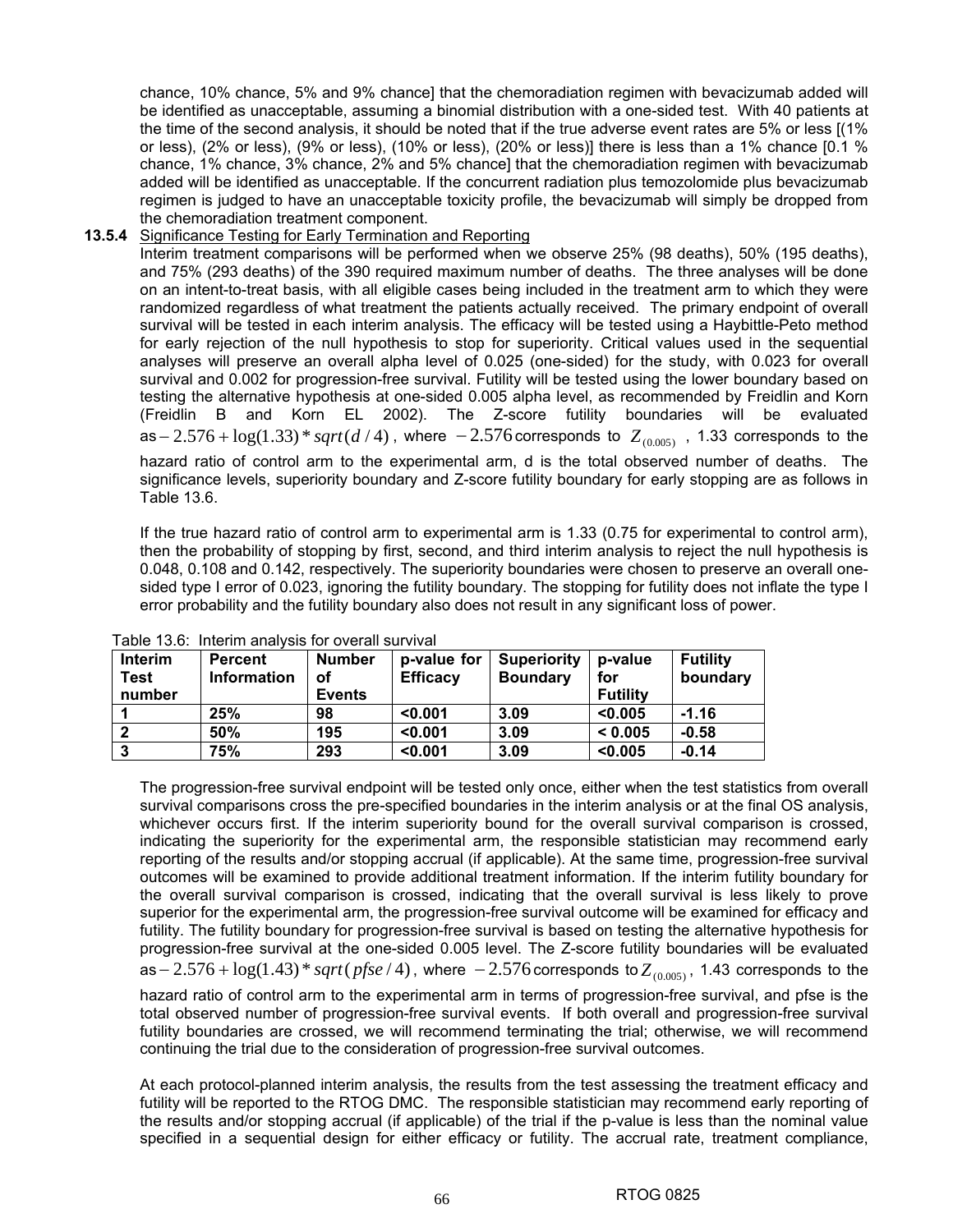chance, 10% chance, 5% and 9% chance] that the chemoradiation regimen with bevacizumab added will be identified as unacceptable, assuming a binomial distribution with a one-sided test. With 40 patients at the time of the second analysis, it should be noted that if the true adverse event rates are 5% or less [(1% or less), (2% or less), (9% or less), (10% or less), (20% or less)] there is less than a 1% chance [0.1 % chance, 1% chance, 3% chance, 2% and 5% chance] that the chemoradiation regimen with bevacizumab added will be identified as unacceptable. If the concurrent radiation plus temozolomide plus bevacizumab regimen is judged to have an unacceptable toxicity profile, the bevacizumab will simply be dropped from the chemoradiation treatment component.

**13.5.4** Significance Testing for Early Termination and Reporting

Interim treatment comparisons will be performed when we observe 25% (98 deaths), 50% (195 deaths), and 75% (293 deaths) of the 390 required maximum number of deaths. The three analyses will be done on an intent-to-treat basis, with all eligible cases being included in the treatment arm to which they were randomized regardless of what treatment the patients actually received. The primary endpoint of overall survival will be tested in each interim analysis. The efficacy will be tested using a Haybittle-Peto method for early rejection of the null hypothesis to stop for superiority. Critical values used in the sequential analyses will preserve an overall alpha level of 0.025 (one-sided) for the study, with 0.023 for overall survival and 0.002 for progression-free survival. Futility will be tested using the lower boundary based on testing the alternative hypothesis at one-sided 0.005 alpha level, as recommended by Freidlin and Korn (Freidlin B and Korn EL 2002). The Z-score futility boundaries will be evaluated as $-2.576 + \log(1.33) * sqrt(d/4)$, where $-2.576$ corresponds to $Z_{(0.005)}$, 1.33 corresponds to the hazard ratio of control arm to the experimental arm, d is the total observed number of deaths. The significance levels, superiority boundary and Z-score futility boundary for early stopping are as follows in Table 13.6.

If the true hazard ratio of control arm to experimental arm is 1.33 (0.75 for experimental to control arm), then the probability of stopping by first, second, and third interim analysis to reject the null hypothesis is 0.048, 0.108 and 0.142, respectively. The superiority boundaries were chosen to preserve an overall one-sided type I error of 0.023, ignoring the futility boundary. The stopping for futility does not inflate the type I error probability and the futility boundary also does not result in any significant loss of power.

Table 13.6: Interim analysis for overall survival

| Interim Test number | Percent Information | Number of Events | p-value for Efficacy | Superiority Boundary | p-value for Futility | Futility boundary |
|---|---|---|---|---|---|---|
| 1 | 25% | 98 | <0.001 | 3.09 | <0.005 | -1.16 |
| 2 | 50% | 195 | <0.001 | 3.09 | < 0.005 | -0.58 |
| 3 | 75% | 293 | <0.001 | 3.09 | <0.005 | -0.14 |

The progression-free survival endpoint will be tested only once, either when the test statistics from overall survival comparisons cross the pre-specified boundaries in the interim analysis or at the final OS analysis, whichever occurs first. If the interim superiority bound for the overall survival comparison is crossed, indicating the superiority for the experimental arm, the responsible statistician may recommend early reporting of the results and/or stopping accrual (if applicable). At the same time, progression-free survival outcomes will be examined to provide additional treatment information. If the interim futility boundary for the overall survival comparison is crossed, indicating that the overall survival is less likely to prove superior for the experimental arm, the progression-free survival outcome will be examined for efficacy and futility. The futility boundary for progression-free survival is based on testing the alternative hypothesis for progression-free survival at the one-sided 0.005 level. The Z-score futility boundaries will be evaluated as $-2.576 + \log(1.43) * sqrt(pfse/4)$, where $-2.576$ corresponds to $Z_{(0.005)}$, 1.43 corresponds to the hazard ratio of control arm to the experimental arm in terms of progression-free survival, and pfse is the total observed number of progression-free survival events. If both overall and progression-free survival futility boundaries are crossed, we will recommend terminating the trial; otherwise, we will recommend continuing the trial due to the consideration of progression-free survival outcomes.

At each protocol-planned interim analysis, the results from the test assessing the treatment efficacy and futility will be reported to the RTOG DMC. The responsible statistician may recommend early reporting of the results and/or stopping accrual (if applicable) of the trial if the p-value is less than the nominal value specified in a sequential design for either efficacy or futility. The accrual rate, treatment compliance,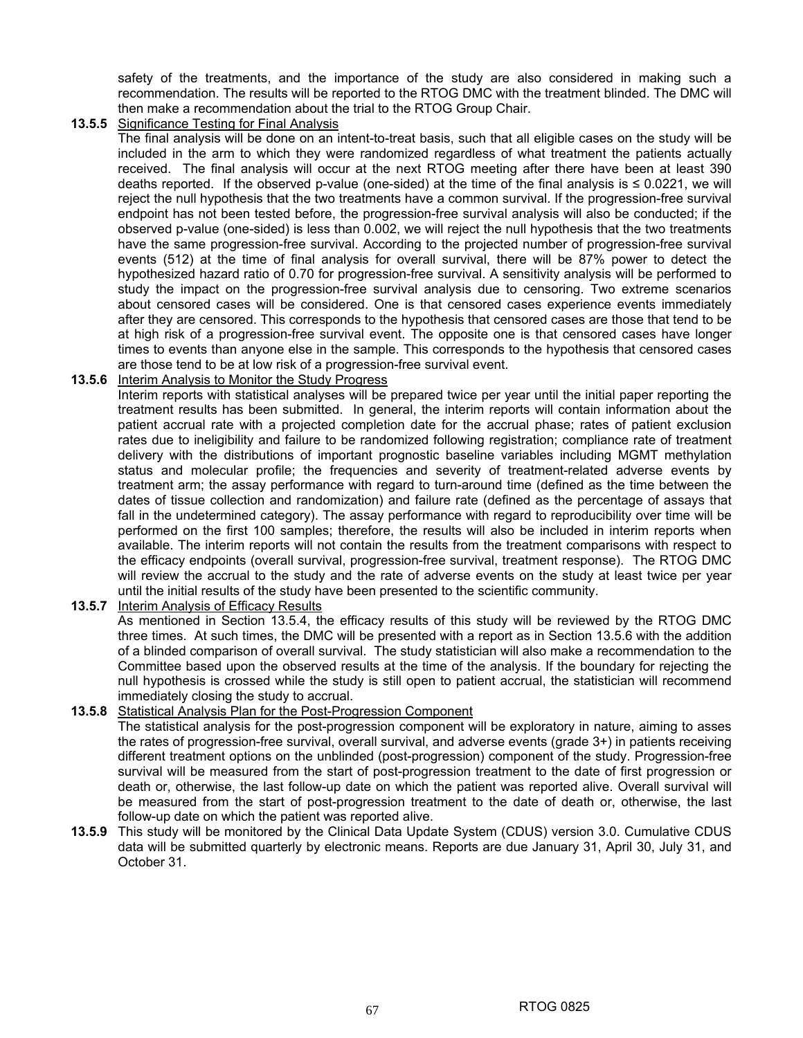safety of the treatments, and the importance of the study are also considered in making such a recommendation. The results will be reported to the RTOG DMC with the treatment blinded. The DMC will then make a recommendation about the trial to the RTOG Group Chair.

**13.5.5** Significance Testing for Final Analysis

The final analysis will be done on an intent-to-treat basis, such that all eligible cases on the study will be included in the arm to which they were randomized regardless of what treatment the patients actually received. The final analysis will occur at the next RTOG meeting after there have been at least 390 deaths reported. If the observed p-value (one-sided) at the time of the final analysis is ≤ 0.0221, we will reject the null hypothesis that the two treatments have a common survival. If the progression-free survival endpoint has not been tested before, the progression-free survival analysis will also be conducted; if the observed p-value (one-sided) is less than 0.002, we will reject the null hypothesis that the two treatments have the same progression-free survival. According to the projected number of progression-free survival events (512) at the time of final analysis for overall survival, there will be 87% power to detect the hypothesized hazard ratio of 0.70 for progression-free survival. A sensitivity analysis will be performed to study the impact on the progression-free survival analysis due to censoring. Two extreme scenarios about censored cases will be considered. One is that censored cases experience events immediately after they are censored. This corresponds to the hypothesis that censored cases are those that tend to be at high risk of a progression-free survival event. The opposite one is that censored cases have longer times to events than anyone else in the sample. This corresponds to the hypothesis that censored cases are those tend to be at low risk of a progression-free survival event.

**13.5.6** Interim Analysis to Monitor the Study Progress

Interim reports with statistical analyses will be prepared twice per year until the initial paper reporting the treatment results has been submitted. In general, the interim reports will contain information about the patient accrual rate with a projected completion date for the accrual phase; rates of patient exclusion rates due to ineligibility and failure to be randomized following registration; compliance rate of treatment delivery with the distributions of important prognostic baseline variables including MGMT methylation status and molecular profile; the frequencies and severity of treatment-related adverse events by treatment arm; the assay performance with regard to turn-around time (defined as the time between the dates of tissue collection and randomization) and failure rate (defined as the percentage of assays that fall in the undetermined category). The assay performance with regard to reproducibility over time will be performed on the first 100 samples; therefore, the results will also be included in interim reports when available. The interim reports will not contain the results from the treatment comparisons with respect to the efficacy endpoints (overall survival, progression-free survival, treatment response). The RTOG DMC will review the accrual to the study and the rate of adverse events on the study at least twice per year until the initial results of the study have been presented to the scientific community.

**13.5.7** Interim Analysis of Efficacy Results

As mentioned in Section 13.5.4, the efficacy results of this study will be reviewed by the RTOG DMC three times. At such times, the DMC will be presented with a report as in Section 13.5.6 with the addition of a blinded comparison of overall survival. The study statistician will also make a recommendation to the Committee based upon the observed results at the time of the analysis. If the boundary for rejecting the null hypothesis is crossed while the study is still open to patient accrual, the statistician will recommend immediately closing the study to accrual.

**13.5.8** Statistical Analysis Plan for the Post-Progression Component

The statistical analysis for the post-progression component will be exploratory in nature, aiming to asses the rates of progression-free survival, overall survival, and adverse events (grade 3+) in patients receiving different treatment options on the unblinded (post-progression) component of the study. Progression-free survival will be measured from the start of post-progression treatment to the date of first progression or death or, otherwise, the last follow-up date on which the patient was reported alive. Overall survival will be measured from the start of post-progression treatment to the date of death or, otherwise, the last follow-up date on which the patient was reported alive.

**13.5.9** This study will be monitored by the Clinical Data Update System (CDUS) version 3.0. Cumulative CDUS data will be submitted quarterly by electronic means. Reports are due January 31, April 30, July 31, and October 31.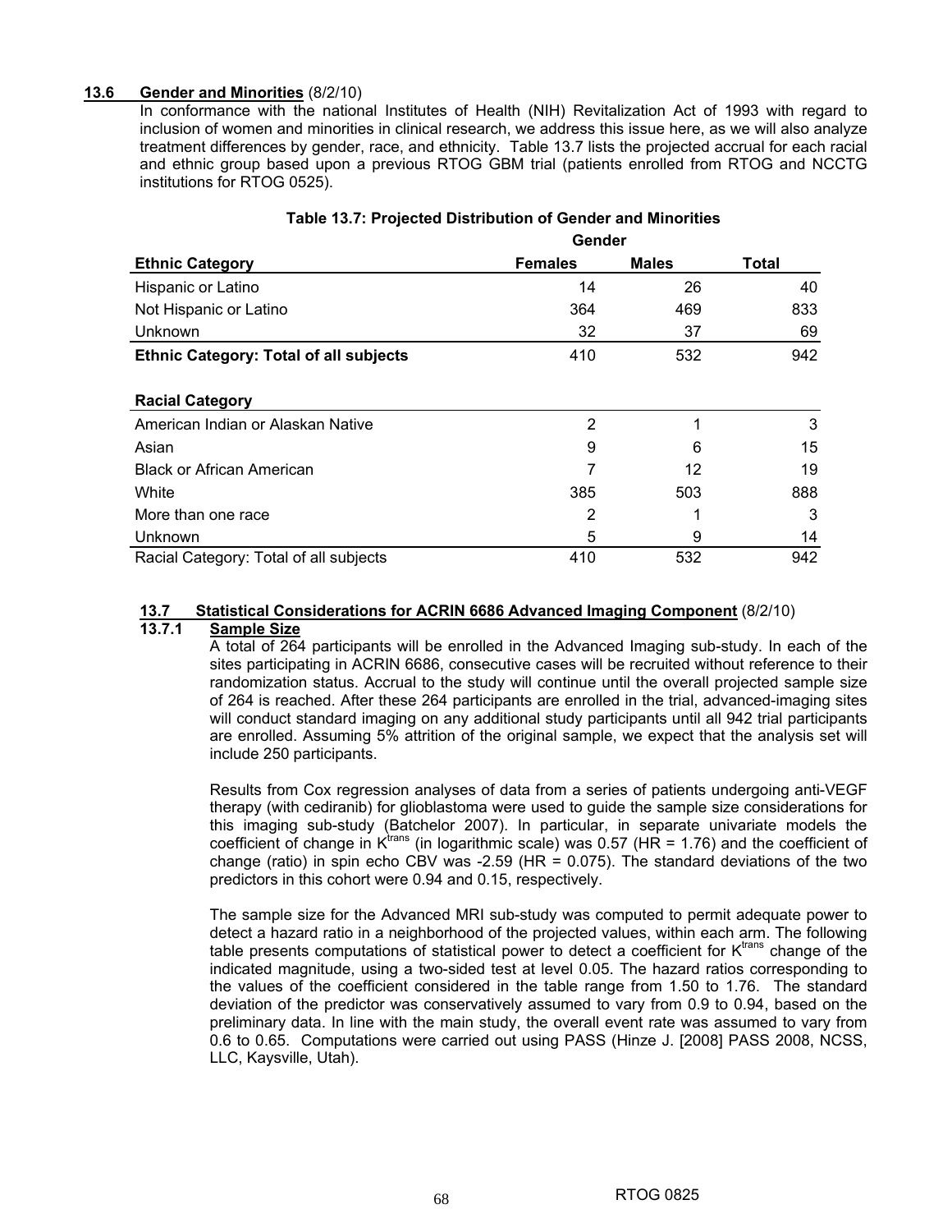## 13.6 Gender and Minorities (8/2/10)

In conformance with the national Institutes of Health (NIH) Revitalization Act of 1993 with regard to inclusion of women and minorities in clinical research, we address this issue here, as we will also analyze treatment differences by gender, race, and ethnicity. Table 13.7 lists the projected accrual for each racial and ethnic group based upon a previous RTOG GBM trial (patients enrolled from RTOG and NCCTG institutions for RTOG 0525).

**Table 13.7: Projected Distribution of Gender and Minorities**

| | Gender | | |
|---|---|---|---|
| **Ethnic Category** | **Females** | **Males** | **Total** |
| Hispanic or Latino | 14 | 26 | 40 |
| Not Hispanic or Latino | 364 | 469 | 833 |
| Unknown | 32 | 37 | 69 |
| **Ethnic Category: Total of all subjects** | 410 | 532 | 942 |
| **Racial Category** | | | |
| American Indian or Alaskan Native | 2 | 1 | 3 |
| Asian | 9 | 6 | 15 |
| Black or African American | 7 | 12 | 19 |
| White | 385 | 503 | 888 |
| More than one race | 2 | 1 | 3 |
| Unknown | 5 | 9 | 14 |
| Racial Category: Total of all subjects | 410 | 532 | 942 |

## 13.7 Statistical Considerations for ACRIN 6686 Advanced Imaging Component (8/2/10)

### 13.7.1 Sample Size

A total of 264 participants will be enrolled in the Advanced Imaging sub-study. In each of the sites participating in ACRIN 6686, consecutive cases will be recruited without reference to their randomization status. Accrual to the study will continue until the overall projected sample size of 264 is reached. After these 264 participants are enrolled in the trial, advanced-imaging sites will conduct standard imaging on any additional study participants until all 942 trial participants are enrolled. Assuming 5% attrition of the original sample, we expect that the analysis set will include 250 participants.

Results from Cox regression analyses of data from a series of patients undergoing anti-VEGF therapy (with cediranib) for glioblastoma were used to guide the sample size considerations for this imaging sub-study (Batchelor 2007). In particular, in separate univariate models the coefficient of change in $K^{trans}$ (in logarithmic scale) was 0.57 (HR = 1.76) and the coefficient of change (ratio) in spin echo CBV was -2.59 (HR = 0.075). The standard deviations of the two predictors in this cohort were 0.94 and 0.15, respectively.

The sample size for the Advanced MRI sub-study was computed to permit adequate power to detect a hazard ratio in a neighborhood of the projected values, within each arm. The following table presents computations of statistical power to detect a coefficient for $K^{trans}$ change of the indicated magnitude, using a two-sided test at level 0.05. The hazard ratios corresponding to the values of the coefficient considered in the table range from 1.50 to 1.76. The standard deviation of the predictor was conservatively assumed to vary from 0.9 to 0.94, based on the preliminary data. In line with the main study, the overall event rate was assumed to vary from 0.6 to 0.65. Computations were carried out using PASS (Hinze J. [2008] PASS 2008, NCSS, LLC, Kaysville, Utah).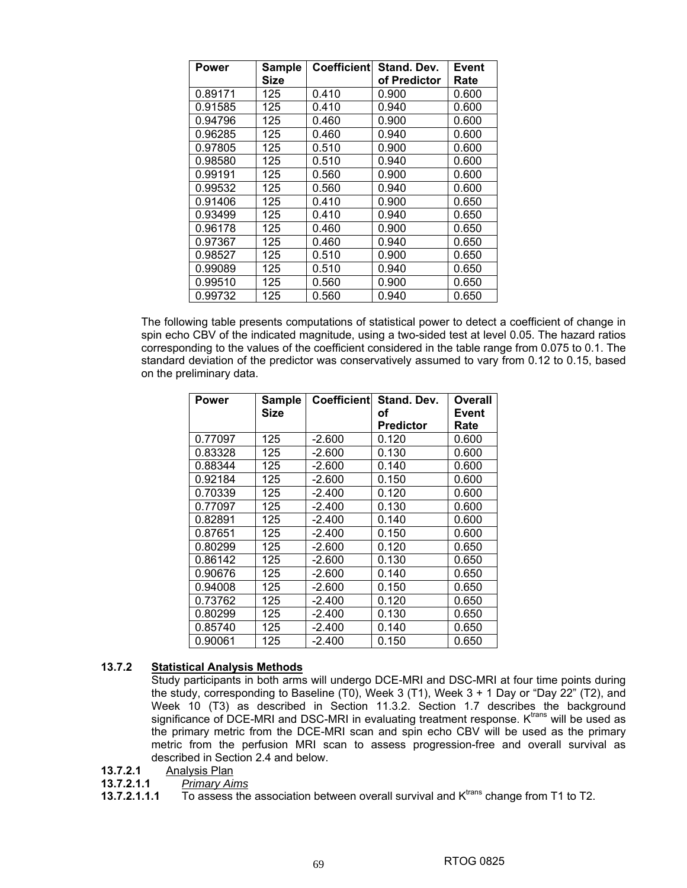| Power | Sample Size | Coefficient | Stand. Dev. of Predictor | Event Rate |
|---|---|---|---|---|
| 0.89171 | 125 | 0.410 | 0.900 | 0.600 |
| 0.91585 | 125 | 0.410 | 0.940 | 0.600 |
| 0.94796 | 125 | 0.460 | 0.900 | 0.600 |
| 0.96285 | 125 | 0.460 | 0.940 | 0.600 |
| 0.97805 | 125 | 0.510 | 0.900 | 0.600 |
| 0.98580 | 125 | 0.510 | 0.940 | 0.600 |
| 0.99191 | 125 | 0.560 | 0.900 | 0.600 |
| 0.99532 | 125 | 0.560 | 0.940 | 0.600 |
| 0.91406 | 125 | 0.410 | 0.900 | 0.650 |
| 0.93499 | 125 | 0.410 | 0.940 | 0.650 |
| 0.96178 | 125 | 0.460 | 0.900 | 0.650 |
| 0.97367 | 125 | 0.460 | 0.940 | 0.650 |
| 0.98527 | 125 | 0.510 | 0.900 | 0.650 |
| 0.99089 | 125 | 0.510 | 0.940 | 0.650 |
| 0.99510 | 125 | 0.560 | 0.900 | 0.650 |
| 0.99732 | 125 | 0.560 | 0.940 | 0.650 |

The following table presents computations of statistical power to detect a coefficient of change in spin echo CBV of the indicated magnitude, using a two-sided test at level 0.05. The hazard ratios corresponding to the values of the coefficient considered in the table range from 0.075 to 0.1. The standard deviation of the predictor was conservatively assumed to vary from 0.12 to 0.15, based on the preliminary data.

| Power | Sample Size | Coefficient | Stand. Dev. of Predictor | Overall Event Rate |
|---|---|---|---|---|
| 0.77097 | 125 | -2.600 | 0.120 | 0.600 |
| 0.83328 | 125 | -2.600 | 0.130 | 0.600 |
| 0.88344 | 125 | -2.600 | 0.140 | 0.600 |
| 0.92184 | 125 | -2.600 | 0.150 | 0.600 |
| 0.70339 | 125 | -2.400 | 0.120 | 0.600 |
| 0.77097 | 125 | -2.400 | 0.130 | 0.600 |
| 0.82891 | 125 | -2.400 | 0.140 | 0.600 |
| 0.87651 | 125 | -2.400 | 0.150 | 0.600 |
| 0.80299 | 125 | -2.600 | 0.120 | 0.650 |
| 0.86142 | 125 | -2.600 | 0.130 | 0.650 |
| 0.90676 | 125 | -2.600 | 0.140 | 0.650 |
| 0.94008 | 125 | -2.600 | 0.150 | 0.650 |
| 0.73762 | 125 | -2.400 | 0.120 | 0.650 |
| 0.80299 | 125 | -2.400 | 0.130 | 0.650 |
| 0.85740 | 125 | -2.400 | 0.140 | 0.650 |
| 0.90061 | 125 | -2.400 | 0.150 | 0.650 |

### 13.7.2 Statistical Analysis Methods

Study participants in both arms will undergo DCE-MRI and DSC-MRI at four time points during the study, corresponding to Baseline (T0), Week 3 (T1), Week 3 + 1 Day or "Day 22" (T2), and Week 10 (T3) as described in Section 11.3.2. Section 1.7 describes the background significance of DCE-MRI and DSC-MRI in evaluating treatment response. $K^{trans}$ will be used as the primary metric from the DCE-MRI scan and spin echo CBV will be used as the primary metric from the perfusion MRI scan to assess progression-free and overall survival as described in Section 2.4 and below.

**13.7.2.1** Analysis Plan

**13.7.2.1.1** *Primary Aims*

**13.7.2.1.1.1** To assess the association between overall survival and $K^{trans}$ change from T1 to T2.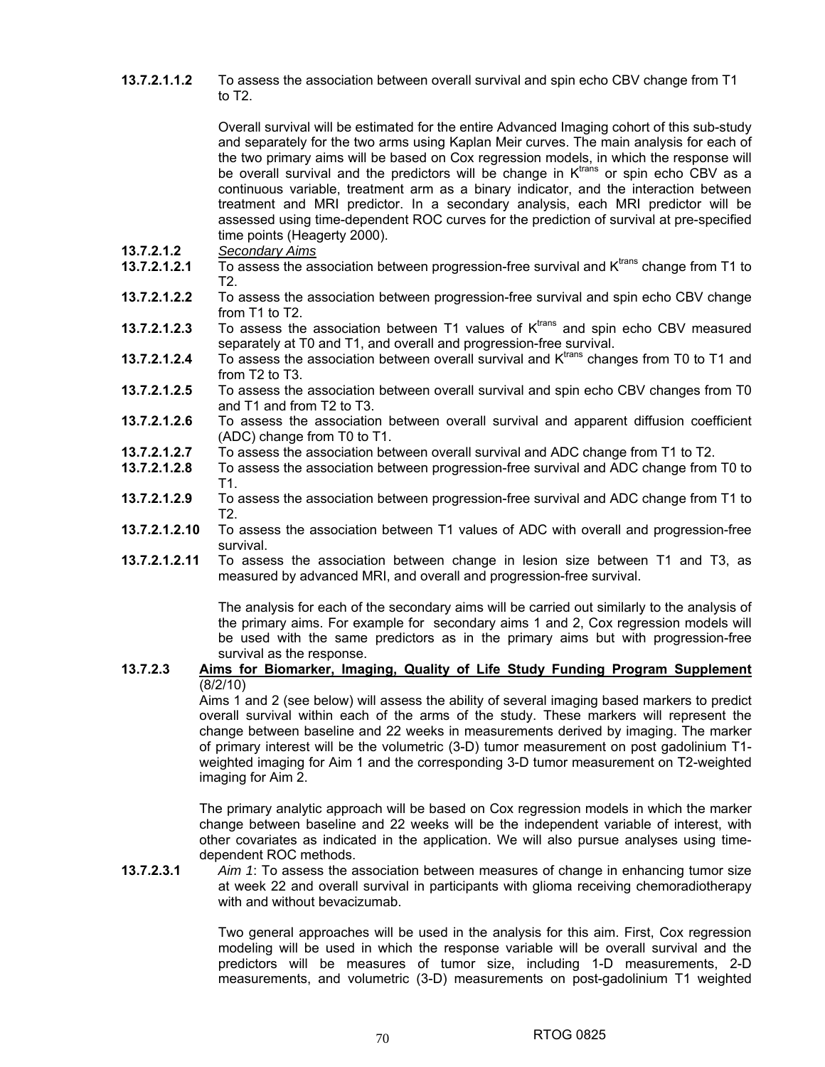**13.7.2.1.1.2** To assess the association between overall survival and spin echo CBV change from T1 to T2.

Overall survival will be estimated for the entire Advanced Imaging cohort of this sub-study and separately for the two arms using Kaplan Meir curves. The main analysis for each of the two primary aims will be based on Cox regression models, in which the response will be overall survival and the predictors will be change in $K^{trans}$ or spin echo CBV as a continuous variable, treatment arm as a binary indicator, and the interaction between treatment and MRI predictor. In a secondary analysis, each MRI predictor will be assessed using time-dependent ROC curves for the prediction of survival at pre-specified time points (Heagerty 2000).

**13.7.2.1.2** *Secondary Aims*

**13.7.2.1.2.1** To assess the association between progression-free survival and $K^{trans}$ change from T1 to T2.

**13.7.2.1.2.2** To assess the association between progression-free survival and spin echo CBV change from T1 to T2.

**13.7.2.1.2.3** To assess the association between T1 values of $K^{trans}$ and spin echo CBV measured separately at T0 and T1, and overall and progression-free survival.

**13.7.2.1.2.4** To assess the association between overall survival and $K^{trans}$ changes from T0 to T1 and from T2 to T3.

**13.7.2.1.2.5** To assess the association between overall survival and spin echo CBV changes from T0 and T1 and from T2 to T3.

**13.7.2.1.2.6** To assess the association between overall survival and apparent diffusion coefficient (ADC) change from T0 to T1.

**13.7.2.1.2.7** To assess the association between overall survival and ADC change from T1 to T2.

**13.7.2.1.2.8** To assess the association between progression-free survival and ADC change from T0 to T1.

**13.7.2.1.2.9** To assess the association between progression-free survival and ADC change from T1 to T2.

**13.7.2.1.2.10** To assess the association between T1 values of ADC with overall and progression-free survival.

**13.7.2.1.2.11** To assess the association between change in lesion size between T1 and T3, as measured by advanced MRI, and overall and progression-free survival.

The analysis for each of the secondary aims will be carried out similarly to the analysis of the primary aims. For example for secondary aims 1 and 2, Cox regression models will be used with the same predictors as in the primary aims but with progression-free survival as the response.

**13.7.2.3** **<u>Aims for Biomarker, Imaging, Quality of Life Study Funding Program Supplement</u>** (8/2/10)

Aims 1 and 2 (see below) will assess the ability of several imaging based markers to predict overall survival within each of the arms of the study. These markers will represent the change between baseline and 22 weeks in measurements derived by imaging. The marker of primary interest will be the volumetric (3-D) tumor measurement on post gadolinium T1-weighted imaging for Aim 1 and the corresponding 3-D tumor measurement on T2-weighted imaging for Aim 2.

The primary analytic approach will be based on Cox regression models in which the marker change between baseline and 22 weeks will be the independent variable of interest, with other covariates as indicated in the application. We will also pursue analyses using time-dependent ROC methods.

**13.7.2.3.1** *Aim 1*: To assess the association between measures of change in enhancing tumor size at week 22 and overall survival in participants with glioma receiving chemoradiotherapy with and without bevacizumab.

Two general approaches will be used in the analysis for this aim. First, Cox regression modeling will be used in which the response variable will be overall survival and the predictors will be measures of tumor size, including 1-D measurements, 2-D measurements, and volumetric (3-D) measurements on post-gadolinium T1 weighted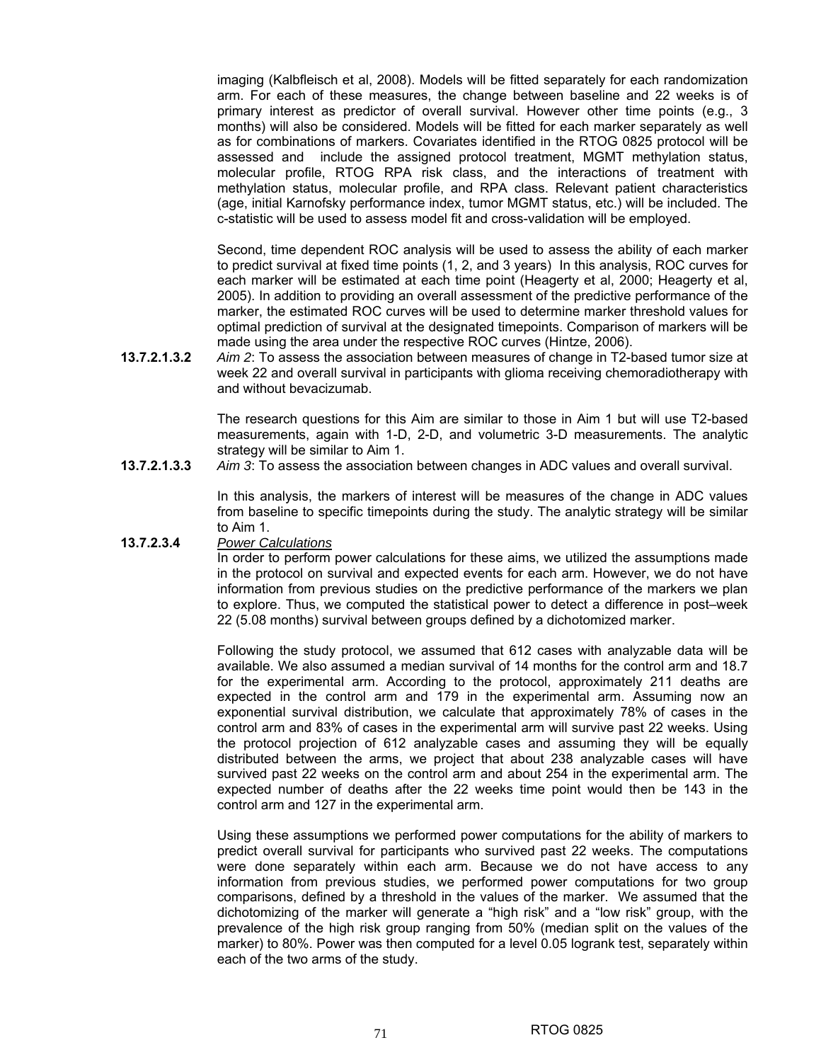imaging (Kalbfleisch et al, 2008). Models will be fitted separately for each randomization arm. For each of these measures, the change between baseline and 22 weeks is of primary interest as predictor of overall survival. However other time points (e.g., 3 months) will also be considered. Models will be fitted for each marker separately as well as for combinations of markers. Covariates identified in the RTOG 0825 protocol will be assessed and include the assigned protocol treatment, MGMT methylation status, molecular profile, RTOG RPA risk class, and the interactions of treatment with methylation status, molecular profile, and RPA class. Relevant patient characteristics (age, initial Karnofsky performance index, tumor MGMT status, etc.) will be included. The c-statistic will be used to assess model fit and cross-validation will be employed.

Second, time dependent ROC analysis will be used to assess the ability of each marker to predict survival at fixed time points (1, 2, and 3 years) In this analysis, ROC curves for each marker will be estimated at each time point (Heagerty et al, 2000; Heagerty et al, 2005). In addition to providing an overall assessment of the predictive performance of the marker, the estimated ROC curves will be used to determine marker threshold values for optimal prediction of survival at the designated timepoints. Comparison of markers will be made using the area under the respective ROC curves (Hintze, 2006).

**13.7.2.1.3.2** *Aim 2*: To assess the association between measures of change in T2-based tumor size at week 22 and overall survival in participants with glioma receiving chemoradiotherapy with and without bevacizumab.

The research questions for this Aim are similar to those in Aim 1 but will use T2-based measurements, again with 1-D, 2-D, and volumetric 3-D measurements. The analytic strategy will be similar to Aim 1.

**13.7.2.1.3.3** *Aim 3*: To assess the association between changes in ADC values and overall survival.

In this analysis, the markers of interest will be measures of the change in ADC values from baseline to specific timepoints during the study. The analytic strategy will be similar to Aim 1.

**13.7.2.3.4** *Power Calculations*

In order to perform power calculations for these aims, we utilized the assumptions made in the protocol on survival and expected events for each arm. However, we do not have information from previous studies on the predictive performance of the markers we plan to explore. Thus, we computed the statistical power to detect a difference in post–week 22 (5.08 months) survival between groups defined by a dichotomized marker.

Following the study protocol, we assumed that 612 cases with analyzable data will be available. We also assumed a median survival of 14 months for the control arm and 18.7 for the experimental arm. According to the protocol, approximately 211 deaths are expected in the control arm and 179 in the experimental arm. Assuming now an exponential survival distribution, we calculate that approximately 78% of cases in the control arm and 83% of cases in the experimental arm will survive past 22 weeks. Using the protocol projection of 612 analyzable cases and assuming they will be equally distributed between the arms, we project that about 238 analyzable cases will have survived past 22 weeks on the control arm and about 254 in the experimental arm. The expected number of deaths after the 22 weeks time point would then be 143 in the control arm and 127 in the experimental arm.

Using these assumptions we performed power computations for the ability of markers to predict overall survival for participants who survived past 22 weeks. The computations were done separately within each arm. Because we do not have access to any information from previous studies, we performed power computations for two group comparisons, defined by a threshold in the values of the marker. We assumed that the dichotomizing of the marker will generate a "high risk" and a "low risk" group, with the prevalence of the high risk group ranging from 50% (median split on the values of the marker) to 80%. Power was then computed for a level 0.05 logrank test, separately within each of the two arms of the study.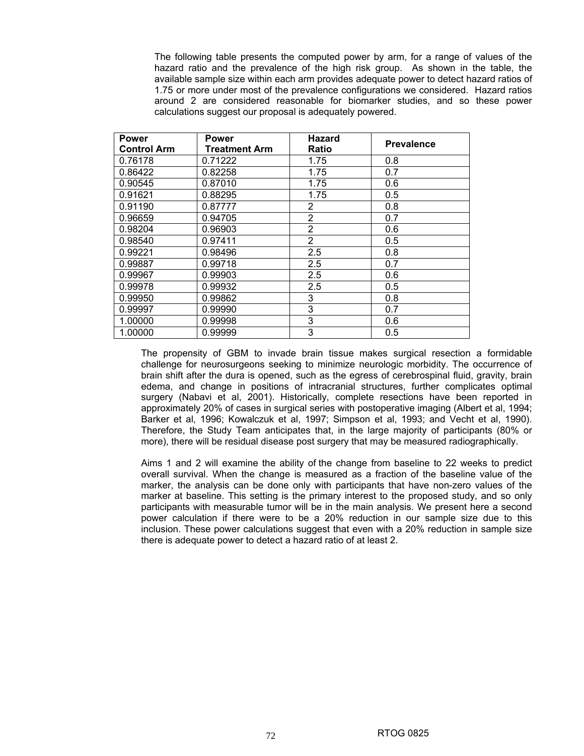The following table presents the computed power by arm, for a range of values of the hazard ratio and the prevalence of the high risk group. As shown in the table, the available sample size within each arm provides adequate power to detect hazard ratios of 1.75 or more under most of the prevalence configurations we considered. Hazard ratios around 2 are considered reasonable for biomarker studies, and so these power calculations suggest our proposal is adequately powered.

| Power Control Arm | Power Treatment Arm | Hazard Ratio | Prevalence |
|---|---|---|---|
| 0.76178 | 0.71222 | 1.75 | 0.8 |
| 0.86422 | 0.82258 | 1.75 | 0.7 |
| 0.90545 | 0.87010 | 1.75 | 0.6 |
| 0.91621 | 0.88295 | 1.75 | 0.5 |
| 0.91190 | 0.87777 | 2 | 0.8 |
| 0.96659 | 0.94705 | 2 | 0.7 |
| 0.98204 | 0.96903 | 2 | 0.6 |
| 0.98540 | 0.97411 | 2 | 0.5 |
| 0.99221 | 0.98496 | 2.5 | 0.8 |
| 0.99887 | 0.99718 | 2.5 | 0.7 |
| 0.99967 | 0.99903 | 2.5 | 0.6 |
| 0.99978 | 0.99932 | 2.5 | 0.5 |
| 0.99950 | 0.99862 | 3 | 0.8 |
| 0.99997 | 0.99990 | 3 | 0.7 |
| 1.00000 | 0.99998 | 3 | 0.6 |
| 1.00000 | 0.99999 | 3 | 0.5 |

The propensity of GBM to invade brain tissue makes surgical resection a formidable challenge for neurosurgeons seeking to minimize neurologic morbidity. The occurrence of brain shift after the dura is opened, such as the egress of cerebrospinal fluid, gravity, brain edema, and change in positions of intracranial structures, further complicates optimal surgery (Nabavi et al, 2001). Historically, complete resections have been reported in approximately 20% of cases in surgical series with postoperative imaging (Albert et al, 1994; Barker et al, 1996; Kowalczuk et al, 1997; Simpson et al, 1993; and Vecht et al, 1990). Therefore, the Study Team anticipates that, in the large majority of participants (80% or more), there will be residual disease post surgery that may be measured radiographically.

Aims 1 and 2 will examine the ability of the change from baseline to 22 weeks to predict overall survival. When the change is measured as a fraction of the baseline value of the marker, the analysis can be done only with participants that have non-zero values of the marker at baseline. This setting is the primary interest to the proposed study, and so only participants with measurable tumor will be in the main analysis. We present here a second power calculation if there were to be a 20% reduction in our sample size due to this inclusion. These power calculations suggest that even with a 20% reduction in sample size there is adequate power to detect a hazard ratio of at least 2.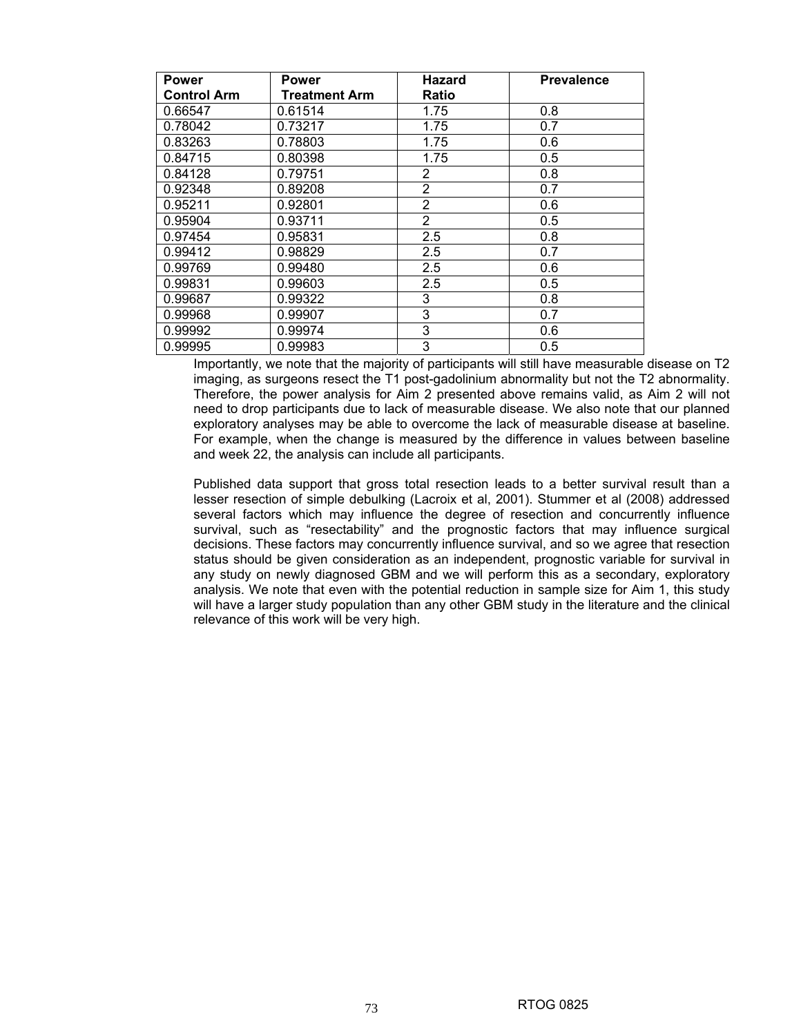| Power Control Arm | Power Treatment Arm | Hazard Ratio | Prevalence |
|---|---|---|---|
| 0.66547 | 0.61514 | 1.75 | 0.8 |
| 0.78042 | 0.73217 | 1.75 | 0.7 |
| 0.83263 | 0.78803 | 1.75 | 0.6 |
| 0.84715 | 0.80398 | 1.75 | 0.5 |
| 0.84128 | 0.79751 | 2 | 0.8 |
| 0.92348 | 0.89208 | 2 | 0.7 |
| 0.95211 | 0.92801 | 2 | 0.6 |
| 0.95904 | 0.93711 | 2 | 0.5 |
| 0.97454 | 0.95831 | 2.5 | 0.8 |
| 0.99412 | 0.98829 | 2.5 | 0.7 |
| 0.99769 | 0.99480 | 2.5 | 0.6 |
| 0.99831 | 0.99603 | 2.5 | 0.5 |
| 0.99687 | 0.99322 | 3 | 0.8 |
| 0.99968 | 0.99907 | 3 | 0.7 |
| 0.99992 | 0.99974 | 3 | 0.6 |
| 0.99995 | 0.99983 | 3 | 0.5 |

Importantly, we note that the majority of participants will still have measurable disease on T2 imaging, as surgeons resect the T1 post-gadolinium abnormality but not the T2 abnormality. Therefore, the power analysis for Aim 2 presented above remains valid, as Aim 2 will not need to drop participants due to lack of measurable disease. We also note that our planned exploratory analyses may be able to overcome the lack of measurable disease at baseline. For example, when the change is measured by the difference in values between baseline and week 22, the analysis can include all participants.

Published data support that gross total resection leads to a better survival result than a lesser resection of simple debulking (Lacroix et al, 2001). Stummer et al (2008) addressed several factors which may influence the degree of resection and concurrently influence survival, such as "resectability" and the prognostic factors that may influence surgical decisions. These factors may concurrently influence survival, and so we agree that resection status should be given consideration as an independent, prognostic variable for survival in any study on newly diagnosed GBM and we will perform this as a secondary, exploratory analysis. We note that even with the potential reduction in sample size for Aim 1, this study will have a larger study population than any other GBM study in the literature and the clinical relevance of this work will be very high.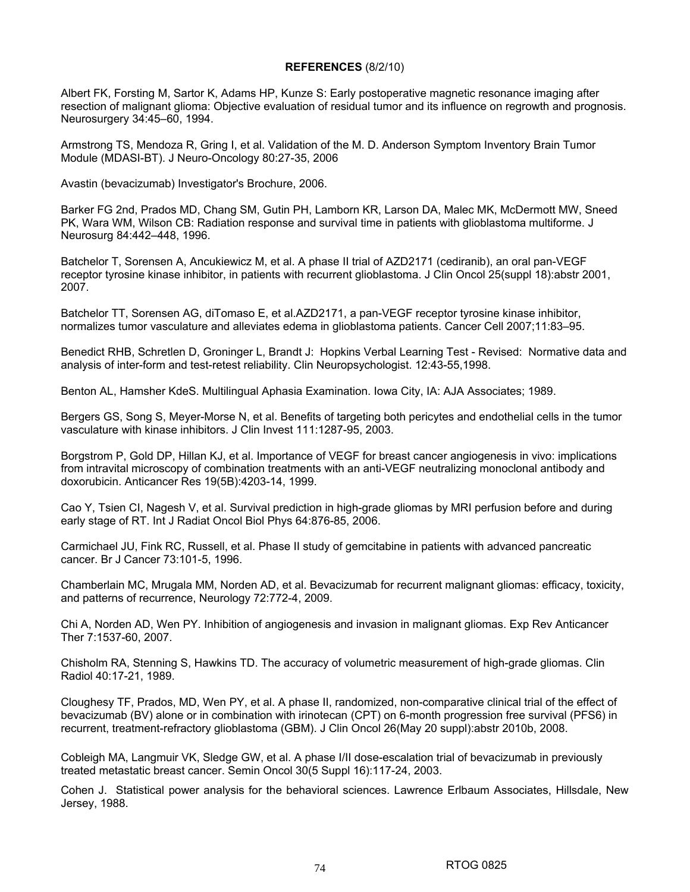## **REFERENCES** (8/2/10)

Albert FK, Forsting M, Sartor K, Adams HP, Kunze S: Early postoperative magnetic resonance imaging after resection of malignant glioma: Objective evaluation of residual tumor and its influence on regrowth and prognosis. Neurosurgery 34:45–60, 1994.

Armstrong TS, Mendoza R, Gring I, et al. Validation of the M. D. Anderson Symptom Inventory Brain Tumor Module (MDASI-BT). J Neuro-Oncology 80:27-35, 2006

Avastin (bevacizumab) Investigator's Brochure, 2006.

Barker FG 2nd, Prados MD, Chang SM, Gutin PH, Lamborn KR, Larson DA, Malec MK, McDermott MW, Sneed PK, Wara WM, Wilson CB: Radiation response and survival time in patients with glioblastoma multiforme. J Neurosurg 84:442–448, 1996.

Batchelor T, Sorensen A, Ancukiewicz M, et al. A phase II trial of AZD2171 (cediranib), an oral pan-VEGF receptor tyrosine kinase inhibitor, in patients with recurrent glioblastoma. J Clin Oncol 25(suppl 18):abstr 2001, 2007.

Batchelor TT, Sorensen AG, diTomaso E, et al.AZD2171, a pan-VEGF receptor tyrosine kinase inhibitor, normalizes tumor vasculature and alleviates edema in glioblastoma patients. Cancer Cell 2007;11:83–95.

Benedict RHB, Schretlen D, Groninger L, Brandt J: Hopkins Verbal Learning Test - Revised: Normative data and analysis of inter-form and test-retest reliability. Clin Neuropsychologist. 12:43-55,1998.

Benton AL, Hamsher KdeS. Multilingual Aphasia Examination. Iowa City, IA: AJA Associates; 1989.

Bergers GS, Song S, Meyer-Morse N, et al. Benefits of targeting both pericytes and endothelial cells in the tumor vasculature with kinase inhibitors. J Clin Invest 111:1287-95, 2003.

Borgstrom P, Gold DP, Hillan KJ, et al. Importance of VEGF for breast cancer angiogenesis in vivo: implications from intravital microscopy of combination treatments with an anti-VEGF neutralizing monoclonal antibody and doxorubicin. Anticancer Res 19(5B):4203-14, 1999.

Cao Y, Tsien CI, Nagesh V, et al. Survival prediction in high-grade gliomas by MRI perfusion before and during early stage of RT. Int J Radiat Oncol Biol Phys 64:876-85, 2006.

Carmichael JU, Fink RC, Russell, et al. Phase II study of gemcitabine in patients with advanced pancreatic cancer. Br J Cancer 73:101-5, 1996.

Chamberlain MC, Mrugala MM, Norden AD, et al. Bevacizumab for recurrent malignant gliomas: efficacy, toxicity, and patterns of recurrence, Neurology 72:772-4, 2009.

Chi A, Norden AD, Wen PY. Inhibition of angiogenesis and invasion in malignant gliomas. Exp Rev Anticancer Ther 7:1537-60, 2007.

Chisholm RA, Stenning S, Hawkins TD. The accuracy of volumetric measurement of high-grade gliomas. Clin Radiol 40:17-21, 1989.

Cloughesy TF, Prados, MD, Wen PY, et al. A phase II, randomized, non-comparative clinical trial of the effect of bevacizumab (BV) alone or in combination with irinotecan (CPT) on 6-month progression free survival (PFS6) in recurrent, treatment-refractory glioblastoma (GBM). J Clin Oncol 26(May 20 suppl):abstr 2010b, 2008.

Cobleigh MA, Langmuir VK, Sledge GW, et al. A phase I/II dose-escalation trial of bevacizumab in previously treated metastatic breast cancer. Semin Oncol 30(5 Suppl 16):117-24, 2003.

Cohen J. Statistical power analysis for the behavioral sciences. Lawrence Erlbaum Associates, Hillsdale, New Jersey, 1988.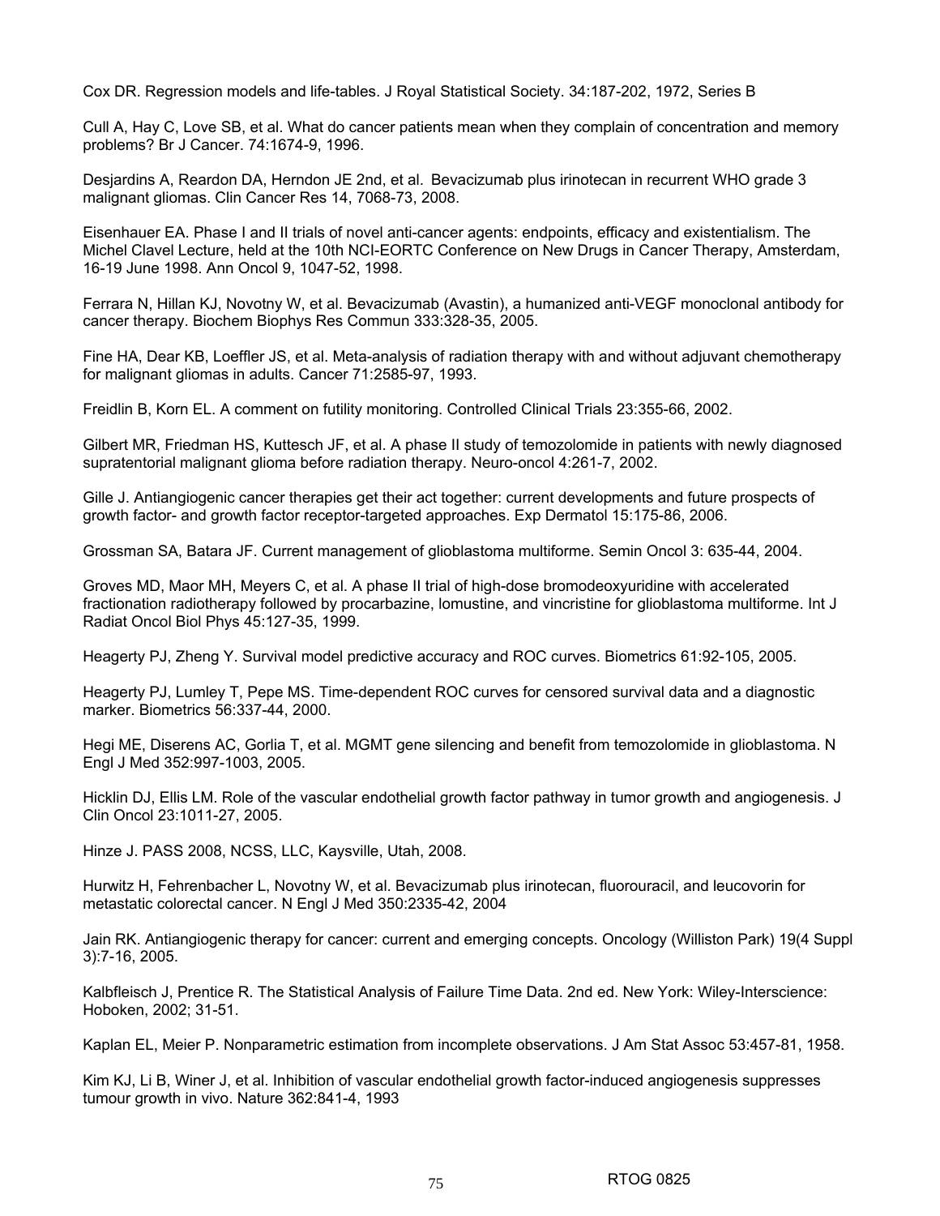Cox DR. Regression models and life-tables. J Royal Statistical Society. 34:187-202, 1972, Series B

Cull A, Hay C, Love SB, et al. What do cancer patients mean when they complain of concentration and memory problems? Br J Cancer. 74:1674-9, 1996.

Desjardins A, Reardon DA, Herndon JE 2nd, et al. Bevacizumab plus irinotecan in recurrent WHO grade 3 malignant gliomas. Clin Cancer Res 14, 7068-73, 2008.

Eisenhauer EA. Phase I and II trials of novel anti-cancer agents: endpoints, efficacy and existentialism. The Michel Clavel Lecture, held at the 10th NCI-EORTC Conference on New Drugs in Cancer Therapy, Amsterdam, 16-19 June 1998. Ann Oncol 9, 1047-52, 1998.

Ferrara N, Hillan KJ, Novotny W, et al. Bevacizumab (Avastin), a humanized anti-VEGF monoclonal antibody for cancer therapy. Biochem Biophys Res Commun 333:328-35, 2005.

Fine HA, Dear KB, Loeffler JS, et al. Meta-analysis of radiation therapy with and without adjuvant chemotherapy for malignant gliomas in adults. Cancer 71:2585-97, 1993.

Freidlin B, Korn EL. A comment on futility monitoring. Controlled Clinical Trials 23:355-66, 2002.

Gilbert MR, Friedman HS, Kuttesch JF, et al. A phase II study of temozolomide in patients with newly diagnosed supratentorial malignant glioma before radiation therapy. Neuro-oncol 4:261-7, 2002.

Gille J. Antiangiogenic cancer therapies get their act together: current developments and future prospects of growth factor- and growth factor receptor-targeted approaches. Exp Dermatol 15:175-86, 2006.

Grossman SA, Batara JF. Current management of glioblastoma multiforme. Semin Oncol 3: 635-44, 2004.

Groves MD, Maor MH, Meyers C, et al. A phase II trial of high-dose bromodeoxyuridine with accelerated fractionation radiotherapy followed by procarbazine, lomustine, and vincristine for glioblastoma multiforme. Int J Radiat Oncol Biol Phys 45:127-35, 1999.

Heagerty PJ, Zheng Y. Survival model predictive accuracy and ROC curves. Biometrics 61:92-105, 2005.

Heagerty PJ, Lumley T, Pepe MS. Time-dependent ROC curves for censored survival data and a diagnostic marker. Biometrics 56:337-44, 2000.

Hegi ME, Diserens AC, Gorlia T, et al. MGMT gene silencing and benefit from temozolomide in glioblastoma. N Engl J Med 352:997-1003, 2005.

Hicklin DJ, Ellis LM. Role of the vascular endothelial growth factor pathway in tumor growth and angiogenesis. J Clin Oncol 23:1011-27, 2005.

Hinze J. PASS 2008, NCSS, LLC, Kaysville, Utah, 2008.

Hurwitz H, Fehrenbacher L, Novotny W, et al. Bevacizumab plus irinotecan, fluorouracil, and leucovorin for metastatic colorectal cancer. N Engl J Med 350:2335-42, 2004

Jain RK. Antiangiogenic therapy for cancer: current and emerging concepts. Oncology (Williston Park) 19(4 Suppl 3):7-16, 2005.

Kalbfleisch J, Prentice R. The Statistical Analysis of Failure Time Data. 2nd ed. New York: Wiley-Interscience: Hoboken, 2002; 31-51.

Kaplan EL, Meier P. Nonparametric estimation from incomplete observations. J Am Stat Assoc 53:457-81, 1958.

Kim KJ, Li B, Winer J, et al. Inhibition of vascular endothelial growth factor-induced angiogenesis suppresses tumour growth in vivo. Nature 362:841-4, 1993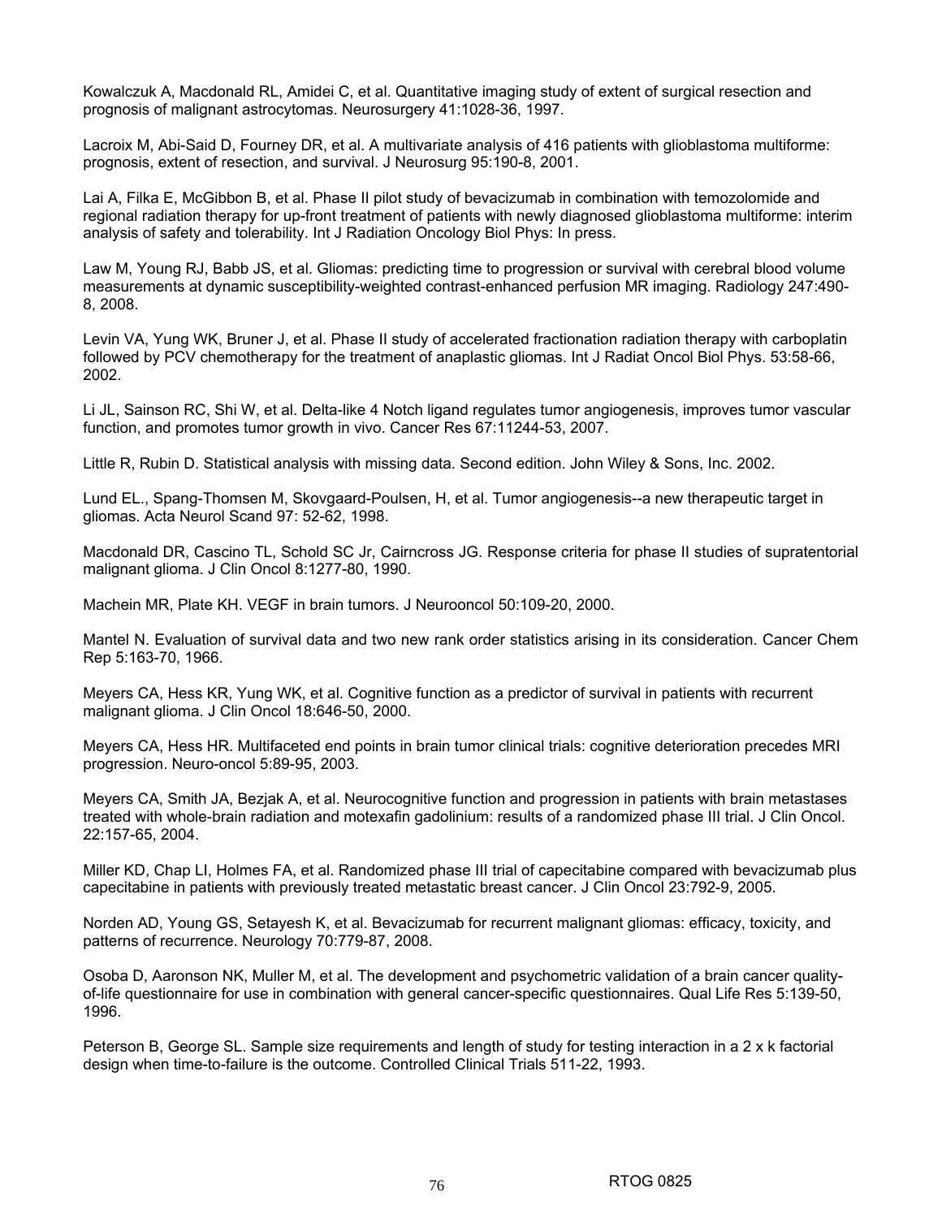Kowalczuk A, Macdonald RL, Amidei C, et al. Quantitative imaging study of extent of surgical resection and prognosis of malignant astrocytomas. Neurosurgery 41:1028-36, 1997.

Lacroix M, Abi-Said D, Fourney DR, et al. A multivariate analysis of 416 patients with glioblastoma multiforme: prognosis, extent of resection, and survival. J Neurosurg 95:190-8, 2001.

Lai A, Filka E, McGibbon B, et al. Phase II pilot study of bevacizumab in combination with temozolomide and regional radiation therapy for up-front treatment of patients with newly diagnosed glioblastoma multiforme: interim analysis of safety and tolerability. Int J Radiation Oncology Biol Phys: In press.

Law M, Young RJ, Babb JS, et al. Gliomas: predicting time to progression or survival with cerebral blood volume measurements at dynamic susceptibility-weighted contrast-enhanced perfusion MR imaging. Radiology 247:490-8, 2008.

Levin VA, Yung WK, Bruner J, et al. Phase II study of accelerated fractionation radiation therapy with carboplatin followed by PCV chemotherapy for the treatment of anaplastic gliomas. Int J Radiat Oncol Biol Phys. 53:58-66, 2002.

Li JL, Sainson RC, Shi W, et al. Delta-like 4 Notch ligand regulates tumor angiogenesis, improves tumor vascular function, and promotes tumor growth in vivo. Cancer Res 67:11244-53, 2007.

Little R, Rubin D. Statistical analysis with missing data. Second edition. John Wiley & Sons, Inc. 2002.

Lund EL., Spang-Thomsen M, Skovgaard-Poulsen, H, et al. Tumor angiogenesis--a new therapeutic target in gliomas. Acta Neurol Scand 97: 52-62, 1998.

Macdonald DR, Cascino TL, Schold SC Jr, Cairncross JG. Response criteria for phase II studies of supratentorial malignant glioma. J Clin Oncol 8:1277-80, 1990.

Machein MR, Plate KH. VEGF in brain tumors. J Neurooncol 50:109-20, 2000.

Mantel N. Evaluation of survival data and two new rank order statistics arising in its consideration. Cancer Chem Rep 5:163-70, 1966.

Meyers CA, Hess KR, Yung WK, et al. Cognitive function as a predictor of survival in patients with recurrent malignant glioma. J Clin Oncol 18:646-50, 2000.

Meyers CA, Hess HR. Multifaceted end points in brain tumor clinical trials: cognitive deterioration precedes MRI progression. Neuro-oncol 5:89-95, 2003.

Meyers CA, Smith JA, Bezjak A, et al. Neurocognitive function and progression in patients with brain metastases treated with whole-brain radiation and motexafin gadolinium: results of a randomized phase III trial. J Clin Oncol. 22:157-65, 2004.

Miller KD, Chap LI, Holmes FA, et al. Randomized phase III trial of capecitabine compared with bevacizumab plus capecitabine in patients with previously treated metastatic breast cancer. J Clin Oncol 23:792-9, 2005.

Norden AD, Young GS, Setayesh K, et al. Bevacizumab for recurrent malignant gliomas: efficacy, toxicity, and patterns of recurrence. Neurology 70:779-87, 2008.

Osoba D, Aaronson NK, Muller M, et al. The development and psychometric validation of a brain cancer quality-of-life questionnaire for use in combination with general cancer-specific questionnaires. Qual Life Res 5:139-50, 1996.

Peterson B, George SL. Sample size requirements and length of study for testing interaction in a 2 x k factorial design when time-to-failure is the outcome. Controlled Clinical Trials 511-22, 1993.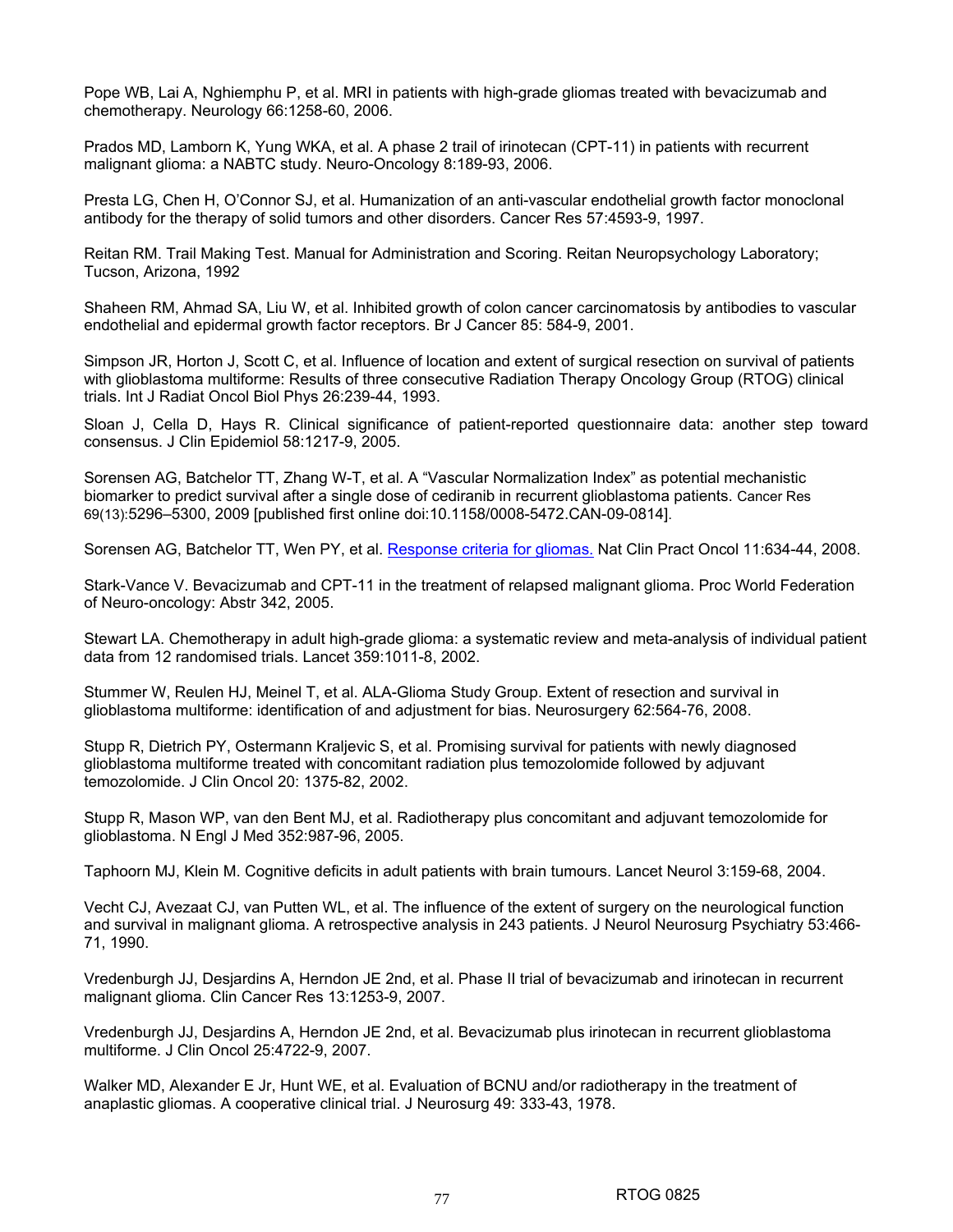Pope WB, Lai A, Nghiemphu P, et al. MRI in patients with high-grade gliomas treated with bevacizumab and chemotherapy. Neurology 66:1258-60, 2006.

Prados MD, Lamborn K, Yung WKA, et al. A phase 2 trail of irinotecan (CPT-11) in patients with recurrent malignant glioma: a NABTC study. Neuro-Oncology 8:189-93, 2006.

Presta LG, Chen H, O'Connor SJ, et al. Humanization of an anti-vascular endothelial growth factor monoclonal antibody for the therapy of solid tumors and other disorders. Cancer Res 57:4593-9, 1997.

Reitan RM. Trail Making Test. Manual for Administration and Scoring. Reitan Neuropsychology Laboratory; Tucson, Arizona, 1992

Shaheen RM, Ahmad SA, Liu W, et al. Inhibited growth of colon cancer carcinomatosis by antibodies to vascular endothelial and epidermal growth factor receptors. Br J Cancer 85: 584-9, 2001.

Simpson JR, Horton J, Scott C, et al. Influence of location and extent of surgical resection on survival of patients with glioblastoma multiforme: Results of three consecutive Radiation Therapy Oncology Group (RTOG) clinical trials. Int J Radiat Oncol Biol Phys 26:239-44, 1993.

Sloan J, Cella D, Hays R. Clinical significance of patient-reported questionnaire data: another step toward consensus. J Clin Epidemiol 58:1217-9, 2005.

Sorensen AG, Batchelor TT, Zhang W-T, et al. A "Vascular Normalization Index" as potential mechanistic biomarker to predict survival after a single dose of cediranib in recurrent glioblastoma patients. Cancer Res 69(13):5296–5300, 2009 [published first online doi:10.1158/0008-5472.CAN-09-0814].

Sorensen AG, Batchelor TT, Wen PY, et al. Response criteria for gliomas. Nat Clin Pract Oncol 11:634-44, 2008.

Stark-Vance V. Bevacizumab and CPT-11 in the treatment of relapsed malignant glioma. Proc World Federation of Neuro-oncology: Abstr 342, 2005.

Stewart LA. Chemotherapy in adult high-grade glioma: a systematic review and meta-analysis of individual patient data from 12 randomised trials. Lancet 359:1011-8, 2002.

Stummer W, Reulen HJ, Meinel T, et al. ALA-Glioma Study Group. Extent of resection and survival in glioblastoma multiforme: identification of and adjustment for bias. Neurosurgery 62:564-76, 2008.

Stupp R, Dietrich PY, Ostermann Kraljevic S, et al. Promising survival for patients with newly diagnosed glioblastoma multiforme treated with concomitant radiation plus temozolomide followed by adjuvant temozolomide. J Clin Oncol 20: 1375-82, 2002.

Stupp R, Mason WP, van den Bent MJ, et al. Radiotherapy plus concomitant and adjuvant temozolomide for glioblastoma. N Engl J Med 352:987-96, 2005.

Taphoorn MJ, Klein M. Cognitive deficits in adult patients with brain tumours. Lancet Neurol 3:159-68, 2004.

Vecht CJ, Avezaat CJ, van Putten WL, et al. The influence of the extent of surgery on the neurological function and survival in malignant glioma. A retrospective analysis in 243 patients. J Neurol Neurosurg Psychiatry 53:466-71, 1990.

Vredenburgh JJ, Desjardins A, Herndon JE 2nd, et al. Phase II trial of bevacizumab and irinotecan in recurrent malignant glioma. Clin Cancer Res 13:1253-9, 2007.

Vredenburgh JJ, Desjardins A, Herndon JE 2nd, et al. Bevacizumab plus irinotecan in recurrent glioblastoma multiforme. J Clin Oncol 25:4722-9, 2007.

Walker MD, Alexander E Jr, Hunt WE, et al. Evaluation of BCNU and/or radiotherapy in the treatment of anaplastic gliomas. A cooperative clinical trial. J Neurosurg 49: 333-43, 1978.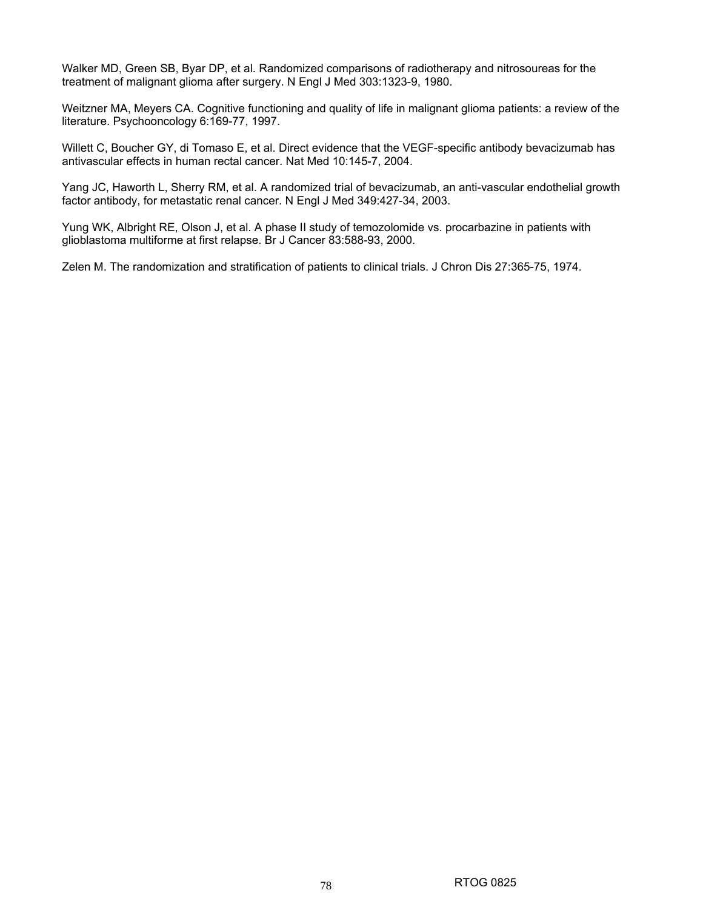Walker MD, Green SB, Byar DP, et al. Randomized comparisons of radiotherapy and nitrosoureas for the treatment of malignant glioma after surgery. N Engl J Med 303:1323-9, 1980.

Weitzner MA, Meyers CA. Cognitive functioning and quality of life in malignant glioma patients: a review of the literature. Psychooncology 6:169-77, 1997.

Willett C, Boucher GY, di Tomaso E, et al. Direct evidence that the VEGF-specific antibody bevacizumab has antivascular effects in human rectal cancer. Nat Med 10:145-7, 2004.

Yang JC, Haworth L, Sherry RM, et al. A randomized trial of bevacizumab, an anti-vascular endothelial growth factor antibody, for metastatic renal cancer. N Engl J Med 349:427-34, 2003.

Yung WK, Albright RE, Olson J, et al. A phase II study of temozolomide vs. procarbazine in patients with glioblastoma multiforme at first relapse. Br J Cancer 83:588-93, 2000.

Zelen M. The randomization and stratification of patients to clinical trials. J Chron Dis 27:365-75, 1974.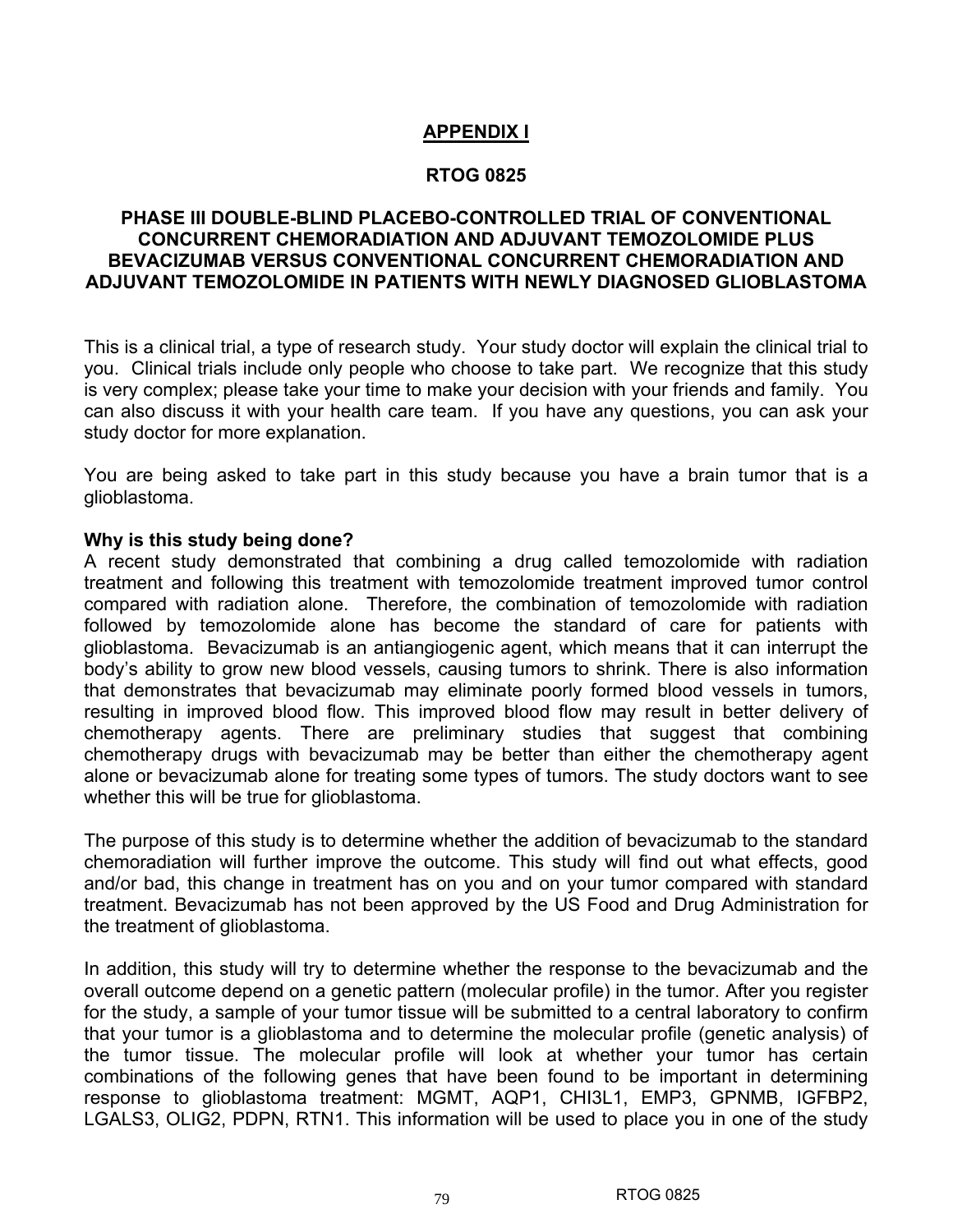# APPENDIX I

## RTOG 0825

## PHASE III DOUBLE-BLIND PLACEBO-CONTROLLED TRIAL OF CONVENTIONAL CONCURRENT CHEMORADIATION AND ADJUVANT TEMOZOLOMIDE PLUS BEVACIZUMAB VERSUS CONVENTIONAL CONCURRENT CHEMORADIATION AND ADJUVANT TEMOZOLOMIDE IN PATIENTS WITH NEWLY DIAGNOSED GLIOBLASTOMA

This is a clinical trial, a type of research study. Your study doctor will explain the clinical trial to you. Clinical trials include only people who choose to take part. We recognize that this study is very complex; please take your time to make your decision with your friends and family. You can also discuss it with your health care team. If you have any questions, you can ask your study doctor for more explanation.

You are being asked to take part in this study because you have a brain tumor that is a glioblastoma.

**Why is this study being done?**

A recent study demonstrated that combining a drug called temozolomide with radiation treatment and following this treatment with temozolomide treatment improved tumor control compared with radiation alone. Therefore, the combination of temozolomide with radiation followed by temozolomide alone has become the standard of care for patients with glioblastoma. Bevacizumab is an antiangiogenic agent, which means that it can interrupt the body's ability to grow new blood vessels, causing tumors to shrink. There is also information that demonstrates that bevacizumab may eliminate poorly formed blood vessels in tumors, resulting in improved blood flow. This improved blood flow may result in better delivery of chemotherapy agents. There are preliminary studies that suggest that combining chemotherapy drugs with bevacizumab may be better than either the chemotherapy agent alone or bevacizumab alone for treating some types of tumors. The study doctors want to see whether this will be true for glioblastoma.

The purpose of this study is to determine whether the addition of bevacizumab to the standard chemoradiation will further improve the outcome. This study will find out what effects, good and/or bad, this change in treatment has on you and on your tumor compared with standard treatment. Bevacizumab has not been approved by the US Food and Drug Administration for the treatment of glioblastoma.

In addition, this study will try to determine whether the response to the bevacizumab and the overall outcome depend on a genetic pattern (molecular profile) in the tumor. After you register for the study, a sample of your tumor tissue will be submitted to a central laboratory to confirm that your tumor is a glioblastoma and to determine the molecular profile (genetic analysis) of the tumor tissue. The molecular profile will look at whether your tumor has certain combinations of the following genes that have been found to be important in determining response to glioblastoma treatment: MGMT, AQP1, CHI3L1, EMP3, GPNMB, IGFBP2, LGALS3, OLIG2, PDPN, RTN1. This information will be used to place you in one of the study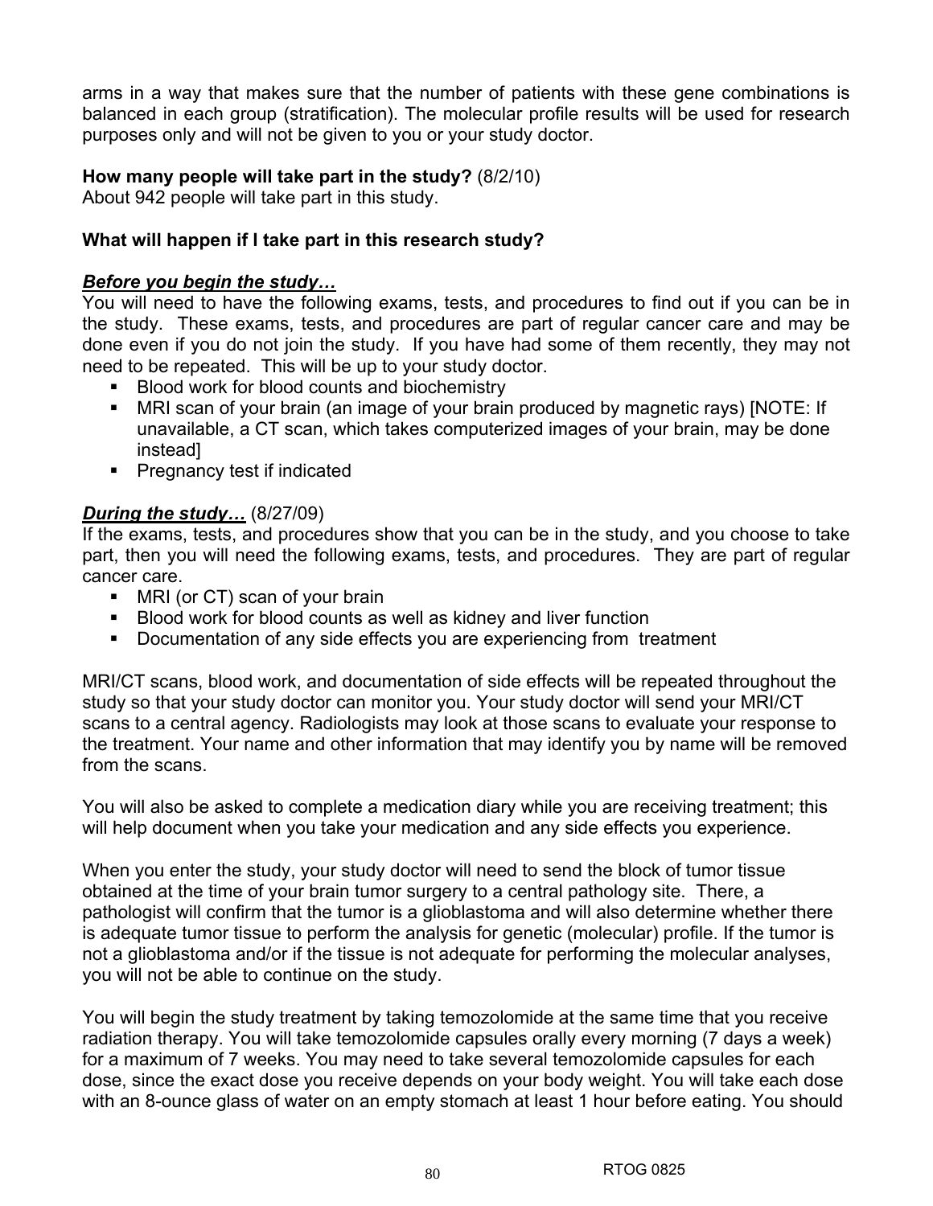arms in a way that makes sure that the number of patients with these gene combinations is balanced in each group (stratification). The molecular profile results will be used for research purposes only and will not be given to you or your study doctor.

**How many people will take part in the study?** (8/2/10)
About 942 people will take part in this study.

**What will happen if I take part in this research study?**

***Before you begin the study…***
You will need to have the following exams, tests, and procedures to find out if you can be in the study. These exams, tests, and procedures are part of regular cancer care and may be done even if you do not join the study. If you have had some of them recently, they may not need to be repeated. This will be up to your study doctor.

- Blood work for blood counts and biochemistry
- MRI scan of your brain (an image of your brain produced by magnetic rays) [NOTE: If unavailable, a CT scan, which takes computerized images of your brain, may be done instead]
- Pregnancy test if indicated

***During the study…*** (8/27/09)
If the exams, tests, and procedures show that you can be in the study, and you choose to take part, then you will need the following exams, tests, and procedures. They are part of regular cancer care.

- MRI (or CT) scan of your brain
- Blood work for blood counts as well as kidney and liver function
- Documentation of any side effects you are experiencing from treatment

MRI/CT scans, blood work, and documentation of side effects will be repeated throughout the study so that your study doctor can monitor you. Your study doctor will send your MRI/CT scans to a central agency. Radiologists may look at those scans to evaluate your response to the treatment. Your name and other information that may identify you by name will be removed from the scans.

You will also be asked to complete a medication diary while you are receiving treatment; this will help document when you take your medication and any side effects you experience.

When you enter the study, your study doctor will need to send the block of tumor tissue obtained at the time of your brain tumor surgery to a central pathology site. There, a pathologist will confirm that the tumor is a glioblastoma and will also determine whether there is adequate tumor tissue to perform the analysis for genetic (molecular) profile. If the tumor is not a glioblastoma and/or if the tissue is not adequate for performing the molecular analyses, you will not be able to continue on the study.

You will begin the study treatment by taking temozolomide at the same time that you receive radiation therapy. You will take temozolomide capsules orally every morning (7 days a week) for a maximum of 7 weeks. You may need to take several temozolomide capsules for each dose, since the exact dose you receive depends on your body weight. You will take each dose with an 8-ounce glass of water on an empty stomach at least 1 hour before eating. You should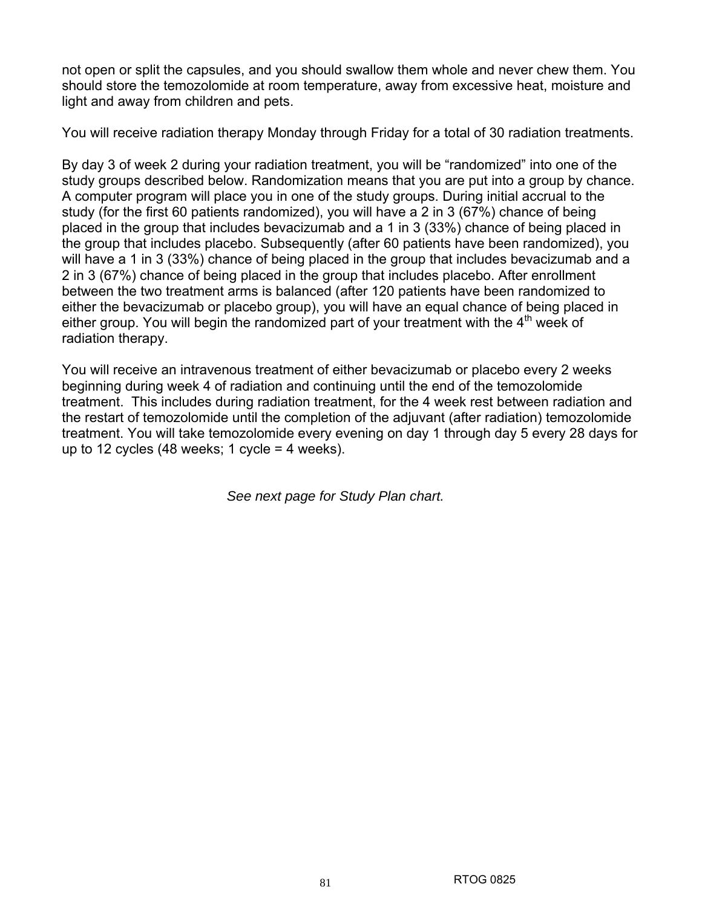not open or split the capsules, and you should swallow them whole and never chew them. You should store the temozolomide at room temperature, away from excessive heat, moisture and light and away from children and pets.

You will receive radiation therapy Monday through Friday for a total of 30 radiation treatments.

By day 3 of week 2 during your radiation treatment, you will be "randomized" into one of the study groups described below. Randomization means that you are put into a group by chance. A computer program will place you in one of the study groups. During initial accrual to the study (for the first 60 patients randomized), you will have a 2 in 3 (67%) chance of being placed in the group that includes bevacizumab and a 1 in 3 (33%) chance of being placed in the group that includes placebo. Subsequently (after 60 patients have been randomized), you will have a 1 in 3 (33%) chance of being placed in the group that includes bevacizumab and a 2 in 3 (67%) chance of being placed in the group that includes placebo. After enrollment between the two treatment arms is balanced (after 120 patients have been randomized to either the bevacizumab or placebo group), you will have an equal chance of being placed in either group. You will begin the randomized part of your treatment with the 4th week of radiation therapy.

You will receive an intravenous treatment of either bevacizumab or placebo every 2 weeks beginning during week 4 of radiation and continuing until the end of the temozolomide treatment. This includes during radiation treatment, for the 4 week rest between radiation and the restart of temozolomide until the completion of the adjuvant (after radiation) temozolomide treatment. You will take temozolomide every evening on day 1 through day 5 every 28 days for up to 12 cycles (48 weeks; 1 cycle = 4 weeks).

*See next page for Study Plan chart.*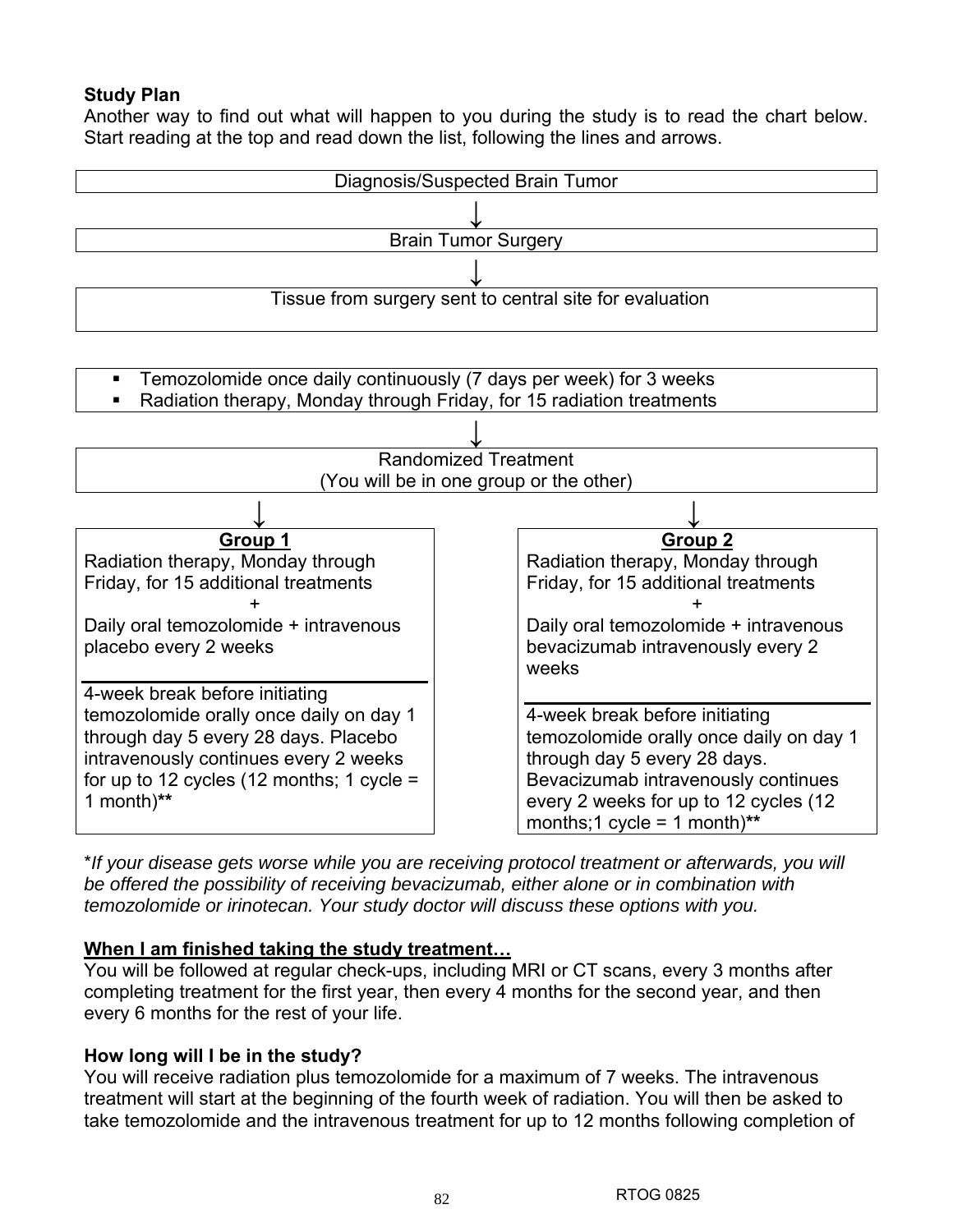**Study Plan**

Another way to find out what will happen to you during the study is to read the chart below. Start reading at the top and read down the list, following the lines and arrows.

Diagnosis/Suspected Brain Tumor

↓

Brain Tumor Surgery

↓

Tissue from surgery sent to central site for evaluation

- Temozolomide once daily continuously (7 days per week) for 3 weeks
- Radiation therapy, Monday through Friday, for 15 radiation treatments

↓

Randomized Treatment
(You will be in one group or the other)

↓

**Group 1**

Radiation therapy, Monday through Friday, for 15 additional treatments

\+

Daily oral temozolomide + intravenous placebo every 2 weeks

4-week break before initiating temozolomide orally once daily on day 1 through day 5 every 28 days. Placebo intravenously continues every 2 weeks for up to 12 cycles (12 months; 1 cycle = 1 month)**

**Group 2**

Radiation therapy, Monday through Friday, for 15 additional treatments

\+

Daily oral temozolomide + intravenous bevacizumab intravenously every 2 weeks

4-week break before initiating temozolomide orally once daily on day 1 through day 5 every 28 days. Bevacizumab intravenously continues every 2 weeks for up to 12 cycles (12 months;1 cycle = 1 month)**

\**If your disease gets worse while you are receiving protocol treatment or afterwards, you will be offered the possibility of receiving bevacizumab, either alone or in combination with temozolomide or irinotecan. Your study doctor will discuss these options with you.*

**<u>When I am finished taking the study treatment…</u>**

You will be followed at regular check-ups, including MRI or CT scans, every 3 months after completing treatment for the first year, then every 4 months for the second year, and then every 6 months for the rest of your life.

**How long will I be in the study?**

You will receive radiation plus temozolomide for a maximum of 7 weeks. The intravenous treatment will start at the beginning of the fourth week of radiation. You will then be asked to take temozolomide and the intravenous treatment for up to 12 months following completion of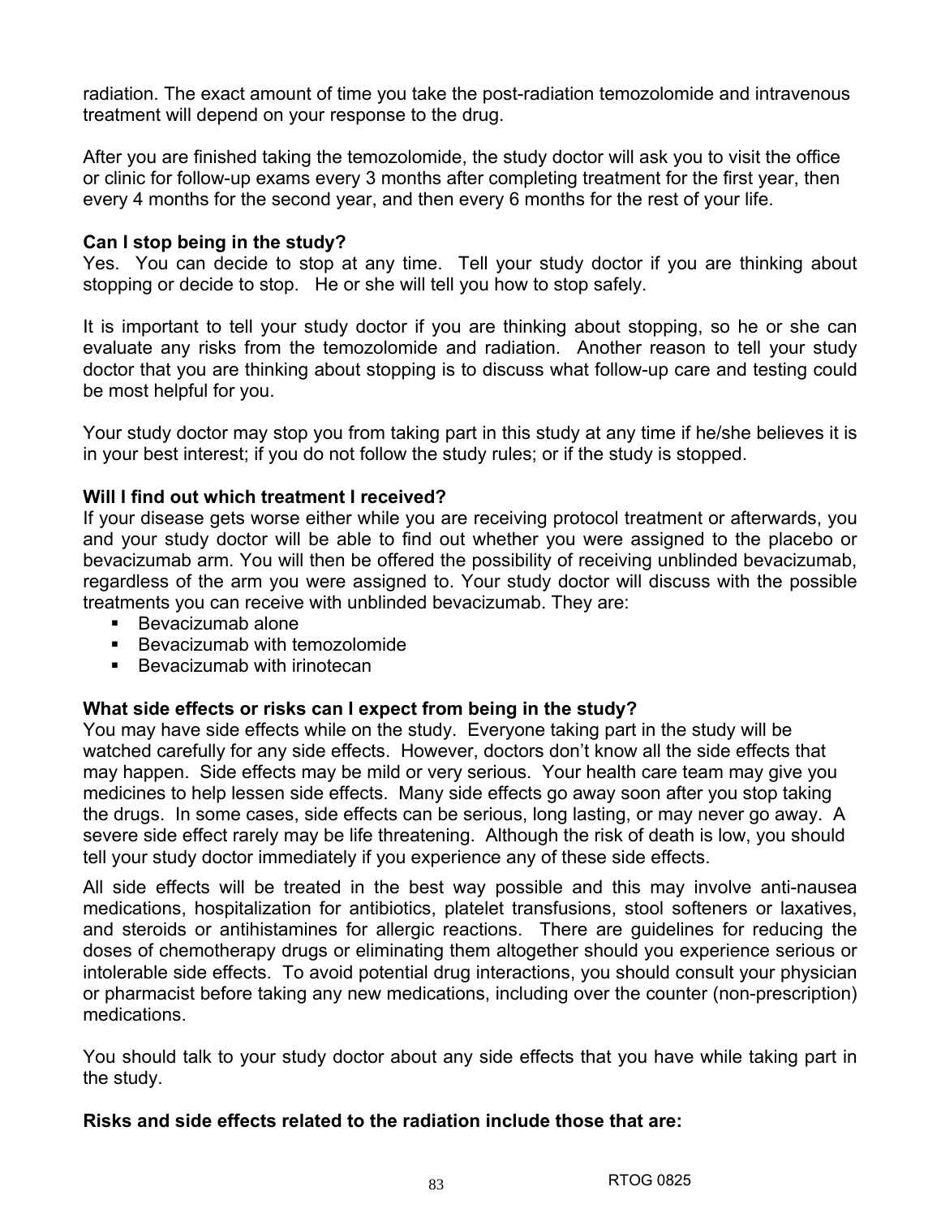radiation. The exact amount of time you take the post-radiation temozolomide and intravenous treatment will depend on your response to the drug.

After you are finished taking the temozolomide, the study doctor will ask you to visit the office or clinic for follow-up exams every 3 months after completing treatment for the first year, then every 4 months for the second year, and then every 6 months for the rest of your life.

**Can I stop being in the study?**

Yes. You can decide to stop at any time. Tell your study doctor if you are thinking about stopping or decide to stop. He or she will tell you how to stop safely.

It is important to tell your study doctor if you are thinking about stopping, so he or she can evaluate any risks from the temozolomide and radiation. Another reason to tell your study doctor that you are thinking about stopping is to discuss what follow-up care and testing could be most helpful for you.

Your study doctor may stop you from taking part in this study at any time if he/she believes it is in your best interest; if you do not follow the study rules; or if the study is stopped.

**Will I find out which treatment I received?**

If your disease gets worse either while you are receiving protocol treatment or afterwards, you and your study doctor will be able to find out whether you were assigned to the placebo or bevacizumab arm. You will then be offered the possibility of receiving unblinded bevacizumab, regardless of the arm you were assigned to. Your study doctor will discuss with the possible treatments you can receive with unblinded bevacizumab. They are:

- Bevacizumab alone
- Bevacizumab with temozolomide
- Bevacizumab with irinotecan

**What side effects or risks can I expect from being in the study?**

You may have side effects while on the study. Everyone taking part in the study will be watched carefully for any side effects. However, doctors don't know all the side effects that may happen. Side effects may be mild or very serious. Your health care team may give you medicines to help lessen side effects. Many side effects go away soon after you stop taking the drugs. In some cases, side effects can be serious, long lasting, or may never go away. A severe side effect rarely may be life threatening. Although the risk of death is low, you should tell your study doctor immediately if you experience any of these side effects.

All side effects will be treated in the best way possible and this may involve anti-nausea medications, hospitalization for antibiotics, platelet transfusions, stool softeners or laxatives, and steroids or antihistamines for allergic reactions. There are guidelines for reducing the doses of chemotherapy drugs or eliminating them altogether should you experience serious or intolerable side effects. To avoid potential drug interactions, you should consult your physician or pharmacist before taking any new medications, including over the counter (non-prescription) medications.

You should talk to your study doctor about any side effects that you have while taking part in the study.

**Risks and side effects related to the radiation include those that are:**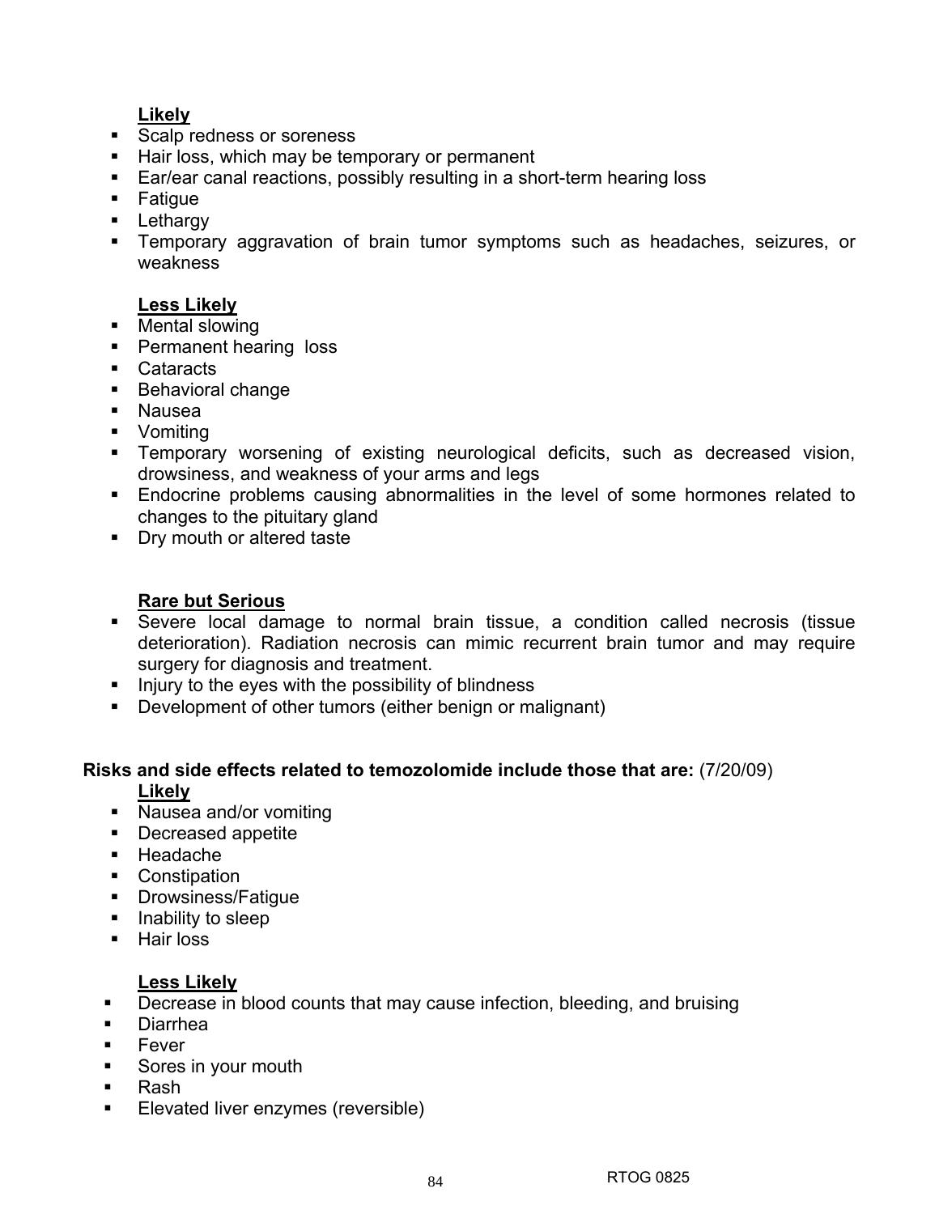**Likely**

- Scalp redness or soreness
- Hair loss, which may be temporary or permanent
- Ear/ear canal reactions, possibly resulting in a short-term hearing loss
- Fatigue
- Lethargy
- Temporary aggravation of brain tumor symptoms such as headaches, seizures, or weakness

**Less Likely**

- Mental slowing
- Permanent hearing loss
- Cataracts
- Behavioral change
- Nausea
- Vomiting
- Temporary worsening of existing neurological deficits, such as decreased vision, drowsiness, and weakness of your arms and legs
- Endocrine problems causing abnormalities in the level of some hormones related to changes to the pituitary gland
- Dry mouth or altered taste

**Rare but Serious**

- Severe local damage to normal brain tissue, a condition called necrosis (tissue deterioration). Radiation necrosis can mimic recurrent brain tumor and may require surgery for diagnosis and treatment.
- Injury to the eyes with the possibility of blindness
- Development of other tumors (either benign or malignant)

**Risks and side effects related to temozolomide include those that are:** (7/20/09)

**Likely**

- Nausea and/or vomiting
- Decreased appetite
- Headache
- Constipation
- Drowsiness/Fatigue
- Inability to sleep
- Hair loss

**Less Likely**

- Decrease in blood counts that may cause infection, bleeding, and bruising
- Diarrhea
- Fever
- Sores in your mouth
- Rash
- Elevated liver enzymes (reversible)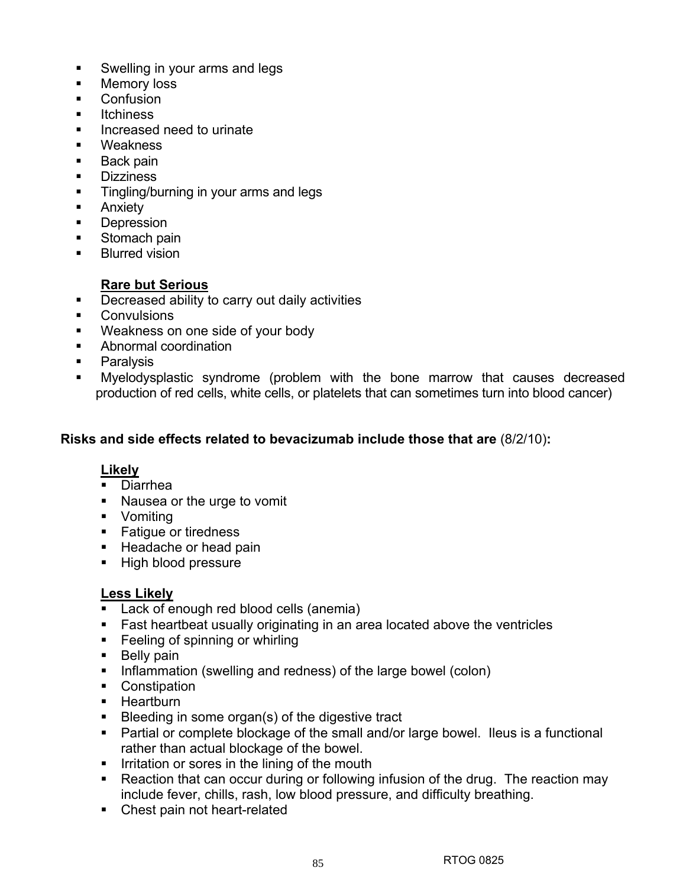- Swelling in your arms and legs
- Memory loss
- Confusion
- Itchiness
- Increased need to urinate
- Weakness
- Back pain
- Dizziness
- Tingling/burning in your arms and legs
- Anxiety
- Depression
- Stomach pain
- Blurred vision

**<u>Rare but Serious</u>**

- Decreased ability to carry out daily activities
- Convulsions
- Weakness on one side of your body
- Abnormal coordination
- Paralysis
- Myelodysplastic syndrome (problem with the bone marrow that causes decreased production of red cells, white cells, or platelets that can sometimes turn into blood cancer)

**Risks and side effects related to bevacizumab include those that are** (8/2/10)**:**

**<u>Likely</u>**

- Diarrhea
- Nausea or the urge to vomit
- Vomiting
- Fatigue or tiredness
- Headache or head pain
- High blood pressure

**<u>Less Likely</u>**

- Lack of enough red blood cells (anemia)
- Fast heartbeat usually originating in an area located above the ventricles
- Feeling of spinning or whirling
- Belly pain
- Inflammation (swelling and redness) of the large bowel (colon)
- Constipation
- Heartburn
- Bleeding in some organ(s) of the digestive tract
- Partial or complete blockage of the small and/or large bowel. Ileus is a functional rather than actual blockage of the bowel.
- Irritation or sores in the lining of the mouth
- Reaction that can occur during or following infusion of the drug. The reaction may include fever, chills, rash, low blood pressure, and difficulty breathing.
- Chest pain not heart-related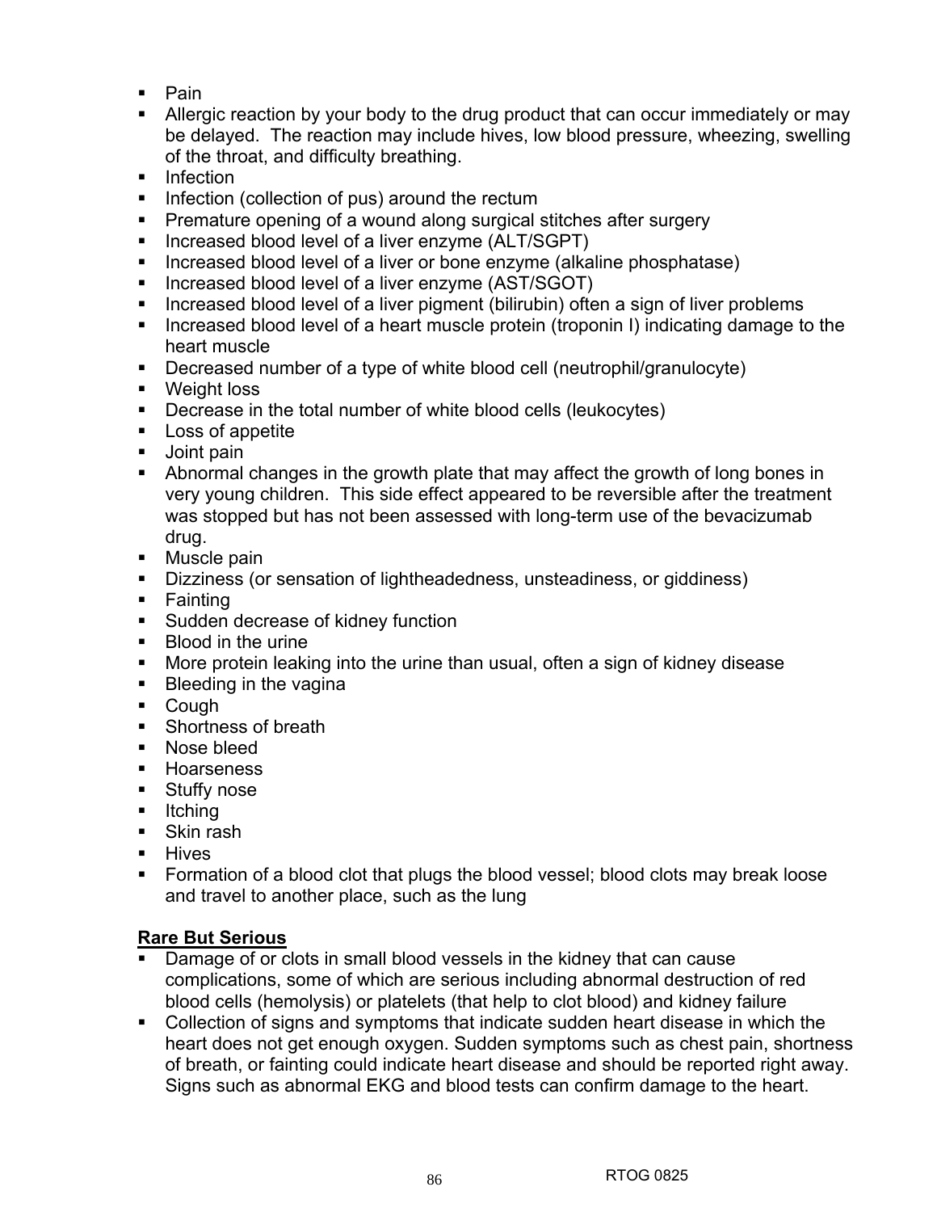- Pain
- Allergic reaction by your body to the drug product that can occur immediately or may be delayed. The reaction may include hives, low blood pressure, wheezing, swelling of the throat, and difficulty breathing.
- Infection
- Infection (collection of pus) around the rectum
- Premature opening of a wound along surgical stitches after surgery
- Increased blood level of a liver enzyme (ALT/SGPT)
- Increased blood level of a liver or bone enzyme (alkaline phosphatase)
- Increased blood level of a liver enzyme (AST/SGOT)
- Increased blood level of a liver pigment (bilirubin) often a sign of liver problems
- Increased blood level of a heart muscle protein (troponin I) indicating damage to the heart muscle
- Decreased number of a type of white blood cell (neutrophil/granulocyte)
- Weight loss
- Decrease in the total number of white blood cells (leukocytes)
- Loss of appetite
- Joint pain
- Abnormal changes in the growth plate that may affect the growth of long bones in very young children. This side effect appeared to be reversible after the treatment was stopped but has not been assessed with long-term use of the bevacizumab drug.
- Muscle pain
- Dizziness (or sensation of lightheadedness, unsteadiness, or giddiness)
- Fainting
- Sudden decrease of kidney function
- Blood in the urine
- More protein leaking into the urine than usual, often a sign of kidney disease
- Bleeding in the vagina
- Cough
- Shortness of breath
- Nose bleed
- Hoarseness
- Stuffy nose
- Itching
- Skin rash
- Hives
- Formation of a blood clot that plugs the blood vessel; blood clots may break loose and travel to another place, such as the lung

**Rare But Serious**

- Damage of or clots in small blood vessels in the kidney that can cause complications, some of which are serious including abnormal destruction of red blood cells (hemolysis) or platelets (that help to clot blood) and kidney failure
- Collection of signs and symptoms that indicate sudden heart disease in which the heart does not get enough oxygen. Sudden symptoms such as chest pain, shortness of breath, or fainting could indicate heart disease and should be reported right away. Signs such as abnormal EKG and blood tests can confirm damage to the heart.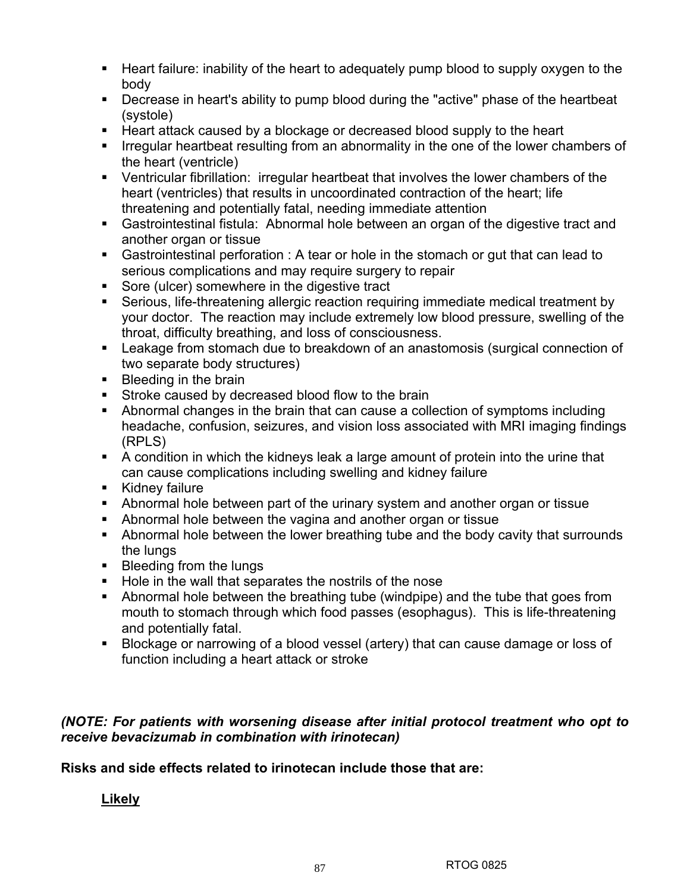- Heart failure: inability of the heart to adequately pump blood to supply oxygen to the body
- Decrease in heart's ability to pump blood during the "active" phase of the heartbeat (systole)
- Heart attack caused by a blockage or decreased blood supply to the heart
- Irregular heartbeat resulting from an abnormality in the one of the lower chambers of the heart (ventricle)
- Ventricular fibrillation: irregular heartbeat that involves the lower chambers of the heart (ventricles) that results in uncoordinated contraction of the heart; life threatening and potentially fatal, needing immediate attention
- Gastrointestinal fistula: Abnormal hole between an organ of the digestive tract and another organ or tissue
- Gastrointestinal perforation : A tear or hole in the stomach or gut that can lead to serious complications and may require surgery to repair
- Sore (ulcer) somewhere in the digestive tract
- Serious, life-threatening allergic reaction requiring immediate medical treatment by your doctor. The reaction may include extremely low blood pressure, swelling of the throat, difficulty breathing, and loss of consciousness.
- Leakage from stomach due to breakdown of an anastomosis (surgical connection of two separate body structures)
- Bleeding in the brain
- Stroke caused by decreased blood flow to the brain
- Abnormal changes in the brain that can cause a collection of symptoms including headache, confusion, seizures, and vision loss associated with MRI imaging findings (RPLS)
- A condition in which the kidneys leak a large amount of protein into the urine that can cause complications including swelling and kidney failure
- Kidney failure
- Abnormal hole between part of the urinary system and another organ or tissue
- Abnormal hole between the vagina and another organ or tissue
- Abnormal hole between the lower breathing tube and the body cavity that surrounds the lungs
- Bleeding from the lungs
- Hole in the wall that separates the nostrils of the nose
- Abnormal hole between the breathing tube (windpipe) and the tube that goes from mouth to stomach through which food passes (esophagus). This is life-threatening and potentially fatal.
- Blockage or narrowing of a blood vessel (artery) that can cause damage or loss of function including a heart attack or stroke

***(NOTE: For patients with worsening disease after initial protocol treatment who opt to receive bevacizumab in combination with irinotecan)***

**Risks and side effects related to irinotecan include those that are:**

**<u>Likely</u>**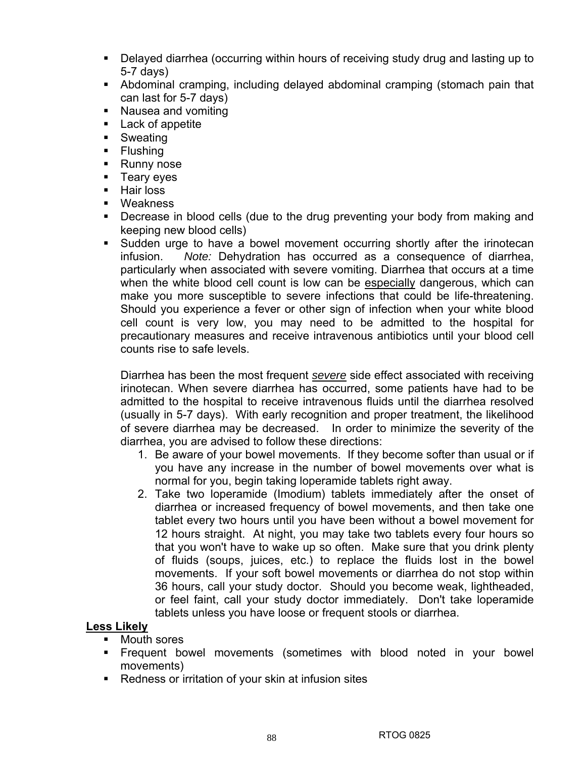- Delayed diarrhea (occurring within hours of receiving study drug and lasting up to 5-7 days)
- Abdominal cramping, including delayed abdominal cramping (stomach pain that can last for 5-7 days)
- Nausea and vomiting
- Lack of appetite
- Sweating
- Flushing
- Runny nose
- Teary eyes
- Hair loss
- Weakness
- Decrease in blood cells (due to the drug preventing your body from making and keeping new blood cells)
- Sudden urge to have a bowel movement occurring shortly after the irinotecan infusion. *Note:* Dehydration has occurred as a consequence of diarrhea, particularly when associated with severe vomiting. Diarrhea that occurs at a time when the white blood cell count is low can be <u>especially</u> dangerous, which can make you more susceptible to severe infections that could be life-threatening. Should you experience a fever or other sign of infection when your white blood cell count is very low, you may need to be admitted to the hospital for precautionary measures and receive intravenous antibiotics until your blood cell counts rise to safe levels.

  Diarrhea has been the most frequent <u>*severe*</u> side effect associated with receiving irinotecan. When severe diarrhea has occurred, some patients have had to be admitted to the hospital to receive intravenous fluids until the diarrhea resolved (usually in 5-7 days). With early recognition and proper treatment, the likelihood of severe diarrhea may be decreased. In order to minimize the severity of the diarrhea, you are advised to follow these directions:

  1. Be aware of your bowel movements. If they become softer than usual or if you have any increase in the number of bowel movements over what is normal for you, begin taking loperamide tablets right away.
  2. Take two loperamide (Imodium) tablets immediately after the onset of diarrhea or increased frequency of bowel movements, and then take one tablet every two hours until you have been without a bowel movement for 12 hours straight. At night, you may take two tablets every four hours so that you won't have to wake up so often. Make sure that you drink plenty of fluids (soups, juices, etc.) to replace the fluids lost in the bowel movements. If your soft bowel movements or diarrhea do not stop within 36 hours, call your study doctor. Should you become weak, lightheaded, or feel faint, call your study doctor immediately. Don't take loperamide tablets unless you have loose or frequent stools or diarrhea.

**<u>Less Likely</u>**

- Mouth sores
- Frequent bowel movements (sometimes with blood noted in your bowel movements)
- Redness or irritation of your skin at infusion sites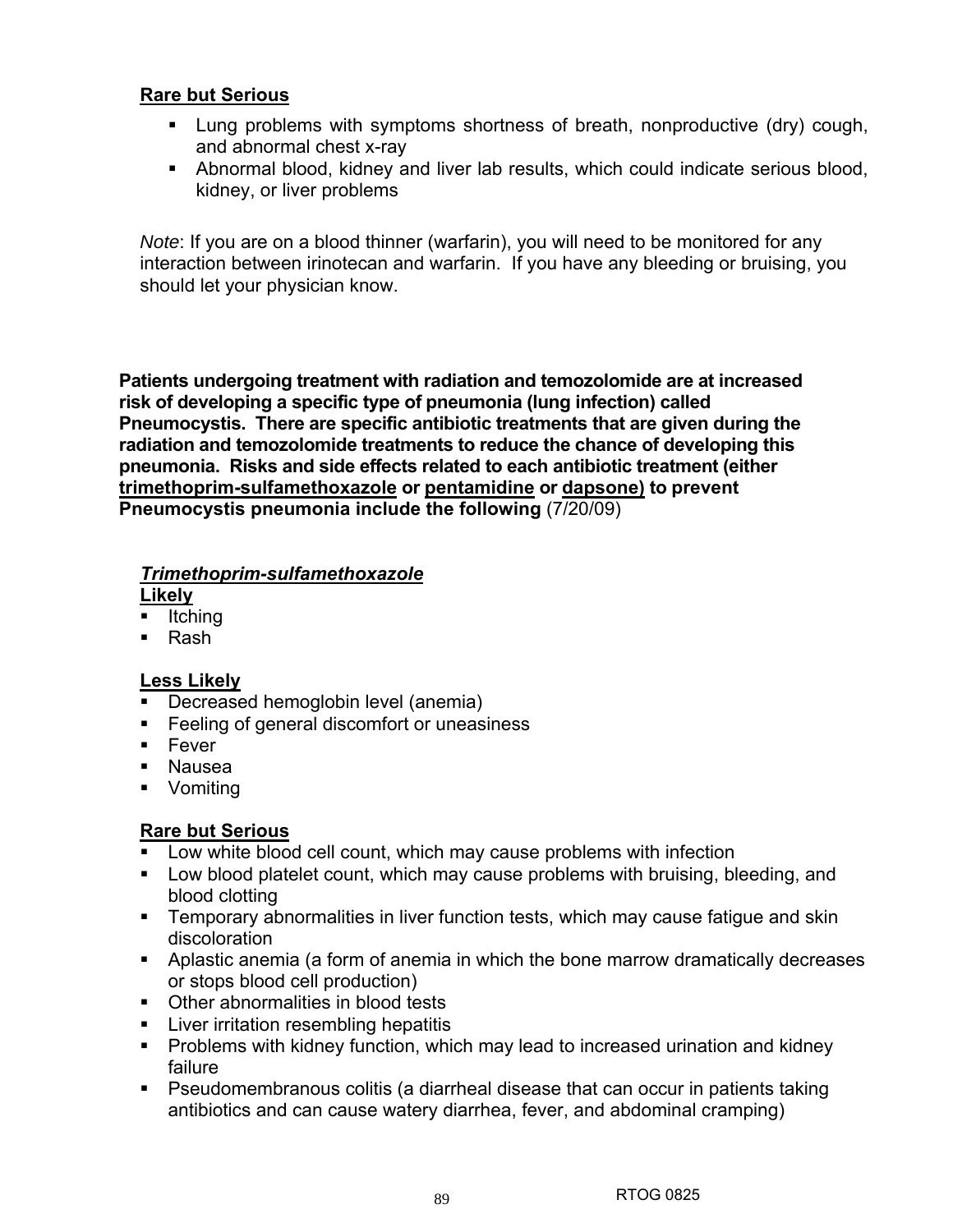**Rare but Serious**

- Lung problems with symptoms shortness of breath, nonproductive (dry) cough, and abnormal chest x-ray
- Abnormal blood, kidney and liver lab results, which could indicate serious blood, kidney, or liver problems

*Note*: If you are on a blood thinner (warfarin), you will need to be monitored for any interaction between irinotecan and warfarin. If you have any bleeding or bruising, you should let your physician know.

**Patients undergoing treatment with radiation and temozolomide are at increased risk of developing a specific type of pneumonia (lung infection) called Pneumocystis. There are specific antibiotic treatments that are given during the radiation and temozolomide treatments to reduce the chance of developing this pneumonia. Risks and side effects related to each antibiotic treatment (either trimethoprim-sulfamethoxazole or pentamidine or dapsone) to prevent Pneumocystis pneumonia include the following** (7/20/09)

***Trimethoprim-sulfamethoxazole***

**Likely**

- Itching
- Rash

**Less Likely**

- Decreased hemoglobin level (anemia)
- Feeling of general discomfort or uneasiness
- Fever
- Nausea
- Vomiting

**Rare but Serious**

- Low white blood cell count, which may cause problems with infection
- Low blood platelet count, which may cause problems with bruising, bleeding, and blood clotting
- Temporary abnormalities in liver function tests, which may cause fatigue and skin discoloration
- Aplastic anemia (a form of anemia in which the bone marrow dramatically decreases or stops blood cell production)
- Other abnormalities in blood tests
- Liver irritation resembling hepatitis
- Problems with kidney function, which may lead to increased urination and kidney failure
- Pseudomembranous colitis (a diarrheal disease that can occur in patients taking antibiotics and can cause watery diarrhea, fever, and abdominal cramping)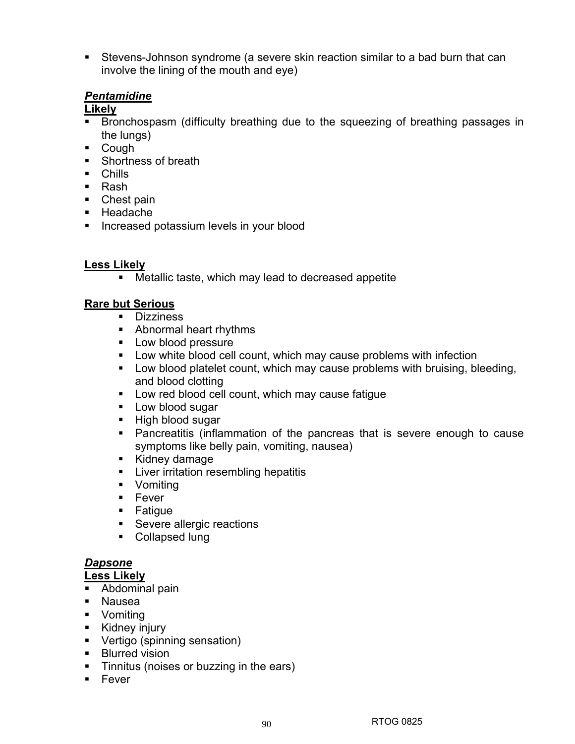- Stevens-Johnson syndrome (a severe skin reaction similar to a bad burn that can involve the lining of the mouth and eye)

***Pentamidine***

**Likely**

- Bronchospasm (difficulty breathing due to the squeezing of breathing passages in the lungs)
- Cough
- Shortness of breath
- Chills
- Rash
- Chest pain
- Headache
- Increased potassium levels in your blood

**Less Likely**

- Metallic taste, which may lead to decreased appetite

**Rare but Serious**

- Dizziness
- Abnormal heart rhythms
- Low blood pressure
- Low white blood cell count, which may cause problems with infection
- Low blood platelet count, which may cause problems with bruising, bleeding, and blood clotting
- Low red blood cell count, which may cause fatigue
- Low blood sugar
- High blood sugar
- Pancreatitis (inflammation of the pancreas that is severe enough to cause symptoms like belly pain, vomiting, nausea)
- Kidney damage
- Liver irritation resembling hepatitis
- Vomiting
- Fever
- Fatigue
- Severe allergic reactions
- Collapsed lung

***Dapsone***

**Less Likely**

- Abdominal pain
- Nausea
- Vomiting
- Kidney injury
- Vertigo (spinning sensation)
- Blurred vision
- Tinnitus (noises or buzzing in the ears)
- Fever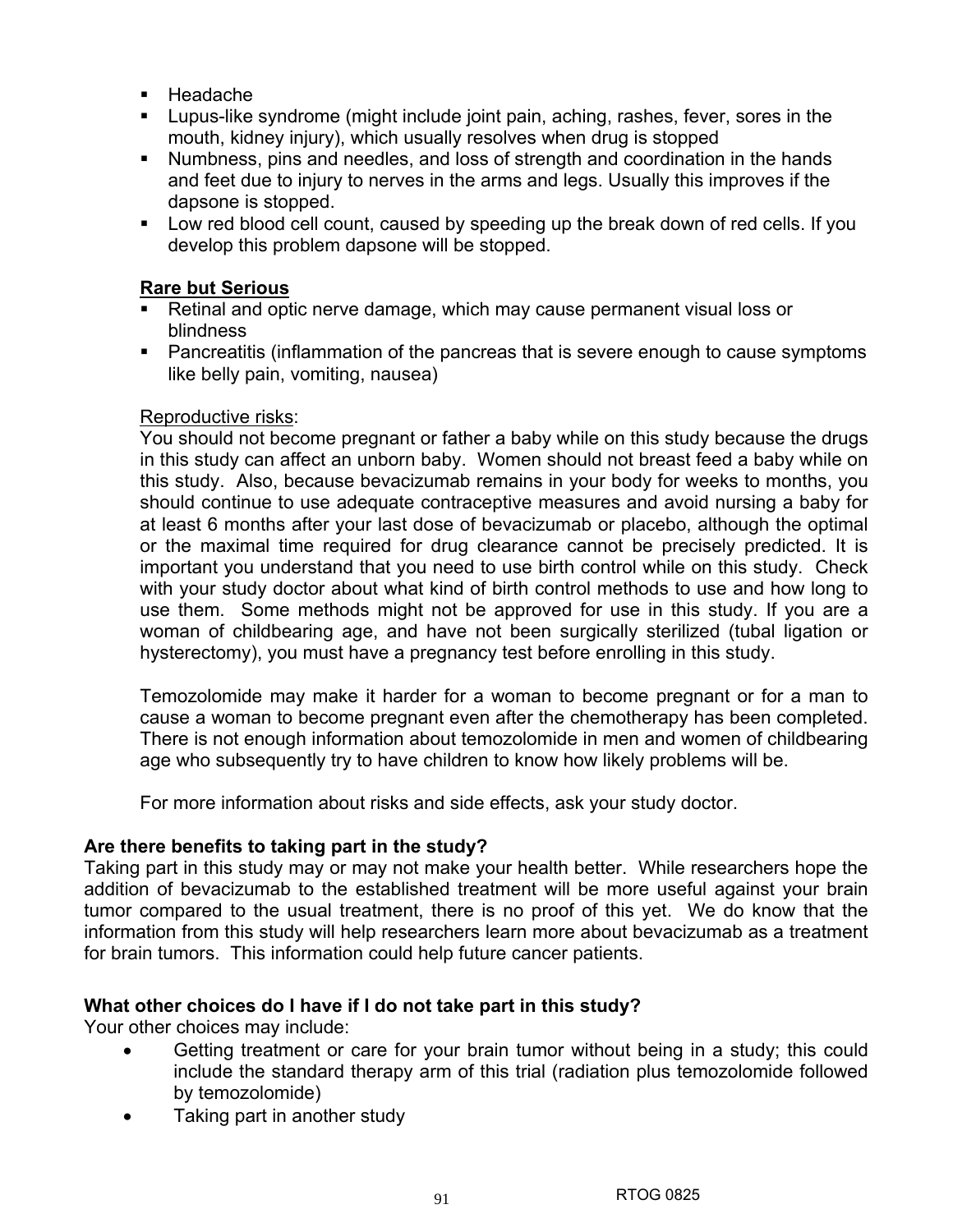- Headache
- Lupus-like syndrome (might include joint pain, aching, rashes, fever, sores in the mouth, kidney injury), which usually resolves when drug is stopped
- Numbness, pins and needles, and loss of strength and coordination in the hands and feet due to injury to nerves in the arms and legs. Usually this improves if the dapsone is stopped.
- Low red blood cell count, caused by speeding up the break down of red cells. If you develop this problem dapsone will be stopped.

**Rare but Serious**

- Retinal and optic nerve damage, which may cause permanent visual loss or blindness
- Pancreatitis (inflammation of the pancreas that is severe enough to cause symptoms like belly pain, vomiting, nausea)

Reproductive risks:

You should not become pregnant or father a baby while on this study because the drugs in this study can affect an unborn baby. Women should not breast feed a baby while on this study. Also, because bevacizumab remains in your body for weeks to months, you should continue to use adequate contraceptive measures and avoid nursing a baby for at least 6 months after your last dose of bevacizumab or placebo, although the optimal or the maximal time required for drug clearance cannot be precisely predicted. It is important you understand that you need to use birth control while on this study. Check with your study doctor about what kind of birth control methods to use and how long to use them. Some methods might not be approved for use in this study. If you are a woman of childbearing age, and have not been surgically sterilized (tubal ligation or hysterectomy), you must have a pregnancy test before enrolling in this study.

Temozolomide may make it harder for a woman to become pregnant or for a man to cause a woman to become pregnant even after the chemotherapy has been completed. There is not enough information about temozolomide in men and women of childbearing age who subsequently try to have children to know how likely problems will be.

For more information about risks and side effects, ask your study doctor.

**Are there benefits to taking part in the study?**

Taking part in this study may or may not make your health better. While researchers hope the addition of bevacizumab to the established treatment will be more useful against your brain tumor compared to the usual treatment, there is no proof of this yet. We do know that the information from this study will help researchers learn more about bevacizumab as a treatment for brain tumors. This information could help future cancer patients.

**What other choices do I have if I do not take part in this study?**

Your other choices may include:

- Getting treatment or care for your brain tumor without being in a study; this could include the standard therapy arm of this trial (radiation plus temozolomide followed by temozolomide)
- Taking part in another study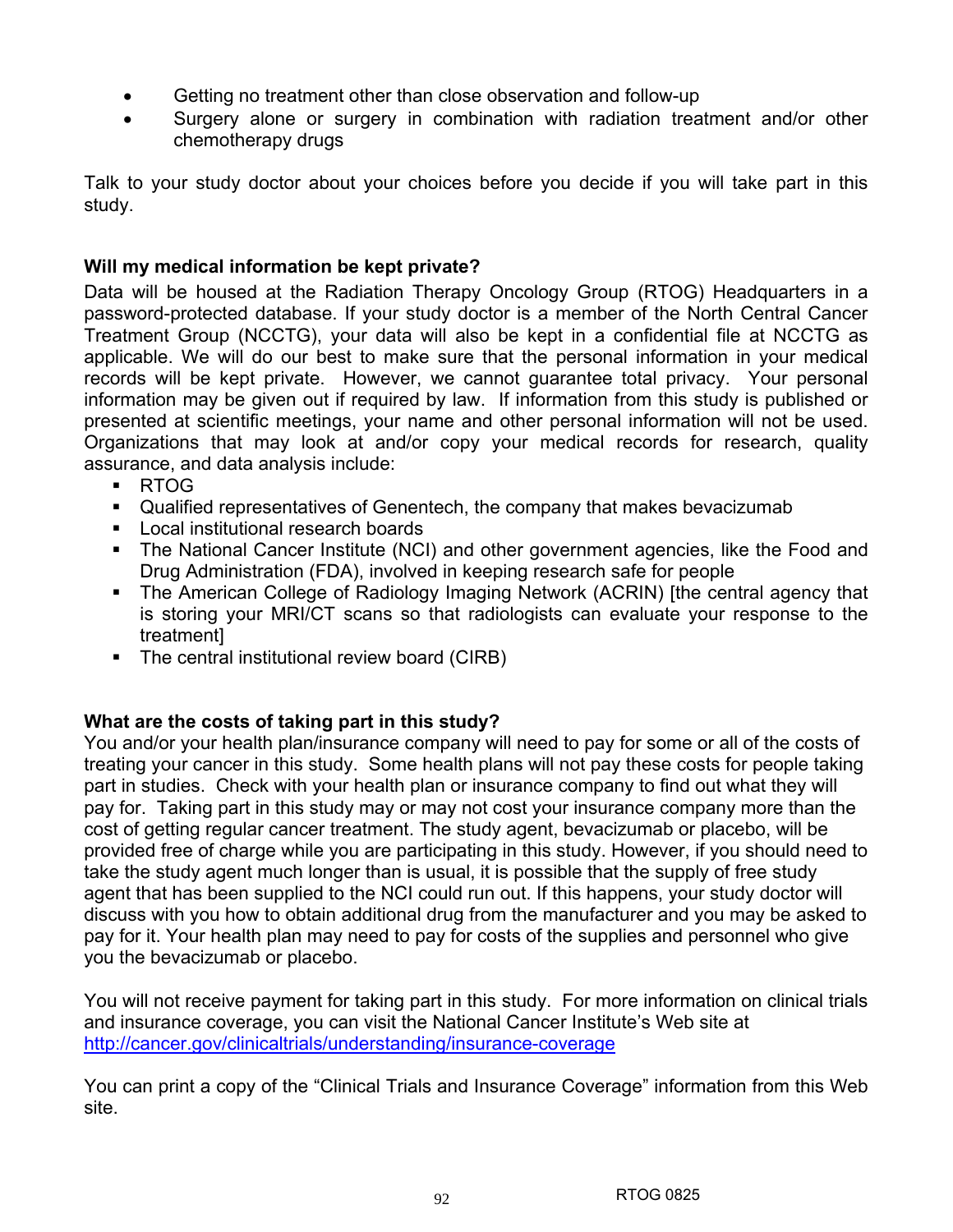- Getting no treatment other than close observation and follow-up
- Surgery alone or surgery in combination with radiation treatment and/or other chemotherapy drugs

Talk to your study doctor about your choices before you decide if you will take part in this study.

**Will my medical information be kept private?**

Data will be housed at the Radiation Therapy Oncology Group (RTOG) Headquarters in a password-protected database. If your study doctor is a member of the North Central Cancer Treatment Group (NCCTG), your data will also be kept in a confidential file at NCCTG as applicable. We will do our best to make sure that the personal information in your medical records will be kept private. However, we cannot guarantee total privacy. Your personal information may be given out if required by law. If information from this study is published or presented at scientific meetings, your name and other personal information will not be used. Organizations that may look at and/or copy your medical records for research, quality assurance, and data analysis include:

- RTOG
- Qualified representatives of Genentech, the company that makes bevacizumab
- Local institutional research boards
- The National Cancer Institute (NCI) and other government agencies, like the Food and Drug Administration (FDA), involved in keeping research safe for people
- The American College of Radiology Imaging Network (ACRIN) [the central agency that is storing your MRI/CT scans so that radiologists can evaluate your response to the treatment]
- The central institutional review board (CIRB)

**What are the costs of taking part in this study?**

You and/or your health plan/insurance company will need to pay for some or all of the costs of treating your cancer in this study. Some health plans will not pay these costs for people taking part in studies. Check with your health plan or insurance company to find out what they will pay for. Taking part in this study may or may not cost your insurance company more than the cost of getting regular cancer treatment. The study agent, bevacizumab or placebo, will be provided free of charge while you are participating in this study. However, if you should need to take the study agent much longer than is usual, it is possible that the supply of free study agent that has been supplied to the NCI could run out. If this happens, your study doctor will discuss with you how to obtain additional drug from the manufacturer and you may be asked to pay for it. Your health plan may need to pay for costs of the supplies and personnel who give you the bevacizumab or placebo.

You will not receive payment for taking part in this study. For more information on clinical trials and insurance coverage, you can visit the National Cancer Institute's Web site at http://cancer.gov/clinicaltrials/understanding/insurance-coverage

You can print a copy of the "Clinical Trials and Insurance Coverage" information from this Web site.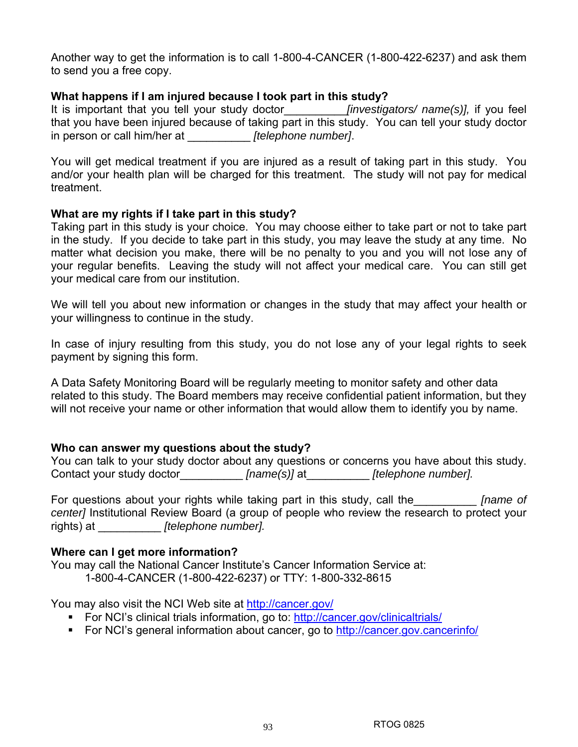Another way to get the information is to call 1-800-4-CANCER (1-800-422-6237) and ask them to send you a free copy.

**What happens if I am injured because I took part in this study?**

It is important that you tell your study doctor__________*[investigators/ name(s)],* if you feel that you have been injured because of taking part in this study. You can tell your study doctor in person or call him/her at __________ *[telephone number]*.

You will get medical treatment if you are injured as a result of taking part in this study. You and/or your health plan will be charged for this treatment. The study will not pay for medical treatment.

**What are my rights if I take part in this study?**

Taking part in this study is your choice. You may choose either to take part or not to take part in the study. If you decide to take part in this study, you may leave the study at any time. No matter what decision you make, there will be no penalty to you and you will not lose any of your regular benefits. Leaving the study will not affect your medical care. You can still get your medical care from our institution.

We will tell you about new information or changes in the study that may affect your health or your willingness to continue in the study.

In case of injury resulting from this study, you do not lose any of your legal rights to seek payment by signing this form.

A Data Safety Monitoring Board will be regularly meeting to monitor safety and other data related to this study. The Board members may receive confidential patient information, but they will not receive your name or other information that would allow them to identify you by name.

**Who can answer my questions about the study?**

You can talk to your study doctor about any questions or concerns you have about this study. Contact your study doctor__________ *[name(s)]* at__________ *[telephone number].*

For questions about your rights while taking part in this study, call the__________ *[name of center]* Institutional Review Board (a group of people who review the research to protect your rights) at __________ *[telephone number].*

**Where can I get more information?**

You may call the National Cancer Institute's Cancer Information Service at:

1-800-4-CANCER (1-800-422-6237) or TTY: 1-800-332-8615

You may also visit the NCI Web site at http://cancer.gov/

- For NCI's clinical trials information, go to: http://cancer.gov/clinicaltrials/
- For NCI's general information about cancer, go to http://cancer.gov.cancerinfo/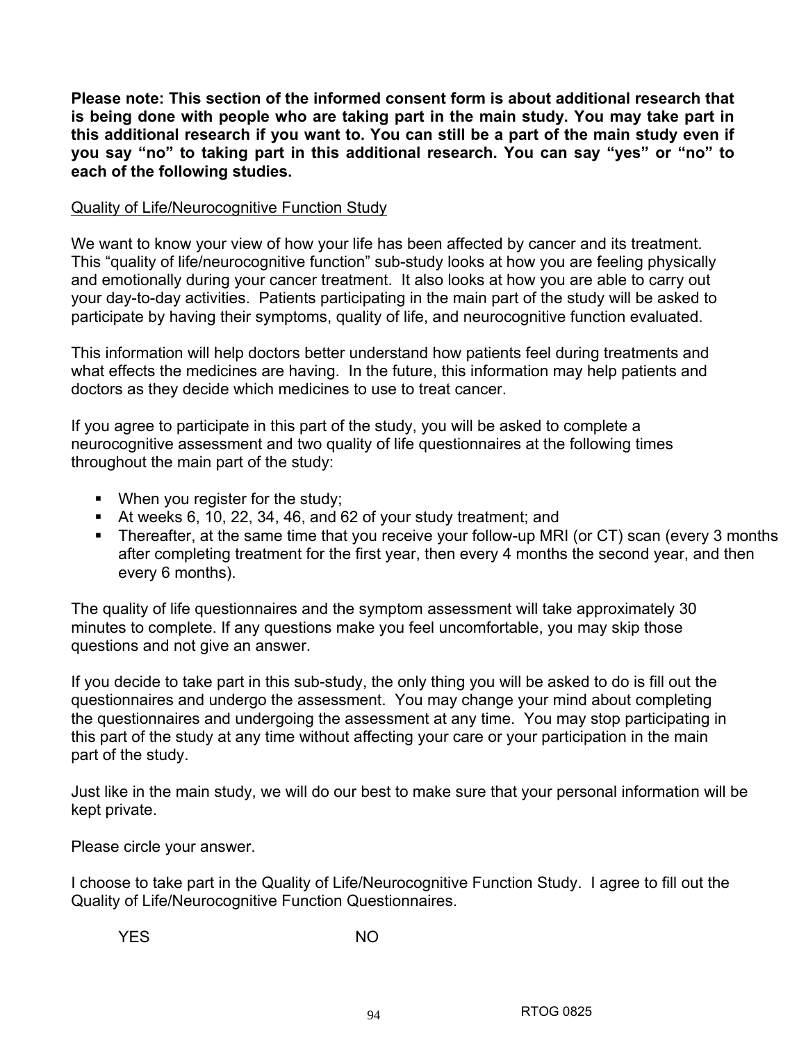**Please note: This section of the informed consent form is about additional research that is being done with people who are taking part in the main study. You may take part in this additional research if you want to. You can still be a part of the main study even if you say "no" to taking part in this additional research. You can say "yes" or "no" to each of the following studies.**

<u>Quality of Life/Neurocognitive Function Study</u>

We want to know your view of how your life has been affected by cancer and its treatment. This "quality of life/neurocognitive function" sub-study looks at how you are feeling physically and emotionally during your cancer treatment. It also looks at how you are able to carry out your day-to-day activities. Patients participating in the main part of the study will be asked to participate by having their symptoms, quality of life, and neurocognitive function evaluated.

This information will help doctors better understand how patients feel during treatments and what effects the medicines are having. In the future, this information may help patients and doctors as they decide which medicines to use to treat cancer.

If you agree to participate in this part of the study, you will be asked to complete a neurocognitive assessment and two quality of life questionnaires at the following times throughout the main part of the study:

- When you register for the study;
- At weeks 6, 10, 22, 34, 46, and 62 of your study treatment; and
- Thereafter, at the same time that you receive your follow-up MRI (or CT) scan (every 3 months after completing treatment for the first year, then every 4 months the second year, and then every 6 months).

The quality of life questionnaires and the symptom assessment will take approximately 30 minutes to complete. If any questions make you feel uncomfortable, you may skip those questions and not give an answer.

If you decide to take part in this sub-study, the only thing you will be asked to do is fill out the questionnaires and undergo the assessment. You may change your mind about completing the questionnaires and undergoing the assessment at any time. You may stop participating in this part of the study at any time without affecting your care or your participation in the main part of the study.

Just like in the main study, we will do our best to make sure that your personal information will be kept private.

Please circle your answer.

I choose to take part in the Quality of Life/Neurocognitive Function Study. I agree to fill out the Quality of Life/Neurocognitive Function Questionnaires.

YES NO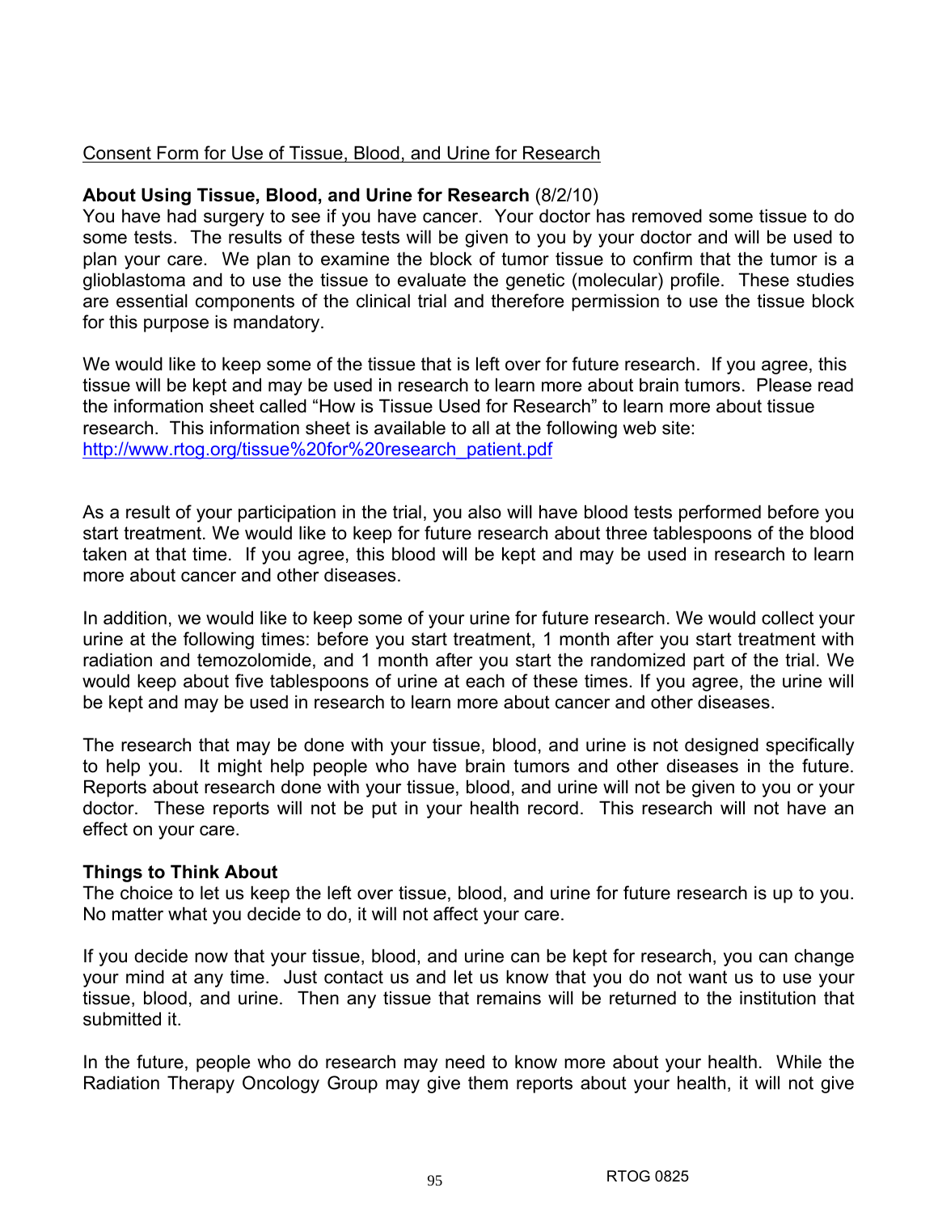Consent Form for Use of Tissue, Blood, and Urine for Research

**About Using Tissue, Blood, and Urine for Research** (8/2/10)
You have had surgery to see if you have cancer. Your doctor has removed some tissue to do some tests. The results of these tests will be given to you by your doctor and will be used to plan your care. We plan to examine the block of tumor tissue to confirm that the tumor is a glioblastoma and to use the tissue to evaluate the genetic (molecular) profile. These studies are essential components of the clinical trial and therefore permission to use the tissue block for this purpose is mandatory.

We would like to keep some of the tissue that is left over for future research. If you agree, this tissue will be kept and may be used in research to learn more about brain tumors. Please read the information sheet called "How is Tissue Used for Research" to learn more about tissue research. This information sheet is available to all at the following web site: http://www.rtog.org/tissue%20for%20research_patient.pdf

As a result of your participation in the trial, you also will have blood tests performed before you start treatment. We would like to keep for future research about three tablespoons of the blood taken at that time. If you agree, this blood will be kept and may be used in research to learn more about cancer and other diseases.

In addition, we would like to keep some of your urine for future research. We would collect your urine at the following times: before you start treatment, 1 month after you start treatment with radiation and temozolomide, and 1 month after you start the randomized part of the trial. We would keep about five tablespoons of urine at each of these times. If you agree, the urine will be kept and may be used in research to learn more about cancer and other diseases.

The research that may be done with your tissue, blood, and urine is not designed specifically to help you. It might help people who have brain tumors and other diseases in the future. Reports about research done with your tissue, blood, and urine will not be given to you or your doctor. These reports will not be put in your health record. This research will not have an effect on your care.

**Things to Think About**
The choice to let us keep the left over tissue, blood, and urine for future research is up to you. No matter what you decide to do, it will not affect your care.

If you decide now that your tissue, blood, and urine can be kept for research, you can change your mind at any time. Just contact us and let us know that you do not want us to use your tissue, blood, and urine. Then any tissue that remains will be returned to the institution that submitted it.

In the future, people who do research may need to know more about your health. While the Radiation Therapy Oncology Group may give them reports about your health, it will not give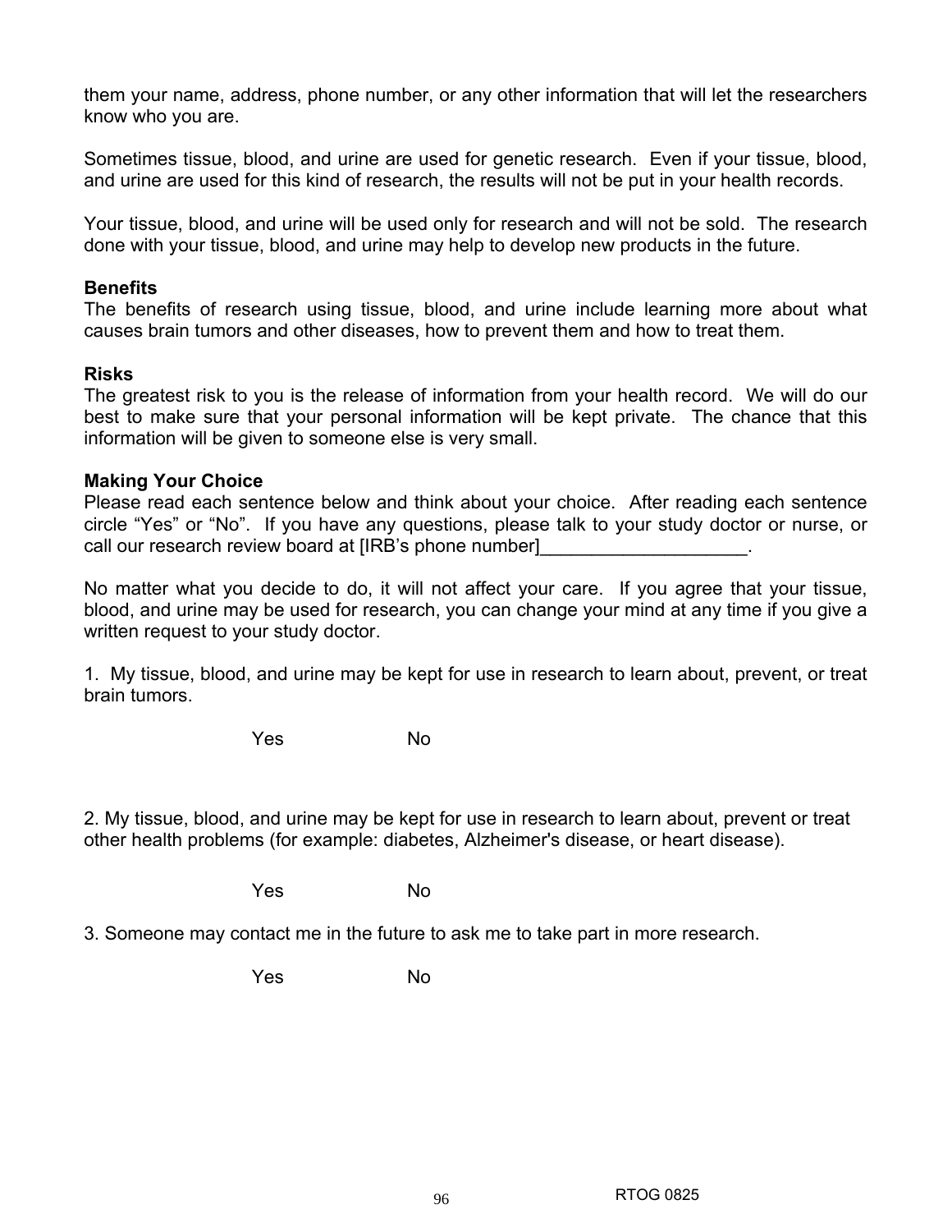them your name, address, phone number, or any other information that will let the researchers know who you are.

Sometimes tissue, blood, and urine are used for genetic research. Even if your tissue, blood, and urine are used for this kind of research, the results will not be put in your health records.

Your tissue, blood, and urine will be used only for research and will not be sold. The research done with your tissue, blood, and urine may help to develop new products in the future.

**Benefits**
The benefits of research using tissue, blood, and urine include learning more about what causes brain tumors and other diseases, how to prevent them and how to treat them.

**Risks**
The greatest risk to you is the release of information from your health record. We will do our best to make sure that your personal information will be kept private. The chance that this information will be given to someone else is very small.

**Making Your Choice**
Please read each sentence below and think about your choice. After reading each sentence circle "Yes" or "No". If you have any questions, please talk to your study doctor or nurse, or call our research review board at [IRB's phone number]____________________.

No matter what you decide to do, it will not affect your care. If you agree that your tissue, blood, and urine may be used for research, you can change your mind at any time if you give a written request to your study doctor.

1. My tissue, blood, and urine may be kept for use in research to learn about, prevent, or treat brain tumors.

Yes No

2. My tissue, blood, and urine may be kept for use in research to learn about, prevent or treat other health problems (for example: diabetes, Alzheimer's disease, or heart disease).

Yes No

3. Someone may contact me in the future to ask me to take part in more research.

Yes No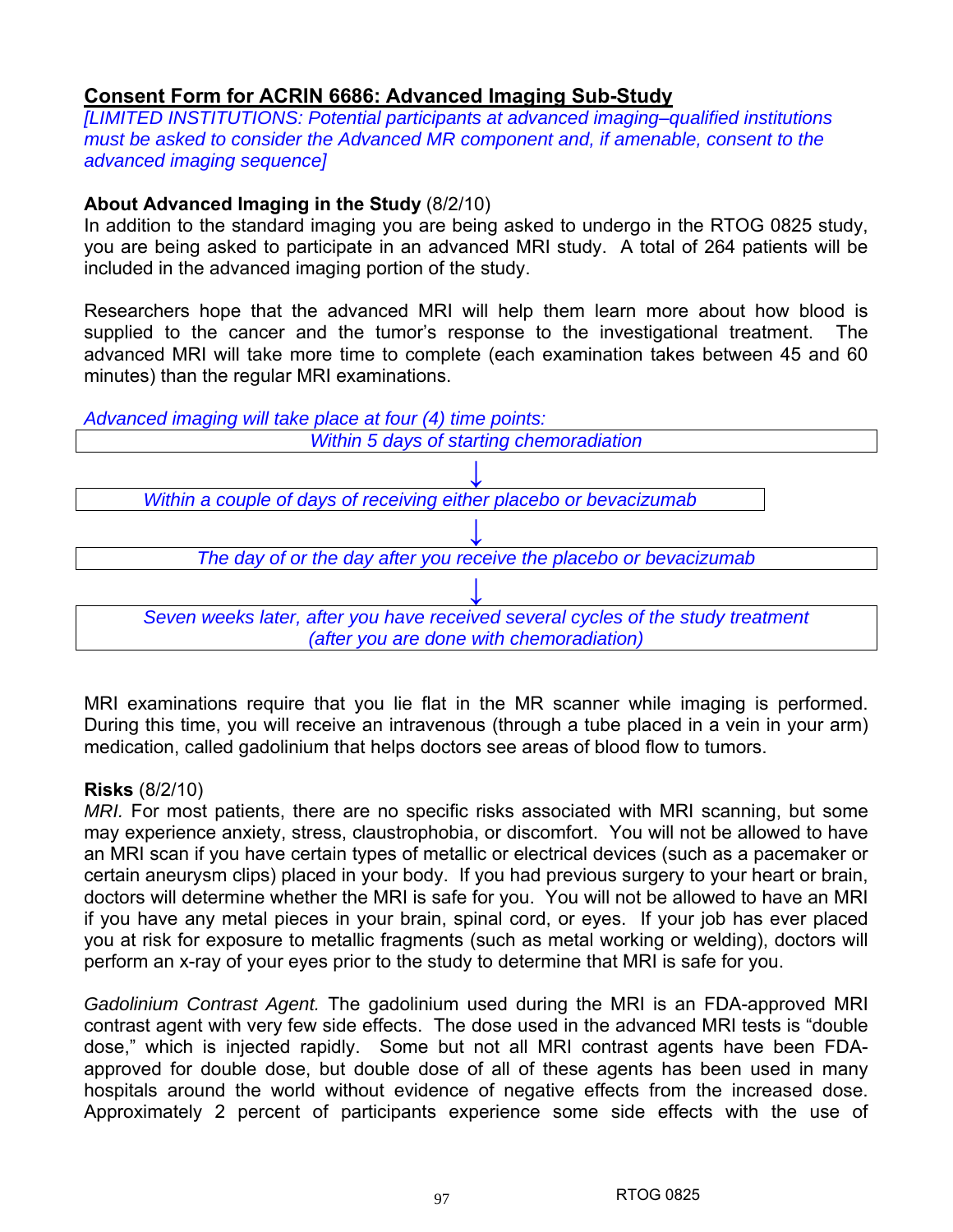## Consent Form for ACRIN 6686: Advanced Imaging Sub-Study

*[LIMITED INSTITUTIONS: Potential participants at advanced imaging–qualified institutions must be asked to consider the Advanced MR component and, if amenable, consent to the advanced imaging sequence]*

**About Advanced Imaging in the Study** (8/2/10)

In addition to the standard imaging you are being asked to undergo in the RTOG 0825 study, you are being asked to participate in an advanced MRI study. A total of 264 patients will be included in the advanced imaging portion of the study.

Researchers hope that the advanced MRI will help them learn more about how blood is supplied to the cancer and the tumor's response to the investigational treatment. The advanced MRI will take more time to complete (each examination takes between 45 and 60 minutes) than the regular MRI examinations.

*Advanced imaging will take place at four (4) time points:*

*Within 5 days of starting chemoradiation*

↓

*Within a couple of days of receiving either placebo or bevacizumab*

↓

*The day of or the day after you receive the placebo or bevacizumab*

↓

*Seven weeks later, after you have received several cycles of the study treatment (after you are done with chemoradiation)*

MRI examinations require that you lie flat in the MR scanner while imaging is performed. During this time, you will receive an intravenous (through a tube placed in a vein in your arm) medication, called gadolinium that helps doctors see areas of blood flow to tumors.

**Risks** (8/2/10)

*MRI.* For most patients, there are no specific risks associated with MRI scanning, but some may experience anxiety, stress, claustrophobia, or discomfort. You will not be allowed to have an MRI scan if you have certain types of metallic or electrical devices (such as a pacemaker or certain aneurysm clips) placed in your body. If you had previous surgery to your heart or brain, doctors will determine whether the MRI is safe for you. You will not be allowed to have an MRI if you have any metal pieces in your brain, spinal cord, or eyes. If your job has ever placed you at risk for exposure to metallic fragments (such as metal working or welding), doctors will perform an x-ray of your eyes prior to the study to determine that MRI is safe for you.

*Gadolinium Contrast Agent.* The gadolinium used during the MRI is an FDA-approved MRI contrast agent with very few side effects. The dose used in the advanced MRI tests is "double dose," which is injected rapidly. Some but not all MRI contrast agents have been FDA-approved for double dose, but double dose of all of these agents has been used in many hospitals around the world without evidence of negative effects from the increased dose. Approximately 2 percent of participants experience some side effects with the use of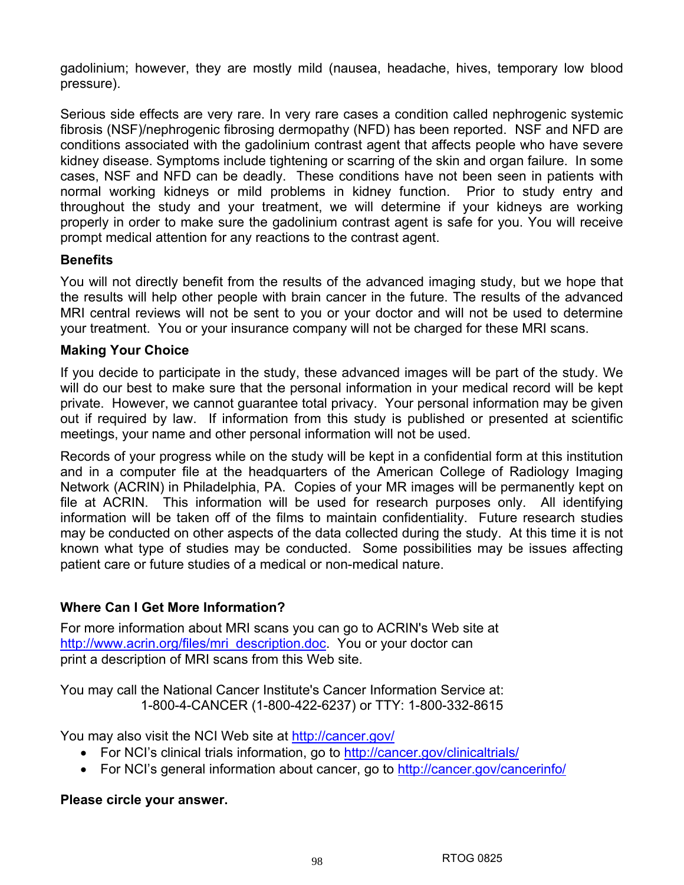gadolinium; however, they are mostly mild (nausea, headache, hives, temporary low blood pressure).

Serious side effects are very rare. In very rare cases a condition called nephrogenic systemic fibrosis (NSF)/nephrogenic fibrosing dermopathy (NFD) has been reported. NSF and NFD are conditions associated with the gadolinium contrast agent that affects people who have severe kidney disease. Symptoms include tightening or scarring of the skin and organ failure. In some cases, NSF and NFD can be deadly. These conditions have not been seen in patients with normal working kidneys or mild problems in kidney function. Prior to study entry and throughout the study and your treatment, we will determine if your kidneys are working properly in order to make sure the gadolinium contrast agent is safe for you. You will receive prompt medical attention for any reactions to the contrast agent.

**Benefits**

You will not directly benefit from the results of the advanced imaging study, but we hope that the results will help other people with brain cancer in the future. The results of the advanced MRI central reviews will not be sent to you or your doctor and will not be used to determine your treatment. You or your insurance company will not be charged for these MRI scans.

**Making Your Choice**

If you decide to participate in the study, these advanced images will be part of the study. We will do our best to make sure that the personal information in your medical record will be kept private. However, we cannot guarantee total privacy. Your personal information may be given out if required by law. If information from this study is published or presented at scientific meetings, your name and other personal information will not be used.

Records of your progress while on the study will be kept in a confidential form at this institution and in a computer file at the headquarters of the American College of Radiology Imaging Network (ACRIN) in Philadelphia, PA. Copies of your MR images will be permanently kept on file at ACRIN. This information will be used for research purposes only. All identifying information will be taken off of the films to maintain confidentiality. Future research studies may be conducted on other aspects of the data collected during the study. At this time it is not known what type of studies may be conducted. Some possibilities may be issues affecting patient care or future studies of a medical or non-medical nature.

**Where Can I Get More Information?**

For more information about MRI scans you can go to ACRIN's Web site at http://www.acrin.org/files/mri_description.doc. You or your doctor can print a description of MRI scans from this Web site.

You may call the National Cancer Institute's Cancer Information Service at:
1-800-4-CANCER (1-800-422-6237) or TTY: 1-800-332-8615

You may also visit the NCI Web site at http://cancer.gov/

- For NCI's clinical trials information, go to http://cancer.gov/clinicaltrials/
- For NCI's general information about cancer, go to http://cancer.gov/cancerinfo/

**Please circle your answer.**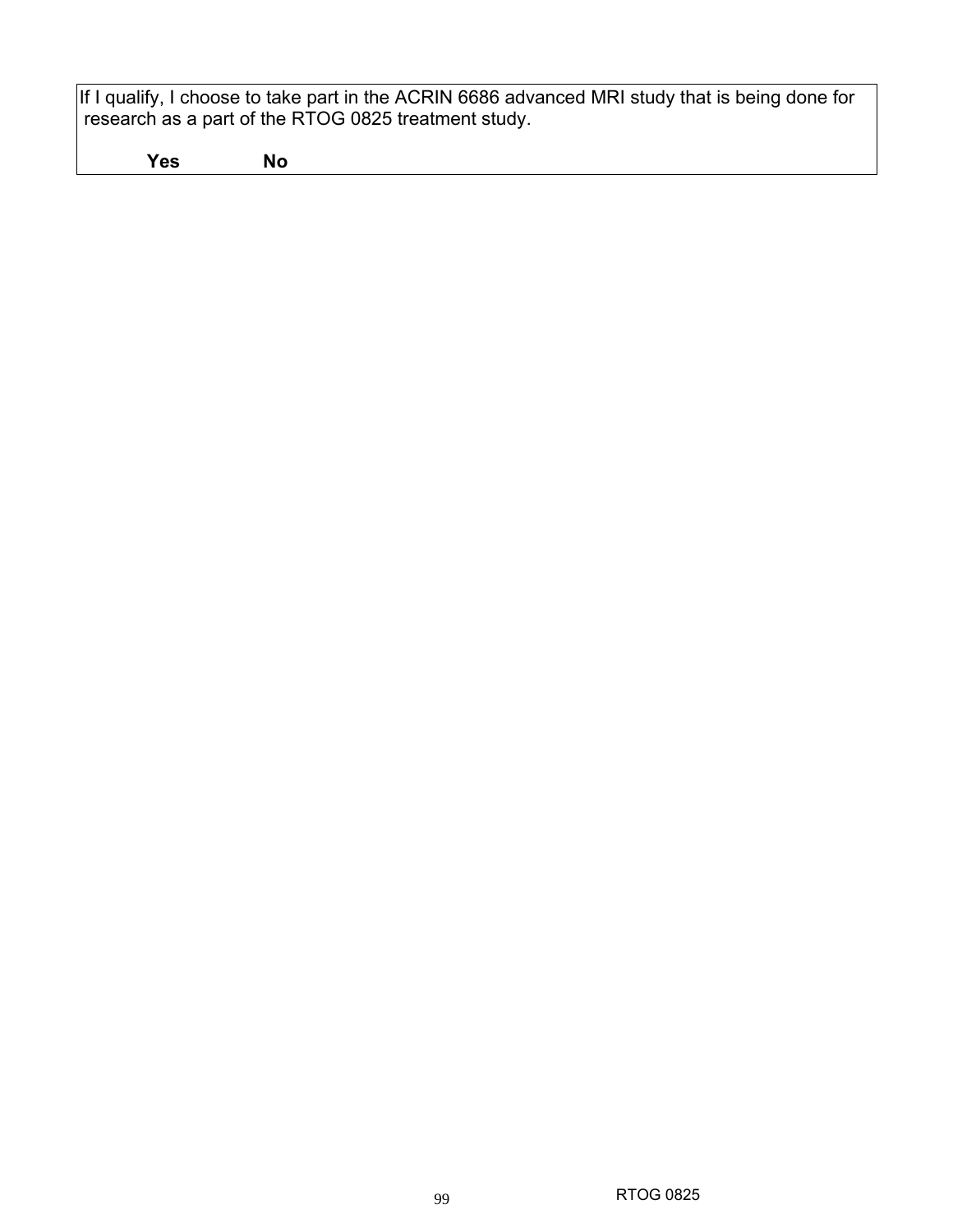If I qualify, I choose to take part in the ACRIN 6686 advanced MRI study that is being done for research as a part of the RTOG 0825 treatment study.

**Yes** **No**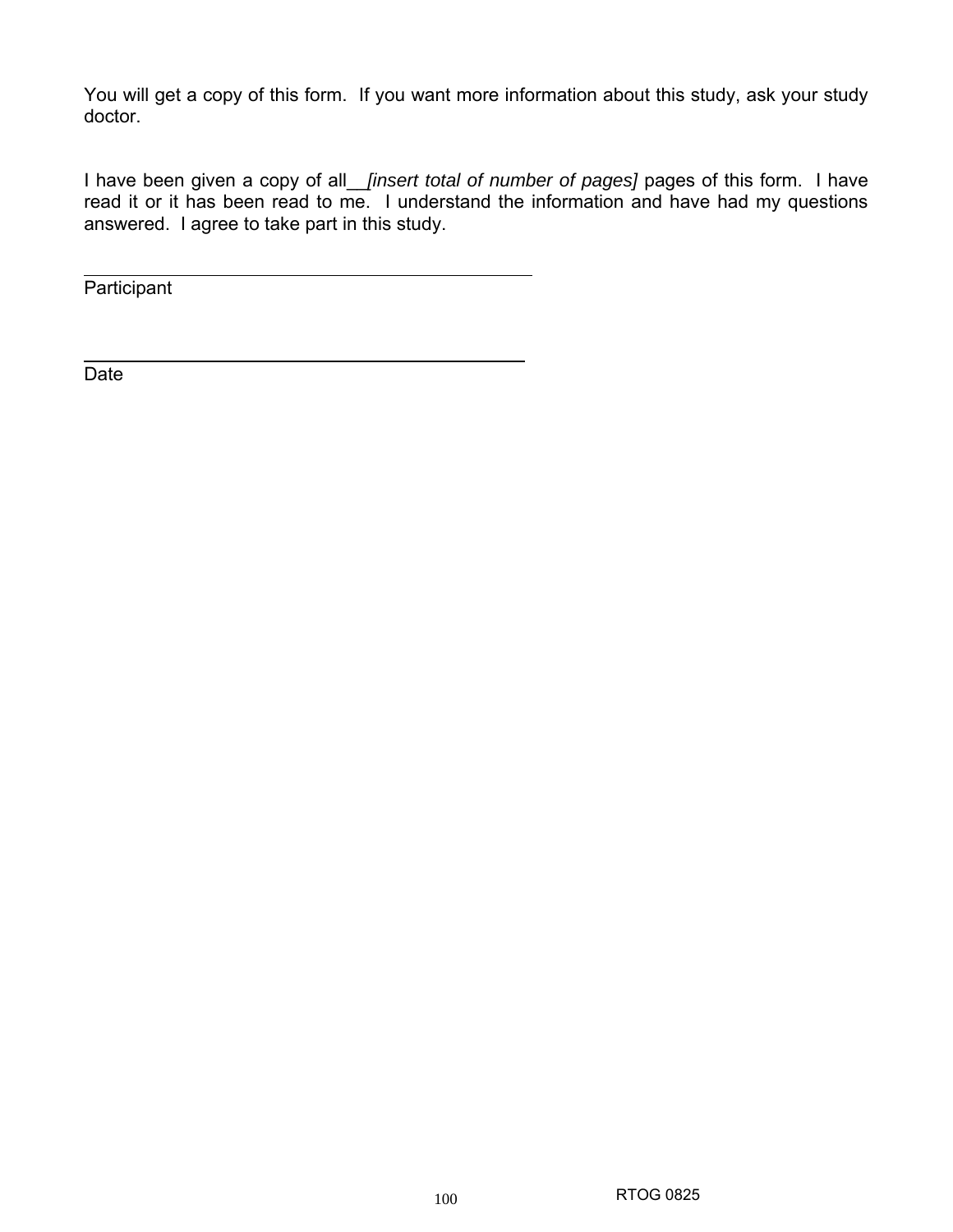You will get a copy of this form. If you want more information about this study, ask your study doctor.

I have been given a copy of all__*[insert total of number of pages]* pages of this form. I have read it or it has been read to me. I understand the information and have had my questions answered. I agree to take part in this study.

\_\_\_\_\_\_\_\_\_\_\_\_\_\_\_\_\_\_\_\_\_\_\_\_\_\_\_\_\_\_\_\_\_\_\_\_\_\_\_\_\_\_\_\_

Participant

\_\_\_\_\_\_\_\_\_\_\_\_\_\_\_\_\_\_\_\_\_\_\_\_\_\_\_\_\_\_\_\_\_\_\_\_\_\_\_\_\_\_\_\_

Date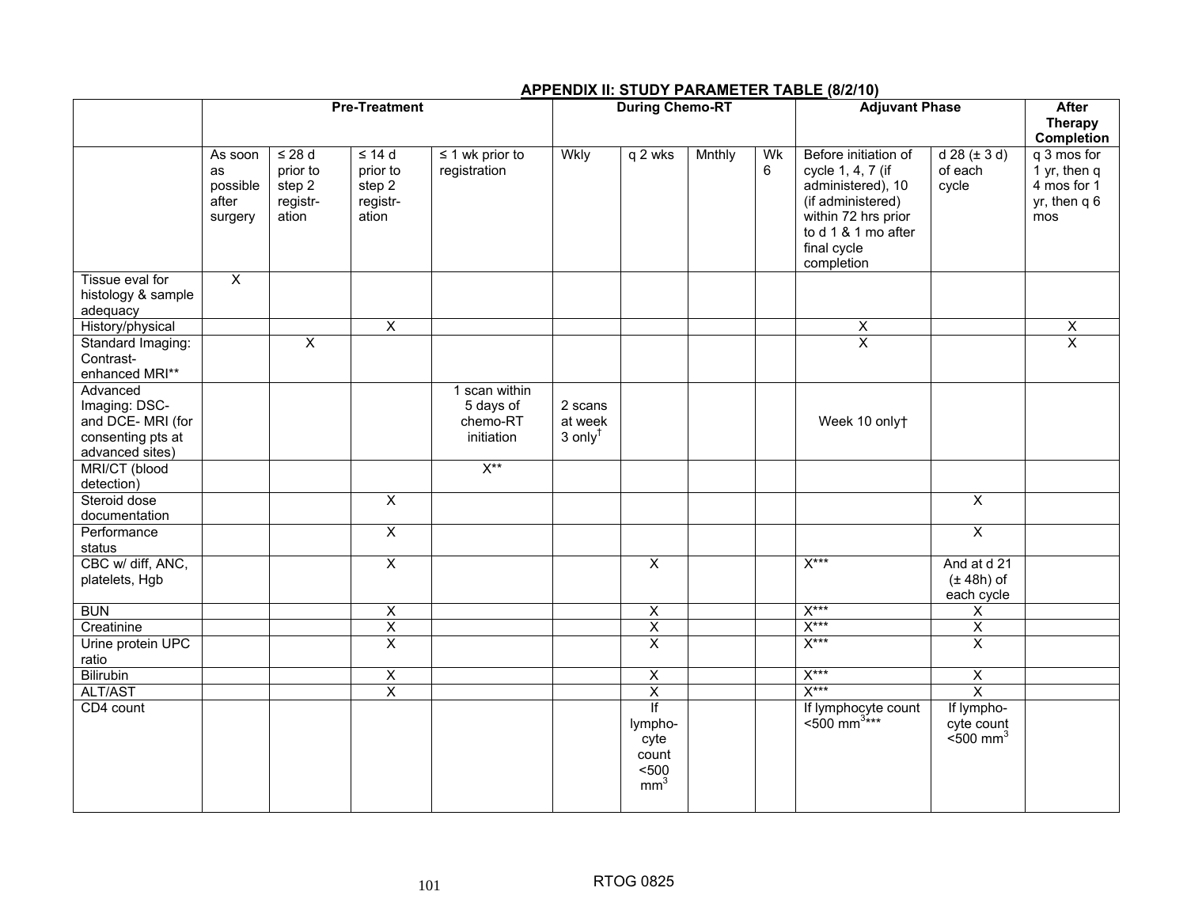## APPENDIX II: STUDY PARAMETER TABLE (8/2/10)

| | Pre-Treatment | | | | During Chemo-RT | | | | Adjuvant Phase | | After Therapy Completion |
|---|---|---|---|---|---|---|---|---|---|---|---|
| | As soon as possible after surgery | ≤ 28 d prior to step 2 registr-ation | ≤ 14 d prior to step 2 registr-ation | ≤ 1 wk prior to registration | Wkly | q 2 wks | Mnthly | Wk 6 | Before initiation of cycle 1, 4, 7 (if administered), 10 (if administered) within 72 hrs prior to d 1 & 1 mo after final cycle completion | d 28 (± 3 d) of each cycle | q 3 mos for 1 yr, then q 4 mos for 1 yr, then q 6 mos |
| Tissue eval for histology & sample adequacy | X | | | | | | | | | | |
| History/physical | | | X | | | | | | X | | X |
| Standard Imaging: Contrast-enhanced MRI** | | X | | | | | | | X | | X |
| Advanced Imaging: DSC- and DCE- MRI (for consenting pts at advanced sites) | | | | 1 scan within 5 days of chemo-RT initiation | 2 scans at week 3 only† | | | | Week 10 only† | | |
| MRI/CT (blood detection) | | | | X** | | | | | | | |
| Steroid dose documentation | | | X | | | | | | | X | |
| Performance status | | | X | | | | | | | X | |
| CBC w/ diff, ANC, platelets, Hgb | | | X | | | X | | | X*** | And at d 21 (± 48h) of each cycle | |
| BUN | | | X | | | X | | | X*** | X | |
| Creatinine | | | X | | | X | | | X*** | X | |
| Urine protein UPC ratio | | | X | | | X | | | X*** | X | |
| Bilirubin | | | X | | | X | | | X*** | X | |
| ALT/AST | | | X | | | X | | | X*** | X | |
| CD4 count | | | | | | If lympho-cyte count <500 $mm^3$ | | | If lymphocyte count <500 $mm^3$*** | If lympho-cyte count <500 $mm^3$ | |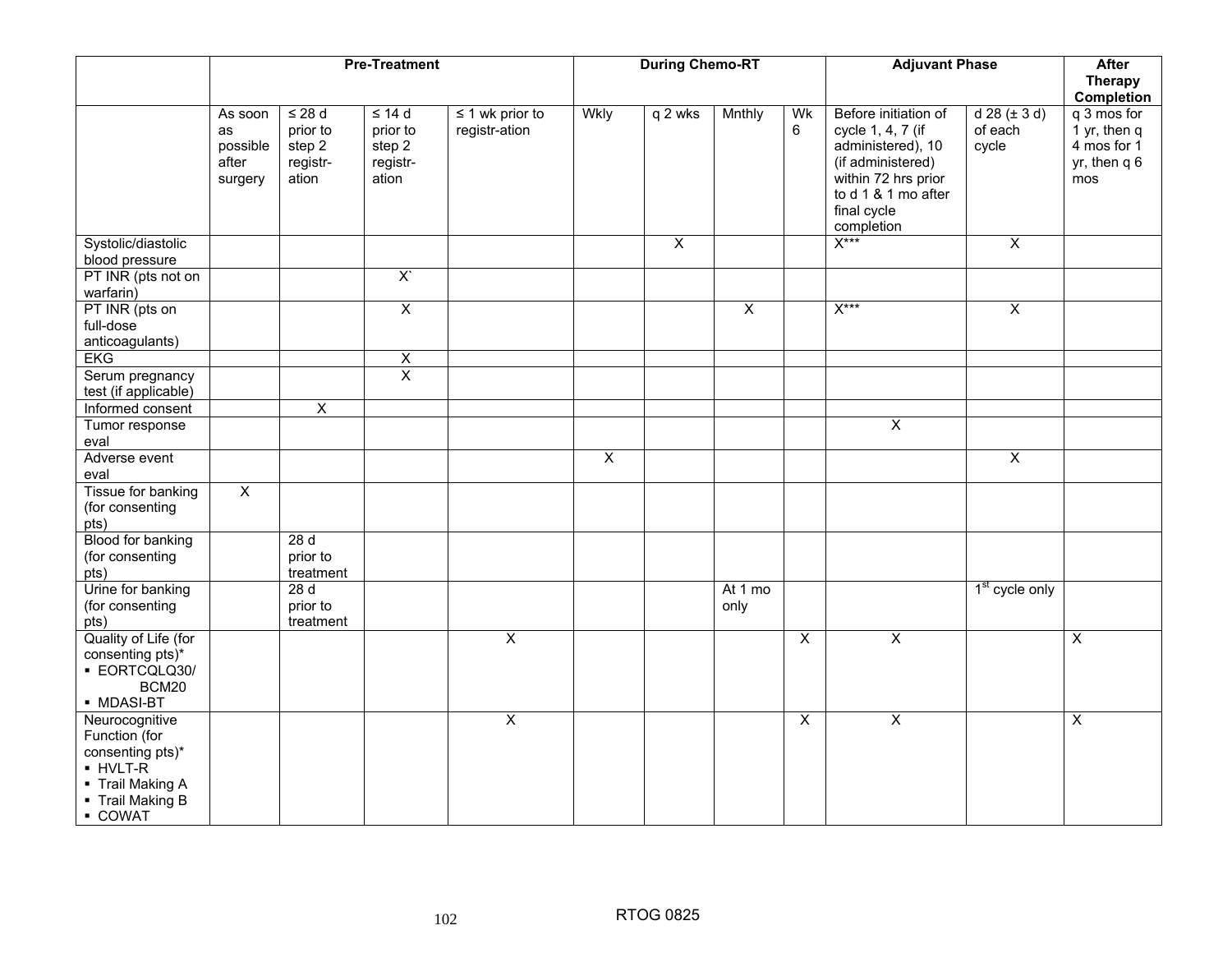| | Pre-Treatment | | | | During Chemo-RT | | | | Adjuvant Phase | | After Therapy Completion |
|---|---|---|---|---|---|---|---|---|---|---|---|
| | As soon as possible after surgery | ≤ 28 d prior to step 2 registr-ation | ≤ 14 d prior to step 2 registr-ation | ≤ 1 wk prior to registr-ation | Wkly | q 2 wks | Mnthly | Wk 6 | Before initiation of cycle 1, 4, 7 (if administered), 10 (if administered) within 72 hrs prior to d 1 & 1 mo after final cycle completion | d 28 (± 3 d) of each cycle | q 3 mos for 1 yr, then q 4 mos for 1 yr, then q 6 mos |
| Systolic/diastolic blood pressure | | | | | | X | | | X*** | X | |
| PT INR (pts not on warfarin) | | | X` | | | | | | | | |
| PT INR (pts on full-dose anticoagulants) | | | X | | | | X | | X*** | X | |
| EKG | | | X | | | | | | | | |
| Serum pregnancy test (if applicable) | | | X | | | | | | | | |
| Informed consent | | X | | | | | | | | | |
| Tumor response eval | | | | | | | | | X | | |
| Adverse event eval | | | | | X | | | | | X | |
| Tissue for banking (for consenting pts) | X | | | | | | | | | | |
| Blood for banking (for consenting pts) | | 28 d prior to treatment | | | | | | | | | |
| Urine for banking (for consenting pts) | | 28 d prior to treatment | | | | | At 1 mo only | | | 1st cycle only | |
| Quality of Life (for consenting pts)* ▪ EORTCQLQ30/ BCM20 ▪ MDASI-BT | | | | X | | | | X | X | | X |
| Neurocognitive Function (for consenting pts)* ▪ HVLT-R ▪ Trail Making A ▪ Trail Making B ▪ COWAT | | | | X | | | | X | X | | X |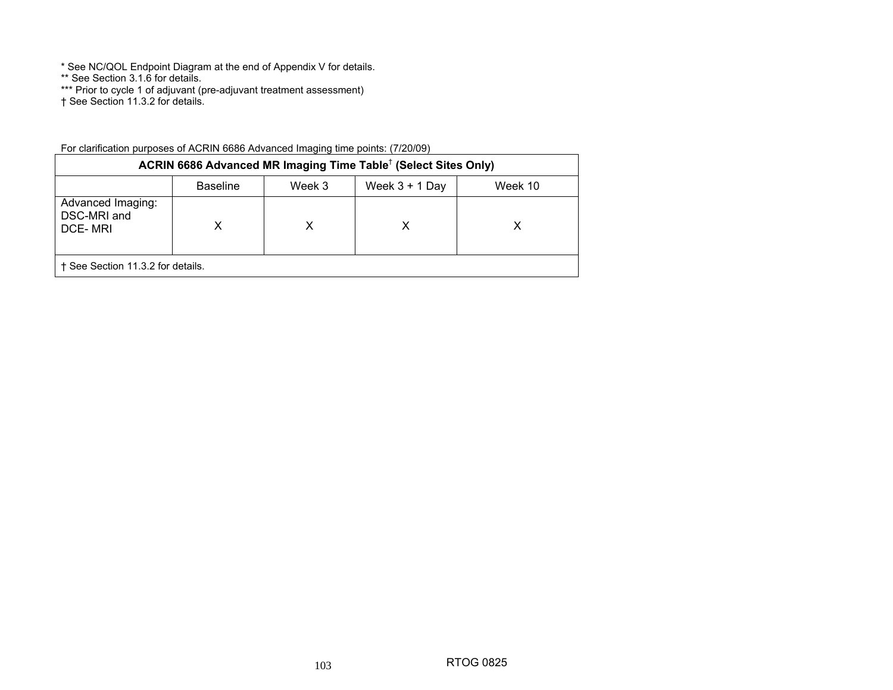* See NC/QOL Endpoint Diagram at the end of Appendix V for details.
** See Section 3.1.6 for details.
*** Prior to cycle 1 of adjuvant (pre-adjuvant treatment assessment)
† See Section 11.3.2 for details.

For clarification purposes of ACRIN 6686 Advanced Imaging time points: (7/20/09)

| **ACRIN 6686 Advanced MR Imaging Time Table† (Select Sites Only)** | | | | |
|---|---|---|---|---|
| | Baseline | Week 3 | Week 3 + 1 Day | Week 10 |
| Advanced Imaging: DSC-MRI and DCE- MRI | X | X | X | X |
| † See Section 11.3.2 for details. | | | | |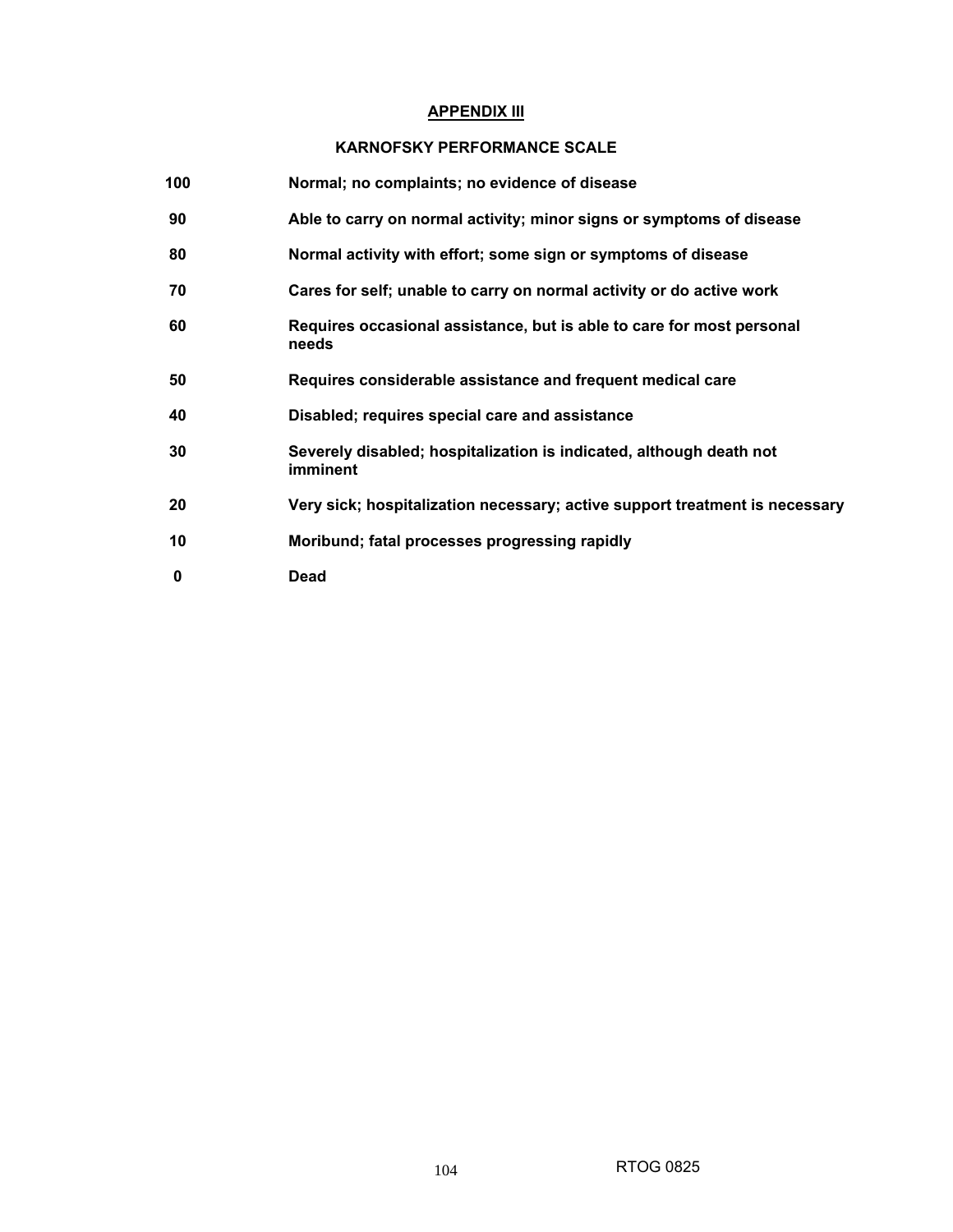## APPENDIX III

### KARNOFSKY PERFORMANCE SCALE

| | |
|---|---|
| **100** | **Normal; no complaints; no evidence of disease** |
| **90** | **Able to carry on normal activity; minor signs or symptoms of disease** |
| **80** | **Normal activity with effort; some sign or symptoms of disease** |
| **70** | **Cares for self; unable to carry on normal activity or do active work** |
| **60** | **Requires occasional assistance, but is able to care for most personal needs** |
| **50** | **Requires considerable assistance and frequent medical care** |
| **40** | **Disabled; requires special care and assistance** |
| **30** | **Severely disabled; hospitalization is indicated, although death not imminent** |
| **20** | **Very sick; hospitalization necessary; active support treatment is necessary** |
| **10** | **Moribund; fatal processes progressing rapidly** |
| **0** | **Dead** |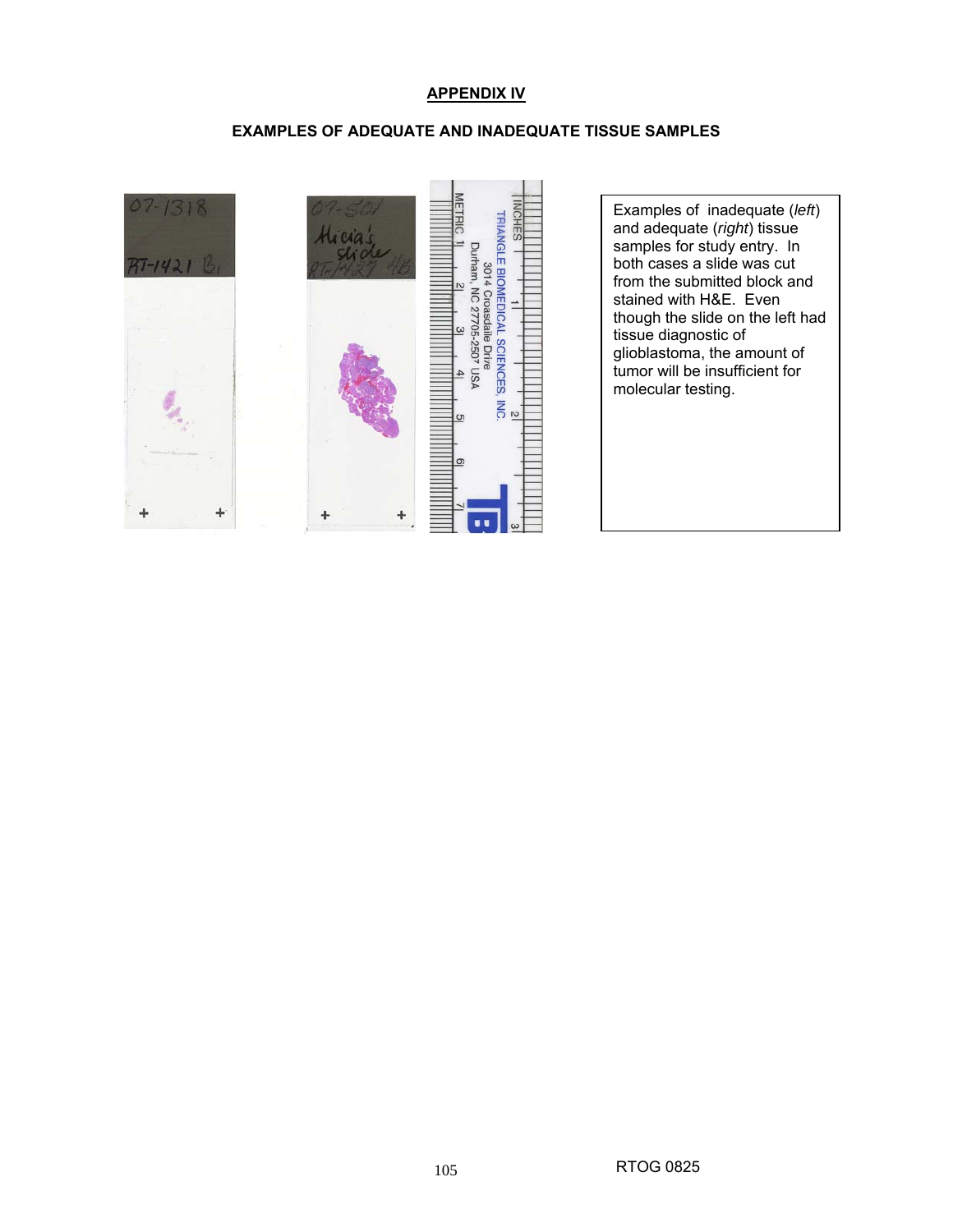## APPENDIX IV

### EXAMPLES OF ADEQUATE AND INADEQUATE TISSUE SAMPLES

Examples of inadequate (*left*) and adequate (*right*) tissue samples for study entry. In both cases a slide was cut from the submitted block and stained with H&E. Even though the slide on the left had tissue diagnostic of glioblastoma, the amount of tumor will be insufficient for molecular testing.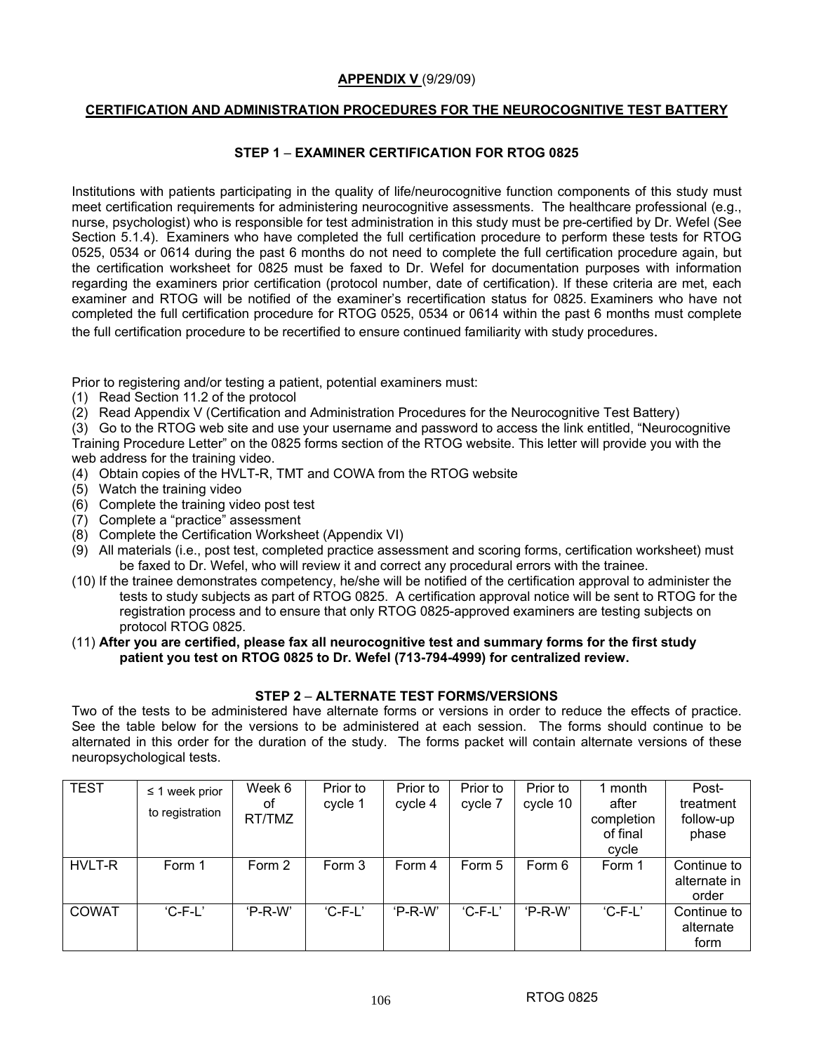**APPENDIX V** (9/29/09)

**CERTIFICATION AND ADMINISTRATION PROCEDURES FOR THE NEUROCOGNITIVE TEST BATTERY**

**STEP 1 – EXAMINER CERTIFICATION FOR RTOG 0825**

Institutions with patients participating in the quality of life/neurocognitive function components of this study must meet certification requirements for administering neurocognitive assessments. The healthcare professional (e.g., nurse, psychologist) who is responsible for test administration in this study must be pre-certified by Dr. Wefel (See Section 5.1.4). Examiners who have completed the full certification procedure to perform these tests for RTOG 0525, 0534 or 0614 during the past 6 months do not need to complete the full certification procedure again, but the certification worksheet for 0825 must be faxed to Dr. Wefel for documentation purposes with information regarding the examiners prior certification (protocol number, date of certification). If these criteria are met, each examiner and RTOG will be notified of the examiner's recertification status for 0825. Examiners who have not completed the full certification procedure for RTOG 0525, 0534 or 0614 within the past 6 months must complete the full certification procedure to be recertified to ensure continued familiarity with study procedures.

Prior to registering and/or testing a patient, potential examiners must:

(1) Read Section 11.2 of the protocol
(2) Read Appendix V (Certification and Administration Procedures for the Neurocognitive Test Battery)
(3) Go to the RTOG web site and use your username and password to access the link entitled, "Neurocognitive Training Procedure Letter" on the 0825 forms section of the RTOG website. This letter will provide you with the web address for the training video.
(4) Obtain copies of the HVLT-R, TMT and COWA from the RTOG website
(5) Watch the training video
(6) Complete the training video post test
(7) Complete a "practice" assessment
(8) Complete the Certification Worksheet (Appendix VI)
(9) All materials (i.e., post test, completed practice assessment and scoring forms, certification worksheet) must be faxed to Dr. Wefel, who will review it and correct any procedural errors with the trainee.
(10) If the trainee demonstrates competency, he/she will be notified of the certification approval to administer the tests to study subjects as part of RTOG 0825. A certification approval notice will be sent to RTOG for the registration process and to ensure that only RTOG 0825-approved examiners are testing subjects on protocol RTOG 0825.
(11) **After you are certified, please fax all neurocognitive test and summary forms for the first study patient you test on RTOG 0825 to Dr. Wefel (713-794-4999) for centralized review.**

**STEP 2 – ALTERNATE TEST FORMS/VERSIONS**

Two of the tests to be administered have alternate forms or versions in order to reduce the effects of practice. See the table below for the versions to be administered at each session. The forms should continue to be alternated in this order for the duration of the study. The forms packet will contain alternate versions of these neuropsychological tests.

| TEST | ≤ 1 week prior to registration | Week 6 of RT/TMZ | Prior to cycle 1 | Prior to cycle 4 | Prior to cycle 7 | Prior to cycle 10 | 1 month after completion of final cycle | Post-treatment follow-up phase |
|---|---|---|---|---|---|---|---|---|
| HVLT-R | Form 1 | Form 2 | Form 3 | Form 4 | Form 5 | Form 6 | Form 1 | Continue to alternate in order |
| COWAT | 'C-F-L' | 'P-R-W' | 'C-F-L' | 'P-R-W' | 'C-F-L' | 'P-R-W' | 'C-F-L' | Continue to alternate form |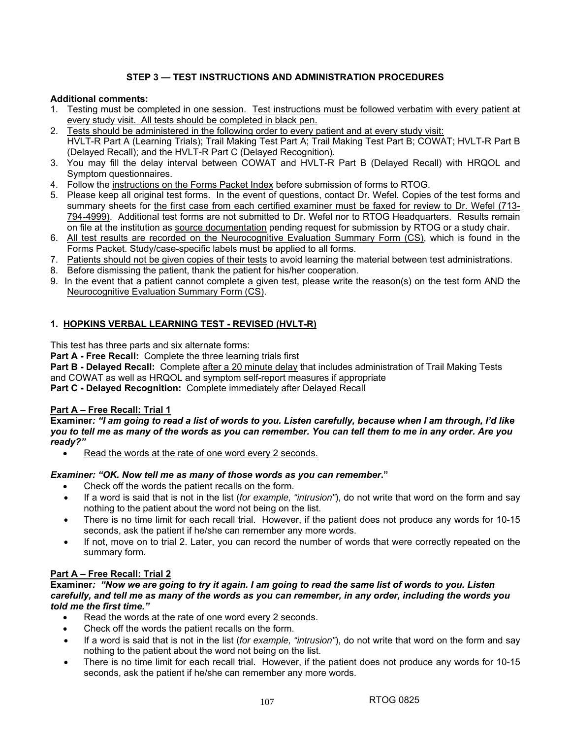## STEP 3 — TEST INSTRUCTIONS AND ADMINISTRATION PROCEDURES

**Additional comments:**

1. Testing must be completed in one session. Test instructions must be followed verbatim with every patient at every study visit. All tests should be completed in black pen.
2. Tests should be administered in the following order to every patient and at every study visit: HVLT-R Part A (Learning Trials); Trail Making Test Part A; Trail Making Test Part B; COWAT; HVLT-R Part B (Delayed Recall); and the HVLT-R Part C (Delayed Recognition).
3. You may fill the delay interval between COWAT and HVLT-R Part B (Delayed Recall) with HRQOL and Symptom questionnaires.
4. Follow the instructions on the Forms Packet Index before submission of forms to RTOG.
5. Please keep all original test forms. In the event of questions, contact Dr. Wefel. Copies of the test forms and summary sheets for the first case from each certified examiner must be faxed for review to Dr. Wefel (713-794-4999). Additional test forms are not submitted to Dr. Wefel nor to RTOG Headquarters. Results remain on file at the institution as source documentation pending request for submission by RTOG or a study chair.
6. All test results are recorded on the Neurocognitive Evaluation Summary Form (CS), which is found in the Forms Packet. Study/case-specific labels must be applied to all forms.
7. Patients should not be given copies of their tests to avoid learning the material between test administrations.
8. Before dismissing the patient, thank the patient for his/her cooperation.
9. In the event that a patient cannot complete a given test, please write the reason(s) on the test form AND the Neurocognitive Evaluation Summary Form (CS).

### 1. HOPKINS VERBAL LEARNING TEST - REVISED (HVLT-R)

This test has three parts and six alternate forms:

**Part A - Free Recall:** Complete the three learning trials first

**Part B - Delayed Recall:** Complete after a 20 minute delay that includes administration of Trail Making Tests and COWAT as well as HRQOL and symptom self-report measures if appropriate

**Part C - Delayed Recognition:** Complete immediately after Delayed Recall

**Part A – Free Recall: Trial 1**

**Examiner*: "I am going to read a list of words to you. Listen carefully, because when I am through, I'd like you to tell me as many of the words as you can remember. You can tell them to me in any order. Are you ready?"***

- Read the words at the rate of one word every 2 seconds.

***Examiner: "OK. Now tell me as many of those words as you can remember*."**

- Check off the words the patient recalls on the form.
- If a word is said that is not in the list (*for example, "intrusion"*), do not write that word on the form and say nothing to the patient about the word not being on the list.
- There is no time limit for each recall trial. However, if the patient does not produce any words for 10-15 seconds, ask the patient if he/she can remember any more words.
- If not, move on to trial 2. Later, you can record the number of words that were correctly repeated on the summary form.

**Part A – Free Recall: Trial 2**

**Examiner*: "Now we are going to try it again. I am going to read the same list of words to you. Listen carefully, and tell me as many of the words as you can remember, in any order, including the words you told me the first time."***

- Read the words at the rate of one word every 2 seconds.
- Check off the words the patient recalls on the form.
- If a word is said that is not in the list (*for example, "intrusion"*), do not write that word on the form and say nothing to the patient about the word not being on the list.
- There is no time limit for each recall trial. However, if the patient does not produce any words for 10-15 seconds, ask the patient if he/she can remember any more words.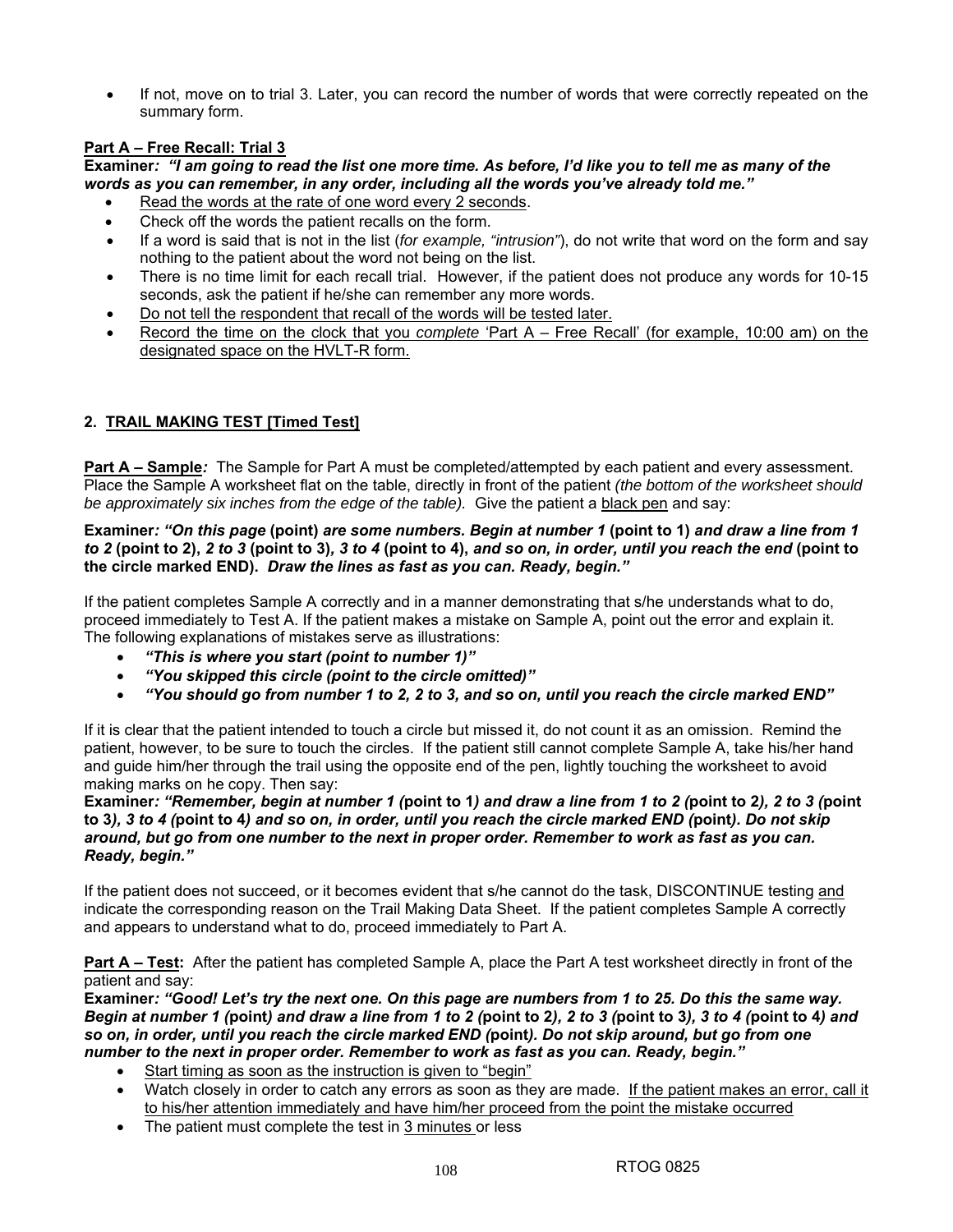- If not, move on to trial 3. Later, you can record the number of words that were correctly repeated on the summary form.

**Part A – Free Recall: Trial 3**

**Examiner*: "I am going to read the list one more time. As before, I'd like you to tell me as many of the words as you can remember, in any order, including all the words you've already told me."***

- Read the words at the rate of one word every 2 seconds.
- Check off the words the patient recalls on the form.
- If a word is said that is not in the list (*for example, "intrusion"*), do not write that word on the form and say nothing to the patient about the word not being on the list.
- There is no time limit for each recall trial. However, if the patient does not produce any words for 10-15 seconds, ask the patient if he/she can remember any more words.
- Do not tell the respondent that recall of the words will be tested later.
- Record the time on the clock that you *complete* 'Part A – Free Recall' (for example, 10:00 am) on the designated space on the HVLT-R form.

## 2. TRAIL MAKING TEST [Timed Test]

**Part A – Sample*:*** The Sample for Part A must be completed/attempted by each patient and every assessment. Place the Sample A worksheet flat on the table, directly in front of the patient *(the bottom of the worksheet should be approximately six inches from the edge of the table).* Give the patient a black pen and say:

**Examiner*: "On this page* (point) *are some numbers. Begin at number 1* (point to 1) *and draw a line from 1 to 2* (point to 2)*, 2 to 3* (point to 3)*, 3 to 4* (point to 4)*, and so on, in order, until you reach the end* (point to the circle marked END). *Draw the lines as fast as you can. Ready, begin."***

If the patient completes Sample A correctly and in a manner demonstrating that s/he understands what to do, proceed immediately to Test A. If the patient makes a mistake on Sample A, point out the error and explain it. The following explanations of mistakes serve as illustrations:

- ***"This is where you start (point to number 1)"***
- ***"You skipped this circle (point to the circle omitted)"***
- ***"You should go from number 1 to 2, 2 to 3, and so on, until you reach the circle marked END"***

If it is clear that the patient intended to touch a circle but missed it, do not count it as an omission. Remind the patient, however, to be sure to touch the circles. If the patient still cannot complete Sample A, take his/her hand and guide him/her through the trail using the opposite end of the pen, lightly touching the worksheet to avoid making marks on he copy. Then say:

**Examiner*: "Remember, begin at number 1 (*point to 1*) and draw a line from 1 to 2 (*point to 2*), 2 to 3 (*point to 3*), 3 to 4 (*point to 4*) and so on, in order, until you reach the circle marked END (*point*). Do not skip around, but go from one number to the next in proper order. Remember to work as fast as you can. Ready, begin."***

If the patient does not succeed, or it becomes evident that s/he cannot do the task, DISCONTINUE testing and indicate the corresponding reason on the Trail Making Data Sheet. If the patient completes Sample A correctly and appears to understand what to do, proceed immediately to Part A.

**Part A – Test:** After the patient has completed Sample A, place the Part A test worksheet directly in front of the patient and say:

**Examiner*: "Good! Let's try the next one. On this page are numbers from 1 to 25. Do this the same way. Begin at number 1 (*point*) and draw a line from 1 to 2 (*point to 2*), 2 to 3 (*point to 3*), 3 to 4 (*point to 4*) and so on, in order, until you reach the circle marked END (*point*). Do not skip around, but go from one number to the next in proper order. Remember to work as fast as you can. Ready, begin."***

- Start timing as soon as the instruction is given to "begin"
- Watch closely in order to catch any errors as soon as they are made. If the patient makes an error, call it to his/her attention immediately and have him/her proceed from the point the mistake occurred
- The patient must complete the test in 3 minutes or less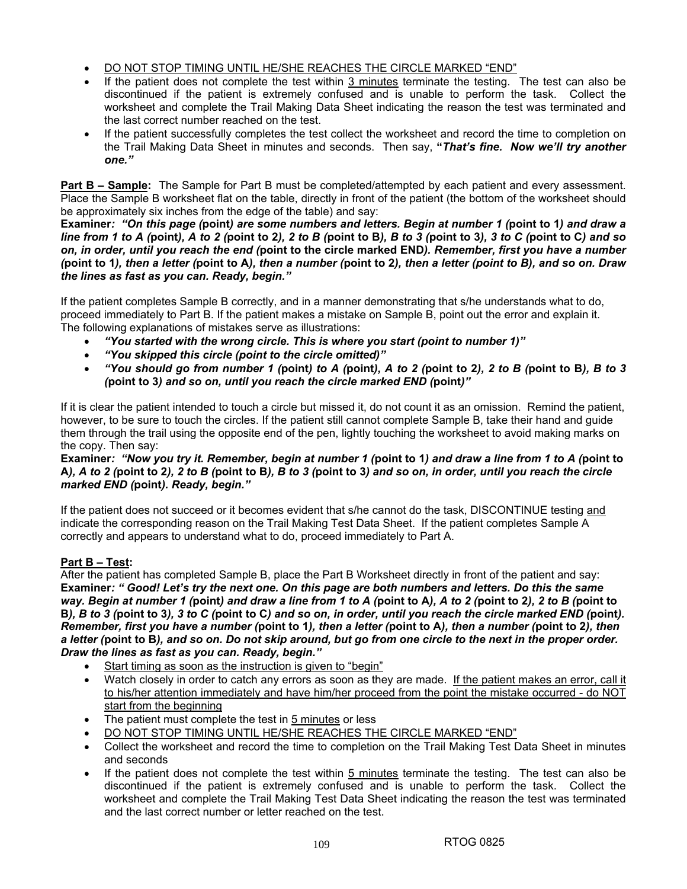- <u>DO NOT STOP TIMING UNTIL HE/SHE REACHES THE CIRCLE MARKED "END"</u>
- If the patient does not complete the test within <u>3 minutes</u> terminate the testing. The test can also be discontinued if the patient is extremely confused and is unable to perform the task. Collect the worksheet and complete the Trail Making Data Sheet indicating the reason the test was terminated and the last correct number reached on the test.
- If the patient successfully completes the test collect the worksheet and record the time to completion on the Trail Making Data Sheet in minutes and seconds. Then say, **"*That's fine. Now we'll try another one."***

**<u>Part B – Sample</u>:** The Sample for Part B must be completed/attempted by each patient and every assessment. Place the Sample B worksheet flat on the table, directly in front of the patient (the bottom of the worksheet should be approximately six inches from the edge of the table) and say:

**Examiner*: "On this page (*point*) are some numbers and letters. Begin at number 1 (*point to 1*) and draw a line from 1 to A (*point*), A to 2 (*point to 2*), 2 to B (*point to B*), B to 3 (*point to 3*), 3 to C (*point to C*) and so on, in order, until you reach the end (*point to the circle marked END*). Remember, first you have a number (*point to 1*), then a letter (*point to A*), then a number (*point to 2*), then a letter (point to B), and so on. Draw the lines as fast as you can. Ready, begin."***

If the patient completes Sample B correctly, and in a manner demonstrating that s/he understands what to do, proceed immediately to Part B. If the patient makes a mistake on Sample B, point out the error and explain it. The following explanations of mistakes serve as illustrations:

- ***"You started with the wrong circle. This is where you start (point to number 1)"***
- ***"You skipped this circle (point to the circle omitted)"***
- ***"You should go from number 1 (*point*) to A (*point*), A to 2 (*point to 2*), 2 to B (*point to B*), B to 3 (*point to 3*) and so on, until you reach the circle marked END (*point*)"***

If it is clear the patient intended to touch a circle but missed it, do not count it as an omission. Remind the patient, however, to be sure to touch the circles. If the patient still cannot complete Sample B, take their hand and guide them through the trail using the opposite end of the pen, lightly touching the worksheet to avoid making marks on the copy. Then say:

**Examiner*: "Now you try it. Remember, begin at number 1 (*point to 1*) and draw a line from 1 to A (*point to A*), A to 2 (*point to 2*), 2 to B (*point to B*), B to 3 (*point to 3*) and so on, in order, until you reach the circle marked END (*point*). Ready, begin."***

If the patient does not succeed or it becomes evident that s/he cannot do the task, DISCONTINUE testing <u>and</u> indicate the corresponding reason on the Trail Making Test Data Sheet. If the patient completes Sample A correctly and appears to understand what to do, proceed immediately to Part A.

**<u>Part B – Test</u>:**

After the patient has completed Sample B, place the Part B Worksheet directly in front of the patient and say:

**Examiner*: " Good! Let's try the next one. On this page are both numbers and letters. Do this the same way. Begin at number 1 (*point*) and draw a line from 1 to A (*point to A*), A to 2 (*point to 2*), 2 to B (*point to B*), B to 3 (*point to 3*), 3 to C (*point to C*) and so on, in order, until you reach the circle marked END (*point*). Remember, first you have a number (*point to 1*), then a letter (*point to A*), then a number (*point to 2*), then a letter (*point to B*), and so on. Do not skip around, but go from one circle to the next in the proper order. Draw the lines as fast as you can. Ready, begin."***

- <u>Start timing as soon as the instruction is given to "begin"</u>
- Watch closely in order to catch any errors as soon as they are made. <u>If the patient makes an error, call it to his/her attention immediately and have him/her proceed from the point the mistake occurred - do NOT start from the beginning</u>
- The patient must complete the test in <u>5 minutes</u> or less
- <u>DO NOT STOP TIMING UNTIL HE/SHE REACHES THE CIRCLE MARKED "END"</u>
- Collect the worksheet and record the time to completion on the Trail Making Test Data Sheet in minutes and seconds
- If the patient does not complete the test within <u>5 minutes</u> terminate the testing. The test can also be discontinued if the patient is extremely confused and is unable to perform the task. Collect the worksheet and complete the Trail Making Test Data Sheet indicating the reason the test was terminated and the last correct number or letter reached on the test.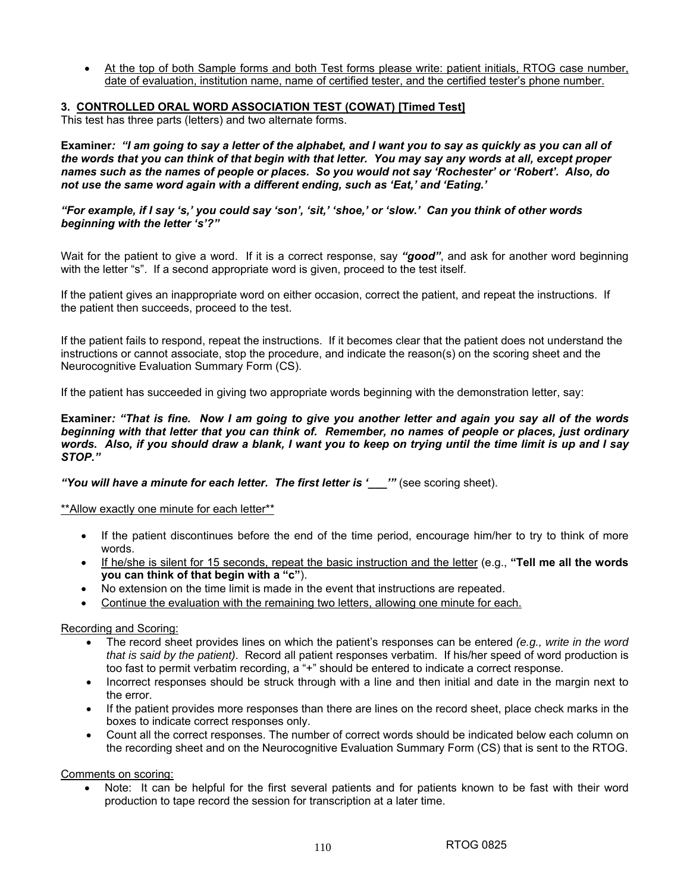- <u>At the top of both Sample forms and both Test forms please write: patient initials, RTOG case number, date of evaluation, institution name, name of certified tester, and the certified tester's phone number.</u>

### 3. <u>CONTROLLED ORAL WORD ASSOCIATION TEST (COWAT) [Timed Test]</u>

This test has three parts (letters) and two alternate forms.

**Examiner*: "I am going to say a letter of the alphabet, and I want you to say as quickly as you can all of the words that you can think of that begin with that letter. You may say any words at all, except proper names such as the names of people or places. So you would not say 'Rochester' or 'Robert'. Also, do not use the same word again with a different ending, such as 'Eat,' and 'Eating.'***

***"For example, if I say 's,' you could say 'son', 'sit,' 'shoe,' or 'slow.' Can you think of other words beginning with the letter 's'?"***

Wait for the patient to give a word. If it is a correct response, say ***"good"***, and ask for another word beginning with the letter "s". If a second appropriate word is given, proceed to the test itself.

If the patient gives an inappropriate word on either occasion, correct the patient, and repeat the instructions. If the patient then succeeds, proceed to the test.

If the patient fails to respond, repeat the instructions. If it becomes clear that the patient does not understand the instructions or cannot associate, stop the procedure, and indicate the reason(s) on the scoring sheet and the Neurocognitive Evaluation Summary Form (CS).

If the patient has succeeded in giving two appropriate words beginning with the demonstration letter, say:

**Examiner*: "That is fine. Now I am going to give you another letter and again you say all of the words beginning with that letter that you can think of. Remember, no names of people or places, just ordinary words. Also, if you should draw a blank, I want you to keep on trying until the time limit is up and I say STOP."***

***"You will have a minute for each letter. The first letter is '___'"*** (see scoring sheet).

<u>**Allow exactly one minute for each letter**</u>

- If the patient discontinues before the end of the time period, encourage him/her to try to think of more words.
- <u>If he/she is silent for 15 seconds, repeat the basic instruction and the letter</u> (e.g., **"Tell me all the words you can think of that begin with a "c"**).
- No extension on the time limit is made in the event that instructions are repeated.
- <u>Continue the evaluation with the remaining two letters, allowing one minute for each.</u>

<u>Recording and Scoring:</u>

- The record sheet provides lines on which the patient's responses can be entered *(e.g., write in the word that is said by the patient)*. Record all patient responses verbatim. If his/her speed of word production is too fast to permit verbatim recording, a "+" should be entered to indicate a correct response.
- Incorrect responses should be struck through with a line and then initial and date in the margin next to the error.
- If the patient provides more responses than there are lines on the record sheet, place check marks in the boxes to indicate correct responses only.
- Count all the correct responses. The number of correct words should be indicated below each column on the recording sheet and on the Neurocognitive Evaluation Summary Form (CS) that is sent to the RTOG.

<u>Comments on scoring:</u>

- Note: It can be helpful for the first several patients and for patients known to be fast with their word production to tape record the session for transcription at a later time.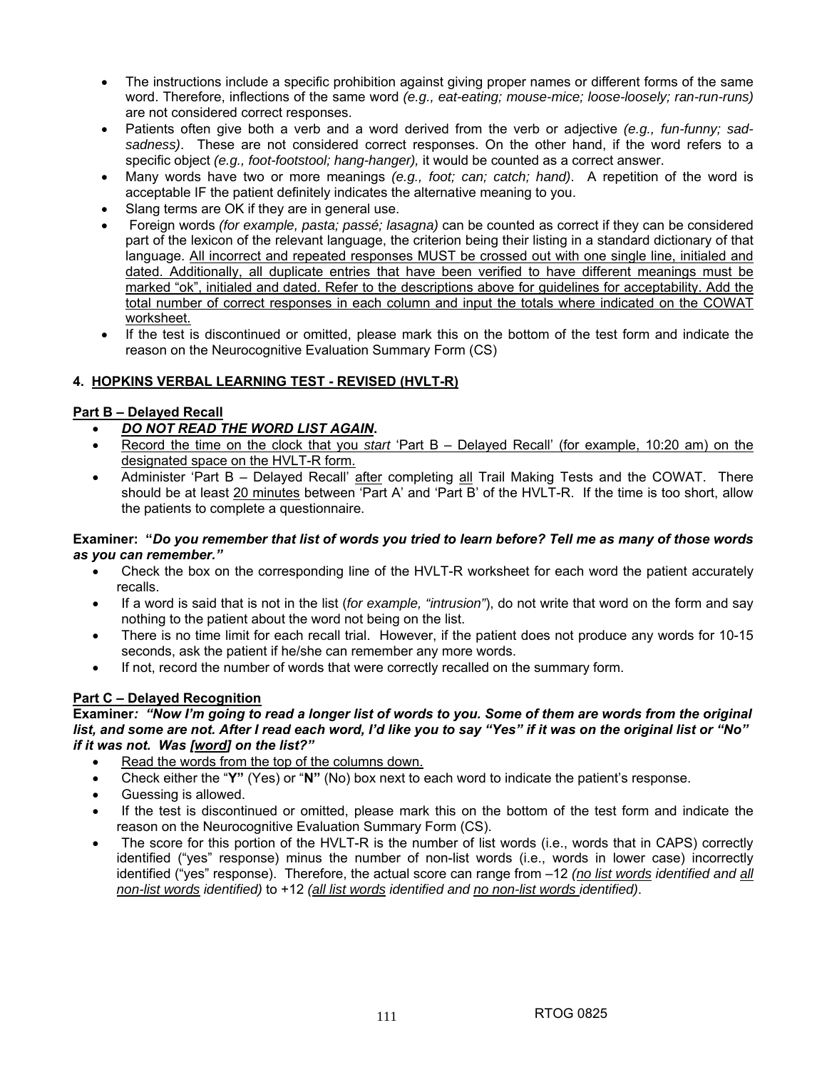- The instructions include a specific prohibition against giving proper names or different forms of the same word. Therefore, inflections of the same word *(e.g., eat-eating; mouse-mice; loose-loosely; ran-run-runs)* are not considered correct responses.
- Patients often give both a verb and a word derived from the verb or adjective *(e.g., fun-funny; sad-sadness)*. These are not considered correct responses. On the other hand, if the word refers to a specific object *(e.g., foot-footstool; hang-hanger),* it would be counted as a correct answer.
- Many words have two or more meanings *(e.g., foot; can; catch; hand)*. A repetition of the word is acceptable IF the patient definitely indicates the alternative meaning to you.
- Slang terms are OK if they are in general use.
- Foreign words *(for example, pasta; passé; lasagna)* can be counted as correct if they can be considered part of the lexicon of the relevant language, the criterion being their listing in a standard dictionary of that language. <u>All incorrect and repeated responses MUST be crossed out with one single line, initialed and dated. Additionally, all duplicate entries that have been verified to have different meanings must be marked "ok", initialed and dated. Refer to the descriptions above for guidelines for acceptability. Add the total number of correct responses in each column and input the totals where indicated on the COWAT worksheet.</u>
- If the test is discontinued or omitted, please mark this on the bottom of the test form and indicate the reason on the Neurocognitive Evaluation Summary Form (CS)

## 4. <u>HOPKINS VERBAL LEARNING TEST - REVISED (HVLT-R)</u>

### <u>Part B – Delayed Recall</u>

- ***<u>DO NOT READ THE WORD LIST AGAIN</u>*****.**
- <u>Record the time on the clock that you *start* 'Part B – Delayed Recall' (for example, 10:20 am) on the designated space on the HVLT-R form.</u>
- Administer 'Part B – Delayed Recall' <u>after</u> completing <u>all</u> Trail Making Tests and the COWAT. There should be at least <u>20 minutes</u> between 'Part A' and 'Part B' of the HVLT-R. If the time is too short, allow the patients to complete a questionnaire.

**Examiner: "*Do you remember that list of words you tried to learn before? Tell me as many of those words as you can remember."***

- Check the box on the corresponding line of the HVLT-R worksheet for each word the patient accurately recalls.
- If a word is said that is not in the list (*for example, "intrusion"*), do not write that word on the form and say nothing to the patient about the word not being on the list.
- There is no time limit for each recall trial. However, if the patient does not produce any words for 10-15 seconds, ask the patient if he/she can remember any more words.
- If not, record the number of words that were correctly recalled on the summary form.

### <u>Part C – Delayed Recognition</u>

**Examiner*: "Now I'm going to read a longer list of words to you. Some of them are words from the original list, and some are not. After I read each word, I'd like you to say "Yes" if it was on the original list or "No" if it was not. Was <u>[word]</u> on the list?"***

- <u>Read the words from the top of the columns down.</u>
- Check either the "**Y"** (Yes) or "**N"** (No) box next to each word to indicate the patient's response.
- Guessing is allowed.
- If the test is discontinued or omitted, please mark this on the bottom of the test form and indicate the reason on the Neurocognitive Evaluation Summary Form (CS).
- The score for this portion of the HVLT-R is the number of list words (i.e., words that in CAPS) correctly identified ("yes" response) minus the number of non-list words (i.e., words in lower case) incorrectly identified ("yes" response). Therefore, the actual score can range from –12 *(<u>no list words</u> identified and <u>all non-list words</u> identified)* to +12 *(<u>all list words</u> identified and <u>no non-list words</u> identified)*.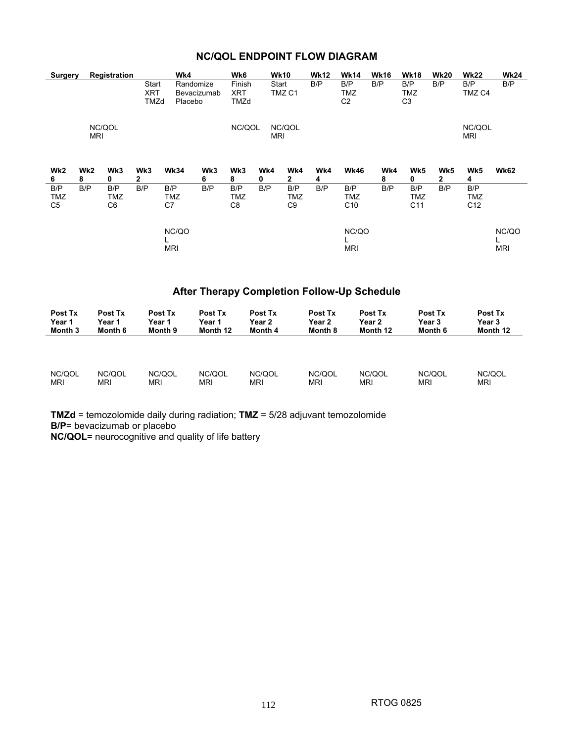## NC/QOL ENDPOINT FLOW DIAGRAM

| Surgery | Registration | | Wk4 | Wk6 | Wk10 | Wk12 | Wk14 | Wk16 | Wk18 | Wk20 | Wk22 | Wk24 |
|---|---|---|---|---|---|---|---|---|---|---|---|---|
| | | Start XRT TMZd | Randomize Bevacizumab Placebo | Finish XRT TMZd | Start TMZ C1 | B/P | B/P TMZ C2 | B/P | B/P TMZ C3 | B/P | B/P TMZ C4 | B/P |
| | NC/QOL MRI | | | NC/QOL | NC/QOL MRI | | | | | | NC/QOL MRI | |

| Wk26 | Wk28 | Wk30 | Wk32 | Wk34 | Wk36 | Wk38 | Wk40 | Wk42 | Wk44 | Wk46 | Wk48 | Wk50 | Wk52 | Wk54 | Wk62 |
|---|---|---|---|---|---|---|---|---|---|---|---|---|---|---|---|
| B/P TMZ C5 | B/P | B/P TMZ C6 | B/P | B/P TMZ C7 | B/P | B/P TMZ C8 | B/P | B/P TMZ C9 | B/P | B/P TMZ C10 | B/P | B/P TMZ C11 | B/P | B/P TMZ C12 | |
| | | | | NC/QOL MRI | | | | | | NC/QOL MRI | | | | | NC/QOL MRI |

## After Therapy Completion Follow-Up Schedule

| Post Tx Year 1 Month 3 | Post Tx Year 1 Month 6 | Post Tx Year 1 Month 9 | Post Tx Year 1 Month 12 | Post Tx Year 2 Month 4 | Post Tx Year 2 Month 8 | Post Tx Year 2 Month 12 | Post Tx Year 3 Month 6 | Post Tx Year 3 Month 12 |
|---|---|---|---|---|---|---|---|---|
| NC/QOL MRI | NC/QOL MRI | NC/QOL MRI | NC/QOL MRI | NC/QOL MRI | NC/QOL MRI | NC/QOL MRI | NC/QOL MRI | NC/QOL MRI |

**TMZd** = temozolomide daily during radiation; **TMZ** = 5/28 adjuvant temozolomide
**B/P**= bevacizumab or placebo
**NC/QOL**= neurocognitive and quality of life battery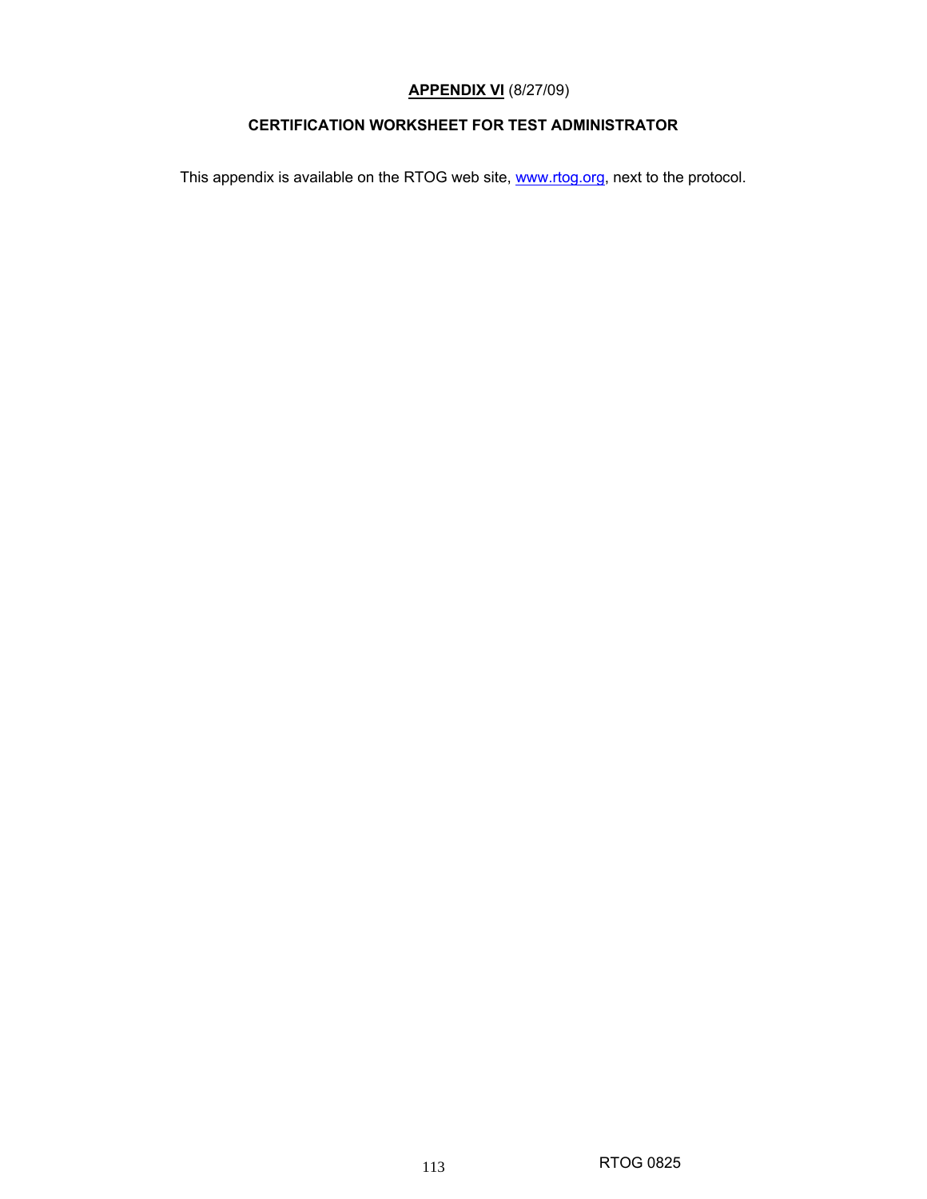**APPENDIX VI** (8/27/09)

**CERTIFICATION WORKSHEET FOR TEST ADMINISTRATOR**

This appendix is available on the RTOG web site, www.rtog.org, next to the protocol.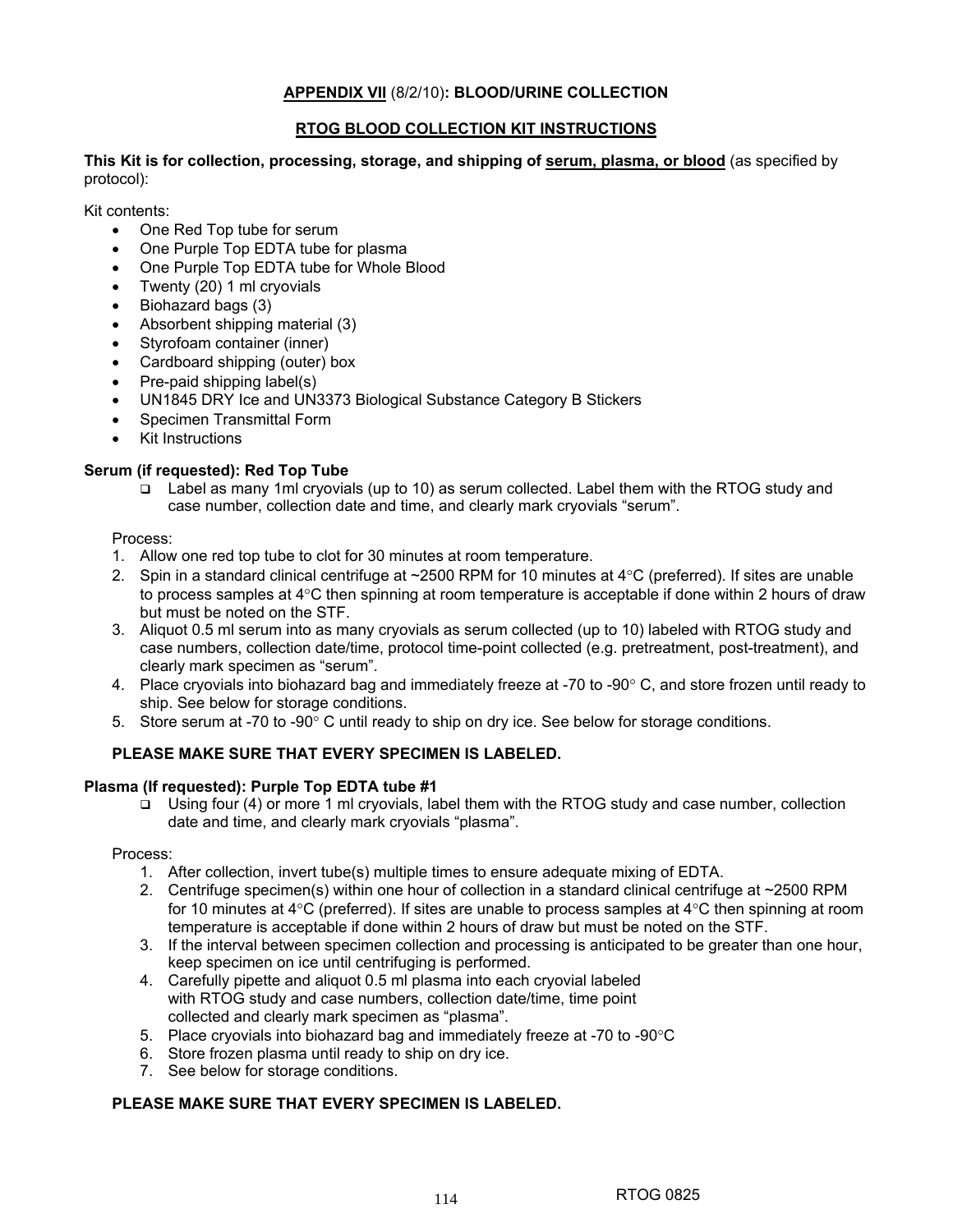**APPENDIX VII** (8/2/10)**: BLOOD/URINE COLLECTION**

**RTOG BLOOD COLLECTION KIT INSTRUCTIONS**

**This Kit is for collection, processing, storage, and shipping of serum, plasma, or blood** (as specified by protocol):

Kit contents:

- One Red Top tube for serum
- One Purple Top EDTA tube for plasma
- One Purple Top EDTA tube for Whole Blood
- Twenty (20) 1 ml cryovials
- Biohazard bags (3)
- Absorbent shipping material (3)
- Styrofoam container (inner)
- Cardboard shipping (outer) box
- Pre-paid shipping label(s)
- UN1845 DRY Ice and UN3373 Biological Substance Category B Stickers
- Specimen Transmittal Form
- Kit Instructions

**Serum (if requested): Red Top Tube**

- ❑ Label as many 1ml cryovials (up to 10) as serum collected. Label them with the RTOG study and case number, collection date and time, and clearly mark cryovials "serum".

Process:

1. Allow one red top tube to clot for 30 minutes at room temperature.
2. Spin in a standard clinical centrifuge at ~2500 RPM for 10 minutes at 4°C (preferred). If sites are unable to process samples at 4°C then spinning at room temperature is acceptable if done within 2 hours of draw but must be noted on the STF.
3. Aliquot 0.5 ml serum into as many cryovials as serum collected (up to 10) labeled with RTOG study and case numbers, collection date/time, protocol time-point collected (e.g. pretreatment, post-treatment), and clearly mark specimen as "serum".
4. Place cryovials into biohazard bag and immediately freeze at -70 to -90° C, and store frozen until ready to ship. See below for storage conditions.
5. Store serum at -70 to -90° C until ready to ship on dry ice. See below for storage conditions.

**PLEASE MAKE SURE THAT EVERY SPECIMEN IS LABELED.**

**Plasma (If requested): Purple Top EDTA tube #1**

- ❑ Using four (4) or more 1 ml cryovials, label them with the RTOG study and case number, collection date and time, and clearly mark cryovials "plasma".

Process:

1. After collection, invert tube(s) multiple times to ensure adequate mixing of EDTA.
2. Centrifuge specimen(s) within one hour of collection in a standard clinical centrifuge at ~2500 RPM for 10 minutes at 4°C (preferred). If sites are unable to process samples at 4°C then spinning at room temperature is acceptable if done within 2 hours of draw but must be noted on the STF.
3. If the interval between specimen collection and processing is anticipated to be greater than one hour, keep specimen on ice until centrifuging is performed.
4. Carefully pipette and aliquot 0.5 ml plasma into each cryovial labeled with RTOG study and case numbers, collection date/time, time point collected and clearly mark specimen as "plasma".
5. Place cryovials into biohazard bag and immediately freeze at -70 to -90°C
6. Store frozen plasma until ready to ship on dry ice.
7. See below for storage conditions.

**PLEASE MAKE SURE THAT EVERY SPECIMEN IS LABELED.**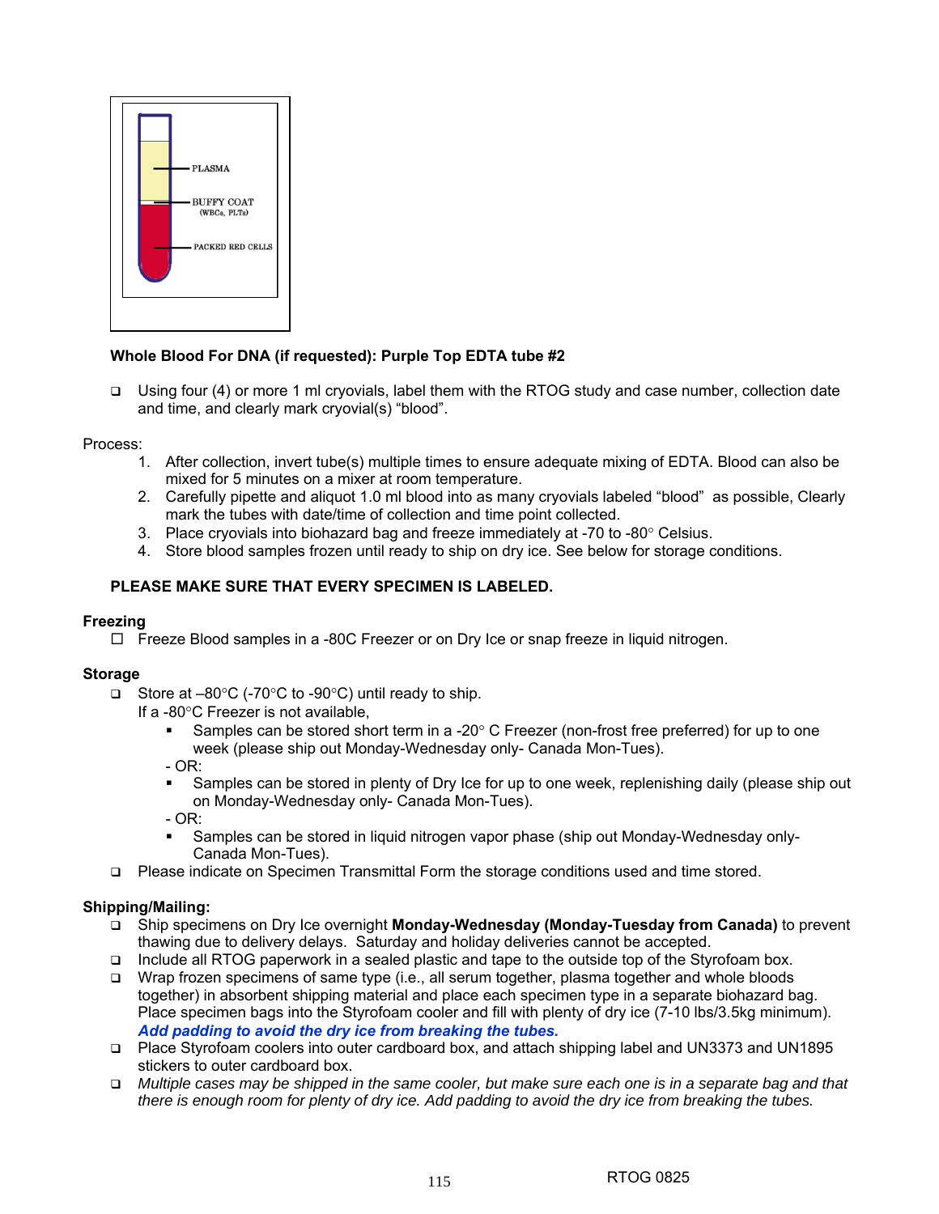**Whole Blood For DNA (if requested): Purple Top EDTA tube #2**

- Using four (4) or more 1 ml cryovials, label them with the RTOG study and case number, collection date and time, and clearly mark cryovial(s) "blood".

Process:

1. After collection, invert tube(s) multiple times to ensure adequate mixing of EDTA. Blood can also be mixed for 5 minutes on a mixer at room temperature.
2. Carefully pipette and aliquot 1.0 ml blood into as many cryovials labeled "blood" as possible, Clearly mark the tubes with date/time of collection and time point collected.
3. Place cryovials into biohazard bag and freeze immediately at -70 to -80° Celsius.
4. Store blood samples frozen until ready to ship on dry ice. See below for storage conditions.

**PLEASE MAKE SURE THAT EVERY SPECIMEN IS LABELED.**

**Freezing**

- Freeze Blood samples in a -80C Freezer or on Dry Ice or snap freeze in liquid nitrogen.

**Storage**

- Store at –80°C (-70°C to -90°C) until ready to ship.
  If a -80°C Freezer is not available,
  - Samples can be stored short term in a -20° C Freezer (non-frost free preferred) for up to one week (please ship out Monday-Wednesday only- Canada Mon-Tues).

  - OR:
  - Samples can be stored in plenty of Dry Ice for up to one week, replenishing daily (please ship out on Monday-Wednesday only- Canada Mon-Tues).

  - OR:
  - Samples can be stored in liquid nitrogen vapor phase (ship out Monday-Wednesday only- Canada Mon-Tues).
- Please indicate on Specimen Transmittal Form the storage conditions used and time stored.

**Shipping/Mailing:**

- Ship specimens on Dry Ice overnight **Monday-Wednesday (Monday-Tuesday from Canada)** to prevent thawing due to delivery delays. Saturday and holiday deliveries cannot be accepted.
- Include all RTOG paperwork in a sealed plastic and tape to the outside top of the Styrofoam box.
- Wrap frozen specimens of same type (i.e., all serum together, plasma together and whole bloods together) in absorbent shipping material and place each specimen type in a separate biohazard bag. Place specimen bags into the Styrofoam cooler and fill with plenty of dry ice (7-10 lbs/3.5kg minimum). ***Add padding to avoid the dry ice from breaking the tubes.***
- Place Styrofoam coolers into outer cardboard box, and attach shipping label and UN3373 and UN1895 stickers to outer cardboard box.
- *Multiple cases may be shipped in the same cooler, but make sure each one is in a separate bag and that there is enough room for plenty of dry ice. Add padding to avoid the dry ice from breaking the tubes.*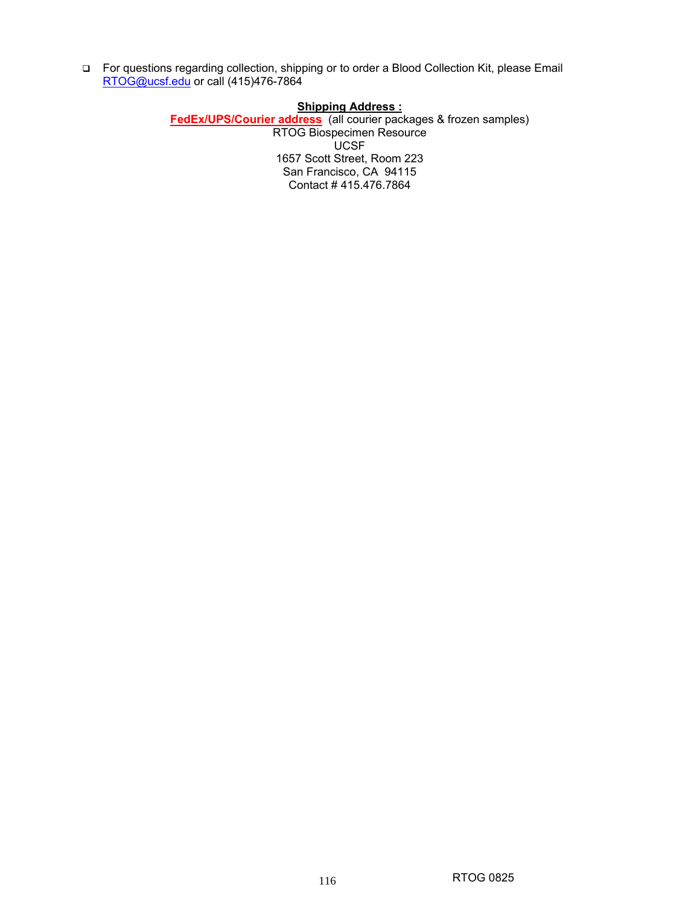- For questions regarding collection, shipping or to order a Blood Collection Kit, please Email RTOG@ucsf.edu or call (415)476-7864

**Shipping Address :**

**FedEx/UPS/Courier address** (all courier packages & frozen samples)
RTOG Biospecimen Resource
UCSF
1657 Scott Street, Room 223
San Francisco, CA 94115
Contact # 415.476.7864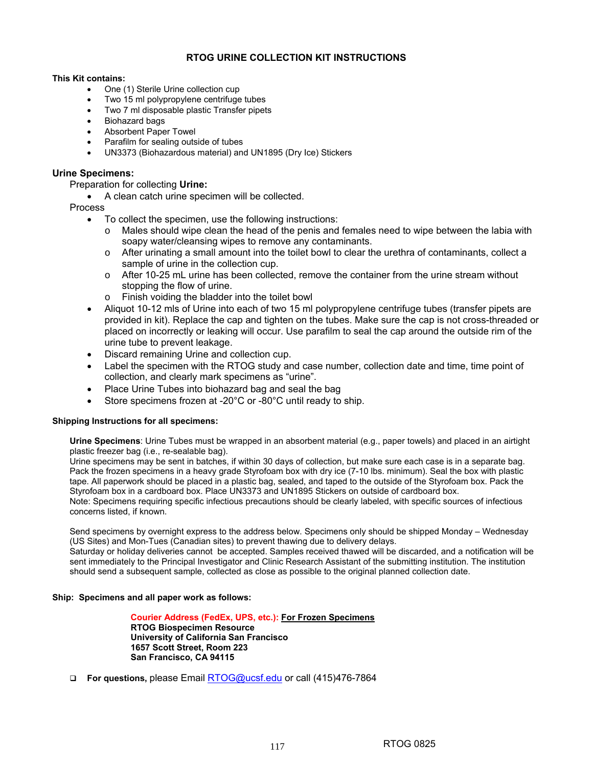# RTOG URINE COLLECTION KIT INSTRUCTIONS

**This Kit contains:**

- One (1) Sterile Urine collection cup
- Two 15 ml polypropylene centrifuge tubes
- Two 7 ml disposable plastic Transfer pipets
- Biohazard bags
- Absorbent Paper Towel
- Parafilm for sealing outside of tubes
- UN3373 (Biohazardous material) and UN1895 (Dry Ice) Stickers

## Urine Specimens:

Preparation for collecting **Urine:**

- A clean catch urine specimen will be collected.

Process

- To collect the specimen, use the following instructions:
  - Males should wipe clean the head of the penis and females need to wipe between the labia with soapy water/cleansing wipes to remove any contaminants.
  - After urinating a small amount into the toilet bowl to clear the urethra of contaminants, collect a sample of urine in the collection cup.
  - After 10-25 mL urine has been collected, remove the container from the urine stream without stopping the flow of urine.
  - Finish voiding the bladder into the toilet bowl
- Aliquot 10-12 mls of Urine into each of two 15 ml polypropylene centrifuge tubes (transfer pipets are provided in kit). Replace the cap and tighten on the tubes. Make sure the cap is not cross-threaded or placed on incorrectly or leaking will occur. Use parafilm to seal the cap around the outside rim of the urine tube to prevent leakage.
- Discard remaining Urine and collection cup.
- Label the specimen with the RTOG study and case number, collection date and time, time point of collection, and clearly mark specimens as "urine".
- Place Urine Tubes into biohazard bag and seal the bag
- Store specimens frozen at -20°C or -80°C until ready to ship.

**Shipping Instructions for all specimens:**

**Urine Specimens**: Urine Tubes must be wrapped in an absorbent material (e.g., paper towels) and placed in an airtight plastic freezer bag (i.e., re-sealable bag).
Urine specimens may be sent in batches, if within 30 days of collection, but make sure each case is in a separate bag. Pack the frozen specimens in a heavy grade Styrofoam box with dry ice (7-10 lbs. minimum). Seal the box with plastic tape. All paperwork should be placed in a plastic bag, sealed, and taped to the outside of the Styrofoam box. Pack the Styrofoam box in a cardboard box. Place UN3373 and UN1895 Stickers on outside of cardboard box.
Note: Specimens requiring specific infectious precautions should be clearly labeled, with specific sources of infectious concerns listed, if known.

Send specimens by overnight express to the address below. Specimens only should be shipped Monday – Wednesday (US Sites) and Mon-Tues (Canadian sites) to prevent thawing due to delivery delays.
Saturday or holiday deliveries cannot be accepted. Samples received thawed will be discarded, and a notification will be sent immediately to the Principal Investigator and Clinic Research Assistant of the submitting institution. The institution should send a subsequent sample, collected as close as possible to the original planned collection date.

**Ship: Specimens and all paper work as follows:**

**Courier Address (FedEx, UPS, etc.):** **For Frozen Specimens**
**RTOG Biospecimen Resource**
**University of California San Francisco**
**1657 Scott Street, Room 223**
**San Francisco, CA 94115**

- **For questions,** please Email RTOG@ucsf.edu or call (415)476-7864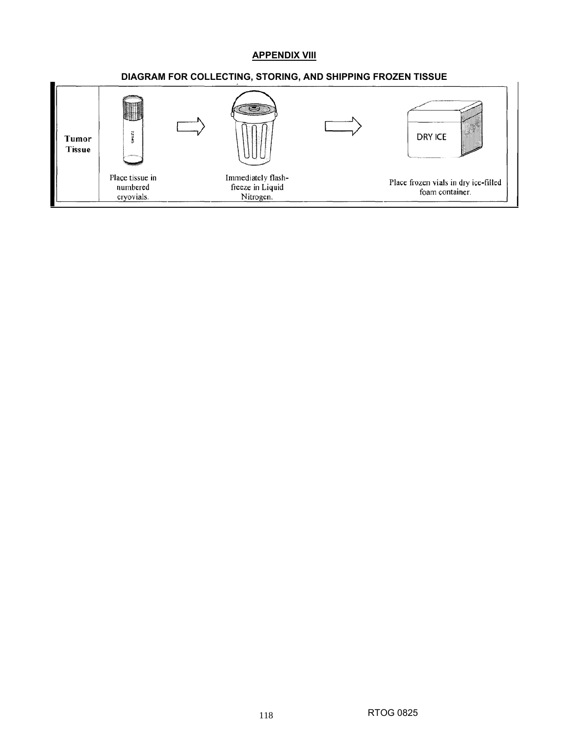## APPENDIX VIII

### DIAGRAM FOR COLLECTING, STORING, AND SHIPPING FROZEN TISSUE

| | | | | | |
|---|---|---|---|---|---|
| **Tumor Tissue** | Place tissue in numbered cryovials. | ⇨ | Immediately flash-freeze in Liquid Nitrogen. | ⇨ | DRY ICE<br>Place frozen vials in dry ice-filled foam container. |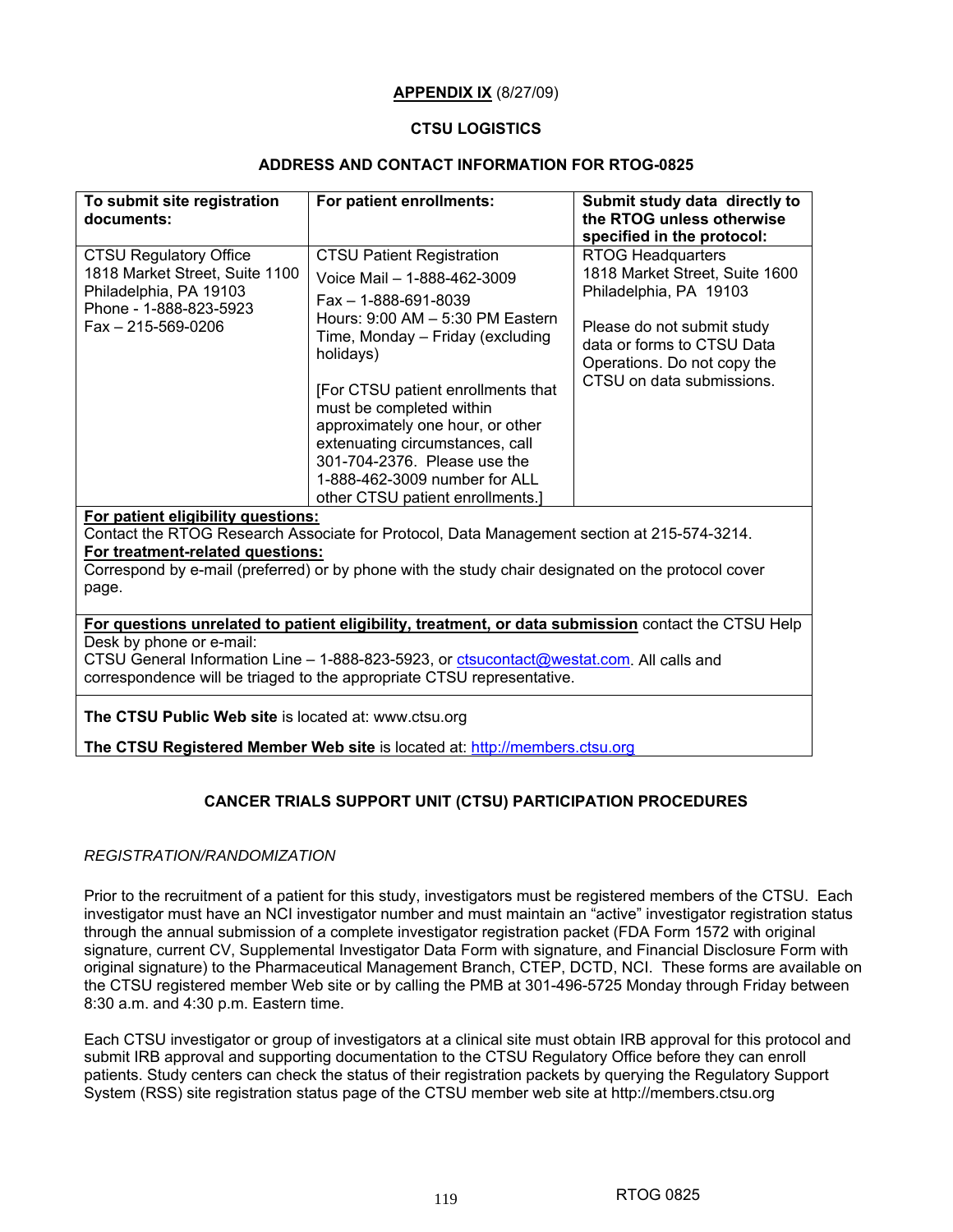**APPENDIX IX** (8/27/09)

**CTSU LOGISTICS**

**ADDRESS AND CONTACT INFORMATION FOR RTOG-0825**

| To submit site registration documents: | For patient enrollments: | Submit study data directly to the RTOG unless otherwise specified in the protocol: |
|---|---|---|
| CTSU Regulatory Office<br>1818 Market Street, Suite 1100<br>Philadelphia, PA 19103<br>Phone - 1-888-823-5923<br>Fax – 215-569-0206 | CTSU Patient Registration<br>Voice Mail – 1-888-462-3009<br>Fax – 1-888-691-8039<br>Hours: 9:00 AM – 5:30 PM Eastern Time, Monday – Friday (excluding holidays)<br><br>[For CTSU patient enrollments that must be completed within approximately one hour, or other extenuating circumstances, call 301-704-2376. Please use the 1-888-462-3009 number for ALL other CTSU patient enrollments.] | RTOG Headquarters<br>1818 Market Street, Suite 1600<br>Philadelphia, PA 19103<br><br>Please do not submit study data or forms to CTSU Data Operations. Do not copy the CTSU on data submissions. |

**For patient eligibility questions:**
Contact the RTOG Research Associate for Protocol, Data Management section at 215-574-3214.

**For treatment-related questions:**
Correspond by e-mail (preferred) or by phone with the study chair designated on the protocol cover page.

**For questions unrelated to patient eligibility, treatment, or data submission** contact the CTSU Help Desk by phone or e-mail:
CTSU General Information Line – 1-888-823-5923, or ctsucontact@westat.com. All calls and correspondence will be triaged to the appropriate CTSU representative.

**The CTSU Public Web site** is located at: www.ctsu.org

**The CTSU Registered Member Web site** is located at: http://members.ctsu.org

**CANCER TRIALS SUPPORT UNIT (CTSU) PARTICIPATION PROCEDURES**

*REGISTRATION/RANDOMIZATION*

Prior to the recruitment of a patient for this study, investigators must be registered members of the CTSU. Each investigator must have an NCI investigator number and must maintain an "active" investigator registration status through the annual submission of a complete investigator registration packet (FDA Form 1572 with original signature, current CV, Supplemental Investigator Data Form with signature, and Financial Disclosure Form with original signature) to the Pharmaceutical Management Branch, CTEP, DCTD, NCI. These forms are available on the CTSU registered member Web site or by calling the PMB at 301-496-5725 Monday through Friday between 8:30 a.m. and 4:30 p.m. Eastern time.

Each CTSU investigator or group of investigators at a clinical site must obtain IRB approval for this protocol and submit IRB approval and supporting documentation to the CTSU Regulatory Office before they can enroll patients. Study centers can check the status of their registration packets by querying the Regulatory Support System (RSS) site registration status page of the CTSU member web site at http://members.ctsu.org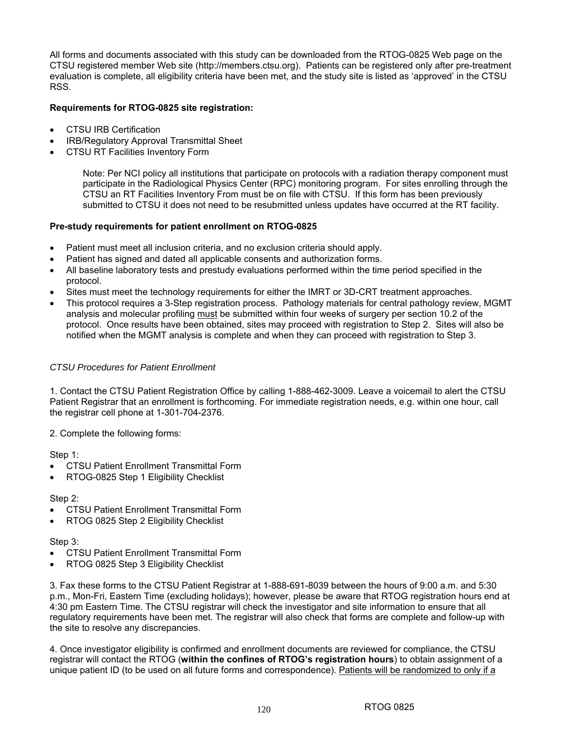All forms and documents associated with this study can be downloaded from the RTOG-0825 Web page on the CTSU registered member Web site (http://members.ctsu.org). Patients can be registered only after pre-treatment evaluation is complete, all eligibility criteria have been met, and the study site is listed as 'approved' in the CTSU RSS.

**Requirements for RTOG-0825 site registration:**

- CTSU IRB Certification
- IRB/Regulatory Approval Transmittal Sheet
- CTSU RT Facilities Inventory Form

  Note: Per NCI policy all institutions that participate on protocols with a radiation therapy component must participate in the Radiological Physics Center (RPC) monitoring program. For sites enrolling through the CTSU an RT Facilities Inventory From must be on file with CTSU. If this form has been previously submitted to CTSU it does not need to be resubmitted unless updates have occurred at the RT facility.

**Pre-study requirements for patient enrollment on RTOG-0825**

- Patient must meet all inclusion criteria, and no exclusion criteria should apply.
- Patient has signed and dated all applicable consents and authorization forms.
- All baseline laboratory tests and prestudy evaluations performed within the time period specified in the protocol.
- Sites must meet the technology requirements for either the IMRT or 3D-CRT treatment approaches.
- This protocol requires a 3-Step registration process. Pathology materials for central pathology review, MGMT analysis and molecular profiling must be submitted within four weeks of surgery per section 10.2 of the protocol. Once results have been obtained, sites may proceed with registration to Step 2. Sites will also be notified when the MGMT analysis is complete and when they can proceed with registration to Step 3.

*CTSU Procedures for Patient Enrollment*

1. Contact the CTSU Patient Registration Office by calling 1-888-462-3009. Leave a voicemail to alert the CTSU Patient Registrar that an enrollment is forthcoming. For immediate registration needs, e.g. within one hour, call the registrar cell phone at 1-301-704-2376.

2. Complete the following forms:

Step 1:
- CTSU Patient Enrollment Transmittal Form
- RTOG-0825 Step 1 Eligibility Checklist

Step 2:
- CTSU Patient Enrollment Transmittal Form
- RTOG 0825 Step 2 Eligibility Checklist

Step 3:
- CTSU Patient Enrollment Transmittal Form
- RTOG 0825 Step 3 Eligibility Checklist

3. Fax these forms to the CTSU Patient Registrar at 1-888-691-8039 between the hours of 9:00 a.m. and 5:30 p.m., Mon-Fri, Eastern Time (excluding holidays); however, please be aware that RTOG registration hours end at 4:30 pm Eastern Time. The CTSU registrar will check the investigator and site information to ensure that all regulatory requirements have been met. The registrar will also check that forms are complete and follow-up with the site to resolve any discrepancies.

4. Once investigator eligibility is confirmed and enrollment documents are reviewed for compliance, the CTSU registrar will contact the RTOG (**within the confines of RTOG's registration hours**) to obtain assignment of a unique patient ID (to be used on all future forms and correspondence). Patients will be randomized to only if a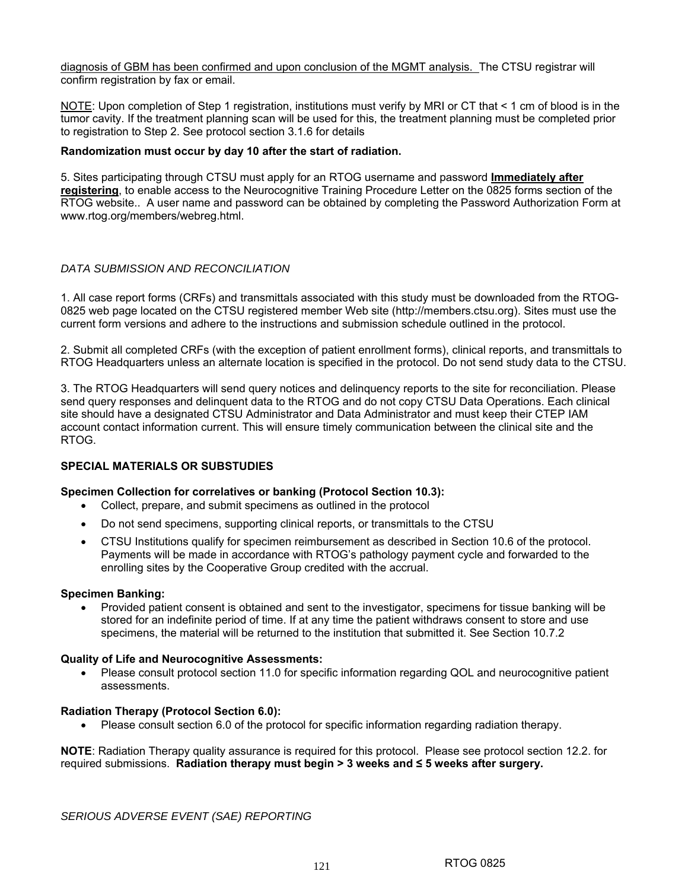diagnosis of GBM has been confirmed and upon conclusion of the MGMT analysis. The CTSU registrar will confirm registration by fax or email.

NOTE: Upon completion of Step 1 registration, institutions must verify by MRI or CT that < 1 cm of blood is in the tumor cavity. If the treatment planning scan will be used for this, the treatment planning must be completed prior to registration to Step 2. See protocol section 3.1.6 for details

**Randomization must occur by day 10 after the start of radiation.**

5. Sites participating through CTSU must apply for an RTOG username and password **Immediately after registering**, to enable access to the Neurocognitive Training Procedure Letter on the 0825 forms section of the RTOG website.. A user name and password can be obtained by completing the Password Authorization Form at www.rtog.org/members/webreg.html.

*DATA SUBMISSION AND RECONCILIATION*

1. All case report forms (CRFs) and transmittals associated with this study must be downloaded from the RTOG-0825 web page located on the CTSU registered member Web site (http://members.ctsu.org). Sites must use the current form versions and adhere to the instructions and submission schedule outlined in the protocol.

2. Submit all completed CRFs (with the exception of patient enrollment forms), clinical reports, and transmittals to RTOG Headquarters unless an alternate location is specified in the protocol. Do not send study data to the CTSU.

3. The RTOG Headquarters will send query notices and delinquency reports to the site for reconciliation. Please send query responses and delinquent data to the RTOG and do not copy CTSU Data Operations. Each clinical site should have a designated CTSU Administrator and Data Administrator and must keep their CTEP IAM account contact information current. This will ensure timely communication between the clinical site and the RTOG.

**SPECIAL MATERIALS OR SUBSTUDIES**

**Specimen Collection for correlatives or banking (Protocol Section 10.3):**

- Collect, prepare, and submit specimens as outlined in the protocol
- Do not send specimens, supporting clinical reports, or transmittals to the CTSU
- CTSU Institutions qualify for specimen reimbursement as described in Section 10.6 of the protocol. Payments will be made in accordance with RTOG's pathology payment cycle and forwarded to the enrolling sites by the Cooperative Group credited with the accrual.

**Specimen Banking:**

- Provided patient consent is obtained and sent to the investigator, specimens for tissue banking will be stored for an indefinite period of time. If at any time the patient withdraws consent to store and use specimens, the material will be returned to the institution that submitted it. See Section 10.7.2

**Quality of Life and Neurocognitive Assessments:**

- Please consult protocol section 11.0 for specific information regarding QOL and neurocognitive patient assessments.

**Radiation Therapy (Protocol Section 6.0):**

- Please consult section 6.0 of the protocol for specific information regarding radiation therapy.

**NOTE**: Radiation Therapy quality assurance is required for this protocol. Please see protocol section 12.2. for required submissions. **Radiation therapy must begin > 3 weeks and ≤ 5 weeks after surgery.**

*SERIOUS ADVERSE EVENT (SAE) REPORTING*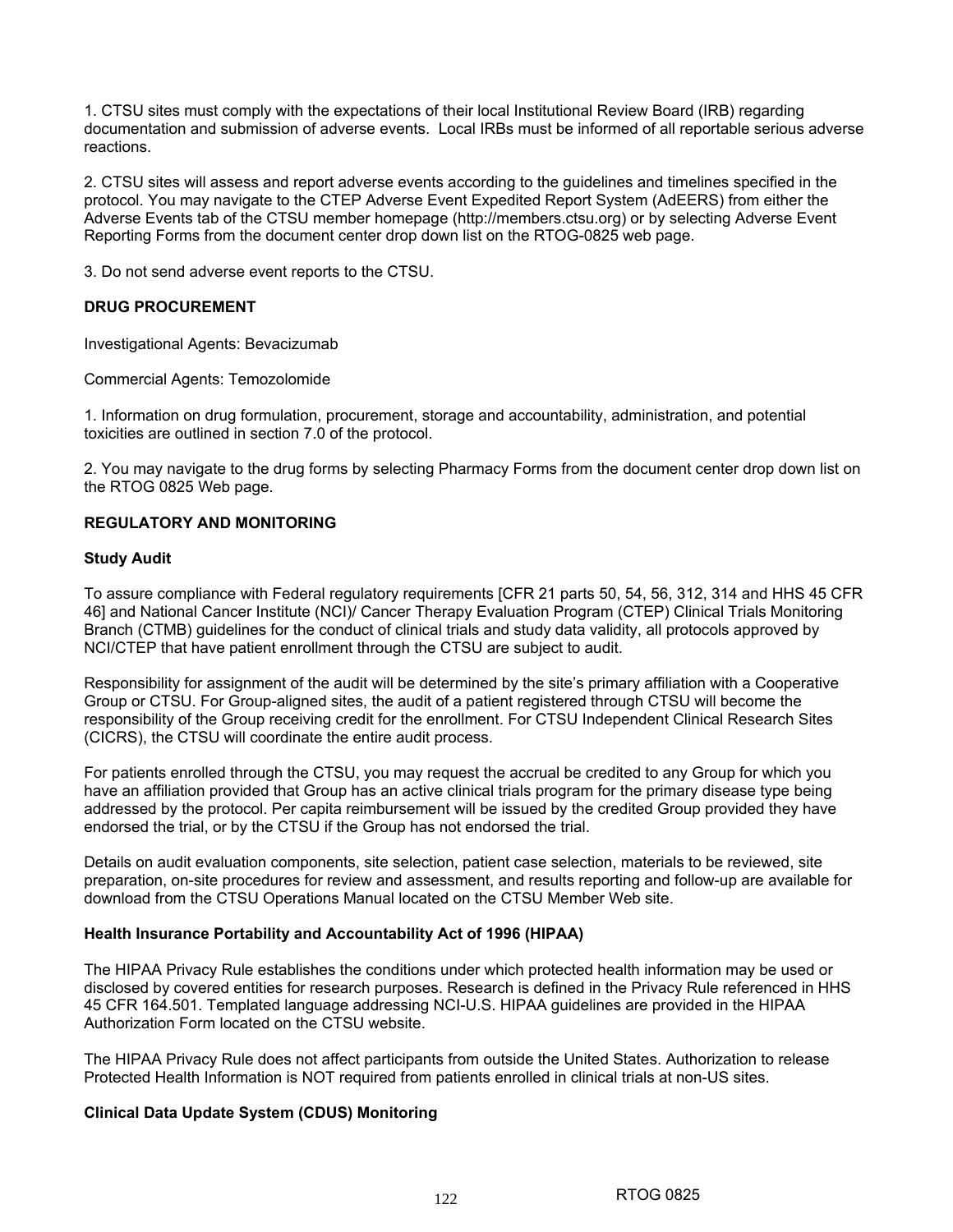1. CTSU sites must comply with the expectations of their local Institutional Review Board (IRB) regarding documentation and submission of adverse events. Local IRBs must be informed of all reportable serious adverse reactions.

2. CTSU sites will assess and report adverse events according to the guidelines and timelines specified in the protocol. You may navigate to the CTEP Adverse Event Expedited Report System (AdEERS) from either the Adverse Events tab of the CTSU member homepage (http://members.ctsu.org) or by selecting Adverse Event Reporting Forms from the document center drop down list on the RTOG-0825 web page.

3. Do not send adverse event reports to the CTSU.

**DRUG PROCUREMENT**

Investigational Agents: Bevacizumab

Commercial Agents: Temozolomide

1. Information on drug formulation, procurement, storage and accountability, administration, and potential toxicities are outlined in section 7.0 of the protocol.

2. You may navigate to the drug forms by selecting Pharmacy Forms from the document center drop down list on the RTOG 0825 Web page.

**REGULATORY AND MONITORING**

**Study Audit**

To assure compliance with Federal regulatory requirements [CFR 21 parts 50, 54, 56, 312, 314 and HHS 45 CFR 46] and National Cancer Institute (NCI)/ Cancer Therapy Evaluation Program (CTEP) Clinical Trials Monitoring Branch (CTMB) guidelines for the conduct of clinical trials and study data validity, all protocols approved by NCI/CTEP that have patient enrollment through the CTSU are subject to audit.

Responsibility for assignment of the audit will be determined by the site's primary affiliation with a Cooperative Group or CTSU. For Group-aligned sites, the audit of a patient registered through CTSU will become the responsibility of the Group receiving credit for the enrollment. For CTSU Independent Clinical Research Sites (CICRS), the CTSU will coordinate the entire audit process.

For patients enrolled through the CTSU, you may request the accrual be credited to any Group for which you have an affiliation provided that Group has an active clinical trials program for the primary disease type being addressed by the protocol. Per capita reimbursement will be issued by the credited Group provided they have endorsed the trial, or by the CTSU if the Group has not endorsed the trial.

Details on audit evaluation components, site selection, patient case selection, materials to be reviewed, site preparation, on-site procedures for review and assessment, and results reporting and follow-up are available for download from the CTSU Operations Manual located on the CTSU Member Web site.

**Health Insurance Portability and Accountability Act of 1996 (HIPAA)**

The HIPAA Privacy Rule establishes the conditions under which protected health information may be used or disclosed by covered entities for research purposes. Research is defined in the Privacy Rule referenced in HHS 45 CFR 164.501. Templated language addressing NCI-U.S. HIPAA guidelines are provided in the HIPAA Authorization Form located on the CTSU website.

The HIPAA Privacy Rule does not affect participants from outside the United States. Authorization to release Protected Health Information is NOT required from patients enrolled in clinical trials at non-US sites.

**Clinical Data Update System (CDUS) Monitoring**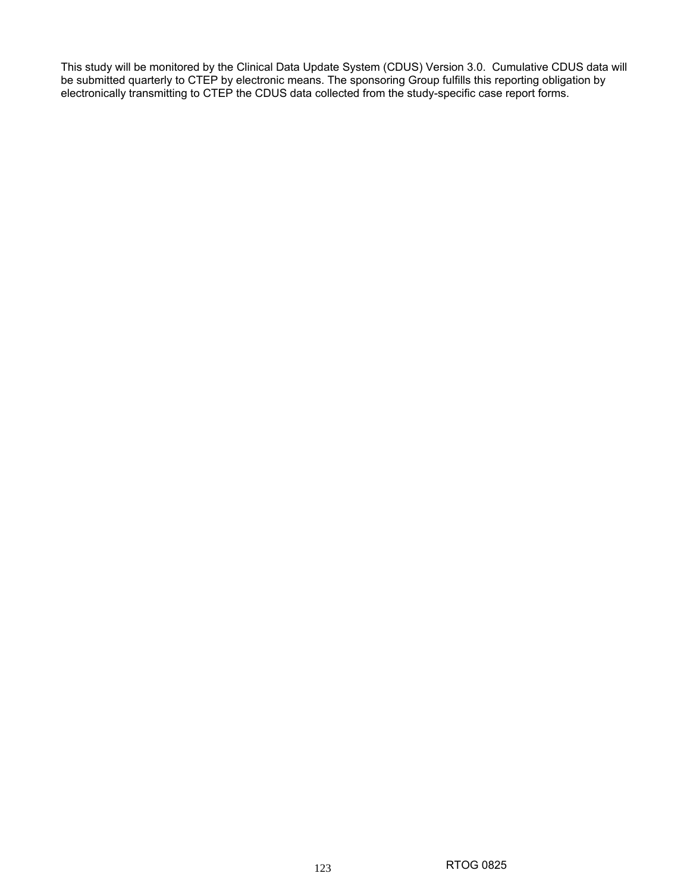This study will be monitored by the Clinical Data Update System (CDUS) Version 3.0. Cumulative CDUS data will be submitted quarterly to CTEP by electronic means. The sponsoring Group fulfills this reporting obligation by electronically transmitting to CTEP the CDUS data collected from the study-specific case report forms.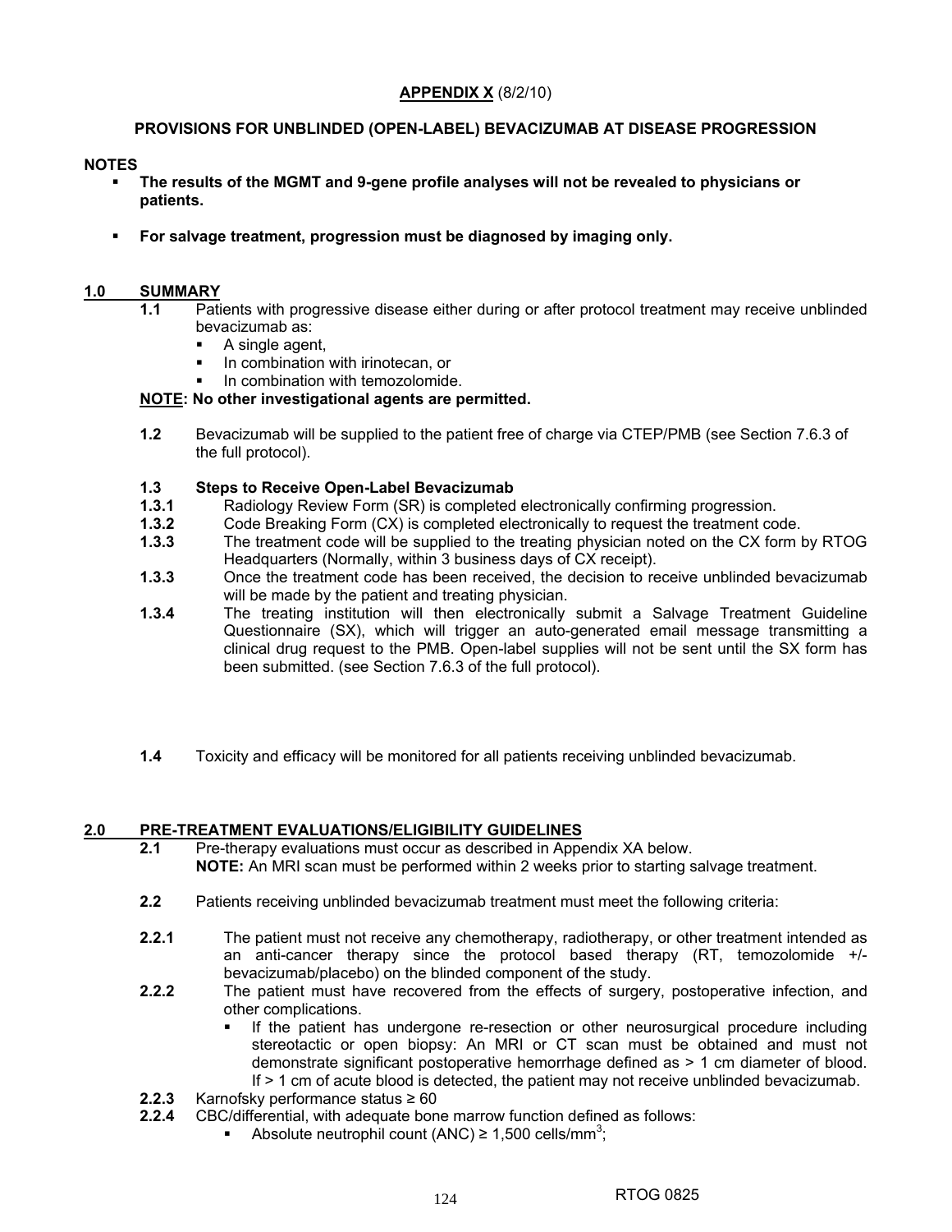**APPENDIX X** (8/2/10)

**PROVISIONS FOR UNBLINDED (OPEN-LABEL) BEVACIZUMAB AT DISEASE PROGRESSION**

**NOTES**

- **The results of the MGMT and 9-gene profile analyses will not be revealed to physicians or patients.**
- **For salvage treatment, progression must be diagnosed by imaging only.**

## 1.0 SUMMARY

**1.1** Patients with progressive disease either during or after protocol treatment may receive unblinded bevacizumab as:

- A single agent,
- In combination with irinotecan, or
- In combination with temozolomide.

**NOTE: No other investigational agents are permitted.**

**1.2** Bevacizumab will be supplied to the patient free of charge via CTEP/PMB (see Section 7.6.3 of the full protocol).

**1.3 Steps to Receive Open-Label Bevacizumab**

**1.3.1** Radiology Review Form (SR) is completed electronically confirming progression.

**1.3.2** Code Breaking Form (CX) is completed electronically to request the treatment code.

**1.3.3** The treatment code will be supplied to the treating physician noted on the CX form by RTOG Headquarters (Normally, within 3 business days of CX receipt).

**1.3.3** Once the treatment code has been received, the decision to receive unblinded bevacizumab will be made by the patient and treating physician.

**1.3.4** The treating institution will then electronically submit a Salvage Treatment Guideline Questionnaire (SX), which will trigger an auto-generated email message transmitting a clinical drug request to the PMB. Open-label supplies will not be sent until the SX form has been submitted. (see Section 7.6.3 of the full protocol).

**1.4** Toxicity and efficacy will be monitored for all patients receiving unblinded bevacizumab.

## 2.0 PRE-TREATMENT EVALUATIONS/ELIGIBILITY GUIDELINES

**2.1** Pre-therapy evaluations must occur as described in Appendix XA below.
**NOTE:** An MRI scan must be performed within 2 weeks prior to starting salvage treatment.

**2.2** Patients receiving unblinded bevacizumab treatment must meet the following criteria:

**2.2.1** The patient must not receive any chemotherapy, radiotherapy, or other treatment intended as an anti-cancer therapy since the protocol based therapy (RT, temozolomide +/- bevacizumab/placebo) on the blinded component of the study.

**2.2.2** The patient must have recovered from the effects of surgery, postoperative infection, and other complications.

- If the patient has undergone re-resection or other neurosurgical procedure including stereotactic or open biopsy: An MRI or CT scan must be obtained and must not demonstrate significant postoperative hemorrhage defined as > 1 cm diameter of blood. If > 1 cm of acute blood is detected, the patient may not receive unblinded bevacizumab.

**2.2.3** Karnofsky performance status ≥ 60

**2.2.4** CBC/differential, with adequate bone marrow function defined as follows:

- Absolute neutrophil count (ANC) ≥ 1,500 cells/$mm^3$;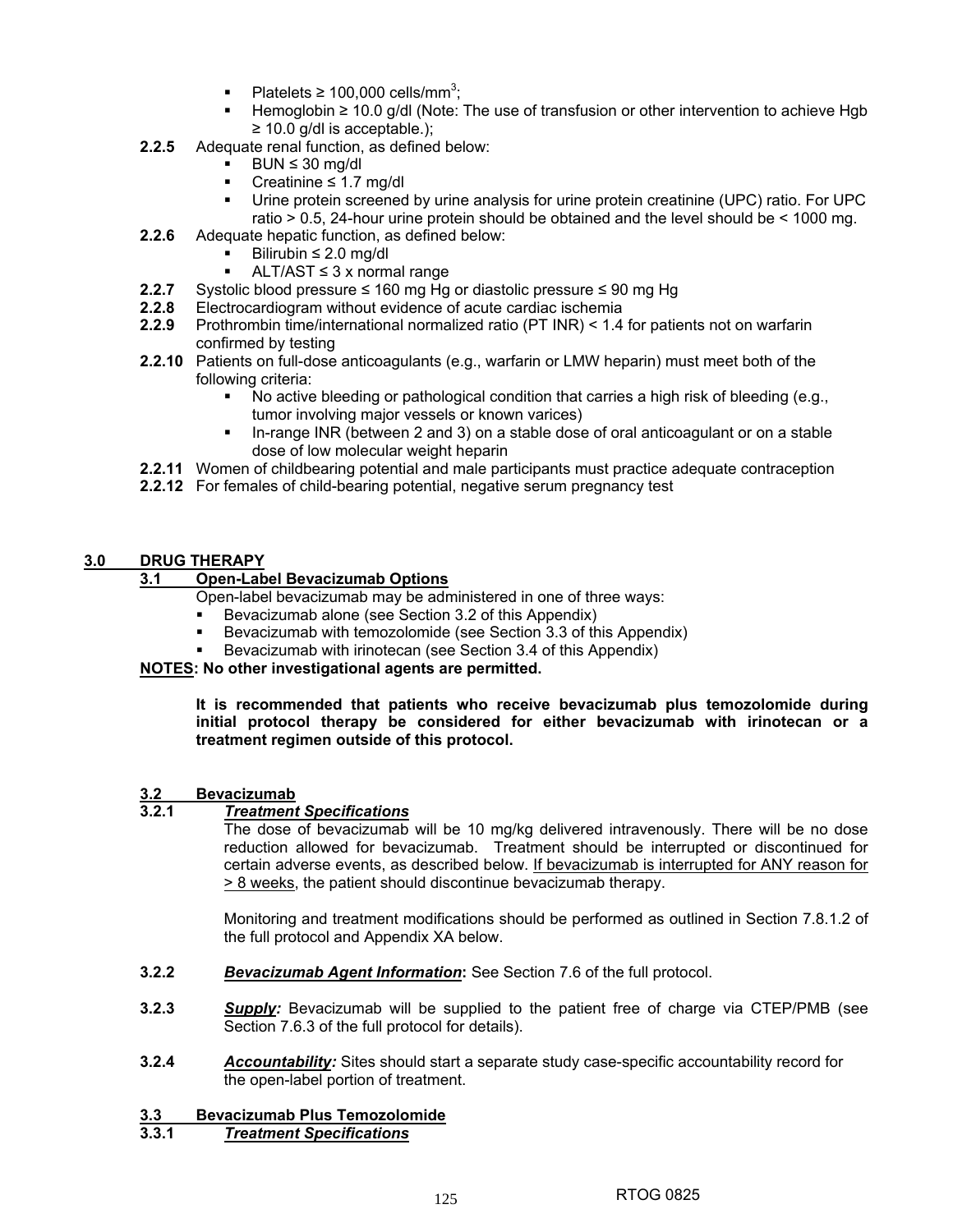- Platelets ≥ 100,000 cells/mm$^3$;
- Hemoglobin ≥ 10.0 g/dl (Note: The use of transfusion or other intervention to achieve Hgb ≥ 10.0 g/dl is acceptable.);

**2.2.5** Adequate renal function, as defined below:
- BUN ≤ 30 mg/dl
- Creatinine ≤ 1.7 mg/dl
- Urine protein screened by urine analysis for urine protein creatinine (UPC) ratio. For UPC ratio > 0.5, 24-hour urine protein should be obtained and the level should be < 1000 mg.

**2.2.6** Adequate hepatic function, as defined below:
- Bilirubin ≤ 2.0 mg/dl
- ALT/AST ≤ 3 x normal range

**2.2.7** Systolic blood pressure ≤ 160 mg Hg or diastolic pressure ≤ 90 mg Hg

**2.2.8** Electrocardiogram without evidence of acute cardiac ischemia

**2.2.9** Prothrombin time/international normalized ratio (PT INR) < 1.4 for patients not on warfarin confirmed by testing

**2.2.10** Patients on full-dose anticoagulants (e.g., warfarin or LMW heparin) must meet both of the following criteria:
- No active bleeding or pathological condition that carries a high risk of bleeding (e.g., tumor involving major vessels or known varices)
- In-range INR (between 2 and 3) on a stable dose of oral anticoagulant or on a stable dose of low molecular weight heparin

**2.2.11** Women of childbearing potential and male participants must practice adequate contraception

**2.2.12** For females of child-bearing potential, negative serum pregnancy test

## 3.0 DRUG THERAPY

### 3.1 Open-Label Bevacizumab Options

Open-label bevacizumab may be administered in one of three ways:
- Bevacizumab alone (see Section 3.2 of this Appendix)
- Bevacizumab with temozolomide (see Section 3.3 of this Appendix)
- Bevacizumab with irinotecan (see Section 3.4 of this Appendix)

**NOTES: No other investigational agents are permitted.**

**It is recommended that patients who receive bevacizumab plus temozolomide during initial protocol therapy be considered for either bevacizumab with irinotecan or a treatment regimen outside of this protocol.**

### 3.2 Bevacizumab

**3.2.1** ***Treatment Specifications***

The dose of bevacizumab will be 10 mg/kg delivered intravenously. There will be no dose reduction allowed for bevacizumab. Treatment should be interrupted or discontinued for certain adverse events, as described below. If bevacizumab is interrupted for ANY reason for > 8 weeks, the patient should discontinue bevacizumab therapy.

Monitoring and treatment modifications should be performed as outlined in Section 7.8.1.2 of the full protocol and Appendix XA below.

**3.2.2** ***Bevacizumab Agent Information*****:** See Section 7.6 of the full protocol.

**3.2.3** ***Supply:*** Bevacizumab will be supplied to the patient free of charge via CTEP/PMB (see Section 7.6.3 of the full protocol for details).

**3.2.4** ***Accountability:*** Sites should start a separate study case-specific accountability record for the open-label portion of treatment.

### 3.3 Bevacizumab Plus Temozolomide

**3.3.1** ***Treatment Specifications***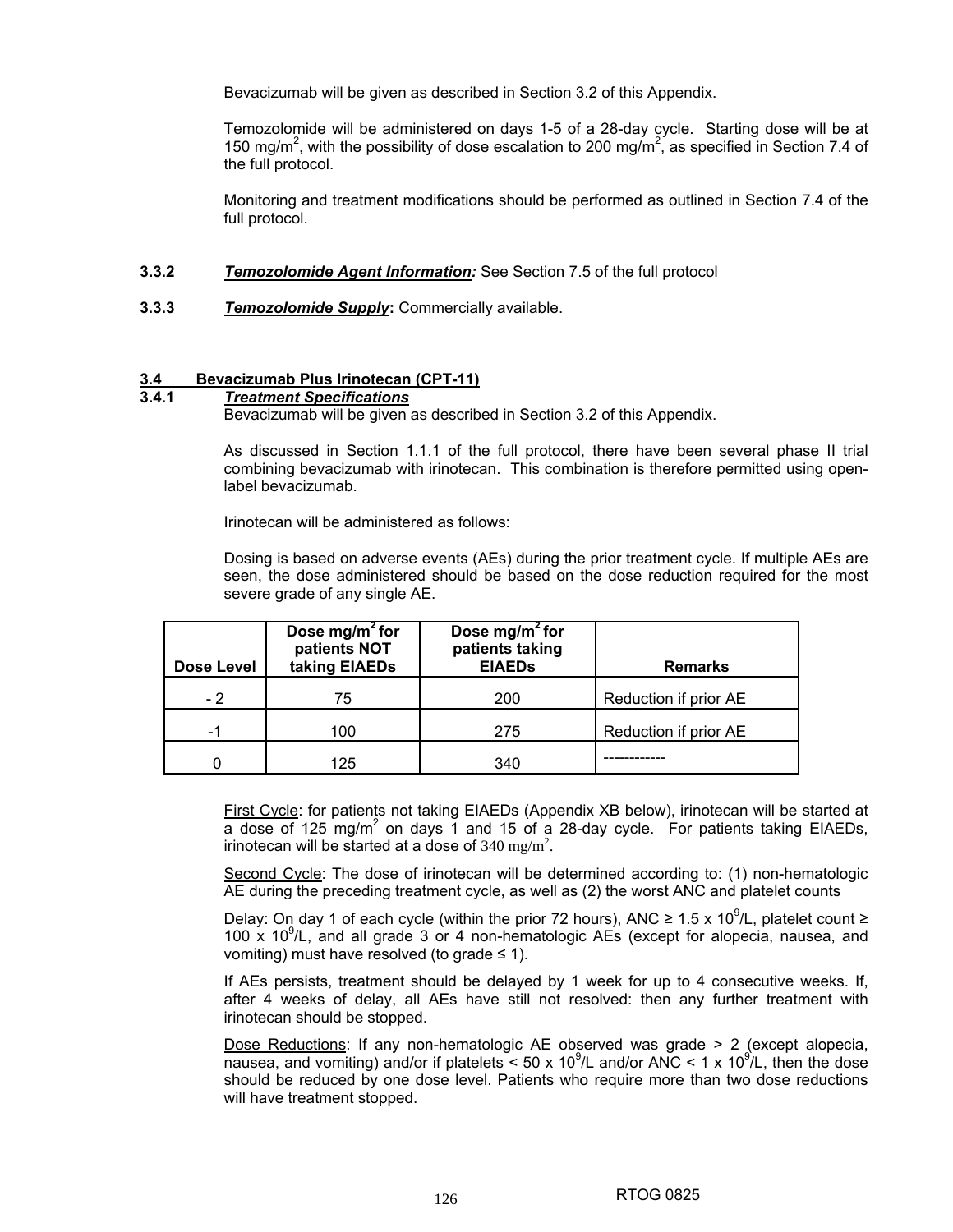Bevacizumab will be given as described in Section 3.2 of this Appendix.

Temozolomide will be administered on days 1-5 of a 28-day cycle. Starting dose will be at 150 mg/m$^2$, with the possibility of dose escalation to 200 mg/m$^2$, as specified in Section 7.4 of the full protocol.

Monitoring and treatment modifications should be performed as outlined in Section 7.4 of the full protocol.

**3.3.2** ***Temozolomide Agent Information:*** See Section 7.5 of the full protocol

**3.3.3** ***Temozolomide Supply*:** Commercially available.

### 3.4 Bevacizumab Plus Irinotecan (CPT-11)

**3.4.1** ***Treatment Specifications***

Bevacizumab will be given as described in Section 3.2 of this Appendix.

As discussed in Section 1.1.1 of the full protocol, there have been several phase II trial combining bevacizumab with irinotecan. This combination is therefore permitted using open-label bevacizumab.

Irinotecan will be administered as follows:

Dosing is based on adverse events (AEs) during the prior treatment cycle. If multiple AEs are seen, the dose administered should be based on the dose reduction required for the most severe grade of any single AE.

| Dose Level | Dose mg/m$^2$ for patients NOT taking EIAEDs | Dose mg/m$^2$ for patients taking EIAEDs | Remarks |
|---|---|---|---|
| - 2 | 75 | 200 | Reduction if prior AE |
| -1 | 100 | 275 | Reduction if prior AE |
| 0 | 125 | 340 | ------------ |

First Cycle: for patients not taking EIAEDs (Appendix XB below), irinotecan will be started at a dose of 125 mg/m$^2$ on days 1 and 15 of a 28-day cycle. For patients taking EIAEDs, irinotecan will be started at a dose of 340 mg/m$^2$.

Second Cycle: The dose of irinotecan will be determined according to: (1) non-hematologic AE during the preceding treatment cycle, as well as (2) the worst ANC and platelet counts

Delay: On day 1 of each cycle (within the prior 72 hours), ANC ≥ 1.5 x 10$^9$/L, platelet count ≥ 100 x 10$^9$/L, and all grade 3 or 4 non-hematologic AEs (except for alopecia, nausea, and vomiting) must have resolved (to grade ≤ 1).

If AEs persists, treatment should be delayed by 1 week for up to 4 consecutive weeks. If, after 4 weeks of delay, all AEs have still not resolved: then any further treatment with irinotecan should be stopped.

Dose Reductions: If any non-hematologic AE observed was grade > 2 (except alopecia, nausea, and vomiting) and/or if platelets < 50 x 10$^9$/L and/or ANC < 1 x 10$^9$/L, then the dose should be reduced by one dose level. Patients who require more than two dose reductions will have treatment stopped.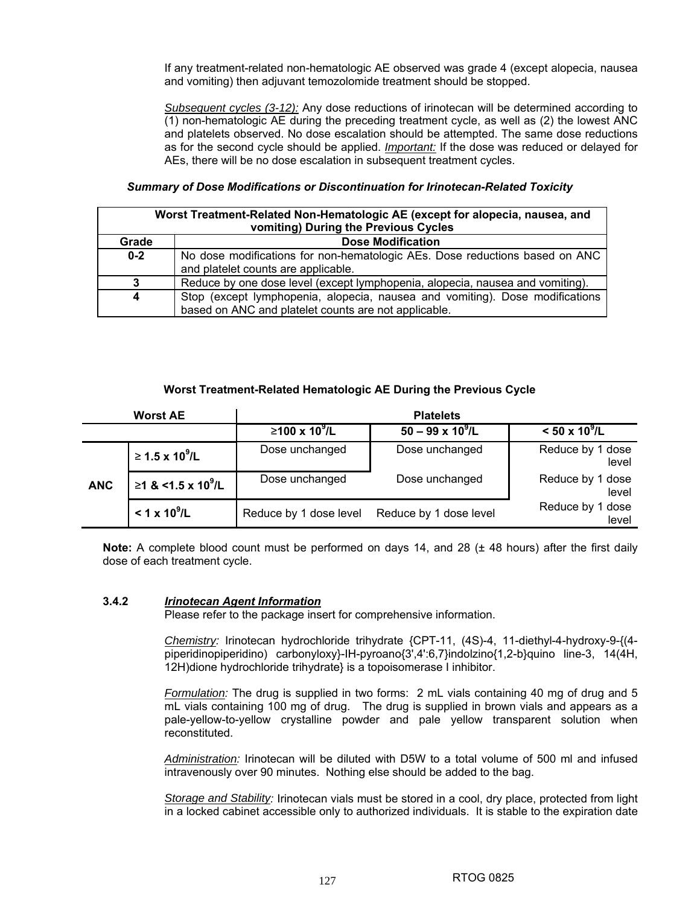If any treatment-related non-hematologic AE observed was grade 4 (except alopecia, nausea and vomiting) then adjuvant temozolomide treatment should be stopped.

*Subsequent cycles (3-12):* Any dose reductions of irinotecan will be determined according to (1) non-hematologic AE during the preceding treatment cycle, as well as (2) the lowest ANC and platelets observed. No dose escalation should be attempted. The same dose reductions as for the second cycle should be applied. *Important:* If the dose was reduced or delayed for AEs, there will be no dose escalation in subsequent treatment cycles.

***Summary of Dose Modifications or Discontinuation for Irinotecan-Related Toxicity***

| **Worst Treatment-Related Non-Hematologic AE (except for alopecia, nausea, and vomiting) During the Previous Cycles** | |
|---|---|
| **Grade** | **Dose Modification** |
| **0-2** | No dose modifications for non-hematologic AEs. Dose reductions based on ANC and platelet counts are applicable. |
| **3** | Reduce by one dose level (except lymphopenia, alopecia, nausea and vomiting). |
| **4** | Stop (except lymphopenia, alopecia, nausea and vomiting). Dose modifications based on ANC and platelet counts are not applicable. |

**Worst Treatment-Related Hematologic AE During the Previous Cycle**

| **Worst AE** | | **Platelets** | | |
|---|---|---|---|---|
| | | **≥100 x $10^9$/L** | **50 – 99 x $10^9$/L** | **< 50 x $10^9$/L** |
| **ANC** | **≥ 1.5 x $10^9$/L** | Dose unchanged | Dose unchanged | Reduce by 1 dose level |
| | **≥1 & <1.5 x $10^9$/L** | Dose unchanged | Dose unchanged | Reduce by 1 dose level |
| | **< 1 x $10^9$/L** | Reduce by 1 dose level | Reduce by 1 dose level | Reduce by 1 dose level |

**Note:** A complete blood count must be performed on days 14, and 28 (± 48 hours) after the first daily dose of each treatment cycle.

**3.4.2** ***Irinotecan Agent Information***

Please refer to the package insert for comprehensive information.

*Chemistry:* Irinotecan hydrochloride trihydrate {CPT-11, (4S)-4, 11-diethyl-4-hydroxy-9-{(4-piperidinopiperidino) carbonyloxy}-IH-pyroano{3',4':6,7}indolzino{1,2-b}quino line-3, 14(4H, 12H)dione hydrochloride trihydrate} is a topoisomerase I inhibitor.

*Formulation:* The drug is supplied in two forms: 2 mL vials containing 40 mg of drug and 5 mL vials containing 100 mg of drug. The drug is supplied in brown vials and appears as a pale-yellow-to-yellow crystalline powder and pale yellow transparent solution when reconstituted.

*Administration:* Irinotecan will be diluted with D5W to a total volume of 500 ml and infused intravenously over 90 minutes. Nothing else should be added to the bag.

*Storage and Stability:* Irinotecan vials must be stored in a cool, dry place, protected from light in a locked cabinet accessible only to authorized individuals. It is stable to the expiration date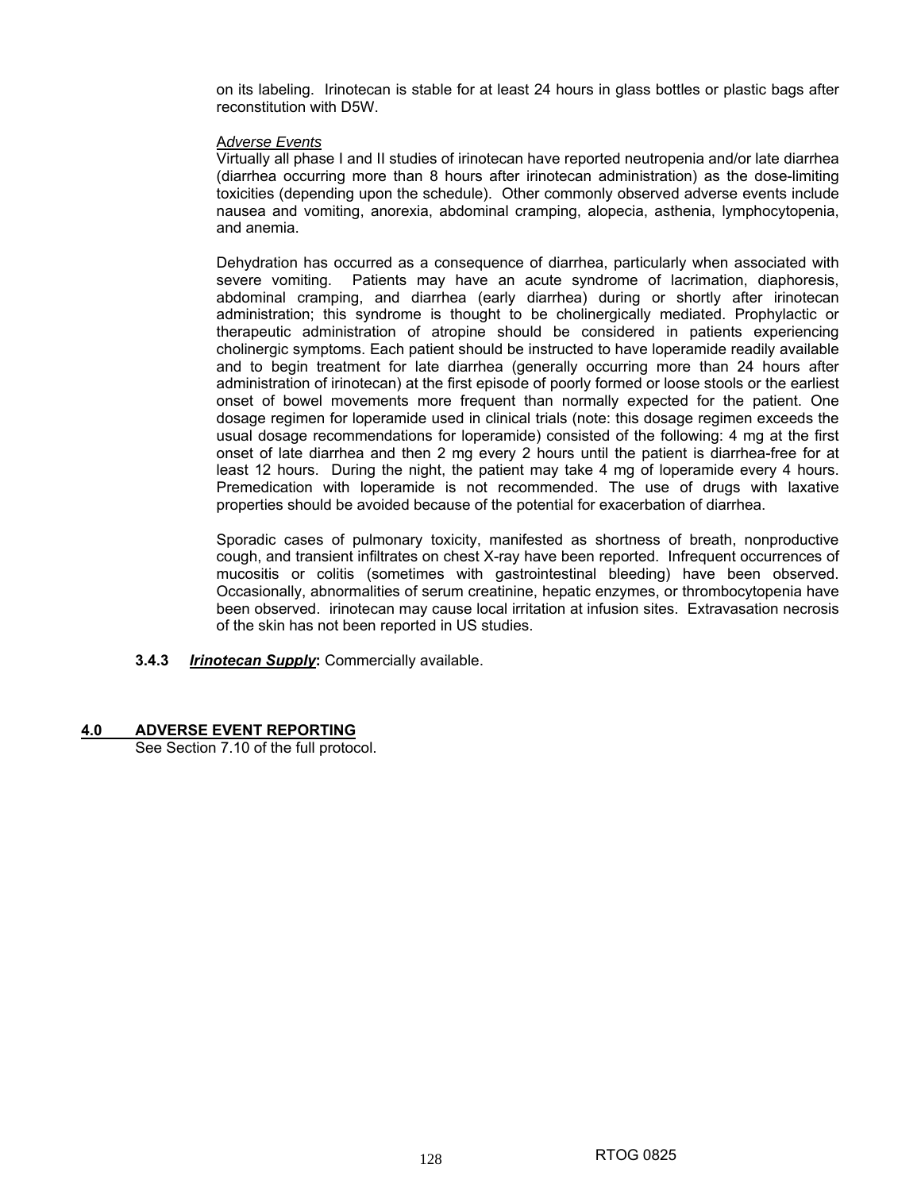on its labeling. Irinotecan is stable for at least 24 hours in glass bottles or plastic bags after reconstitution with D5W.

*Adverse Events*

Virtually all phase I and II studies of irinotecan have reported neutropenia and/or late diarrhea (diarrhea occurring more than 8 hours after irinotecan administration) as the dose-limiting toxicities (depending upon the schedule). Other commonly observed adverse events include nausea and vomiting, anorexia, abdominal cramping, alopecia, asthenia, lymphocytopenia, and anemia.

Dehydration has occurred as a consequence of diarrhea, particularly when associated with severe vomiting. Patients may have an acute syndrome of lacrimation, diaphoresis, abdominal cramping, and diarrhea (early diarrhea) during or shortly after irinotecan administration; this syndrome is thought to be cholinergically mediated. Prophylactic or therapeutic administration of atropine should be considered in patients experiencing cholinergic symptoms. Each patient should be instructed to have loperamide readily available and to begin treatment for late diarrhea (generally occurring more than 24 hours after administration of irinotecan) at the first episode of poorly formed or loose stools or the earliest onset of bowel movements more frequent than normally expected for the patient. One dosage regimen for loperamide used in clinical trials (note: this dosage regimen exceeds the usual dosage recommendations for loperamide) consisted of the following: 4 mg at the first onset of late diarrhea and then 2 mg every 2 hours until the patient is diarrhea-free for at least 12 hours. During the night, the patient may take 4 mg of loperamide every 4 hours. Premedication with loperamide is not recommended. The use of drugs with laxative properties should be avoided because of the potential for exacerbation of diarrhea.

Sporadic cases of pulmonary toxicity, manifested as shortness of breath, nonproductive cough, and transient infiltrates on chest X-ray have been reported. Infrequent occurrences of mucositis or colitis (sometimes with gastrointestinal bleeding) have been observed. Occasionally, abnormalities of serum creatinine, hepatic enzymes, or thrombocytopenia have been observed. irinotecan may cause local irritation at infusion sites. Extravasation necrosis of the skin has not been reported in US studies.

**3.4.3** ***Irinotecan Supply*:** Commercially available.

## 4.0 ADVERSE EVENT REPORTING

See Section 7.10 of the full protocol.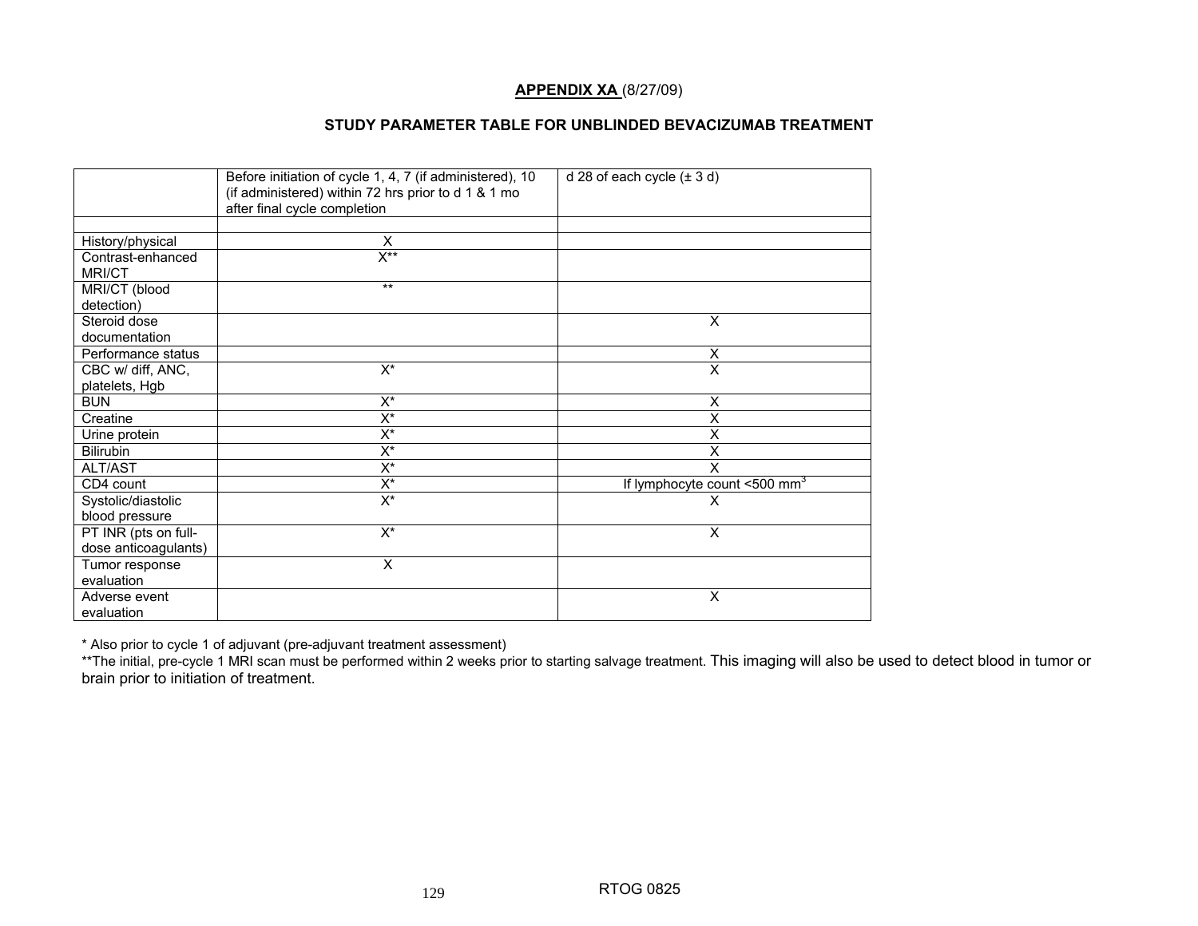**APPENDIX XA** (8/27/09)

**STUDY PARAMETER TABLE FOR UNBLINDED BEVACIZUMAB TREATMENT**

| | Before initiation of cycle 1, 4, 7 (if administered), 10 (if administered) within 72 hrs prior to d 1 & 1 mo after final cycle completion | d 28 of each cycle (± 3 d) |
|---|---|---|
| | | |
| History/physical | X | |
| Contrast-enhanced MRI/CT | X** | |
| MRI/CT (blood detection) | ** | |
| Steroid dose documentation | | X |
| Performance status | | X |
| CBC w/ diff, ANC, platelets, Hgb | X* | X |
| BUN | X* | X |
| Creatine | X* | X |
| Urine protein | X* | X |
| Bilirubin | X* | X |
| ALT/AST | X* | X |
| CD4 count | X* | If lymphocyte count <500 $mm^3$ |
| Systolic/diastolic blood pressure | X* | X |
| PT INR (pts on full-dose anticoagulants) | X* | X |
| Tumor response evaluation | X | |
| Adverse event evaluation | | X |

* Also prior to cycle 1 of adjuvant (pre-adjuvant treatment assessment)

**The initial, pre-cycle 1 MRI scan must be performed within 2 weeks prior to starting salvage treatment. This imaging will also be used to detect blood in tumor or brain prior to initiation of treatment.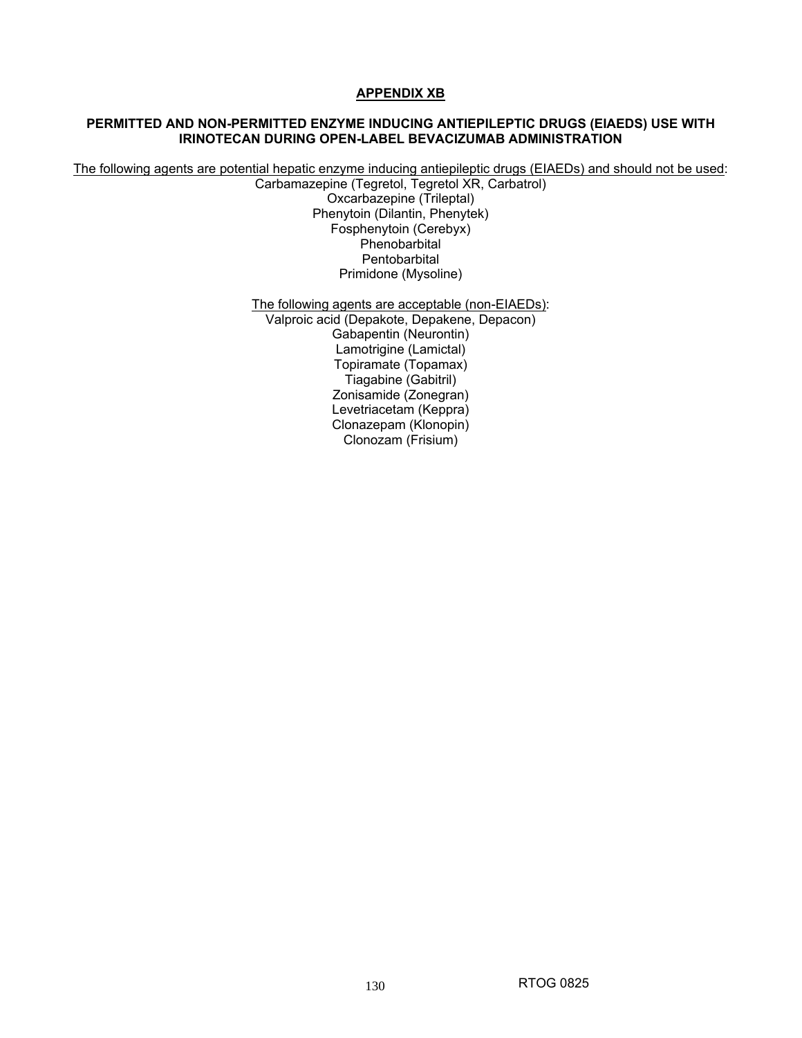## APPENDIX XB

### PERMITTED AND NON-PERMITTED ENZYME INDUCING ANTIEPILEPTIC DRUGS (EIAEDS) USE WITH IRINOTECAN DURING OPEN-LABEL BEVACIZUMAB ADMINISTRATION

The following agents are potential hepatic enzyme inducing antiepileptic drugs (EIAEDs) and should not be used:

Carbamazepine (Tegretol, Tegretol XR, Carbatrol)
Oxcarbazepine (Trileptal)
Phenytoin (Dilantin, Phenytek)
Fosphenytoin (Cerebyx)
Phenobarbital
Pentobarbital
Primidone (Mysoline)

The following agents are acceptable (non-EIAEDs):

Valproic acid (Depakote, Depakene, Depacon)
Gabapentin (Neurontin)
Lamotrigine (Lamictal)
Topiramate (Topamax)
Tiagabine (Gabitril)
Zonisamide (Zonegran)
Levetriacetam (Keppra)
Clonazepam (Klonopin)
Clonozam (Frisium)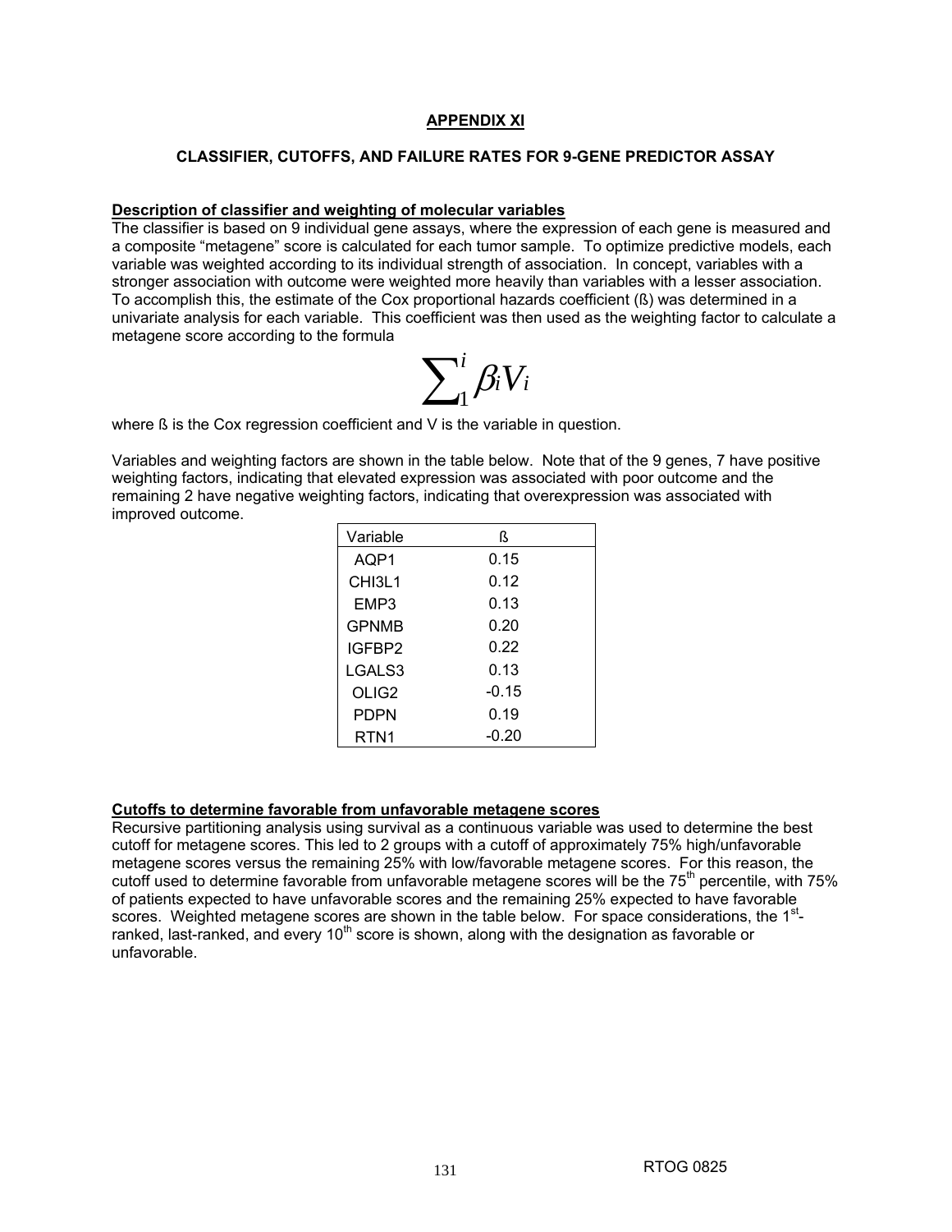## APPENDIX XI

### CLASSIFIER, CUTOFFS, AND FAILURE RATES FOR 9-GENE PREDICTOR ASSAY

**Description of classifier and weighting of molecular variables**

The classifier is based on 9 individual gene assays, where the expression of each gene is measured and a composite "metagene" score is calculated for each tumor sample. To optimize predictive models, each variable was weighted according to its individual strength of association. In concept, variables with a stronger association with outcome were weighted more heavily than variables with a lesser association. To accomplish this, the estimate of the Cox proportional hazards coefficient (ß) was determined in a univariate analysis for each variable. This coefficient was then used as the weighting factor to calculate a metagene score according to the formula

$$\sum_{1}^{i} \beta_i V_i$$

where ß is the Cox regression coefficient and V is the variable in question.

Variables and weighting factors are shown in the table below. Note that of the 9 genes, 7 have positive weighting factors, indicating that elevated expression was associated with poor outcome and the remaining 2 have negative weighting factors, indicating that overexpression was associated with improved outcome.

| Variable | ß |
|---|---|
| AQP1 | 0.15 |
| CHI3L1 | 0.12 |
| EMP3 | 0.13 |
| GPNMB | 0.20 |
| IGFBP2 | 0.22 |
| LGALS3 | 0.13 |
| OLIG2 | -0.15 |
| PDPN | 0.19 |
| RTN1 | -0.20 |

**Cutoffs to determine favorable from unfavorable metagene scores**

Recursive partitioning analysis using survival as a continuous variable was used to determine the best cutoff for metagene scores. This led to 2 groups with a cutoff of approximately 75% high/unfavorable metagene scores versus the remaining 25% with low/favorable metagene scores. For this reason, the cutoff used to determine favorable from unfavorable metagene scores will be the 75th percentile, with 75% of patients expected to have unfavorable scores and the remaining 25% expected to have favorable scores. Weighted metagene scores are shown in the table below. For space considerations, the 1st-ranked, last-ranked, and every 10th score is shown, along with the designation as favorable or unfavorable.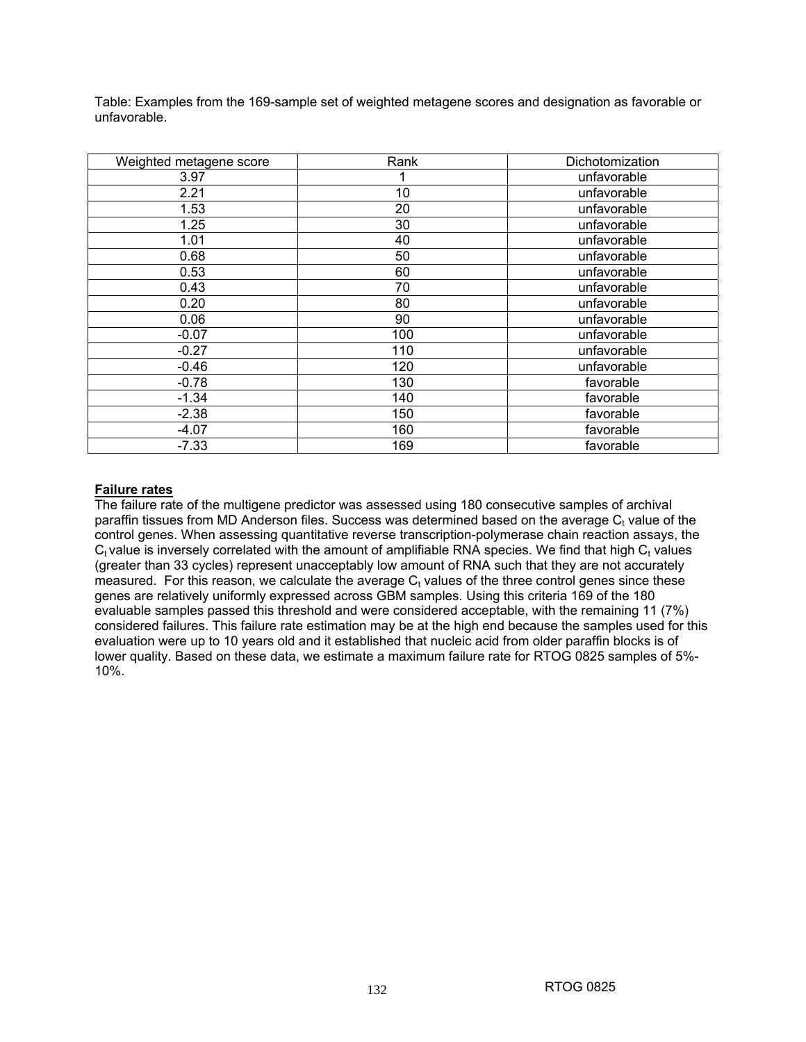Table: Examples from the 169-sample set of weighted metagene scores and designation as favorable or unfavorable.

| Weighted metagene score | Rank | Dichotomization |
|---|---|---|
| 3.97 | 1 | unfavorable |
| 2.21 | 10 | unfavorable |
| 1.53 | 20 | unfavorable |
| 1.25 | 30 | unfavorable |
| 1.01 | 40 | unfavorable |
| 0.68 | 50 | unfavorable |
| 0.53 | 60 | unfavorable |
| 0.43 | 70 | unfavorable |
| 0.20 | 80 | unfavorable |
| 0.06 | 90 | unfavorable |
| -0.07 | 100 | unfavorable |
| -0.27 | 110 | unfavorable |
| -0.46 | 120 | unfavorable |
| -0.78 | 130 | favorable |
| -1.34 | 140 | favorable |
| -2.38 | 150 | favorable |
| -4.07 | 160 | favorable |
| -7.33 | 169 | favorable |

**Failure rates**

The failure rate of the multigene predictor was assessed using 180 consecutive samples of archival paraffin tissues from MD Anderson files. Success was determined based on the average $C_t$ value of the control genes. When assessing quantitative reverse transcription-polymerase chain reaction assays, the $C_t$ value is inversely correlated with the amount of amplifiable RNA species. We find that high $C_t$ values (greater than 33 cycles) represent unacceptably low amount of RNA such that they are not accurately measured. For this reason, we calculate the average $C_t$ values of the three control genes since these genes are relatively uniformly expressed across GBM samples. Using this criteria 169 of the 180 evaluable samples passed this threshold and were considered acceptable, with the remaining 11 (7%) considered failures. This failure rate estimation may be at the high end because the samples used for this evaluation were up to 10 years old and it established that nucleic acid from older paraffin blocks is of lower quality. Based on these data, we estimate a maximum failure rate for RTOG 0825 samples of 5%-10%.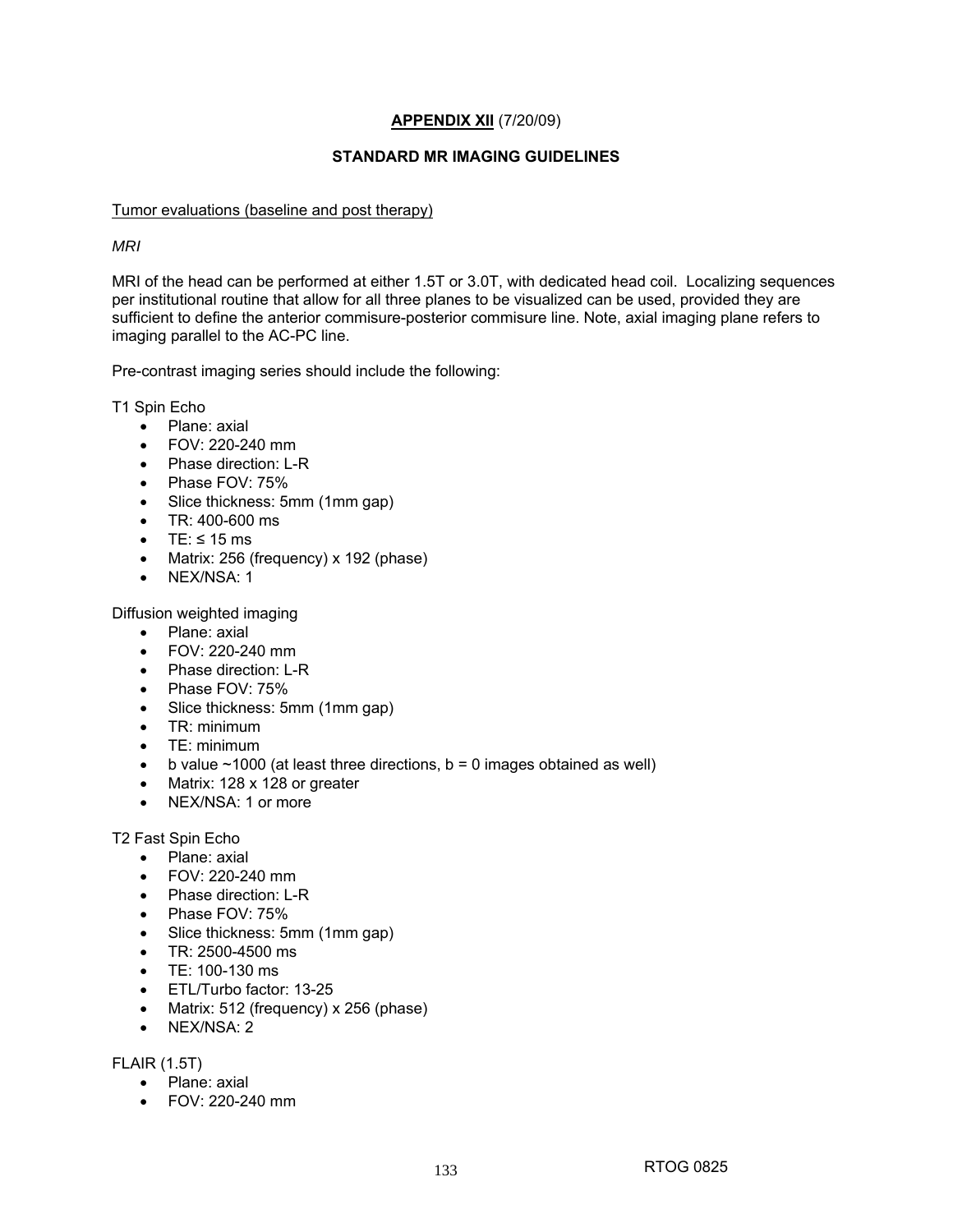**APPENDIX XII** (7/20/09)

**STANDARD MR IMAGING GUIDELINES**

Tumor evaluations (baseline and post therapy)

*MRI*

MRI of the head can be performed at either 1.5T or 3.0T, with dedicated head coil. Localizing sequences per institutional routine that allow for all three planes to be visualized can be used, provided they are sufficient to define the anterior commisure-posterior commisure line. Note, axial imaging plane refers to imaging parallel to the AC-PC line.

Pre-contrast imaging series should include the following:

T1 Spin Echo

- Plane: axial
- FOV: 220-240 mm
- Phase direction: L-R
- Phase FOV: 75%
- Slice thickness: 5mm (1mm gap)
- TR: 400-600 ms
- TE: ≤ 15 ms
- Matrix: 256 (frequency) x 192 (phase)
- NEX/NSA: 1

Diffusion weighted imaging

- Plane: axial
- FOV: 220-240 mm
- Phase direction: L-R
- Phase FOV: 75%
- Slice thickness: 5mm (1mm gap)
- TR: minimum
- TE: minimum
- b value ~1000 (at least three directions, b = 0 images obtained as well)
- Matrix: 128 x 128 or greater
- NEX/NSA: 1 or more

T2 Fast Spin Echo

- Plane: axial
- FOV: 220-240 mm
- Phase direction: L-R
- Phase FOV: 75%
- Slice thickness: 5mm (1mm gap)
- TR: 2500-4500 ms
- TE: 100-130 ms
- ETL/Turbo factor: 13-25
- Matrix: 512 (frequency) x 256 (phase)
- NEX/NSA: 2

FLAIR (1.5T)

- Plane: axial
- FOV: 220-240 mm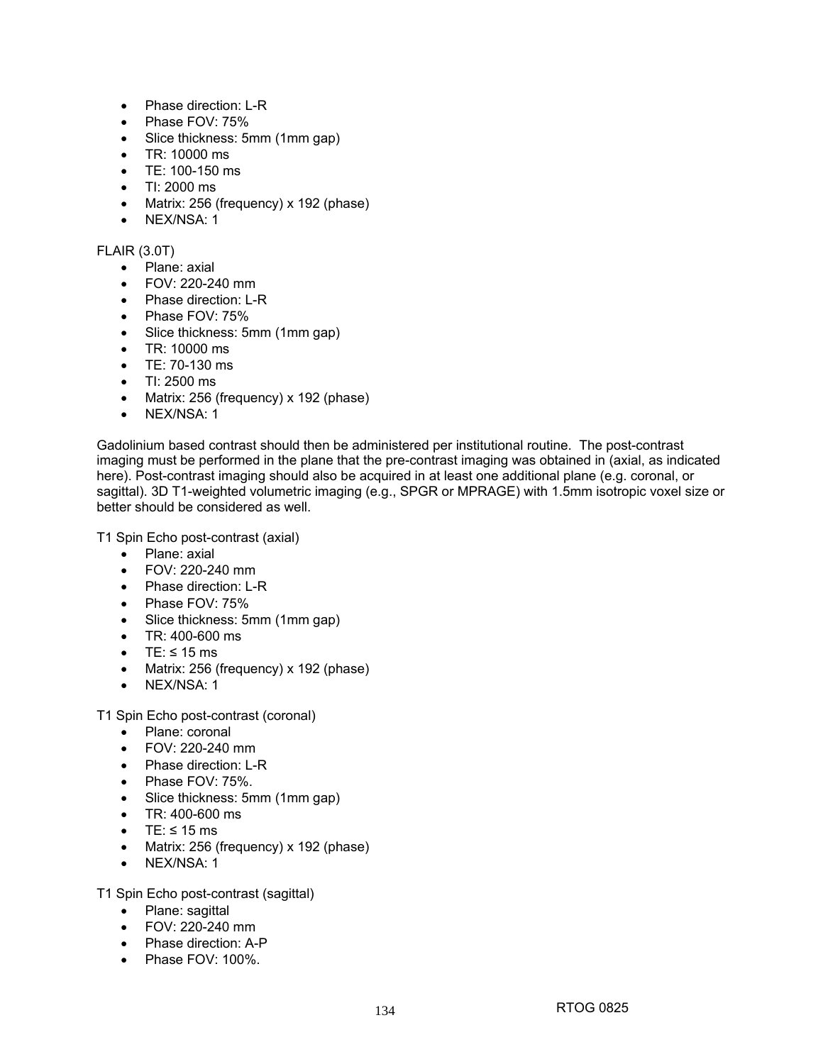- Phase direction: L-R
- Phase FOV: 75%
- Slice thickness: 5mm (1mm gap)
- TR: 10000 ms
- TE: 100-150 ms
- TI: 2000 ms
- Matrix: 256 (frequency) x 192 (phase)
- NEX/NSA: 1

FLAIR (3.0T)

- Plane: axial
- FOV: 220-240 mm
- Phase direction: L-R
- Phase FOV: 75%
- Slice thickness: 5mm (1mm gap)
- TR: 10000 ms
- TE: 70-130 ms
- TI: 2500 ms
- Matrix: 256 (frequency) x 192 (phase)
- NEX/NSA: 1

Gadolinium based contrast should then be administered per institutional routine. The post-contrast imaging must be performed in the plane that the pre-contrast imaging was obtained in (axial, as indicated here). Post-contrast imaging should also be acquired in at least one additional plane (e.g. coronal, or sagittal). 3D T1-weighted volumetric imaging (e.g., SPGR or MPRAGE) with 1.5mm isotropic voxel size or better should be considered as well.

T1 Spin Echo post-contrast (axial)

- Plane: axial
- FOV: 220-240 mm
- Phase direction: L-R
- Phase FOV: 75%
- Slice thickness: 5mm (1mm gap)
- TR: 400-600 ms
- TE: ≤ 15 ms
- Matrix: 256 (frequency) x 192 (phase)
- NEX/NSA: 1

T1 Spin Echo post-contrast (coronal)

- Plane: coronal
- FOV: 220-240 mm
- Phase direction: L-R
- Phase FOV: 75%.
- Slice thickness: 5mm (1mm gap)
- TR: 400-600 ms
- TE: ≤ 15 ms
- Matrix: 256 (frequency) x 192 (phase)
- NEX/NSA: 1

T1 Spin Echo post-contrast (sagittal)

- Plane: sagittal
- FOV: 220-240 mm
- Phase direction: A-P
- Phase FOV: 100%.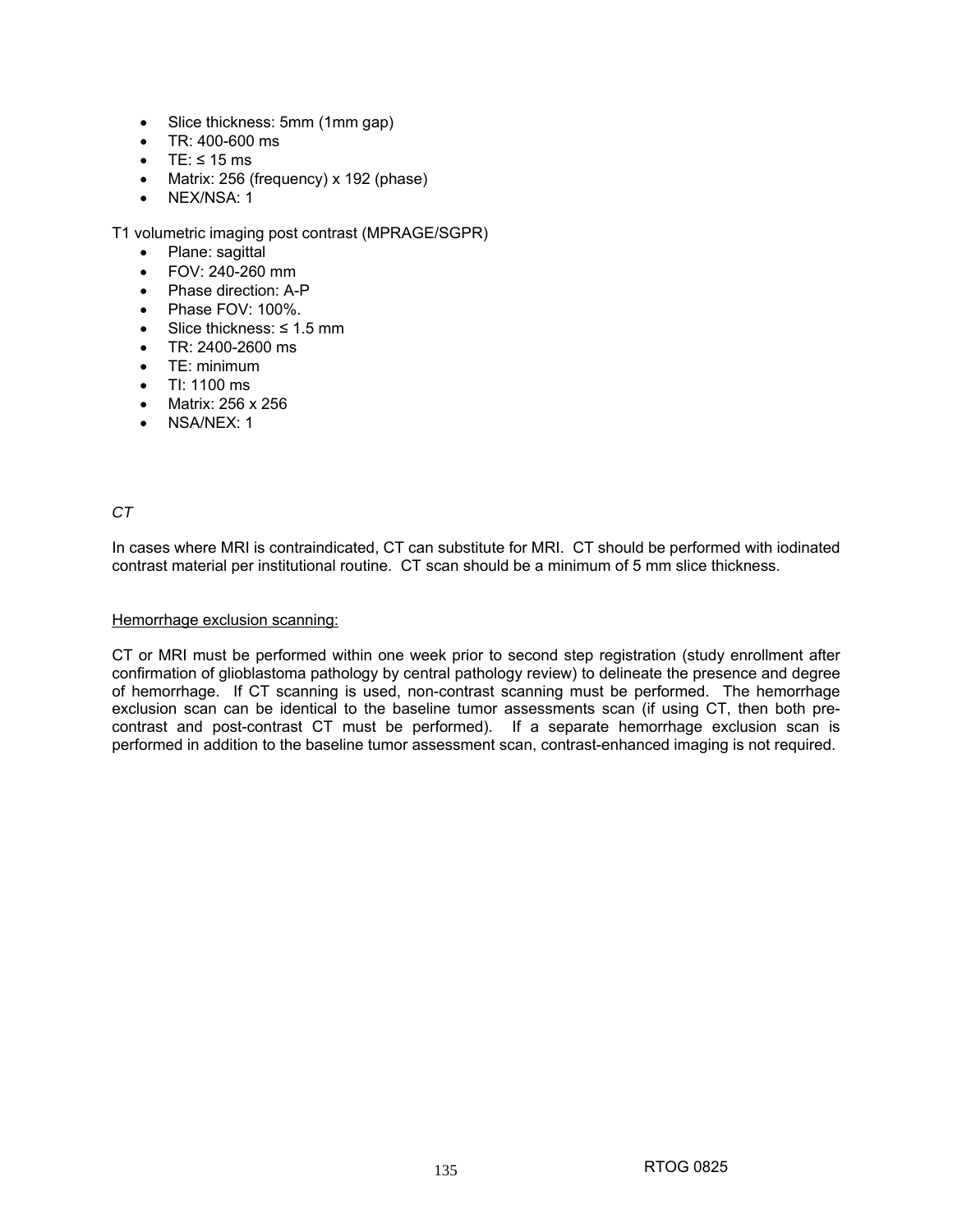- Slice thickness: 5mm (1mm gap)
- TR: 400-600 ms
- TE: ≤ 15 ms
- Matrix: 256 (frequency) x 192 (phase)
- NEX/NSA: 1

T1 volumetric imaging post contrast (MPRAGE/SGPR)

- Plane: sagittal
- FOV: 240-260 mm
- Phase direction: A-P
- Phase FOV: 100%.
- Slice thickness: ≤ 1.5 mm
- TR: 2400-2600 ms
- TE: minimum
- TI: 1100 ms
- Matrix: 256 x 256
- NSA/NEX: 1

*CT*

In cases where MRI is contraindicated, CT can substitute for MRI. CT should be performed with iodinated contrast material per institutional routine. CT scan should be a minimum of 5 mm slice thickness.

<u>Hemorrhage exclusion scanning:</u>

CT or MRI must be performed within one week prior to second step registration (study enrollment after confirmation of glioblastoma pathology by central pathology review) to delineate the presence and degree of hemorrhage. If CT scanning is used, non-contrast scanning must be performed. The hemorrhage exclusion scan can be identical to the baseline tumor assessments scan (if using CT, then both pre-contrast and post-contrast CT must be performed). If a separate hemorrhage exclusion scan is performed in addition to the baseline tumor assessment scan, contrast-enhanced imaging is not required.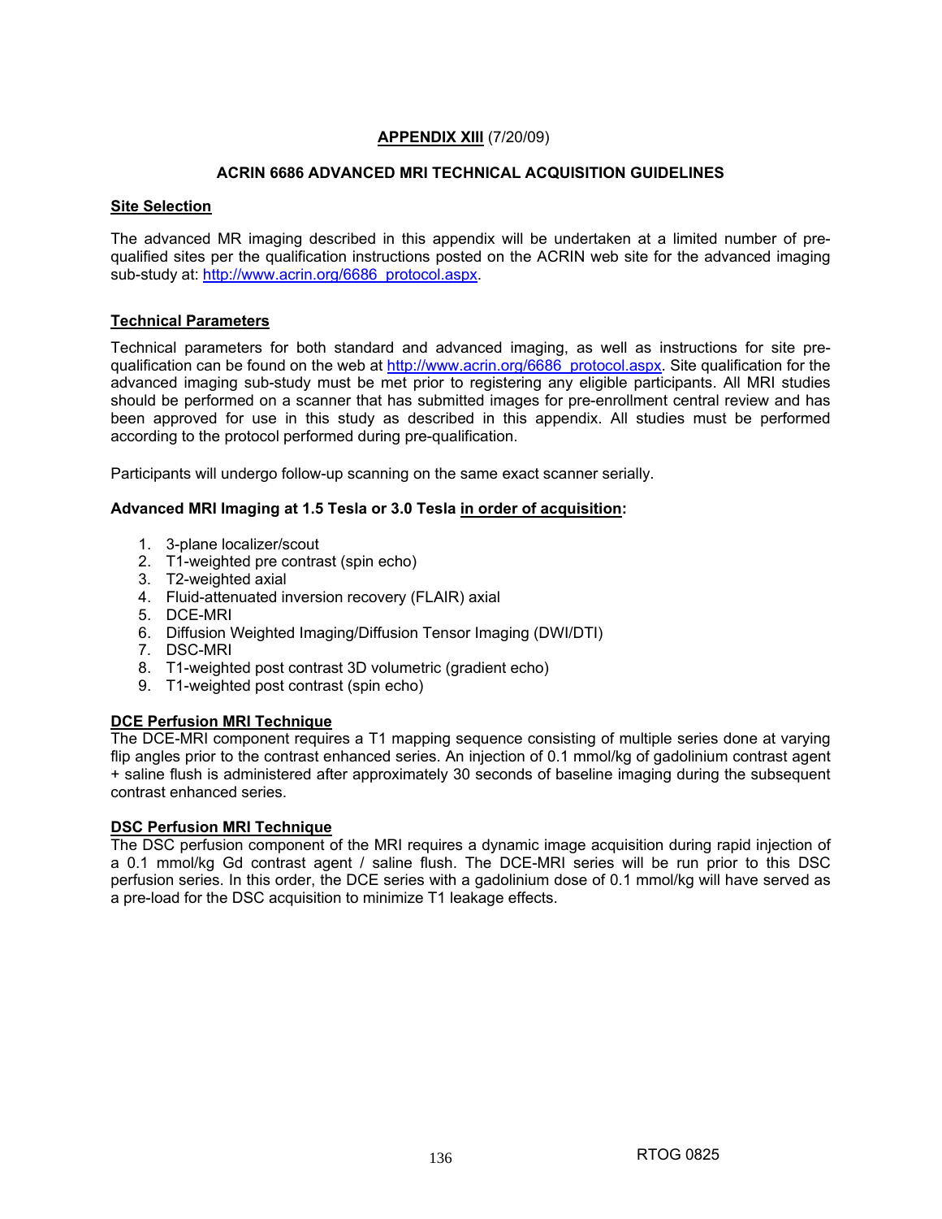## APPENDIX XIII (7/20/09)

### ACRIN 6686 ADVANCED MRI TECHNICAL ACQUISITION GUIDELINES

**Site Selection**

The advanced MR imaging described in this appendix will be undertaken at a limited number of pre-qualified sites per the qualification instructions posted on the ACRIN web site for the advanced imaging sub-study at: http://www.acrin.org/6686_protocol.aspx.

**Technical Parameters**

Technical parameters for both standard and advanced imaging, as well as instructions for site pre-qualification can be found on the web at http://www.acrin.org/6686_protocol.aspx. Site qualification for the advanced imaging sub-study must be met prior to registering any eligible participants. All MRI studies should be performed on a scanner that has submitted images for pre-enrollment central review and has been approved for use in this study as described in this appendix. All studies must be performed according to the protocol performed during pre-qualification.

Participants will undergo follow-up scanning on the same exact scanner serially.

**Advanced MRI Imaging at 1.5 Tesla or 3.0 Tesla in order of acquisition:**

1. 3-plane localizer/scout
2. T1-weighted pre contrast (spin echo)
3. T2-weighted axial
4. Fluid-attenuated inversion recovery (FLAIR) axial
5. DCE-MRI
6. Diffusion Weighted Imaging/Diffusion Tensor Imaging (DWI/DTI)
7. DSC-MRI
8. T1-weighted post contrast 3D volumetric (gradient echo)
9. T1-weighted post contrast (spin echo)

**DCE Perfusion MRI Technique**

The DCE-MRI component requires a T1 mapping sequence consisting of multiple series done at varying flip angles prior to the contrast enhanced series. An injection of 0.1 mmol/kg of gadolinium contrast agent + saline flush is administered after approximately 30 seconds of baseline imaging during the subsequent contrast enhanced series.

**DSC Perfusion MRI Technique**

The DSC perfusion component of the MRI requires a dynamic image acquisition during rapid injection of a 0.1 mmol/kg Gd contrast agent / saline flush. The DCE-MRI series will be run prior to this DSC perfusion series. In this order, the DCE series with a gadolinium dose of 0.1 mmol/kg will have served as a pre-load for the DSC acquisition to minimize T1 leakage effects.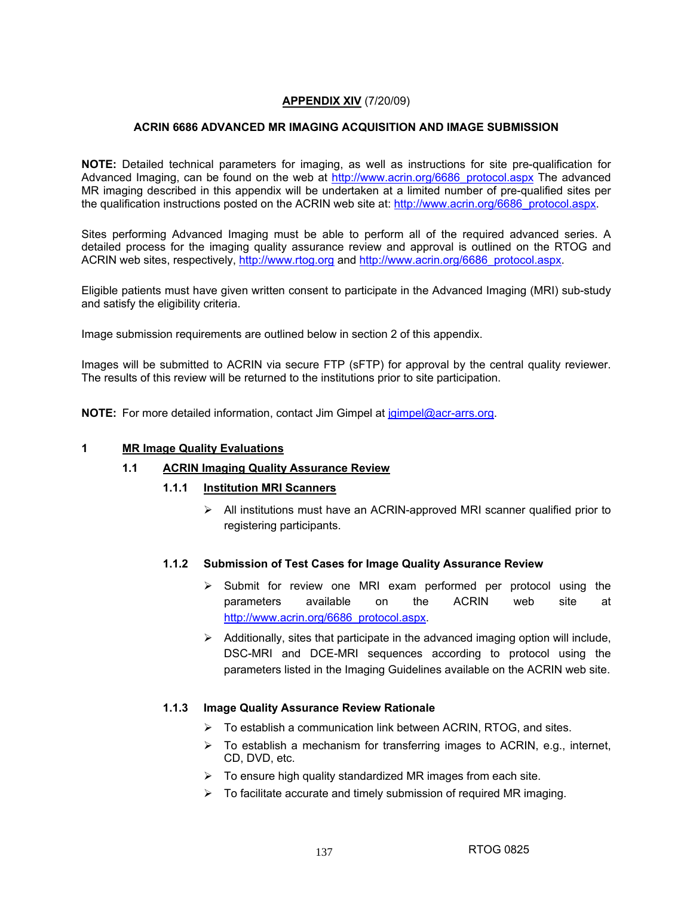**APPENDIX XIV** (7/20/09)

**ACRIN 6686 ADVANCED MR IMAGING ACQUISITION AND IMAGE SUBMISSION**

**NOTE:** Detailed technical parameters for imaging, as well as instructions for site pre-qualification for Advanced Imaging, can be found on the web at http://www.acrin.org/6686_protocol.aspx The advanced MR imaging described in this appendix will be undertaken at a limited number of pre-qualified sites per the qualification instructions posted on the ACRIN web site at: http://www.acrin.org/6686_protocol.aspx.

Sites performing Advanced Imaging must be able to perform all of the required advanced series. A detailed process for the imaging quality assurance review and approval is outlined on the RTOG and ACRIN web sites, respectively, http://www.rtog.org and http://www.acrin.org/6686_protocol.aspx.

Eligible patients must have given written consent to participate in the Advanced Imaging (MRI) sub-study and satisfy the eligibility criteria.

Image submission requirements are outlined below in section 2 of this appendix.

Images will be submitted to ACRIN via secure FTP (sFTP) for approval by the central quality reviewer. The results of this review will be returned to the institutions prior to site participation.

**NOTE:** For more detailed information, contact Jim Gimpel at jgimpel@acr-arrs.org.

## 1 MR Image Quality Evaluations

### 1.1 ACRIN Imaging Quality Assurance Review

#### 1.1.1 Institution MRI Scanners

- All institutions must have an ACRIN-approved MRI scanner qualified prior to registering participants.

#### 1.1.2 Submission of Test Cases for Image Quality Assurance Review

- Submit for review one MRI exam performed per protocol using the parameters available on the ACRIN web site at http://www.acrin.org/6686_protocol.aspx.
- Additionally, sites that participate in the advanced imaging option will include, DSC-MRI and DCE-MRI sequences according to protocol using the parameters listed in the Imaging Guidelines available on the ACRIN web site.

#### 1.1.3 Image Quality Assurance Review Rationale

- To establish a communication link between ACRIN, RTOG, and sites.
- To establish a mechanism for transferring images to ACRIN, e.g., internet, CD, DVD, etc.
- To ensure high quality standardized MR images from each site.
- To facilitate accurate and timely submission of required MR imaging.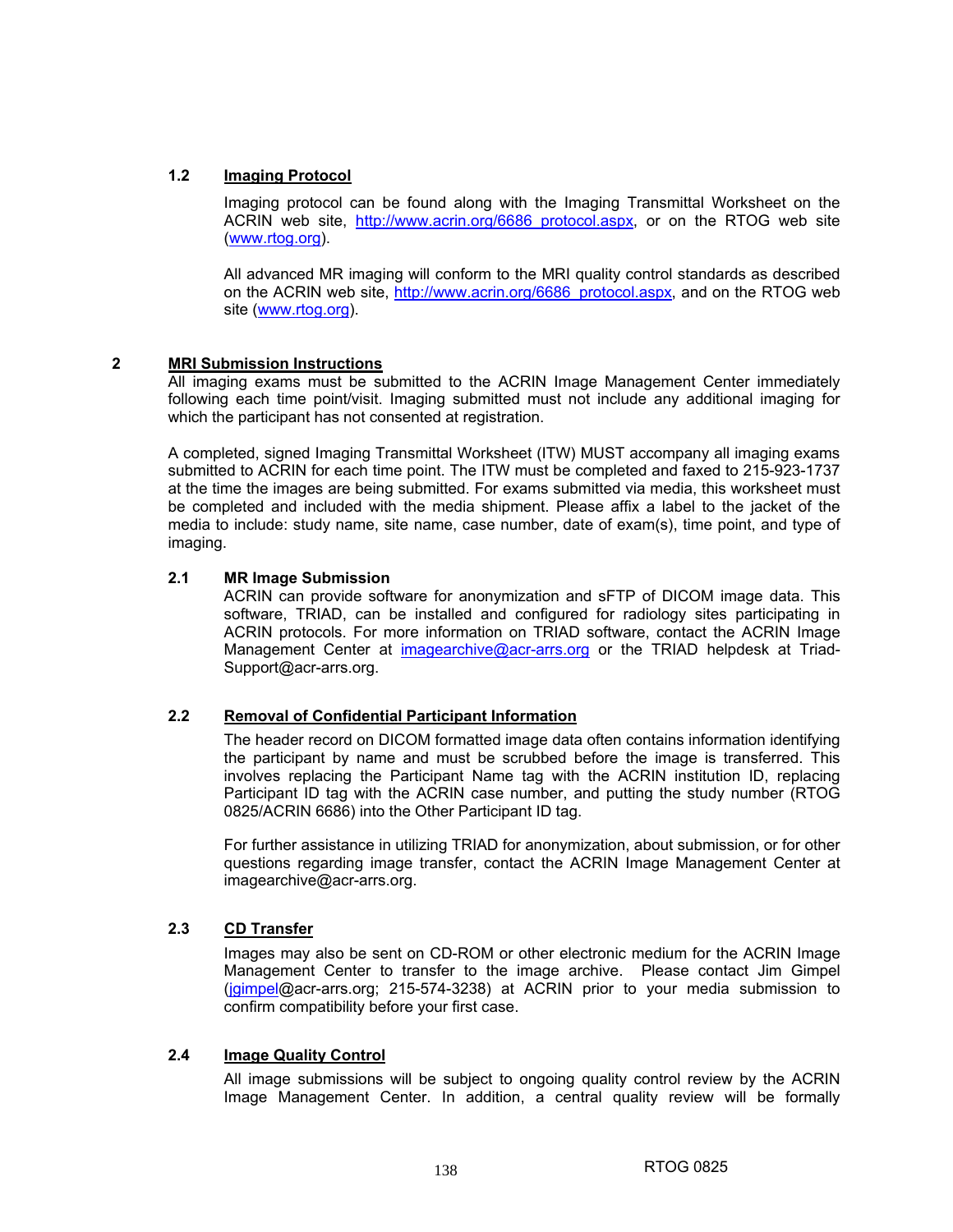### 1.2 Imaging Protocol

Imaging protocol can be found along with the Imaging Transmittal Worksheet on the ACRIN web site, http://www.acrin.org/6686_protocol.aspx, or on the RTOG web site (www.rtog.org).

All advanced MR imaging will conform to the MRI quality control standards as described on the ACRIN web site, http://www.acrin.org/6686_protocol.aspx, and on the RTOG web site (www.rtog.org).

## 2 MRI Submission Instructions

All imaging exams must be submitted to the ACRIN Image Management Center immediately following each time point/visit. Imaging submitted must not include any additional imaging for which the participant has not consented at registration.

A completed, signed Imaging Transmittal Worksheet (ITW) MUST accompany all imaging exams submitted to ACRIN for each time point. The ITW must be completed and faxed to 215-923-1737 at the time the images are being submitted. For exams submitted via media, this worksheet must be completed and included with the media shipment. Please affix a label to the jacket of the media to include: study name, site name, case number, date of exam(s), time point, and type of imaging.

### 2.1 MR Image Submission

ACRIN can provide software for anonymization and sFTP of DICOM image data. This software, TRIAD, can be installed and configured for radiology sites participating in ACRIN protocols. For more information on TRIAD software, contact the ACRIN Image Management Center at imagearchive@acr-arrs.org or the TRIAD helpdesk at Triad-Support@acr-arrs.org.

### 2.2 Removal of Confidential Participant Information

The header record on DICOM formatted image data often contains information identifying the participant by name and must be scrubbed before the image is transferred. This involves replacing the Participant Name tag with the ACRIN institution ID, replacing Participant ID tag with the ACRIN case number, and putting the study number (RTOG 0825/ACRIN 6686) into the Other Participant ID tag.

For further assistance in utilizing TRIAD for anonymization, about submission, or for other questions regarding image transfer, contact the ACRIN Image Management Center at imagearchive@acr-arrs.org.

### 2.3 CD Transfer

Images may also be sent on CD-ROM or other electronic medium for the ACRIN Image Management Center to transfer to the image archive. Please contact Jim Gimpel (jgimpel@acr-arrs.org; 215-574-3238) at ACRIN prior to your media submission to confirm compatibility before your first case.

### 2.4 Image Quality Control

All image submissions will be subject to ongoing quality control review by the ACRIN Image Management Center. In addition, a central quality review will be formally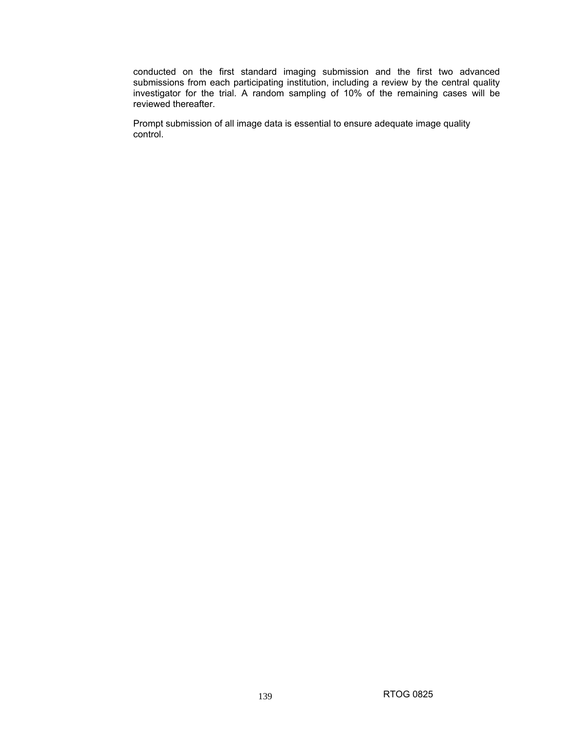conducted on the first standard imaging submission and the first two advanced submissions from each participating institution, including a review by the central quality investigator for the trial. A random sampling of 10% of the remaining cases will be reviewed thereafter.

Prompt submission of all image data is essential to ensure adequate image quality control.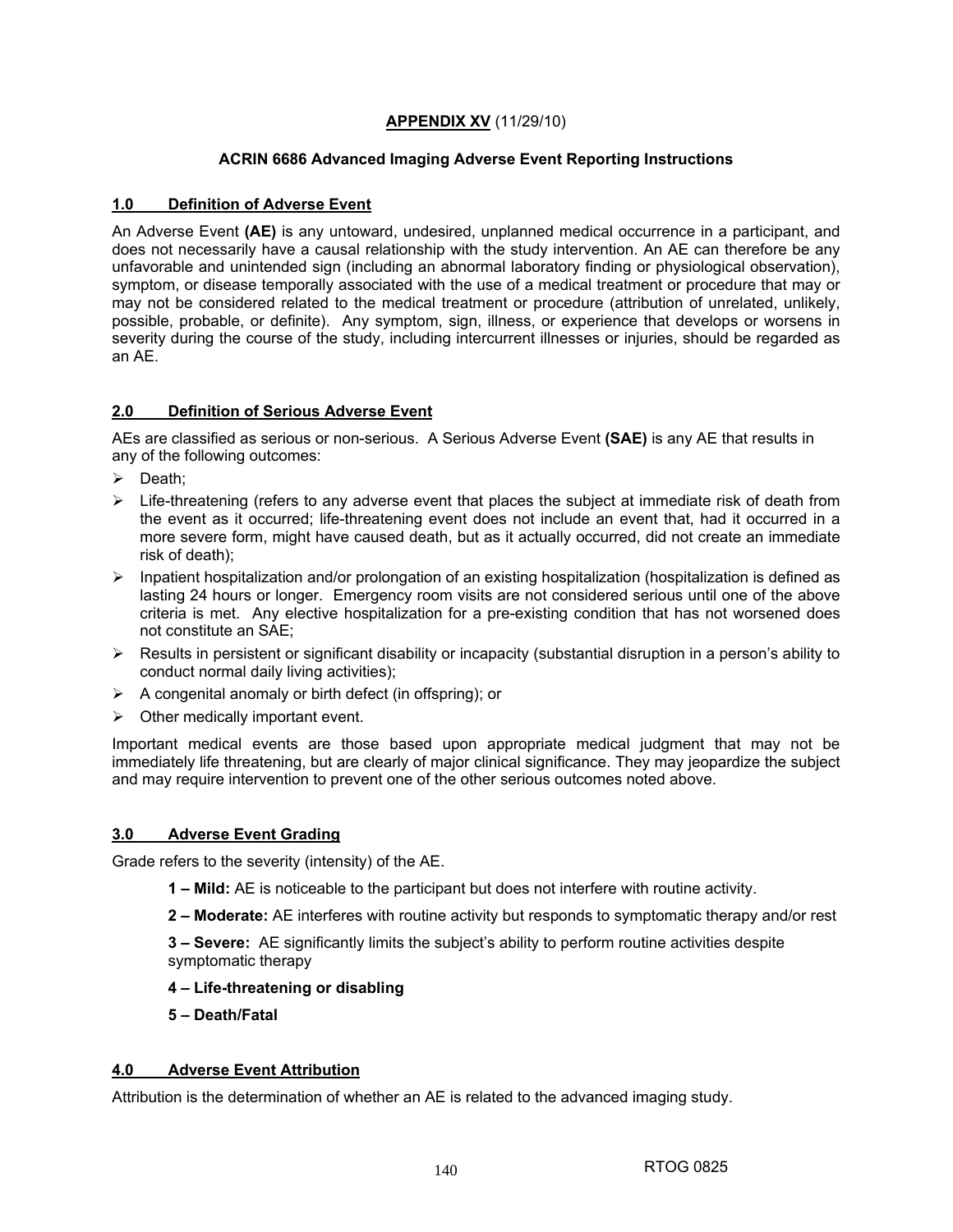**APPENDIX XV** (11/29/10)

**ACRIN 6686 Advanced Imaging Adverse Event Reporting Instructions**

## 1.0 Definition of Adverse Event

An Adverse Event **(AE)** is any untoward, undesired, unplanned medical occurrence in a participant, and does not necessarily have a causal relationship with the study intervention. An AE can therefore be any unfavorable and unintended sign (including an abnormal laboratory finding or physiological observation), symptom, or disease temporally associated with the use of a medical treatment or procedure that may or may not be considered related to the medical treatment or procedure (attribution of unrelated, unlikely, possible, probable, or definite). Any symptom, sign, illness, or experience that develops or worsens in severity during the course of the study, including intercurrent illnesses or injuries, should be regarded as an AE.

## 2.0 Definition of Serious Adverse Event

AEs are classified as serious or non-serious. A Serious Adverse Event **(SAE)** is any AE that results in any of the following outcomes:

- Death;
- Life-threatening (refers to any adverse event that places the subject at immediate risk of death from the event as it occurred; life-threatening event does not include an event that, had it occurred in a more severe form, might have caused death, but as it actually occurred, did not create an immediate risk of death);
- Inpatient hospitalization and/or prolongation of an existing hospitalization (hospitalization is defined as lasting 24 hours or longer. Emergency room visits are not considered serious until one of the above criteria is met. Any elective hospitalization for a pre-existing condition that has not worsened does not constitute an SAE;
- Results in persistent or significant disability or incapacity (substantial disruption in a person's ability to conduct normal daily living activities);
- A congenital anomaly or birth defect (in offspring); or
- Other medically important event.

Important medical events are those based upon appropriate medical judgment that may not be immediately life threatening, but are clearly of major clinical significance. They may jeopardize the subject and may require intervention to prevent one of the other serious outcomes noted above.

## 3.0 Adverse Event Grading

Grade refers to the severity (intensity) of the AE.

**1 – Mild:** AE is noticeable to the participant but does not interfere with routine activity.

**2 – Moderate:** AE interferes with routine activity but responds to symptomatic therapy and/or rest

**3 – Severe:** AE significantly limits the subject's ability to perform routine activities despite symptomatic therapy

**4 – Life-threatening or disabling**

**5 – Death/Fatal**

## 4.0 Adverse Event Attribution

Attribution is the determination of whether an AE is related to the advanced imaging study.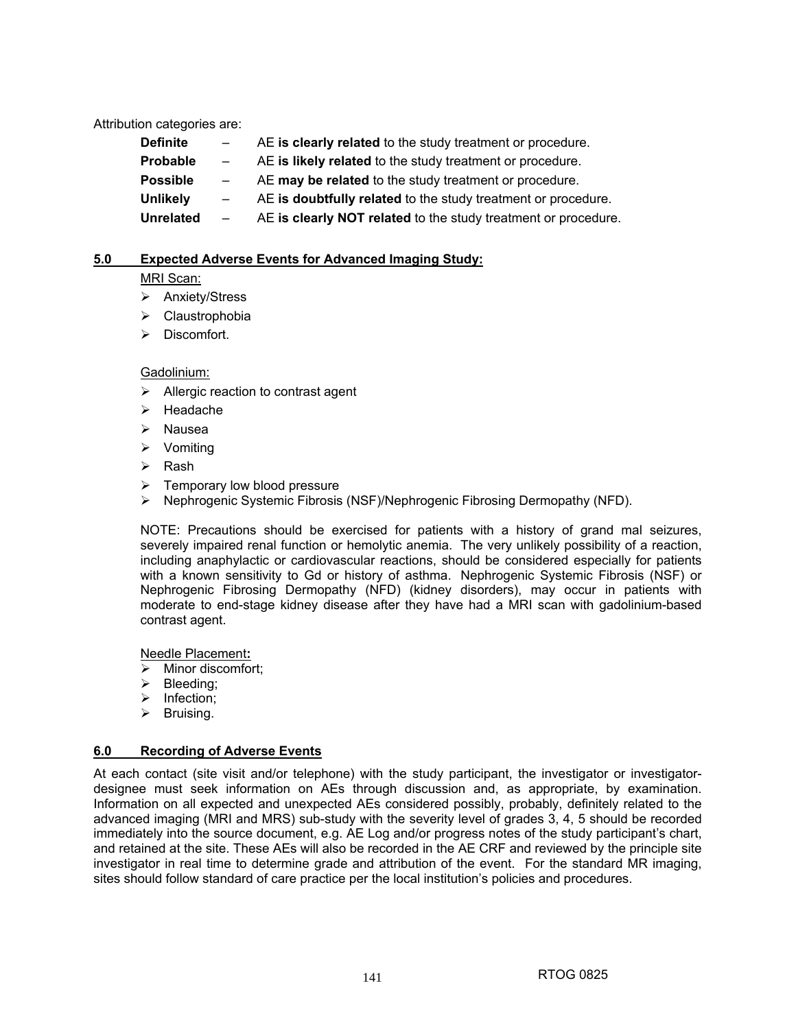Attribution categories are:

- **Definite** – AE **is clearly related** to the study treatment or procedure.
- **Probable** – AE **is likely related** to the study treatment or procedure.
- **Possible** – AE **may be related** to the study treatment or procedure.
- **Unlikely** – AE **is doubtfully related** to the study treatment or procedure.
- **Unrelated** – AE **is clearly NOT related** to the study treatment or procedure.

## 5.0 Expected Adverse Events for Advanced Imaging Study:

MRI Scan:

- Anxiety/Stress
- Claustrophobia
- Discomfort.

Gadolinium:

- Allergic reaction to contrast agent
- Headache
- Nausea
- Vomiting
- Rash
- Temporary low blood pressure
- Nephrogenic Systemic Fibrosis (NSF)/Nephrogenic Fibrosing Dermopathy (NFD).

NOTE: Precautions should be exercised for patients with a history of grand mal seizures, severely impaired renal function or hemolytic anemia. The very unlikely possibility of a reaction, including anaphylactic or cardiovascular reactions, should be considered especially for patients with a known sensitivity to Gd or history of asthma. Nephrogenic Systemic Fibrosis (NSF) or Nephrogenic Fibrosing Dermopathy (NFD) (kidney disorders), may occur in patients with moderate to end-stage kidney disease after they have had a MRI scan with gadolinium-based contrast agent.

Needle Placement**:**

- Minor discomfort;
- Bleeding;
- Infection;
- Bruising.

## 6.0 Recording of Adverse Events

At each contact (site visit and/or telephone) with the study participant, the investigator or investigator-designee must seek information on AEs through discussion and, as appropriate, by examination. Information on all expected and unexpected AEs considered possibly, probably, definitely related to the advanced imaging (MRI and MRS) sub-study with the severity level of grades 3, 4, 5 should be recorded immediately into the source document, e.g. AE Log and/or progress notes of the study participant's chart, and retained at the site. These AEs will also be recorded in the AE CRF and reviewed by the principle site investigator in real time to determine grade and attribution of the event. For the standard MR imaging, sites should follow standard of care practice per the local institution's policies and procedures.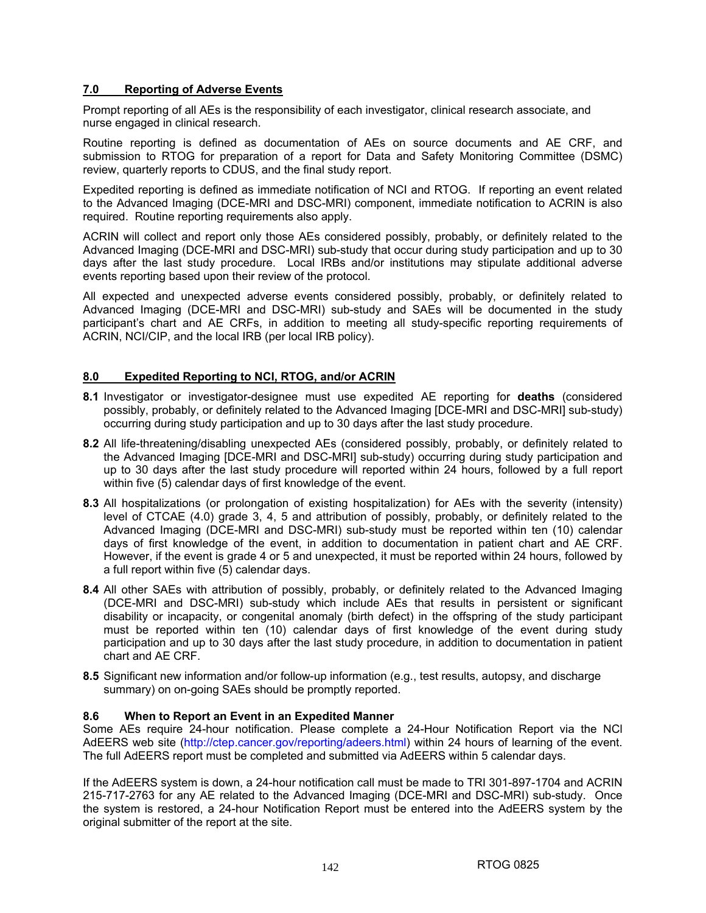## 7.0 Reporting of Adverse Events

Prompt reporting of all AEs is the responsibility of each investigator, clinical research associate, and nurse engaged in clinical research.

Routine reporting is defined as documentation of AEs on source documents and AE CRF, and submission to RTOG for preparation of a report for Data and Safety Monitoring Committee (DSMC) review, quarterly reports to CDUS, and the final study report.

Expedited reporting is defined as immediate notification of NCI and RTOG. If reporting an event related to the Advanced Imaging (DCE-MRI and DSC-MRI) component, immediate notification to ACRIN is also required. Routine reporting requirements also apply.

ACRIN will collect and report only those AEs considered possibly, probably, or definitely related to the Advanced Imaging (DCE-MRI and DSC-MRI) sub-study that occur during study participation and up to 30 days after the last study procedure. Local IRBs and/or institutions may stipulate additional adverse events reporting based upon their review of the protocol.

All expected and unexpected adverse events considered possibly, probably, or definitely related to Advanced Imaging (DCE-MRI and DSC-MRI) sub-study and SAEs will be documented in the study participant's chart and AE CRFs, in addition to meeting all study-specific reporting requirements of ACRIN, NCI/CIP, and the local IRB (per local IRB policy).

## 8.0 Expedited Reporting to NCI, RTOG, and/or ACRIN

**8.1** Investigator or investigator-designee must use expedited AE reporting for **deaths** (considered possibly, probably, or definitely related to the Advanced Imaging [DCE-MRI and DSC-MRI] sub-study) occurring during study participation and up to 30 days after the last study procedure.

**8.2** All life-threatening/disabling unexpected AEs (considered possibly, probably, or definitely related to the Advanced Imaging [DCE-MRI and DSC-MRI] sub-study) occurring during study participation and up to 30 days after the last study procedure will reported within 24 hours, followed by a full report within five (5) calendar days of first knowledge of the event.

**8.3** All hospitalizations (or prolongation of existing hospitalization) for AEs with the severity (intensity) level of CTCAE (4.0) grade 3, 4, 5 and attribution of possibly, probably, or definitely related to the Advanced Imaging (DCE-MRI and DSC-MRI) sub-study must be reported within ten (10) calendar days of first knowledge of the event, in addition to documentation in patient chart and AE CRF. However, if the event is grade 4 or 5 and unexpected, it must be reported within 24 hours, followed by a full report within five (5) calendar days.

**8.4** All other SAEs with attribution of possibly, probably, or definitely related to the Advanced Imaging (DCE-MRI and DSC-MRI) sub-study which include AEs that results in persistent or significant disability or incapacity, or congenital anomaly (birth defect) in the offspring of the study participant must be reported within ten (10) calendar days of first knowledge of the event during study participation and up to 30 days after the last study procedure, in addition to documentation in patient chart and AE CRF.

**8.5** Significant new information and/or follow-up information (e.g., test results, autopsy, and discharge summary) on on-going SAEs should be promptly reported.

### 8.6 When to Report an Event in an Expedited Manner

Some AEs require 24-hour notification. Please complete a 24-Hour Notification Report via the NCI AdEERS web site (http://ctep.cancer.gov/reporting/adeers.html) within 24 hours of learning of the event. The full AdEERS report must be completed and submitted via AdEERS within 5 calendar days.

If the AdEERS system is down, a 24-hour notification call must be made to TRI 301-897-1704 and ACRIN 215-717-2763 for any AE related to the Advanced Imaging (DCE-MRI and DSC-MRI) sub-study. Once the system is restored, a 24-hour Notification Report must be entered into the AdEERS system by the original submitter of the report at the site.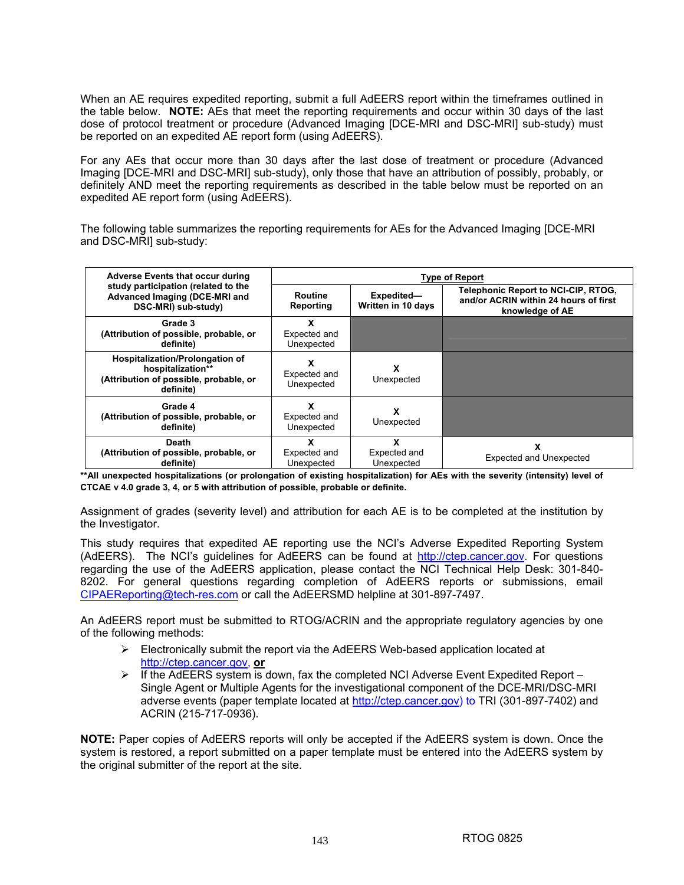When an AE requires expedited reporting, submit a full AdEERS report within the timeframes outlined in the table below. **NOTE:** AEs that meet the reporting requirements and occur within 30 days of the last dose of protocol treatment or procedure (Advanced Imaging [DCE-MRI and DSC-MRI] sub-study) must be reported on an expedited AE report form (using AdEERS).

For any AEs that occur more than 30 days after the last dose of treatment or procedure (Advanced Imaging [DCE-MRI and DSC-MRI] sub-study), only those that have an attribution of possibly, probably, or definitely AND meet the reporting requirements as described in the table below must be reported on an expedited AE report form (using AdEERS).

The following table summarizes the reporting requirements for AEs for the Advanced Imaging [DCE-MRI and DSC-MRI] sub-study:

| **Adverse Events that occur during study participation (related to the Advanced Imaging (DCE-MRI and DSC-MRI) sub-study)** | **Type of Report** | | |
|---|---|---|---|
| | **Routine Reporting** | **Expedited—Written in 10 days** | **Telephonic Report to NCI-CIP, RTOG, and/or ACRIN within 24 hours of first knowledge of AE** |
| **Grade 3 (Attribution of possible, probable, or definite)** | X Expected and Unexpected | | |
| **Hospitalization/Prolongation of hospitalization\*\* (Attribution of possible, probable, or definite)** | X Expected and Unexpected | X Unexpected | |
| **Grade 4 (Attribution of possible, probable, or definite)** | X Expected and Unexpected | X Unexpected | |
| **Death (Attribution of possible, probable, or definite)** | X Expected and Unexpected | X Expected and Unexpected | X Expected and Unexpected |

**\*\*All unexpected hospitalizations (or prolongation of existing hospitalization) for AEs with the severity (intensity) level of CTCAE v 4.0 grade 3, 4, or 5 with attribution of possible, probable or definite.**

Assignment of grades (severity level) and attribution for each AE is to be completed at the institution by the Investigator.

This study requires that expedited AE reporting use the NCI's Adverse Expedited Reporting System (AdEERS). The NCI's guidelines for AdEERS can be found at http://ctep.cancer.gov. For questions regarding the use of the AdEERS application, please contact the NCI Technical Help Desk: 301-840-8202. For general questions regarding completion of AdEERS reports or submissions, email CIPAEReporting@tech-res.com or call the AdEERSMD helpline at 301-897-7497.

An AdEERS report must be submitted to RTOG/ACRIN and the appropriate regulatory agencies by one of the following methods:

- Electronically submit the report via the AdEERS Web-based application located at http://ctep.cancer.gov, **or**
- If the AdEERS system is down, fax the completed NCI Adverse Event Expedited Report – Single Agent or Multiple Agents for the investigational component of the DCE-MRI/DSC-MRI adverse events (paper template located at http://ctep.cancer.gov) to TRI (301-897-7402) and ACRIN (215-717-0936).

**NOTE:** Paper copies of AdEERS reports will only be accepted if the AdEERS system is down. Once the system is restored, a report submitted on a paper template must be entered into the AdEERS system by the original submitter of the report at the site.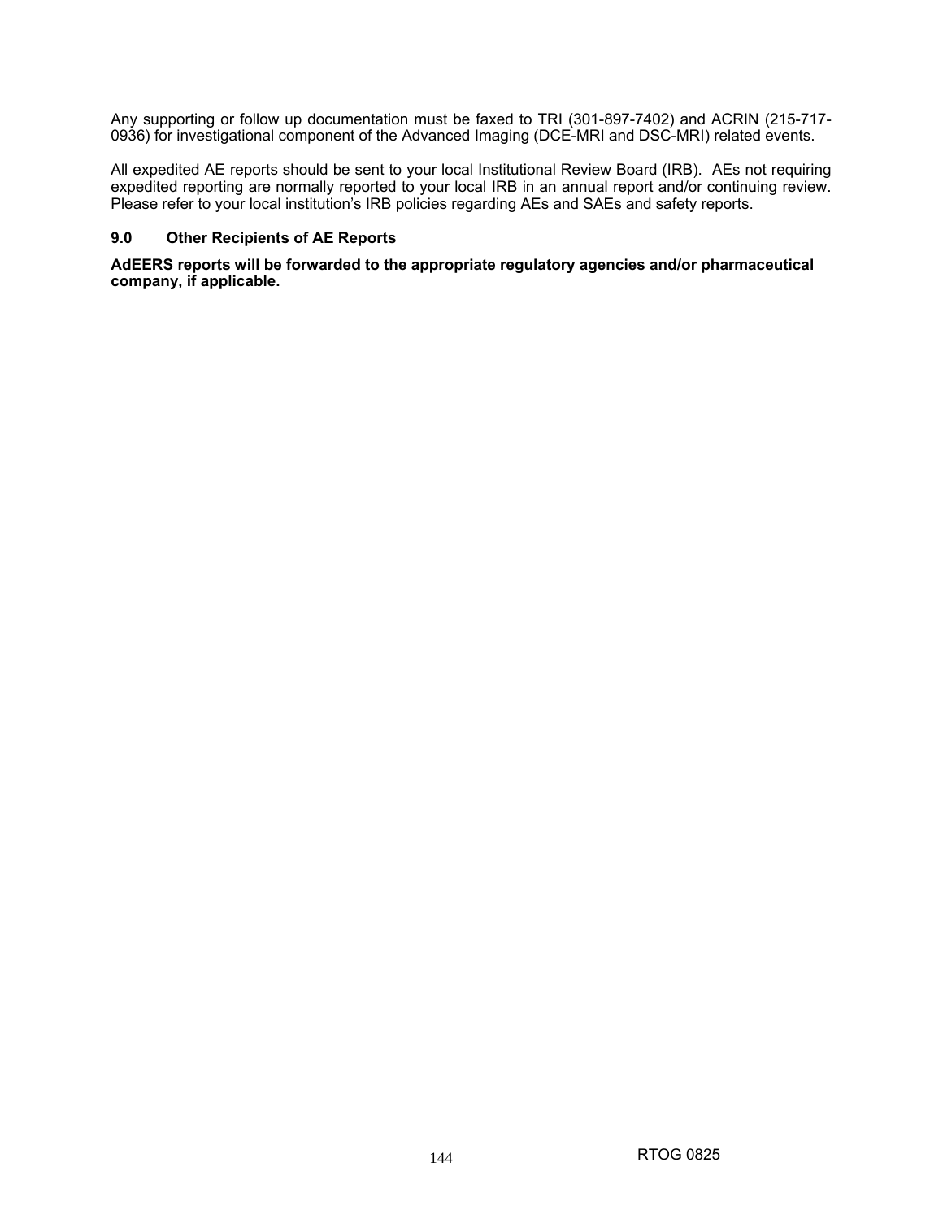Any supporting or follow up documentation must be faxed to TRI (301-897-7402) and ACRIN (215-717-0936) for investigational component of the Advanced Imaging (DCE-MRI and DSC-MRI) related events.

All expedited AE reports should be sent to your local Institutional Review Board (IRB). AEs not requiring expedited reporting are normally reported to your local IRB in an annual report and/or continuing review. Please refer to your local institution's IRB policies regarding AEs and SAEs and safety reports.

### 9.0 Other Recipients of AE Reports

**AdEERS reports will be forwarded to the appropriate regulatory agencies and/or pharmaceutical company, if applicable.**